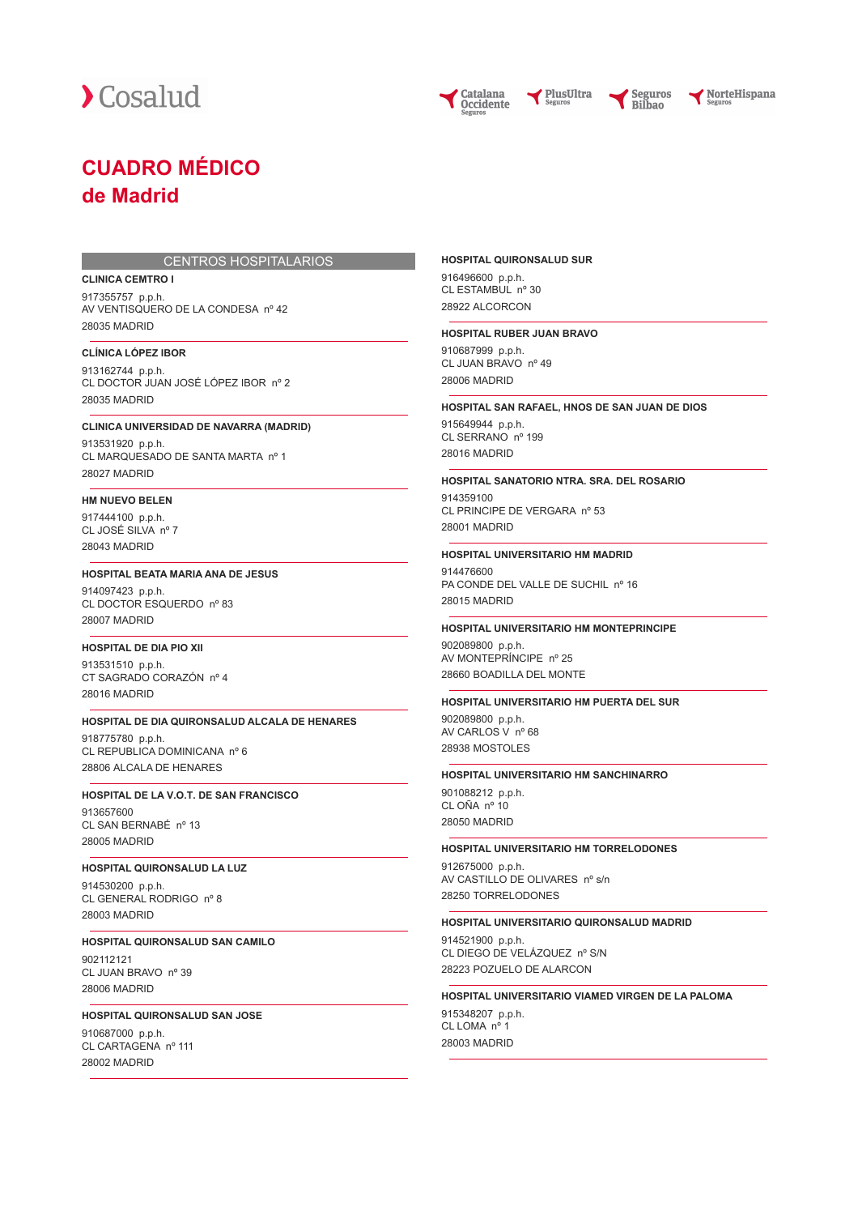Cosalud

Catalana Occidente Seguros · PlusUltra Seguros · Seguros Bilbao · NorteHispana Seguros

# CUADRO MÉDICO de Madrid

## CENTROS HOSPITALARIOS

**CLINICA CEMTRO I**

917355757 p.p.h.
AV VENTISQUERO DE LA CONDESA nº 42
28035 MADRID

**CLÍNICA LÓPEZ IBOR**

913162744 p.p.h.
CL DOCTOR JUAN JOSÉ LÓPEZ IBOR nº 2
28035 MADRID

**CLINICA UNIVERSIDAD DE NAVARRA (MADRID)**

913531920 p.p.h.
CL MARQUESADO DE SANTA MARTA nº 1
28027 MADRID

**HM NUEVO BELEN**

917444100 p.p.h.
CL JOSÉ SILVA nº 7
28043 MADRID

**HOSPITAL BEATA MARIA ANA DE JESUS**

914097423 p.p.h.
CL DOCTOR ESQUERDO nº 83
28007 MADRID

**HOSPITAL DE DIA PIO XII**

913531510 p.p.h.
CT SAGRADO CORAZÓN nº 4
28016 MADRID

**HOSPITAL DE DIA QUIRONSALUD ALCALA DE HENARES**

918775780 p.p.h.
CL REPUBLICA DOMINICANA nº 6
28806 ALCALA DE HENARES

**HOSPITAL DE LA V.O.T. DE SAN FRANCISCO**

913657600
CL SAN BERNABÉ nº 13
28005 MADRID

**HOSPITAL QUIRONSALUD LA LUZ**

914530200 p.p.h.
CL GENERAL RODRIGO nº 8
28003 MADRID

**HOSPITAL QUIRONSALUD SAN CAMILO**

902112121
CL JUAN BRAVO nº 39
28006 MADRID

**HOSPITAL QUIRONSALUD SAN JOSE**

910687000 p.p.h.
CL CARTAGENA nº 111
28002 MADRID

**HOSPITAL QUIRONSALUD SUR**

916496600 p.p.h.
CL ESTAMBUL nº 30
28922 ALCORCON

**HOSPITAL RUBER JUAN BRAVO**

910687999 p.p.h.
CL JUAN BRAVO nº 49
28006 MADRID

**HOSPITAL SAN RAFAEL, HNOS DE SAN JUAN DE DIOS**

915649944 p.p.h.
CL SERRANO nº 199
28016 MADRID

**HOSPITAL SANATORIO NTRA. SRA. DEL ROSARIO**

914359100
CL PRINCIPE DE VERGARA nº 53
28001 MADRID

**HOSPITAL UNIVERSITARIO HM MADRID**

914476600
PA CONDE DEL VALLE DE SUCHIL nº 16
28015 MADRID

**HOSPITAL UNIVERSITARIO HM MONTEPRINCIPE**

902089800 p.p.h.
AV MONTEPRÍNCIPE nº 25
28660 BOADILLA DEL MONTE

**HOSPITAL UNIVERSITARIO HM PUERTA DEL SUR**

902089800 p.p.h.
AV CARLOS V nº 68
28938 MOSTOLES

**HOSPITAL UNIVERSITARIO HM SANCHINARRO**

901088212 p.p.h.
CL OÑA nº 10
28050 MADRID

**HOSPITAL UNIVERSITARIO HM TORRELODONES**

912675000 p.p.h.
AV CASTILLO DE OLIVARES nº s/n
28250 TORRELODONES

**HOSPITAL UNIVERSITARIO QUIRONSALUD MADRID**

914521900 p.p.h.
CL DIEGO DE VELÁZQUEZ nº S/N
28223 POZUELO DE ALARCON

**HOSPITAL UNIVERSITARIO VIAMED VIRGEN DE LA PALOMA**

915348207 p.p.h.
CL LOMA nº 1
28003 MADRID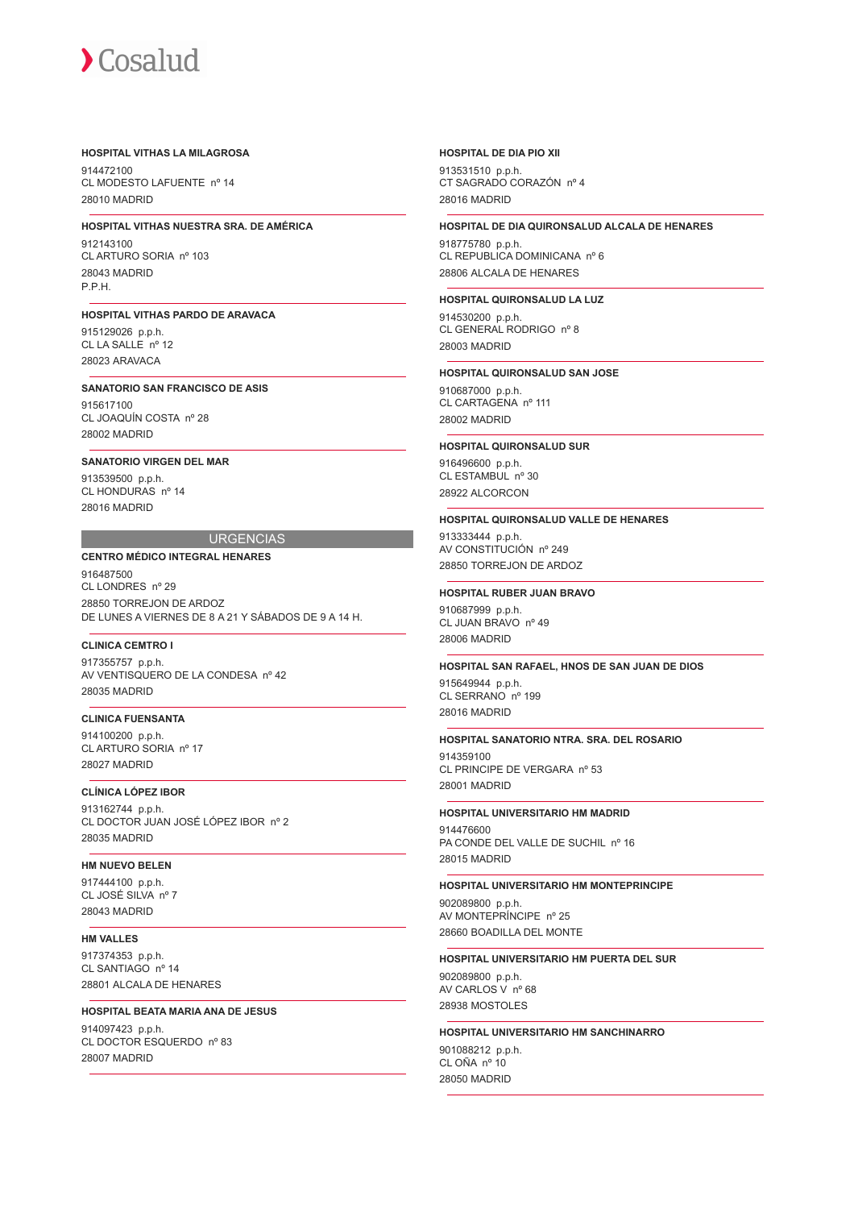**HOSPITAL VITHAS LA MILAGROSA**

914472100
CL MODESTO LAFUENTE nº 14
28010 MADRID

**HOSPITAL VITHAS NUESTRA SRA. DE AMÉRICA**

912143100
CL ARTURO SORIA nº 103
28043 MADRID
P.P.H.

**HOSPITAL VITHAS PARDO DE ARAVACA**

915129026 p.p.h.
CL LA SALLE nº 12
28023 ARAVACA

**SANATORIO SAN FRANCISCO DE ASIS**

915617100
CL JOAQUÍN COSTA nº 28
28002 MADRID

**SANATORIO VIRGEN DEL MAR**

913539500 p.p.h.
CL HONDURAS nº 14
28016 MADRID

## URGENCIAS

**CENTRO MÉDICO INTEGRAL HENARES**

916487500
CL LONDRES nº 29
28850 TORREJON DE ARDOZ
DE LUNES A VIERNES DE 8 A 21 Y SÁBADOS DE 9 A 14 H.

**CLINICA CEMTRO I**

917355757 p.p.h.
AV VENTISQUERO DE LA CONDESA nº 42
28035 MADRID

**CLINICA FUENSANTA**

914100200 p.p.h.
CL ARTURO SORIA nº 17
28027 MADRID

**CLÍNICA LÓPEZ IBOR**

913162744 p.p.h.
CL DOCTOR JUAN JOSÉ LÓPEZ IBOR nº 2
28035 MADRID

**HM NUEVO BELEN**

917444100 p.p.h.
CL JOSÉ SILVA nº 7
28043 MADRID

**HM VALLES**

917374353 p.p.h.
CL SANTIAGO nº 14
28801 ALCALA DE HENARES

**HOSPITAL BEATA MARIA ANA DE JESUS**

914097423 p.p.h.
CL DOCTOR ESQUERDO nº 83
28007 MADRID

**HOSPITAL DE DIA PIO XII**

913531510 p.p.h.
CT SAGRADO CORAZÓN nº 4
28016 MADRID

**HOSPITAL DE DIA QUIRONSALUD ALCALA DE HENARES**

918775780 p.p.h.
CL REPUBLICA DOMINICANA nº 6
28806 ALCALA DE HENARES

**HOSPITAL QUIRONSALUD LA LUZ**

914530200 p.p.h.
CL GENERAL RODRIGO nº 8
28003 MADRID

**HOSPITAL QUIRONSALUD SAN JOSE**

910687000 p.p.h.
CL CARTAGENA nº 111
28002 MADRID

**HOSPITAL QUIRONSALUD SUR**

916496600 p.p.h.
CL ESTAMBUL nº 30
28922 ALCORCON

**HOSPITAL QUIRONSALUD VALLE DE HENARES**

913333444 p.p.h.
AV CONSTITUCIÓN nº 249
28850 TORREJON DE ARDOZ

**HOSPITAL RUBER JUAN BRAVO**

910687999 p.p.h.
CL JUAN BRAVO nº 49
28006 MADRID

**HOSPITAL SAN RAFAEL, HNOS DE SAN JUAN DE DIOS**

915649944 p.p.h.
CL SERRANO nº 199
28016 MADRID

**HOSPITAL SANATORIO NTRA. SRA. DEL ROSARIO**

914359100
CL PRINCIPE DE VERGARA nº 53
28001 MADRID

**HOSPITAL UNIVERSITARIO HM MADRID**

914476600
PA CONDE DEL VALLE DE SUCHIL nº 16
28015 MADRID

**HOSPITAL UNIVERSITARIO HM MONTEPRINCIPE**

902089800 p.p.h.
AV MONTEPRÍNCIPE nº 25
28660 BOADILLA DEL MONTE

**HOSPITAL UNIVERSITARIO HM PUERTA DEL SUR**

902089800 p.p.h.
AV CARLOS V nº 68
28938 MOSTOLES

**HOSPITAL UNIVERSITARIO HM SANCHINARRO**

901088212 p.p.h.
CL OÑA nº 10
28050 MADRID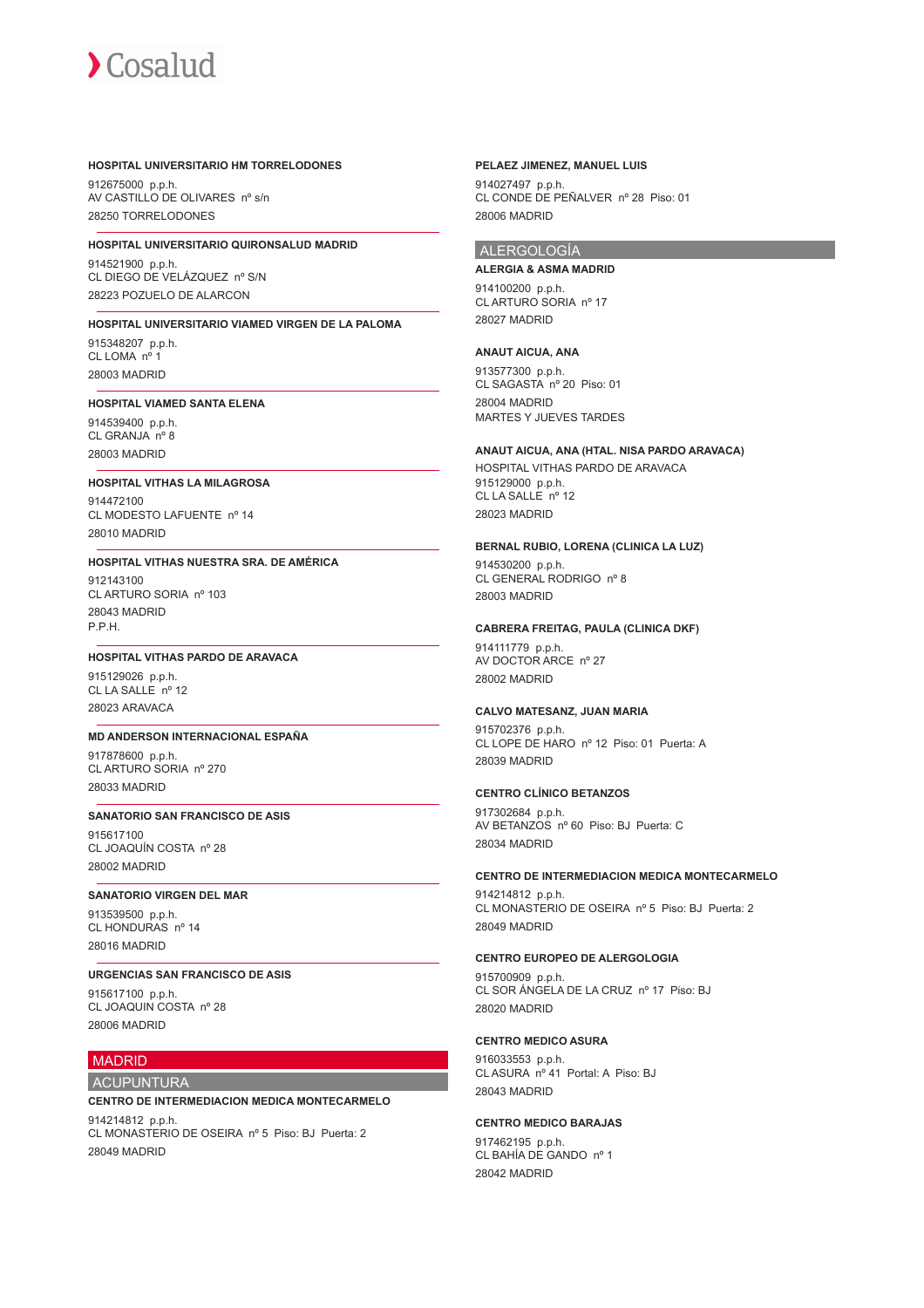**HOSPITAL UNIVERSITARIO HM TORRELODONES**

912675000 p.p.h.
AV CASTILLO DE OLIVARES nº s/n
28250 TORRELODONES

**HOSPITAL UNIVERSITARIO QUIRONSALUD MADRID**

914521900 p.p.h.
CL DIEGO DE VELÁZQUEZ nº S/N
28223 POZUELO DE ALARCON

**HOSPITAL UNIVERSITARIO VIAMED VIRGEN DE LA PALOMA**

915348207 p.p.h.
CL LOMA nº 1
28003 MADRID

**HOSPITAL VIAMED SANTA ELENA**

914539400 p.p.h.
CL GRANJA nº 8
28003 MADRID

**HOSPITAL VITHAS LA MILAGROSA**

914472100
CL MODESTO LAFUENTE nº 14
28010 MADRID

**HOSPITAL VITHAS NUESTRA SRA. DE AMÉRICA**

912143100
CL ARTURO SORIA nº 103
28043 MADRID
P.P.H.

**HOSPITAL VITHAS PARDO DE ARAVACA**

915129026 p.p.h.
CL LA SALLE nº 12
28023 ARAVACA

**MD ANDERSON INTERNACIONAL ESPAÑA**

917878600 p.p.h.
CL ARTURO SORIA nº 270
28033 MADRID

**SANATORIO SAN FRANCISCO DE ASIS**

915617100
CL JOAQUÍN COSTA nº 28
28002 MADRID

**SANATORIO VIRGEN DEL MAR**

913539500 p.p.h.
CL HONDURAS nº 14
28016 MADRID

**URGENCIAS SAN FRANCISCO DE ASIS**

915617100 p.p.h.
CL JOAQUIN COSTA nº 28
28006 MADRID

# MADRID

## ACUPUNTURA

**CENTRO DE INTERMEDIACION MEDICA MONTECARMELO**

914214812 p.p.h.
CL MONASTERIO DE OSEIRA nº 5 Piso: BJ Puerta: 2
28049 MADRID

**PELAEZ JIMENEZ, MANUEL LUIS**

914027497 p.p.h.
CL CONDE DE PEÑALVER nº 28 Piso: 01
28006 MADRID

## ALERGOLOGÍA

**ALERGIA & ASMA MADRID**

914100200 p.p.h.
CL ARTURO SORIA nº 17
28027 MADRID

**ANAUT AICUA, ANA**

913577300 p.p.h.
CL SAGASTA nº 20 Piso: 01
28004 MADRID
MARTES Y JUEVES TARDES

**ANAUT AICUA, ANA (HTAL. NISA PARDO ARAVACA)**

HOSPITAL VITHAS PARDO DE ARAVACA
915129000 p.p.h.
CL LA SALLE nº 12
28023 MADRID

**BERNAL RUBIO, LORENA (CLINICA LA LUZ)**

914530200 p.p.h.
CL GENERAL RODRIGO nº 8
28003 MADRID

**CABRERA FREITAG, PAULA (CLINICA DKF)**

914111779 p.p.h.
AV DOCTOR ARCE nº 27
28002 MADRID

**CALVO MATESANZ, JUAN MARIA**

915702376 p.p.h.
CL LOPE DE HARO nº 12 Piso: 01 Puerta: A
28039 MADRID

**CENTRO CLÍNICO BETANZOS**

917302684 p.p.h.
AV BETANZOS nº 60 Piso: BJ Puerta: C
28034 MADRID

**CENTRO DE INTERMEDIACION MEDICA MONTECARMELO**

914214812 p.p.h.
CL MONASTERIO DE OSEIRA nº 5 Piso: BJ Puerta: 2
28049 MADRID

**CENTRO EUROPEO DE ALERGOLOGIA**

915700909 p.p.h.
CL SOR ÁNGELA DE LA CRUZ nº 17 Piso: BJ
28020 MADRID

**CENTRO MEDICO ASURA**

916033553 p.p.h.
CL ASURA nº 41 Portal: A Piso: BJ
28043 MADRID

**CENTRO MEDICO BARAJAS**

917462195 p.p.h.
CL BAHÍA DE GANDO nº 1
28042 MADRID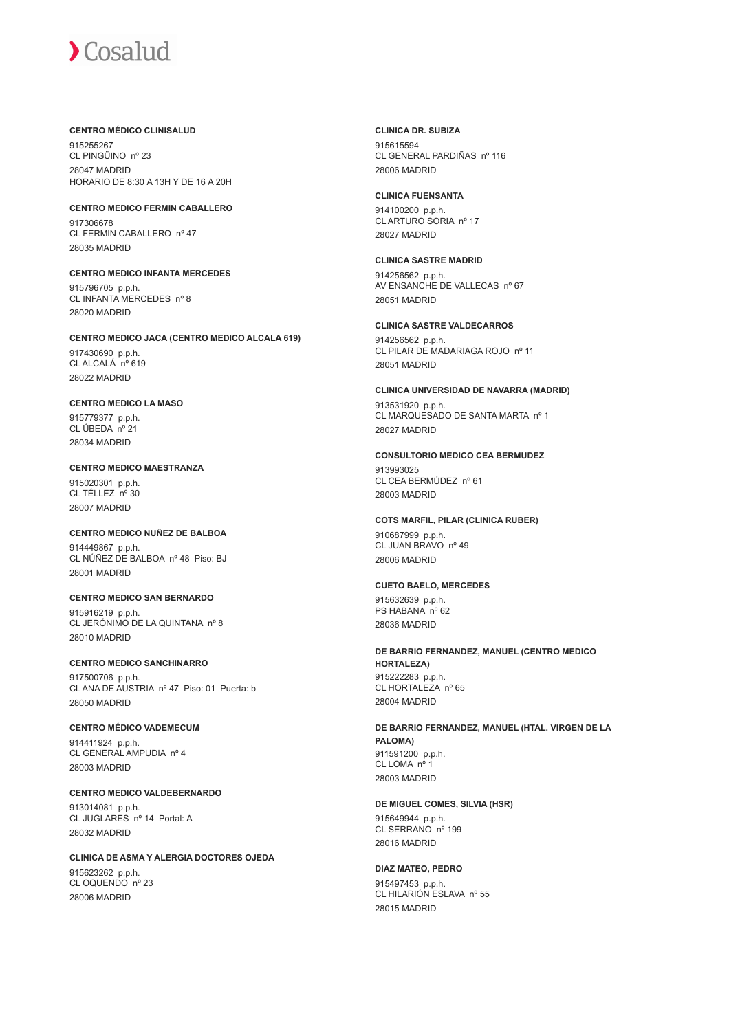**CENTRO MÉDICO CLINISALUD**

915255267
CL PINGÜINO nº 23
28047 MADRID
HORARIO DE 8:30 A 13H Y DE 16 A 20H

**CENTRO MEDICO FERMIN CABALLERO**

917306678
CL FERMIN CABALLERO nº 47
28035 MADRID

**CENTRO MEDICO INFANTA MERCEDES**

915796705 p.p.h.
CL INFANTA MERCEDES nº 8
28020 MADRID

**CENTRO MEDICO JACA (CENTRO MEDICO ALCALA 619)**

917430690 p.p.h.
CL ALCALÁ nº 619
28022 MADRID

**CENTRO MEDICO LA MASO**

915779377 p.p.h.
CL ÚBEDA nº 21
28034 MADRID

**CENTRO MEDICO MAESTRANZA**

915020301 p.p.h.
CL TÉLLEZ nº 30
28007 MADRID

**CENTRO MEDICO NUÑEZ DE BALBOA**

914449867 p.p.h.
CL NÚÑEZ DE BALBOA nº 48 Piso: BJ
28001 MADRID

**CENTRO MEDICO SAN BERNARDO**

915916219 p.p.h.
CL JERÓNIMO DE LA QUINTANA nº 8
28010 MADRID

**CENTRO MEDICO SANCHINARRO**

917500706 p.p.h.
CL ANA DE AUSTRIA nº 47 Piso: 01 Puerta: b
28050 MADRID

**CENTRO MÉDICO VADEMECUM**

914411924 p.p.h.
CL GENERAL AMPUDIA nº 4
28003 MADRID

**CENTRO MEDICO VALDEBERNARDO**

913014081 p.p.h.
CL JUGLARES nº 14 Portal: A
28032 MADRID

**CLINICA DE ASMA Y ALERGIA DOCTORES OJEDA**

915623262 p.p.h.
CL OQUENDO nº 23
28006 MADRID

**CLINICA DR. SUBIZA**

915615594
CL GENERAL PARDIÑAS nº 116
28006 MADRID

**CLINICA FUENSANTA**

914100200 p.p.h.
CL ARTURO SORIA nº 17
28027 MADRID

**CLINICA SASTRE MADRID**

914256562 p.p.h.
AV ENSANCHE DE VALLECAS nº 67
28051 MADRID

**CLINICA SASTRE VALDECARROS**

914256562 p.p.h.
CL PILAR DE MADARIAGA ROJO nº 11
28051 MADRID

**CLINICA UNIVERSIDAD DE NAVARRA (MADRID)**

913531920 p.p.h.
CL MARQUESADO DE SANTA MARTA nº 1
28027 MADRID

**CONSULTORIO MEDICO CEA BERMUDEZ**

913993025
CL CEA BERMÚDEZ nº 61
28003 MADRID

**COTS MARFIL, PILAR (CLINICA RUBER)**

910687999 p.p.h.
CL JUAN BRAVO nº 49
28006 MADRID

**CUETO BAELO, MERCEDES**

915632639 p.p.h.
PS HABANA nº 62
28036 MADRID

**DE BARRIO FERNANDEZ, MANUEL (CENTRO MEDICO HORTALEZA)**

915222283 p.p.h.
CL HORTALEZA nº 65
28004 MADRID

**DE BARRIO FERNANDEZ, MANUEL (HTAL. VIRGEN DE LA PALOMA)**

911591200 p.p.h.
CL LOMA nº 1
28003 MADRID

**DE MIGUEL COMES, SILVIA (HSR)**

915649944 p.p.h.
CL SERRANO nº 199
28016 MADRID

**DIAZ MATEO, PEDRO**

915497453 p.p.h.
CL HILARIÓN ESLAVA nº 55
28015 MADRID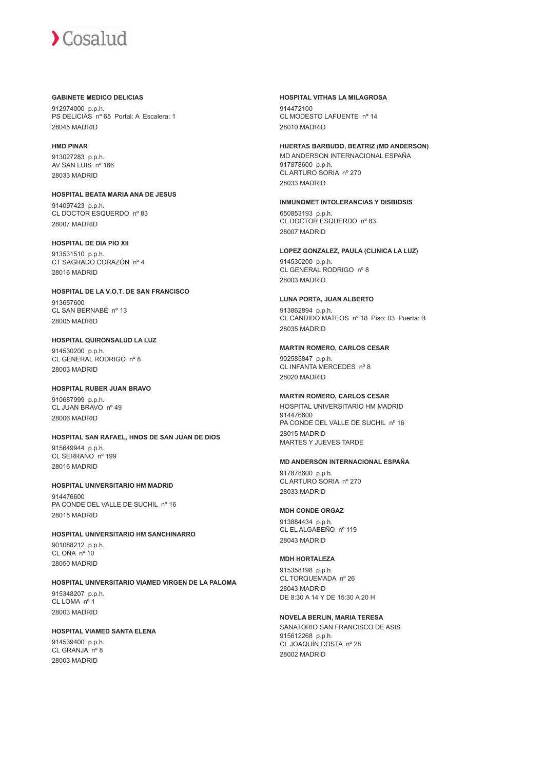**GABINETE MEDICO DELICIAS**

912974000 p.p.h.
PS DELICIAS nº 65 Portal: A Escalera: 1
28045 MADRID

**HMD PINAR**

913027283 p.p.h.
AV SAN LUIS nº 166
28033 MADRID

**HOSPITAL BEATA MARIA ANA DE JESUS**

914097423 p.p.h.
CL DOCTOR ESQUERDO nº 83
28007 MADRID

**HOSPITAL DE DIA PIO XII**

913531510 p.p.h.
CT SAGRADO CORAZÓN nº 4
28016 MADRID

**HOSPITAL DE LA V.O.T. DE SAN FRANCISCO**

913657600
CL SAN BERNABÉ nº 13
28005 MADRID

**HOSPITAL QUIRONSALUD LA LUZ**

914530200 p.p.h.
CL GENERAL RODRIGO nº 8
28003 MADRID

**HOSPITAL RUBER JUAN BRAVO**

910687999 p.p.h.
CL JUAN BRAVO nº 49
28006 MADRID

**HOSPITAL SAN RAFAEL, HNOS DE SAN JUAN DE DIOS**

915649944 p.p.h.
CL SERRANO nº 199
28016 MADRID

**HOSPITAL UNIVERSITARIO HM MADRID**

914476600
PA CONDE DEL VALLE DE SUCHIL nº 16
28015 MADRID

**HOSPITAL UNIVERSITARIO HM SANCHINARRO**

901088212 p.p.h.
CL OÑA nº 10
28050 MADRID

**HOSPITAL UNIVERSITARIO VIAMED VIRGEN DE LA PALOMA**

915348207 p.p.h.
CL LOMA nº 1
28003 MADRID

**HOSPITAL VIAMED SANTA ELENA**

914539400 p.p.h.
CL GRANJA nº 8
28003 MADRID

**HOSPITAL VITHAS LA MILAGROSA**

914472100
CL MODESTO LAFUENTE nº 14
28010 MADRID

**HUERTAS BARBUDO, BEATRIZ (MD ANDERSON)**

MD ANDERSON INTERNACIONAL ESPAÑA
917878600 p.p.h.
CL ARTURO SORIA nº 270
28033 MADRID

**INMUNOMET INTOLERANCIAS Y DISBIOSIS**

650853193 p.p.h.
CL DOCTOR ESQUERDO nº 83
28007 MADRID

**LOPEZ GONZALEZ, PAULA (CLINICA LA LUZ)**

914530200 p.p.h.
CL GENERAL RODRIGO nº 8
28003 MADRID

**LUNA PORTA, JUAN ALBERTO**

913862894 p.p.h.
CL CÁNDIDO MATEOS nº 18 Piso: 03 Puerta: B
28035 MADRID

**MARTIN ROMERO, CARLOS CESAR**

902585847 p.p.h.
CL INFANTA MERCEDES nº 8
28020 MADRID

**MARTIN ROMERO, CARLOS CESAR**

HOSPITAL UNIVERSITARIO HM MADRID
914476600
PA CONDE DEL VALLE DE SUCHIL nº 16
28015 MADRID
MARTES Y JUEVES TARDE

**MD ANDERSON INTERNACIONAL ESPAÑA**

917878600 p.p.h.
CL ARTURO SORIA nº 270
28033 MADRID

**MDH CONDE ORGAZ**

913884434 p.p.h.
CL EL ALGABEÑO nº 119
28043 MADRID

**MDH HORTALEZA**

915358198 p.p.h.
CL TORQUEMADA nº 26
28043 MADRID
DE 8:30 A 14 Y DE 15:30 A 20 H

**NOVELA BERLIN, MARIA TERESA**

SANATORIO SAN FRANCISCO DE ASIS
915612268 p.p.h.
CL JOAQUÍN COSTA nº 28
28002 MADRID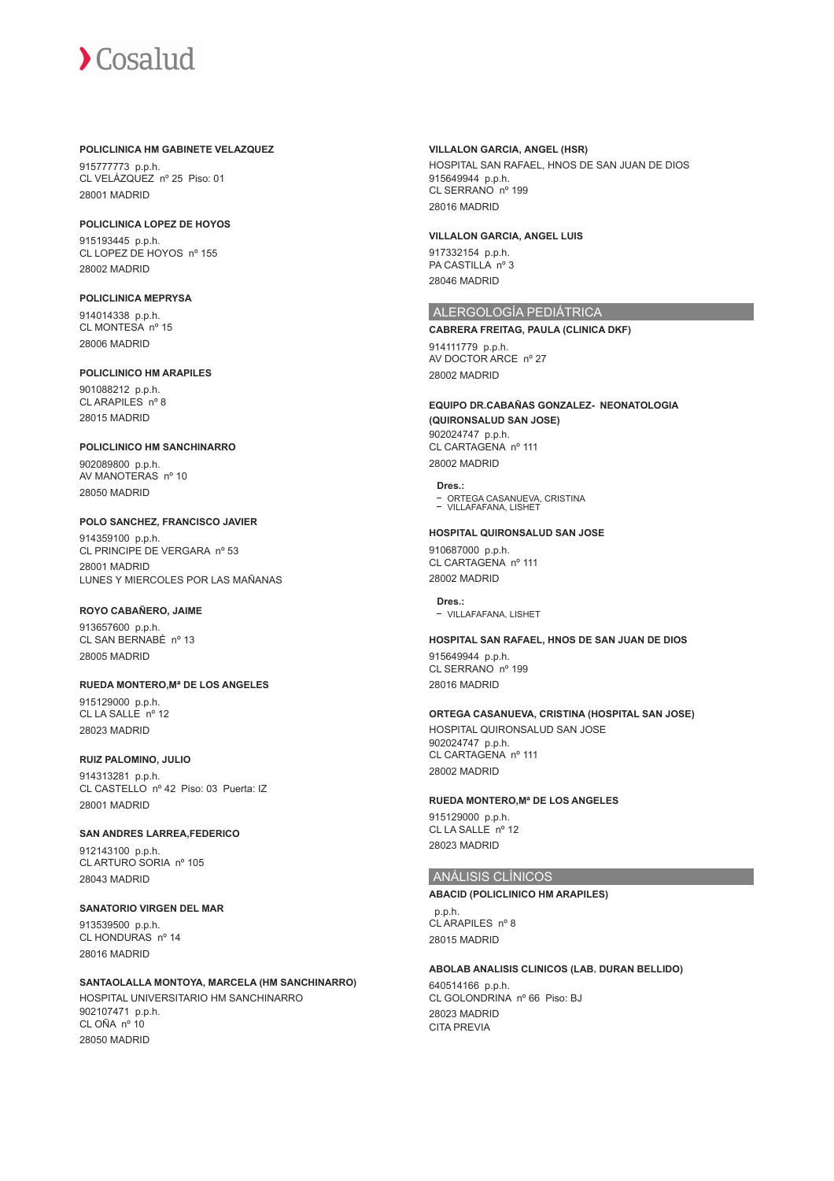**POLICLINICA HM GABINETE VELAZQUEZ**

915777773 p.p.h.
CL VELÁZQUEZ nº 25 Piso: 01
28001 MADRID

**POLICLINICA LOPEZ DE HOYOS**

915193445 p.p.h.
CL LOPEZ DE HOYOS nº 155
28002 MADRID

**POLICLINICA MEPRYSA**

914014338 p.p.h.
CL MONTESA nº 15
28006 MADRID

**POLICLINICO HM ARAPILES**

901088212 p.p.h.
CL ARAPILES nº 8
28015 MADRID

**POLICLINICO HM SANCHINARRO**

902089800 p.p.h.
AV MANOTERAS nº 10
28050 MADRID

**POLO SANCHEZ, FRANCISCO JAVIER**

914359100 p.p.h.
CL PRINCIPE DE VERGARA nº 53
28001 MADRID
LUNES Y MIERCOLES POR LAS MAÑANAS

**ROYO CABAÑERO, JAIME**

913657600 p.p.h.
CL SAN BERNABÉ nº 13
28005 MADRID

**RUEDA MONTERO,Mª DE LOS ANGELES**

915129000 p.p.h.
CL LA SALLE nº 12
28023 MADRID

**RUIZ PALOMINO, JULIO**

914313281 p.p.h.
CL CASTELLO nº 42 Piso: 03 Puerta: IZ
28001 MADRID

**SAN ANDRES LARREA,FEDERICO**

912143100 p.p.h.
CL ARTURO SORIA nº 105
28043 MADRID

**SANATORIO VIRGEN DEL MAR**

913539500 p.p.h.
CL HONDURAS nº 14
28016 MADRID

**SANTAOLALLA MONTOYA, MARCELA (HM SANCHINARRO)**

HOSPITAL UNIVERSITARIO HM SANCHINARRO
902107471 p.p.h.
CL OÑA nº 10
28050 MADRID

**VILLALON GARCIA, ANGEL (HSR)**

HOSPITAL SAN RAFAEL, HNOS DE SAN JUAN DE DIOS
915649944 p.p.h.
CL SERRANO nº 199
28016 MADRID

**VILLALON GARCIA, ANGEL LUIS**

917332154 p.p.h.
PA CASTILLA nº 3
28046 MADRID

## ALERGOLOGÍA PEDIÁTRICA

**CABRERA FREITAG, PAULA (CLINICA DKF)**

914111779 p.p.h.
AV DOCTOR ARCE nº 27
28002 MADRID

**EQUIPO DR.CABAÑAS GONZALEZ- NEONATOLOGIA (QUIRONSALUD SAN JOSE)**

902024747 p.p.h.
CL CARTAGENA nº 111
28002 MADRID

**Dres.:**
- ORTEGA CASANUEVA, CRISTINA
- VILLAFAFANA, LISHET

**HOSPITAL QUIRONSALUD SAN JOSE**

910687000 p.p.h.
CL CARTAGENA nº 111
28002 MADRID

**Dres.:**
- VILLAFAFANA, LISHET

**HOSPITAL SAN RAFAEL, HNOS DE SAN JUAN DE DIOS**

915649944 p.p.h.
CL SERRANO nº 199
28016 MADRID

**ORTEGA CASANUEVA, CRISTINA (HOSPITAL SAN JOSE)**

HOSPITAL QUIRONSALUD SAN JOSE
902024747 p.p.h.
CL CARTAGENA nº 111
28002 MADRID

**RUEDA MONTERO,Mª DE LOS ANGELES**

915129000 p.p.h.
CL LA SALLE nº 12
28023 MADRID

## ANÁLISIS CLÍNICOS

**ABACID (POLICLINICO HM ARAPILES)**

p.p.h.
CL ARAPILES nº 8
28015 MADRID

**ABOLAB ANALISIS CLINICOS (LAB. DURAN BELLIDO)**

640514166 p.p.h.
CL GOLONDRINA nº 66 Piso: BJ
28023 MADRID
CITA PREVIA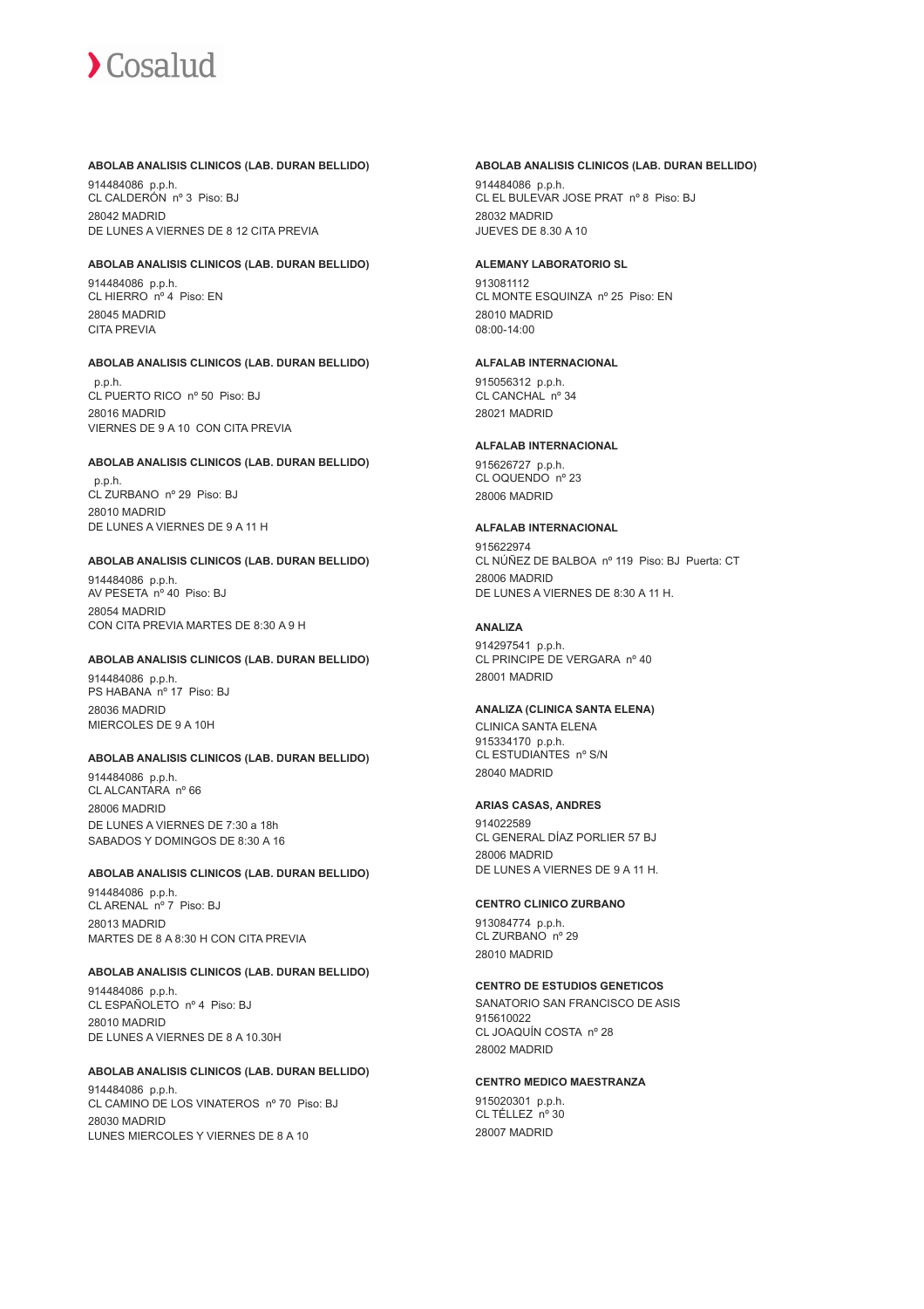**ABOLAB ANALISIS CLINICOS (LAB. DURAN BELLIDO)**

914484086 p.p.h.
CL CALDERÓN nº 3 Piso: BJ
28042 MADRID
DE LUNES A VIERNES DE 8 12 CITA PREVIA

**ABOLAB ANALISIS CLINICOS (LAB. DURAN BELLIDO)**

914484086 p.p.h.
CL HIERRO nº 4 Piso: EN
28045 MADRID
CITA PREVIA

**ABOLAB ANALISIS CLINICOS (LAB. DURAN BELLIDO)**

p.p.h.
CL PUERTO RICO nº 50 Piso: BJ
28016 MADRID
VIERNES DE 9 A 10 CON CITA PREVIA

**ABOLAB ANALISIS CLINICOS (LAB. DURAN BELLIDO)**

p.p.h.
CL ZURBANO nº 29 Piso: BJ
28010 MADRID
DE LUNES A VIERNES DE 9 A 11 H

**ABOLAB ANALISIS CLINICOS (LAB. DURAN BELLIDO)**

914484086 p.p.h.
AV PESETA nº 40 Piso: BJ
28054 MADRID
CON CITA PREVIA MARTES DE 8:30 A 9 H

**ABOLAB ANALISIS CLINICOS (LAB. DURAN BELLIDO)**

914484086 p.p.h.
PS HABANA nº 17 Piso: BJ
28036 MADRID
MIERCOLES DE 9 A 10H

**ABOLAB ANALISIS CLINICOS (LAB. DURAN BELLIDO)**

914484086 p.p.h.
CL ALCANTARA nº 66
28006 MADRID
DE LUNES A VIERNES DE 7:30 a 18h
SABADOS Y DOMINGOS DE 8:30 A 16

**ABOLAB ANALISIS CLINICOS (LAB. DURAN BELLIDO)**

914484086 p.p.h.
CL ARENAL nº 7 Piso: BJ
28013 MADRID
MARTES DE 8 A 8:30 H CON CITA PREVIA

**ABOLAB ANALISIS CLINICOS (LAB. DURAN BELLIDO)**

914484086 p.p.h.
CL ESPAÑOLETO nº 4 Piso: BJ
28010 MADRID
DE LUNES A VIERNES DE 8 A 10.30H

**ABOLAB ANALISIS CLINICOS (LAB. DURAN BELLIDO)**

914484086 p.p.h.
CL CAMINO DE LOS VINATEROS nº 70 Piso: BJ
28030 MADRID
LUNES MIERCOLES Y VIERNES DE 8 A 10

**ABOLAB ANALISIS CLINICOS (LAB. DURAN BELLIDO)**

914484086 p.p.h.
CL EL BULEVAR JOSE PRAT nº 8 Piso: BJ
28032 MADRID
JUEVES DE 8.30 A 10

**ALEMANY LABORATORIO SL**

913081112
CL MONTE ESQUINZA nº 25 Piso: EN
28010 MADRID
08:00-14:00

**ALFALAB INTERNACIONAL**

915056312 p.p.h.
CL CANCHAL nº 34
28021 MADRID

**ALFALAB INTERNACIONAL**

915626727 p.p.h.
CL OQUENDO nº 23
28006 MADRID

**ALFALAB INTERNACIONAL**

915622974
CL NÚÑEZ DE BALBOA nº 119 Piso: BJ Puerta: CT
28006 MADRID
DE LUNES A VIERNES DE 8:30 A 11 H.

**ANALIZA**

914297541 p.p.h.
CL PRINCIPE DE VERGARA nº 40
28001 MADRID

**ANALIZA (CLINICA SANTA ELENA)**

CLINICA SANTA ELENA
915334170 p.p.h.
CL ESTUDIANTES nº S/N
28040 MADRID

**ARIAS CASAS, ANDRES**

914022589
CL GENERAL DÍAZ PORLIER 57 BJ
28006 MADRID
DE LUNES A VIERNES DE 9 A 11 H.

**CENTRO CLINICO ZURBANO**

913084774 p.p.h.
CL ZURBANO nº 29
28010 MADRID

**CENTRO DE ESTUDIOS GENETICOS**

SANATORIO SAN FRANCISCO DE ASIS
915610022
CL JOAQUÍN COSTA nº 28
28002 MADRID

**CENTRO MEDICO MAESTRANZA**

915020301 p.p.h.
CL TÉLLEZ nº 30
28007 MADRID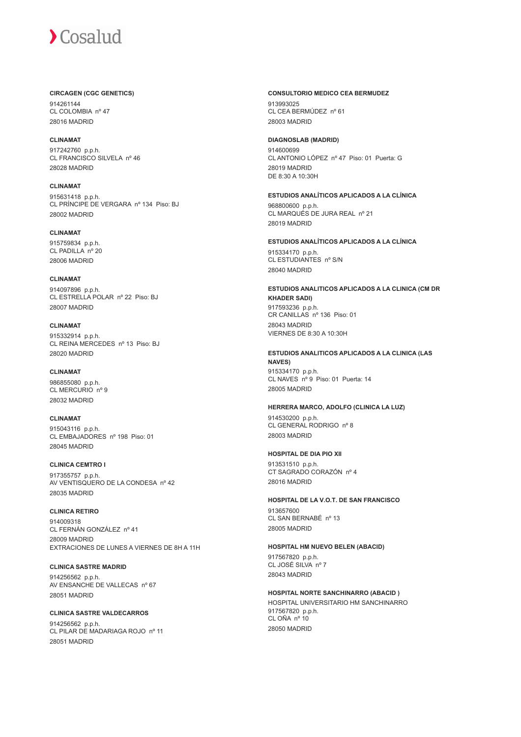**CIRCAGEN (CGC GENETICS)**

914261144
CL COLOMBIA nº 47
28016 MADRID

**CLINAMAT**

917242760 p.p.h.
CL FRANCISCO SILVELA nº 46
28028 MADRID

**CLINAMAT**

915631418 p.p.h.
CL PRÍNCIPE DE VERGARA nº 134 Piso: BJ
28002 MADRID

**CLINAMAT**

915759834 p.p.h.
CL PADILLA nº 20
28006 MADRID

**CLINAMAT**

914097896 p.p.h.
CL ESTRELLA POLAR nº 22 Piso: BJ
28007 MADRID

**CLINAMAT**

915332914 p.p.h.
CL REINA MERCEDES nº 13 Piso: BJ
28020 MADRID

**CLINAMAT**

986855080 p.p.h.
CL MERCURIO nº 9
28032 MADRID

**CLINAMAT**

915043116 p.p.h.
CL EMBAJADORES nº 198 Piso: 01
28045 MADRID

**CLINICA CEMTRO I**

917355757 p.p.h.
AV VENTISQUERO DE LA CONDESA nº 42
28035 MADRID

**CLINICA RETIRO**

914009318
CL FERNÁN GONZÁLEZ nº 41
28009 MADRID
EXTRACIONES DE LUNES A VIERNES DE 8H A 11H

**CLINICA SASTRE MADRID**

914256562 p.p.h.
AV ENSANCHE DE VALLECAS nº 67
28051 MADRID

**CLINICA SASTRE VALDECARROS**

914256562 p.p.h.
CL PILAR DE MADARIAGA ROJO nº 11
28051 MADRID

**CONSULTORIO MEDICO CEA BERMUDEZ**

913993025
CL CEA BERMÚDEZ nº 61
28003 MADRID

**DIAGNOSLAB (MADRID)**

914600699
CL ANTONIO LÓPEZ nº 47 Piso: 01 Puerta: G
28019 MADRID
DE 8:30 A 10:30H

**ESTUDIOS ANALÍTICOS APLICADOS A LA CLÍNICA**

968800600 p.p.h.
CL MARQUÉS DE JURA REAL nº 21
28019 MADRID

**ESTUDIOS ANALÍTICOS APLICADOS A LA CLÍNICA**

915334170 p.p.h.
CL ESTUDIANTES nº S/N
28040 MADRID

**ESTUDIOS ANALITICOS APLICADOS A LA CLINICA (CM DR KHADER SADI)**

917593236 p.p.h.
CR CANILLAS nº 136 Piso: 01
28043 MADRID
VIERNES DE 8:30 A 10:30H

**ESTUDIOS ANALITICOS APLICADOS A LA CLINICA (LAS NAVES)**

915334170 p.p.h.
CL NAVES nº 9 Piso: 01 Puerta: 14
28005 MADRID

**HERRERA MARCO, ADOLFO (CLINICA LA LUZ)**

914530200 p.p.h.
CL GENERAL RODRIGO nº 8
28003 MADRID

**HOSPITAL DE DIA PIO XII**

913531510 p.p.h.
CT SAGRADO CORAZÓN nº 4
28016 MADRID

**HOSPITAL DE LA V.O.T. DE SAN FRANCISCO**

913657600
CL SAN BERNABÉ nº 13
28005 MADRID

**HOSPITAL HM NUEVO BELEN (ABACID)**

917567820 p.p.h.
CL JOSÉ SILVA nº 7
28043 MADRID

**HOSPITAL NORTE SANCHINARRO (ABACID )**

HOSPITAL UNIVERSITARIO HM SANCHINARRO
917567820 p.p.h.
CL OÑA nº 10
28050 MADRID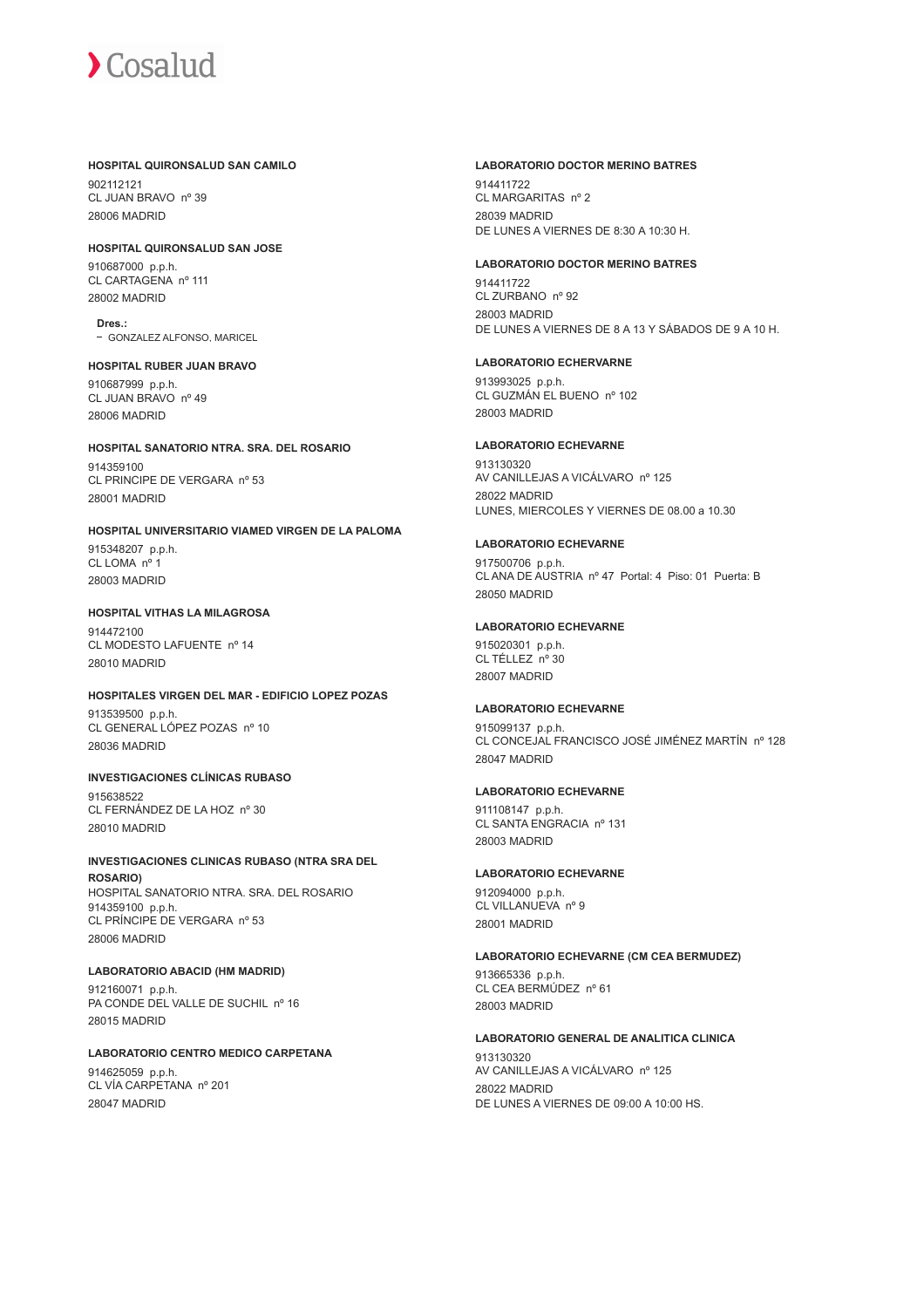**HOSPITAL QUIRONSALUD SAN CAMILO**

902112121
CL JUAN BRAVO nº 39
28006 MADRID

**HOSPITAL QUIRONSALUD SAN JOSE**

910687000 p.p.h.
CL CARTAGENA nº 111
28002 MADRID

**Dres.:**
- GONZALEZ ALFONSO, MARICEL

**HOSPITAL RUBER JUAN BRAVO**

910687999 p.p.h.
CL JUAN BRAVO nº 49
28006 MADRID

**HOSPITAL SANATORIO NTRA. SRA. DEL ROSARIO**

914359100
CL PRINCIPE DE VERGARA nº 53
28001 MADRID

**HOSPITAL UNIVERSITARIO VIAMED VIRGEN DE LA PALOMA**

915348207 p.p.h.
CL LOMA nº 1
28003 MADRID

**HOSPITAL VITHAS LA MILAGROSA**

914472100
CL MODESTO LAFUENTE nº 14
28010 MADRID

**HOSPITALES VIRGEN DEL MAR - EDIFICIO LOPEZ POZAS**

913539500 p.p.h.
CL GENERAL LÓPEZ POZAS nº 10
28036 MADRID

**INVESTIGACIONES CLÍNICAS RUBASO**

915638522
CL FERNÁNDEZ DE LA HOZ nº 30
28010 MADRID

**INVESTIGACIONES CLINICAS RUBASO (NTRA SRA DEL ROSARIO)**

HOSPITAL SANATORIO NTRA. SRA. DEL ROSARIO
914359100 p.p.h.
CL PRÍNCIPE DE VERGARA nº 53
28006 MADRID

**LABORATORIO ABACID (HM MADRID)**

912160071 p.p.h.
PA CONDE DEL VALLE DE SUCHIL nº 16
28015 MADRID

**LABORATORIO CENTRO MEDICO CARPETANA**

914625059 p.p.h.
CL VÍA CARPETANA nº 201
28047 MADRID

**LABORATORIO DOCTOR MERINO BATRES**

914411722
CL MARGARITAS nº 2
28039 MADRID
DE LUNES A VIERNES DE 8:30 A 10:30 H.

**LABORATORIO DOCTOR MERINO BATRES**

914411722
CL ZURBANO nº 92
28003 MADRID
DE LUNES A VIERNES DE 8 A 13 Y SÁBADOS DE 9 A 10 H.

**LABORATORIO ECHERVARNE**

913993025 p.p.h.
CL GUZMÁN EL BUENO nº 102
28003 MADRID

**LABORATORIO ECHEVARNE**

913130320
AV CANILLEJAS A VICÁLVARO nº 125
28022 MADRID
LUNES, MIERCOLES Y VIERNES DE 08.00 a 10.30

**LABORATORIO ECHEVARNE**

917500706 p.p.h.
CL ANA DE AUSTRIA nº 47 Portal: 4 Piso: 01 Puerta: B
28050 MADRID

**LABORATORIO ECHEVARNE**

915020301 p.p.h.
CL TÉLLEZ nº 30
28007 MADRID

**LABORATORIO ECHEVARNE**

915099137 p.p.h.
CL CONCEJAL FRANCISCO JOSÉ JIMÉNEZ MARTÍN nº 128
28047 MADRID

**LABORATORIO ECHEVARNE**

911108147 p.p.h.
CL SANTA ENGRACIA nº 131
28003 MADRID

**LABORATORIO ECHEVARNE**

912094000 p.p.h.
CL VILLANUEVA nº 9
28001 MADRID

**LABORATORIO ECHEVARNE (CM CEA BERMUDEZ)**

913665336 p.p.h.
CL CEA BERMÚDEZ nº 61
28003 MADRID

**LABORATORIO GENERAL DE ANALITICA CLINICA**

913130320
AV CANILLEJAS A VICÁLVARO nº 125
28022 MADRID
DE LUNES A VIERNES DE 09:00 A 10:00 HS.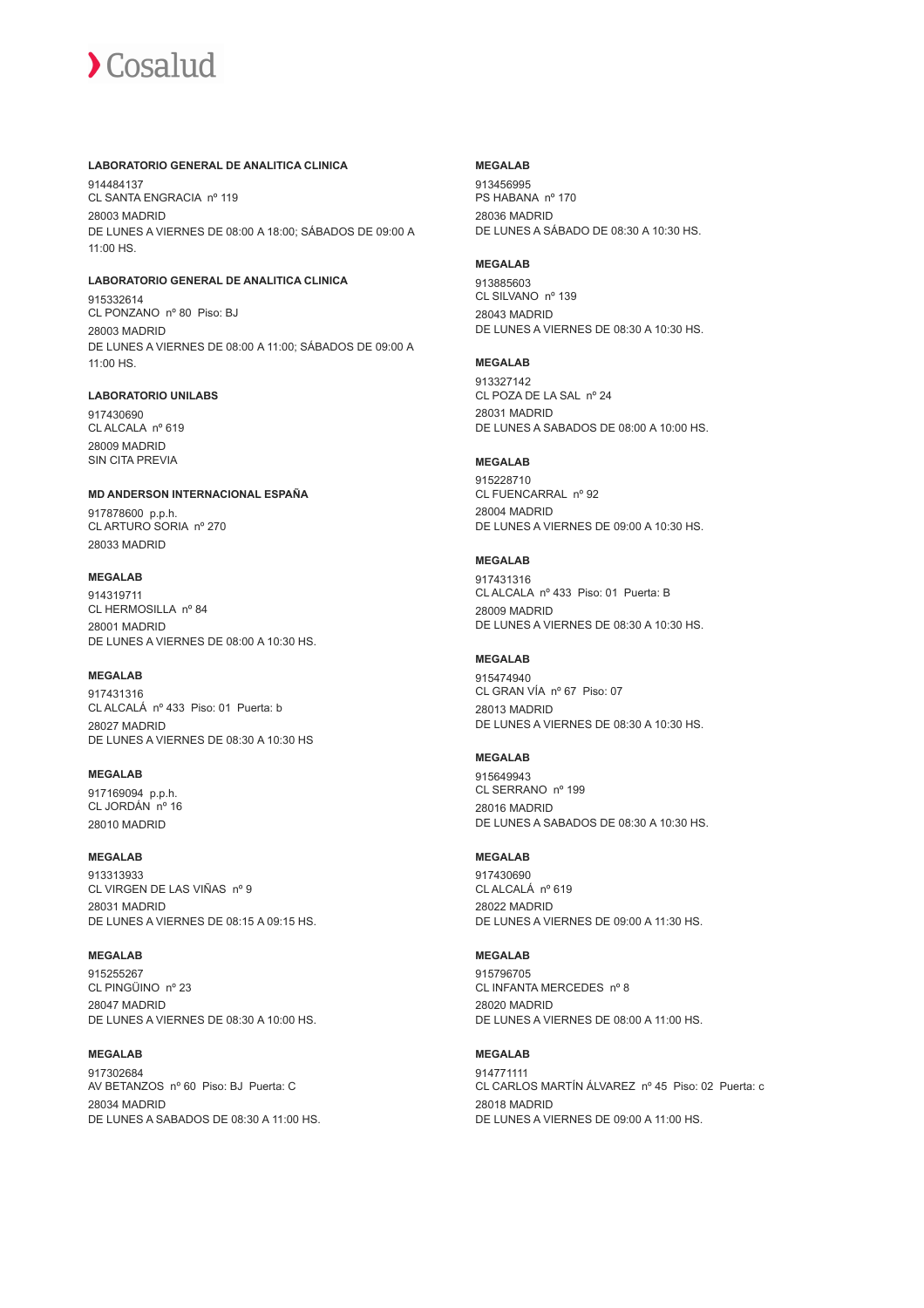**LABORATORIO GENERAL DE ANALITICA CLINICA**

914484137
CL SANTA ENGRACIA nº 119
28003 MADRID
DE LUNES A VIERNES DE 08:00 A 18:00; SÁBADOS DE 09:00 A 11:00 HS.

**LABORATORIO GENERAL DE ANALITICA CLINICA**

915332614
CL PONZANO nº 80 Piso: BJ
28003 MADRID
DE LUNES A VIERNES DE 08:00 A 11:00; SÁBADOS DE 09:00 A 11:00 HS.

**LABORATORIO UNILABS**

917430690
CL ALCALA nº 619
28009 MADRID
SIN CITA PREVIA

**MD ANDERSON INTERNACIONAL ESPAÑA**

917878600 p.p.h.
CL ARTURO SORIA nº 270
28033 MADRID

**MEGALAB**

914319711
CL HERMOSILLA nº 84
28001 MADRID
DE LUNES A VIERNES DE 08:00 A 10:30 HS.

**MEGALAB**

917431316
CL ALCALÁ nº 433 Piso: 01 Puerta: b
28027 MADRID
DE LUNES A VIERNES DE 08:30 A 10:30 HS

**MEGALAB**

917169094 p.p.h.
CL JORDÁN nº 16
28010 MADRID

**MEGALAB**

913313933
CL VIRGEN DE LAS VIÑAS nº 9
28031 MADRID
DE LUNES A VIERNES DE 08:15 A 09:15 HS.

**MEGALAB**

915255267
CL PINGÜINO nº 23
28047 MADRID
DE LUNES A VIERNES DE 08:30 A 10:00 HS.

**MEGALAB**

917302684
AV BETANZOS nº 60 Piso: BJ Puerta: C
28034 MADRID
DE LUNES A SABADOS DE 08:30 A 11:00 HS.

**MEGALAB**

913456995
PS HABANA nº 170
28036 MADRID
DE LUNES A SÁBADO DE 08:30 A 10:30 HS.

**MEGALAB**

913885603
CL SILVANO nº 139
28043 MADRID
DE LUNES A VIERNES DE 08:30 A 10:30 HS.

**MEGALAB**

913327142
CL POZA DE LA SAL nº 24
28031 MADRID
DE LUNES A SABADOS DE 08:00 A 10:00 HS.

**MEGALAB**

915228710
CL FUENCARRAL nº 92
28004 MADRID
DE LUNES A VIERNES DE 09:00 A 10:30 HS.

**MEGALAB**

917431316
CL ALCALA nº 433 Piso: 01 Puerta: B
28009 MADRID
DE LUNES A VIERNES DE 08:30 A 10:30 HS.

**MEGALAB**

915474940
CL GRAN VÍA nº 67 Piso: 07
28013 MADRID
DE LUNES A VIERNES DE 08:30 A 10:30 HS.

**MEGALAB**

915649943
CL SERRANO nº 199
28016 MADRID
DE LUNES A SABADOS DE 08:30 A 10:30 HS.

**MEGALAB**

917430690
CL ALCALÁ nº 619
28022 MADRID
DE LUNES A VIERNES DE 09:00 A 11:30 HS.

**MEGALAB**

915796705
CL INFANTA MERCEDES nº 8
28020 MADRID
DE LUNES A VIERNES DE 08:00 A 11:00 HS.

**MEGALAB**

914771111
CL CARLOS MARTÍN ÁLVAREZ nº 45 Piso: 02 Puerta: c
28018 MADRID
DE LUNES A VIERNES DE 09:00 A 11:00 HS.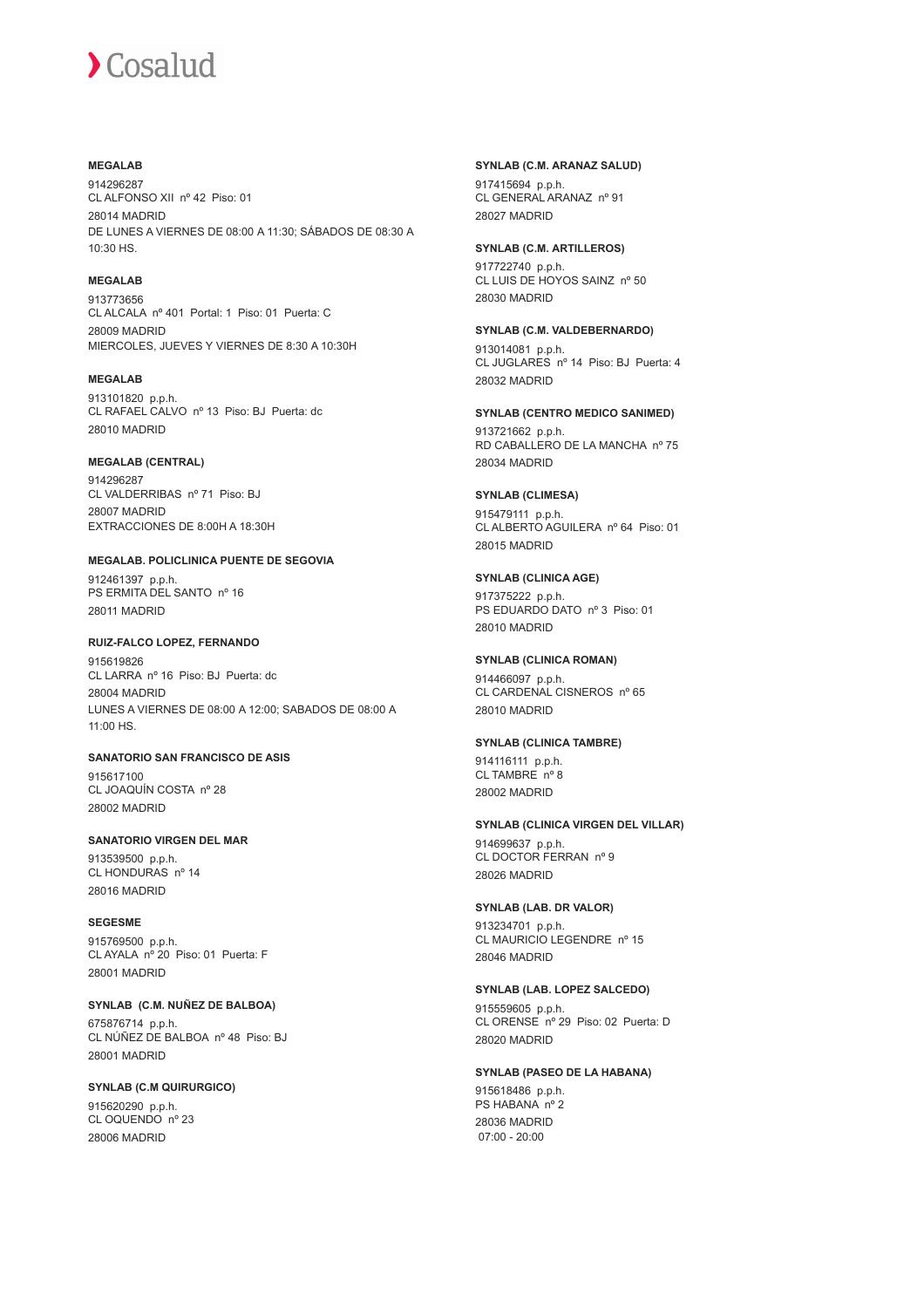**MEGALAB**

914296287
CL ALFONSO XII nº 42 Piso: 01
28014 MADRID
DE LUNES A VIERNES DE 08:00 A 11:30; SÁBADOS DE 08:30 A 10:30 HS.

**MEGALAB**

913773656
CL ALCALA nº 401 Portal: 1 Piso: 01 Puerta: C
28009 MADRID
MIERCOLES, JUEVES Y VIERNES DE 8:30 A 10:30H

**MEGALAB**

913101820 p.p.h.
CL RAFAEL CALVO nº 13 Piso: BJ Puerta: dc
28010 MADRID

**MEGALAB (CENTRAL)**

914296287
CL VALDERRIBAS nº 71 Piso: BJ
28007 MADRID
EXTRACCIONES DE 8:00H A 18:30H

**MEGALAB. POLICLINICA PUENTE DE SEGOVIA**

912461397 p.p.h.
PS ERMITA DEL SANTO nº 16
28011 MADRID

**RUIZ-FALCO LOPEZ, FERNANDO**

915619826
CL LARRA nº 16 Piso: BJ Puerta: dc
28004 MADRID
LUNES A VIERNES DE 08:00 A 12:00; SABADOS DE 08:00 A 11:00 HS.

**SANATORIO SAN FRANCISCO DE ASIS**

915617100
CL JOAQUÍN COSTA nº 28
28002 MADRID

**SANATORIO VIRGEN DEL MAR**

913539500 p.p.h.
CL HONDURAS nº 14
28016 MADRID

**SEGESME**

915769500 p.p.h.
CL AYALA nº 20 Piso: 01 Puerta: F
28001 MADRID

**SYNLAB (C.M. NUÑEZ DE BALBOA)**

675876714 p.p.h.
CL NÚÑEZ DE BALBOA nº 48 Piso: BJ
28001 MADRID

**SYNLAB (C.M QUIRURGICO)**

915620290 p.p.h.
CL OQUENDO nº 23
28006 MADRID

**SYNLAB (C.M. ARANAZ SALUD)**

917415694 p.p.h.
CL GENERAL ARANAZ nº 91
28027 MADRID

**SYNLAB (C.M. ARTILLEROS)**

917722740 p.p.h.
CL LUIS DE HOYOS SAINZ nº 50
28030 MADRID

**SYNLAB (C.M. VALDEBERNARDO)**

913014081 p.p.h.
CL JUGLARES nº 14 Piso: BJ Puerta: 4
28032 MADRID

**SYNLAB (CENTRO MEDICO SANIMED)**

913721662 p.p.h.
RD CABALLERO DE LA MANCHA nº 75
28034 MADRID

**SYNLAB (CLIMESA)**

915479111 p.p.h.
CL ALBERTO AGUILERA nº 64 Piso: 01
28015 MADRID

**SYNLAB (CLINICA AGE)**

917375222 p.p.h.
PS EDUARDO DATO nº 3 Piso: 01
28010 MADRID

**SYNLAB (CLINICA ROMAN)**

914466097 p.p.h.
CL CARDENAL CISNEROS nº 65
28010 MADRID

**SYNLAB (CLINICA TAMBRE)**

914116111 p.p.h.
CL TAMBRE nº 8
28002 MADRID

**SYNLAB (CLINICA VIRGEN DEL VILLAR)**

914699637 p.p.h.
CL DOCTOR FERRAN nº 9
28026 MADRID

**SYNLAB (LAB. DR VALOR)**

913234701 p.p.h.
CL MAURICIO LEGENDRE nº 15
28046 MADRID

**SYNLAB (LAB. LOPEZ SALCEDO)**

915559605 p.p.h.
CL ORENSE nº 29 Piso: 02 Puerta: D
28020 MADRID

**SYNLAB (PASEO DE LA HABANA)**

915618486 p.p.h.
PS HABANA nº 2
28036 MADRID
07:00 - 20:00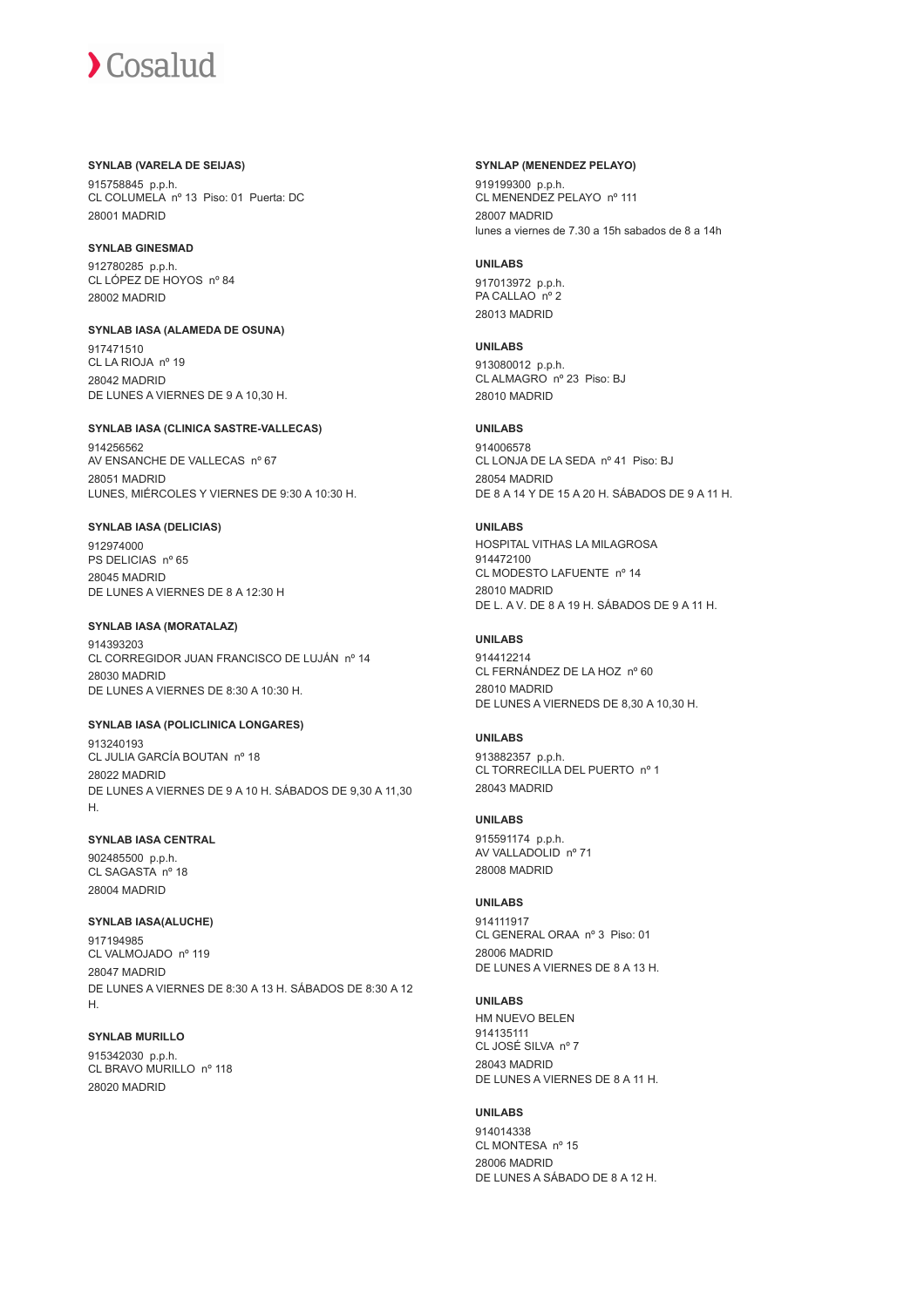**SYNLAB (VARELA DE SEIJAS)**

915758845 p.p.h.
CL COLUMELA nº 13 Piso: 01 Puerta: DC
28001 MADRID

**SYNLAB GINESMAD**

912780285 p.p.h.
CL LÓPEZ DE HOYOS nº 84
28002 MADRID

**SYNLAB IASA (ALAMEDA DE OSUNA)**

917471510
CL LA RIOJA nº 19
28042 MADRID
DE LUNES A VIERNES DE 9 A 10,30 H.

**SYNLAB IASA (CLINICA SASTRE-VALLECAS)**

914256562
AV ENSANCHE DE VALLECAS nº 67
28051 MADRID
LUNES, MIÉRCOLES Y VIERNES DE 9:30 A 10:30 H.

**SYNLAB IASA (DELICIAS)**

912974000
PS DELICIAS nº 65
28045 MADRID
DE LUNES A VIERNES DE 8 A 12:30 H

**SYNLAB IASA (MORATALAZ)**

914393203
CL CORREGIDOR JUAN FRANCISCO DE LUJÁN nº 14
28030 MADRID
DE LUNES A VIERNES DE 8:30 A 10:30 H.

**SYNLAB IASA (POLICLINICA LONGARES)**

913240193
CL JULIA GARCÍA BOUTAN nº 18
28022 MADRID
DE LUNES A VIERNES DE 9 A 10 H. SÁBADOS DE 9,30 A 11,30 H.

**SYNLAB IASA CENTRAL**

902485500 p.p.h.
CL SAGASTA nº 18
28004 MADRID

**SYNLAB IASA(ALUCHE)**

917194985
CL VALMOJADO nº 119
28047 MADRID
DE LUNES A VIERNES DE 8:30 A 13 H. SÁBADOS DE 8:30 A 12 H.

**SYNLAB MURILLO**

915342030 p.p.h.
CL BRAVO MURILLO nº 118
28020 MADRID

**SYNLAP (MENENDEZ PELAYO)**

919199300 p.p.h.
CL MENENDEZ PELAYO nº 111
28007 MADRID
lunes a viernes de 7.30 a 15h sabados de 8 a 14h

**UNILABS**

917013972 p.p.h.
PA CALLAO nº 2
28013 MADRID

**UNILABS**

913080012 p.p.h.
CL ALMAGRO nº 23 Piso: BJ
28010 MADRID

**UNILABS**

914006578
CL LONJA DE LA SEDA nº 41 Piso: BJ
28054 MADRID
DE 8 A 14 Y DE 15 A 20 H. SÁBADOS DE 9 A 11 H.

**UNILABS**

HOSPITAL VITHAS LA MILAGROSA
914472100
CL MODESTO LAFUENTE nº 14
28010 MADRID
DE L. A V. DE 8 A 19 H. SÁBADOS DE 9 A 11 H.

**UNILABS**

914412214
CL FERNÁNDEZ DE LA HOZ nº 60
28010 MADRID
DE LUNES A VIERNEDS DE 8,30 A 10,30 H.

**UNILABS**

913882357 p.p.h.
CL TORRECILLA DEL PUERTO nº 1
28043 MADRID

**UNILABS**

915591174 p.p.h.
AV VALLADOLID nº 71
28008 MADRID

**UNILABS**

914111917
CL GENERAL ORAA nº 3 Piso: 01
28006 MADRID
DE LUNES A VIERNES DE 8 A 13 H.

**UNILABS**

HM NUEVO BELEN
914135111
CL JOSÉ SILVA nº 7
28043 MADRID
DE LUNES A VIERNES DE 8 A 11 H.

**UNILABS**

914014338
CL MONTESA nº 15
28006 MADRID
DE LUNES A SÁBADO DE 8 A 12 H.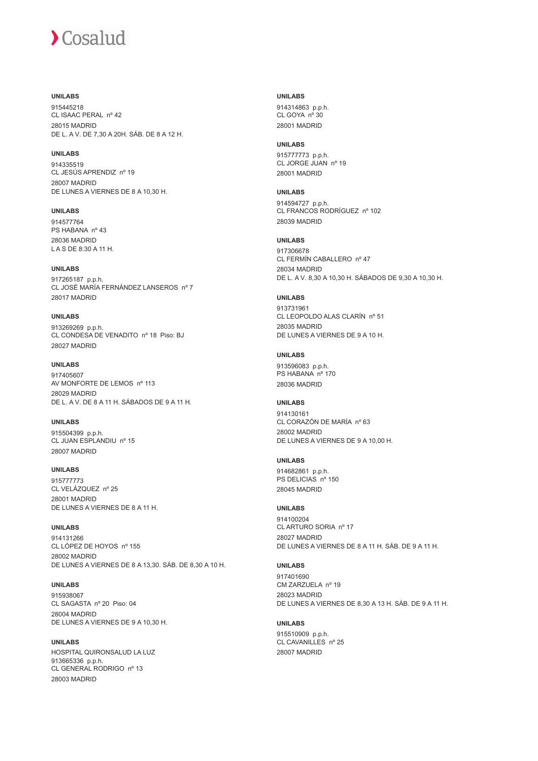**UNILABS**

915445218
CL ISAAC PERAL nº 42
28015 MADRID
DE L. A V. DE 7,30 A 20H. SÁB. DE 8 A 12 H.

**UNILABS**

914335519
CL JESÚS APRENDIZ nº 19
28007 MADRID
DE LUNES A VIERNES DE 8 A 10,30 H.

**UNILABS**

914577764
PS HABANA nº 43
28036 MADRID
L A S DE 8:30 A 11 H.

**UNILABS**

917265187 p.p.h.
CL JOSÉ MARÍA FERNÁNDEZ LANSEROS nº 7
28017 MADRID

**UNILABS**

913269269 p.p.h.
CL CONDESA DE VENADITO nº 18 Piso: BJ
28027 MADRID

**UNILABS**

917405607
AV MONFORTE DE LEMOS nº 113
28029 MADRID
DE L. A V. DE 8 A 11 H. SÁBADOS DE 9 A 11 H.

**UNILABS**

915504399 p.p.h.
CL JUAN ESPLANDIU nº 15
28007 MADRID

**UNILABS**

915777773
CL VELÁZQUEZ nº 25
28001 MADRID
DE LUNES A VIERNES DE 8 A 11 H.

**UNILABS**

914131266
CL LÓPEZ DE HOYOS nº 155
28002 MADRID
DE LUNES A VIERNES DE 8 A 13,30. SÁB. DE 8,30 A 10 H.

**UNILABS**

915938067
CL SAGASTA nº 20 Piso: 04
28004 MADRID
DE LUNES A VIERNES DE 9 A 10,30 H.

**UNILABS**

HOSPITAL QUIRONSALUD LA LUZ
913665336 p.p.h.
CL GENERAL RODRIGO nº 13
28003 MADRID

**UNILABS**

914314863 p.p.h.
CL GOYA nº 30
28001 MADRID

**UNILABS**

915777773 p.p.h.
CL JORGE JUAN nº 19
28001 MADRID

**UNILABS**

914594727 p.p.h.
CL FRANCOS RODRÍGUEZ nº 102
28039 MADRID

**UNILABS**

917306678
CL FERMÍN CABALLERO nº 47
28034 MADRID
DE L. A V. 8,30 A 10,30 H. SÁBADOS DE 9,30 A 10,30 H.

**UNILABS**

913731961
CL LEOPOLDO ALAS CLARÍN nº 51
28035 MADRID
DE LUNES A VIERNES DE 9 A 10 H.

**UNILABS**

913596083 p.p.h.
PS HABANA nº 170
28036 MADRID

**UNILABS**

914130161
CL CORAZÓN DE MARÍA nº 63
28002 MADRID
DE LUNES A VIERNES DE 9 A 10,00 H.

**UNILABS**

914682861 p.p.h.
PS DELICIAS nº 150
28045 MADRID

**UNILABS**

914100204
CL ARTURO SORIA nº 17
28027 MADRID
DE LUNES A VIERNES DE 8 A 11 H. SÁB. DE 9 A 11 H.

**UNILABS**

917401690
CM ZARZUELA nº 19
28023 MADRID
DE LUNES A VIERNES DE 8,30 A 13 H. SÁB. DE 9 A 11 H.

**UNILABS**

915510909 p.p.h.
CL CAVANILLES nº 25
28007 MADRID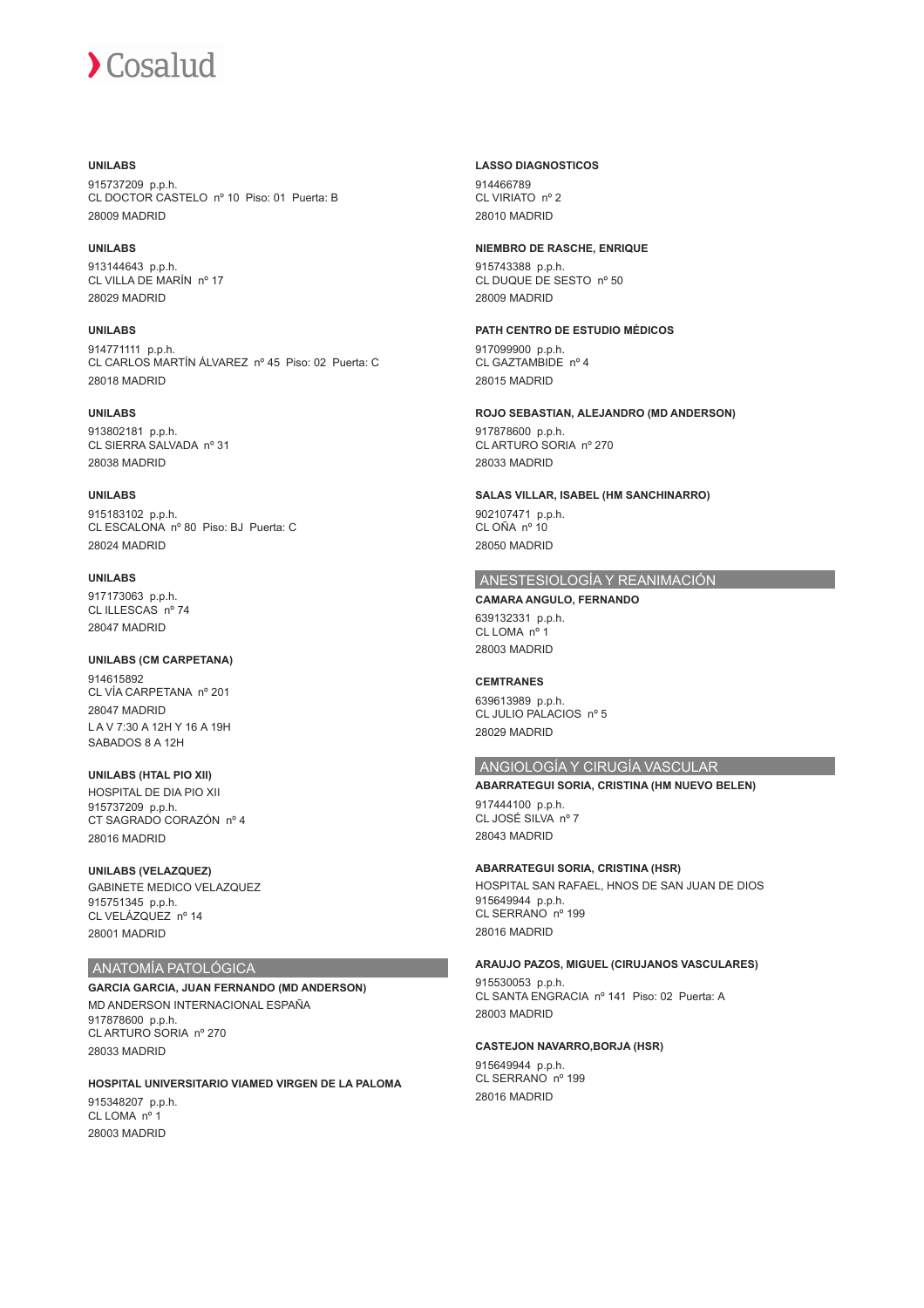**UNILABS**

915737209 p.p.h.
CL DOCTOR CASTELO nº 10 Piso: 01 Puerta: B
28009 MADRID

**UNILABS**

913144643 p.p.h.
CL VILLA DE MARÍN nº 17
28029 MADRID

**UNILABS**

914771111 p.p.h.
CL CARLOS MARTÍN ÁLVAREZ nº 45 Piso: 02 Puerta: C
28018 MADRID

**UNILABS**

913802181 p.p.h.
CL SIERRA SALVADA nº 31
28038 MADRID

**UNILABS**

915183102 p.p.h.
CL ESCALONA nº 80 Piso: BJ Puerta: C
28024 MADRID

**UNILABS**

917173063 p.p.h.
CL ILLESCAS nº 74
28047 MADRID

**UNILABS (CM CARPETANA)**

914615892
CL VÍA CARPETANA nº 201
28047 MADRID
L A V 7:30 A 12H Y 16 A 19H
SABADOS 8 A 12H

**UNILABS (HTAL PIO XII)**

HOSPITAL DE DIA PIO XII
915737209 p.p.h.
CT SAGRADO CORAZÓN nº 4
28016 MADRID

**UNILABS (VELAZQUEZ)**

GABINETE MEDICO VELAZQUEZ
915751345 p.p.h.
CL VELÁZQUEZ nº 14
28001 MADRID

## ANATOMÍA PATOLÓGICA

**GARCIA GARCIA, JUAN FERNANDO (MD ANDERSON)**

MD ANDERSON INTERNACIONAL ESPAÑA
917878600 p.p.h.
CL ARTURO SORIA nº 270
28033 MADRID

**HOSPITAL UNIVERSITARIO VIAMED VIRGEN DE LA PALOMA**

915348207 p.p.h.
CL LOMA nº 1
28003 MADRID

**LASSO DIAGNOSTICOS**

914466789
CL VIRIATO nº 2
28010 MADRID

**NIEMBRO DE RASCHE, ENRIQUE**

915743388 p.p.h.
CL DUQUE DE SESTO nº 50
28009 MADRID

**PATH CENTRO DE ESTUDIO MÉDICOS**

917099900 p.p.h.
CL GAZTAMBIDE nº 4
28015 MADRID

**ROJO SEBASTIAN, ALEJANDRO (MD ANDERSON)**

917878600 p.p.h.
CL ARTURO SORIA nº 270
28033 MADRID

**SALAS VILLAR, ISABEL (HM SANCHINARRO)**

902107471 p.p.h.
CL OÑA nº 10
28050 MADRID

## ANESTESIOLOGÍA Y REANIMACIÓN

**CAMARA ANGULO, FERNANDO**

639132331 p.p.h.
CL LOMA nº 1
28003 MADRID

**CEMTRANES**

639613989 p.p.h.
CL JULIO PALACIOS nº 5
28029 MADRID

## ANGIOLOGÍA Y CIRUGÍA VASCULAR

**ABARRATEGUI SORIA, CRISTINA (HM NUEVO BELEN)**

917444100 p.p.h.
CL JOSÉ SILVA nº 7
28043 MADRID

**ABARRATEGUI SORIA, CRISTINA (HSR)**

HOSPITAL SAN RAFAEL, HNOS DE SAN JUAN DE DIOS
915649944 p.p.h.
CL SERRANO nº 199
28016 MADRID

**ARAUJO PAZOS, MIGUEL (CIRUJANOS VASCULARES)**

915530053 p.p.h.
CL SANTA ENGRACIA nº 141 Piso: 02 Puerta: A
28003 MADRID

**CASTEJON NAVARRO,BORJA (HSR)**

915649944 p.p.h.
CL SERRANO nº 199
28016 MADRID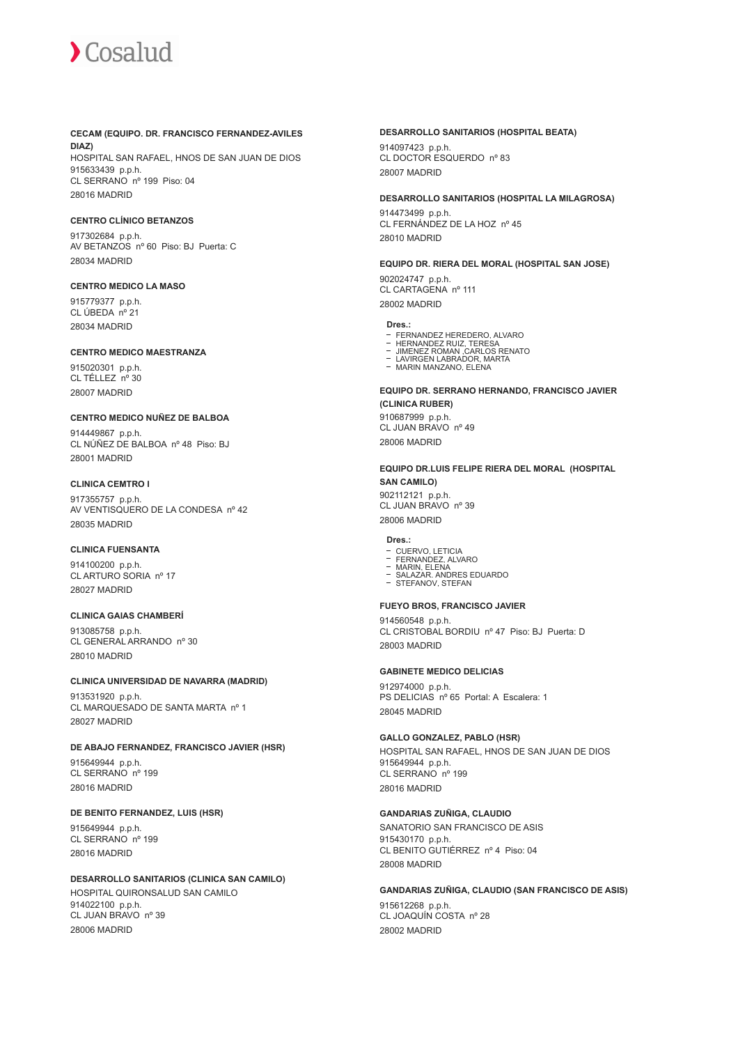**CECAM (EQUIPO. DR. FRANCISCO FERNANDEZ-AVILES DIAZ)**

HOSPITAL SAN RAFAEL, HNOS DE SAN JUAN DE DIOS
915633439 p.p.h.
CL SERRANO nº 199 Piso: 04
28016 MADRID

**CENTRO CLÍNICO BETANZOS**

917302684 p.p.h.
AV BETANZOS nº 60 Piso: BJ Puerta: C
28034 MADRID

**CENTRO MEDICO LA MASO**

915779377 p.p.h.
CL ÚBEDA nº 21
28034 MADRID

**CENTRO MEDICO MAESTRANZA**

915020301 p.p.h.
CL TÉLLEZ nº 30
28007 MADRID

**CENTRO MEDICO NUÑEZ DE BALBOA**

914449867 p.p.h.
CL NÚÑEZ DE BALBOA nº 48 Piso: BJ
28001 MADRID

**CLINICA CEMTRO I**

917355757 p.p.h.
AV VENTISQUERO DE LA CONDESA nº 42
28035 MADRID

**CLINICA FUENSANTA**

914100200 p.p.h.
CL ARTURO SORIA nº 17
28027 MADRID

**CLINICA GAIAS CHAMBERÍ**

913085758 p.p.h.
CL GENERAL ARRANDO nº 30
28010 MADRID

**CLINICA UNIVERSIDAD DE NAVARRA (MADRID)**

913531920 p.p.h.
CL MARQUESADO DE SANTA MARTA nº 1
28027 MADRID

**DE ABAJO FERNANDEZ, FRANCISCO JAVIER (HSR)**

915649944 p.p.h.
CL SERRANO nº 199
28016 MADRID

**DE BENITO FERNANDEZ, LUIS (HSR)**

915649944 p.p.h.
CL SERRANO nº 199
28016 MADRID

**DESARROLLO SANITARIOS (CLINICA SAN CAMILO)**

HOSPITAL QUIRONSALUD SAN CAMILO
914022100 p.p.h.
CL JUAN BRAVO nº 39
28006 MADRID

**DESARROLLO SANITARIOS (HOSPITAL BEATA)**

914097423 p.p.h.
CL DOCTOR ESQUERDO nº 83
28007 MADRID

**DESARROLLO SANITARIOS (HOSPITAL LA MILAGROSA)**

914473499 p.p.h.
CL FERNÁNDEZ DE LA HOZ nº 45
28010 MADRID

**EQUIPO DR. RIERA DEL MORAL (HOSPITAL SAN JOSE)**

902024747 p.p.h.
CL CARTAGENA nº 111
28002 MADRID

**Dres.:**

- FERNANDEZ HEREDERO, ALVARO
- HERNANDEZ RUIZ, TERESA
- JIMENEZ ROMAN ,CARLOS RENATO
- LAVIRGEN LABRADOR, MARTA
- MARIN MANZANO, ELENA

**EQUIPO DR. SERRANO HERNANDO, FRANCISCO JAVIER (CLINICA RUBER)**

910687999 p.p.h.
CL JUAN BRAVO nº 49
28006 MADRID

**EQUIPO DR.LUIS FELIPE RIERA DEL MORAL (HOSPITAL SAN CAMILO)**

902112121 p.p.h.
CL JUAN BRAVO nº 39
28006 MADRID

**Dres.:**

- CUERVO, LETICIA
- FERNANDEZ, ALVARO
- MARIN, ELENA
- SALAZAR. ANDRES EDUARDO
- STEFANOV, STEFAN

**FUEYO BROS, FRANCISCO JAVIER**

914560548 p.p.h.
CL CRISTOBAL BORDIU nº 47 Piso: BJ Puerta: D
28003 MADRID

**GABINETE MEDICO DELICIAS**

912974000 p.p.h.
PS DELICIAS nº 65 Portal: A Escalera: 1
28045 MADRID

**GALLO GONZALEZ, PABLO (HSR)**

HOSPITAL SAN RAFAEL, HNOS DE SAN JUAN DE DIOS
915649944 p.p.h.
CL SERRANO nº 199
28016 MADRID

**GANDARIAS ZUÑIGA, CLAUDIO**

SANATORIO SAN FRANCISCO DE ASIS
915430170 p.p.h.
CL BENITO GUTIÉRREZ nº 4 Piso: 04
28008 MADRID

**GANDARIAS ZUÑIGA, CLAUDIO (SAN FRANCISCO DE ASIS)**

915612268 p.p.h.
CL JOAQUÍN COSTA nº 28
28002 MADRID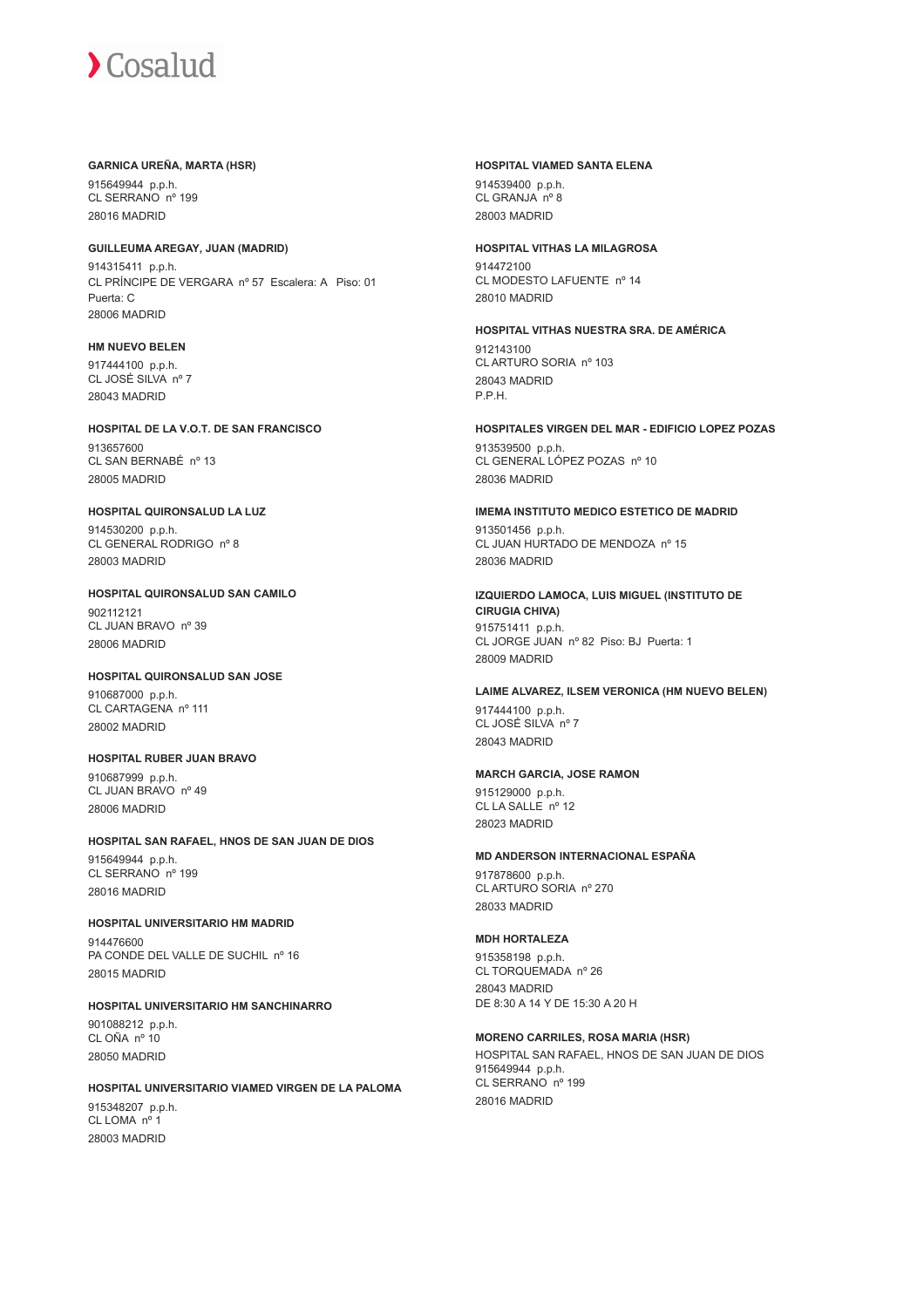**GARNICA UREÑA, MARTA (HSR)**
915649944 p.p.h.
CL SERRANO nº 199
28016 MADRID

**GUILLEUMA AREGAY, JUAN (MADRID)**
914315411 p.p.h.
CL PRÍNCIPE DE VERGARA nº 57 Escalera: A Piso: 01
Puerta: C
28006 MADRID

**HM NUEVO BELEN**
917444100 p.p.h.
CL JOSÉ SILVA nº 7
28043 MADRID

**HOSPITAL DE LA V.O.T. DE SAN FRANCISCO**
913657600
CL SAN BERNABÉ nº 13
28005 MADRID

**HOSPITAL QUIRONSALUD LA LUZ**
914530200 p.p.h.
CL GENERAL RODRIGO nº 8
28003 MADRID

**HOSPITAL QUIRONSALUD SAN CAMILO**
902112121
CL JUAN BRAVO nº 39
28006 MADRID

**HOSPITAL QUIRONSALUD SAN JOSE**
910687000 p.p.h.
CL CARTAGENA nº 111
28002 MADRID

**HOSPITAL RUBER JUAN BRAVO**
910687999 p.p.h.
CL JUAN BRAVO nº 49
28006 MADRID

**HOSPITAL SAN RAFAEL, HNOS DE SAN JUAN DE DIOS**
915649944 p.p.h.
CL SERRANO nº 199
28016 MADRID

**HOSPITAL UNIVERSITARIO HM MADRID**
914476600
PA CONDE DEL VALLE DE SUCHIL nº 16
28015 MADRID

**HOSPITAL UNIVERSITARIO HM SANCHINARRO**
901088212 p.p.h.
CL OÑA nº 10
28050 MADRID

**HOSPITAL UNIVERSITARIO VIAMED VIRGEN DE LA PALOMA**
915348207 p.p.h.
CL LOMA nº 1
28003 MADRID

**HOSPITAL VIAMED SANTA ELENA**
914539400 p.p.h.
CL GRANJA nº 8
28003 MADRID

**HOSPITAL VITHAS LA MILAGROSA**
914472100
CL MODESTO LAFUENTE nº 14
28010 MADRID

**HOSPITAL VITHAS NUESTRA SRA. DE AMÉRICA**
912143100
CL ARTURO SORIA nº 103
28043 MADRID
P.P.H.

**HOSPITALES VIRGEN DEL MAR - EDIFICIO LOPEZ POZAS**
913539500 p.p.h.
CL GENERAL LÓPEZ POZAS nº 10
28036 MADRID

**IMEMA INSTITUTO MEDICO ESTETICO DE MADRID**
913501456 p.p.h.
CL JUAN HURTADO DE MENDOZA nº 15
28036 MADRID

**IZQUIERDO LAMOCA, LUIS MIGUEL (INSTITUTO DE CIRUGIA CHIVA)**
915751411 p.p.h.
CL JORGE JUAN nº 82 Piso: BJ Puerta: 1
28009 MADRID

**LAIME ALVAREZ, ILSEM VERONICA (HM NUEVO BELEN)**
917444100 p.p.h.
CL JOSÉ SILVA nº 7
28043 MADRID

**MARCH GARCIA, JOSE RAMON**
915129000 p.p.h.
CL LA SALLE nº 12
28023 MADRID

**MD ANDERSON INTERNACIONAL ESPAÑA**
917878600 p.p.h.
CL ARTURO SORIA nº 270
28033 MADRID

**MDH HORTALEZA**
915358198 p.p.h.
CL TORQUEMADA nº 26
28043 MADRID
DE 8:30 A 14 Y DE 15:30 A 20 H

**MORENO CARRILES, ROSA MARIA (HSR)**
HOSPITAL SAN RAFAEL, HNOS DE SAN JUAN DE DIOS
915649944 p.p.h.
CL SERRANO nº 199
28016 MADRID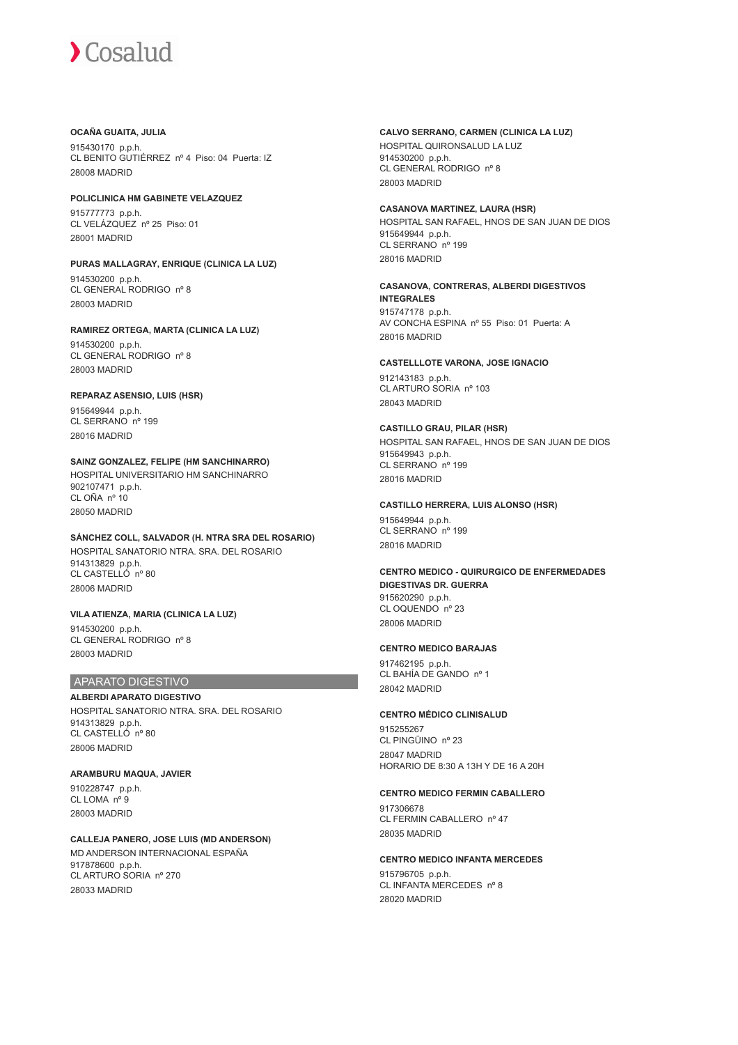**OCAÑA GUAITA, JULIA**

915430170 p.p.h.
CL BENITO GUTIÉRREZ nº 4 Piso: 04 Puerta: IZ
28008 MADRID

**POLICLINICA HM GABINETE VELAZQUEZ**

915777773 p.p.h.
CL VELÁZQUEZ nº 25 Piso: 01
28001 MADRID

**PURAS MALLAGRAY, ENRIQUE (CLINICA LA LUZ)**

914530200 p.p.h.
CL GENERAL RODRIGO nº 8
28003 MADRID

**RAMIREZ ORTEGA, MARTA (CLINICA LA LUZ)**

914530200 p.p.h.
CL GENERAL RODRIGO nº 8
28003 MADRID

**REPARAZ ASENSIO, LUIS (HSR)**

915649944 p.p.h.
CL SERRANO nº 199
28016 MADRID

**SAINZ GONZALEZ, FELIPE (HM SANCHINARRO)**

HOSPITAL UNIVERSITARIO HM SANCHINARRO
902107471 p.p.h.
CL OÑA nº 10
28050 MADRID

**SÁNCHEZ COLL, SALVADOR (H. NTRA SRA DEL ROSARIO)**

HOSPITAL SANATORIO NTRA. SRA. DEL ROSARIO
914313829 p.p.h.
CL CASTELLÓ nº 80
28006 MADRID

**VILA ATIENZA, MARIA (CLINICA LA LUZ)**

914530200 p.p.h.
CL GENERAL RODRIGO nº 8
28003 MADRID

## APARATO DIGESTIVO

**ALBERDI APARATO DIGESTIVO**

HOSPITAL SANATORIO NTRA. SRA. DEL ROSARIO
914313829 p.p.h.
CL CASTELLÓ nº 80
28006 MADRID

**ARAMBURU MAQUA, JAVIER**

910228747 p.p.h.
CL LOMA nº 9
28003 MADRID

**CALLEJA PANERO, JOSE LUIS (MD ANDERSON)**

MD ANDERSON INTERNACIONAL ESPAÑA
917878600 p.p.h.
CL ARTURO SORIA nº 270
28033 MADRID

**CALVO SERRANO, CARMEN (CLINICA LA LUZ)**

HOSPITAL QUIRONSALUD LA LUZ
914530200 p.p.h.
CL GENERAL RODRIGO nº 8
28003 MADRID

**CASANOVA MARTINEZ, LAURA (HSR)**

HOSPITAL SAN RAFAEL, HNOS DE SAN JUAN DE DIOS
915649944 p.p.h.
CL SERRANO nº 199
28016 MADRID

**CASANOVA, CONTRERAS, ALBERDI DIGESTIVOS INTEGRALES**

915747178 p.p.h.
AV CONCHA ESPINA nº 55 Piso: 01 Puerta: A
28016 MADRID

**CASTELLLOTE VARONA, JOSE IGNACIO**

912143183 p.p.h.
CL ARTURO SORIA nº 103
28043 MADRID

**CASTILLO GRAU, PILAR (HSR)**

HOSPITAL SAN RAFAEL, HNOS DE SAN JUAN DE DIOS
915649943 p.p.h.
CL SERRANO nº 199
28016 MADRID

**CASTILLO HERRERA, LUIS ALONSO (HSR)**

915649944 p.p.h.
CL SERRANO nº 199
28016 MADRID

**CENTRO MEDICO - QUIRURGICO DE ENFERMEDADES DIGESTIVAS DR. GUERRA**

915620290 p.p.h.
CL OQUENDO nº 23
28006 MADRID

**CENTRO MEDICO BARAJAS**

917462195 p.p.h.
CL BAHÍA DE GANDO nº 1
28042 MADRID

**CENTRO MÉDICO CLINISALUD**

915255267
CL PINGÜINO nº 23
28047 MADRID
HORARIO DE 8:30 A 13H Y DE 16 A 20H

**CENTRO MEDICO FERMIN CABALLERO**

917306678
CL FERMIN CABALLERO nº 47
28035 MADRID

**CENTRO MEDICO INFANTA MERCEDES**

915796705 p.p.h.
CL INFANTA MERCEDES nº 8
28020 MADRID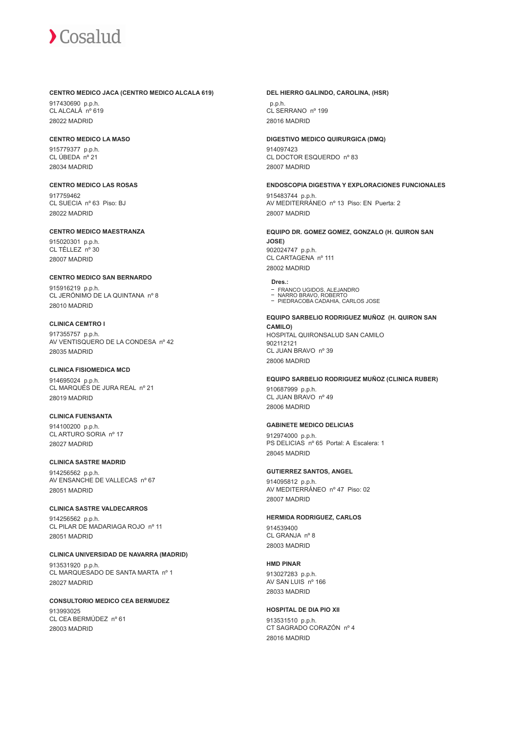**CENTRO MEDICO JACA (CENTRO MEDICO ALCALA 619)**

917430690 p.p.h.
CL ALCALÁ nº 619
28022 MADRID

**CENTRO MEDICO LA MASO**

915779377 p.p.h.
CL ÚBEDA nº 21
28034 MADRID

**CENTRO MEDICO LAS ROSAS**

917759462
CL SUECIA nº 63 Piso: BJ
28022 MADRID

**CENTRO MEDICO MAESTRANZA**

915020301 p.p.h.
CL TÉLLEZ nº 30
28007 MADRID

**CENTRO MEDICO SAN BERNARDO**

915916219 p.p.h.
CL JERÓNIMO DE LA QUINTANA nº 8
28010 MADRID

**CLINICA CEMTRO I**

917355757 p.p.h.
AV VENTISQUERO DE LA CONDESA nº 42
28035 MADRID

**CLINICA FISIOMEDICA MCD**

914695024 p.p.h.
CL MARQUÉS DE JURA REAL nº 21
28019 MADRID

**CLINICA FUENSANTA**

914100200 p.p.h.
CL ARTURO SORIA nº 17
28027 MADRID

**CLINICA SASTRE MADRID**

914256562 p.p.h.
AV ENSANCHE DE VALLECAS nº 67
28051 MADRID

**CLINICA SASTRE VALDECARROS**

914256562 p.p.h.
CL PILAR DE MADARIAGA ROJO nº 11
28051 MADRID

**CLINICA UNIVERSIDAD DE NAVARRA (MADRID)**

913531920 p.p.h.
CL MARQUESADO DE SANTA MARTA nº 1
28027 MADRID

**CONSULTORIO MEDICO CEA BERMUDEZ**

913993025
CL CEA BERMÚDEZ nº 61
28003 MADRID

**DEL HIERRO GALINDO, CAROLINA, (HSR)**

p.p.h.
CL SERRANO nº 199
28016 MADRID

**DIGESTIVO MEDICO QUIRURGICA (DMQ)**

914097423
CL DOCTOR ESQUERDO nº 83
28007 MADRID

**ENDOSCOPIA DIGESTIVA Y EXPLORACIONES FUNCIONALES**

915483744 p.p.h.
AV MEDITERRÁNEO nº 13 Piso: EN Puerta: 2
28007 MADRID

**EQUIPO DR. GOMEZ GOMEZ, GONZALO (H. QUIRON SAN JOSE)**

902024747 p.p.h.
CL CARTAGENA nº 111
28002 MADRID

**Dres.:**

- FRANCO UGIDOS, ALEJANDRO
- NARRO BRAVO, ROBERTO
- PIEDRACOBA CADAHIA, CARLOS JOSE

**EQUIPO SARBELIO RODRIGUEZ MUÑOZ (H. QUIRON SAN CAMILO)**

HOSPITAL QUIRONSALUD SAN CAMILO
902112121
CL JUAN BRAVO nº 39
28006 MADRID

**EQUIPO SARBELIO RODRIGUEZ MUÑOZ (CLINICA RUBER)**

910687999 p.p.h.
CL JUAN BRAVO nº 49
28006 MADRID

**GABINETE MEDICO DELICIAS**

912974000 p.p.h.
PS DELICIAS nº 65 Portal: A Escalera: 1
28045 MADRID

**GUTIERREZ SANTOS, ANGEL**

914095812 p.p.h.
AV MEDITERRÁNEO nº 47 Piso: 02
28007 MADRID

**HERMIDA RODRIGUEZ, CARLOS**

914539400
CL GRANJA nº 8
28003 MADRID

**HMD PINAR**

913027283 p.p.h.
AV SAN LUIS nº 166
28033 MADRID

**HOSPITAL DE DIA PIO XII**

913531510 p.p.h.
CT SAGRADO CORAZÓN nº 4
28016 MADRID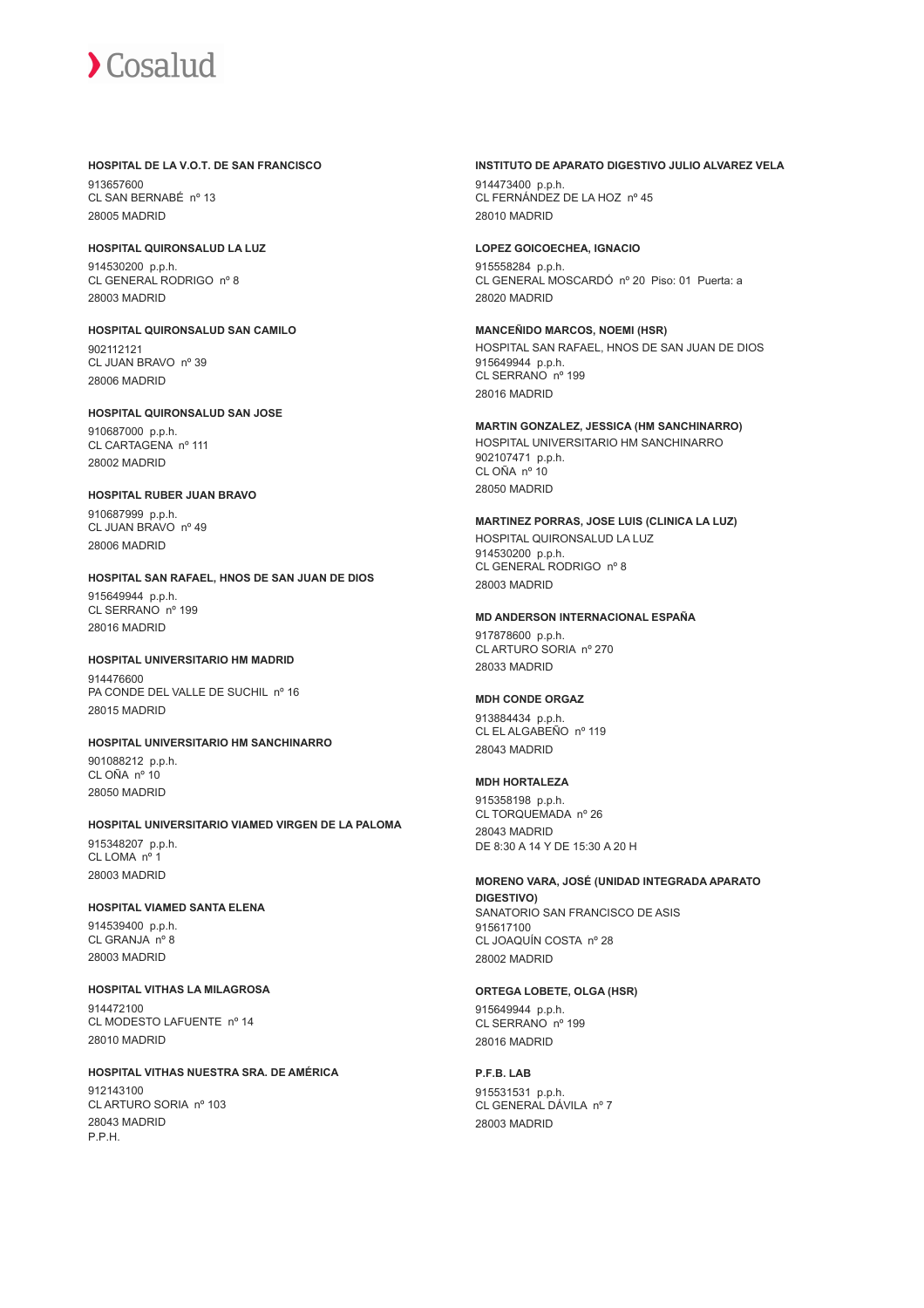**HOSPITAL DE LA V.O.T. DE SAN FRANCISCO**

913657600
CL SAN BERNABÉ nº 13
28005 MADRID

**HOSPITAL QUIRONSALUD LA LUZ**

914530200 p.p.h.
CL GENERAL RODRIGO nº 8
28003 MADRID

**HOSPITAL QUIRONSALUD SAN CAMILO**

902112121
CL JUAN BRAVO nº 39
28006 MADRID

**HOSPITAL QUIRONSALUD SAN JOSE**

910687000 p.p.h.
CL CARTAGENA nº 111
28002 MADRID

**HOSPITAL RUBER JUAN BRAVO**

910687999 p.p.h.
CL JUAN BRAVO nº 49
28006 MADRID

**HOSPITAL SAN RAFAEL, HNOS DE SAN JUAN DE DIOS**

915649944 p.p.h.
CL SERRANO nº 199
28016 MADRID

**HOSPITAL UNIVERSITARIO HM MADRID**

914476600
PA CONDE DEL VALLE DE SUCHIL nº 16
28015 MADRID

**HOSPITAL UNIVERSITARIO HM SANCHINARRO**

901088212 p.p.h.
CL OÑA nº 10
28050 MADRID

**HOSPITAL UNIVERSITARIO VIAMED VIRGEN DE LA PALOMA**

915348207 p.p.h.
CL LOMA nº 1
28003 MADRID

**HOSPITAL VIAMED SANTA ELENA**

914539400 p.p.h.
CL GRANJA nº 8
28003 MADRID

**HOSPITAL VITHAS LA MILAGROSA**

914472100
CL MODESTO LAFUENTE nº 14
28010 MADRID

**HOSPITAL VITHAS NUESTRA SRA. DE AMÉRICA**

912143100
CL ARTURO SORIA nº 103
28043 MADRID
P.P.H.

**INSTITUTO DE APARATO DIGESTIVO JULIO ALVAREZ VELA**

914473400 p.p.h.
CL FERNÁNDEZ DE LA HOZ nº 45
28010 MADRID

**LOPEZ GOICOECHEA, IGNACIO**

915558284 p.p.h.
CL GENERAL MOSCARDÓ nº 20 Piso: 01 Puerta: a
28020 MADRID

**MANCEÑIDO MARCOS, NOEMI (HSR)**

HOSPITAL SAN RAFAEL, HNOS DE SAN JUAN DE DIOS
915649944 p.p.h.
CL SERRANO nº 199
28016 MADRID

**MARTIN GONZALEZ, JESSICA (HM SANCHINARRO)**

HOSPITAL UNIVERSITARIO HM SANCHINARRO
902107471 p.p.h.
CL OÑA nº 10
28050 MADRID

**MARTINEZ PORRAS, JOSE LUIS (CLINICA LA LUZ)**

HOSPITAL QUIRONSALUD LA LUZ
914530200 p.p.h.
CL GENERAL RODRIGO nº 8
28003 MADRID

**MD ANDERSON INTERNACIONAL ESPAÑA**

917878600 p.p.h.
CL ARTURO SORIA nº 270
28033 MADRID

**MDH CONDE ORGAZ**

913884434 p.p.h.
CL EL ALGABEÑO nº 119
28043 MADRID

**MDH HORTALEZA**

915358198 p.p.h.
CL TORQUEMADA nº 26
28043 MADRID
DE 8:30 A 14 Y DE 15:30 A 20 H

**MORENO VARA, JOSÉ (UNIDAD INTEGRADA APARATO DIGESTIVO)**

SANATORIO SAN FRANCISCO DE ASIS
915617100
CL JOAQUÍN COSTA nº 28
28002 MADRID

**ORTEGA LOBETE, OLGA (HSR)**

915649944 p.p.h.
CL SERRANO nº 199
28016 MADRID

**P.F.B. LAB**

915531531 p.p.h.
CL GENERAL DÁVILA nº 7
28003 MADRID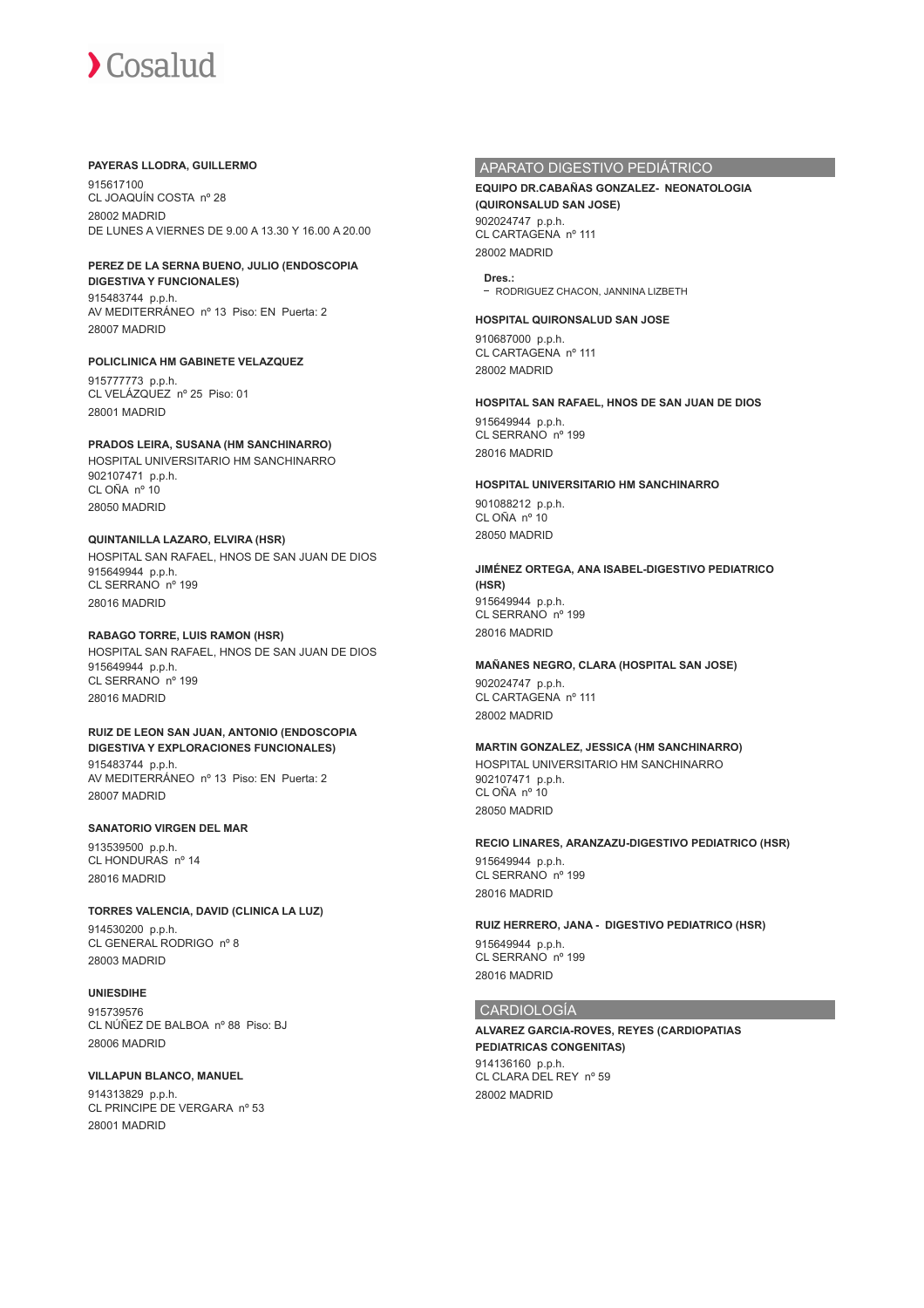**PAYERAS LLODRA, GUILLERMO**

915617100
CL JOAQUÍN COSTA nº 28
28002 MADRID
DE LUNES A VIERNES DE 9.00 A 13.30 Y 16.00 A 20.00

**PEREZ DE LA SERNA BUENO, JULIO (ENDOSCOPIA DIGESTIVA Y FUNCIONALES)**

915483744 p.p.h.
AV MEDITERRÁNEO nº 13 Piso: EN Puerta: 2
28007 MADRID

**POLICLINICA HM GABINETE VELAZQUEZ**

915777773 p.p.h.
CL VELÁZQUEZ nº 25 Piso: 01
28001 MADRID

**PRADOS LEIRA, SUSANA (HM SANCHINARRO)**

HOSPITAL UNIVERSITARIO HM SANCHINARRO
902107471 p.p.h.
CL OÑA nº 10
28050 MADRID

**QUINTANILLA LAZARO, ELVIRA (HSR)**

HOSPITAL SAN RAFAEL, HNOS DE SAN JUAN DE DIOS
915649944 p.p.h.
CL SERRANO nº 199
28016 MADRID

**RABAGO TORRE, LUIS RAMON (HSR)**

HOSPITAL SAN RAFAEL, HNOS DE SAN JUAN DE DIOS
915649944 p.p.h.
CL SERRANO nº 199
28016 MADRID

**RUIZ DE LEON SAN JUAN, ANTONIO (ENDOSCOPIA DIGESTIVA Y EXPLORACIONES FUNCIONALES)**

915483744 p.p.h.
AV MEDITERRÁNEO nº 13 Piso: EN Puerta: 2
28007 MADRID

**SANATORIO VIRGEN DEL MAR**

913539500 p.p.h.
CL HONDURAS nº 14
28016 MADRID

**TORRES VALENCIA, DAVID (CLINICA LA LUZ)**

914530200 p.p.h.
CL GENERAL RODRIGO nº 8
28003 MADRID

**UNIESDIHE**

915739576
CL NÚÑEZ DE BALBOA nº 88 Piso: BJ
28006 MADRID

**VILLAPUN BLANCO, MANUEL**

914313829 p.p.h.
CL PRINCIPE DE VERGARA nº 53
28001 MADRID

## APARATO DIGESTIVO PEDIÁTRICO

**EQUIPO DR.CABAÑAS GONZALEZ- NEONATOLOGIA (QUIRONSALUD SAN JOSE)**

902024747 p.p.h.
CL CARTAGENA nº 111
28002 MADRID

**Dres.:**
- RODRIGUEZ CHACON, JANNINA LIZBETH

**HOSPITAL QUIRONSALUD SAN JOSE**

910687000 p.p.h.
CL CARTAGENA nº 111
28002 MADRID

**HOSPITAL SAN RAFAEL, HNOS DE SAN JUAN DE DIOS**

915649944 p.p.h.
CL SERRANO nº 199
28016 MADRID

**HOSPITAL UNIVERSITARIO HM SANCHINARRO**

901088212 p.p.h.
CL OÑA nº 10
28050 MADRID

**JIMÉNEZ ORTEGA, ANA ISABEL-DIGESTIVO PEDIATRICO (HSR)**

915649944 p.p.h.
CL SERRANO nº 199
28016 MADRID

**MAÑANES NEGRO, CLARA (HOSPITAL SAN JOSE)**

902024747 p.p.h.
CL CARTAGENA nº 111
28002 MADRID

**MARTIN GONZALEZ, JESSICA (HM SANCHINARRO)**

HOSPITAL UNIVERSITARIO HM SANCHINARRO
902107471 p.p.h.
CL OÑA nº 10
28050 MADRID

**RECIO LINARES, ARANZAZU-DIGESTIVO PEDIATRICO (HSR)**

915649944 p.p.h.
CL SERRANO nº 199
28016 MADRID

**RUIZ HERRERO, JANA - DIGESTIVO PEDIATRICO (HSR)**

915649944 p.p.h.
CL SERRANO nº 199
28016 MADRID

## CARDIOLOGÍA

**ALVAREZ GARCIA-ROVES, REYES (CARDIOPATIAS PEDIATRICAS CONGENITAS)**

914136160 p.p.h.
CL CLARA DEL REY nº 59
28002 MADRID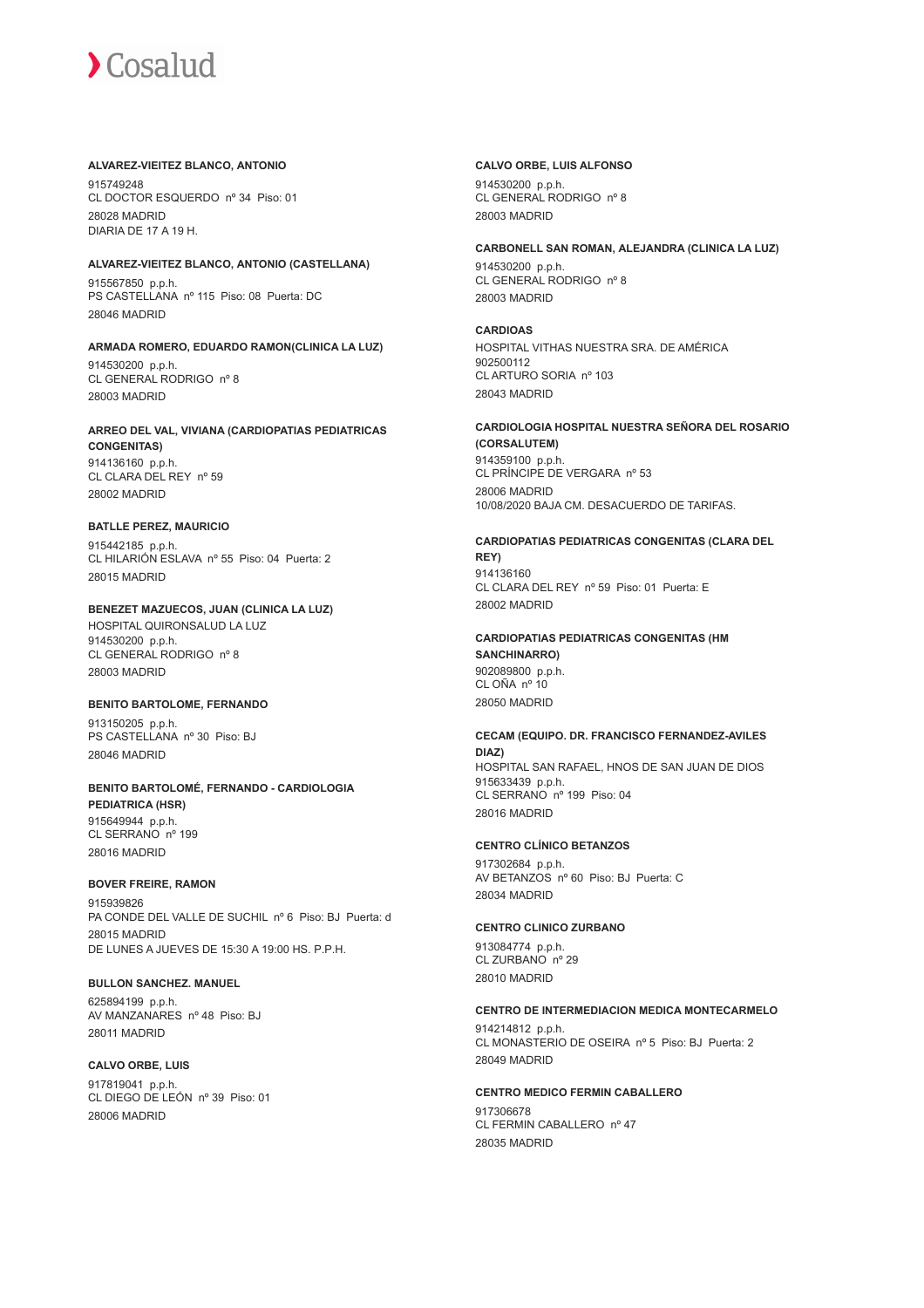**ALVAREZ-VIEITEZ BLANCO, ANTONIO**

915749248
CL DOCTOR ESQUERDO nº 34 Piso: 01
28028 MADRID
DIARIA DE 17 A 19 H.

**ALVAREZ-VIEITEZ BLANCO, ANTONIO (CASTELLANA)**

915567850 p.p.h.
PS CASTELLANA nº 115 Piso: 08 Puerta: DC
28046 MADRID

**ARMADA ROMERO, EDUARDO RAMON(CLINICA LA LUZ)**

914530200 p.p.h.
CL GENERAL RODRIGO nº 8
28003 MADRID

**ARREO DEL VAL, VIVIANA (CARDIOPATIAS PEDIATRICAS CONGENITAS)**

914136160 p.p.h.
CL CLARA DEL REY nº 59
28002 MADRID

**BATLLE PEREZ, MAURICIO**

915442185 p.p.h.
CL HILARIÓN ESLAVA nº 55 Piso: 04 Puerta: 2
28015 MADRID

**BENEZET MAZUECOS, JUAN (CLINICA LA LUZ)**

HOSPITAL QUIRONSALUD LA LUZ
914530200 p.p.h.
CL GENERAL RODRIGO nº 8
28003 MADRID

**BENITO BARTOLOME, FERNANDO**

913150205 p.p.h.
PS CASTELLANA nº 30 Piso: BJ
28046 MADRID

**BENITO BARTOLOMÉ, FERNANDO - CARDIOLOGIA PEDIATRICA (HSR)**

915649944 p.p.h.
CL SERRANO nº 199
28016 MADRID

**BOVER FREIRE, RAMON**

915939826
PA CONDE DEL VALLE DE SUCHIL nº 6 Piso: BJ Puerta: d
28015 MADRID
DE LUNES A JUEVES DE 15:30 A 19:00 HS. P.P.H.

**BULLON SANCHEZ. MANUEL**

625894199 p.p.h.
AV MANZANARES nº 48 Piso: BJ
28011 MADRID

**CALVO ORBE, LUIS**

917819041 p.p.h.
CL DIEGO DE LEÓN nº 39 Piso: 01
28006 MADRID

**CALVO ORBE, LUIS ALFONSO**

914530200 p.p.h.
CL GENERAL RODRIGO nº 8
28003 MADRID

**CARBONELL SAN ROMAN, ALEJANDRA (CLINICA LA LUZ)**

914530200 p.p.h.
CL GENERAL RODRIGO nº 8
28003 MADRID

**CARDIOAS**

HOSPITAL VITHAS NUESTRA SRA. DE AMÉRICA
902500112
CL ARTURO SORIA nº 103
28043 MADRID

**CARDIOLOGIA HOSPITAL NUESTRA SEÑORA DEL ROSARIO (CORSALUTEM)**

914359100 p.p.h.
CL PRÍNCIPE DE VERGARA nº 53
28006 MADRID
10/08/2020 BAJA CM. DESACUERDO DE TARIFAS.

**CARDIOPATIAS PEDIATRICAS CONGENITAS (CLARA DEL REY)**

914136160
CL CLARA DEL REY nº 59 Piso: 01 Puerta: E
28002 MADRID

**CARDIOPATIAS PEDIATRICAS CONGENITAS (HM SANCHINARRO)**

902089800 p.p.h.
CL OÑA nº 10
28050 MADRID

**CECAM (EQUIPO. DR. FRANCISCO FERNANDEZ-AVILES DIAZ)**

HOSPITAL SAN RAFAEL, HNOS DE SAN JUAN DE DIOS
915633439 p.p.h.
CL SERRANO nº 199 Piso: 04
28016 MADRID

**CENTRO CLÍNICO BETANZOS**

917302684 p.p.h.
AV BETANZOS nº 60 Piso: BJ Puerta: C
28034 MADRID

**CENTRO CLINICO ZURBANO**

913084774 p.p.h.
CL ZURBANO nº 29
28010 MADRID

**CENTRO DE INTERMEDIACION MEDICA MONTECARMELO**

914214812 p.p.h.
CL MONASTERIO DE OSEIRA nº 5 Piso: BJ Puerta: 2
28049 MADRID

**CENTRO MEDICO FERMIN CABALLERO**

917306678
CL FERMIN CABALLERO nº 47
28035 MADRID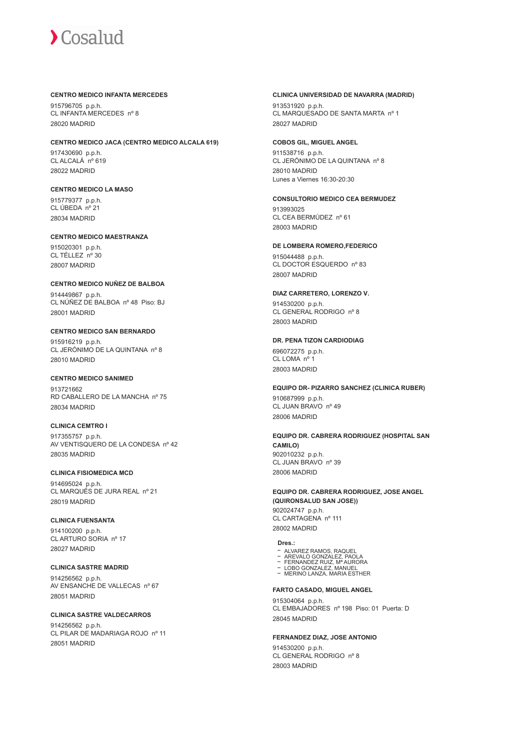**CENTRO MEDICO INFANTA MERCEDES**

915796705 p.p.h.
CL INFANTA MERCEDES nº 8
28020 MADRID

**CENTRO MEDICO JACA (CENTRO MEDICO ALCALA 619)**

917430690 p.p.h.
CL ALCALÁ nº 619
28022 MADRID

**CENTRO MEDICO LA MASO**

915779377 p.p.h.
CL ÚBEDA nº 21
28034 MADRID

**CENTRO MEDICO MAESTRANZA**

915020301 p.p.h.
CL TÉLLEZ nº 30
28007 MADRID

**CENTRO MEDICO NUÑEZ DE BALBOA**

914449867 p.p.h.
CL NÚÑEZ DE BALBOA nº 48 Piso: BJ
28001 MADRID

**CENTRO MEDICO SAN BERNARDO**

915916219 p.p.h.
CL JERÓNIMO DE LA QUINTANA nº 8
28010 MADRID

**CENTRO MEDICO SANIMED**

913721662
RD CABALLERO DE LA MANCHA nº 75
28034 MADRID

**CLINICA CEMTRO I**

917355757 p.p.h.
AV VENTISQUERO DE LA CONDESA nº 42
28035 MADRID

**CLINICA FISIOMEDICA MCD**

914695024 p.p.h.
CL MARQUÉS DE JURA REAL nº 21
28019 MADRID

**CLINICA FUENSANTA**

914100200 p.p.h.
CL ARTURO SORIA nº 17
28027 MADRID

**CLINICA SASTRE MADRID**

914256562 p.p.h.
AV ENSANCHE DE VALLECAS nº 67
28051 MADRID

**CLINICA SASTRE VALDECARROS**

914256562 p.p.h.
CL PILAR DE MADARIAGA ROJO nº 11
28051 MADRID

**CLINICA UNIVERSIDAD DE NAVARRA (MADRID)**

913531920 p.p.h.
CL MARQUESADO DE SANTA MARTA nº 1
28027 MADRID

**COBOS GIL, MIGUEL ANGEL**

911538716 p.p.h.
CL JERÓNIMO DE LA QUINTANA nº 8
28010 MADRID
Lunes a Viernes 16:30-20:30

**CONSULTORIO MEDICO CEA BERMUDEZ**

913993025
CL CEA BERMÚDEZ nº 61
28003 MADRID

**DE LOMBERA ROMERO,FEDERICO**

915044488 p.p.h.
CL DOCTOR ESQUERDO nº 83
28007 MADRID

**DIAZ CARRETERO, LORENZO V.**

914530200 p.p.h.
CL GENERAL RODRIGO nº 8
28003 MADRID

**DR. PENA TIZON CARDIODIAG**

696072275 p.p.h.
CL LOMA nº 1
28003 MADRID

**EQUIPO DR- PIZARRO SANCHEZ (CLINICA RUBER)**

910687999 p.p.h.
CL JUAN BRAVO nº 49
28006 MADRID

**EQUIPO DR. CABRERA RODRIGUEZ (HOSPITAL SAN CAMILO)**

902010232 p.p.h.
CL JUAN BRAVO nº 39
28006 MADRID

**EQUIPO DR. CABRERA RODRIGUEZ, JOSE ANGEL (QUIRONSALUD SAN JOSE))**

902024747 p.p.h.
CL CARTAGENA nº 111
28002 MADRID

**Dres.:**

- ALVAREZ RAMOS, RAQUEL
- AREVALO GONZALEZ, PAOLA
- FERNANDEZ RUIZ, Mª AURORA
- LOBO GONZALEZ, MANUEL
- MERINO LANZA, MARIA ESTHER

**FARTO CASADO, MIGUEL ANGEL**

915304064 p.p.h.
CL EMBAJADORES nº 198 Piso: 01 Puerta: D
28045 MADRID

**FERNANDEZ DIAZ, JOSE ANTONIO**

914530200 p.p.h.
CL GENERAL RODRIGO nº 8
28003 MADRID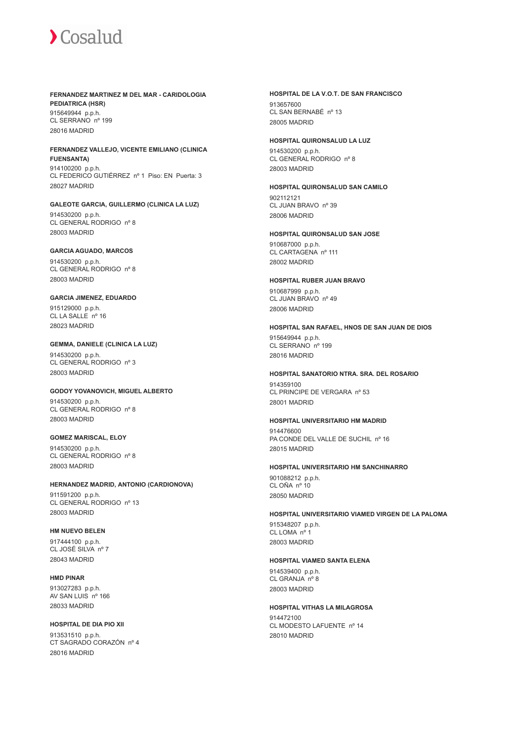**FERNANDEZ MARTINEZ M DEL MAR - CARIDOLOGIA PEDIATRICA (HSR)**
915649944 p.p.h.
CL SERRANO nº 199
28016 MADRID

**FERNANDEZ VALLEJO, VICENTE EMILIANO (CLINICA FUENSANTA)**
914100200 p.p.h.
CL FEDERICO GUTIÉRREZ nº 1 Piso: EN Puerta: 3
28027 MADRID

**GALEOTE GARCIA, GUILLERMO (CLINICA LA LUZ)**
914530200 p.p.h.
CL GENERAL RODRIGO nº 8
28003 MADRID

**GARCIA AGUADO, MARCOS**
914530200 p.p.h.
CL GENERAL RODRIGO nº 8
28003 MADRID

**GARCIA JIMENEZ, EDUARDO**
915129000 p.p.h.
CL LA SALLE nº 16
28023 MADRID

**GEMMA, DANIELE (CLINICA LA LUZ)**
914530200 p.p.h.
CL GENERAL RODRIGO nº 3
28003 MADRID

**GODOY YOVANOVICH, MIGUEL ALBERTO**
914530200 p.p.h.
CL GENERAL RODRIGO nº 8
28003 MADRID

**GOMEZ MARISCAL, ELOY**
914530200 p.p.h.
CL GENERAL RODRIGO nº 8
28003 MADRID

**HERNANDEZ MADRID, ANTONIO (CARDIONOVA)**
911591200 p.p.h.
CL GENERAL RODRIGO nº 13
28003 MADRID

**HM NUEVO BELEN**
917444100 p.p.h.
CL JOSÉ SILVA nº 7
28043 MADRID

**HMD PINAR**
913027283 p.p.h.
AV SAN LUIS nº 166
28033 MADRID

**HOSPITAL DE DIA PIO XII**
913531510 p.p.h.
CT SAGRADO CORAZÓN nº 4
28016 MADRID

**HOSPITAL DE LA V.O.T. DE SAN FRANCISCO**
913657600
CL SAN BERNABÉ nº 13
28005 MADRID

**HOSPITAL QUIRONSALUD LA LUZ**
914530200 p.p.h.
CL GENERAL RODRIGO nº 8
28003 MADRID

**HOSPITAL QUIRONSALUD SAN CAMILO**
902112121
CL JUAN BRAVO nº 39
28006 MADRID

**HOSPITAL QUIRONSALUD SAN JOSE**
910687000 p.p.h.
CL CARTAGENA nº 111
28002 MADRID

**HOSPITAL RUBER JUAN BRAVO**
910687999 p.p.h.
CL JUAN BRAVO nº 49
28006 MADRID

**HOSPITAL SAN RAFAEL, HNOS DE SAN JUAN DE DIOS**
915649944 p.p.h.
CL SERRANO nº 199
28016 MADRID

**HOSPITAL SANATORIO NTRA. SRA. DEL ROSARIO**
914359100
CL PRINCIPE DE VERGARA nº 53
28001 MADRID

**HOSPITAL UNIVERSITARIO HM MADRID**
914476600
PA CONDE DEL VALLE DE SUCHIL nº 16
28015 MADRID

**HOSPITAL UNIVERSITARIO HM SANCHINARRO**
901088212 p.p.h.
CL OÑA nº 10
28050 MADRID

**HOSPITAL UNIVERSITARIO VIAMED VIRGEN DE LA PALOMA**
915348207 p.p.h.
CL LOMA nº 1
28003 MADRID

**HOSPITAL VIAMED SANTA ELENA**
914539400 p.p.h.
CL GRANJA nº 8
28003 MADRID

**HOSPITAL VITHAS LA MILAGROSA**
914472100
CL MODESTO LAFUENTE nº 14
28010 MADRID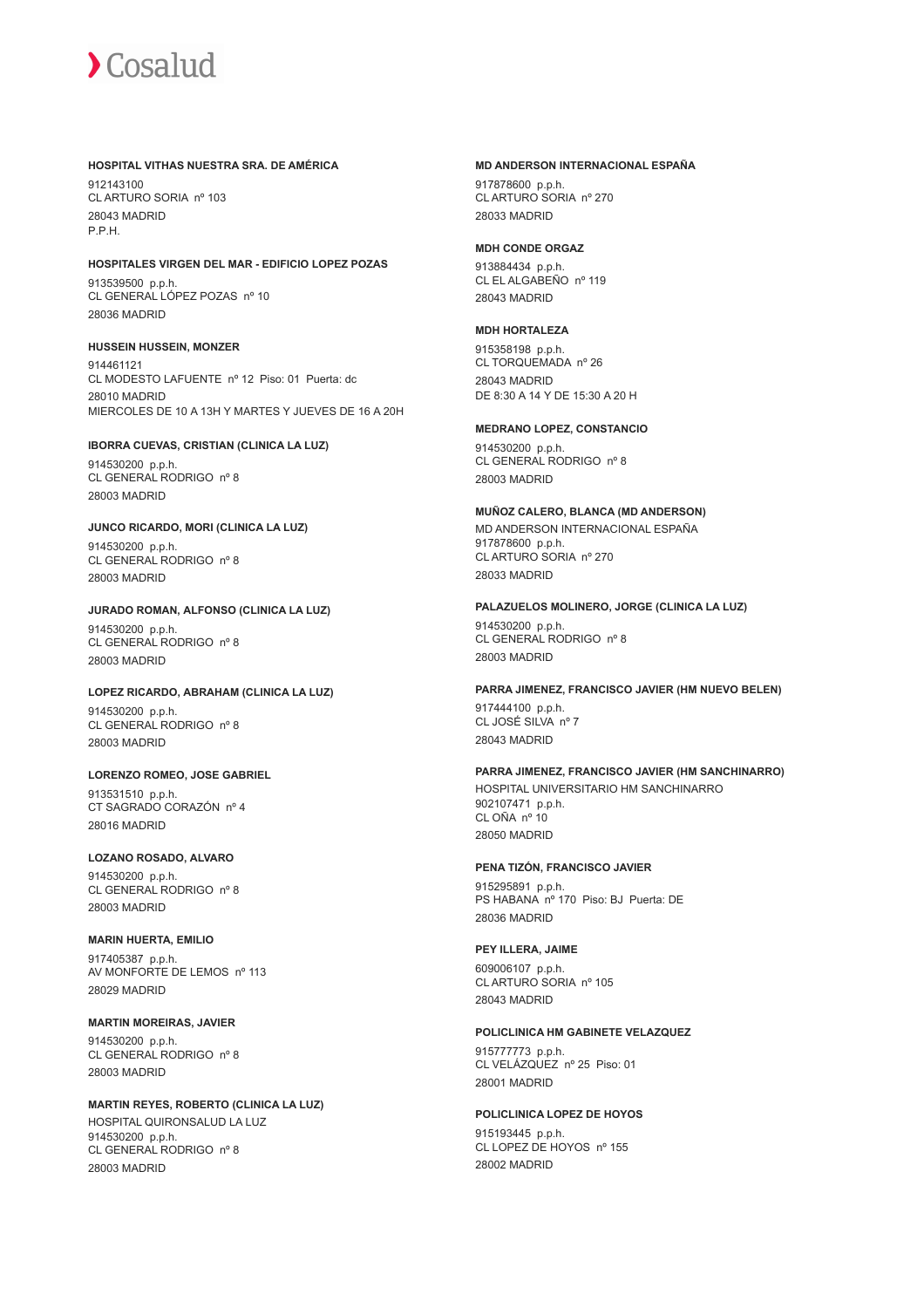**HOSPITAL VITHAS NUESTRA SRA. DE AMÉRICA**

912143100
CL ARTURO SORIA nº 103
28043 MADRID
P.P.H.

**HOSPITALES VIRGEN DEL MAR - EDIFICIO LOPEZ POZAS**

913539500 p.p.h.
CL GENERAL LÓPEZ POZAS nº 10
28036 MADRID

**HUSSEIN HUSSEIN, MONZER**

914461121
CL MODESTO LAFUENTE nº 12 Piso: 01 Puerta: dc
28010 MADRID
MIERCOLES DE 10 A 13H Y MARTES Y JUEVES DE 16 A 20H

**IBORRA CUEVAS, CRISTIAN (CLINICA LA LUZ)**

914530200 p.p.h.
CL GENERAL RODRIGO nº 8
28003 MADRID

**JUNCO RICARDO, MORI (CLINICA LA LUZ)**

914530200 p.p.h.
CL GENERAL RODRIGO nº 8
28003 MADRID

**JURADO ROMAN, ALFONSO (CLINICA LA LUZ)**

914530200 p.p.h.
CL GENERAL RODRIGO nº 8
28003 MADRID

**LOPEZ RICARDO, ABRAHAM (CLINICA LA LUZ)**

914530200 p.p.h.
CL GENERAL RODRIGO nº 8
28003 MADRID

**LORENZO ROMEO, JOSE GABRIEL**

913531510 p.p.h.
CT SAGRADO CORAZÓN nº 4
28016 MADRID

**LOZANO ROSADO, ALVARO**

914530200 p.p.h.
CL GENERAL RODRIGO nº 8
28003 MADRID

**MARIN HUERTA, EMILIO**

917405387 p.p.h.
AV MONFORTE DE LEMOS nº 113
28029 MADRID

**MARTIN MOREIRAS, JAVIER**

914530200 p.p.h.
CL GENERAL RODRIGO nº 8
28003 MADRID

**MARTIN REYES, ROBERTO (CLINICA LA LUZ)**

HOSPITAL QUIRONSALUD LA LUZ
914530200 p.p.h.
CL GENERAL RODRIGO nº 8
28003 MADRID

**MD ANDERSON INTERNACIONAL ESPAÑA**

917878600 p.p.h.
CL ARTURO SORIA nº 270
28033 MADRID

**MDH CONDE ORGAZ**

913884434 p.p.h.
CL EL ALGABEÑO nº 119
28043 MADRID

**MDH HORTALEZA**

915358198 p.p.h.
CL TORQUEMADA nº 26
28043 MADRID
DE 8:30 A 14 Y DE 15:30 A 20 H

**MEDRANO LOPEZ, CONSTANCIO**

914530200 p.p.h.
CL GENERAL RODRIGO nº 8
28003 MADRID

**MUÑOZ CALERO, BLANCA (MD ANDERSON)**

MD ANDERSON INTERNACIONAL ESPAÑA
917878600 p.p.h.
CL ARTURO SORIA nº 270
28033 MADRID

**PALAZUELOS MOLINERO, JORGE (CLINICA LA LUZ)**

914530200 p.p.h.
CL GENERAL RODRIGO nº 8
28003 MADRID

**PARRA JIMENEZ, FRANCISCO JAVIER (HM NUEVO BELEN)**

917444100 p.p.h.
CL JOSÉ SILVA nº 7
28043 MADRID

**PARRA JIMENEZ, FRANCISCO JAVIER (HM SANCHINARRO)**

HOSPITAL UNIVERSITARIO HM SANCHINARRO
902107471 p.p.h.
CL OÑA nº 10
28050 MADRID

**PENA TIZÓN, FRANCISCO JAVIER**

915295891 p.p.h.
PS HABANA nº 170 Piso: BJ Puerta: DE
28036 MADRID

**PEY ILLERA, JAIME**

609006107 p.p.h.
CL ARTURO SORIA nº 105
28043 MADRID

**POLICLINICA HM GABINETE VELAZQUEZ**

915777773 p.p.h.
CL VELÁZQUEZ nº 25 Piso: 01
28001 MADRID

**POLICLINICA LOPEZ DE HOYOS**

915193445 p.p.h.
CL LOPEZ DE HOYOS nº 155
28002 MADRID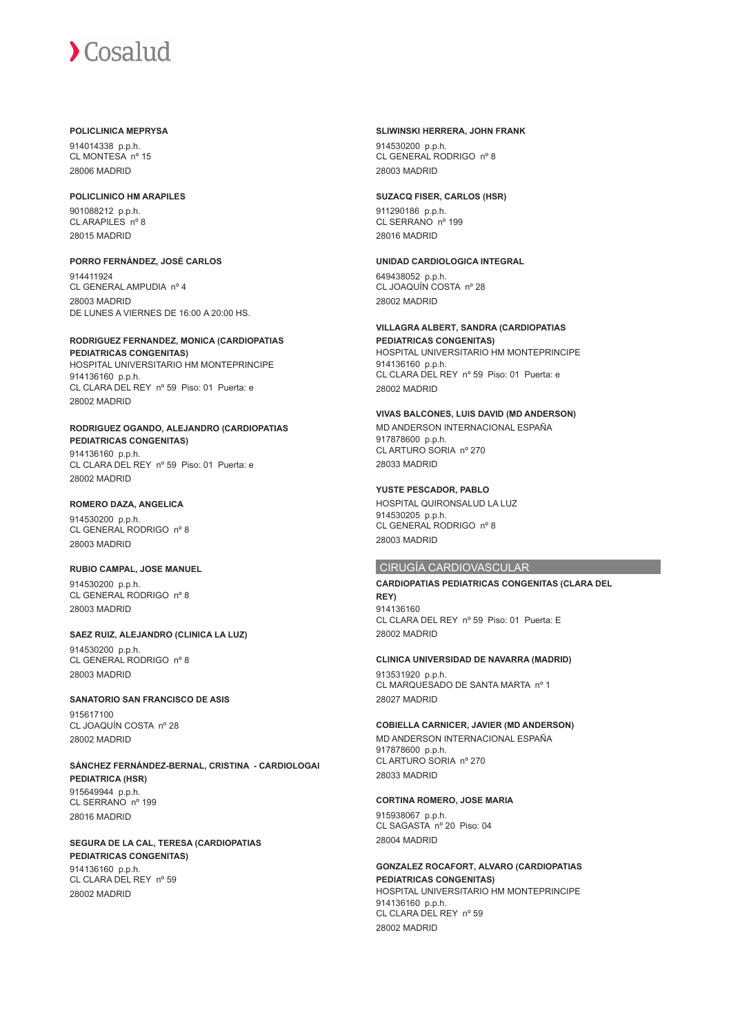**POLICLINICA MEPRYSA**

914014338 p.p.h.
CL MONTESA nº 15
28006 MADRID

**POLICLINICO HM ARAPILES**

901088212 p.p.h.
CL ARAPILES nº 8
28015 MADRID

**PORRO FERNÁNDEZ, JOSÉ CARLOS**

914411924
CL GENERAL AMPUDIA nº 4
28003 MADRID
DE LUNES A VIERNES DE 16:00 A 20:00 HS.

**RODRIGUEZ FERNANDEZ, MONICA (CARDIOPATIAS PEDIATRICAS CONGENITAS)**

HOSPITAL UNIVERSITARIO HM MONTEPRINCIPE
914136160 p.p.h.
CL CLARA DEL REY nº 59 Piso: 01 Puerta: e
28002 MADRID

**RODRIGUEZ OGANDO, ALEJANDRO (CARDIOPATIAS PEDIATRICAS CONGENITAS)**

914136160 p.p.h.
CL CLARA DEL REY nº 59 Piso: 01 Puerta: e
28002 MADRID

**ROMERO DAZA, ANGELICA**

914530200 p.p.h.
CL GENERAL RODRIGO nº 8
28003 MADRID

**RUBIO CAMPAL, JOSE MANUEL**

914530200 p.p.h.
CL GENERAL RODRIGO nº 8
28003 MADRID

**SAEZ RUIZ, ALEJANDRO (CLINICA LA LUZ)**

914530200 p.p.h.
CL GENERAL RODRIGO nº 8
28003 MADRID

**SANATORIO SAN FRANCISCO DE ASIS**

915617100
CL JOAQUÍN COSTA nº 28
28002 MADRID

**SÁNCHEZ FERNÁNDEZ-BERNAL, CRISTINA - CARDIOLOGAI PEDIATRICA (HSR)**

915649944 p.p.h.
CL SERRANO nº 199
28016 MADRID

**SEGURA DE LA CAL, TERESA (CARDIOPATIAS PEDIATRICAS CONGENITAS)**

914136160 p.p.h.
CL CLARA DEL REY nº 59
28002 MADRID

**SLIWINSKI HERRERA, JOHN FRANK**

914530200 p.p.h.
CL GENERAL RODRIGO nº 8
28003 MADRID

**SUZACQ FISER, CARLOS (HSR)**

911290186 p.p.h.
CL SERRANO nº 199
28016 MADRID

**UNIDAD CARDIOLOGICA INTEGRAL**

649438052 p.p.h.
CL JOAQUÍN COSTA nº 28
28002 MADRID

**VILLAGRA ALBERT, SANDRA (CARDIOPATIAS PEDIATRICAS CONGENITAS)**

HOSPITAL UNIVERSITARIO HM MONTEPRINCIPE
914136160 p.p.h.
CL CLARA DEL REY nº 59 Piso: 01 Puerta: e
28002 MADRID

**VIVAS BALCONES, LUIS DAVID (MD ANDERSON)**

MD ANDERSON INTERNACIONAL ESPAÑA
917878600 p.p.h.
CL ARTURO SORIA nº 270
28033 MADRID

**YUSTE PESCADOR, PABLO**

HOSPITAL QUIRONSALUD LA LUZ
914530205 p.p.h.
CL GENERAL RODRIGO nº 8
28003 MADRID

## CIRUGÍA CARDIOVASCULAR

**CARDIOPATIAS PEDIATRICAS CONGENITAS (CLARA DEL REY)**

914136160
CL CLARA DEL REY nº 59 Piso: 01 Puerta: E
28002 MADRID

**CLINICA UNIVERSIDAD DE NAVARRA (MADRID)**

913531920 p.p.h.
CL MARQUESADO DE SANTA MARTA nº 1
28027 MADRID

**COBIELLA CARNICER, JAVIER (MD ANDERSON)**

MD ANDERSON INTERNACIONAL ESPAÑA
917878600 p.p.h.
CL ARTURO SORIA nº 270
28033 MADRID

**CORTINA ROMERO, JOSE MARIA**

915938067 p.p.h.
CL SAGASTA nº 20 Piso: 04
28004 MADRID

**GONZALEZ ROCAFORT, ALVARO (CARDIOPATIAS PEDIATRICAS CONGENITAS)**

HOSPITAL UNIVERSITARIO HM MONTEPRINCIPE
914136160 p.p.h.
CL CLARA DEL REY nº 59
28002 MADRID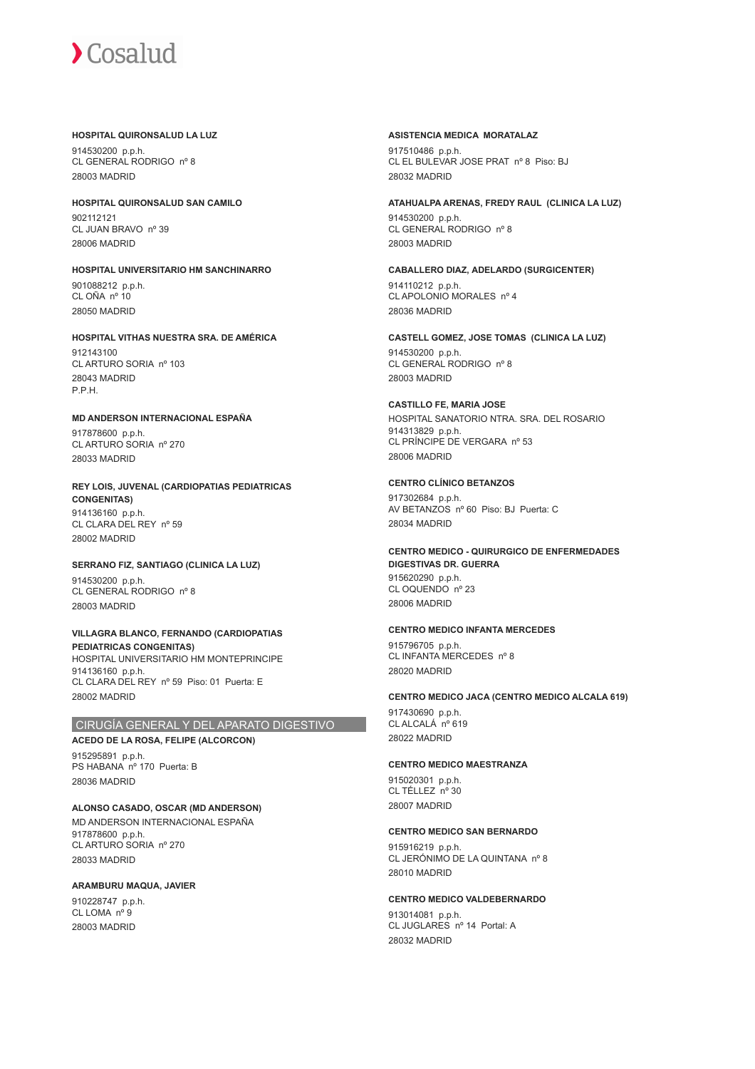**HOSPITAL QUIRONSALUD LA LUZ**

914530200 p.p.h.
CL GENERAL RODRIGO nº 8
28003 MADRID

**HOSPITAL QUIRONSALUD SAN CAMILO**

902112121
CL JUAN BRAVO nº 39
28006 MADRID

**HOSPITAL UNIVERSITARIO HM SANCHINARRO**

901088212 p.p.h.
CL OÑA nº 10
28050 MADRID

**HOSPITAL VITHAS NUESTRA SRA. DE AMÉRICA**

912143100
CL ARTURO SORIA nº 103
28043 MADRID
P.P.H.

**MD ANDERSON INTERNACIONAL ESPAÑA**

917878600 p.p.h.
CL ARTURO SORIA nº 270
28033 MADRID

**REY LOIS, JUVENAL (CARDIOPATIAS PEDIATRICAS CONGENITAS)**

914136160 p.p.h.
CL CLARA DEL REY nº 59
28002 MADRID

**SERRANO FIZ, SANTIAGO (CLINICA LA LUZ)**

914530200 p.p.h.
CL GENERAL RODRIGO nº 8
28003 MADRID

**VILLAGRA BLANCO, FERNANDO (CARDIOPATIAS PEDIATRICAS CONGENITAS)**

HOSPITAL UNIVERSITARIO HM MONTEPRINCIPE
914136160 p.p.h.
CL CLARA DEL REY nº 59 Piso: 01 Puerta: E
28002 MADRID

## CIRUGÍA GENERAL Y DEL APARATO DIGESTIVO

**ACEDO DE LA ROSA, FELIPE (ALCORCON)**

915295891 p.p.h.
PS HABANA nº 170 Puerta: B
28036 MADRID

**ALONSO CASADO, OSCAR (MD ANDERSON)**

MD ANDERSON INTERNACIONAL ESPAÑA
917878600 p.p.h.
CL ARTURO SORIA nº 270
28033 MADRID

**ARAMBURU MAQUA, JAVIER**

910228747 p.p.h.
CL LOMA nº 9
28003 MADRID

**ASISTENCIA MEDICA MORATALAZ**

917510486 p.p.h.
CL EL BULEVAR JOSE PRAT nº 8 Piso: BJ
28032 MADRID

**ATAHUALPA ARENAS, FREDY RAUL (CLINICA LA LUZ)**

914530200 p.p.h.
CL GENERAL RODRIGO nº 8
28003 MADRID

**CABALLERO DIAZ, ADELARDO (SURGICENTER)**

914110212 p.p.h.
CL APOLONIO MORALES nº 4
28036 MADRID

**CASTELL GOMEZ, JOSE TOMAS (CLINICA LA LUZ)**

914530200 p.p.h.
CL GENERAL RODRIGO nº 8
28003 MADRID

**CASTILLO FE, MARIA JOSE**

HOSPITAL SANATORIO NTRA. SRA. DEL ROSARIO
914313829 p.p.h.
CL PRÍNCIPE DE VERGARA nº 53
28006 MADRID

**CENTRO CLÍNICO BETANZOS**

917302684 p.p.h.
AV BETANZOS nº 60 Piso: BJ Puerta: C
28034 MADRID

**CENTRO MEDICO - QUIRURGICO DE ENFERMEDADES DIGESTIVAS DR. GUERRA**

915620290 p.p.h.
CL OQUENDO nº 23
28006 MADRID

**CENTRO MEDICO INFANTA MERCEDES**

915796705 p.p.h.
CL INFANTA MERCEDES nº 8
28020 MADRID

**CENTRO MEDICO JACA (CENTRO MEDICO ALCALA 619)**

917430690 p.p.h.
CL ALCALÁ nº 619
28022 MADRID

**CENTRO MEDICO MAESTRANZA**

915020301 p.p.h.
CL TÉLLEZ nº 30
28007 MADRID

**CENTRO MEDICO SAN BERNARDO**

915916219 p.p.h.
CL JERÓNIMO DE LA QUINTANA nº 8
28010 MADRID

**CENTRO MEDICO VALDEBERNARDO**

913014081 p.p.h.
CL JUGLARES nº 14 Portal: A
28032 MADRID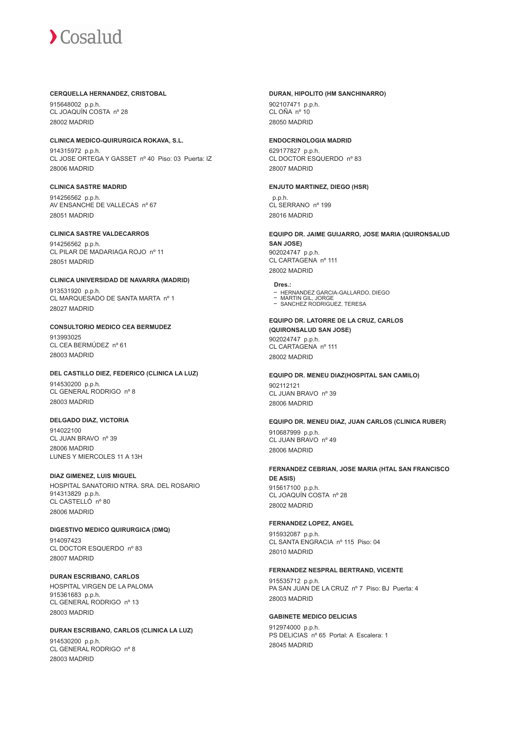**CERQUELLA HERNANDEZ, CRISTOBAL**

915648002 p.p.h.
CL JOAQUÍN COSTA nº 28
28002 MADRID

**CLINICA MEDICO-QUIRURGICA ROKAVA, S.L.**

914315972 p.p.h.
CL JOSE ORTEGA Y GASSET nº 40 Piso: 03 Puerta: IZ
28006 MADRID

**CLINICA SASTRE MADRID**

914256562 p.p.h.
AV ENSANCHE DE VALLECAS nº 67
28051 MADRID

**CLINICA SASTRE VALDECARROS**

914256562 p.p.h.
CL PILAR DE MADARIAGA ROJO nº 11
28051 MADRID

**CLINICA UNIVERSIDAD DE NAVARRA (MADRID)**

913531920 p.p.h.
CL MARQUESADO DE SANTA MARTA nº 1
28027 MADRID

**CONSULTORIO MEDICO CEA BERMUDEZ**

913993025
CL CEA BERMÚDEZ nº 61
28003 MADRID

**DEL CASTILLO DIEZ, FEDERICO (CLINICA LA LUZ)**

914530200 p.p.h.
CL GENERAL RODRIGO nº 8
28003 MADRID

**DELGADO DIAZ, VICTORIA**

914022100
CL JUAN BRAVO nº 39
28006 MADRID
LUNES Y MIERCOLES 11 A 13H

**DIAZ GIMENEZ, LUIS MIGUEL**

HOSPITAL SANATORIO NTRA. SRA. DEL ROSARIO
914313829 p.p.h.
CL CASTELLÓ nº 80
28006 MADRID

**DIGESTIVO MEDICO QUIRURGICA (DMQ)**

914097423
CL DOCTOR ESQUERDO nº 83
28007 MADRID

**DURAN ESCRIBANO, CARLOS**

HOSPITAL VIRGEN DE LA PALOMA
915361683 p.p.h.
CL GENERAL RODRIGO nº 13
28003 MADRID

**DURAN ESCRIBANO, CARLOS (CLINICA LA LUZ)**

914530200 p.p.h.
CL GENERAL RODRIGO nº 8
28003 MADRID

**DURAN, HIPOLITO (HM SANCHINARRO)**

902107471 p.p.h.
CL OÑA nº 10
28050 MADRID

**ENDOCRINOLOGIA MADRID**

629177827 p.p.h.
CL DOCTOR ESQUERDO nº 83
28007 MADRID

**ENJUTO MARTINEZ, DIEGO (HSR)**

p.p.h.
CL SERRANO nº 199
28016 MADRID

**EQUIPO DR. JAIME GUIJARRO, JOSE MARIA (QUIRONSALUD SAN JOSE)**

902024747 p.p.h.
CL CARTAGENA nº 111
28002 MADRID

**Dres.:**

- HERNANDEZ GARCIA-GALLARDO, DIEGO
- MARTIN GIL, JORGE
- SANCHEZ RODRIGUEZ, TERESA

**EQUIPO DR. LATORRE DE LA CRUZ, CARLOS (QUIRONSALUD SAN JOSE)**

902024747 p.p.h.
CL CARTAGENA nº 111
28002 MADRID

**EQUIPO DR. MENEU DIAZ(HOSPITAL SAN CAMILO)**

902112121
CL JUAN BRAVO nº 39
28006 MADRID

**EQUIPO DR. MENEU DIAZ, JUAN CARLOS (CLINICA RUBER)**

910687999 p.p.h.
CL JUAN BRAVO nº 49
28006 MADRID

**FERNANDEZ CEBRIAN, JOSE MARIA (HTAL SAN FRANCISCO DE ASIS)**

915617100 p.p.h.
CL JOAQUÍN COSTA nº 28
28002 MADRID

**FERNANDEZ LOPEZ, ANGEL**

915932087 p.p.h.
CL SANTA ENGRACIA nº 115 Piso: 04
28010 MADRID

**FERNANDEZ NESPRAL BERTRAND, VICENTE**

915535712 p.p.h.
PA SAN JUAN DE LA CRUZ nº 7 Piso: BJ Puerta: 4
28003 MADRID

**GABINETE MEDICO DELICIAS**

912974000 p.p.h.
PS DELICIAS nº 65 Portal: A Escalera: 1
28045 MADRID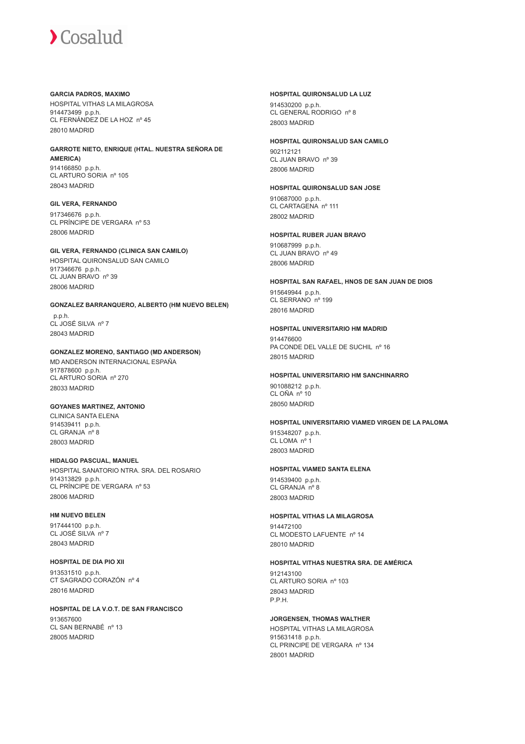**GARCIA PADROS, MAXIMO**
HOSPITAL VITHAS LA MILAGROSA
914473499 p.p.h.
CL FERNÁNDEZ DE LA HOZ nº 45
28010 MADRID

**GARROTE NIETO, ENRIQUE (HTAL. NUESTRA SEÑORA DE AMERICA)**
914166850 p.p.h.
CL ARTURO SORIA nº 105
28043 MADRID

**GIL VERA, FERNANDO**
917346676 p.p.h.
CL PRÍNCIPE DE VERGARA nº 53
28006 MADRID

**GIL VERA, FERNANDO (CLINICA SAN CAMILO)**
HOSPITAL QUIRONSALUD SAN CAMILO
917346676 p.p.h.
CL JUAN BRAVO nº 39
28006 MADRID

**GONZALEZ BARRANQUERO, ALBERTO (HM NUEVO BELEN)**
p.p.h.
CL JOSÉ SILVA nº 7
28043 MADRID

**GONZALEZ MORENO, SANTIAGO (MD ANDERSON)**
MD ANDERSON INTERNACIONAL ESPAÑA
917878600 p.p.h.
CL ARTURO SORIA nº 270
28033 MADRID

**GOYANES MARTINEZ, ANTONIO**
CLINICA SANTA ELENA
914539411 p.p.h.
CL GRANJA nº 8
28003 MADRID

**HIDALGO PASCUAL, MANUEL**
HOSPITAL SANATORIO NTRA. SRA. DEL ROSARIO
914313829 p.p.h.
CL PRÍNCIPE DE VERGARA nº 53
28006 MADRID

**HM NUEVO BELEN**
917444100 p.p.h.
CL JOSÉ SILVA nº 7
28043 MADRID

**HOSPITAL DE DIA PIO XII**
913531510 p.p.h.
CT SAGRADO CORAZÓN nº 4
28016 MADRID

**HOSPITAL DE LA V.O.T. DE SAN FRANCISCO**
913657600
CL SAN BERNABÉ nº 13
28005 MADRID

**HOSPITAL QUIRONSALUD LA LUZ**
914530200 p.p.h.
CL GENERAL RODRIGO nº 8
28003 MADRID

**HOSPITAL QUIRONSALUD SAN CAMILO**
902112121
CL JUAN BRAVO nº 39
28006 MADRID

**HOSPITAL QUIRONSALUD SAN JOSE**
910687000 p.p.h.
CL CARTAGENA nº 111
28002 MADRID

**HOSPITAL RUBER JUAN BRAVO**
910687999 p.p.h.
CL JUAN BRAVO nº 49
28006 MADRID

**HOSPITAL SAN RAFAEL, HNOS DE SAN JUAN DE DIOS**
915649944 p.p.h.
CL SERRANO nº 199
28016 MADRID

**HOSPITAL UNIVERSITARIO HM MADRID**
914476600
PA CONDE DEL VALLE DE SUCHIL nº 16
28015 MADRID

**HOSPITAL UNIVERSITARIO HM SANCHINARRO**
901088212 p.p.h.
CL OÑA nº 10
28050 MADRID

**HOSPITAL UNIVERSITARIO VIAMED VIRGEN DE LA PALOMA**
915348207 p.p.h.
CL LOMA nº 1
28003 MADRID

**HOSPITAL VIAMED SANTA ELENA**
914539400 p.p.h.
CL GRANJA nº 8
28003 MADRID

**HOSPITAL VITHAS LA MILAGROSA**
914472100
CL MODESTO LAFUENTE nº 14
28010 MADRID

**HOSPITAL VITHAS NUESTRA SRA. DE AMÉRICA**
912143100
CL ARTURO SORIA nº 103
28043 MADRID
P.P.H.

**JORGENSEN, THOMAS WALTHER**
HOSPITAL VITHAS LA MILAGROSA
915631418 p.p.h.
CL PRINCIPE DE VERGARA nº 134
28001 MADRID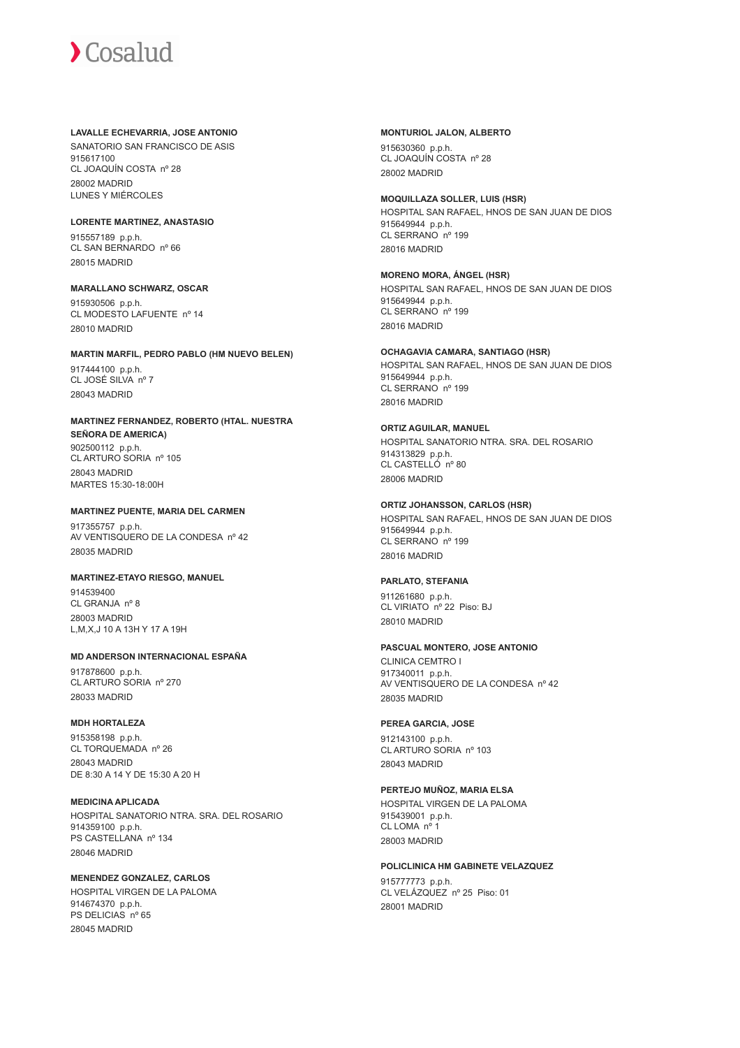**LAVALLE ECHEVARRIA, JOSE ANTONIO**

SANATORIO SAN FRANCISCO DE ASIS
915617100
CL JOAQUÍN COSTA nº 28
28002 MADRID
LUNES Y MIÉRCOLES

**LORENTE MARTINEZ, ANASTASIO**

915557189 p.p.h.
CL SAN BERNARDO nº 66
28015 MADRID

**MARALLANO SCHWARZ, OSCAR**

915930506 p.p.h.
CL MODESTO LAFUENTE nº 14
28010 MADRID

**MARTIN MARFIL, PEDRO PABLO (HM NUEVO BELEN)**

917444100 p.p.h.
CL JOSÉ SILVA nº 7
28043 MADRID

**MARTINEZ FERNANDEZ, ROBERTO (HTAL. NUESTRA SEÑORA DE AMERICA)**

902500112 p.p.h.
CL ARTURO SORIA nº 105
28043 MADRID
MARTES 15:30-18:00H

**MARTINEZ PUENTE, MARIA DEL CARMEN**

917355757 p.p.h.
AV VENTISQUERO DE LA CONDESA nº 42
28035 MADRID

**MARTINEZ-ETAYO RIESGO, MANUEL**

914539400
CL GRANJA nº 8
28003 MADRID
L,M,X,J 10 A 13H Y 17 A 19H

**MD ANDERSON INTERNACIONAL ESPAÑA**

917878600 p.p.h.
CL ARTURO SORIA nº 270
28033 MADRID

**MDH HORTALEZA**

915358198 p.p.h.
CL TORQUEMADA nº 26
28043 MADRID
DE 8:30 A 14 Y DE 15:30 A 20 H

**MEDICINA APLICADA**

HOSPITAL SANATORIO NTRA. SRA. DEL ROSARIO
914359100 p.p.h.
PS CASTELLANA nº 134
28046 MADRID

**MENENDEZ GONZALEZ, CARLOS**

HOSPITAL VIRGEN DE LA PALOMA
914674370 p.p.h.
PS DELICIAS nº 65
28045 MADRID

**MONTURIOL JALON, ALBERTO**

915630360 p.p.h.
CL JOAQUÍN COSTA nº 28
28002 MADRID

**MOQUILLAZA SOLLER, LUIS (HSR)**

HOSPITAL SAN RAFAEL, HNOS DE SAN JUAN DE DIOS
915649944 p.p.h.
CL SERRANO nº 199
28016 MADRID

**MORENO MORA, ÁNGEL (HSR)**

HOSPITAL SAN RAFAEL, HNOS DE SAN JUAN DE DIOS
915649944 p.p.h.
CL SERRANO nº 199
28016 MADRID

**OCHAGAVIA CAMARA, SANTIAGO (HSR)**

HOSPITAL SAN RAFAEL, HNOS DE SAN JUAN DE DIOS
915649944 p.p.h.
CL SERRANO nº 199
28016 MADRID

**ORTIZ AGUILAR, MANUEL**

HOSPITAL SANATORIO NTRA. SRA. DEL ROSARIO
914313829 p.p.h.
CL CASTELLÓ nº 80
28006 MADRID

**ORTIZ JOHANSSON, CARLOS (HSR)**

HOSPITAL SAN RAFAEL, HNOS DE SAN JUAN DE DIOS
915649944 p.p.h.
CL SERRANO nº 199
28016 MADRID

**PARLATO, STEFANIA**

911261680 p.p.h.
CL VIRIATO nº 22 Piso: BJ
28010 MADRID

**PASCUAL MONTERO, JOSE ANTONIO**

CLINICA CEMTRO I
917340011 p.p.h.
AV VENTISQUERO DE LA CONDESA nº 42
28035 MADRID

**PEREA GARCIA, JOSE**

912143100 p.p.h.
CL ARTURO SORIA nº 103
28043 MADRID

**PERTEJO MUÑOZ, MARIA ELSA**

HOSPITAL VIRGEN DE LA PALOMA
915439001 p.p.h.
CL LOMA nº 1
28003 MADRID

**POLICLINICA HM GABINETE VELAZQUEZ**

915777773 p.p.h.
CL VELÁZQUEZ nº 25 Piso: 01
28001 MADRID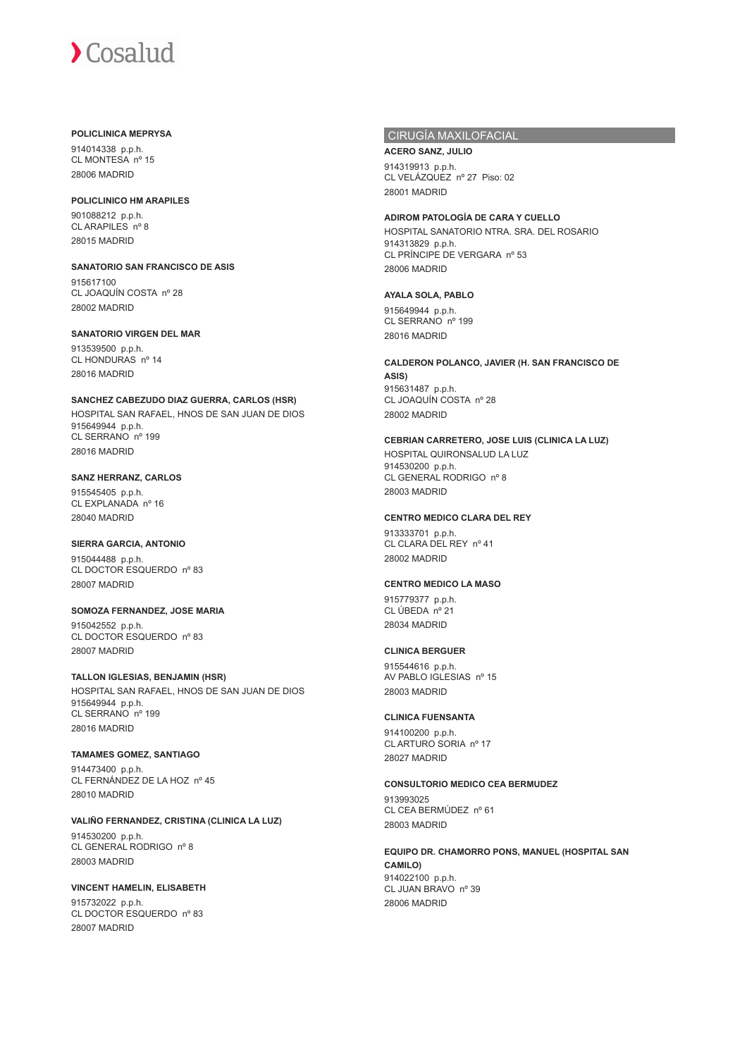**POLICLINICA MEPRYSA**

914014338 p.p.h.
CL MONTESA nº 15
28006 MADRID

**POLICLINICO HM ARAPILES**

901088212 p.p.h.
CL ARAPILES nº 8
28015 MADRID

**SANATORIO SAN FRANCISCO DE ASIS**

915617100
CL JOAQUÍN COSTA nº 28
28002 MADRID

**SANATORIO VIRGEN DEL MAR**

913539500 p.p.h.
CL HONDURAS nº 14
28016 MADRID

**SANCHEZ CABEZUDO DIAZ GUERRA, CARLOS (HSR)**

HOSPITAL SAN RAFAEL, HNOS DE SAN JUAN DE DIOS
915649944 p.p.h.
CL SERRANO nº 199
28016 MADRID

**SANZ HERRANZ, CARLOS**

915545405 p.p.h.
CL EXPLANADA nº 16
28040 MADRID

**SIERRA GARCIA, ANTONIO**

915044488 p.p.h.
CL DOCTOR ESQUERDO nº 83
28007 MADRID

**SOMOZA FERNANDEZ, JOSE MARIA**

915042552 p.p.h.
CL DOCTOR ESQUERDO nº 83
28007 MADRID

**TALLON IGLESIAS, BENJAMIN (HSR)**

HOSPITAL SAN RAFAEL, HNOS DE SAN JUAN DE DIOS
915649944 p.p.h.
CL SERRANO nº 199
28016 MADRID

**TAMAMES GOMEZ, SANTIAGO**

914473400 p.p.h.
CL FERNÁNDEZ DE LA HOZ nº 45
28010 MADRID

**VALIÑO FERNANDEZ, CRISTINA (CLINICA LA LUZ)**

914530200 p.p.h.
CL GENERAL RODRIGO nº 8
28003 MADRID

**VINCENT HAMELIN, ELISABETH**

915732022 p.p.h.
CL DOCTOR ESQUERDO nº 83
28007 MADRID

## CIRUGÍA MAXILOFACIAL

**ACERO SANZ, JULIO**

914319913 p.p.h.
CL VELÁZQUEZ nº 27 Piso: 02
28001 MADRID

**ADIROM PATOLOGÍA DE CARA Y CUELLO**

HOSPITAL SANATORIO NTRA. SRA. DEL ROSARIO
914313829 p.p.h.
CL PRÍNCIPE DE VERGARA nº 53
28006 MADRID

**AYALA SOLA, PABLO**

915649944 p.p.h.
CL SERRANO nº 199
28016 MADRID

**CALDERON POLANCO, JAVIER (H. SAN FRANCISCO DE ASIS)**

915631487 p.p.h.
CL JOAQUÍN COSTA nº 28
28002 MADRID

**CEBRIAN CARRETERO, JOSE LUIS (CLINICA LA LUZ)**

HOSPITAL QUIRONSALUD LA LUZ
914530200 p.p.h.
CL GENERAL RODRIGO nº 8
28003 MADRID

**CENTRO MEDICO CLARA DEL REY**

913333701 p.p.h.
CL CLARA DEL REY nº 41
28002 MADRID

**CENTRO MEDICO LA MASO**

915779377 p.p.h.
CL ÚBEDA nº 21
28034 MADRID

**CLINICA BERGUER**

915544616 p.p.h.
AV PABLO IGLESIAS nº 15
28003 MADRID

**CLINICA FUENSANTA**

914100200 p.p.h.
CL ARTURO SORIA nº 17
28027 MADRID

**CONSULTORIO MEDICO CEA BERMUDEZ**

913993025
CL CEA BERMÚDEZ nº 61
28003 MADRID

**EQUIPO DR. CHAMORRO PONS, MANUEL (HOSPITAL SAN CAMILO)**

914022100 p.p.h.
CL JUAN BRAVO nº 39
28006 MADRID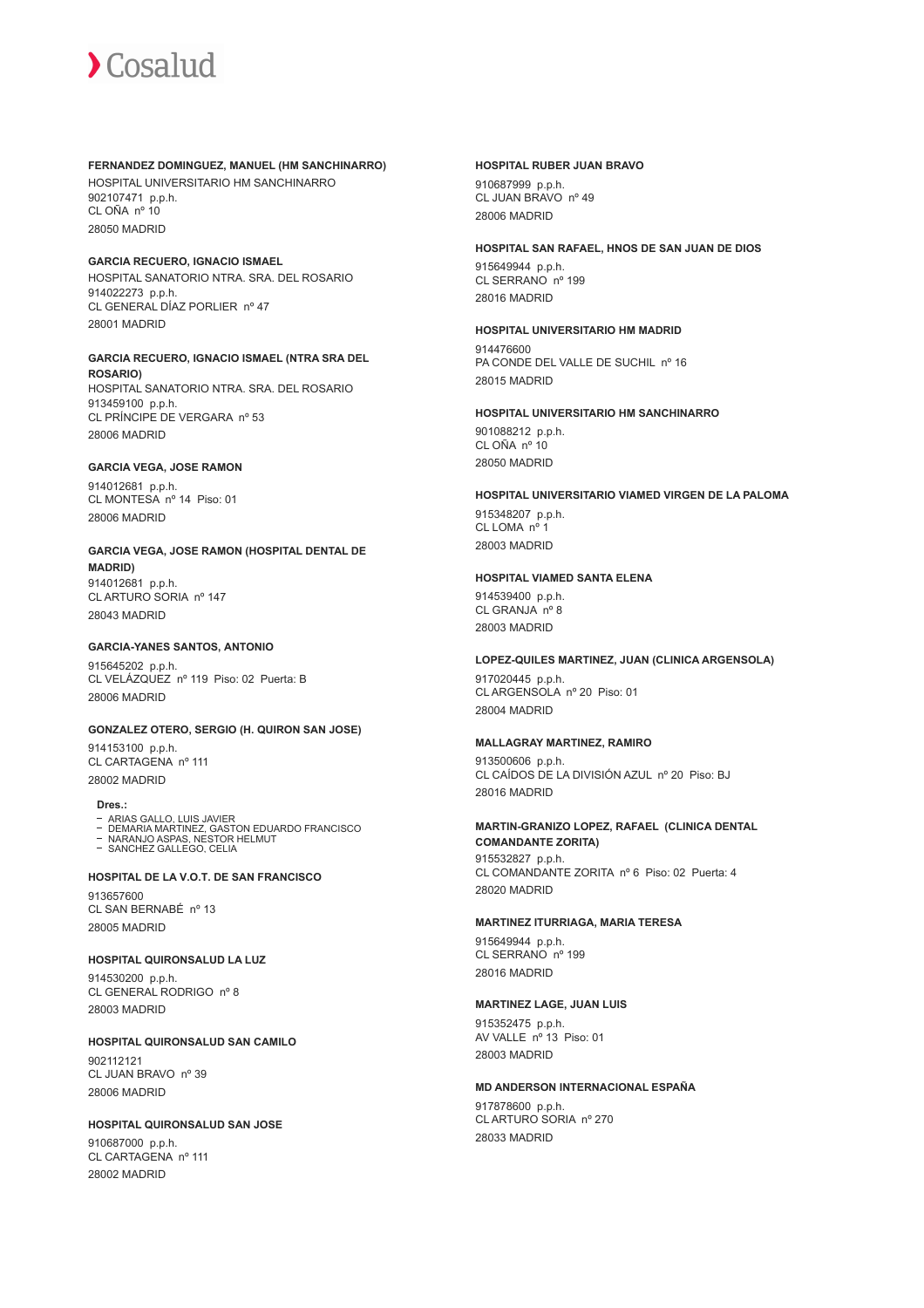**FERNANDEZ DOMINGUEZ, MANUEL (HM SANCHINARRO)**
HOSPITAL UNIVERSITARIO HM SANCHINARRO
902107471 p.p.h.
CL OÑA nº 10
28050 MADRID

**GARCIA RECUERO, IGNACIO ISMAEL**
HOSPITAL SANATORIO NTRA. SRA. DEL ROSARIO
914022273 p.p.h.
CL GENERAL DÍAZ PORLIER nº 47
28001 MADRID

**GARCIA RECUERO, IGNACIO ISMAEL (NTRA SRA DEL ROSARIO)**
HOSPITAL SANATORIO NTRA. SRA. DEL ROSARIO
913459100 p.p.h.
CL PRÍNCIPE DE VERGARA nº 53
28006 MADRID

**GARCIA VEGA, JOSE RAMON**
914012681 p.p.h.
CL MONTESA nº 14 Piso: 01
28006 MADRID

**GARCIA VEGA, JOSE RAMON (HOSPITAL DENTAL DE MADRID)**
914012681 p.p.h.
CL ARTURO SORIA nº 147
28043 MADRID

**GARCIA-YANES SANTOS, ANTONIO**
915645202 p.p.h.
CL VELÁZQUEZ nº 119 Piso: 02 Puerta: B
28006 MADRID

**GONZALEZ OTERO, SERGIO (H. QUIRON SAN JOSE)**
914153100 p.p.h.
CL CARTAGENA nº 111
28002 MADRID

**Dres.:**
- ARIAS GALLO, LUIS JAVIER
- DEMARIA MARTINEZ, GASTON EDUARDO FRANCISCO
- NARANJO ASPAS, NESTOR HELMUT
- SANCHEZ GALLEGO, CELIA

**HOSPITAL DE LA V.O.T. DE SAN FRANCISCO**
913657600
CL SAN BERNABÉ nº 13
28005 MADRID

**HOSPITAL QUIRONSALUD LA LUZ**
914530200 p.p.h.
CL GENERAL RODRIGO nº 8
28003 MADRID

**HOSPITAL QUIRONSALUD SAN CAMILO**
902112121
CL JUAN BRAVO nº 39
28006 MADRID

**HOSPITAL QUIRONSALUD SAN JOSE**
910687000 p.p.h.
CL CARTAGENA nº 111
28002 MADRID

**HOSPITAL RUBER JUAN BRAVO**
910687999 p.p.h.
CL JUAN BRAVO nº 49
28006 MADRID

**HOSPITAL SAN RAFAEL, HNOS DE SAN JUAN DE DIOS**
915649944 p.p.h.
CL SERRANO nº 199
28016 MADRID

**HOSPITAL UNIVERSITARIO HM MADRID**
914476600
PA CONDE DEL VALLE DE SUCHIL nº 16
28015 MADRID

**HOSPITAL UNIVERSITARIO HM SANCHINARRO**
901088212 p.p.h.
CL OÑA nº 10
28050 MADRID

**HOSPITAL UNIVERSITARIO VIAMED VIRGEN DE LA PALOMA**
915348207 p.p.h.
CL LOMA nº 1
28003 MADRID

**HOSPITAL VIAMED SANTA ELENA**
914539400 p.p.h.
CL GRANJA nº 8
28003 MADRID

**LOPEZ-QUILES MARTINEZ, JUAN (CLINICA ARGENSOLA)**
917020445 p.p.h.
CL ARGENSOLA nº 20 Piso: 01
28004 MADRID

**MALLAGRAY MARTINEZ, RAMIRO**
913500606 p.p.h.
CL CAÍDOS DE LA DIVISIÓN AZUL nº 20 Piso: BJ
28016 MADRID

**MARTIN-GRANIZO LOPEZ, RAFAEL (CLINICA DENTAL COMANDANTE ZORITA)**
915532827 p.p.h.
CL COMANDANTE ZORITA nº 6 Piso: 02 Puerta: 4
28020 MADRID

**MARTINEZ ITURRIAGA, MARIA TERESA**
915649944 p.p.h.
CL SERRANO nº 199
28016 MADRID

**MARTINEZ LAGE, JUAN LUIS**
915352475 p.p.h.
AV VALLE nº 13 Piso: 01
28003 MADRID

**MD ANDERSON INTERNACIONAL ESPAÑA**
917878600 p.p.h.
CL ARTURO SORIA nº 270
28033 MADRID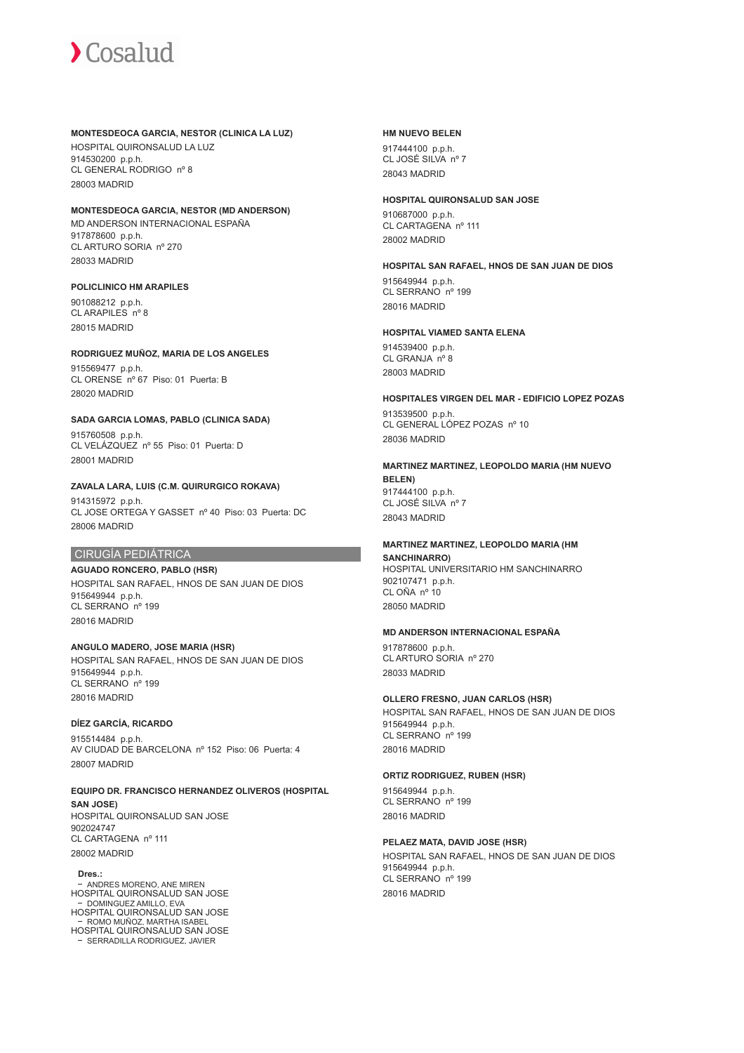**MONTESDEOCA GARCIA, NESTOR (CLINICA LA LUZ)**

HOSPITAL QUIRONSALUD LA LUZ
914530200 p.p.h.
CL GENERAL RODRIGO nº 8
28003 MADRID

**MONTESDEOCA GARCIA, NESTOR (MD ANDERSON)**

MD ANDERSON INTERNACIONAL ESPAÑA
917878600 p.p.h.
CL ARTURO SORIA nº 270
28033 MADRID

**POLICLINICO HM ARAPILES**

901088212 p.p.h.
CL ARAPILES nº 8
28015 MADRID

**RODRIGUEZ MUÑOZ, MARIA DE LOS ANGELES**

915569477 p.p.h.
CL ORENSE nº 67 Piso: 01 Puerta: B
28020 MADRID

**SADA GARCIA LOMAS, PABLO (CLINICA SADA)**

915760508 p.p.h.
CL VELÁZQUEZ nº 55 Piso: 01 Puerta: D
28001 MADRID

**ZAVALA LARA, LUIS (C.M. QUIRURGICO ROKAVA)**

914315972 p.p.h.
CL JOSE ORTEGA Y GASSET nº 40 Piso: 03 Puerta: DC
28006 MADRID

## CIRUGÍA PEDIÁTRICA

**AGUADO RONCERO, PABLO (HSR)**

HOSPITAL SAN RAFAEL, HNOS DE SAN JUAN DE DIOS
915649944 p.p.h.
CL SERRANO nº 199
28016 MADRID

**ANGULO MADERO, JOSE MARIA (HSR)**

HOSPITAL SAN RAFAEL, HNOS DE SAN JUAN DE DIOS
915649944 p.p.h.
CL SERRANO nº 199
28016 MADRID

**DÍEZ GARCÍA, RICARDO**

915514484 p.p.h.
AV CIUDAD DE BARCELONA nº 152 Piso: 06 Puerta: 4
28007 MADRID

**EQUIPO DR. FRANCISCO HERNANDEZ OLIVEROS (HOSPITAL SAN JOSE)**

HOSPITAL QUIRONSALUD SAN JOSE
902024747
CL CARTAGENA nº 111
28002 MADRID

**Dres.:**

- ANDRES MORENO, ANE MIREN
HOSPITAL QUIRONSALUD SAN JOSE
- DOMINGUEZ AMILLO, EVA
HOSPITAL QUIRONSALUD SAN JOSE
- ROMO MUÑOZ, MARTHA ISABEL
HOSPITAL QUIRONSALUD SAN JOSE
- SERRADILLA RODRIGUEZ, JAVIER

**HM NUEVO BELEN**

917444100 p.p.h.
CL JOSÉ SILVA nº 7
28043 MADRID

**HOSPITAL QUIRONSALUD SAN JOSE**

910687000 p.p.h.
CL CARTAGENA nº 111
28002 MADRID

**HOSPITAL SAN RAFAEL, HNOS DE SAN JUAN DE DIOS**

915649944 p.p.h.
CL SERRANO nº 199
28016 MADRID

**HOSPITAL VIAMED SANTA ELENA**

914539400 p.p.h.
CL GRANJA nº 8
28003 MADRID

**HOSPITALES VIRGEN DEL MAR - EDIFICIO LOPEZ POZAS**

913539500 p.p.h.
CL GENERAL LÓPEZ POZAS nº 10
28036 MADRID

**MARTINEZ MARTINEZ, LEOPOLDO MARIA (HM NUEVO BELEN)**

917444100 p.p.h.
CL JOSÉ SILVA nº 7
28043 MADRID

**MARTINEZ MARTINEZ, LEOPOLDO MARIA (HM SANCHINARRO)**

HOSPITAL UNIVERSITARIO HM SANCHINARRO
902107471 p.p.h.
CL OÑA nº 10
28050 MADRID

**MD ANDERSON INTERNACIONAL ESPAÑA**

917878600 p.p.h.
CL ARTURO SORIA nº 270
28033 MADRID

**OLLERO FRESNO, JUAN CARLOS (HSR)**

HOSPITAL SAN RAFAEL, HNOS DE SAN JUAN DE DIOS
915649944 p.p.h.
CL SERRANO nº 199
28016 MADRID

**ORTIZ RODRIGUEZ, RUBEN (HSR)**

915649944 p.p.h.
CL SERRANO nº 199
28016 MADRID

**PELAEZ MATA, DAVID JOSE (HSR)**

HOSPITAL SAN RAFAEL, HNOS DE SAN JUAN DE DIOS
915649944 p.p.h.
CL SERRANO nº 199
28016 MADRID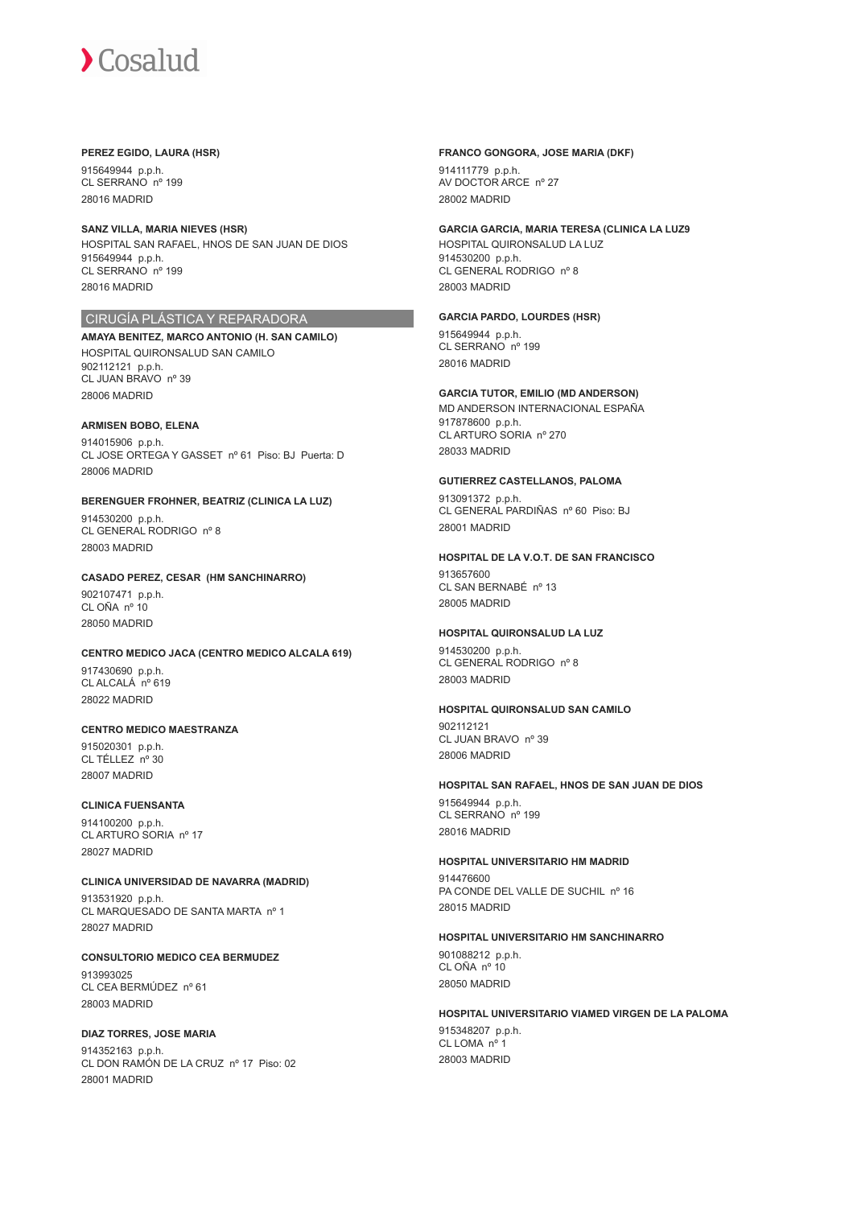**PEREZ EGIDO, LAURA (HSR)**

915649944 p.p.h.
CL SERRANO nº 199
28016 MADRID

**SANZ VILLA, MARIA NIEVES (HSR)**

HOSPITAL SAN RAFAEL, HNOS DE SAN JUAN DE DIOS
915649944 p.p.h.
CL SERRANO nº 199
28016 MADRID

## CIRUGÍA PLÁSTICA Y REPARADORA

**AMAYA BENITEZ, MARCO ANTONIO (H. SAN CAMILO)**

HOSPITAL QUIRONSALUD SAN CAMILO
902112121 p.p.h.
CL JUAN BRAVO nº 39
28006 MADRID

**ARMISEN BOBO, ELENA**

914015906 p.p.h.
CL JOSE ORTEGA Y GASSET nº 61 Piso: BJ Puerta: D
28006 MADRID

**BERENGUER FROHNER, BEATRIZ (CLINICA LA LUZ)**

914530200 p.p.h.
CL GENERAL RODRIGO nº 8
28003 MADRID

**CASADO PEREZ, CESAR (HM SANCHINARRO)**

902107471 p.p.h.
CL OÑA nº 10
28050 MADRID

**CENTRO MEDICO JACA (CENTRO MEDICO ALCALA 619)**

917430690 p.p.h.
CL ALCALÁ nº 619
28022 MADRID

**CENTRO MEDICO MAESTRANZA**

915020301 p.p.h.
CL TÉLLEZ nº 30
28007 MADRID

**CLINICA FUENSANTA**

914100200 p.p.h.
CL ARTURO SORIA nº 17
28027 MADRID

**CLINICA UNIVERSIDAD DE NAVARRA (MADRID)**

913531920 p.p.h.
CL MARQUESADO DE SANTA MARTA nº 1
28027 MADRID

**CONSULTORIO MEDICO CEA BERMUDEZ**

913993025
CL CEA BERMÚDEZ nº 61
28003 MADRID

**DIAZ TORRES, JOSE MARIA**

914352163 p.p.h.
CL DON RAMÓN DE LA CRUZ nº 17 Piso: 02
28001 MADRID

**FRANCO GONGORA, JOSE MARIA (DKF)**

914111779 p.p.h.
AV DOCTOR ARCE nº 27
28002 MADRID

**GARCIA GARCIA, MARIA TERESA (CLINICA LA LUZ9**

HOSPITAL QUIRONSALUD LA LUZ
914530200 p.p.h.
CL GENERAL RODRIGO nº 8
28003 MADRID

**GARCIA PARDO, LOURDES (HSR)**

915649944 p.p.h.
CL SERRANO nº 199
28016 MADRID

**GARCIA TUTOR, EMILIO (MD ANDERSON)**

MD ANDERSON INTERNACIONAL ESPAÑA
917878600 p.p.h.
CL ARTURO SORIA nº 270
28033 MADRID

**GUTIERREZ CASTELLANOS, PALOMA**

913091372 p.p.h.
CL GENERAL PARDIÑAS nº 60 Piso: BJ
28001 MADRID

**HOSPITAL DE LA V.O.T. DE SAN FRANCISCO**

913657600
CL SAN BERNABÉ nº 13
28005 MADRID

**HOSPITAL QUIRONSALUD LA LUZ**

914530200 p.p.h.
CL GENERAL RODRIGO nº 8
28003 MADRID

**HOSPITAL QUIRONSALUD SAN CAMILO**

902112121
CL JUAN BRAVO nº 39
28006 MADRID

**HOSPITAL SAN RAFAEL, HNOS DE SAN JUAN DE DIOS**

915649944 p.p.h.
CL SERRANO nº 199
28016 MADRID

**HOSPITAL UNIVERSITARIO HM MADRID**

914476600
PA CONDE DEL VALLE DE SUCHIL nº 16
28015 MADRID

**HOSPITAL UNIVERSITARIO HM SANCHINARRO**

901088212 p.p.h.
CL OÑA nº 10
28050 MADRID

**HOSPITAL UNIVERSITARIO VIAMED VIRGEN DE LA PALOMA**

915348207 p.p.h.
CL LOMA nº 1
28003 MADRID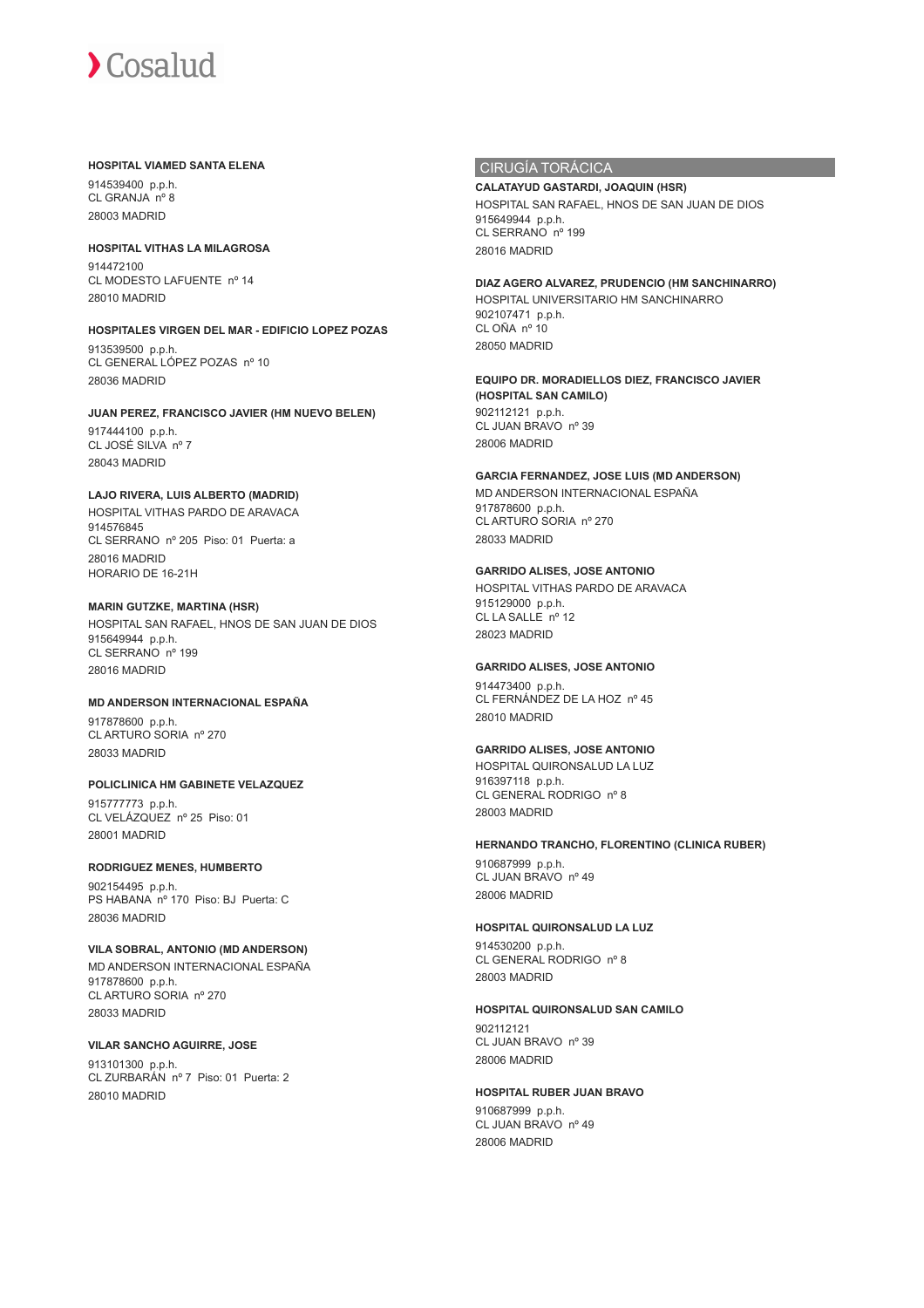**HOSPITAL VIAMED SANTA ELENA**

914539400 p.p.h.
CL GRANJA nº 8
28003 MADRID

**HOSPITAL VITHAS LA MILAGROSA**

914472100
CL MODESTO LAFUENTE nº 14
28010 MADRID

**HOSPITALES VIRGEN DEL MAR - EDIFICIO LOPEZ POZAS**

913539500 p.p.h.
CL GENERAL LÓPEZ POZAS nº 10
28036 MADRID

**JUAN PEREZ, FRANCISCO JAVIER (HM NUEVO BELEN)**

917444100 p.p.h.
CL JOSÉ SILVA nº 7
28043 MADRID

**LAJO RIVERA, LUIS ALBERTO (MADRID)**

HOSPITAL VITHAS PARDO DE ARAVACA
914576845
CL SERRANO nº 205 Piso: 01 Puerta: a
28016 MADRID
HORARIO DE 16-21H

**MARIN GUTZKE, MARTINA (HSR)**

HOSPITAL SAN RAFAEL, HNOS DE SAN JUAN DE DIOS
915649944 p.p.h.
CL SERRANO nº 199
28016 MADRID

**MD ANDERSON INTERNACIONAL ESPAÑA**

917878600 p.p.h.
CL ARTURO SORIA nº 270
28033 MADRID

**POLICLINICA HM GABINETE VELAZQUEZ**

915777773 p.p.h.
CL VELÁZQUEZ nº 25 Piso: 01
28001 MADRID

**RODRIGUEZ MENES, HUMBERTO**

902154495 p.p.h.
PS HABANA nº 170 Piso: BJ Puerta: C
28036 MADRID

**VILA SOBRAL, ANTONIO (MD ANDERSON)**

MD ANDERSON INTERNACIONAL ESPAÑA
917878600 p.p.h.
CL ARTURO SORIA nº 270
28033 MADRID

**VILAR SANCHO AGUIRRE, JOSE**

913101300 p.p.h.
CL ZURBARÁN nº 7 Piso: 01 Puerta: 2
28010 MADRID

## CIRUGÍA TORÁCICA

**CALATAYUD GASTARDI, JOAQUIN (HSR)**

HOSPITAL SAN RAFAEL, HNOS DE SAN JUAN DE DIOS
915649944 p.p.h.
CL SERRANO nº 199
28016 MADRID

**DIAZ AGERO ALVAREZ, PRUDENCIO (HM SANCHINARRO)**

HOSPITAL UNIVERSITARIO HM SANCHINARRO
902107471 p.p.h.
CL OÑA nº 10
28050 MADRID

**EQUIPO DR. MORADIELLOS DIEZ, FRANCISCO JAVIER (HOSPITAL SAN CAMILO)**

902112121 p.p.h.
CL JUAN BRAVO nº 39
28006 MADRID

**GARCIA FERNANDEZ, JOSE LUIS (MD ANDERSON)**

MD ANDERSON INTERNACIONAL ESPAÑA
917878600 p.p.h.
CL ARTURO SORIA nº 270
28033 MADRID

**GARRIDO ALISES, JOSE ANTONIO**

HOSPITAL VITHAS PARDO DE ARAVACA
915129000 p.p.h.
CL LA SALLE nº 12
28023 MADRID

**GARRIDO ALISES, JOSE ANTONIO**

914473400 p.p.h.
CL FERNÁNDEZ DE LA HOZ nº 45
28010 MADRID

**GARRIDO ALISES, JOSE ANTONIO**

HOSPITAL QUIRONSALUD LA LUZ
916397118 p.p.h.
CL GENERAL RODRIGO nº 8
28003 MADRID

**HERNANDO TRANCHO, FLORENTINO (CLINICA RUBER)**

910687999 p.p.h.
CL JUAN BRAVO nº 49
28006 MADRID

**HOSPITAL QUIRONSALUD LA LUZ**

914530200 p.p.h.
CL GENERAL RODRIGO nº 8
28003 MADRID

**HOSPITAL QUIRONSALUD SAN CAMILO**

902112121
CL JUAN BRAVO nº 39
28006 MADRID

**HOSPITAL RUBER JUAN BRAVO**

910687999 p.p.h.
CL JUAN BRAVO nº 49
28006 MADRID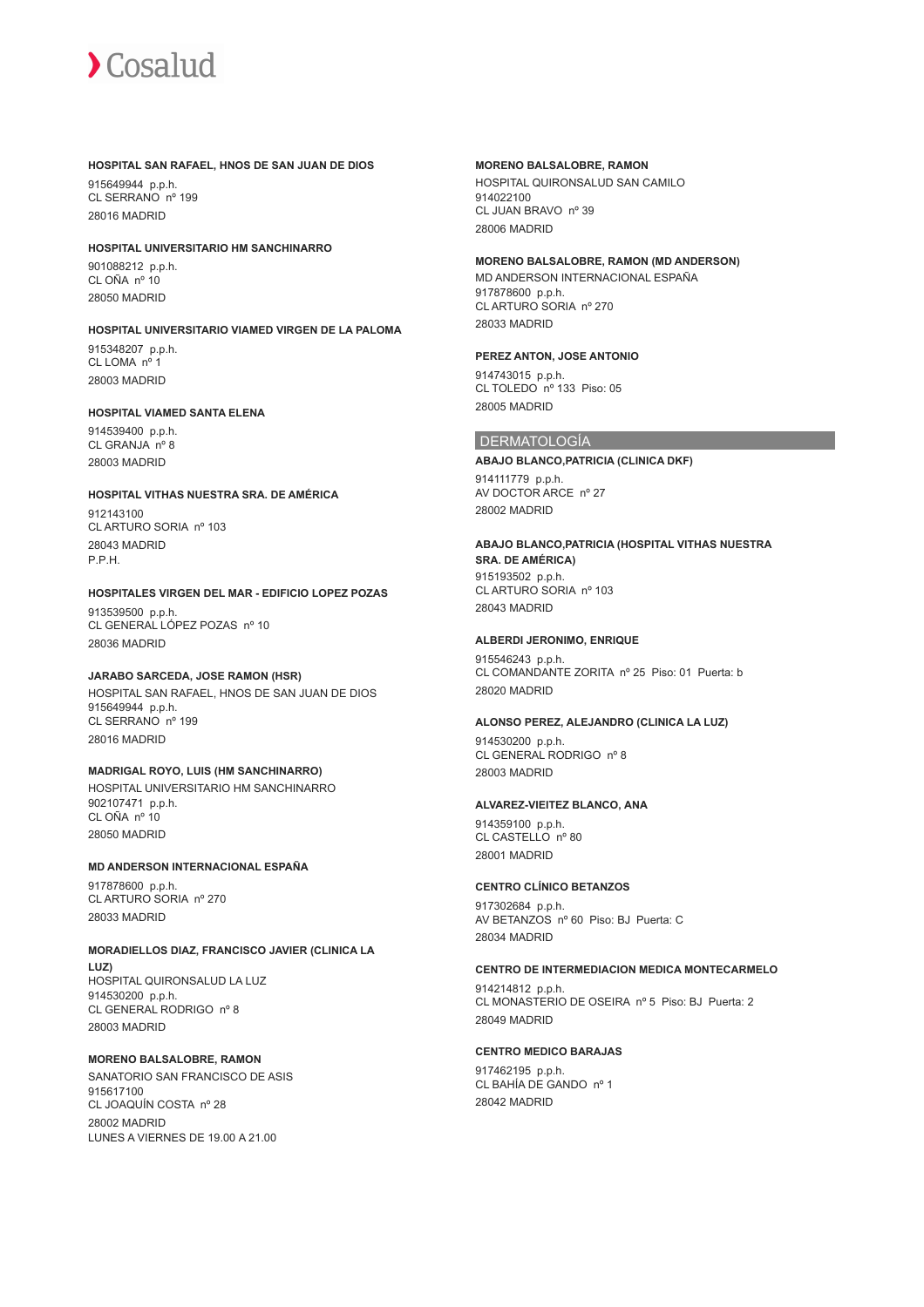**HOSPITAL SAN RAFAEL, HNOS DE SAN JUAN DE DIOS**

915649944 p.p.h.
CL SERRANO nº 199
28016 MADRID

**HOSPITAL UNIVERSITARIO HM SANCHINARRO**

901088212 p.p.h.
CL OÑA nº 10
28050 MADRID

**HOSPITAL UNIVERSITARIO VIAMED VIRGEN DE LA PALOMA**

915348207 p.p.h.
CL LOMA nº 1
28003 MADRID

**HOSPITAL VIAMED SANTA ELENA**

914539400 p.p.h.
CL GRANJA nº 8
28003 MADRID

**HOSPITAL VITHAS NUESTRA SRA. DE AMÉRICA**

912143100
CL ARTURO SORIA nº 103
28043 MADRID
P.P.H.

**HOSPITALES VIRGEN DEL MAR - EDIFICIO LOPEZ POZAS**

913539500 p.p.h.
CL GENERAL LÓPEZ POZAS nº 10
28036 MADRID

**JARABO SARCEDA, JOSE RAMON (HSR)**

HOSPITAL SAN RAFAEL, HNOS DE SAN JUAN DE DIOS
915649944 p.p.h.
CL SERRANO nº 199
28016 MADRID

**MADRIGAL ROYO, LUIS (HM SANCHINARRO)**

HOSPITAL UNIVERSITARIO HM SANCHINARRO
902107471 p.p.h.
CL OÑA nº 10
28050 MADRID

**MD ANDERSON INTERNACIONAL ESPAÑA**

917878600 p.p.h.
CL ARTURO SORIA nº 270
28033 MADRID

**MORADIELLOS DIAZ, FRANCISCO JAVIER (CLINICA LA LUZ)**

HOSPITAL QUIRONSALUD LA LUZ
914530200 p.p.h.
CL GENERAL RODRIGO nº 8
28003 MADRID

**MORENO BALSALOBRE, RAMON**

SANATORIO SAN FRANCISCO DE ASIS
915617100
CL JOAQUÍN COSTA nº 28
28002 MADRID
LUNES A VIERNES DE 19.00 A 21.00

**MORENO BALSALOBRE, RAMON**

HOSPITAL QUIRONSALUD SAN CAMILO
914022100
CL JUAN BRAVO nº 39
28006 MADRID

**MORENO BALSALOBRE, RAMON (MD ANDERSON)**

MD ANDERSON INTERNACIONAL ESPAÑA
917878600 p.p.h.
CL ARTURO SORIA nº 270
28033 MADRID

**PEREZ ANTON, JOSE ANTONIO**

914743015 p.p.h.
CL TOLEDO nº 133 Piso: 05
28005 MADRID

## DERMATOLOGÍA

**ABAJO BLANCO,PATRICIA (CLINICA DKF)**

914111779 p.p.h.
AV DOCTOR ARCE nº 27
28002 MADRID

**ABAJO BLANCO,PATRICIA (HOSPITAL VITHAS NUESTRA SRA. DE AMÉRICA)**

915193502 p.p.h.
CL ARTURO SORIA nº 103
28043 MADRID

**ALBERDI JERONIMO, ENRIQUE**

915546243 p.p.h.
CL COMANDANTE ZORITA nº 25 Piso: 01 Puerta: b
28020 MADRID

**ALONSO PEREZ, ALEJANDRO (CLINICA LA LUZ)**

914530200 p.p.h.
CL GENERAL RODRIGO nº 8
28003 MADRID

**ALVAREZ-VIEITEZ BLANCO, ANA**

914359100 p.p.h.
CL CASTELLO nº 80
28001 MADRID

**CENTRO CLÍNICO BETANZOS**

917302684 p.p.h.
AV BETANZOS nº 60 Piso: BJ Puerta: C
28034 MADRID

**CENTRO DE INTERMEDIACION MEDICA MONTECARMELO**

914214812 p.p.h.
CL MONASTERIO DE OSEIRA nº 5 Piso: BJ Puerta: 2
28049 MADRID

**CENTRO MEDICO BARAJAS**

917462195 p.p.h.
CL BAHÍA DE GANDO nº 1
28042 MADRID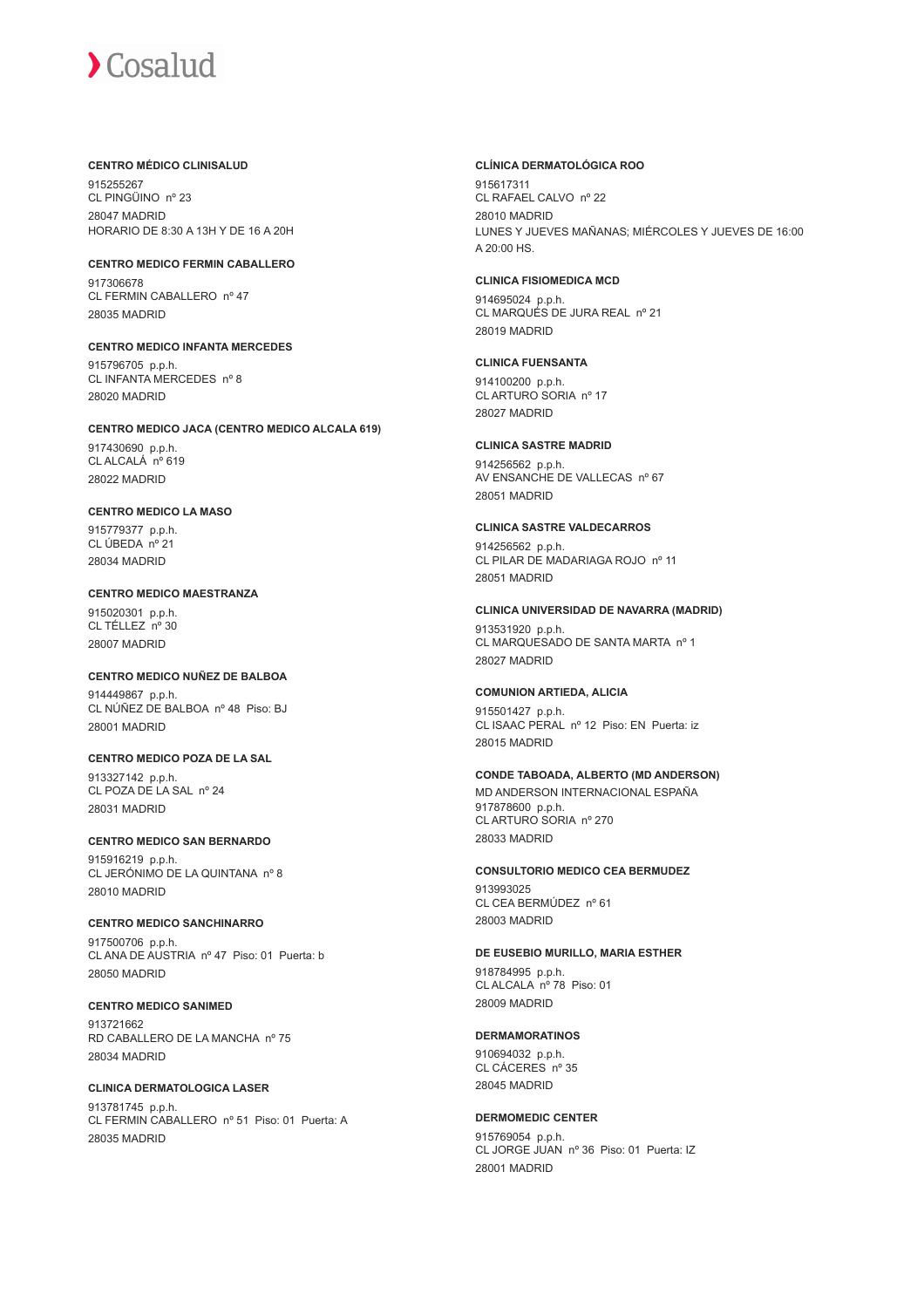**CENTRO MÉDICO CLINISALUD**

915255267
CL PINGÜINO nº 23
28047 MADRID
HORARIO DE 8:30 A 13H Y DE 16 A 20H

**CENTRO MEDICO FERMIN CABALLERO**

917306678
CL FERMIN CABALLERO nº 47
28035 MADRID

**CENTRO MEDICO INFANTA MERCEDES**

915796705 p.p.h.
CL INFANTA MERCEDES nº 8
28020 MADRID

**CENTRO MEDICO JACA (CENTRO MEDICO ALCALA 619)**

917430690 p.p.h.
CL ALCALÁ nº 619
28022 MADRID

**CENTRO MEDICO LA MASO**

915779377 p.p.h.
CL ÚBEDA nº 21
28034 MADRID

**CENTRO MEDICO MAESTRANZA**

915020301 p.p.h.
CL TÉLLEZ nº 30
28007 MADRID

**CENTRO MEDICO NUÑEZ DE BALBOA**

914449867 p.p.h.
CL NÚÑEZ DE BALBOA nº 48 Piso: BJ
28001 MADRID

**CENTRO MEDICO POZA DE LA SAL**

913327142 p.p.h.
CL POZA DE LA SAL nº 24
28031 MADRID

**CENTRO MEDICO SAN BERNARDO**

915916219 p.p.h.
CL JERÓNIMO DE LA QUINTANA nº 8
28010 MADRID

**CENTRO MEDICO SANCHINARRO**

917500706 p.p.h.
CL ANA DE AUSTRIA nº 47 Piso: 01 Puerta: b
28050 MADRID

**CENTRO MEDICO SANIMED**

913721662
RD CABALLERO DE LA MANCHA nº 75
28034 MADRID

**CLINICA DERMATOLOGICA LASER**

913781745 p.p.h.
CL FERMIN CABALLERO nº 51 Piso: 01 Puerta: A
28035 MADRID

**CLÍNICA DERMATOLÓGICA ROO**

915617311
CL RAFAEL CALVO nº 22
28010 MADRID
LUNES Y JUEVES MAÑANAS; MIÉRCOLES Y JUEVES DE 16:00 A 20:00 HS.

**CLINICA FISIOMEDICA MCD**

914695024 p.p.h.
CL MARQUÉS DE JURA REAL nº 21
28019 MADRID

**CLINICA FUENSANTA**

914100200 p.p.h.
CL ARTURO SORIA nº 17
28027 MADRID

**CLINICA SASTRE MADRID**

914256562 p.p.h.
AV ENSANCHE DE VALLECAS nº 67
28051 MADRID

**CLINICA SASTRE VALDECARROS**

914256562 p.p.h.
CL PILAR DE MADARIAGA ROJO nº 11
28051 MADRID

**CLINICA UNIVERSIDAD DE NAVARRA (MADRID)**

913531920 p.p.h.
CL MARQUESADO DE SANTA MARTA nº 1
28027 MADRID

**COMUNION ARTIEDA, ALICIA**

915501427 p.p.h.
CL ISAAC PERAL nº 12 Piso: EN Puerta: iz
28015 MADRID

**CONDE TABOADA, ALBERTO (MD ANDERSON)**

MD ANDERSON INTERNACIONAL ESPAÑA
917878600 p.p.h.
CL ARTURO SORIA nº 270
28033 MADRID

**CONSULTORIO MEDICO CEA BERMUDEZ**

913993025
CL CEA BERMÚDEZ nº 61
28003 MADRID

**DE EUSEBIO MURILLO, MARIA ESTHER**

918784995 p.p.h.
CL ALCALA nº 78 Piso: 01
28009 MADRID

**DERMAMORATINOS**

910694032 p.p.h.
CL CÁCERES nº 35
28045 MADRID

**DERMOMEDIC CENTER**

915769054 p.p.h.
CL JORGE JUAN nº 36 Piso: 01 Puerta: IZ
28001 MADRID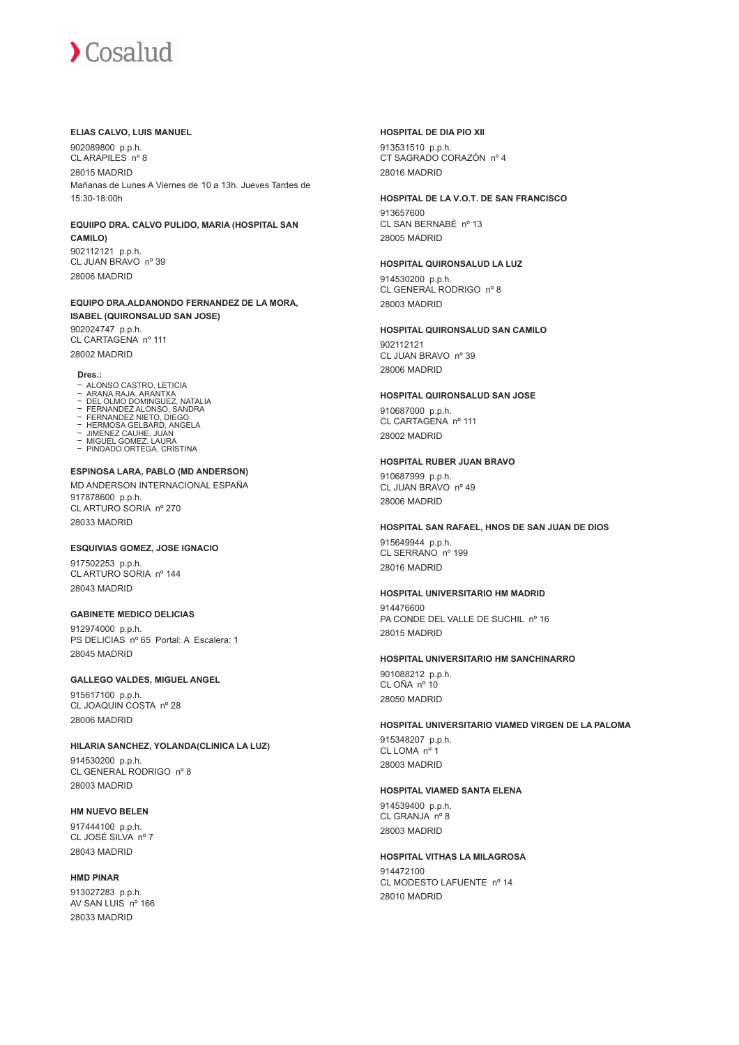**ELIAS CALVO, LUIS MANUEL**

902089800 p.p.h.
CL ARAPILES nº 8
28015 MADRID
Mañanas de Lunes A Viernes de 10 a 13h. Jueves Tardes de 15:30-18:00h

**EQUIIPO DRA. CALVO PULIDO, MARIA (HOSPITAL SAN CAMILO)**

902112121 p.p.h.
CL JUAN BRAVO nº 39
28006 MADRID

**EQUIPO DRA.ALDANONDO FERNANDEZ DE LA MORA, ISABEL (QUIRONSALUD SAN JOSE)**

902024747 p.p.h.
CL CARTAGENA nº 111
28002 MADRID

**Dres.:**

- ALONSO CASTRO, LETICIA
- ARANA RAJA, ARANTXA
- DEL OLMO DOMINGUEZ, NATALIA
- FERNANDEZ ALONSO, SANDRA
- FERNANDEZ NIETO, DIEGO
- HERMOSA GELBARD, ANGELA
- JIMENEZ CAUHE, JUAN
- MIGUEL GOMEZ, LAURA
- PINDADO ORTEGA, CRISTINA

**ESPINOSA LARA, PABLO (MD ANDERSON)**

MD ANDERSON INTERNACIONAL ESPAÑA
917878600 p.p.h.
CL ARTURO SORIA nº 270
28033 MADRID

**ESQUIVIAS GOMEZ, JOSE IGNACIO**

917502253 p.p.h.
CL ARTURO SORIA nº 144
28043 MADRID

**GABINETE MEDICO DELICIAS**

912974000 p.p.h.
PS DELICIAS nº 65 Portal: A Escalera: 1
28045 MADRID

**GALLEGO VALDES, MIGUEL ANGEL**

915617100 p.p.h.
CL JOAQUIN COSTA nº 28
28006 MADRID

**HILARIA SANCHEZ, YOLANDA(CLINICA LA LUZ)**

914530200 p.p.h.
CL GENERAL RODRIGO nº 8
28003 MADRID

**HM NUEVO BELEN**

917444100 p.p.h.
CL JOSÉ SILVA nº 7
28043 MADRID

**HMD PINAR**

913027283 p.p.h.
AV SAN LUIS nº 166
28033 MADRID

**HOSPITAL DE DIA PIO XII**

913531510 p.p.h.
CT SAGRADO CORAZÓN nº 4
28016 MADRID

**HOSPITAL DE LA V.O.T. DE SAN FRANCISCO**

913657600
CL SAN BERNABÉ nº 13
28005 MADRID

**HOSPITAL QUIRONSALUD LA LUZ**

914530200 p.p.h.
CL GENERAL RODRIGO nº 8
28003 MADRID

**HOSPITAL QUIRONSALUD SAN CAMILO**

902112121
CL JUAN BRAVO nº 39
28006 MADRID

**HOSPITAL QUIRONSALUD SAN JOSE**

910687000 p.p.h.
CL CARTAGENA nº 111
28002 MADRID

**HOSPITAL RUBER JUAN BRAVO**

910687999 p.p.h.
CL JUAN BRAVO nº 49
28006 MADRID

**HOSPITAL SAN RAFAEL, HNOS DE SAN JUAN DE DIOS**

915649944 p.p.h.
CL SERRANO nº 199
28016 MADRID

**HOSPITAL UNIVERSITARIO HM MADRID**

914476600
PA CONDE DEL VALLE DE SUCHIL nº 16
28015 MADRID

**HOSPITAL UNIVERSITARIO HM SANCHINARRO**

901088212 p.p.h.
CL OÑA nº 10
28050 MADRID

**HOSPITAL UNIVERSITARIO VIAMED VIRGEN DE LA PALOMA**

915348207 p.p.h.
CL LOMA nº 1
28003 MADRID

**HOSPITAL VIAMED SANTA ELENA**

914539400 p.p.h.
CL GRANJA nº 8
28003 MADRID

**HOSPITAL VITHAS LA MILAGROSA**

914472100
CL MODESTO LAFUENTE nº 14
28010 MADRID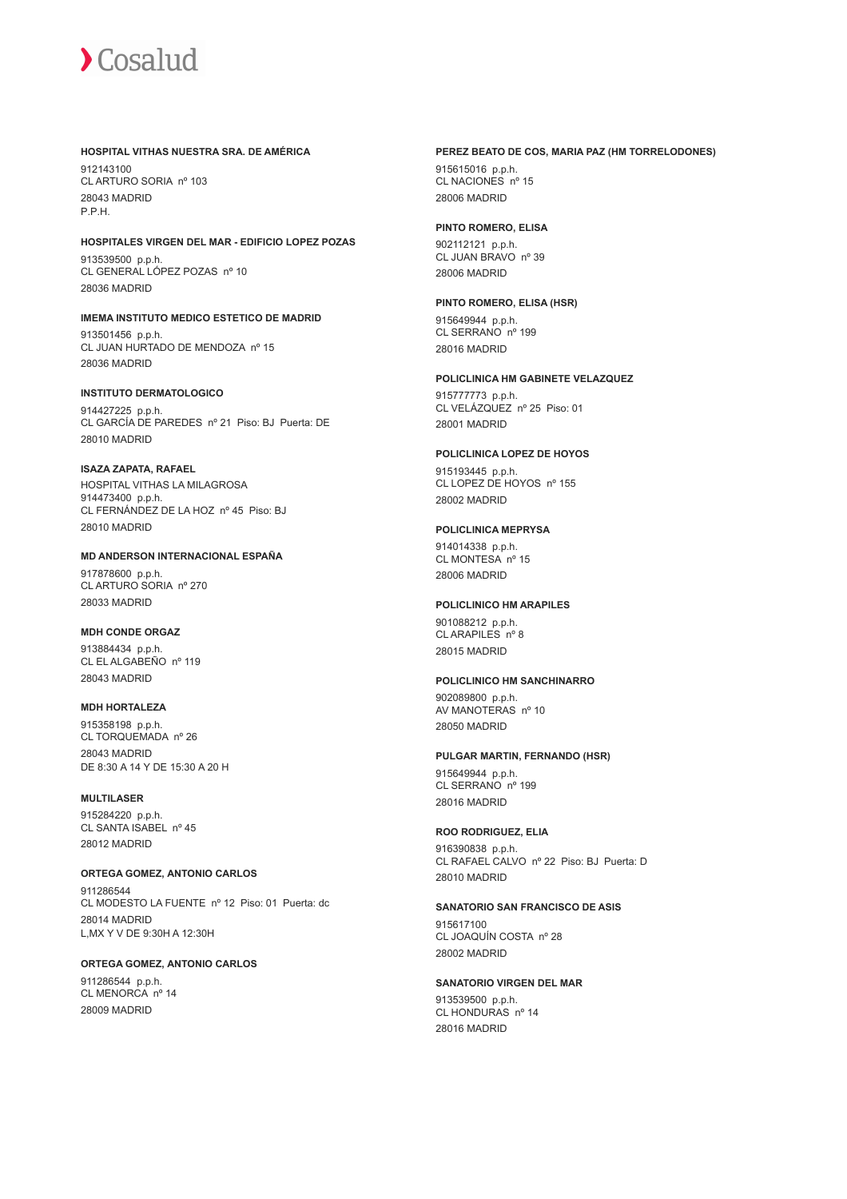**HOSPITAL VITHAS NUESTRA SRA. DE AMÉRICA**

912143100
CL ARTURO SORIA nº 103
28043 MADRID
P.P.H.

**HOSPITALES VIRGEN DEL MAR - EDIFICIO LOPEZ POZAS**

913539500 p.p.h.
CL GENERAL LÓPEZ POZAS nº 10
28036 MADRID

**IMEMA INSTITUTO MEDICO ESTETICO DE MADRID**

913501456 p.p.h.
CL JUAN HURTADO DE MENDOZA nº 15
28036 MADRID

**INSTITUTO DERMATOLOGICO**

914427225 p.p.h.
CL GARCÍA DE PAREDES nº 21 Piso: BJ Puerta: DE
28010 MADRID

**ISAZA ZAPATA, RAFAEL**

HOSPITAL VITHAS LA MILAGROSA
914473400 p.p.h.
CL FERNÁNDEZ DE LA HOZ nº 45 Piso: BJ
28010 MADRID

**MD ANDERSON INTERNACIONAL ESPAÑA**

917878600 p.p.h.
CL ARTURO SORIA nº 270
28033 MADRID

**MDH CONDE ORGAZ**

913884434 p.p.h.
CL EL ALGABEÑO nº 119
28043 MADRID

**MDH HORTALEZA**

915358198 p.p.h.
CL TORQUEMADA nº 26
28043 MADRID
DE 8:30 A 14 Y DE 15:30 A 20 H

**MULTILASER**

915284220 p.p.h.
CL SANTA ISABEL nº 45
28012 MADRID

**ORTEGA GOMEZ, ANTONIO CARLOS**

911286544
CL MODESTO LA FUENTE nº 12 Piso: 01 Puerta: dc
28014 MADRID
L,MX Y V DE 9:30H A 12:30H

**ORTEGA GOMEZ, ANTONIO CARLOS**

911286544 p.p.h.
CL MENORCA nº 14
28009 MADRID

**PEREZ BEATO DE COS, MARIA PAZ (HM TORRELODONES)**

915615016 p.p.h.
CL NACIONES nº 15
28006 MADRID

**PINTO ROMERO, ELISA**

902112121 p.p.h.
CL JUAN BRAVO nº 39
28006 MADRID

**PINTO ROMERO, ELISA (HSR)**

915649944 p.p.h.
CL SERRANO nº 199
28016 MADRID

**POLICLINICA HM GABINETE VELAZQUEZ**

915777773 p.p.h.
CL VELÁZQUEZ nº 25 Piso: 01
28001 MADRID

**POLICLINICA LOPEZ DE HOYOS**

915193445 p.p.h.
CL LOPEZ DE HOYOS nº 155
28002 MADRID

**POLICLINICA MEPRYSA**

914014338 p.p.h.
CL MONTESA nº 15
28006 MADRID

**POLICLINICO HM ARAPILES**

901088212 p.p.h.
CL ARAPILES nº 8
28015 MADRID

**POLICLINICO HM SANCHINARRO**

902089800 p.p.h.
AV MANOTERAS nº 10
28050 MADRID

**PULGAR MARTIN, FERNANDO (HSR)**

915649944 p.p.h.
CL SERRANO nº 199
28016 MADRID

**ROO RODRIGUEZ, ELIA**

916390838 p.p.h.
CL RAFAEL CALVO nº 22 Piso: BJ Puerta: D
28010 MADRID

**SANATORIO SAN FRANCISCO DE ASIS**

915617100
CL JOAQUÍN COSTA nº 28
28002 MADRID

**SANATORIO VIRGEN DEL MAR**

913539500 p.p.h.
CL HONDURAS nº 14
28016 MADRID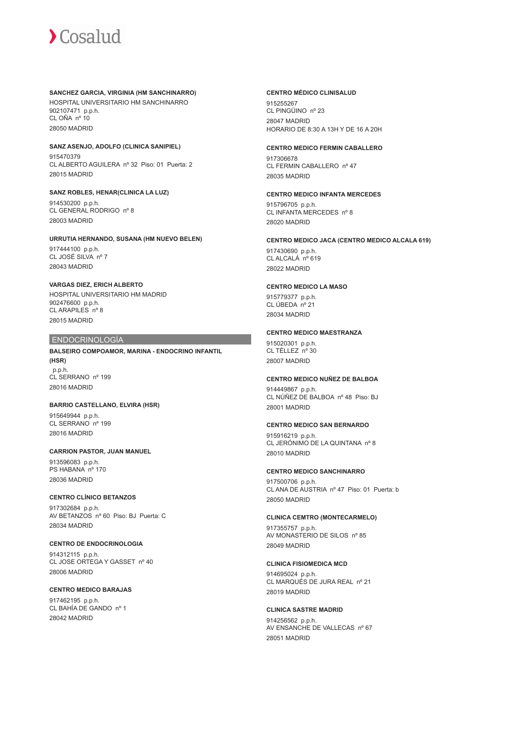**SANCHEZ GARCIA, VIRGINIA (HM SANCHINARRO)**

HOSPITAL UNIVERSITARIO HM SANCHINARRO
902107471 p.p.h.
CL OÑA nº 10
28050 MADRID

**SANZ ASENJO, ADOLFO (CLINICA SANIPIEL)**

915470379
CL ALBERTO AGUILERA nº 32 Piso: 01 Puerta: 2
28015 MADRID

**SANZ ROBLES, HENAR(CLINICA LA LUZ)**

914530200 p.p.h.
CL GENERAL RODRIGO nº 8
28003 MADRID

**URRUTIA HERNANDO, SUSANA (HM NUEVO BELEN)**

917444100 p.p.h.
CL JOSÉ SILVA nº 7
28043 MADRID

**VARGAS DIEZ, ERICH ALBERTO**

HOSPITAL UNIVERSITARIO HM MADRID
902476600 p.p.h.
CL ARAPILES nº 8
28015 MADRID

## ENDOCRINOLOGÍA

**BALSEIRO COMPOAMOR, MARINA - ENDOCRINO INFANTIL (HSR)**

p.p.h.
CL SERRANO nº 199
28016 MADRID

**BARRIO CASTELLANO, ELVIRA (HSR)**

915649944 p.p.h.
CL SERRANO nº 199
28016 MADRID

**CARRION PASTOR, JUAN MANUEL**

913596083 p.p.h.
PS HABANA nº 170
28036 MADRID

**CENTRO CLÍNICO BETANZOS**

917302684 p.p.h.
AV BETANZOS nº 60 Piso: BJ Puerta: C
28034 MADRID

**CENTRO DE ENDOCRINOLOGIA**

914312115 p.p.h.
CL JOSE ORTEGA Y GASSET nº 40
28006 MADRID

**CENTRO MEDICO BARAJAS**

917462195 p.p.h.
CL BAHÍA DE GANDO nº 1
28042 MADRID

**CENTRO MÉDICO CLINISALUD**

915255267
CL PINGÜINO nº 23
28047 MADRID
HORARIO DE 8:30 A 13H Y DE 16 A 20H

**CENTRO MEDICO FERMIN CABALLERO**

917306678
CL FERMIN CABALLERO nº 47
28035 MADRID

**CENTRO MEDICO INFANTA MERCEDES**

915796705 p.p.h.
CL INFANTA MERCEDES nº 8
28020 MADRID

**CENTRO MEDICO JACA (CENTRO MEDICO ALCALA 619)**

917430690 p.p.h.
CL ALCALÁ nº 619
28022 MADRID

**CENTRO MEDICO LA MASO**

915779377 p.p.h.
CL ÚBEDA nº 21
28034 MADRID

**CENTRO MEDICO MAESTRANZA**

915020301 p.p.h.
CL TÉLLEZ nº 30
28007 MADRID

**CENTRO MEDICO NUÑEZ DE BALBOA**

914449867 p.p.h.
CL NÚÑEZ DE BALBOA nº 48 Piso: BJ
28001 MADRID

**CENTRO MEDICO SAN BERNARDO**

915916219 p.p.h.
CL JERÓNIMO DE LA QUINTANA nº 8
28010 MADRID

**CENTRO MEDICO SANCHINARRO**

917500706 p.p.h.
CL ANA DE AUSTRIA nº 47 Piso: 01 Puerta: b
28050 MADRID

**CLINICA CEMTRO (MONTECARMELO)**

917355757 p.p.h.
AV MONASTERIO DE SILOS nº 85
28049 MADRID

**CLINICA FISIOMEDICA MCD**

914695024 p.p.h.
CL MARQUÉS DE JURA REAL nº 21
28019 MADRID

**CLINICA SASTRE MADRID**

914256562 p.p.h.
AV ENSANCHE DE VALLECAS nº 67
28051 MADRID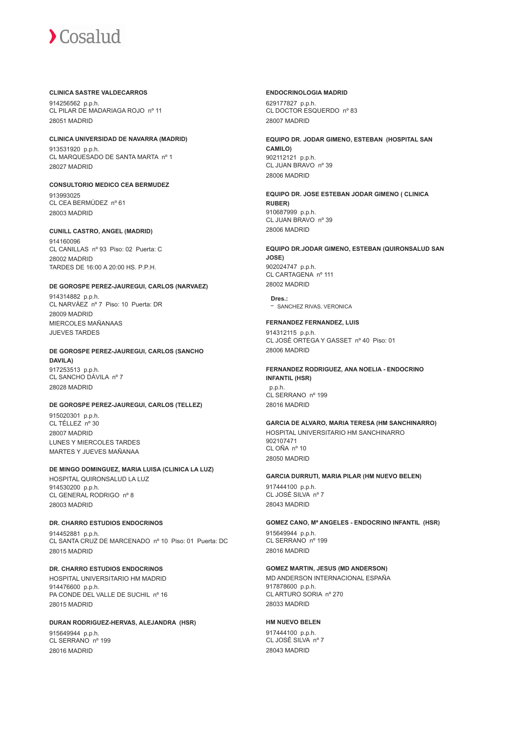**CLINICA SASTRE VALDECARROS**

914256562 p.p.h.
CL PILAR DE MADARIAGA ROJO nº 11
28051 MADRID

**CLINICA UNIVERSIDAD DE NAVARRA (MADRID)**

913531920 p.p.h.
CL MARQUESADO DE SANTA MARTA nº 1
28027 MADRID

**CONSULTORIO MEDICO CEA BERMUDEZ**

913993025
CL CEA BERMÚDEZ nº 61
28003 MADRID

**CUNILL CASTRO, ANGEL (MADRID)**

914160096
CL CANILLAS nº 93 Piso: 02 Puerta: C
28002 MADRID
TARDES DE 16:00 A 20:00 HS. P.P.H.

**DE GOROSPE PEREZ-JAUREGUI, CARLOS (NARVAEZ)**

914314882 p.p.h.
CL NARVÁEZ nº 7 Piso: 10 Puerta: DR
28009 MADRID
MIERCOLES MAÑANAAS
JUEVES TARDES

**DE GOROSPE PEREZ-JAUREGUI, CARLOS (SANCHO DAVILA)**

917253513 p.p.h.
CL SANCHO DÁVILA nº 7
28028 MADRID

**DE GOROSPE PEREZ-JAUREGUI, CARLOS (TELLEZ)**

915020301 p.p.h.
CL TÉLLEZ nº 30
28007 MADRID
LUNES Y MIERCOLES TARDES
MARTES Y JUEVES MAÑANAA

**DE MINGO DOMINGUEZ, MARIA LUISA (CLINICA LA LUZ)**

HOSPITAL QUIRONSALUD LA LUZ
914530200 p.p.h.
CL GENERAL RODRIGO nº 8
28003 MADRID

**DR. CHARRO ESTUDIOS ENDOCRINOS**

914452881 p.p.h.
CL SANTA CRUZ DE MARCENADO nº 10 Piso: 01 Puerta: DC
28015 MADRID

**DR. CHARRO ESTUDIOS ENDOCRINOS**

HOSPITAL UNIVERSITARIO HM MADRID
914476600 p.p.h.
PA CONDE DEL VALLE DE SUCHIL nº 16
28015 MADRID

**DURAN RODRIGUEZ-HERVAS, ALEJANDRA (HSR)**

915649944 p.p.h.
CL SERRANO nº 199
28016 MADRID

**ENDOCRINOLOGIA MADRID**

629177827 p.p.h.
CL DOCTOR ESQUERDO nº 83
28007 MADRID

**EQUIPO DR. JODAR GIMENO, ESTEBAN (HOSPITAL SAN CAMILO)**

902112121 p.p.h.
CL JUAN BRAVO nº 39
28006 MADRID

**EQUIPO DR. JOSE ESTEBAN JODAR GIMENO ( CLINICA RUBER)**

910687999 p.p.h.
CL JUAN BRAVO nº 39
28006 MADRID

**EQUIPO DR.JODAR GIMENO, ESTEBAN (QUIRONSALUD SAN JOSE)**

902024747 p.p.h.
CL CARTAGENA nº 111
28002 MADRID

**Dres.:**
- SANCHEZ RIVAS, VERONICA

**FERNANDEZ FERNANDEZ, LUIS**

914312115 p.p.h.
CL JOSÉ ORTEGA Y GASSET nº 40 Piso: 01
28006 MADRID

**FERNANDEZ RODRIGUEZ, ANA NOELIA - ENDOCRINO INFANTIL (HSR)**

p.p.h.
CL SERRANO nº 199
28016 MADRID

**GARCIA DE ALVARO, MARIA TERESA (HM SANCHINARRO)**

HOSPITAL UNIVERSITARIO HM SANCHINARRO
902107471
CL OÑA nº 10
28050 MADRID

**GARCIA DURRUTI, MARIA PILAR (HM NUEVO BELEN)**

917444100 p.p.h.
CL JOSÉ SILVA nº 7
28043 MADRID

**GOMEZ CANO, Mª ANGELES - ENDOCRINO INFANTIL (HSR)**

915649944 p.p.h.
CL SERRANO nº 199
28016 MADRID

**GOMEZ MARTIN, JESUS (MD ANDERSON)**

MD ANDERSON INTERNACIONAL ESPAÑA
917878600 p.p.h.
CL ARTURO SORIA nº 270
28033 MADRID

**HM NUEVO BELEN**

917444100 p.p.h.
CL JOSÉ SILVA nº 7
28043 MADRID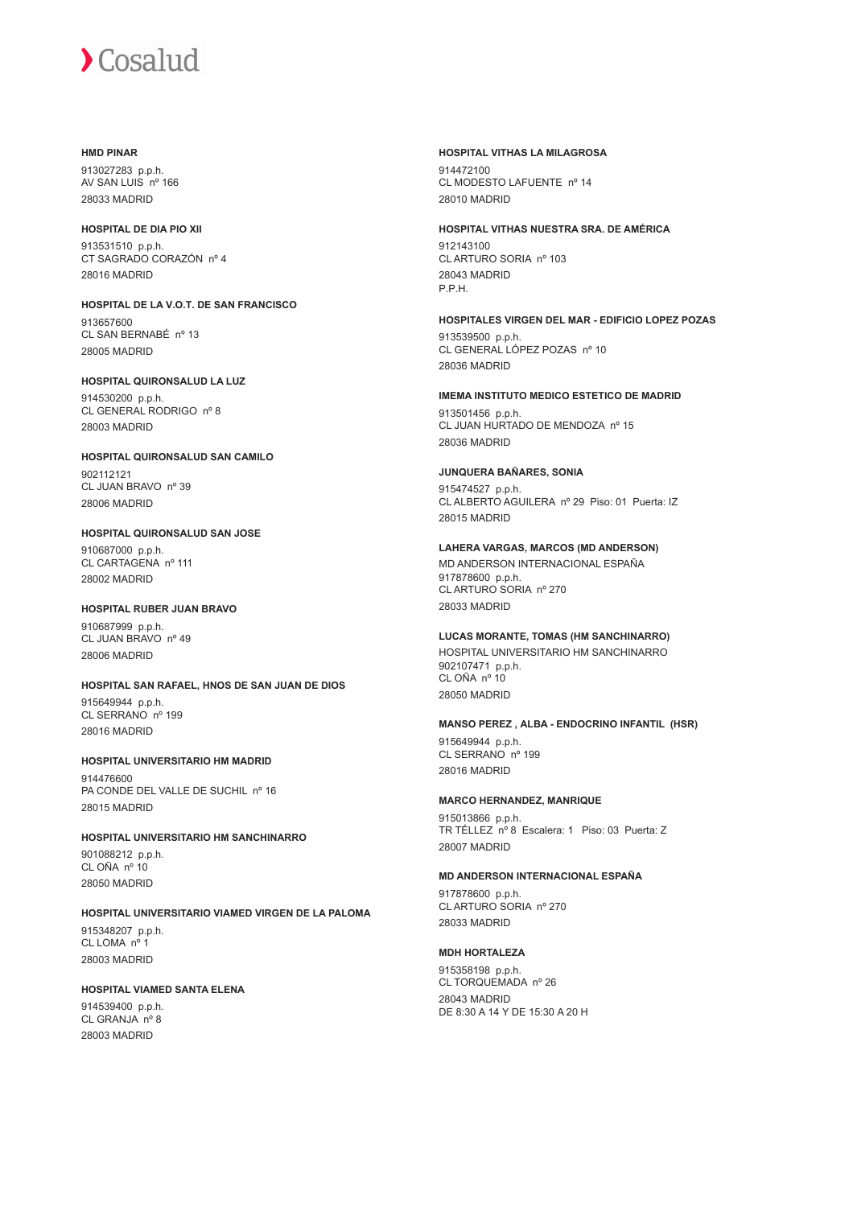**HMD PINAR**

913027283 p.p.h.
AV SAN LUIS nº 166
28033 MADRID

**HOSPITAL DE DIA PIO XII**

913531510 p.p.h.
CT SAGRADO CORAZÓN nº 4
28016 MADRID

**HOSPITAL DE LA V.O.T. DE SAN FRANCISCO**

913657600
CL SAN BERNABÉ nº 13
28005 MADRID

**HOSPITAL QUIRONSALUD LA LUZ**

914530200 p.p.h.
CL GENERAL RODRIGO nº 8
28003 MADRID

**HOSPITAL QUIRONSALUD SAN CAMILO**

902112121
CL JUAN BRAVO nº 39
28006 MADRID

**HOSPITAL QUIRONSALUD SAN JOSE**

910687000 p.p.h.
CL CARTAGENA nº 111
28002 MADRID

**HOSPITAL RUBER JUAN BRAVO**

910687999 p.p.h.
CL JUAN BRAVO nº 49
28006 MADRID

**HOSPITAL SAN RAFAEL, HNOS DE SAN JUAN DE DIOS**

915649944 p.p.h.
CL SERRANO nº 199
28016 MADRID

**HOSPITAL UNIVERSITARIO HM MADRID**

914476600
PA CONDE DEL VALLE DE SUCHIL nº 16
28015 MADRID

**HOSPITAL UNIVERSITARIO HM SANCHINARRO**

901088212 p.p.h.
CL OÑA nº 10
28050 MADRID

**HOSPITAL UNIVERSITARIO VIAMED VIRGEN DE LA PALOMA**

915348207 p.p.h.
CL LOMA nº 1
28003 MADRID

**HOSPITAL VIAMED SANTA ELENA**

914539400 p.p.h.
CL GRANJA nº 8
28003 MADRID

**HOSPITAL VITHAS LA MILAGROSA**

914472100
CL MODESTO LAFUENTE nº 14
28010 MADRID

**HOSPITAL VITHAS NUESTRA SRA. DE AMÉRICA**

912143100
CL ARTURO SORIA nº 103
28043 MADRID
P.P.H.

**HOSPITALES VIRGEN DEL MAR - EDIFICIO LOPEZ POZAS**

913539500 p.p.h.
CL GENERAL LÓPEZ POZAS nº 10
28036 MADRID

**IMEMA INSTITUTO MEDICO ESTETICO DE MADRID**

913501456 p.p.h.
CL JUAN HURTADO DE MENDOZA nº 15
28036 MADRID

**JUNQUERA BAÑARES, SONIA**

915474527 p.p.h.
CL ALBERTO AGUILERA nº 29 Piso: 01 Puerta: IZ
28015 MADRID

**LAHERA VARGAS, MARCOS (MD ANDERSON)**

MD ANDERSON INTERNACIONAL ESPAÑA
917878600 p.p.h.
CL ARTURO SORIA nº 270
28033 MADRID

**LUCAS MORANTE, TOMAS (HM SANCHINARRO)**

HOSPITAL UNIVERSITARIO HM SANCHINARRO
902107471 p.p.h.
CL OÑA nº 10
28050 MADRID

**MANSO PEREZ , ALBA - ENDOCRINO INFANTIL (HSR)**

915649944 p.p.h.
CL SERRANO nº 199
28016 MADRID

**MARCO HERNANDEZ, MANRIQUE**

915013866 p.p.h.
TR TÉLLEZ nº 8 Escalera: 1 Piso: 03 Puerta: Z
28007 MADRID

**MD ANDERSON INTERNACIONAL ESPAÑA**

917878600 p.p.h.
CL ARTURO SORIA nº 270
28033 MADRID

**MDH HORTALEZA**

915358198 p.p.h.
CL TORQUEMADA nº 26
28043 MADRID
DE 8:30 A 14 Y DE 15:30 A 20 H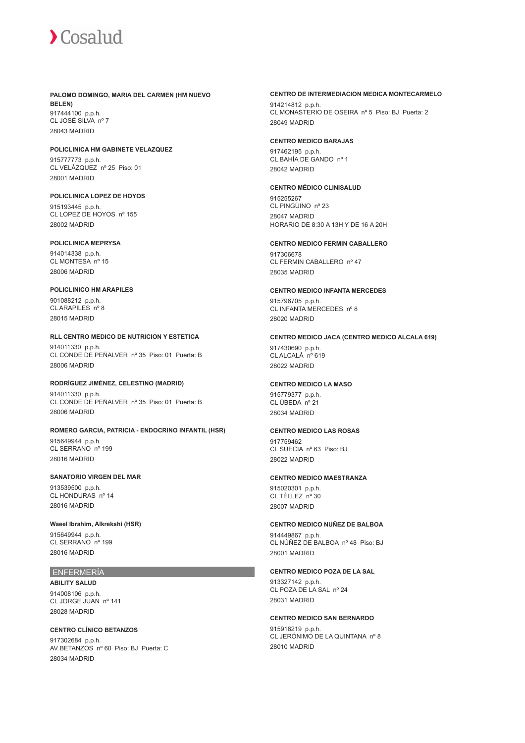**PALOMO DOMINGO, MARIA DEL CARMEN (HM NUEVO BELEN)**
917444100 p.p.h.
CL JOSÉ SILVA nº 7
28043 MADRID

**POLICLINICA HM GABINETE VELAZQUEZ**
915777773 p.p.h.
CL VELÁZQUEZ nº 25 Piso: 01
28001 MADRID

**POLICLINICA LOPEZ DE HOYOS**
915193445 p.p.h.
CL LOPEZ DE HOYOS nº 155
28002 MADRID

**POLICLINICA MEPRYSA**
914014338 p.p.h.
CL MONTESA nº 15
28006 MADRID

**POLICLINICO HM ARAPILES**
901088212 p.p.h.
CL ARAPILES nº 8
28015 MADRID

**RLL CENTRO MEDICO DE NUTRICION Y ESTETICA**
914011330 p.p.h.
CL CONDE DE PEÑALVER nº 35 Piso: 01 Puerta: B
28006 MADRID

**RODRÍGUEZ JIMÉNEZ, CELESTINO (MADRID)**
914011330 p.p.h.
CL CONDE DE PEÑALVER nº 35 Piso: 01 Puerta: B
28006 MADRID

**ROMERO GARCIA, PATRICIA - ENDOCRINO INFANTIL (HSR)**
915649944 p.p.h.
CL SERRANO nº 199
28016 MADRID

**SANATORIO VIRGEN DEL MAR**
913539500 p.p.h.
CL HONDURAS nº 14
28016 MADRID

**Waeel Ibrahim, Alkrekshi (HSR)**
915649944 p.p.h.
CL SERRANO nº 199
28016 MADRID

## ENFERMERÍA

**ABILITY SALUD**
914008106 p.p.h.
CL JORGE JUAN nº 141
28028 MADRID

**CENTRO CLÍNICO BETANZOS**
917302684 p.p.h.
AV BETANZOS nº 60 Piso: BJ Puerta: C
28034 MADRID

**CENTRO DE INTERMEDIACION MEDICA MONTECARMELO**
914214812 p.p.h.
CL MONASTERIO DE OSEIRA nº 5 Piso: BJ Puerta: 2
28049 MADRID

**CENTRO MEDICO BARAJAS**
917462195 p.p.h.
CL BAHÍA DE GANDO nº 1
28042 MADRID

**CENTRO MÉDICO CLINISALUD**
915255267
CL PINGÜINO nº 23
28047 MADRID
HORARIO DE 8:30 A 13H Y DE 16 A 20H

**CENTRO MEDICO FERMIN CABALLERO**
917306678
CL FERMIN CABALLERO nº 47
28035 MADRID

**CENTRO MEDICO INFANTA MERCEDES**
915796705 p.p.h.
CL INFANTA MERCEDES nº 8
28020 MADRID

**CENTRO MEDICO JACA (CENTRO MEDICO ALCALA 619)**
917430690 p.p.h.
CL ALCALÁ nº 619
28022 MADRID

**CENTRO MEDICO LA MASO**
915779377 p.p.h.
CL ÚBEDA nº 21
28034 MADRID

**CENTRO MEDICO LAS ROSAS**
917759462
CL SUECIA nº 63 Piso: BJ
28022 MADRID

**CENTRO MEDICO MAESTRANZA**
915020301 p.p.h.
CL TÉLLEZ nº 30
28007 MADRID

**CENTRO MEDICO NUÑEZ DE BALBOA**
914449867 p.p.h.
CL NÚÑEZ DE BALBOA nº 48 Piso: BJ
28001 MADRID

**CENTRO MEDICO POZA DE LA SAL**
913327142 p.p.h.
CL POZA DE LA SAL nº 24
28031 MADRID

**CENTRO MEDICO SAN BERNARDO**
915916219 p.p.h.
CL JERÓNIMO DE LA QUINTANA nº 8
28010 MADRID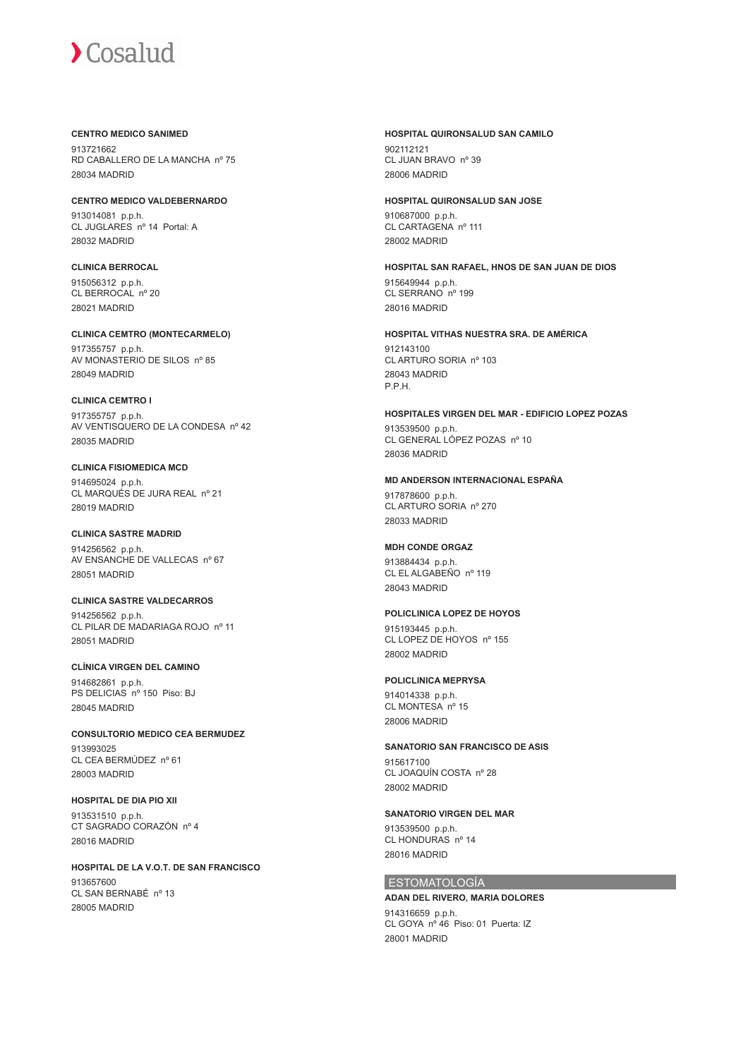**CENTRO MEDICO SANIMED**

913721662
RD CABALLERO DE LA MANCHA nº 75
28034 MADRID

**CENTRO MEDICO VALDEBERNARDO**

913014081 p.p.h.
CL JUGLARES nº 14 Portal: A
28032 MADRID

**CLINICA BERROCAL**

915056312 p.p.h.
CL BERROCAL nº 20
28021 MADRID

**CLINICA CEMTRO (MONTECARMELO)**

917355757 p.p.h.
AV MONASTERIO DE SILOS nº 85
28049 MADRID

**CLINICA CEMTRO I**

917355757 p.p.h.
AV VENTISQUERO DE LA CONDESA nº 42
28035 MADRID

**CLINICA FISIOMEDICA MCD**

914695024 p.p.h.
CL MARQUÉS DE JURA REAL nº 21
28019 MADRID

**CLINICA SASTRE MADRID**

914256562 p.p.h.
AV ENSANCHE DE VALLECAS nº 67
28051 MADRID

**CLINICA SASTRE VALDECARROS**

914256562 p.p.h.
CL PILAR DE MADARIAGA ROJO nº 11
28051 MADRID

**CLÍNICA VIRGEN DEL CAMINO**

914682861 p.p.h.
PS DELICIAS nº 150 Piso: BJ
28045 MADRID

**CONSULTORIO MEDICO CEA BERMUDEZ**

913993025
CL CEA BERMÚDEZ nº 61
28003 MADRID

**HOSPITAL DE DIA PIO XII**

913531510 p.p.h.
CT SAGRADO CORAZÓN nº 4
28016 MADRID

**HOSPITAL DE LA V.O.T. DE SAN FRANCISCO**

913657600
CL SAN BERNABÉ nº 13
28005 MADRID

**HOSPITAL QUIRONSALUD SAN CAMILO**

902112121
CL JUAN BRAVO nº 39
28006 MADRID

**HOSPITAL QUIRONSALUD SAN JOSE**

910687000 p.p.h.
CL CARTAGENA nº 111
28002 MADRID

**HOSPITAL SAN RAFAEL, HNOS DE SAN JUAN DE DIOS**

915649944 p.p.h.
CL SERRANO nº 199
28016 MADRID

**HOSPITAL VITHAS NUESTRA SRA. DE AMÉRICA**

912143100
CL ARTURO SORIA nº 103
28043 MADRID
P.P.H.

**HOSPITALES VIRGEN DEL MAR - EDIFICIO LOPEZ POZAS**

913539500 p.p.h.
CL GENERAL LÓPEZ POZAS nº 10
28036 MADRID

**MD ANDERSON INTERNACIONAL ESPAÑA**

917878600 p.p.h.
CL ARTURO SORIA nº 270
28033 MADRID

**MDH CONDE ORGAZ**

913884434 p.p.h.
CL EL ALGABEÑO nº 119
28043 MADRID

**POLICLINICA LOPEZ DE HOYOS**

915193445 p.p.h.
CL LOPEZ DE HOYOS nº 155
28002 MADRID

**POLICLINICA MEPRYSA**

914014338 p.p.h.
CL MONTESA nº 15
28006 MADRID

**SANATORIO SAN FRANCISCO DE ASIS**

915617100
CL JOAQUÍN COSTA nº 28
28002 MADRID

**SANATORIO VIRGEN DEL MAR**

913539500 p.p.h.
CL HONDURAS nº 14
28016 MADRID

## ESTOMATOLOGÍA

**ADAN DEL RIVERO, MARIA DOLORES**

914316659 p.p.h.
CL GOYA nº 46 Piso: 01 Puerta: IZ
28001 MADRID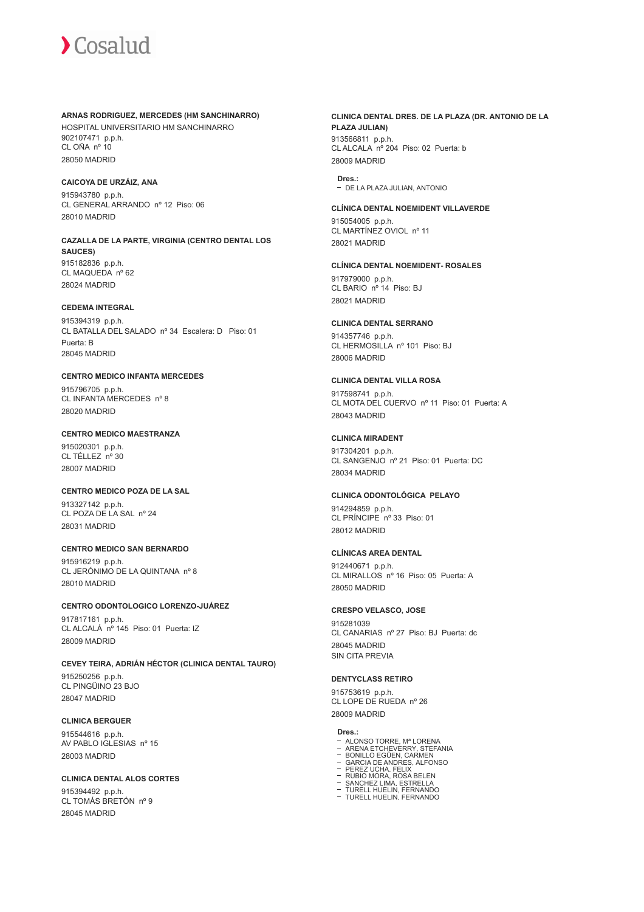**ARNAS RODRIGUEZ, MERCEDES (HM SANCHINARRO)**

HOSPITAL UNIVERSITARIO HM SANCHINARRO
902107471 p.p.h.
CL OÑA nº 10
28050 MADRID

**CAICOYA DE URZÁIZ, ANA**

915943780 p.p.h.
CL GENERAL ARRANDO nº 12 Piso: 06
28010 MADRID

**CAZALLA DE LA PARTE, VIRGINIA (CENTRO DENTAL LOS SAUCES)**

915182836 p.p.h.
CL MAQUEDA nº 62
28024 MADRID

**CEDEMA INTEGRAL**

915394319 p.p.h.
CL BATALLA DEL SALADO nº 34 Escalera: D Piso: 01 Puerta: B
28045 MADRID

**CENTRO MEDICO INFANTA MERCEDES**

915796705 p.p.h.
CL INFANTA MERCEDES nº 8
28020 MADRID

**CENTRO MEDICO MAESTRANZA**

915020301 p.p.h.
CL TÉLLEZ nº 30
28007 MADRID

**CENTRO MEDICO POZA DE LA SAL**

913327142 p.p.h.
CL POZA DE LA SAL nº 24
28031 MADRID

**CENTRO MEDICO SAN BERNARDO**

915916219 p.p.h.
CL JERÓNIMO DE LA QUINTANA nº 8
28010 MADRID

**CENTRO ODONTOLOGICO LORENZO-JUÁREZ**

917817161 p.p.h.
CL ALCALÁ nº 145 Piso: 01 Puerta: IZ
28009 MADRID

**CEVEY TEIRA, ADRIÁN HÉCTOR (CLINICA DENTAL TAURO)**

915250256 p.p.h.
CL PINGÜINO 23 BJO
28047 MADRID

**CLINICA BERGUER**

915544616 p.p.h.
AV PABLO IGLESIAS nº 15
28003 MADRID

**CLINICA DENTAL ALOS CORTES**

915394492 p.p.h.
CL TOMÁS BRETÓN nº 9
28045 MADRID

**CLINICA DENTAL DRES. DE LA PLAZA (DR. ANTONIO DE LA PLAZA JULIAN)**

913566811 p.p.h.
CL ALCALA nº 204 Piso: 02 Puerta: b
28009 MADRID

**Dres.:**

- DE LA PLAZA JULIAN, ANTONIO

**CLÍNICA DENTAL NOEMIDENT VILLAVERDE**

915054005 p.p.h.
CL MARTÍNEZ OVIOL nº 11
28021 MADRID

**CLÍNICA DENTAL NOEMIDENT- ROSALES**

917979000 p.p.h.
CL BARIO nº 14 Piso: BJ
28021 MADRID

**CLINICA DENTAL SERRANO**

914357746 p.p.h.
CL HERMOSILLA nº 101 Piso: BJ
28006 MADRID

**CLINICA DENTAL VILLA ROSA**

917598741 p.p.h.
CL MOTA DEL CUERVO nº 11 Piso: 01 Puerta: A
28043 MADRID

**CLINICA MIRADENT**

917304201 p.p.h.
CL SANGENJO nº 21 Piso: 01 Puerta: DC
28034 MADRID

**CLINICA ODONTOLÓGICA PELAYO**

914294859 p.p.h.
CL PRÍNCIPE nº 33 Piso: 01
28012 MADRID

**CLÍNICAS AREA DENTAL**

912440671 p.p.h.
CL MIRALLOS nº 16 Piso: 05 Puerta: A
28050 MADRID

**CRESPO VELASCO, JOSE**

915281039
CL CANARIAS nº 27 Piso: BJ Puerta: dc
28045 MADRID
SIN CITA PREVIA

**DENTYCLASS RETIRO**

915753619 p.p.h.
CL LOPE DE RUEDA nº 26
28009 MADRID

**Dres.:**

- ALONSO TORRE, Mª LORENA
- ARENA ETCHEVERRY, STEFANIA
- BONILLO EGÜEN, CARMEN
- GARCIA DE ANDRES, ALFONSO
- PEREZ UCHA, FELIX
- RUBIO MORA, ROSA BELEN
- SANCHEZ LIMA, ESTRELLA
- TURELL HUELIN, FERNANDO
- TURELL HUELIN, FERNANDO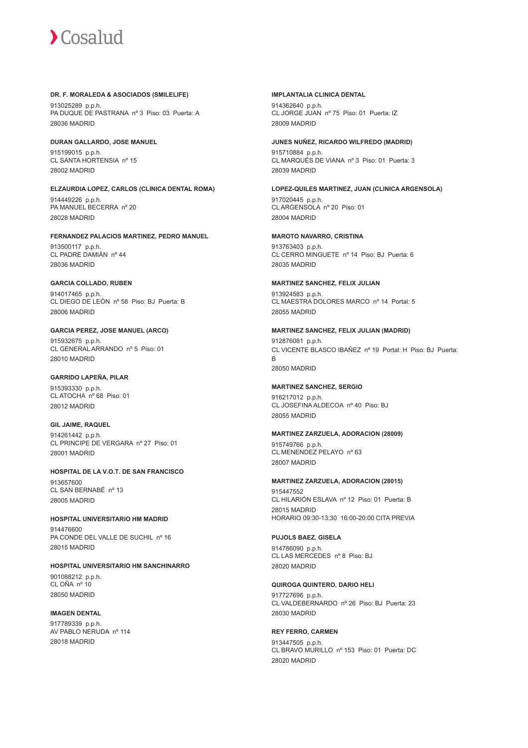**DR. F. MORALEDA & ASOCIADOS (SMILELIFE)**

913025289 p.p.h.
PA DUQUE DE PASTRANA nº 3 Piso: 03 Puerta: A
28036 MADRID

**DURAN GALLARDO, JOSE MANUEL**

915199015 p.p.h.
CL SANTA HORTENSIA nº 15
28002 MADRID

**ELZAURDIA LOPEZ, CARLOS (CLINICA DENTAL ROMA)**

914449226 p.p.h.
PA MANUEL BECERRA nº 20
28028 MADRID

**FERNANDEZ PALACIOS MARTINEZ, PEDRO MANUEL**

913500117 p.p.h.
CL PADRE DAMIÁN nº 44
28036 MADRID

**GARCIA COLLADO, RUBEN**

914017465 p.p.h.
CL DIEGO DE LEÓN nº 58 Piso: BJ Puerta: B
28006 MADRID

**GARCIA PEREZ, JOSE MANUEL (ARCO)**

915932675 p.p.h.
CL GENERAL ARRANDO nº 5 Piso: 01
28010 MADRID

**GARRIDO LAPEÑA, PILAR**

915393330 p.p.h.
CL ATOCHA nº 68 Piso: 01
28012 MADRID

**GIL JAIME, RAQUEL**

914261442 p.p.h.
CL PRINCIPE DE VERGARA nº 27 Piso: 01
28001 MADRID

**HOSPITAL DE LA V.O.T. DE SAN FRANCISCO**

913657600
CL SAN BERNABÉ nº 13
28005 MADRID

**HOSPITAL UNIVERSITARIO HM MADRID**

914476600
PA CONDE DEL VALLE DE SUCHIL nº 16
28015 MADRID

**HOSPITAL UNIVERSITARIO HM SANCHINARRO**

901088212 p.p.h.
CL OÑA nº 10
28050 MADRID

**IMAGEN DENTAL**

917789339 p.p.h.
AV PABLO NERUDA nº 114
28018 MADRID

**IMPLANTALIA CLINICA DENTAL**

914362640 p.p.h.
CL JORGE JUAN nº 75 Piso: 01 Puerta: IZ
28009 MADRID

**JUNES NUÑEZ, RICARDO WILFREDO (MADRID)**

915710884 p.p.h.
CL MARQUÉS DE VIANA nº 3 Piso: 01 Puerta: 3
28039 MADRID

**LOPEZ-QUILES MARTINEZ, JUAN (CLINICA ARGENSOLA)**

917020445 p.p.h.
CL ARGENSOLA nº 20 Piso: 01
28004 MADRID

**MAROTO NAVARRO, CRISTINA**

913763403 p.p.h.
CL CERRO MINGUETE nº 14 Piso: BJ Puerta: 6
28035 MADRID

**MARTINEZ SANCHEZ, FELIX JULIAN**

913924583 p.p.h.
CL MAESTRA DOLORES MARCO nº 14 Portal: 5
28055 MADRID

**MARTINEZ SANCHEZ, FELIX JULIAN (MADRID)**

912876081 p.p.h.
CL VICENTE BLASCO IBAÑEZ nº 19 Portal: H Piso: BJ Puerta: B
28050 MADRID

**MARTINEZ SANCHEZ, SERGIO**

916217012 p.p.h.
CL JOSEFINA ALDECOA nº 40 Piso: BJ
28055 MADRID

**MARTINEZ ZARZUELA, ADORACION (28009)**

915749766 p.p.h.
CL MENENDEZ PELAYO nº 63
28007 MADRID

**MARTINEZ ZARZUELA, ADORACION (28015)**

915447552
CL HILARIÓN ESLAVA nº 12 Piso: 01 Puerta: B
28015 MADRID
HORARIO 09:30-13:30 16:00-20:00 CITA PREVIA

**PUJOLS BAEZ, GISELA**

914786090 p.p.h.
CL LAS MERCEDES nº 8 Piso: BJ
28020 MADRID

**QUIROGA QUINTERO, DARIO HELI**

917727696 p.p.h.
CL VALDEBERNARDO nº 26 Piso: BJ Puerta: 23
28030 MADRID

**REY FERRO, CARMEN**

913447505 p.p.h.
CL BRAVO MURILLO nº 153 Piso: 01 Puerta: DC
28020 MADRID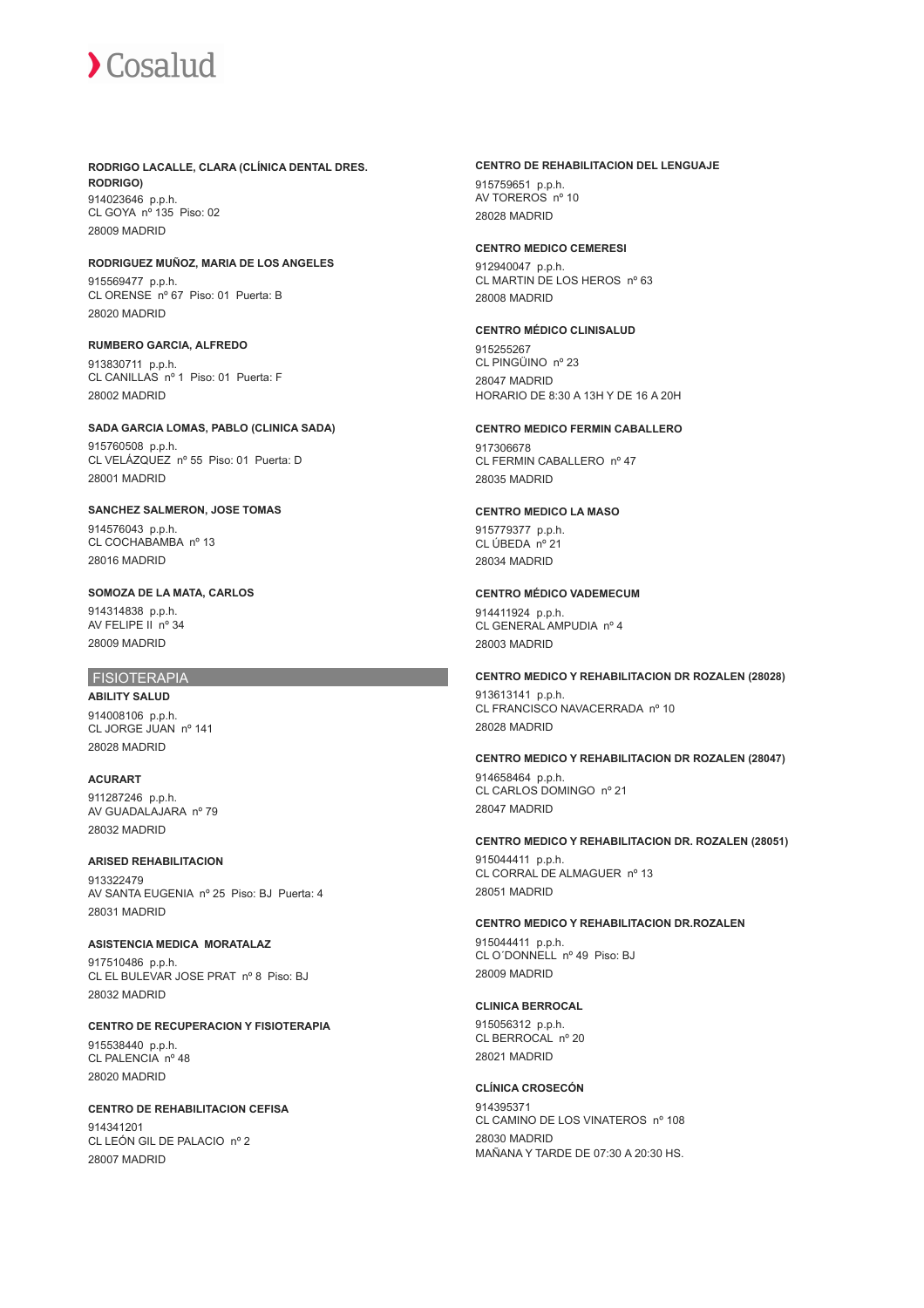**RODRIGO LACALLE, CLARA (CLÍNICA DENTAL DRES. RODRIGO)**

914023646 p.p.h.
CL GOYA nº 135 Piso: 02
28009 MADRID

**RODRIGUEZ MUÑOZ, MARIA DE LOS ANGELES**

915569477 p.p.h.
CL ORENSE nº 67 Piso: 01 Puerta: B
28020 MADRID

**RUMBERO GARCIA, ALFREDO**

913830711 p.p.h.
CL CANILLAS nº 1 Piso: 01 Puerta: F
28002 MADRID

**SADA GARCIA LOMAS, PABLO (CLINICA SADA)**

915760508 p.p.h.
CL VELÁZQUEZ nº 55 Piso: 01 Puerta: D
28001 MADRID

**SANCHEZ SALMERON, JOSE TOMAS**

914576043 p.p.h.
CL COCHABAMBA nº 13
28016 MADRID

**SOMOZA DE LA MATA, CARLOS**

914314838 p.p.h.
AV FELIPE II nº 34
28009 MADRID

## FISIOTERAPIA

**ABILITY SALUD**

914008106 p.p.h.
CL JORGE JUAN nº 141
28028 MADRID

**ACURART**

911287246 p.p.h.
AV GUADALAJARA nº 79
28032 MADRID

**ARISED REHABILITACION**

913322479
AV SANTA EUGENIA nº 25 Piso: BJ Puerta: 4
28031 MADRID

**ASISTENCIA MEDICA MORATALAZ**

917510486 p.p.h.
CL EL BULEVAR JOSE PRAT nº 8 Piso: BJ
28032 MADRID

**CENTRO DE RECUPERACION Y FISIOTERAPIA**

915538440 p.p.h.
CL PALENCIA nº 48
28020 MADRID

**CENTRO DE REHABILITACION CEFISA**

914341201
CL LEÓN GIL DE PALACIO nº 2
28007 MADRID

**CENTRO DE REHABILITACION DEL LENGUAJE**

915759651 p.p.h.
AV TOREROS nº 10
28028 MADRID

**CENTRO MEDICO CEMERESI**

912940047 p.p.h.
CL MARTIN DE LOS HEROS nº 63
28008 MADRID

**CENTRO MÉDICO CLINISALUD**

915255267
CL PINGÜINO nº 23
28047 MADRID
HORARIO DE 8:30 A 13H Y DE 16 A 20H

**CENTRO MEDICO FERMIN CABALLERO**

917306678
CL FERMIN CABALLERO nº 47
28035 MADRID

**CENTRO MEDICO LA MASO**

915779377 p.p.h.
CL ÚBEDA nº 21
28034 MADRID

**CENTRO MÉDICO VADEMECUM**

914411924 p.p.h.
CL GENERAL AMPUDIA nº 4
28003 MADRID

**CENTRO MEDICO Y REHABILITACION DR ROZALEN (28028)**

913613141 p.p.h.
CL FRANCISCO NAVACERRADA nº 10
28028 MADRID

**CENTRO MEDICO Y REHABILITACION DR ROZALEN (28047)**

914658464 p.p.h.
CL CARLOS DOMINGO nº 21
28047 MADRID

**CENTRO MEDICO Y REHABILITACION DR. ROZALEN (28051)**

915044411 p.p.h.
CL CORRAL DE ALMAGUER nº 13
28051 MADRID

**CENTRO MEDICO Y REHABILITACION DR.ROZALEN**

915044411 p.p.h.
CL O´DONNELL nº 49 Piso: BJ
28009 MADRID

**CLINICA BERROCAL**

915056312 p.p.h.
CL BERROCAL nº 20
28021 MADRID

**CLÍNICA CROSECÓN**

914395371
CL CAMINO DE LOS VINATEROS nº 108
28030 MADRID
MAÑANA Y TARDE DE 07:30 A 20:30 HS.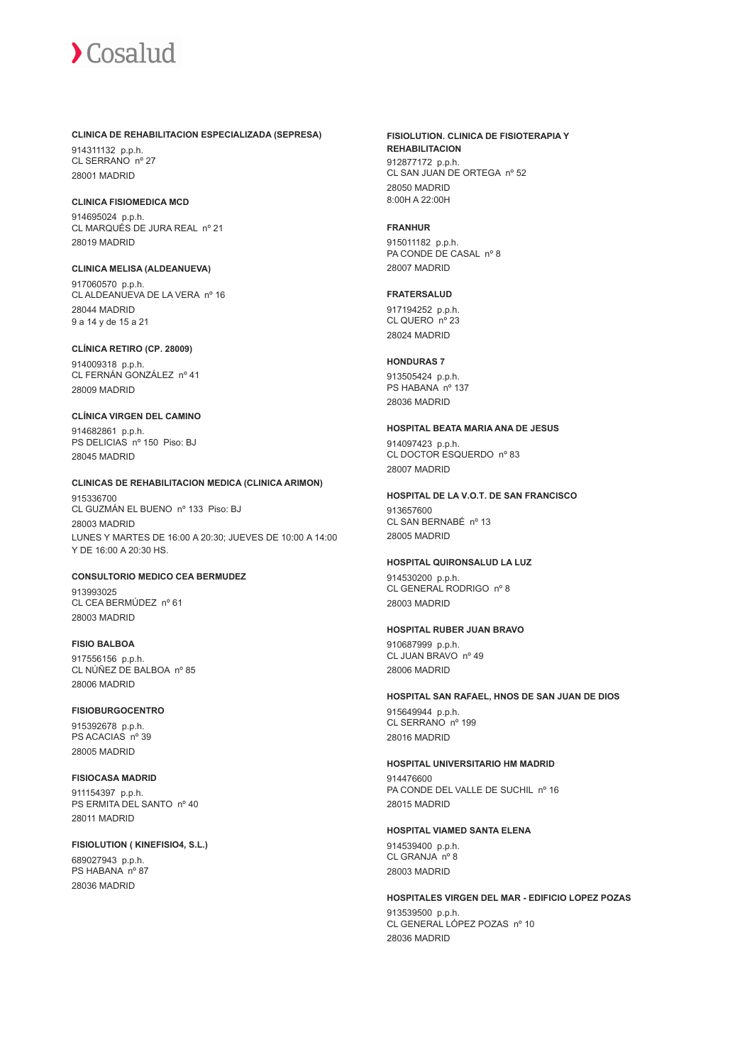**CLINICA DE REHABILITACION ESPECIALIZADA (SEPRESA)**

914311132 p.p.h.
CL SERRANO nº 27
28001 MADRID

**CLINICA FISIOMEDICA MCD**

914695024 p.p.h.
CL MARQUÉS DE JURA REAL nº 21
28019 MADRID

**CLINICA MELISA (ALDEANUEVA)**

917060570 p.p.h.
CL ALDEANUEVA DE LA VERA nº 16
28044 MADRID
9 a 14 y de 15 a 21

**CLÍNICA RETIRO (CP. 28009)**

914009318 p.p.h.
CL FERNÁN GONZÁLEZ nº 41
28009 MADRID

**CLÍNICA VIRGEN DEL CAMINO**

914682861 p.p.h.
PS DELICIAS nº 150 Piso: BJ
28045 MADRID

**CLINICAS DE REHABILITACION MEDICA (CLINICA ARIMON)**

915336700
CL GUZMÁN EL BUENO nº 133 Piso: BJ
28003 MADRID
LUNES Y MARTES DE 16:00 A 20:30; JUEVES DE 10:00 A 14:00 Y DE 16:00 A 20:30 HS.

**CONSULTORIO MEDICO CEA BERMUDEZ**

913993025
CL CEA BERMÚDEZ nº 61
28003 MADRID

**FISIO BALBOA**

917556156 p.p.h.
CL NÚÑEZ DE BALBOA nº 85
28006 MADRID

**FISIOBURGOCENTRO**

915392678 p.p.h.
PS ACACIAS nº 39
28005 MADRID

**FISIOCASA MADRID**

911154397 p.p.h.
PS ERMITA DEL SANTO nº 40
28011 MADRID

**FISIOLUTION ( KINEFISIO4, S.L.)**

689027943 p.p.h.
PS HABANA nº 87
28036 MADRID

**FISIOLUTION. CLINICA DE FISIOTERAPIA Y REHABILITACION**

912877172 p.p.h.
CL SAN JUAN DE ORTEGA nº 52
28050 MADRID
8:00H A 22:00H

**FRANHUR**

915011182 p.p.h.
PA CONDE DE CASAL nº 8
28007 MADRID

**FRATERSALUD**

917194252 p.p.h.
CL QUERO nº 23
28024 MADRID

**HONDURAS 7**

913505424 p.p.h.
PS HABANA nº 137
28036 MADRID

**HOSPITAL BEATA MARIA ANA DE JESUS**

914097423 p.p.h.
CL DOCTOR ESQUERDO nº 83
28007 MADRID

**HOSPITAL DE LA V.O.T. DE SAN FRANCISCO**

913657600
CL SAN BERNABÉ nº 13
28005 MADRID

**HOSPITAL QUIRONSALUD LA LUZ**

914530200 p.p.h.
CL GENERAL RODRIGO nº 8
28003 MADRID

**HOSPITAL RUBER JUAN BRAVO**

910687999 p.p.h.
CL JUAN BRAVO nº 49
28006 MADRID

**HOSPITAL SAN RAFAEL, HNOS DE SAN JUAN DE DIOS**

915649944 p.p.h.
CL SERRANO nº 199
28016 MADRID

**HOSPITAL UNIVERSITARIO HM MADRID**

914476600
PA CONDE DEL VALLE DE SUCHIL nº 16
28015 MADRID

**HOSPITAL VIAMED SANTA ELENA**

914539400 p.p.h.
CL GRANJA nº 8
28003 MADRID

**HOSPITALES VIRGEN DEL MAR - EDIFICIO LOPEZ POZAS**

913539500 p.p.h.
CL GENERAL LÓPEZ POZAS nº 10
28036 MADRID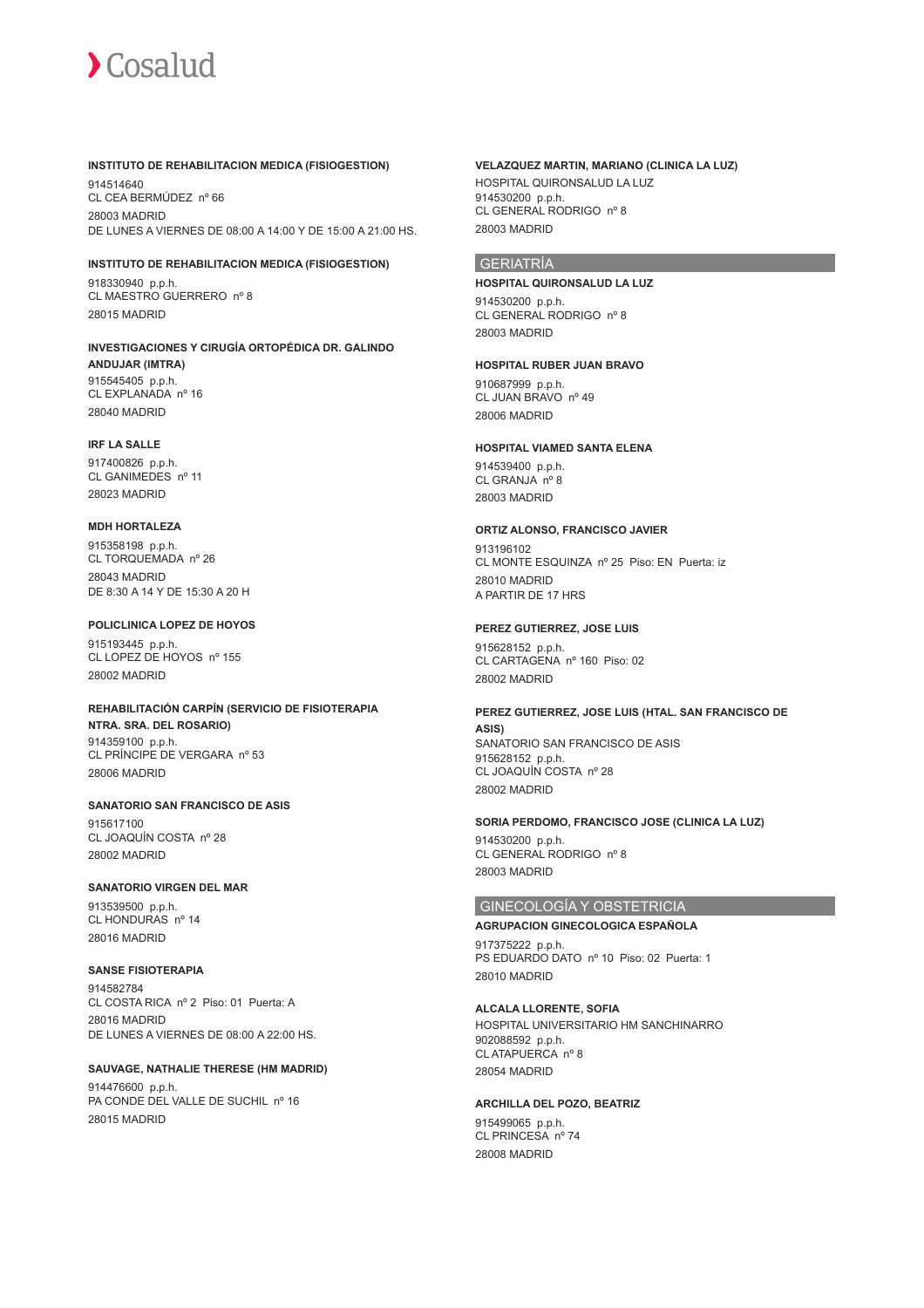**INSTITUTO DE REHABILITACION MEDICA (FISIOGESTION)**
914514640
CL CEA BERMÚDEZ nº 66
28003 MADRID
DE LUNES A VIERNES DE 08:00 A 14:00 Y DE 15:00 A 21:00 HS.

**INSTITUTO DE REHABILITACION MEDICA (FISIOGESTION)**
918330940 p.p.h.
CL MAESTRO GUERRERO nº 8
28015 MADRID

**INVESTIGACIONES Y CIRUGÍA ORTOPÉDICA DR. GALINDO ANDUJAR (IMTRA)**
915545405 p.p.h.
CL EXPLANADA nº 16
28040 MADRID

**IRF LA SALLE**
917400826 p.p.h.
CL GANIMEDES nº 11
28023 MADRID

**MDH HORTALEZA**
915358198 p.p.h.
CL TORQUEMADA nº 26
28043 MADRID
DE 8:30 A 14 Y DE 15:30 A 20 H

**POLICLINICA LOPEZ DE HOYOS**
915193445 p.p.h.
CL LOPEZ DE HOYOS nº 155
28002 MADRID

**REHABILITACIÓN CARPÍN (SERVICIO DE FISIOTERAPIA NTRA. SRA. DEL ROSARIO)**
914359100 p.p.h.
CL PRÍNCIPE DE VERGARA nº 53
28006 MADRID

**SANATORIO SAN FRANCISCO DE ASIS**
915617100
CL JOAQUÍN COSTA nº 28
28002 MADRID

**SANATORIO VIRGEN DEL MAR**
913539500 p.p.h.
CL HONDURAS nº 14
28016 MADRID

**SANSE FISIOTERAPIA**
914582784
CL COSTA RICA nº 2 Piso: 01 Puerta: A
28016 MADRID
DE LUNES A VIERNES DE 08:00 A 22:00 HS.

**SAUVAGE, NATHALIE THERESE (HM MADRID)**
914476600 p.p.h.
PA CONDE DEL VALLE DE SUCHIL nº 16
28015 MADRID

**VELAZQUEZ MARTIN, MARIANO (CLINICA LA LUZ)**
HOSPITAL QUIRONSALUD LA LUZ
914530200 p.p.h.
CL GENERAL RODRIGO nº 8
28003 MADRID

## GERIATRÍA

**HOSPITAL QUIRONSALUD LA LUZ**
914530200 p.p.h.
CL GENERAL RODRIGO nº 8
28003 MADRID

**HOSPITAL RUBER JUAN BRAVO**
910687999 p.p.h.
CL JUAN BRAVO nº 49
28006 MADRID

**HOSPITAL VIAMED SANTA ELENA**
914539400 p.p.h.
CL GRANJA nº 8
28003 MADRID

**ORTIZ ALONSO, FRANCISCO JAVIER**
913196102
CL MONTE ESQUINZA nº 25 Piso: EN Puerta: iz
28010 MADRID
A PARTIR DE 17 HRS

**PEREZ GUTIERREZ, JOSE LUIS**
915628152 p.p.h.
CL CARTAGENA nº 160 Piso: 02
28002 MADRID

**PEREZ GUTIERREZ, JOSE LUIS (HTAL. SAN FRANCISCO DE ASIS)**
SANATORIO SAN FRANCISCO DE ASIS
915628152 p.p.h.
CL JOAQUÍN COSTA nº 28
28002 MADRID

**SORIA PERDOMO, FRANCISCO JOSE (CLINICA LA LUZ)**
914530200 p.p.h.
CL GENERAL RODRIGO nº 8
28003 MADRID

## GINECOLOGÍA Y OBSTETRICIA

**AGRUPACION GINECOLOGICA ESPAÑOLA**
917375222 p.p.h.
PS EDUARDO DATO nº 10 Piso: 02 Puerta: 1
28010 MADRID

**ALCALA LLORENTE, SOFIA**
HOSPITAL UNIVERSITARIO HM SANCHINARRO
902088592 p.p.h.
CL ATAPUERCA nº 8
28054 MADRID

**ARCHILLA DEL POZO, BEATRIZ**
915499065 p.p.h.
CL PRINCESA nº 74
28008 MADRID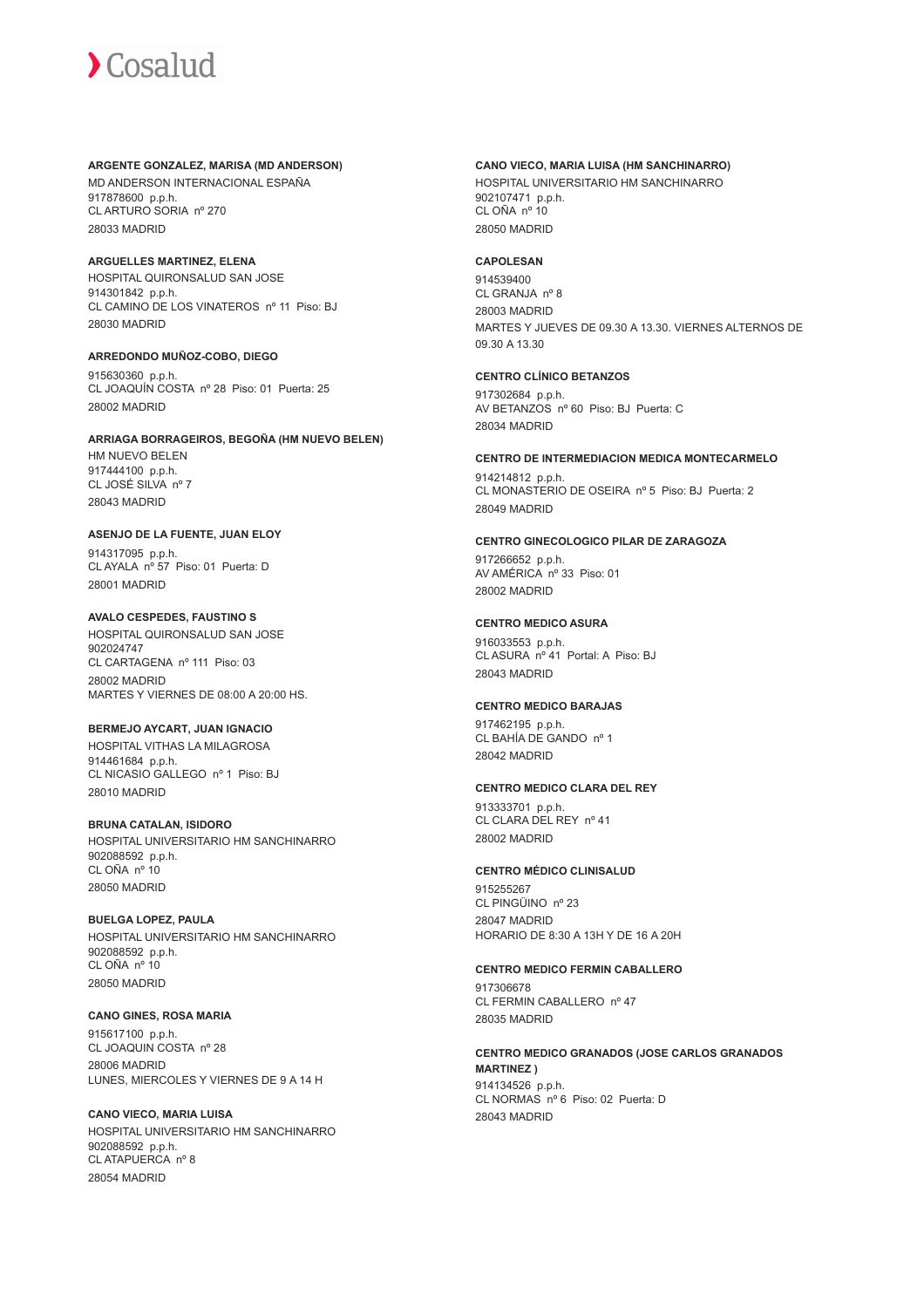**ARGENTE GONZALEZ, MARISA (MD ANDERSON)**
MD ANDERSON INTERNACIONAL ESPAÑA
917878600 p.p.h.
CL ARTURO SORIA nº 270
28033 MADRID

**ARGUELLES MARTINEZ, ELENA**
HOSPITAL QUIRONSALUD SAN JOSE
914301842 p.p.h.
CL CAMINO DE LOS VINATEROS nº 11 Piso: BJ
28030 MADRID

**ARREDONDO MUÑOZ-COBO, DIEGO**
915630360 p.p.h.
CL JOAQUÍN COSTA nº 28 Piso: 01 Puerta: 25
28002 MADRID

**ARRIAGA BORRAGEIROS, BEGOÑA (HM NUEVO BELEN)**
HM NUEVO BELEN
917444100 p.p.h.
CL JOSÉ SILVA nº 7
28043 MADRID

**ASENJO DE LA FUENTE, JUAN ELOY**
914317095 p.p.h.
CL AYALA nº 57 Piso: 01 Puerta: D
28001 MADRID

**AVALO CESPEDES, FAUSTINO S**
HOSPITAL QUIRONSALUD SAN JOSE
902024747
CL CARTAGENA nº 111 Piso: 03
28002 MADRID
MARTES Y VIERNES DE 08:00 A 20:00 HS.

**BERMEJO AYCART, JUAN IGNACIO**
HOSPITAL VITHAS LA MILAGROSA
914461684 p.p.h.
CL NICASIO GALLEGO nº 1 Piso: BJ
28010 MADRID

**BRUNA CATALAN, ISIDORO**
HOSPITAL UNIVERSITARIO HM SANCHINARRO
902088592 p.p.h.
CL OÑA nº 10
28050 MADRID

**BUELGA LOPEZ, PAULA**
HOSPITAL UNIVERSITARIO HM SANCHINARRO
902088592 p.p.h.
CL OÑA nº 10
28050 MADRID

**CANO GINES, ROSA MARIA**
915617100 p.p.h.
CL JOAQUIN COSTA nº 28
28006 MADRID
LUNES, MIERCOLES Y VIERNES DE 9 A 14 H

**CANO VIECO, MARIA LUISA**
HOSPITAL UNIVERSITARIO HM SANCHINARRO
902088592 p.p.h.
CL ATAPUERCA nº 8
28054 MADRID

**CANO VIECO, MARIA LUISA (HM SANCHINARRO)**
HOSPITAL UNIVERSITARIO HM SANCHINARRO
902107471 p.p.h.
CL OÑA nº 10
28050 MADRID

**CAPOLESAN**
914539400
CL GRANJA nº 8
28003 MADRID
MARTES Y JUEVES DE 09.30 A 13.30. VIERNES ALTERNOS DE 09.30 A 13.30

**CENTRO CLÍNICO BETANZOS**
917302684 p.p.h.
AV BETANZOS nº 60 Piso: BJ Puerta: C
28034 MADRID

**CENTRO DE INTERMEDIACION MEDICA MONTECARMELO**
914214812 p.p.h.
CL MONASTERIO DE OSEIRA nº 5 Piso: BJ Puerta: 2
28049 MADRID

**CENTRO GINECOLOGICO PILAR DE ZARAGOZA**
917266652 p.p.h.
AV AMÉRICA nº 33 Piso: 01
28002 MADRID

**CENTRO MEDICO ASURA**
916033553 p.p.h.
CL ASURA nº 41 Portal: A Piso: BJ
28043 MADRID

**CENTRO MEDICO BARAJAS**
917462195 p.p.h.
CL BAHÍA DE GANDO nº 1
28042 MADRID

**CENTRO MEDICO CLARA DEL REY**
913333701 p.p.h.
CL CLARA DEL REY nº 41
28002 MADRID

**CENTRO MÉDICO CLINISALUD**
915255267
CL PINGÜINO nº 23
28047 MADRID
HORARIO DE 8:30 A 13H Y DE 16 A 20H

**CENTRO MEDICO FERMIN CABALLERO**
917306678
CL FERMIN CABALLERO nº 47
28035 MADRID

**CENTRO MEDICO GRANADOS (JOSE CARLOS GRANADOS MARTINEZ )**
914134526 p.p.h.
CL NORMAS nº 6 Piso: 02 Puerta: D
28043 MADRID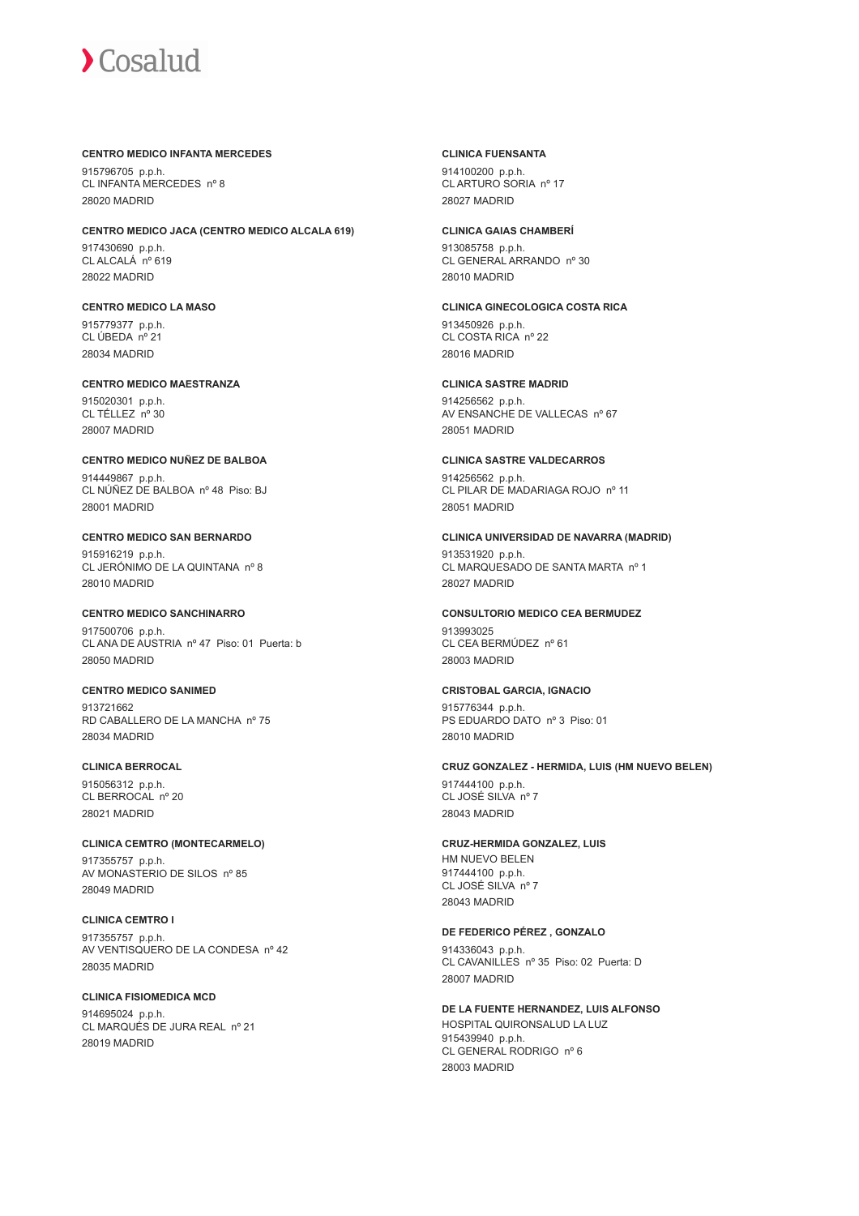**CENTRO MEDICO INFANTA MERCEDES**

915796705 p.p.h.
CL INFANTA MERCEDES nº 8
28020 MADRID

**CENTRO MEDICO JACA (CENTRO MEDICO ALCALA 619)**

917430690 p.p.h.
CL ALCALÁ nº 619
28022 MADRID

**CENTRO MEDICO LA MASO**

915779377 p.p.h.
CL ÚBEDA nº 21
28034 MADRID

**CENTRO MEDICO MAESTRANZA**

915020301 p.p.h.
CL TÉLLEZ nº 30
28007 MADRID

**CENTRO MEDICO NUÑEZ DE BALBOA**

914449867 p.p.h.
CL NÚÑEZ DE BALBOA nº 48 Piso: BJ
28001 MADRID

**CENTRO MEDICO SAN BERNARDO**

915916219 p.p.h.
CL JERÓNIMO DE LA QUINTANA nº 8
28010 MADRID

**CENTRO MEDICO SANCHINARRO**

917500706 p.p.h.
CL ANA DE AUSTRIA nº 47 Piso: 01 Puerta: b
28050 MADRID

**CENTRO MEDICO SANIMED**

913721662
RD CABALLERO DE LA MANCHA nº 75
28034 MADRID

**CLINICA BERROCAL**

915056312 p.p.h.
CL BERROCAL nº 20
28021 MADRID

**CLINICA CEMTRO (MONTECARMELO)**

917355757 p.p.h.
AV MONASTERIO DE SILOS nº 85
28049 MADRID

**CLINICA CEMTRO I**

917355757 p.p.h.
AV VENTISQUERO DE LA CONDESA nº 42
28035 MADRID

**CLINICA FISIOMEDICA MCD**

914695024 p.p.h.
CL MARQUÉS DE JURA REAL nº 21
28019 MADRID

**CLINICA FUENSANTA**

914100200 p.p.h.
CL ARTURO SORIA nº 17
28027 MADRID

**CLINICA GAIAS CHAMBERÍ**

913085758 p.p.h.
CL GENERAL ARRANDO nº 30
28010 MADRID

**CLINICA GINECOLOGICA COSTA RICA**

913450926 p.p.h.
CL COSTA RICA nº 22
28016 MADRID

**CLINICA SASTRE MADRID**

914256562 p.p.h.
AV ENSANCHE DE VALLECAS nº 67
28051 MADRID

**CLINICA SASTRE VALDECARROS**

914256562 p.p.h.
CL PILAR DE MADARIAGA ROJO nº 11
28051 MADRID

**CLINICA UNIVERSIDAD DE NAVARRA (MADRID)**

913531920 p.p.h.
CL MARQUESADO DE SANTA MARTA nº 1
28027 MADRID

**CONSULTORIO MEDICO CEA BERMUDEZ**

913993025
CL CEA BERMÚDEZ nº 61
28003 MADRID

**CRISTOBAL GARCIA, IGNACIO**

915776344 p.p.h.
PS EDUARDO DATO nº 3 Piso: 01
28010 MADRID

**CRUZ GONZALEZ - HERMIDA, LUIS (HM NUEVO BELEN)**

917444100 p.p.h.
CL JOSÉ SILVA nº 7
28043 MADRID

**CRUZ-HERMIDA GONZALEZ, LUIS**

HM NUEVO BELEN
917444100 p.p.h.
CL JOSÉ SILVA nº 7
28043 MADRID

**DE FEDERICO PÉREZ , GONZALO**

914336043 p.p.h.
CL CAVANILLES nº 35 Piso: 02 Puerta: D
28007 MADRID

**DE LA FUENTE HERNANDEZ, LUIS ALFONSO**

HOSPITAL QUIRONSALUD LA LUZ
915439940 p.p.h.
CL GENERAL RODRIGO nº 6
28003 MADRID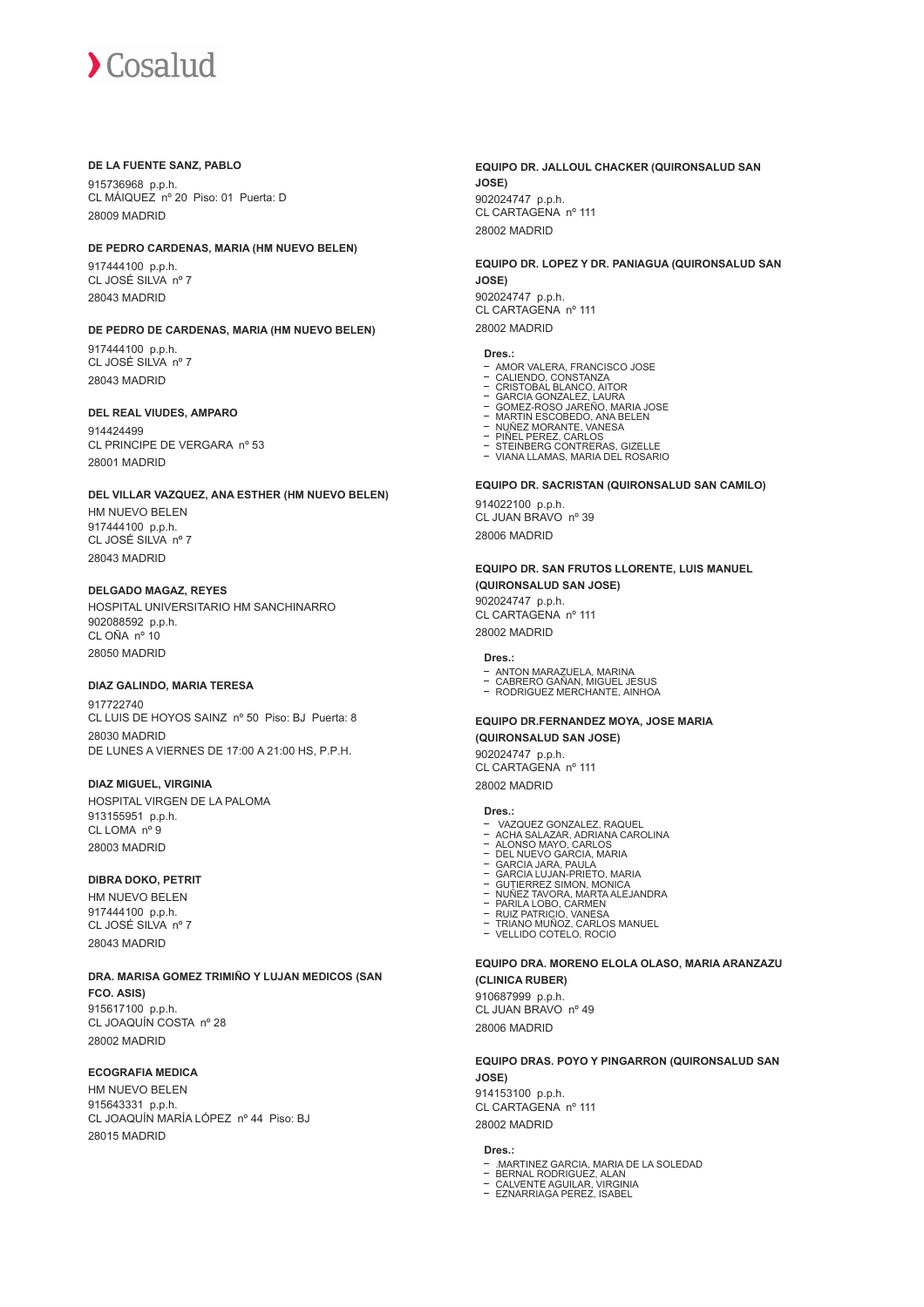**DE LA FUENTE SANZ, PABLO**

915736968 p.p.h.
CL MÁIQUEZ nº 20 Piso: 01 Puerta: D
28009 MADRID

**DE PEDRO CARDENAS, MARIA (HM NUEVO BELEN)**

917444100 p.p.h.
CL JOSÉ SILVA nº 7
28043 MADRID

**DE PEDRO DE CARDENAS, MARIA (HM NUEVO BELEN)**

917444100 p.p.h.
CL JOSÉ SILVA nº 7
28043 MADRID

**DEL REAL VIUDES, AMPARO**

914424499
CL PRINCIPE DE VERGARA nº 53
28001 MADRID

**DEL VILLAR VAZQUEZ, ANA ESTHER (HM NUEVO BELEN)**

HM NUEVO BELEN
917444100 p.p.h.
CL JOSÉ SILVA nº 7
28043 MADRID

**DELGADO MAGAZ, REYES**

HOSPITAL UNIVERSITARIO HM SANCHINARRO
902088592 p.p.h.
CL OÑA nº 10
28050 MADRID

**DIAZ GALINDO, MARIA TERESA**

917722740
CL LUIS DE HOYOS SAINZ nº 50 Piso: BJ Puerta: 8
28030 MADRID
DE LUNES A VIERNES DE 17:00 A 21:00 HS, P.P.H.

**DIAZ MIGUEL, VIRGINIA**

HOSPITAL VIRGEN DE LA PALOMA
913155951 p.p.h.
CL LOMA nº 9
28003 MADRID

**DIBRA DOKO, PETRIT**

HM NUEVO BELEN
917444100 p.p.h.
CL JOSÉ SILVA nº 7
28043 MADRID

**DRA. MARISA GOMEZ TRIMIÑO Y LUJAN MEDICOS (SAN FCO. ASIS)**

915617100 p.p.h.
CL JOAQUÍN COSTA nº 28
28002 MADRID

**ECOGRAFIA MEDICA**

HM NUEVO BELEN
915643331 p.p.h.
CL JOAQUÍN MARÍA LÓPEZ nº 44 Piso: BJ
28015 MADRID

**EQUIPO DR. JALLOUL CHACKER (QUIRONSALUD SAN JOSE)**

902024747 p.p.h.
CL CARTAGENA nº 111
28002 MADRID

**EQUIPO DR. LOPEZ Y DR. PANIAGUA (QUIRONSALUD SAN JOSE)**

902024747 p.p.h.
CL CARTAGENA nº 111
28002 MADRID

**Dres.:**

- AMOR VALERA, FRANCISCO JOSE
- CALIENDO, CONSTANZA
- CRISTOBAL BLANCO, AITOR
- GARCIA GONZALEZ, LAURA
- GOMEZ-ROSO JAREÑO, MARIA JOSE
- MARTIN ESCOBEDO, ANA BELEN
- NUÑEZ MORANTE, VANESA
- PIÑEL PEREZ, CARLOS
- STEINBERG CONTRERAS, GIZELLE
- VIANA LLAMAS, MARIA DEL ROSARIO

**EQUIPO DR. SACRISTAN (QUIRONSALUD SAN CAMILO)**

914022100 p.p.h.
CL JUAN BRAVO nº 39
28006 MADRID

**EQUIPO DR. SAN FRUTOS LLORENTE, LUIS MANUEL (QUIRONSALUD SAN JOSE)**

902024747 p.p.h.
CL CARTAGENA nº 111
28002 MADRID

**Dres.:**

- ANTON MARAZUELA, MARINA
- CABRERO GAÑAN, MIGUEL JESUS
- RODRIGUEZ MERCHANTE, AINHOA

**EQUIPO DR.FERNANDEZ MOYA, JOSE MARIA (QUIRONSALUD SAN JOSE)**

902024747 p.p.h.
CL CARTAGENA nº 111
28002 MADRID

**Dres.:**

- VAZQUEZ GONZALEZ, RAQUEL
- ACHA SALAZAR, ADRIANA CAROLINA
- ALONSO MAYO, CARLOS
- DEL NUEVO GARCIA, MARIA
- GARCIA JARA, PAULA
- GARCIA LUJAN-PRIETO, MARIA
- GUTIERREZ SIMON, MONICA
- NUÑEZ TAVORA, MARTA ALEJANDRA
- PARILA LOBO, CARMEN
- RUIZ PATRICIO, VANESA
- TRIANO MUÑOZ, CARLOS MANUEL
- VELLIDO COTELO, ROCIO

**EQUIPO DRA. MORENO ELOLA OLASO, MARIA ARANZAZU (CLINICA RUBER)**

910687999 p.p.h.
CL JUAN BRAVO nº 49
28006 MADRID

**EQUIPO DRAS. POYO Y PINGARRON (QUIRONSALUD SAN JOSE)**

914153100 p.p.h.
CL CARTAGENA nº 111
28002 MADRID

**Dres.:**

- .MARTINEZ GARCIA, MARIA DE LA SOLEDAD
- BERNAL RODRIGUEZ, ALAN
- CALVENTE AGUILAR, VIRGINIA
- EZNARRIAGA PEREZ, ISABEL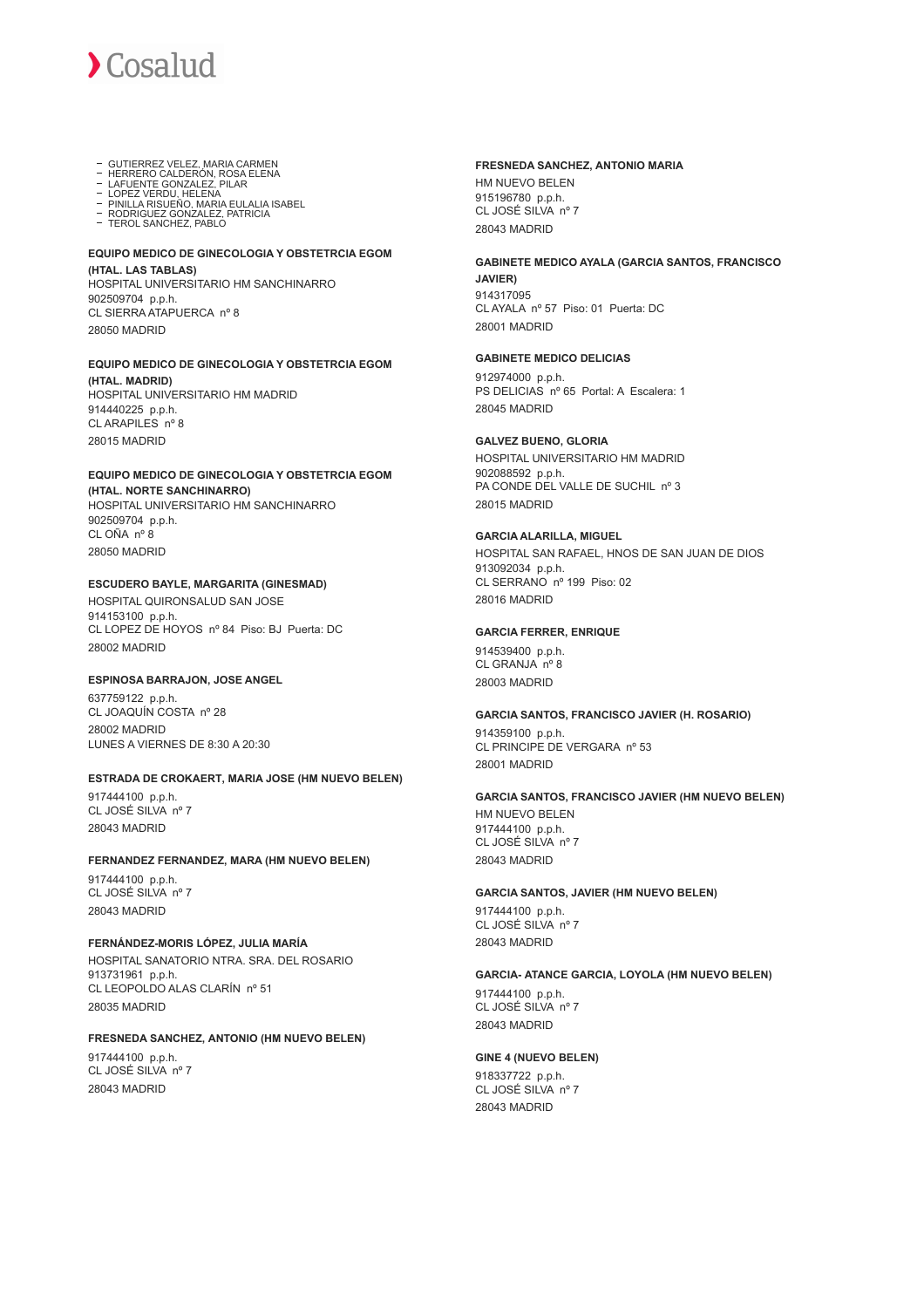- GUTIERREZ VELEZ, MARIA CARMEN
- HERRERO CALDERÓN, ROSA ELENA
- LAFUENTE GONZALEZ, PILAR
- LOPEZ VERDU, HELENA
- PINILLA RISUEÑO, MARIA EULALIA ISABEL
- RODRIGUEZ GONZALEZ, PATRICIA
- TEROL SANCHEZ, PABLO

**EQUIPO MEDICO DE GINECOLOGIA Y OBSTETRCIA EGOM (HTAL. LAS TABLAS)**

HOSPITAL UNIVERSITARIO HM SANCHINARRO
902509704 p.p.h.
CL SIERRA ATAPUERCA nº 8
28050 MADRID

**EQUIPO MEDICO DE GINECOLOGIA Y OBSTETRCIA EGOM (HTAL. MADRID)**

HOSPITAL UNIVERSITARIO HM MADRID
914440225 p.p.h.
CL ARAPILES nº 8
28015 MADRID

**EQUIPO MEDICO DE GINECOLOGIA Y OBSTETRCIA EGOM (HTAL. NORTE SANCHINARRO)**

HOSPITAL UNIVERSITARIO HM SANCHINARRO
902509704 p.p.h.
CL OÑA nº 8
28050 MADRID

**ESCUDERO BAYLE, MARGARITA (GINESMAD)**

HOSPITAL QUIRONSALUD SAN JOSE
914153100 p.p.h.
CL LOPEZ DE HOYOS nº 84 Piso: BJ Puerta: DC
28002 MADRID

**ESPINOSA BARRAJON, JOSE ANGEL**

637759122 p.p.h.
CL JOAQUÍN COSTA nº 28
28002 MADRID
LUNES A VIERNES DE 8:30 A 20:30

**ESTRADA DE CROKAERT, MARIA JOSE (HM NUEVO BELEN)**

917444100 p.p.h.
CL JOSÉ SILVA nº 7
28043 MADRID

**FERNANDEZ FERNANDEZ, MARA (HM NUEVO BELEN)**

917444100 p.p.h.
CL JOSÉ SILVA nº 7
28043 MADRID

**FERNÁNDEZ-MORIS LÓPEZ, JULIA MARÍA**

HOSPITAL SANATORIO NTRA. SRA. DEL ROSARIO
913731961 p.p.h.
CL LEOPOLDO ALAS CLARÍN nº 51
28035 MADRID

**FRESNEDA SANCHEZ, ANTONIO (HM NUEVO BELEN)**

917444100 p.p.h.
CL JOSÉ SILVA nº 7
28043 MADRID

**FRESNEDA SANCHEZ, ANTONIO MARIA**

HM NUEVO BELEN
915196780 p.p.h.
CL JOSÉ SILVA nº 7
28043 MADRID

**GABINETE MEDICO AYALA (GARCIA SANTOS, FRANCISCO JAVIER)**

914317095
CL AYALA nº 57 Piso: 01 Puerta: DC
28001 MADRID

**GABINETE MEDICO DELICIAS**

912974000 p.p.h.
PS DELICIAS nº 65 Portal: A Escalera: 1
28045 MADRID

**GALVEZ BUENO, GLORIA**

HOSPITAL UNIVERSITARIO HM MADRID
902088592 p.p.h.
PA CONDE DEL VALLE DE SUCHIL nº 3
28015 MADRID

**GARCIA ALARILLA, MIGUEL**

HOSPITAL SAN RAFAEL, HNOS DE SAN JUAN DE DIOS
913092034 p.p.h.
CL SERRANO nº 199 Piso: 02
28016 MADRID

**GARCIA FERRER, ENRIQUE**

914539400 p.p.h.
CL GRANJA nº 8
28003 MADRID

**GARCIA SANTOS, FRANCISCO JAVIER (H. ROSARIO)**

914359100 p.p.h.
CL PRINCIPE DE VERGARA nº 53
28001 MADRID

**GARCIA SANTOS, FRANCISCO JAVIER (HM NUEVO BELEN)**

HM NUEVO BELEN
917444100 p.p.h.
CL JOSÉ SILVA nº 7
28043 MADRID

**GARCIA SANTOS, JAVIER (HM NUEVO BELEN)**

917444100 p.p.h.
CL JOSÉ SILVA nº 7
28043 MADRID

**GARCIA- ATANCE GARCIA, LOYOLA (HM NUEVO BELEN)**

917444100 p.p.h.
CL JOSÉ SILVA nº 7
28043 MADRID

**GINE 4 (NUEVO BELEN)**

918337722 p.p.h.
CL JOSÉ SILVA nº 7
28043 MADRID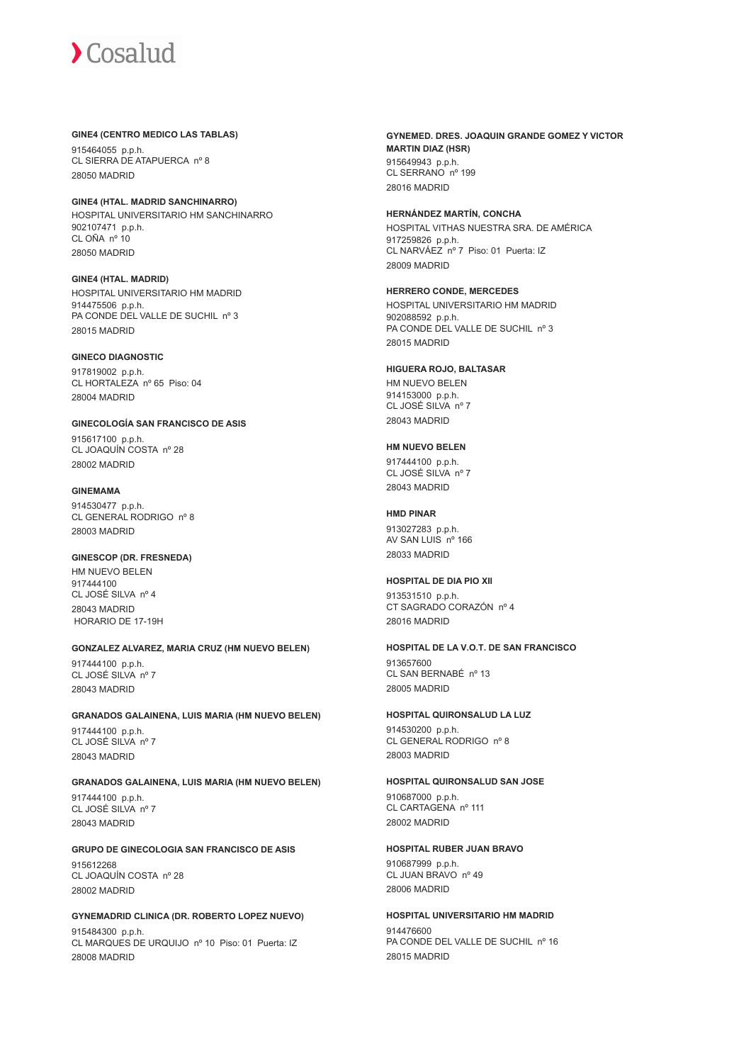**GINE4 (CENTRO MEDICO LAS TABLAS)**

915464055 p.p.h.
CL SIERRA DE ATAPUERCA nº 8
28050 MADRID

**GINE4 (HTAL. MADRID SANCHINARRO)**

HOSPITAL UNIVERSITARIO HM SANCHINARRO
902107471 p.p.h.
CL OÑA nº 10
28050 MADRID

**GINE4 (HTAL. MADRID)**

HOSPITAL UNIVERSITARIO HM MADRID
914475506 p.p.h.
PA CONDE DEL VALLE DE SUCHIL nº 3
28015 MADRID

**GINECO DIAGNOSTIC**

917819002 p.p.h.
CL HORTALEZA nº 65 Piso: 04
28004 MADRID

**GINECOLOGÍA SAN FRANCISCO DE ASIS**

915617100 p.p.h.
CL JOAQUÍN COSTA nº 28
28002 MADRID

**GINEMAMA**

914530477 p.p.h.
CL GENERAL RODRIGO nº 8
28003 MADRID

**GINESCOP (DR. FRESNEDA)**

HM NUEVO BELEN
917444100
CL JOSÉ SILVA nº 4
28043 MADRID
HORARIO DE 17-19H

**GONZALEZ ALVAREZ, MARIA CRUZ (HM NUEVO BELEN)**

917444100 p.p.h.
CL JOSÉ SILVA nº 7
28043 MADRID

**GRANADOS GALAINENA, LUIS MARIA (HM NUEVO BELEN)**

917444100 p.p.h.
CL JOSÉ SILVA nº 7
28043 MADRID

**GRANADOS GALAINENA, LUIS MARIA (HM NUEVO BELEN)**

917444100 p.p.h.
CL JOSÉ SILVA nº 7
28043 MADRID

**GRUPO DE GINECOLOGIA SAN FRANCISCO DE ASIS**

915612268
CL JOAQUÍN COSTA nº 28
28002 MADRID

**GYNEMADRID CLINICA (DR. ROBERTO LOPEZ NUEVO)**

915484300 p.p.h.
CL MARQUES DE URQUIJO nº 10 Piso: 01 Puerta: IZ
28008 MADRID

**GYNEMED. DRES. JOAQUIN GRANDE GOMEZ Y VICTOR MARTIN DIAZ (HSR)**

915649943 p.p.h.
CL SERRANO nº 199
28016 MADRID

**HERNÁNDEZ MARTÍN, CONCHA**

HOSPITAL VITHAS NUESTRA SRA. DE AMÉRICA
917259826 p.p.h.
CL NARVÁEZ nº 7 Piso: 01 Puerta: IZ
28009 MADRID

**HERRERO CONDE, MERCEDES**

HOSPITAL UNIVERSITARIO HM MADRID
902088592 p.p.h.
PA CONDE DEL VALLE DE SUCHIL nº 3
28015 MADRID

**HIGUERA ROJO, BALTASAR**

HM NUEVO BELEN
914153000 p.p.h.
CL JOSÉ SILVA nº 7
28043 MADRID

**HM NUEVO BELEN**

917444100 p.p.h.
CL JOSÉ SILVA nº 7
28043 MADRID

**HMD PINAR**

913027283 p.p.h.
AV SAN LUIS nº 166
28033 MADRID

**HOSPITAL DE DIA PIO XII**

913531510 p.p.h.
CT SAGRADO CORAZÓN nº 4
28016 MADRID

**HOSPITAL DE LA V.O.T. DE SAN FRANCISCO**

913657600
CL SAN BERNABÉ nº 13
28005 MADRID

**HOSPITAL QUIRONSALUD LA LUZ**

914530200 p.p.h.
CL GENERAL RODRIGO nº 8
28003 MADRID

**HOSPITAL QUIRONSALUD SAN JOSE**

910687000 p.p.h.
CL CARTAGENA nº 111
28002 MADRID

**HOSPITAL RUBER JUAN BRAVO**

910687999 p.p.h.
CL JUAN BRAVO nº 49
28006 MADRID

**HOSPITAL UNIVERSITARIO HM MADRID**

914476600
PA CONDE DEL VALLE DE SUCHIL nº 16
28015 MADRID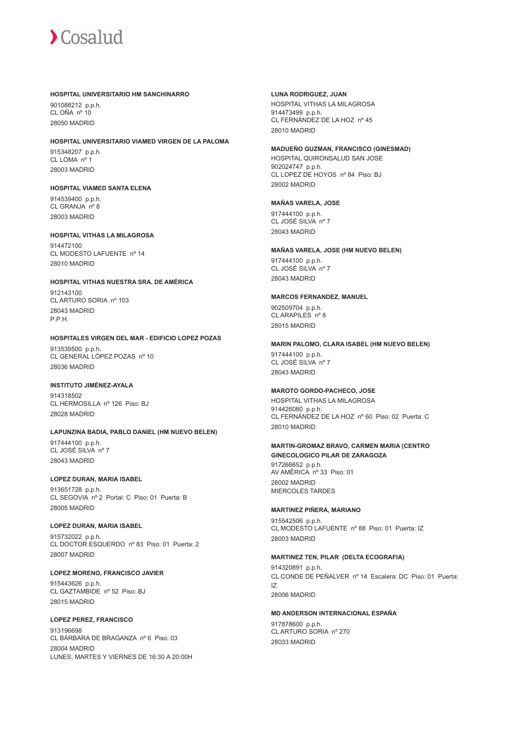**HOSPITAL UNIVERSITARIO HM SANCHINARRO**

901088212 p.p.h.
CL OÑA nº 10
28050 MADRID

**HOSPITAL UNIVERSITARIO VIAMED VIRGEN DE LA PALOMA**

915348207 p.p.h.
CL LOMA nº 1
28003 MADRID

**HOSPITAL VIAMED SANTA ELENA**

914539400 p.p.h.
CL GRANJA nº 8
28003 MADRID

**HOSPITAL VITHAS LA MILAGROSA**

914472100
CL MODESTO LAFUENTE nº 14
28010 MADRID

**HOSPITAL VITHAS NUESTRA SRA. DE AMÉRICA**

912143100
CL ARTURO SORIA nº 103
28043 MADRID
P.P.H.

**HOSPITALES VIRGEN DEL MAR - EDIFICIO LOPEZ POZAS**

913539500 p.p.h.
CL GENERAL LÓPEZ POZAS nº 10
28036 MADRID

**INSTITUTO JIMÉNEZ-AYALA**

914318502
CL HERMOSILLA nº 126 Piso: BJ
28028 MADRID

**LAPUNZINA BADIA, PABLO DANIEL (HM NUEVO BELEN)**

917444100 p.p.h.
CL JOSÉ SILVA nº 7
28043 MADRID

**LOPEZ DURAN, MARIA ISABEL**

913651728 p.p.h.
CL SEGOVIA nº 2 Portal: C Piso: 01 Puerta: B
28005 MADRID

**LOPEZ DURAN, MARIA ISABEL**

915732022 p.p.h.
CL DOCTOR ESQUERDO nº 83 Piso: 01 Puerta: 2
28007 MADRID

**LOPEZ MORENO, FRANCISCO JAVIER**

915443626 p.p.h.
CL GAZTAMBIDE nº 52 Piso: BJ
28015 MADRID

**LOPEZ PEREZ, FRANCISCO**

913196698
CL BÁRBARA DE BRAGANZA nº 6 Piso: 03
28004 MADRID
LUNES, MARTES Y VIERNES DE 16:30 A 20:00H

**LUNA RODRIGUEZ, JUAN**

HOSPITAL VITHAS LA MILAGROSA
914473499 p.p.h.
CL FERNÁNDEZ DE LA HOZ nº 45
28010 MADRID

**MADUEÑO GUZMAN, FRANCISCO (GINESMAD)**

HOSPITAL QUIRONSALUD SAN JOSE
902024747 p.p.h.
CL LOPEZ DE HOYOS nº 84 Piso: BJ
28002 MADRID

**MAÑAS VARELA, JOSE**

917444100 p.p.h.
CL JOSÉ SILVA nº 7
28043 MADRID

**MAÑAS VARELA, JOSE (HM NUEVO BELEN)**

917444100 p.p.h.
CL JOSÉ SILVA nº 7
28043 MADRID

**MARCOS FERNANDEZ, MANUEL**

902509704 p.p.h.
CL ARAPILES nº 8
28015 MADRID

**MARIN PALOMO, CLARA ISABEL (HM NUEVO BELEN)**

917444100 p.p.h.
CL JOSÉ SILVA nº 7
28043 MADRID

**MAROTO GORDO-PACHECO, JOSE**

HOSPITAL VITHAS LA MILAGROSA
914426080 p.p.h.
CL FERNÁNDEZ DE LA HOZ nº 60 Piso: 02 Puerta: C
28010 MADRID

**MARTIN-GROMAZ BRAVO, CARMEN MARIA (CENTRO GINECOLOGICO PILAR DE ZARAGOZA**

917266652 p.p.h.
AV AMÉRICA nº 33 Piso: 01
28002 MADRID
MIERCOLES TARDES

**MARTINEZ PIÑERA, MARIANO**

915542506 p.p.h.
CL MODESTO LAFUENTE nº 88 Piso: 01 Puerta: IZ
28003 MADRID

**MARTINEZ TEN, PILAR (DELTA ECOGRAFIA)**

914320891 p.p.h.
CL CONDE DE PEÑALVER nº 14 Escalera: DC Piso: 01 Puerta: IZ
28006 MADRID

**MD ANDERSON INTERNACIONAL ESPAÑA**

917878600 p.p.h.
CL ARTURO SORIA nº 270
28033 MADRID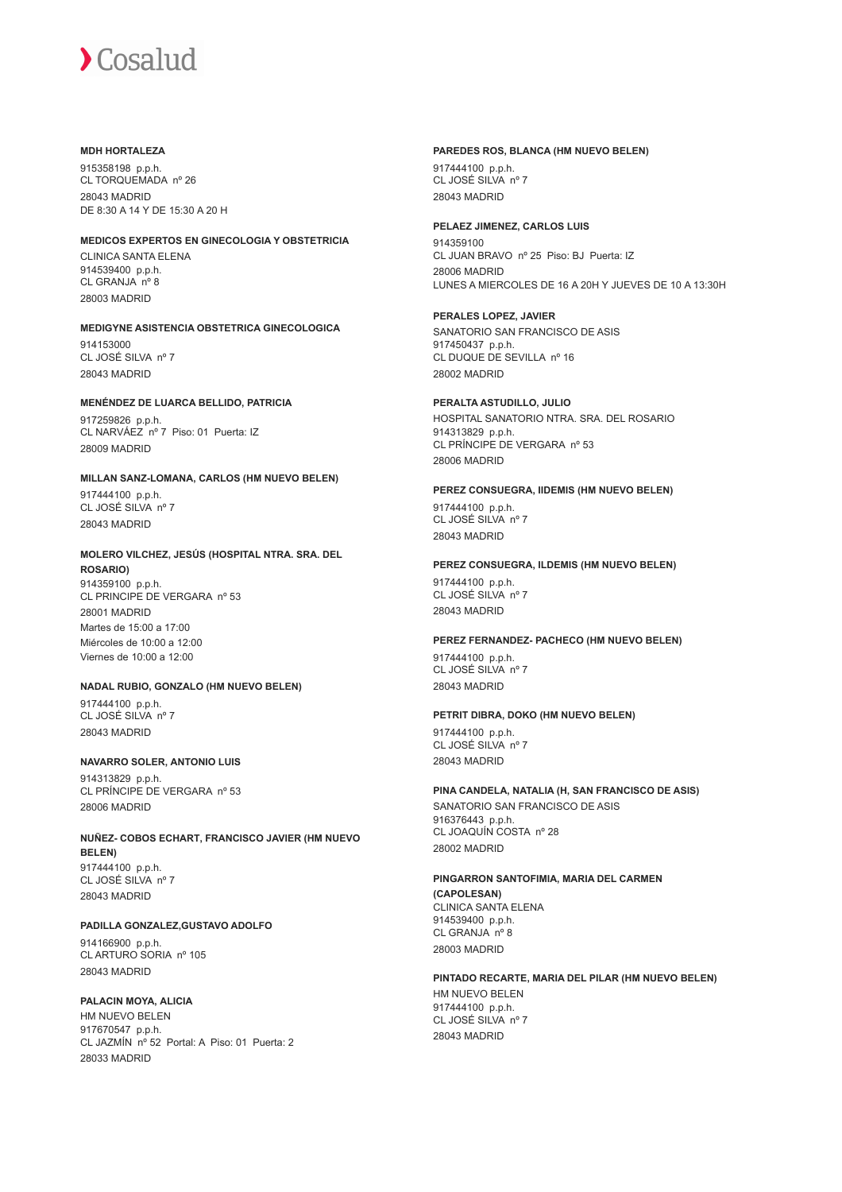**MDH HORTALEZA**

915358198 p.p.h.
CL TORQUEMADA nº 26
28043 MADRID
DE 8:30 A 14 Y DE 15:30 A 20 H

**MEDICOS EXPERTOS EN GINECOLOGIA Y OBSTETRICIA**

CLINICA SANTA ELENA
914539400 p.p.h.
CL GRANJA nº 8
28003 MADRID

**MEDIGYNE ASISTENCIA OBSTETRICA GINECOLOGICA**

914153000
CL JOSÉ SILVA nº 7
28043 MADRID

**MENÉNDEZ DE LUARCA BELLIDO, PATRICIA**

917259826 p.p.h.
CL NARVÁEZ nº 7 Piso: 01 Puerta: IZ
28009 MADRID

**MILLAN SANZ-LOMANA, CARLOS (HM NUEVO BELEN)**

917444100 p.p.h.
CL JOSÉ SILVA nº 7
28043 MADRID

**MOLERO VILCHEZ, JESÚS (HOSPITAL NTRA. SRA. DEL ROSARIO)**

914359100 p.p.h.
CL PRINCIPE DE VERGARA nº 53
28001 MADRID
Martes de 15:00 a 17:00
Miércoles de 10:00 a 12:00
Viernes de 10:00 a 12:00

**NADAL RUBIO, GONZALO (HM NUEVO BELEN)**

917444100 p.p.h.
CL JOSÉ SILVA nº 7
28043 MADRID

**NAVARRO SOLER, ANTONIO LUIS**

914313829 p.p.h.
CL PRÍNCIPE DE VERGARA nº 53
28006 MADRID

**NUÑEZ- COBOS ECHART, FRANCISCO JAVIER (HM NUEVO BELEN)**

917444100 p.p.h.
CL JOSÉ SILVA nº 7
28043 MADRID

**PADILLA GONZALEZ,GUSTAVO ADOLFO**

914166900 p.p.h.
CL ARTURO SORIA nº 105
28043 MADRID

**PALACIN MOYA, ALICIA**

HM NUEVO BELEN
917670547 p.p.h.
CL JAZMÍN nº 52 Portal: A Piso: 01 Puerta: 2
28033 MADRID

**PAREDES ROS, BLANCA (HM NUEVO BELEN)**

917444100 p.p.h.
CL JOSÉ SILVA nº 7
28043 MADRID

**PELAEZ JIMENEZ, CARLOS LUIS**

914359100
CL JUAN BRAVO nº 25 Piso: BJ Puerta: IZ
28006 MADRID
LUNES A MIERCOLES DE 16 A 20H Y JUEVES DE 10 A 13:30H

**PERALES LOPEZ, JAVIER**

SANATORIO SAN FRANCISCO DE ASIS
917450437 p.p.h.
CL DUQUE DE SEVILLA nº 16
28002 MADRID

**PERALTA ASTUDILLO, JULIO**

HOSPITAL SANATORIO NTRA. SRA. DEL ROSARIO
914313829 p.p.h.
CL PRÍNCIPE DE VERGARA nº 53
28006 MADRID

**PEREZ CONSUEGRA, IIDEMIS (HM NUEVO BELEN)**

917444100 p.p.h.
CL JOSÉ SILVA nº 7
28043 MADRID

**PEREZ CONSUEGRA, ILDEMIS (HM NUEVO BELEN)**

917444100 p.p.h.
CL JOSÉ SILVA nº 7
28043 MADRID

**PEREZ FERNANDEZ- PACHECO (HM NUEVO BELEN)**

917444100 p.p.h.
CL JOSÉ SILVA nº 7
28043 MADRID

**PETRIT DIBRA, DOKO (HM NUEVO BELEN)**

917444100 p.p.h.
CL JOSÉ SILVA nº 7
28043 MADRID

**PINA CANDELA, NATALIA (H, SAN FRANCISCO DE ASIS)**

SANATORIO SAN FRANCISCO DE ASIS
916376443 p.p.h.
CL JOAQUÍN COSTA nº 28
28002 MADRID

**PINGARRON SANTOFIMIA, MARIA DEL CARMEN (CAPOLESAN)**

CLINICA SANTA ELENA
914539400 p.p.h.
CL GRANJA nº 8
28003 MADRID

**PINTADO RECARTE, MARIA DEL PILAR (HM NUEVO BELEN)**

HM NUEVO BELEN
917444100 p.p.h.
CL JOSÉ SILVA nº 7
28043 MADRID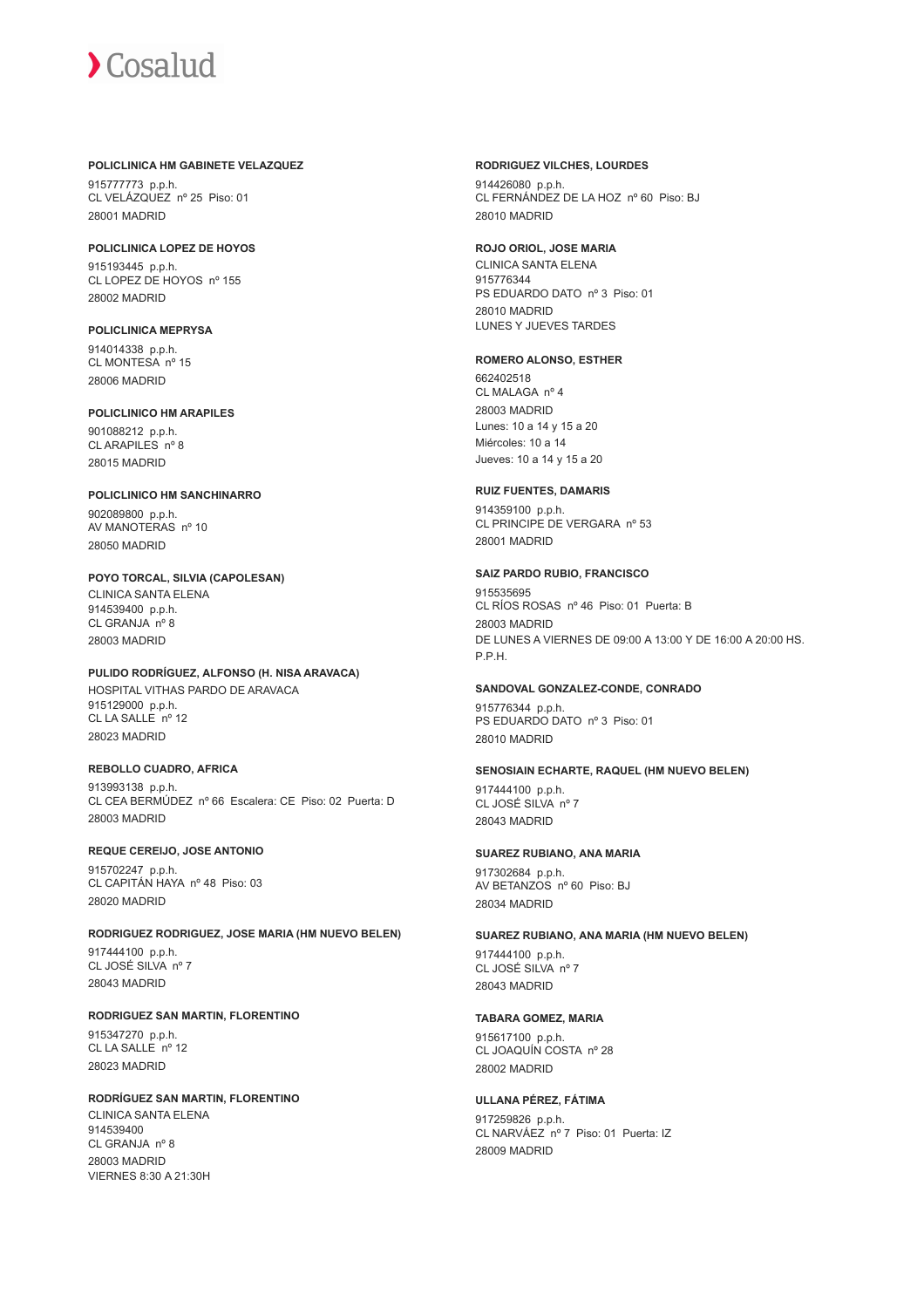**POLICLINICA HM GABINETE VELAZQUEZ**

915777773 p.p.h.
CL VELÁZQUEZ nº 25 Piso: 01
28001 MADRID

**POLICLINICA LOPEZ DE HOYOS**

915193445 p.p.h.
CL LOPEZ DE HOYOS nº 155
28002 MADRID

**POLICLINICA MEPRYSA**

914014338 p.p.h.
CL MONTESA nº 15
28006 MADRID

**POLICLINICO HM ARAPILES**

901088212 p.p.h.
CL ARAPILES nº 8
28015 MADRID

**POLICLINICO HM SANCHINARRO**

902089800 p.p.h.
AV MANOTERAS nº 10
28050 MADRID

**POYO TORCAL, SILVIA (CAPOLESAN)**

CLINICA SANTA ELENA
914539400 p.p.h.
CL GRANJA nº 8
28003 MADRID

**PULIDO RODRÍGUEZ, ALFONSO (H. NISA ARAVACA)**

HOSPITAL VITHAS PARDO DE ARAVACA
915129000 p.p.h.
CL LA SALLE nº 12
28023 MADRID

**REBOLLO CUADRO, AFRICA**

913993138 p.p.h.
CL CEA BERMÚDEZ nº 66 Escalera: CE Piso: 02 Puerta: D
28003 MADRID

**REQUE CEREIJO, JOSE ANTONIO**

915702247 p.p.h.
CL CAPITÁN HAYA nº 48 Piso: 03
28020 MADRID

**RODRIGUEZ RODRIGUEZ, JOSE MARIA (HM NUEVO BELEN)**

917444100 p.p.h.
CL JOSÉ SILVA nº 7
28043 MADRID

**RODRIGUEZ SAN MARTIN, FLORENTINO**

915347270 p.p.h.
CL LA SALLE nº 12
28023 MADRID

**RODRÍGUEZ SAN MARTIN, FLORENTINO**

CLINICA SANTA ELENA
914539400
CL GRANJA nº 8
28003 MADRID
VIERNES 8:30 A 21:30H

**RODRIGUEZ VILCHES, LOURDES**

914426080 p.p.h.
CL FERNÁNDEZ DE LA HOZ nº 60 Piso: BJ
28010 MADRID

**ROJO ORIOL, JOSE MARIA**

CLINICA SANTA ELENA
915776344
PS EDUARDO DATO nº 3 Piso: 01
28010 MADRID
LUNES Y JUEVES TARDES

**ROMERO ALONSO, ESTHER**

662402518
CL MALAGA nº 4
28003 MADRID
Lunes: 10 a 14 y 15 a 20
Miércoles: 10 a 14
Jueves: 10 a 14 y 15 a 20

**RUIZ FUENTES, DAMARIS**

914359100 p.p.h.
CL PRINCIPE DE VERGARA nº 53
28001 MADRID

**SAIZ PARDO RUBIO, FRANCISCO**

915535695
CL RÍOS ROSAS nº 46 Piso: 01 Puerta: B
28003 MADRID
DE LUNES A VIERNES DE 09:00 A 13:00 Y DE 16:00 A 20:00 HS.
P.P.H.

**SANDOVAL GONZALEZ-CONDE, CONRADO**

915776344 p.p.h.
PS EDUARDO DATO nº 3 Piso: 01
28010 MADRID

**SENOSIAIN ECHARTE, RAQUEL (HM NUEVO BELEN)**

917444100 p.p.h.
CL JOSÉ SILVA nº 7
28043 MADRID

**SUAREZ RUBIANO, ANA MARIA**

917302684 p.p.h.
AV BETANZOS nº 60 Piso: BJ
28034 MADRID

**SUAREZ RUBIANO, ANA MARIA (HM NUEVO BELEN)**

917444100 p.p.h.
CL JOSÉ SILVA nº 7
28043 MADRID

**TABARA GOMEZ, MARIA**

915617100 p.p.h.
CL JOAQUÍN COSTA nº 28
28002 MADRID

**ULLANA PÉREZ, FÁTIMA**

917259826 p.p.h.
CL NARVÁEZ nº 7 Piso: 01 Puerta: IZ
28009 MADRID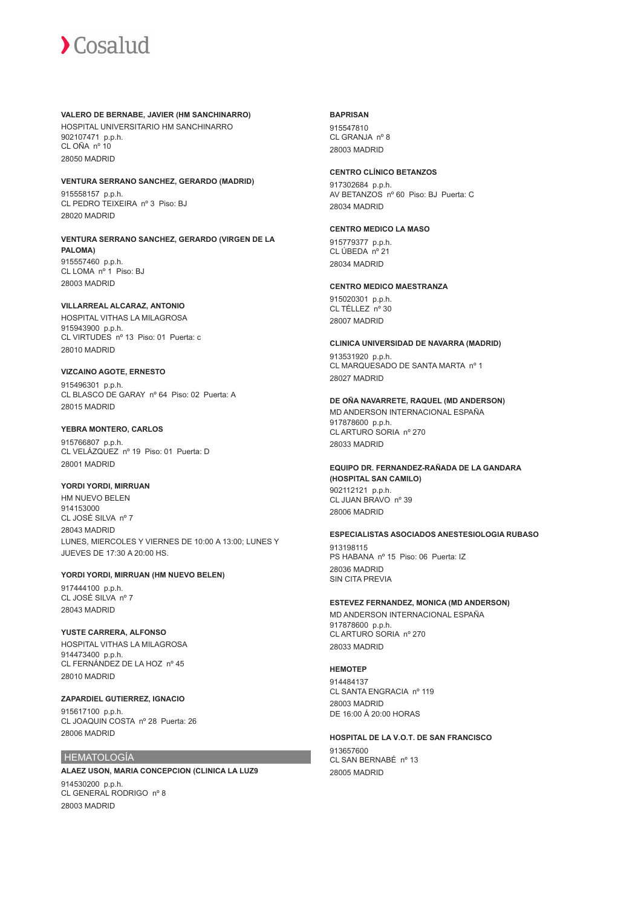**VALERO DE BERNABE, JAVIER (HM SANCHINARRO)**
HOSPITAL UNIVERSITARIO HM SANCHINARRO
902107471 p.p.h.
CL OÑA nº 10
28050 MADRID

**VENTURA SERRANO SANCHEZ, GERARDO (MADRID)**
915558157 p.p.h.
CL PEDRO TEIXEIRA nº 3 Piso: BJ
28020 MADRID

**VENTURA SERRANO SANCHEZ, GERARDO (VIRGEN DE LA PALOMA)**
915557460 p.p.h.
CL LOMA nº 1 Piso: BJ
28003 MADRID

**VILLARREAL ALCARAZ, ANTONIO**
HOSPITAL VITHAS LA MILAGROSA
915943900 p.p.h.
CL VIRTUDES nº 13 Piso: 01 Puerta: c
28010 MADRID

**VIZCAINO AGOTE, ERNESTO**
915496301 p.p.h.
CL BLASCO DE GARAY nº 64 Piso: 02 Puerta: A
28015 MADRID

**YEBRA MONTERO, CARLOS**
915766807 p.p.h.
CL VELÁZQUEZ nº 19 Piso: 01 Puerta: D
28001 MADRID

**YORDI YORDI, MIRRUAN**
HM NUEVO BELEN
914153000
CL JOSÉ SILVA nº 7
28043 MADRID
LUNES, MIERCOLES Y VIERNES DE 10:00 A 13:00; LUNES Y JUEVES DE 17:30 A 20:00 HS.

**YORDI YORDI, MIRRUAN (HM NUEVO BELEN)**
917444100 p.p.h.
CL JOSÉ SILVA nº 7
28043 MADRID

**YUSTE CARRERA, ALFONSO**
HOSPITAL VITHAS LA MILAGROSA
914473400 p.p.h.
CL FERNÁNDEZ DE LA HOZ nº 45
28010 MADRID

**ZAPARDIEL GUTIERREZ, IGNACIO**
915617100 p.p.h.
CL JOAQUIN COSTA nº 28 Puerta: 26
28006 MADRID

## HEMATOLOGÍA

**ALAEZ USON, MARIA CONCEPCION (CLINICA LA LUZ9**
914530200 p.p.h.
CL GENERAL RODRIGO nº 8
28003 MADRID

**BAPRISAN**
915547810
CL GRANJA nº 8
28003 MADRID

**CENTRO CLÍNICO BETANZOS**
917302684 p.p.h.
AV BETANZOS nº 60 Piso: BJ Puerta: C
28034 MADRID

**CENTRO MEDICO LA MASO**
915779377 p.p.h.
CL ÚBEDA nº 21
28034 MADRID

**CENTRO MEDICO MAESTRANZA**
915020301 p.p.h.
CL TÉLLEZ nº 30
28007 MADRID

**CLINICA UNIVERSIDAD DE NAVARRA (MADRID)**
913531920 p.p.h.
CL MARQUESADO DE SANTA MARTA nº 1
28027 MADRID

**DE OÑA NAVARRETE, RAQUEL (MD ANDERSON)**
MD ANDERSON INTERNACIONAL ESPAÑA
917878600 p.p.h.
CL ARTURO SORIA nº 270
28033 MADRID

**EQUIPO DR. FERNANDEZ-RAÑADA DE LA GANDARA (HOSPITAL SAN CAMILO)**
902112121 p.p.h.
CL JUAN BRAVO nº 39
28006 MADRID

**ESPECIALISTAS ASOCIADOS ANESTESIOLOGIA RUBASO**
913198115
PS HABANA nº 15 Piso: 06 Puerta: IZ
28036 MADRID
SIN CITA PREVIA

**ESTEVEZ FERNANDEZ, MONICA (MD ANDERSON)**
MD ANDERSON INTERNACIONAL ESPAÑA
917878600 p.p.h.
CL ARTURO SORIA nº 270
28033 MADRID

**HEMOTEP**
914484137
CL SANTA ENGRACIA nº 119
28003 MADRID
DE 16:00 Á 20:00 HORAS

**HOSPITAL DE LA V.O.T. DE SAN FRANCISCO**
913657600
CL SAN BERNABÉ nº 13
28005 MADRID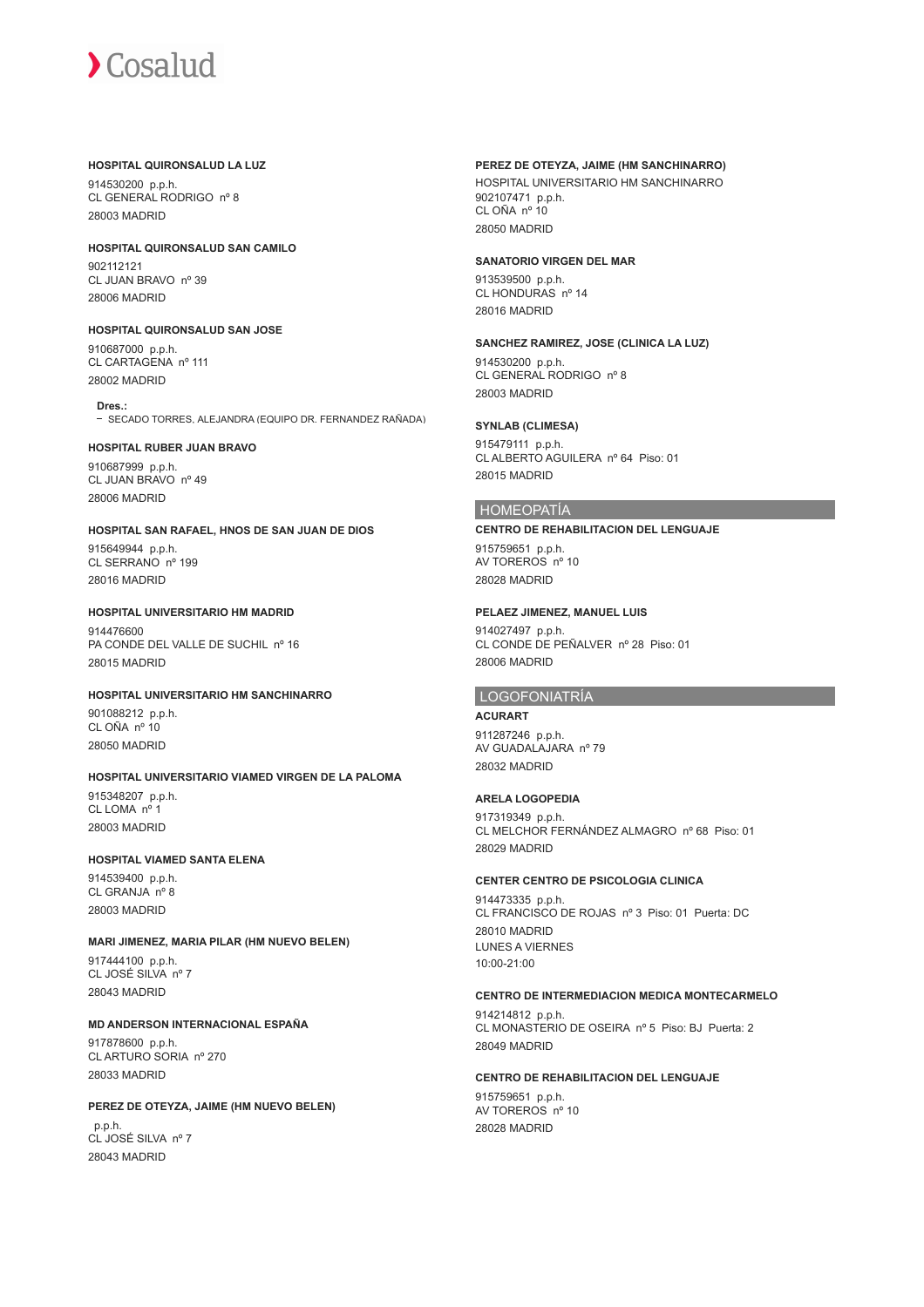**HOSPITAL QUIRONSALUD LA LUZ**

914530200 p.p.h.
CL GENERAL RODRIGO nº 8
28003 MADRID

**HOSPITAL QUIRONSALUD SAN CAMILO**

902112121
CL JUAN BRAVO nº 39
28006 MADRID

**HOSPITAL QUIRONSALUD SAN JOSE**

910687000 p.p.h.
CL CARTAGENA nº 111
28002 MADRID

**Dres.:**

- SECADO TORRES, ALEJANDRA (EQUIPO DR. FERNANDEZ RAÑADA)

**HOSPITAL RUBER JUAN BRAVO**

910687999 p.p.h.
CL JUAN BRAVO nº 49
28006 MADRID

**HOSPITAL SAN RAFAEL, HNOS DE SAN JUAN DE DIOS**

915649944 p.p.h.
CL SERRANO nº 199
28016 MADRID

**HOSPITAL UNIVERSITARIO HM MADRID**

914476600
PA CONDE DEL VALLE DE SUCHIL nº 16
28015 MADRID

**HOSPITAL UNIVERSITARIO HM SANCHINARRO**

901088212 p.p.h.
CL OÑA nº 10
28050 MADRID

**HOSPITAL UNIVERSITARIO VIAMED VIRGEN DE LA PALOMA**

915348207 p.p.h.
CL LOMA nº 1
28003 MADRID

**HOSPITAL VIAMED SANTA ELENA**

914539400 p.p.h.
CL GRANJA nº 8
28003 MADRID

**MARI JIMENEZ, MARIA PILAR (HM NUEVO BELEN)**

917444100 p.p.h.
CL JOSÉ SILVA nº 7
28043 MADRID

**MD ANDERSON INTERNACIONAL ESPAÑA**

917878600 p.p.h.
CL ARTURO SORIA nº 270
28033 MADRID

**PEREZ DE OTEYZA, JAIME (HM NUEVO BELEN)**

p.p.h.
CL JOSÉ SILVA nº 7
28043 MADRID

**PEREZ DE OTEYZA, JAIME (HM SANCHINARRO)**

HOSPITAL UNIVERSITARIO HM SANCHINARRO
902107471 p.p.h.
CL OÑA nº 10
28050 MADRID

**SANATORIO VIRGEN DEL MAR**

913539500 p.p.h.
CL HONDURAS nº 14
28016 MADRID

**SANCHEZ RAMIREZ, JOSE (CLINICA LA LUZ)**

914530200 p.p.h.
CL GENERAL RODRIGO nº 8
28003 MADRID

**SYNLAB (CLIMESA)**

915479111 p.p.h.
CL ALBERTO AGUILERA nº 64 Piso: 01
28015 MADRID

## HOMEOPATÍA

**CENTRO DE REHABILITACION DEL LENGUAJE**

915759651 p.p.h.
AV TOREROS nº 10
28028 MADRID

**PELAEZ JIMENEZ, MANUEL LUIS**

914027497 p.p.h.
CL CONDE DE PEÑALVER nº 28 Piso: 01
28006 MADRID

## LOGOFONIATRÍA

**ACURART**

911287246 p.p.h.
AV GUADALAJARA nº 79
28032 MADRID

**ARELA LOGOPEDIA**

917319349 p.p.h.
CL MELCHOR FERNÁNDEZ ALMAGRO nº 68 Piso: 01
28029 MADRID

**CENTER CENTRO DE PSICOLOGIA CLINICA**

914473335 p.p.h.
CL FRANCISCO DE ROJAS nº 3 Piso: 01 Puerta: DC
28010 MADRID
LUNES A VIERNES
10:00-21:00

**CENTRO DE INTERMEDIACION MEDICA MONTECARMELO**

914214812 p.p.h.
CL MONASTERIO DE OSEIRA nº 5 Piso: BJ Puerta: 2
28049 MADRID

**CENTRO DE REHABILITACION DEL LENGUAJE**

915759651 p.p.h.
AV TOREROS nº 10
28028 MADRID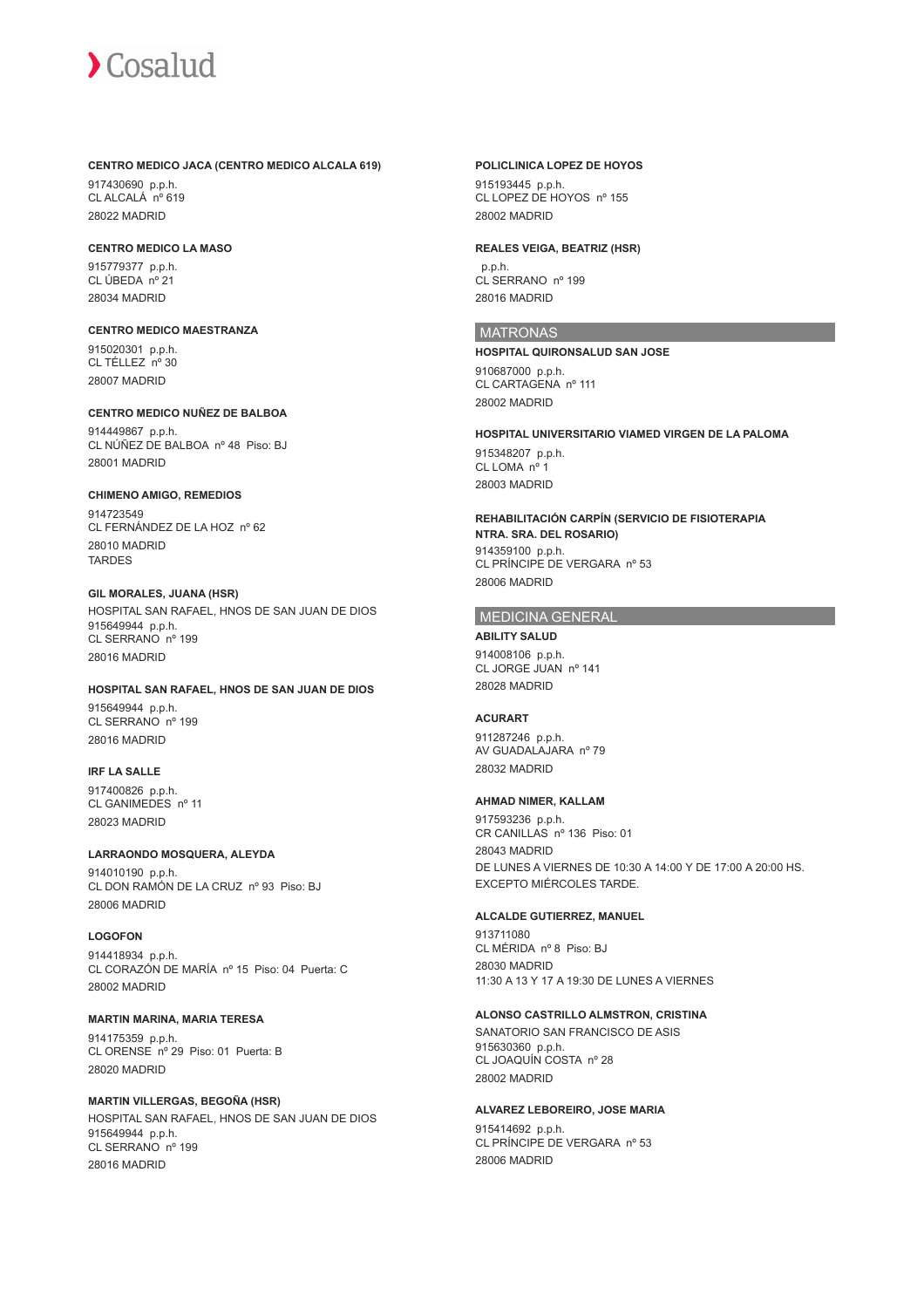**CENTRO MEDICO JACA (CENTRO MEDICO ALCALA 619)**
917430690 p.p.h.
CL ALCALÁ nº 619
28022 MADRID

**CENTRO MEDICO LA MASO**
915779377 p.p.h.
CL ÚBEDA nº 21
28034 MADRID

**CENTRO MEDICO MAESTRANZA**
915020301 p.p.h.
CL TÉLLEZ nº 30
28007 MADRID

**CENTRO MEDICO NUÑEZ DE BALBOA**
914449867 p.p.h.
CL NÚÑEZ DE BALBOA nº 48 Piso: BJ
28001 MADRID

**CHIMENO AMIGO, REMEDIOS**
914723549
CL FERNÁNDEZ DE LA HOZ nº 62
28010 MADRID
TARDES

**GIL MORALES, JUANA (HSR)**
HOSPITAL SAN RAFAEL, HNOS DE SAN JUAN DE DIOS
915649944 p.p.h.
CL SERRANO nº 199
28016 MADRID

**HOSPITAL SAN RAFAEL, HNOS DE SAN JUAN DE DIOS**
915649944 p.p.h.
CL SERRANO nº 199
28016 MADRID

**IRF LA SALLE**
917400826 p.p.h.
CL GANIMEDES nº 11
28023 MADRID

**LARRAONDO MOSQUERA, ALEYDA**
914010190 p.p.h.
CL DON RAMÓN DE LA CRUZ nº 93 Piso: BJ
28006 MADRID

**LOGOFON**
914418934 p.p.h.
CL CORAZÓN DE MARÍA nº 15 Piso: 04 Puerta: C
28002 MADRID

**MARTIN MARINA, MARIA TERESA**
914175359 p.p.h.
CL ORENSE nº 29 Piso: 01 Puerta: B
28020 MADRID

**MARTIN VILLERGAS, BEGOÑA (HSR)**
HOSPITAL SAN RAFAEL, HNOS DE SAN JUAN DE DIOS
915649944 p.p.h.
CL SERRANO nº 199
28016 MADRID

**POLICLINICA LOPEZ DE HOYOS**
915193445 p.p.h.
CL LOPEZ DE HOYOS nº 155
28002 MADRID

**REALES VEIGA, BEATRIZ (HSR)**
p.p.h.
CL SERRANO nº 199
28016 MADRID

## MATRONAS

**HOSPITAL QUIRONSALUD SAN JOSE**
910687000 p.p.h.
CL CARTAGENA nº 111
28002 MADRID

**HOSPITAL UNIVERSITARIO VIAMED VIRGEN DE LA PALOMA**
915348207 p.p.h.
CL LOMA nº 1
28003 MADRID

**REHABILITACIÓN CARPÍN (SERVICIO DE FISIOTERAPIA NTRA. SRA. DEL ROSARIO)**
914359100 p.p.h.
CL PRÍNCIPE DE VERGARA nº 53
28006 MADRID

## MEDICINA GENERAL

**ABILITY SALUD**
914008106 p.p.h.
CL JORGE JUAN nº 141
28028 MADRID

**ACURART**
911287246 p.p.h.
AV GUADALAJARA nº 79
28032 MADRID

**AHMAD NIMER, KALLAM**
917593236 p.p.h.
CR CANILLAS nº 136 Piso: 01
28043 MADRID
DE LUNES A VIERNES DE 10:30 A 14:00 Y DE 17:00 A 20:00 HS. EXCEPTO MIÉRCOLES TARDE.

**ALCALDE GUTIERREZ, MANUEL**
913711080
CL MÉRIDA nº 8 Piso: BJ
28030 MADRID
11:30 A 13 Y 17 A 19:30 DE LUNES A VIERNES

**ALONSO CASTRILLO ALMSTRON, CRISTINA**
SANATORIO SAN FRANCISCO DE ASIS
915630360 p.p.h.
CL JOAQUÍN COSTA nº 28
28002 MADRID

**ALVAREZ LEBOREIRO, JOSE MARIA**
915414692 p.p.h.
CL PRÍNCIPE DE VERGARA nº 53
28006 MADRID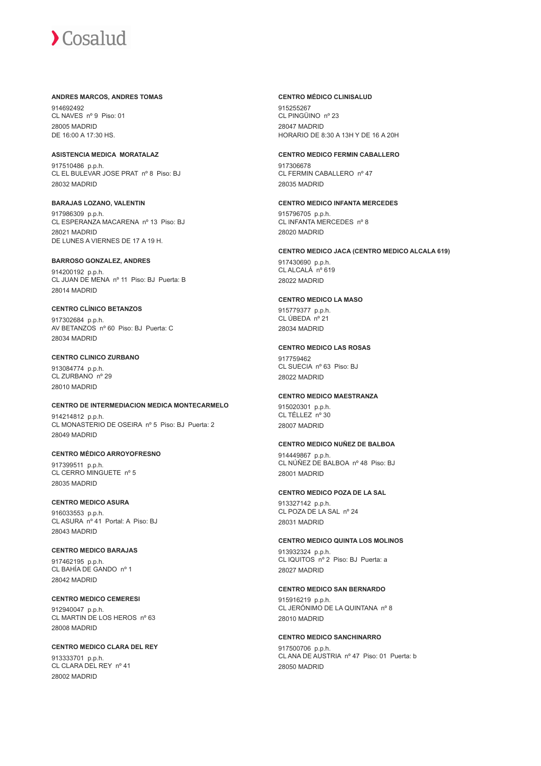**ANDRES MARCOS, ANDRES TOMAS**

914692492
CL NAVES nº 9 Piso: 01
28005 MADRID
DE 16:00 A 17:30 HS.

**ASISTENCIA MEDICA MORATALAZ**

917510486 p.p.h.
CL EL BULEVAR JOSE PRAT nº 8 Piso: BJ
28032 MADRID

**BARAJAS LOZANO, VALENTIN**

917986309 p.p.h.
CL ESPERANZA MACARENA nº 13 Piso: BJ
28021 MADRID
DE LUNES A VIERNES DE 17 A 19 H.

**BARROSO GONZALEZ, ANDRES**

914200192 p.p.h.
CL JUAN DE MENA nº 11 Piso: BJ Puerta: B
28014 MADRID

**CENTRO CLÍNICO BETANZOS**

917302684 p.p.h.
AV BETANZOS nº 60 Piso: BJ Puerta: C
28034 MADRID

**CENTRO CLINICO ZURBANO**

913084774 p.p.h.
CL ZURBANO nº 29
28010 MADRID

**CENTRO DE INTERMEDIACION MEDICA MONTECARMELO**

914214812 p.p.h.
CL MONASTERIO DE OSEIRA nº 5 Piso: BJ Puerta: 2
28049 MADRID

**CENTRO MÉDICO ARROYOFRESNO**

917399511 p.p.h.
CL CERRO MINGUETE nº 5
28035 MADRID

**CENTRO MEDICO ASURA**

916033553 p.p.h.
CL ASURA nº 41 Portal: A Piso: BJ
28043 MADRID

**CENTRO MEDICO BARAJAS**

917462195 p.p.h.
CL BAHÍA DE GANDO nº 1
28042 MADRID

**CENTRO MEDICO CEMERESI**

912940047 p.p.h.
CL MARTIN DE LOS HEROS nº 63
28008 MADRID

**CENTRO MEDICO CLARA DEL REY**

913333701 p.p.h.
CL CLARA DEL REY nº 41
28002 MADRID

**CENTRO MÉDICO CLINISALUD**

915255267
CL PINGÜINO nº 23
28047 MADRID
HORARIO DE 8:30 A 13H Y DE 16 A 20H

**CENTRO MEDICO FERMIN CABALLERO**

917306678
CL FERMIN CABALLERO nº 47
28035 MADRID

**CENTRO MEDICO INFANTA MERCEDES**

915796705 p.p.h.
CL INFANTA MERCEDES nº 8
28020 MADRID

**CENTRO MEDICO JACA (CENTRO MEDICO ALCALA 619)**

917430690 p.p.h.
CL ALCALÁ nº 619
28022 MADRID

**CENTRO MEDICO LA MASO**

915779377 p.p.h.
CL ÚBEDA nº 21
28034 MADRID

**CENTRO MEDICO LAS ROSAS**

917759462
CL SUECIA nº 63 Piso: BJ
28022 MADRID

**CENTRO MEDICO MAESTRANZA**

915020301 p.p.h.
CL TÉLLEZ nº 30
28007 MADRID

**CENTRO MEDICO NUÑEZ DE BALBOA**

914449867 p.p.h.
CL NÚÑEZ DE BALBOA nº 48 Piso: BJ
28001 MADRID

**CENTRO MEDICO POZA DE LA SAL**

913327142 p.p.h.
CL POZA DE LA SAL nº 24
28031 MADRID

**CENTRO MEDICO QUINTA LOS MOLINOS**

913932324 p.p.h.
CL IQUITOS nº 2 Piso: BJ Puerta: a
28027 MADRID

**CENTRO MEDICO SAN BERNARDO**

915916219 p.p.h.
CL JERÓNIMO DE LA QUINTANA nº 8
28010 MADRID

**CENTRO MEDICO SANCHINARRO**

917500706 p.p.h.
CL ANA DE AUSTRIA nº 47 Piso: 01 Puerta: b
28050 MADRID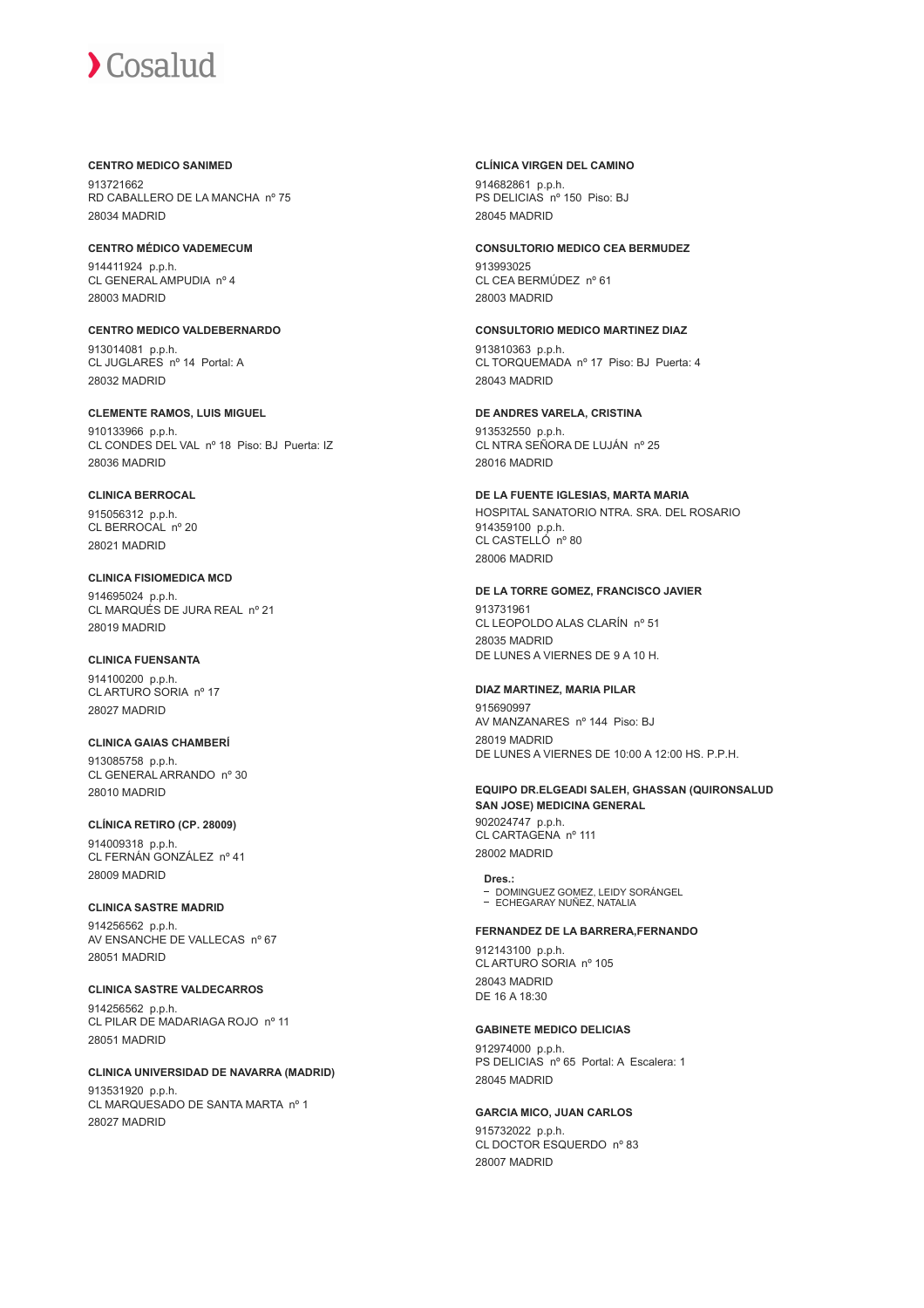**CENTRO MEDICO SANIMED**

913721662
RD CABALLERO DE LA MANCHA nº 75
28034 MADRID

**CENTRO MÉDICO VADEMECUM**

914411924 p.p.h.
CL GENERAL AMPUDIA nº 4
28003 MADRID

**CENTRO MEDICO VALDEBERNARDO**

913014081 p.p.h.
CL JUGLARES nº 14 Portal: A
28032 MADRID

**CLEMENTE RAMOS, LUIS MIGUEL**

910133966 p.p.h.
CL CONDES DEL VAL nº 18 Piso: BJ Puerta: IZ
28036 MADRID

**CLINICA BERROCAL**

915056312 p.p.h.
CL BERROCAL nº 20
28021 MADRID

**CLINICA FISIOMEDICA MCD**

914695024 p.p.h.
CL MARQUÉS DE JURA REAL nº 21
28019 MADRID

**CLINICA FUENSANTA**

914100200 p.p.h.
CL ARTURO SORIA nº 17
28027 MADRID

**CLINICA GAIAS CHAMBERÍ**

913085758 p.p.h.
CL GENERAL ARRANDO nº 30
28010 MADRID

**CLÍNICA RETIRO (CP. 28009)**

914009318 p.p.h.
CL FERNÁN GONZÁLEZ nº 41
28009 MADRID

**CLINICA SASTRE MADRID**

914256562 p.p.h.
AV ENSANCHE DE VALLECAS nº 67
28051 MADRID

**CLINICA SASTRE VALDECARROS**

914256562 p.p.h.
CL PILAR DE MADARIAGA ROJO nº 11
28051 MADRID

**CLINICA UNIVERSIDAD DE NAVARRA (MADRID)**

913531920 p.p.h.
CL MARQUESADO DE SANTA MARTA nº 1
28027 MADRID

**CLÍNICA VIRGEN DEL CAMINO**

914682861 p.p.h.
PS DELICIAS nº 150 Piso: BJ
28045 MADRID

**CONSULTORIO MEDICO CEA BERMUDEZ**

913993025
CL CEA BERMÚDEZ nº 61
28003 MADRID

**CONSULTORIO MEDICO MARTINEZ DIAZ**

913810363 p.p.h.
CL TORQUEMADA nº 17 Piso: BJ Puerta: 4
28043 MADRID

**DE ANDRES VARELA, CRISTINA**

913532550 p.p.h.
CL NTRA SEÑORA DE LUJÁN nº 25
28016 MADRID

**DE LA FUENTE IGLESIAS, MARTA MARIA**

HOSPITAL SANATORIO NTRA. SRA. DEL ROSARIO
914359100 p.p.h.
CL CASTELLÓ nº 80
28006 MADRID

**DE LA TORRE GOMEZ, FRANCISCO JAVIER**

913731961
CL LEOPOLDO ALAS CLARÍN nº 51
28035 MADRID
DE LUNES A VIERNES DE 9 A 10 H.

**DIAZ MARTINEZ, MARIA PILAR**

915690997
AV MANZANARES nº 144 Piso: BJ
28019 MADRID
DE LUNES A VIERNES DE 10:00 A 12:00 HS. P.P.H.

**EQUIPO DR.ELGEADI SALEH, GHASSAN (QUIRONSALUD SAN JOSE) MEDICINA GENERAL**

902024747 p.p.h.
CL CARTAGENA nº 111
28002 MADRID

**Dres.:**
- DOMINGUEZ GOMEZ, LEIDY SORÁNGEL
- ECHEGARAY NUÑEZ, NATALIA

**FERNANDEZ DE LA BARRERA,FERNANDO**

912143100 p.p.h.
CL ARTURO SORIA nº 105
28043 MADRID
DE 16 A 18:30

**GABINETE MEDICO DELICIAS**

912974000 p.p.h.
PS DELICIAS nº 65 Portal: A Escalera: 1
28045 MADRID

**GARCIA MICO, JUAN CARLOS**

915732022 p.p.h.
CL DOCTOR ESQUERDO nº 83
28007 MADRID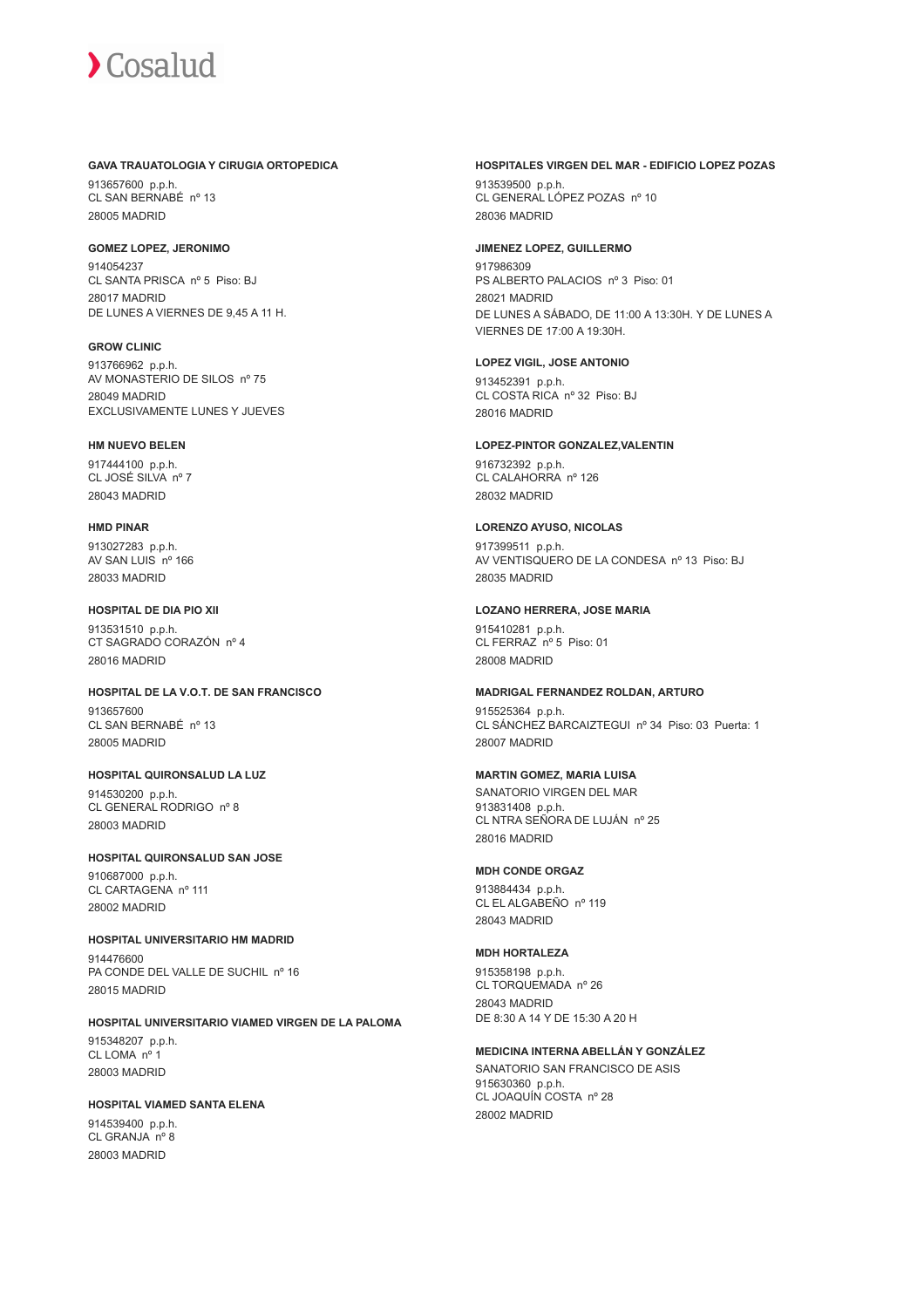**GAVA TRAUATOLOGIA Y CIRUGIA ORTOPEDICA**

913657600 p.p.h.
CL SAN BERNABÉ nº 13
28005 MADRID

**GOMEZ LOPEZ, JERONIMO**

914054237
CL SANTA PRISCA nº 5 Piso: BJ
28017 MADRID
DE LUNES A VIERNES DE 9,45 A 11 H.

**GROW CLINIC**

913766962 p.p.h.
AV MONASTERIO DE SILOS nº 75
28049 MADRID
EXCLUSIVAMENTE LUNES Y JUEVES

**HM NUEVO BELEN**

917444100 p.p.h.
CL JOSÉ SILVA nº 7
28043 MADRID

**HMD PINAR**

913027283 p.p.h.
AV SAN LUIS nº 166
28033 MADRID

**HOSPITAL DE DIA PIO XII**

913531510 p.p.h.
CT SAGRADO CORAZÓN nº 4
28016 MADRID

**HOSPITAL DE LA V.O.T. DE SAN FRANCISCO**

913657600
CL SAN BERNABÉ nº 13
28005 MADRID

**HOSPITAL QUIRONSALUD LA LUZ**

914530200 p.p.h.
CL GENERAL RODRIGO nº 8
28003 MADRID

**HOSPITAL QUIRONSALUD SAN JOSE**

910687000 p.p.h.
CL CARTAGENA nº 111
28002 MADRID

**HOSPITAL UNIVERSITARIO HM MADRID**

914476600
PA CONDE DEL VALLE DE SUCHIL nº 16
28015 MADRID

**HOSPITAL UNIVERSITARIO VIAMED VIRGEN DE LA PALOMA**

915348207 p.p.h.
CL LOMA nº 1
28003 MADRID

**HOSPITAL VIAMED SANTA ELENA**

914539400 p.p.h.
CL GRANJA nº 8
28003 MADRID

**HOSPITALES VIRGEN DEL MAR - EDIFICIO LOPEZ POZAS**

913539500 p.p.h.
CL GENERAL LÓPEZ POZAS nº 10
28036 MADRID

**JIMENEZ LOPEZ, GUILLERMO**

917986309
PS ALBERTO PALACIOS nº 3 Piso: 01
28021 MADRID
DE LUNES A SÁBADO, DE 11:00 A 13:30H. Y DE LUNES A VIERNES DE 17:00 A 19:30H.

**LOPEZ VIGIL, JOSE ANTONIO**

913452391 p.p.h.
CL COSTA RICA nº 32 Piso: BJ
28016 MADRID

**LOPEZ-PINTOR GONZALEZ,VALENTIN**

916732392 p.p.h.
CL CALAHORRA nº 126
28032 MADRID

**LORENZO AYUSO, NICOLAS**

917399511 p.p.h.
AV VENTISQUERO DE LA CONDESA nº 13 Piso: BJ
28035 MADRID

**LOZANO HERRERA, JOSE MARIA**

915410281 p.p.h.
CL FERRAZ nº 5 Piso: 01
28008 MADRID

**MADRIGAL FERNANDEZ ROLDAN, ARTURO**

915525364 p.p.h.
CL SÁNCHEZ BARCAIZTEGUI nº 34 Piso: 03 Puerta: 1
28007 MADRID

**MARTIN GOMEZ, MARIA LUISA**

SANATORIO VIRGEN DEL MAR
913831408 p.p.h.
CL NTRA SEÑORA DE LUJÁN nº 25
28016 MADRID

**MDH CONDE ORGAZ**

913884434 p.p.h.
CL EL ALGABEÑO nº 119
28043 MADRID

**MDH HORTALEZA**

915358198 p.p.h.
CL TORQUEMADA nº 26
28043 MADRID
DE 8:30 A 14 Y DE 15:30 A 20 H

**MEDICINA INTERNA ABELLÁN Y GONZÁLEZ**

SANATORIO SAN FRANCISCO DE ASIS
915630360 p.p.h.
CL JOAQUÍN COSTA nº 28
28002 MADRID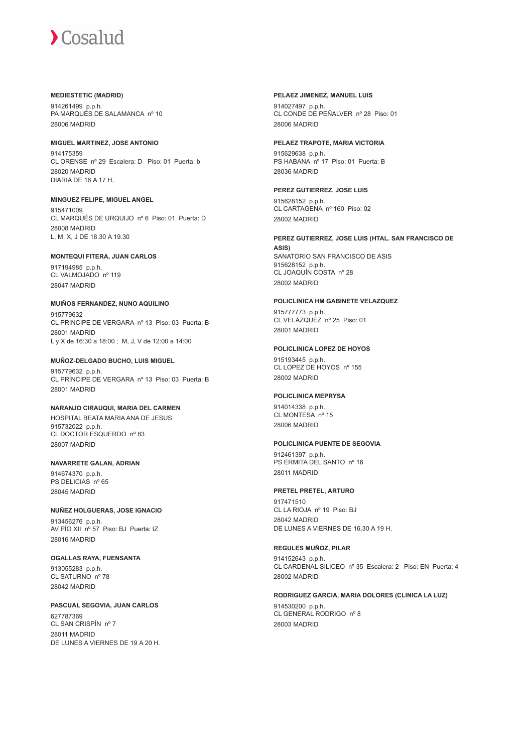**MEDIESTETIC (MADRID)**

914261499 p.p.h.
PA MARQUÉS DE SALAMANCA nº 10
28006 MADRID

**MIGUEL MARTINEZ, JOSE ANTONIO**

914175359
CL ORENSE nº 29 Escalera: D Piso: 01 Puerta: b
28020 MADRID
DIARIA DE 16 A 17 H,

**MINGUEZ FELIPE, MIGUEL ANGEL**

915471009
CL MARQUÉS DE URQUIJO nº 6 Piso: 01 Puerta: D
28008 MADRID
L, M, X, J DE 18.30 A 19.30

**MONTEQUI FITERA, JUAN CARLOS**

917194985 p.p.h.
CL VALMOJADO nº 119
28047 MADRID

**MUIÑOS FERNANDEZ, NUNO AQUILINO**

915779632
CL PRINCIPE DE VERGARA nº 13 Piso: 03 Puerta: B
28001 MADRID
L y X de 16:30 a 18:00 ; M, J, V de 12:00 a 14:00

**MUÑOZ-DELGADO BUCHO, LUIS MIGUEL**

915779632 p.p.h.
CL PRÍNCIPE DE VERGARA nº 13 Piso: 03 Puerta: B
28001 MADRID

**NARANJO CIRAUQUI, MARIA DEL CARMEN**

HOSPITAL BEATA MARIA ANA DE JESUS
915732022 p.p.h.
CL DOCTOR ESQUERDO nº 83
28007 MADRID

**NAVARRETE GALAN, ADRIAN**

914674370 p.p.h.
PS DELICIAS nº 65
28045 MADRID

**NUÑEZ HOLGUERAS, JOSE IGNACIO**

913456276 p.p.h.
AV PÍO XII nº 57 Piso: BJ Puerta: IZ
28016 MADRID

**OGALLAS RAYA, FUENSANTA**

913055283 p.p.h.
CL SATURNO nº 78
28042 MADRID

**PASCUAL SEGOVIA, JUAN CARLOS**

627787369
CL SAN CRISPÍN nº 7
28011 MADRID
DE LUNES A VIERNES DE 19 A 20 H.

**PELAEZ JIMENEZ, MANUEL LUIS**

914027497 p.p.h.
CL CONDE DE PEÑALVER nº 28 Piso: 01
28006 MADRID

**PELAEZ TRAPOTE, MARIA VICTORIA**

915629638 p.p.h.
PS HABANA nº 17 Piso: 01 Puerta: B
28036 MADRID

**PEREZ GUTIERREZ, JOSE LUIS**

915628152 p.p.h.
CL CARTAGENA nº 160 Piso: 02
28002 MADRID

**PEREZ GUTIERREZ, JOSE LUIS (HTAL. SAN FRANCISCO DE ASIS)**

SANATORIO SAN FRANCISCO DE ASIS
915628152 p.p.h.
CL JOAQUÍN COSTA nº 28
28002 MADRID

**POLICLINICA HM GABINETE VELAZQUEZ**

915777773 p.p.h.
CL VELÁZQUEZ nº 25 Piso: 01
28001 MADRID

**POLICLINICA LOPEZ DE HOYOS**

915193445 p.p.h.
CL LOPEZ DE HOYOS nº 155
28002 MADRID

**POLICLINICA MEPRYSA**

914014338 p.p.h.
CL MONTESA nº 15
28006 MADRID

**POLICLINICA PUENTE DE SEGOVIA**

912461397 p.p.h.
PS ERMITA DEL SANTO nº 16
28011 MADRID

**PRETEL PRETEL, ARTURO**

917471510
CL LA RIOJA nº 19 Piso: BJ
28042 MADRID
DE LUNES A VIERNES DE 16,30 A 19 H.

**REGULES MUÑOZ, PILAR**

914152643 p.p.h.
CL CARDENAL SILICEO nº 35 Escalera: 2 Piso: EN Puerta: 4
28002 MADRID

**RODRIGUEZ GARCIA, MARIA DOLORES (CLINICA LA LUZ)**

914530200 p.p.h.
CL GENERAL RODRIGO nº 8
28003 MADRID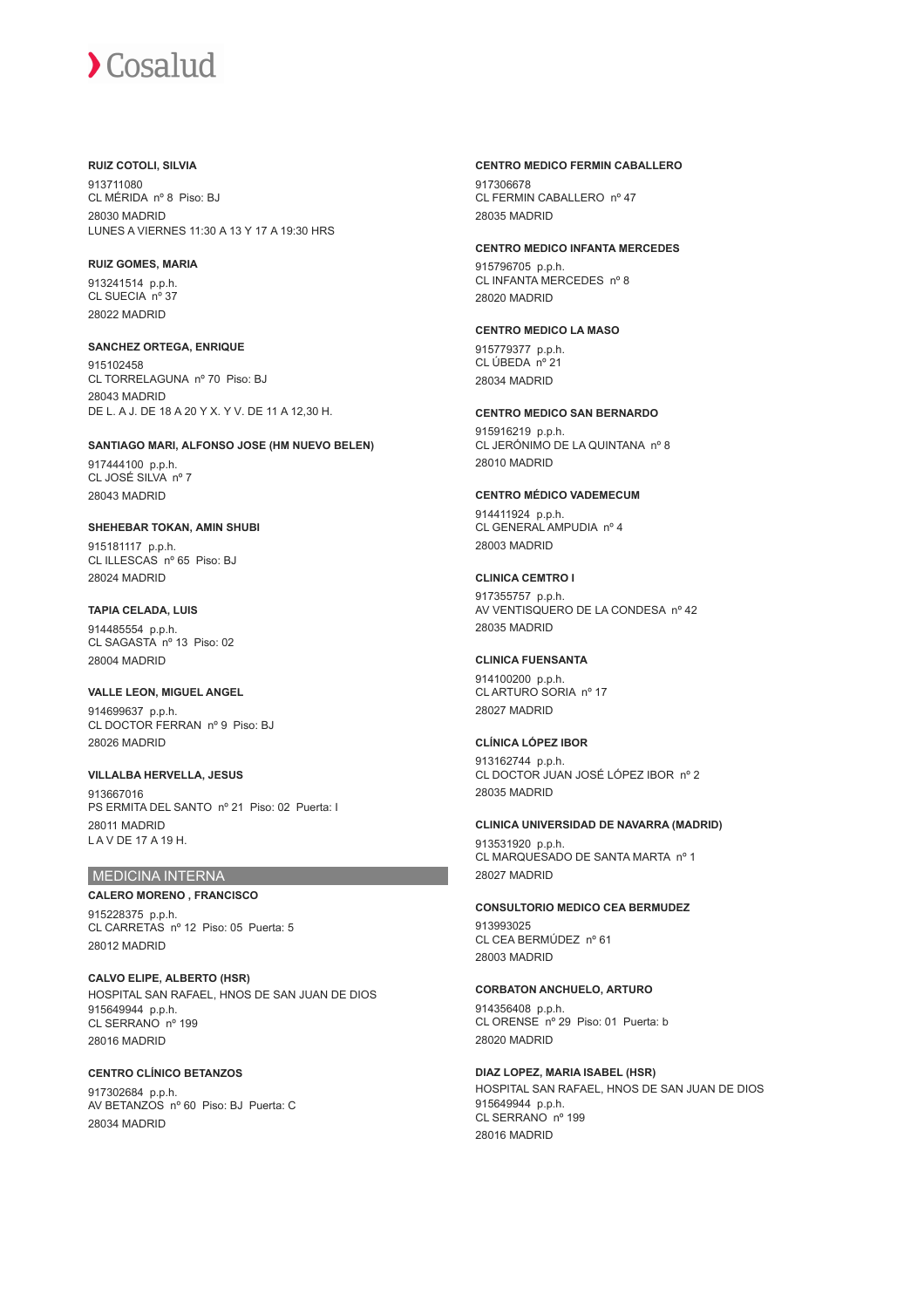**RUIZ COTOLI, SILVIA**

913711080
CL MÉRIDA nº 8 Piso: BJ
28030 MADRID
LUNES A VIERNES 11:30 A 13 Y 17 A 19:30 HRS

**RUIZ GOMES, MARIA**

913241514 p.p.h.
CL SUECIA nº 37
28022 MADRID

**SANCHEZ ORTEGA, ENRIQUE**

915102458
CL TORRELAGUNA nº 70 Piso: BJ
28043 MADRID
DE L. A J. DE 18 A 20 Y X. Y V. DE 11 A 12,30 H.

**SANTIAGO MARI, ALFONSO JOSE (HM NUEVO BELEN)**

917444100 p.p.h.
CL JOSÉ SILVA nº 7
28043 MADRID

**SHEHEBAR TOKAN, AMIN SHUBI**

915181117 p.p.h.
CL ILLESCAS nº 65 Piso: BJ
28024 MADRID

**TAPIA CELADA, LUIS**

914485554 p.p.h.
CL SAGASTA nº 13 Piso: 02
28004 MADRID

**VALLE LEON, MIGUEL ANGEL**

914699637 p.p.h.
CL DOCTOR FERRAN nº 9 Piso: BJ
28026 MADRID

**VILLALBA HERVELLA, JESUS**

913667016
PS ERMITA DEL SANTO nº 21 Piso: 02 Puerta: I
28011 MADRID
L A V DE 17 A 19 H.

## MEDICINA INTERNA

**CALERO MORENO , FRANCISCO**

915228375 p.p.h.
CL CARRETAS nº 12 Piso: 05 Puerta: 5
28012 MADRID

**CALVO ELIPE, ALBERTO (HSR)**

HOSPITAL SAN RAFAEL, HNOS DE SAN JUAN DE DIOS
915649944 p.p.h.
CL SERRANO nº 199
28016 MADRID

**CENTRO CLÍNICO BETANZOS**

917302684 p.p.h.
AV BETANZOS nº 60 Piso: BJ Puerta: C
28034 MADRID

**CENTRO MEDICO FERMIN CABALLERO**

917306678
CL FERMIN CABALLERO nº 47
28035 MADRID

**CENTRO MEDICO INFANTA MERCEDES**

915796705 p.p.h.
CL INFANTA MERCEDES nº 8
28020 MADRID

**CENTRO MEDICO LA MASO**

915779377 p.p.h.
CL ÚBEDA nº 21
28034 MADRID

**CENTRO MEDICO SAN BERNARDO**

915916219 p.p.h.
CL JERÓNIMO DE LA QUINTANA nº 8
28010 MADRID

**CENTRO MÉDICO VADEMECUM**

914411924 p.p.h.
CL GENERAL AMPUDIA nº 4
28003 MADRID

**CLINICA CEMTRO I**

917355757 p.p.h.
AV VENTISQUERO DE LA CONDESA nº 42
28035 MADRID

**CLINICA FUENSANTA**

914100200 p.p.h.
CL ARTURO SORIA nº 17
28027 MADRID

**CLÍNICA LÓPEZ IBOR**

913162744 p.p.h.
CL DOCTOR JUAN JOSÉ LÓPEZ IBOR nº 2
28035 MADRID

**CLINICA UNIVERSIDAD DE NAVARRA (MADRID)**

913531920 p.p.h.
CL MARQUESADO DE SANTA MARTA nº 1
28027 MADRID

**CONSULTORIO MEDICO CEA BERMUDEZ**

913993025
CL CEA BERMÚDEZ nº 61
28003 MADRID

**CORBATON ANCHUELO, ARTURO**

914356408 p.p.h.
CL ORENSE nº 29 Piso: 01 Puerta: b
28020 MADRID

**DIAZ LOPEZ, MARIA ISABEL (HSR)**

HOSPITAL SAN RAFAEL, HNOS DE SAN JUAN DE DIOS
915649944 p.p.h.
CL SERRANO nº 199
28016 MADRID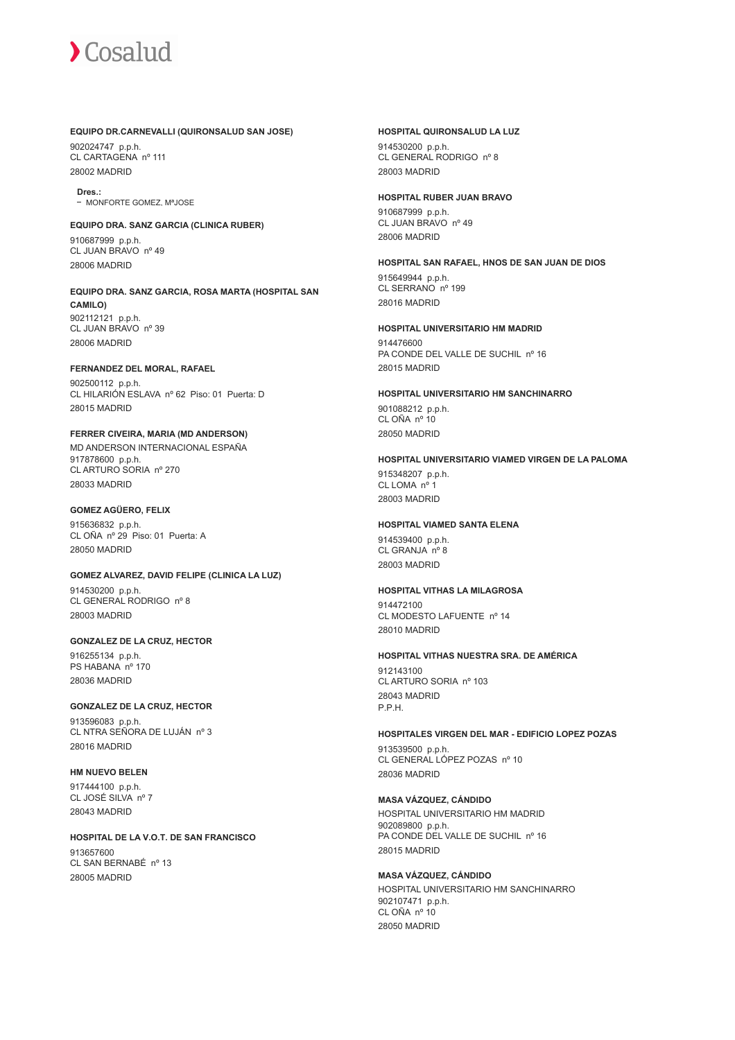**EQUIPO DR.CARNEVALLI (QUIRONSALUD SAN JOSE)**

902024747 p.p.h.
CL CARTAGENA nº 111
28002 MADRID

**Dres.:**
- MONFORTE GOMEZ, MªJOSE

**EQUIPO DRA. SANZ GARCIA (CLINICA RUBER)**

910687999 p.p.h.
CL JUAN BRAVO nº 49
28006 MADRID

**EQUIPO DRA. SANZ GARCIA, ROSA MARTA (HOSPITAL SAN CAMILO)**

902112121 p.p.h.
CL JUAN BRAVO nº 39
28006 MADRID

**FERNANDEZ DEL MORAL, RAFAEL**

902500112 p.p.h.
CL HILARIÓN ESLAVA nº 62 Piso: 01 Puerta: D
28015 MADRID

**FERRER CIVEIRA, MARIA (MD ANDERSON)**

MD ANDERSON INTERNACIONAL ESPAÑA
917878600 p.p.h.
CL ARTURO SORIA nº 270
28033 MADRID

**GOMEZ AGÜERO, FELIX**

915636832 p.p.h.
CL OÑA nº 29 Piso: 01 Puerta: A
28050 MADRID

**GOMEZ ALVAREZ, DAVID FELIPE (CLINICA LA LUZ)**

914530200 p.p.h.
CL GENERAL RODRIGO nº 8
28003 MADRID

**GONZALEZ DE LA CRUZ, HECTOR**

916255134 p.p.h.
PS HABANA nº 170
28036 MADRID

**GONZALEZ DE LA CRUZ, HECTOR**

913596083 p.p.h.
CL NTRA SEÑORA DE LUJÁN nº 3
28016 MADRID

**HM NUEVO BELEN**

917444100 p.p.h.
CL JOSÉ SILVA nº 7
28043 MADRID

**HOSPITAL DE LA V.O.T. DE SAN FRANCISCO**

913657600
CL SAN BERNABÉ nº 13
28005 MADRID

**HOSPITAL QUIRONSALUD LA LUZ**

914530200 p.p.h.
CL GENERAL RODRIGO nº 8
28003 MADRID

**HOSPITAL RUBER JUAN BRAVO**

910687999 p.p.h.
CL JUAN BRAVO nº 49
28006 MADRID

**HOSPITAL SAN RAFAEL, HNOS DE SAN JUAN DE DIOS**

915649944 p.p.h.
CL SERRANO nº 199
28016 MADRID

**HOSPITAL UNIVERSITARIO HM MADRID**

914476600
PA CONDE DEL VALLE DE SUCHIL nº 16
28015 MADRID

**HOSPITAL UNIVERSITARIO HM SANCHINARRO**

901088212 p.p.h.
CL OÑA nº 10
28050 MADRID

**HOSPITAL UNIVERSITARIO VIAMED VIRGEN DE LA PALOMA**

915348207 p.p.h.
CL LOMA nº 1
28003 MADRID

**HOSPITAL VIAMED SANTA ELENA**

914539400 p.p.h.
CL GRANJA nº 8
28003 MADRID

**HOSPITAL VITHAS LA MILAGROSA**

914472100
CL MODESTO LAFUENTE nº 14
28010 MADRID

**HOSPITAL VITHAS NUESTRA SRA. DE AMÉRICA**

912143100
CL ARTURO SORIA nº 103
28043 MADRID
P.P.H.

**HOSPITALES VIRGEN DEL MAR - EDIFICIO LOPEZ POZAS**

913539500 p.p.h.
CL GENERAL LÓPEZ POZAS nº 10
28036 MADRID

**MASA VÁZQUEZ, CÁNDIDO**

HOSPITAL UNIVERSITARIO HM MADRID
902089800 p.p.h.
PA CONDE DEL VALLE DE SUCHIL nº 16
28015 MADRID

**MASA VÁZQUEZ, CÁNDIDO**

HOSPITAL UNIVERSITARIO HM SANCHINARRO
902107471 p.p.h.
CL OÑA nº 10
28050 MADRID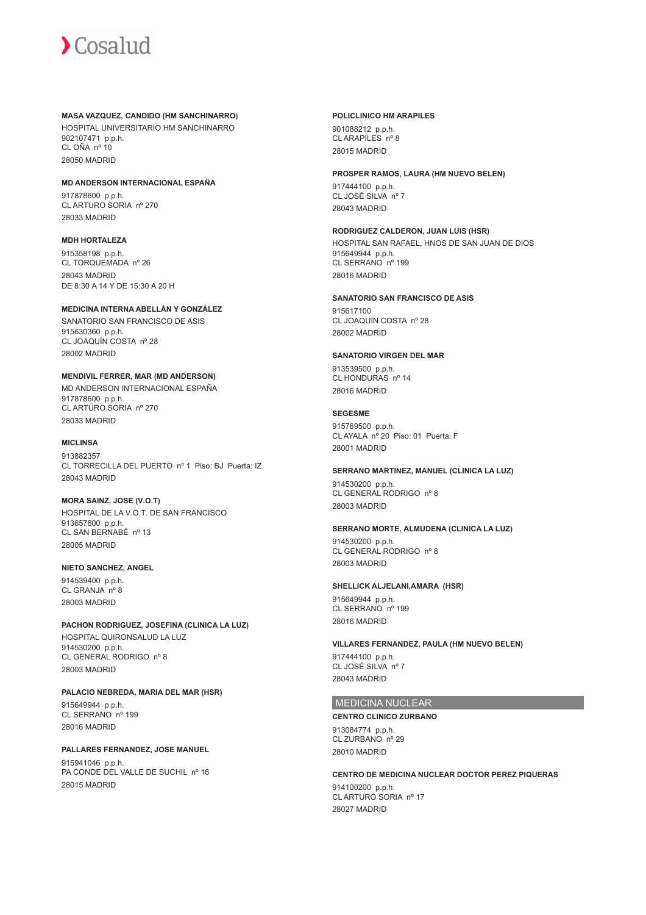**MASA VAZQUEZ, CANDIDO (HM SANCHINARRO)**

HOSPITAL UNIVERSITARIO HM SANCHINARRO
902107471 p.p.h.
CL OÑA nº 10
28050 MADRID

**MD ANDERSON INTERNACIONAL ESPAÑA**

917878600 p.p.h.
CL ARTURO SORIA nº 270
28033 MADRID

**MDH HORTALEZA**

915358198 p.p.h.
CL TORQUEMADA nº 26
28043 MADRID
DE 8:30 A 14 Y DE 15:30 A 20 H

**MEDICINA INTERNA ABELLÁN Y GONZÁLEZ**

SANATORIO SAN FRANCISCO DE ASIS
915630360 p.p.h.
CL JOAQUÍN COSTA nº 28
28002 MADRID

**MENDIVIL FERRER, MAR (MD ANDERSON)**

MD ANDERSON INTERNACIONAL ESPAÑA
917878600 p.p.h.
CL ARTURO SORIA nº 270
28033 MADRID

**MICLINSA**

913882357
CL TORRECILLA DEL PUERTO nº 1 Piso: BJ Puerta: IZ
28043 MADRID

**MORA SAINZ, JOSE (V.O.T)**

HOSPITAL DE LA V.O.T. DE SAN FRANCISCO
913657600 p.p.h.
CL SAN BERNABÉ nº 13
28005 MADRID

**NIETO SANCHEZ, ANGEL**

914539400 p.p.h.
CL GRANJA nº 8
28003 MADRID

**PACHON RODRIGUEZ, JOSEFINA (CLINICA LA LUZ)**

HOSPITAL QUIRONSALUD LA LUZ
914530200 p.p.h.
CL GENERAL RODRIGO nº 8
28003 MADRID

**PALACIO NEBREDA, MARIA DEL MAR (HSR)**

915649944 p.p.h.
CL SERRANO nº 199
28016 MADRID

**PALLARES FERNANDEZ, JOSE MANUEL**

915941046 p.p.h.
PA CONDE DEL VALLE DE SUCHIL nº 16
28015 MADRID

**POLICLINICO HM ARAPILES**

901088212 p.p.h.
CL ARAPILES nº 8
28015 MADRID

**PROSPER RAMOS, LAURA (HM NUEVO BELEN)**

917444100 p.p.h.
CL JOSÉ SILVA nº 7
28043 MADRID

**RODRIGUEZ CALDERON, JUAN LUIS (HSR)**

HOSPITAL SAN RAFAEL, HNOS DE SAN JUAN DE DIOS
915649944 p.p.h.
CL SERRANO nº 199
28016 MADRID

**SANATORIO SAN FRANCISCO DE ASIS**

915617100
CL JOAQUÍN COSTA nº 28
28002 MADRID

**SANATORIO VIRGEN DEL MAR**

913539500 p.p.h.
CL HONDURAS nº 14
28016 MADRID

**SEGESME**

915769500 p.p.h.
CL AYALA nº 20 Piso: 01 Puerta: F
28001 MADRID

**SERRANO MARTINEZ, MANUEL (CLINICA LA LUZ)**

914530200 p.p.h.
CL GENERAL RODRIGO nº 8
28003 MADRID

**SERRANO MORTE, ALMUDENA (CLINICA LA LUZ)**

914530200 p.p.h.
CL GENERAL RODRIGO nº 8
28003 MADRID

**SHELLICK ALJELANI,AMARA (HSR)**

915649944 p.p.h.
CL SERRANO nº 199
28016 MADRID

**VILLARES FERNANDEZ, PAULA (HM NUEVO BELEN)**

917444100 p.p.h.
CL JOSÉ SILVA nº 7
28043 MADRID

## MEDICINA NUCLEAR

**CENTRO CLINICO ZURBANO**

913084774 p.p.h.
CL ZURBANO nº 29
28010 MADRID

**CENTRO DE MEDICINA NUCLEAR DOCTOR PEREZ PIQUERAS**

914100200 p.p.h.
CL ARTURO SORIA nº 17
28027 MADRID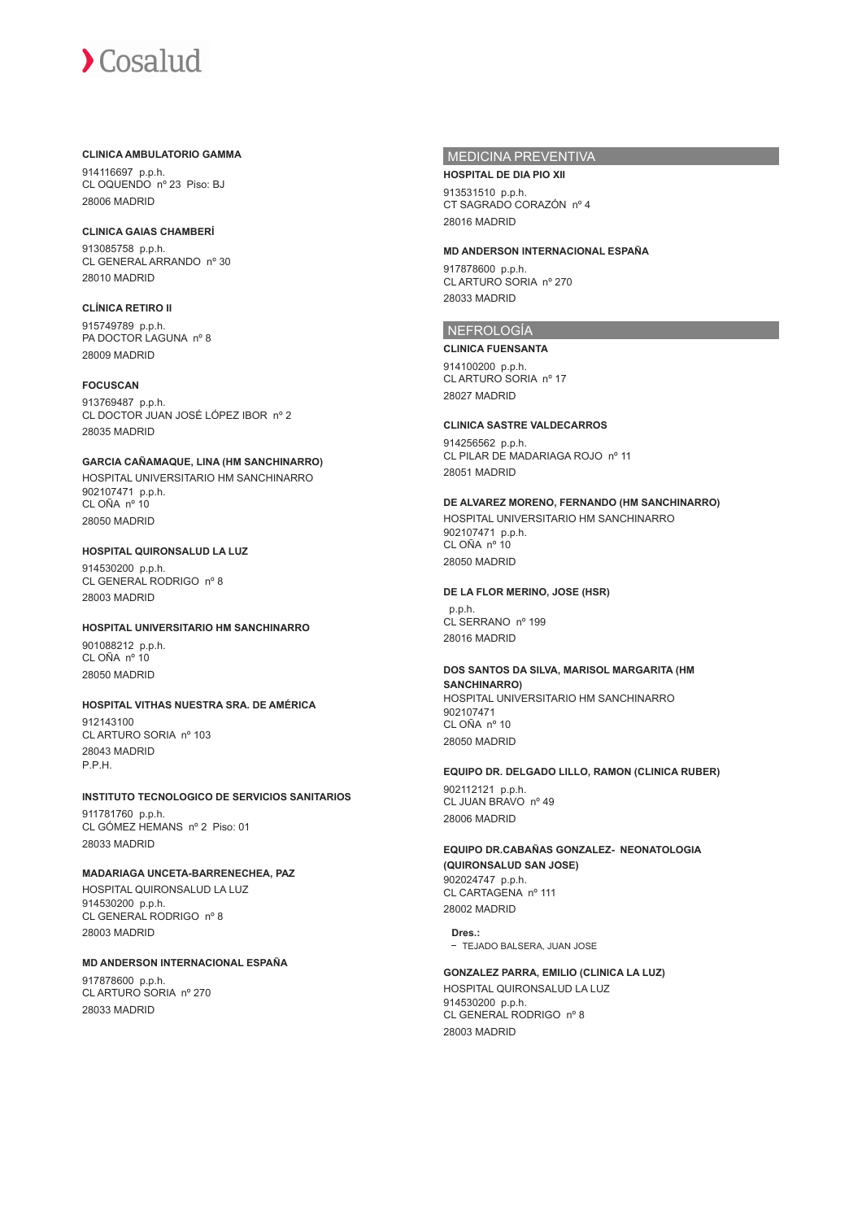**CLINICA AMBULATORIO GAMMA**

914116697 p.p.h.
CL OQUENDO nº 23 Piso: BJ
28006 MADRID

**CLINICA GAIAS CHAMBERÍ**

913085758 p.p.h.
CL GENERAL ARRANDO nº 30
28010 MADRID

**CLÍNICA RETIRO II**

915749789 p.p.h.
PA DOCTOR LAGUNA nº 8
28009 MADRID

**FOCUSCAN**

913769487 p.p.h.
CL DOCTOR JUAN JOSÉ LÓPEZ IBOR nº 2
28035 MADRID

**GARCIA CAÑAMAQUE, LINA (HM SANCHINARRO)**

HOSPITAL UNIVERSITARIO HM SANCHINARRO
902107471 p.p.h.
CL OÑA nº 10
28050 MADRID

**HOSPITAL QUIRONSALUD LA LUZ**

914530200 p.p.h.
CL GENERAL RODRIGO nº 8
28003 MADRID

**HOSPITAL UNIVERSITARIO HM SANCHINARRO**

901088212 p.p.h.
CL OÑA nº 10
28050 MADRID

**HOSPITAL VITHAS NUESTRA SRA. DE AMÉRICA**

912143100
CL ARTURO SORIA nº 103
28043 MADRID
P.P.H.

**INSTITUTO TECNOLOGICO DE SERVICIOS SANITARIOS**

911781760 p.p.h.
CL GÓMEZ HEMANS nº 2 Piso: 01
28033 MADRID

**MADARIAGA UNCETA-BARRENECHEA, PAZ**

HOSPITAL QUIRONSALUD LA LUZ
914530200 p.p.h.
CL GENERAL RODRIGO nº 8
28003 MADRID

**MD ANDERSON INTERNACIONAL ESPAÑA**

917878600 p.p.h.
CL ARTURO SORIA nº 270
28033 MADRID

## MEDICINA PREVENTIVA

**HOSPITAL DE DIA PIO XII**

913531510 p.p.h.
CT SAGRADO CORAZÓN nº 4
28016 MADRID

**MD ANDERSON INTERNACIONAL ESPAÑA**

917878600 p.p.h.
CL ARTURO SORIA nº 270
28033 MADRID

## NEFROLOGÍA

**CLINICA FUENSANTA**

914100200 p.p.h.
CL ARTURO SORIA nº 17
28027 MADRID

**CLINICA SASTRE VALDECARROS**

914256562 p.p.h.
CL PILAR DE MADARIAGA ROJO nº 11
28051 MADRID

**DE ALVAREZ MORENO, FERNANDO (HM SANCHINARRO)**

HOSPITAL UNIVERSITARIO HM SANCHINARRO
902107471 p.p.h.
CL OÑA nº 10
28050 MADRID

**DE LA FLOR MERINO, JOSE (HSR)**

p.p.h.
CL SERRANO nº 199
28016 MADRID

**DOS SANTOS DA SILVA, MARISOL MARGARITA (HM SANCHINARRO)**

HOSPITAL UNIVERSITARIO HM SANCHINARRO
902107471
CL OÑA nº 10
28050 MADRID

**EQUIPO DR. DELGADO LILLO, RAMON (CLINICA RUBER)**

902112121 p.p.h.
CL JUAN BRAVO nº 49
28006 MADRID

**EQUIPO DR.CABAÑAS GONZALEZ- NEONATOLOGIA (QUIRONSALUD SAN JOSE)**

902024747 p.p.h.
CL CARTAGENA nº 111
28002 MADRID

**Dres.:**
- TEJADO BALSERA, JUAN JOSE

**GONZALEZ PARRA, EMILIO (CLINICA LA LUZ)**

HOSPITAL QUIRONSALUD LA LUZ
914530200 p.p.h.
CL GENERAL RODRIGO nº 8
28003 MADRID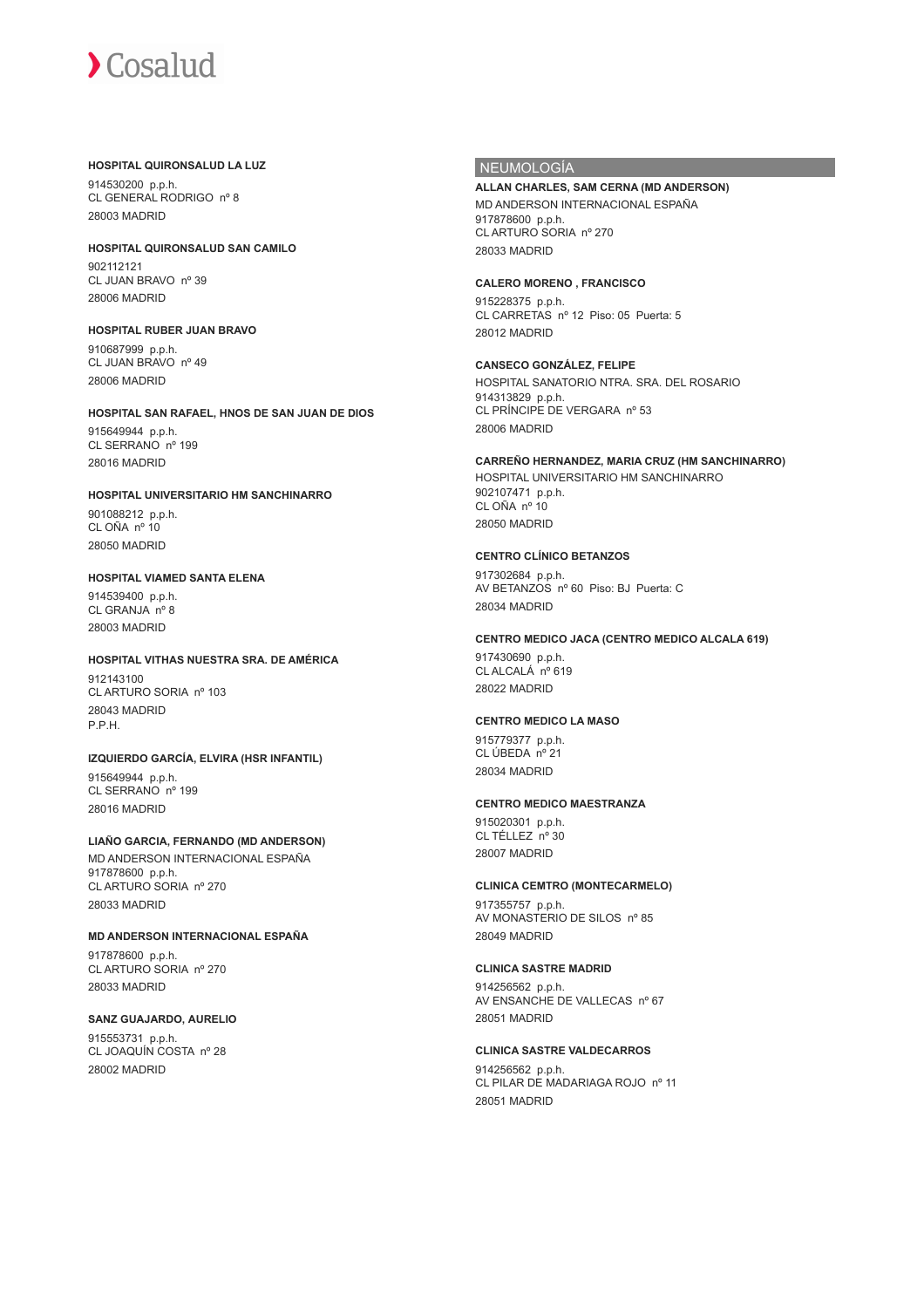**HOSPITAL QUIRONSALUD LA LUZ**

914530200 p.p.h.
CL GENERAL RODRIGO nº 8
28003 MADRID

**HOSPITAL QUIRONSALUD SAN CAMILO**

902112121
CL JUAN BRAVO nº 39
28006 MADRID

**HOSPITAL RUBER JUAN BRAVO**

910687999 p.p.h.
CL JUAN BRAVO nº 49
28006 MADRID

**HOSPITAL SAN RAFAEL, HNOS DE SAN JUAN DE DIOS**

915649944 p.p.h.
CL SERRANO nº 199
28016 MADRID

**HOSPITAL UNIVERSITARIO HM SANCHINARRO**

901088212 p.p.h.
CL OÑA nº 10
28050 MADRID

**HOSPITAL VIAMED SANTA ELENA**

914539400 p.p.h.
CL GRANJA nº 8
28003 MADRID

**HOSPITAL VITHAS NUESTRA SRA. DE AMÉRICA**

912143100
CL ARTURO SORIA nº 103
28043 MADRID
P.P.H.

**IZQUIERDO GARCÍA, ELVIRA (HSR INFANTIL)**

915649944 p.p.h.
CL SERRANO nº 199
28016 MADRID

**LIAÑO GARCIA, FERNANDO (MD ANDERSON)**

MD ANDERSON INTERNACIONAL ESPAÑA
917878600 p.p.h.
CL ARTURO SORIA nº 270
28033 MADRID

**MD ANDERSON INTERNACIONAL ESPAÑA**

917878600 p.p.h.
CL ARTURO SORIA nº 270
28033 MADRID

**SANZ GUAJARDO, AURELIO**

915553731 p.p.h.
CL JOAQUÍN COSTA nº 28
28002 MADRID

## NEUMOLOGÍA

**ALLAN CHARLES, SAM CERNA (MD ANDERSON)**

MD ANDERSON INTERNACIONAL ESPAÑA
917878600 p.p.h.
CL ARTURO SORIA nº 270
28033 MADRID

**CALERO MORENO , FRANCISCO**

915228375 p.p.h.
CL CARRETAS nº 12 Piso: 05 Puerta: 5
28012 MADRID

**CANSECO GONZÁLEZ, FELIPE**

HOSPITAL SANATORIO NTRA. SRA. DEL ROSARIO
914313829 p.p.h.
CL PRÍNCIPE DE VERGARA nº 53
28006 MADRID

**CARREÑO HERNANDEZ, MARIA CRUZ (HM SANCHINARRO)**

HOSPITAL UNIVERSITARIO HM SANCHINARRO
902107471 p.p.h.
CL OÑA nº 10
28050 MADRID

**CENTRO CLÍNICO BETANZOS**

917302684 p.p.h.
AV BETANZOS nº 60 Piso: BJ Puerta: C
28034 MADRID

**CENTRO MEDICO JACA (CENTRO MEDICO ALCALA 619)**

917430690 p.p.h.
CL ALCALÁ nº 619
28022 MADRID

**CENTRO MEDICO LA MASO**

915779377 p.p.h.
CL ÚBEDA nº 21
28034 MADRID

**CENTRO MEDICO MAESTRANZA**

915020301 p.p.h.
CL TÉLLEZ nº 30
28007 MADRID

**CLINICA CEMTRO (MONTECARMELO)**

917355757 p.p.h.
AV MONASTERIO DE SILOS nº 85
28049 MADRID

**CLINICA SASTRE MADRID**

914256562 p.p.h.
AV ENSANCHE DE VALLECAS nº 67
28051 MADRID

**CLINICA SASTRE VALDECARROS**

914256562 p.p.h.
CL PILAR DE MADARIAGA ROJO nº 11
28051 MADRID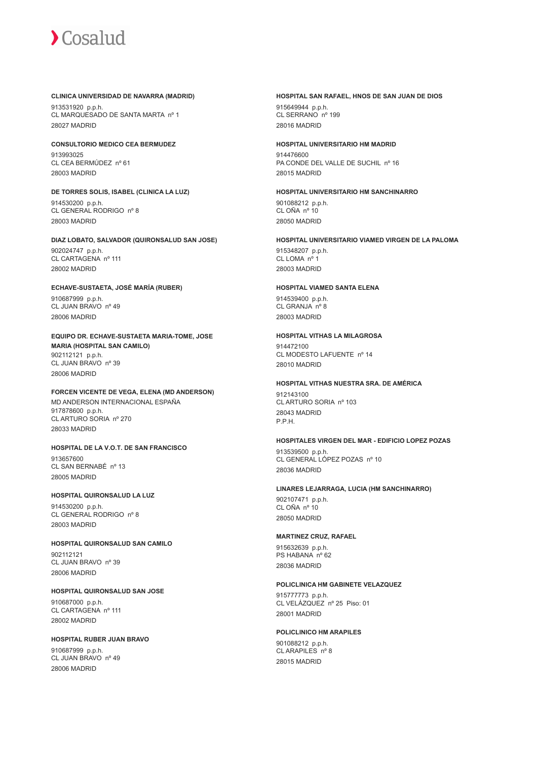**CLINICA UNIVERSIDAD DE NAVARRA (MADRID)**
913531920 p.p.h.
CL MARQUESADO DE SANTA MARTA nº 1
28027 MADRID

**CONSULTORIO MEDICO CEA BERMUDEZ**
913993025
CL CEA BERMÚDEZ nº 61
28003 MADRID

**DE TORRES SOLIS, ISABEL (CLINICA LA LUZ)**
914530200 p.p.h.
CL GENERAL RODRIGO nº 8
28003 MADRID

**DIAZ LOBATO, SALVADOR (QUIRONSALUD SAN JOSE)**
902024747 p.p.h.
CL CARTAGENA nº 111
28002 MADRID

**ECHAVE-SUSTAETA, JOSÉ MARÍA (RUBER)**
910687999 p.p.h.
CL JUAN BRAVO nº 49
28006 MADRID

**EQUIPO DR. ECHAVE-SUSTAETA MARIA-TOME, JOSE MARIA (HOSPITAL SAN CAMILO)**
902112121 p.p.h.
CL JUAN BRAVO nº 39
28006 MADRID

**FORCEN VICENTE DE VEGA, ELENA (MD ANDERSON)**
MD ANDERSON INTERNACIONAL ESPAÑA
917878600 p.p.h.
CL ARTURO SORIA nº 270
28033 MADRID

**HOSPITAL DE LA V.O.T. DE SAN FRANCISCO**
913657600
CL SAN BERNABÉ nº 13
28005 MADRID

**HOSPITAL QUIRONSALUD LA LUZ**
914530200 p.p.h.
CL GENERAL RODRIGO nº 8
28003 MADRID

**HOSPITAL QUIRONSALUD SAN CAMILO**
902112121
CL JUAN BRAVO nº 39
28006 MADRID

**HOSPITAL QUIRONSALUD SAN JOSE**
910687000 p.p.h.
CL CARTAGENA nº 111
28002 MADRID

**HOSPITAL RUBER JUAN BRAVO**
910687999 p.p.h.
CL JUAN BRAVO nº 49
28006 MADRID

**HOSPITAL SAN RAFAEL, HNOS DE SAN JUAN DE DIOS**
915649944 p.p.h.
CL SERRANO nº 199
28016 MADRID

**HOSPITAL UNIVERSITARIO HM MADRID**
914476600
PA CONDE DEL VALLE DE SUCHIL nº 16
28015 MADRID

**HOSPITAL UNIVERSITARIO HM SANCHINARRO**
901088212 p.p.h.
CL OÑA nº 10
28050 MADRID

**HOSPITAL UNIVERSITARIO VIAMED VIRGEN DE LA PALOMA**
915348207 p.p.h.
CL LOMA nº 1
28003 MADRID

**HOSPITAL VIAMED SANTA ELENA**
914539400 p.p.h.
CL GRANJA nº 8
28003 MADRID

**HOSPITAL VITHAS LA MILAGROSA**
914472100
CL MODESTO LAFUENTE nº 14
28010 MADRID

**HOSPITAL VITHAS NUESTRA SRA. DE AMÉRICA**
912143100
CL ARTURO SORIA nº 103
28043 MADRID
P.P.H.

**HOSPITALES VIRGEN DEL MAR - EDIFICIO LOPEZ POZAS**
913539500 p.p.h.
CL GENERAL LÓPEZ POZAS nº 10
28036 MADRID

**LINARES LEJARRAGA, LUCIA (HM SANCHINARRO)**
902107471 p.p.h.
CL OÑA nº 10
28050 MADRID

**MARTINEZ CRUZ, RAFAEL**
915632639 p.p.h.
PS HABANA nº 62
28036 MADRID

**POLICLINICA HM GABINETE VELAZQUEZ**
915777773 p.p.h.
CL VELÁZQUEZ nº 25 Piso: 01
28001 MADRID

**POLICLINICO HM ARAPILES**
901088212 p.p.h.
CL ARAPILES nº 8
28015 MADRID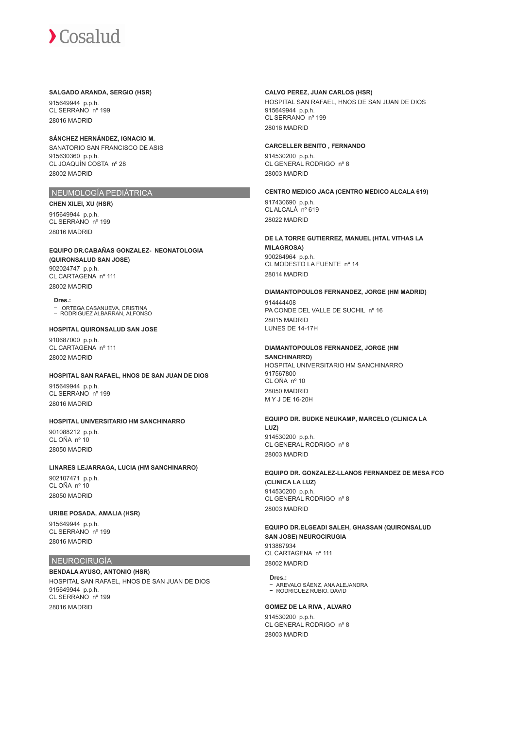**SALGADO ARANDA, SERGIO (HSR)**

915649944 p.p.h.
CL SERRANO nº 199
28016 MADRID

**SÁNCHEZ HERNÁNDEZ, IGNACIO M.**

SANATORIO SAN FRANCISCO DE ASIS
915630360 p.p.h.
CL JOAQUÍN COSTA nº 28
28002 MADRID

## NEUMOLOGÍA PEDIÁTRICA

**CHEN XILEI, XU (HSR)**

915649944 p.p.h.
CL SERRANO nº 199
28016 MADRID

**EQUIPO DR.CABAÑAS GONZALEZ- NEONATOLOGIA (QUIRONSALUD SAN JOSE)**

902024747 p.p.h.
CL CARTAGENA nº 111
28002 MADRID

**Dres.:**
- .ORTEGA CASANUEVA, CRISTINA
- RODRIGUEZ ALBARRAN, ALFONSO

**HOSPITAL QUIRONSALUD SAN JOSE**

910687000 p.p.h.
CL CARTAGENA nº 111
28002 MADRID

**HOSPITAL SAN RAFAEL, HNOS DE SAN JUAN DE DIOS**

915649944 p.p.h.
CL SERRANO nº 199
28016 MADRID

**HOSPITAL UNIVERSITARIO HM SANCHINARRO**

901088212 p.p.h.
CL OÑA nº 10
28050 MADRID

**LINARES LEJARRAGA, LUCIA (HM SANCHINARRO)**

902107471 p.p.h.
CL OÑA nº 10
28050 MADRID

**URIBE POSADA, AMALIA (HSR)**

915649944 p.p.h.
CL SERRANO nº 199
28016 MADRID

## NEUROCIRUGÍA

**BENDALA AYUSO, ANTONIO (HSR)**

HOSPITAL SAN RAFAEL, HNOS DE SAN JUAN DE DIOS
915649944 p.p.h.
CL SERRANO nº 199
28016 MADRID

**CALVO PEREZ, JUAN CARLOS (HSR)**

HOSPITAL SAN RAFAEL, HNOS DE SAN JUAN DE DIOS
915649944 p.p.h.
CL SERRANO nº 199
28016 MADRID

**CARCELLER BENITO , FERNANDO**

914530200 p.p.h.
CL GENERAL RODRIGO nº 8
28003 MADRID

**CENTRO MEDICO JACA (CENTRO MEDICO ALCALA 619)**

917430690 p.p.h.
CL ALCALÁ nº 619
28022 MADRID

**DE LA TORRE GUTIERREZ, MANUEL (HTAL VITHAS LA MILAGROSA)**

900264964 p.p.h.
CL MODESTO LA FUENTE nº 14
28014 MADRID

**DIAMANTOPOULOS FERNANDEZ, JORGE (HM MADRID)**

914444408
PA CONDE DEL VALLE DE SUCHIL nº 16
28015 MADRID
LUNES DE 14-17H

**DIAMANTOPOULOS FERNANDEZ, JORGE (HM SANCHINARRO)**

HOSPITAL UNIVERSITARIO HM SANCHINARRO
917567800
CL OÑA nº 10
28050 MADRID
M Y J DE 16-20H

**EQUIPO DR. BUDKE NEUKAMP, MARCELO (CLINICA LA LUZ)**

914530200 p.p.h.
CL GENERAL RODRIGO nº 8
28003 MADRID

**EQUIPO DR. GONZALEZ-LLANOS FERNANDEZ DE MESA FCO (CLINICA LA LUZ)**

914530200 p.p.h.
CL GENERAL RODRIGO nº 8
28003 MADRID

**EQUIPO DR.ELGEADI SALEH, GHASSAN (QUIRONSALUD SAN JOSE) NEUROCIRUGIA**

913887934
CL CARTAGENA nº 111
28002 MADRID

**Dres.:**
- AREVALO SÁENZ, ANA ALEJANDRA
- RODRIGUEZ RUBIO, DAVID

**GOMEZ DE LA RIVA , ALVARO**

914530200 p.p.h.
CL GENERAL RODRIGO nº 8
28003 MADRID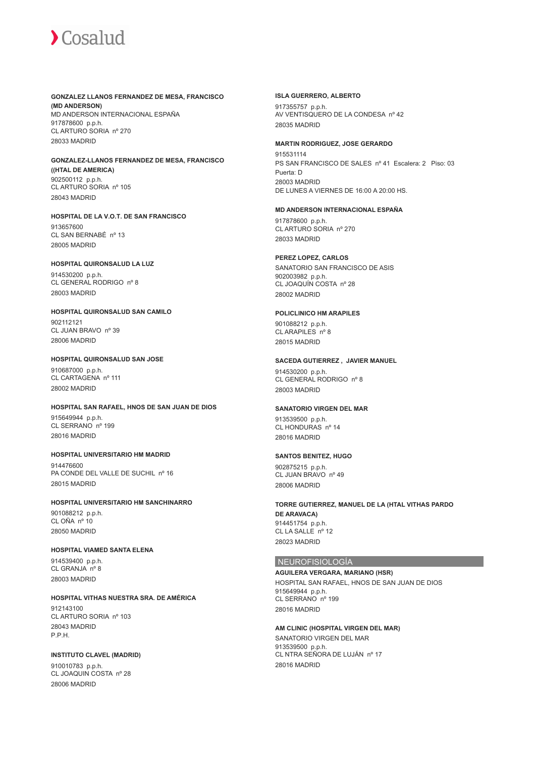**GONZALEZ LLANOS FERNANDEZ DE MESA, FRANCISCO (MD ANDERSON)**
MD ANDERSON INTERNACIONAL ESPAÑA
917878600 p.p.h.
CL ARTURO SORIA nº 270
28033 MADRID

**GONZALEZ-LLANOS FERNANDEZ DE MESA, FRANCISCO ((HTAL DE AMERICA)**
902500112 p.p.h.
CL ARTURO SORIA nº 105
28043 MADRID

**HOSPITAL DE LA V.O.T. DE SAN FRANCISCO**
913657600
CL SAN BERNABÉ nº 13
28005 MADRID

**HOSPITAL QUIRONSALUD LA LUZ**
914530200 p.p.h.
CL GENERAL RODRIGO nº 8
28003 MADRID

**HOSPITAL QUIRONSALUD SAN CAMILO**
902112121
CL JUAN BRAVO nº 39
28006 MADRID

**HOSPITAL QUIRONSALUD SAN JOSE**
910687000 p.p.h.
CL CARTAGENA nº 111
28002 MADRID

**HOSPITAL SAN RAFAEL, HNOS DE SAN JUAN DE DIOS**
915649944 p.p.h.
CL SERRANO nº 199
28016 MADRID

**HOSPITAL UNIVERSITARIO HM MADRID**
914476600
PA CONDE DEL VALLE DE SUCHIL nº 16
28015 MADRID

**HOSPITAL UNIVERSITARIO HM SANCHINARRO**
901088212 p.p.h.
CL OÑA nº 10
28050 MADRID

**HOSPITAL VIAMED SANTA ELENA**
914539400 p.p.h.
CL GRANJA nº 8
28003 MADRID

**HOSPITAL VITHAS NUESTRA SRA. DE AMÉRICA**
912143100
CL ARTURO SORIA nº 103
28043 MADRID
P.P.H.

**INSTITUTO CLAVEL (MADRID)**
910010783 p.p.h.
CL JOAQUIN COSTA nº 28
28006 MADRID

**ISLA GUERRERO, ALBERTO**
917355757 p.p.h.
AV VENTISQUERO DE LA CONDESA nº 42
28035 MADRID

**MARTIN RODRIGUEZ, JOSE GERARDO**
915531114
PS SAN FRANCISCO DE SALES nº 41 Escalera: 2 Piso: 03
Puerta: D
28003 MADRID
DE LUNES A VIERNES DE 16:00 A 20:00 HS.

**MD ANDERSON INTERNACIONAL ESPAÑA**
917878600 p.p.h.
CL ARTURO SORIA nº 270
28033 MADRID

**PEREZ LOPEZ, CARLOS**
SANATORIO SAN FRANCISCO DE ASIS
902003982 p.p.h.
CL JOAQUÍN COSTA nº 28
28002 MADRID

**POLICLINICO HM ARAPILES**
901088212 p.p.h.
CL ARAPILES nº 8
28015 MADRID

**SACEDA GUTIERREZ , JAVIER MANUEL**
914530200 p.p.h.
CL GENERAL RODRIGO nº 8
28003 MADRID

**SANATORIO VIRGEN DEL MAR**
913539500 p.p.h.
CL HONDURAS nº 14
28016 MADRID

**SANTOS BENITEZ, HUGO**
902875215 p.p.h.
CL JUAN BRAVO nº 49
28006 MADRID

**TORRE GUTIERREZ, MANUEL DE LA (HTAL VITHAS PARDO DE ARAVACA)**
914451754 p.p.h.
CL LA SALLE nº 12
28023 MADRID

## NEUROFISIOLOGÍA

**AGUILERA VERGARA, MARIANO (HSR)**
HOSPITAL SAN RAFAEL, HNOS DE SAN JUAN DE DIOS
915649944 p.p.h.
CL SERRANO nº 199
28016 MADRID

**AM CLINIC (HOSPITAL VIRGEN DEL MAR)**
SANATORIO VIRGEN DEL MAR
913539500 p.p.h.
CL NTRA SEÑORA DE LUJÁN nº 17
28016 MADRID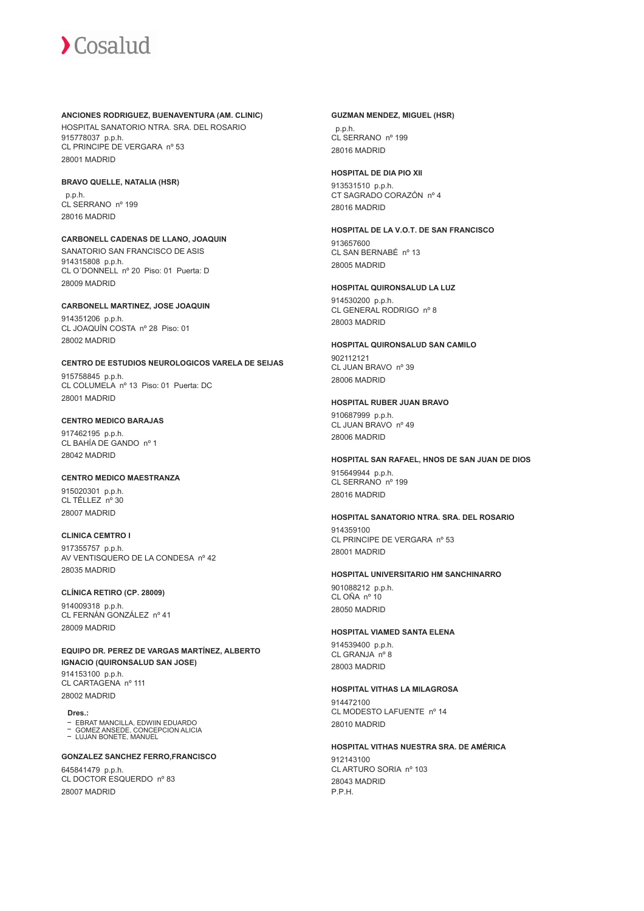**ANCIONES RODRIGUEZ, BUENAVENTURA (AM. CLINIC)**
HOSPITAL SANATORIO NTRA. SRA. DEL ROSARIO
915778037 p.p.h.
CL PRINCIPE DE VERGARA nº 53
28001 MADRID

**BRAVO QUELLE, NATALIA (HSR)**
p.p.h.
CL SERRANO nº 199
28016 MADRID

**CARBONELL CADENAS DE LLANO, JOAQUIN**
SANATORIO SAN FRANCISCO DE ASIS
914315808 p.p.h.
CL O´DONNELL nº 20 Piso: 01 Puerta: D
28009 MADRID

**CARBONELL MARTINEZ, JOSE JOAQUIN**
914351206 p.p.h.
CL JOAQUÍN COSTA nº 28 Piso: 01
28002 MADRID

**CENTRO DE ESTUDIOS NEUROLOGICOS VARELA DE SEIJAS**
915758845 p.p.h.
CL COLUMELA nº 13 Piso: 01 Puerta: DC
28001 MADRID

**CENTRO MEDICO BARAJAS**
917462195 p.p.h.
CL BAHÍA DE GANDO nº 1
28042 MADRID

**CENTRO MEDICO MAESTRANZA**
915020301 p.p.h.
CL TÉLLEZ nº 30
28007 MADRID

**CLINICA CEMTRO I**
917355757 p.p.h.
AV VENTISQUERO DE LA CONDESA nº 42
28035 MADRID

**CLÍNICA RETIRO (CP. 28009)**
914009318 p.p.h.
CL FERNÁN GONZÁLEZ nº 41
28009 MADRID

**EQUIPO DR. PEREZ DE VARGAS MARTÍNEZ, ALBERTO IGNACIO (QUIRONSALUD SAN JOSE)**
914153100 p.p.h.
CL CARTAGENA nº 111
28002 MADRID

**Dres.:**
- EBRAT MANCILLA, EDWIIN EDUARDO
- GOMEZ ANSEDE, CONCEPCION ALICIA
- LUJAN BONETE, MANUEL

**GONZALEZ SANCHEZ FERRO,FRANCISCO**
645841479 p.p.h.
CL DOCTOR ESQUERDO nº 83
28007 MADRID

**GUZMAN MENDEZ, MIGUEL (HSR)**
p.p.h.
CL SERRANO nº 199
28016 MADRID

**HOSPITAL DE DIA PIO XII**
913531510 p.p.h.
CT SAGRADO CORAZÓN nº 4
28016 MADRID

**HOSPITAL DE LA V.O.T. DE SAN FRANCISCO**
913657600
CL SAN BERNABÉ nº 13
28005 MADRID

**HOSPITAL QUIRONSALUD LA LUZ**
914530200 p.p.h.
CL GENERAL RODRIGO nº 8
28003 MADRID

**HOSPITAL QUIRONSALUD SAN CAMILO**
902112121
CL JUAN BRAVO nº 39
28006 MADRID

**HOSPITAL RUBER JUAN BRAVO**
910687999 p.p.h.
CL JUAN BRAVO nº 49
28006 MADRID

**HOSPITAL SAN RAFAEL, HNOS DE SAN JUAN DE DIOS**
915649944 p.p.h.
CL SERRANO nº 199
28016 MADRID

**HOSPITAL SANATORIO NTRA. SRA. DEL ROSARIO**
914359100
CL PRINCIPE DE VERGARA nº 53
28001 MADRID

**HOSPITAL UNIVERSITARIO HM SANCHINARRO**
901088212 p.p.h.
CL OÑA nº 10
28050 MADRID

**HOSPITAL VIAMED SANTA ELENA**
914539400 p.p.h.
CL GRANJA nº 8
28003 MADRID

**HOSPITAL VITHAS LA MILAGROSA**
914472100
CL MODESTO LAFUENTE nº 14
28010 MADRID

**HOSPITAL VITHAS NUESTRA SRA. DE AMÉRICA**
912143100
CL ARTURO SORIA nº 103
28043 MADRID
P.P.H.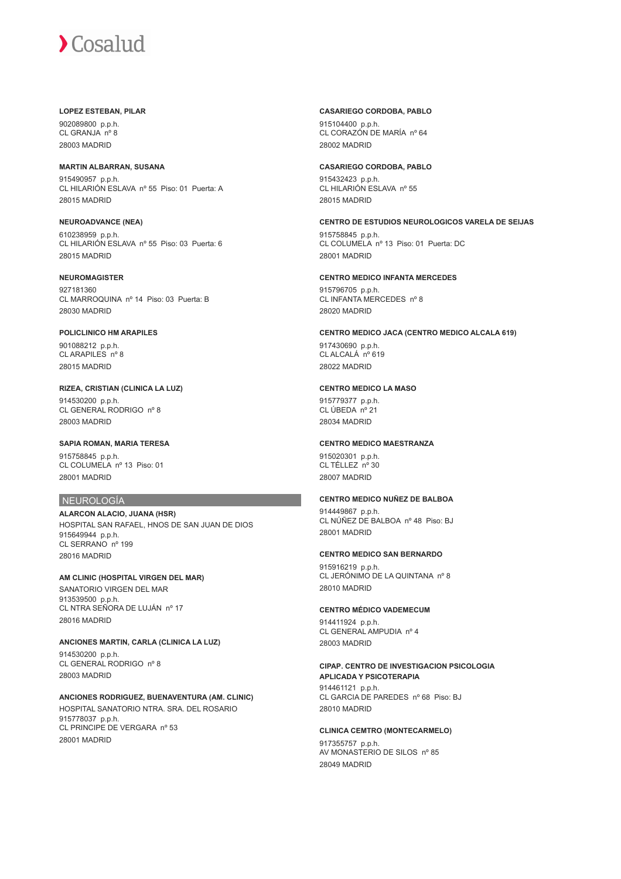**LOPEZ ESTEBAN, PILAR**

902089800 p.p.h.
CL GRANJA nº 8
28003 MADRID

**MARTIN ALBARRAN, SUSANA**

915490957 p.p.h.
CL HILARIÓN ESLAVA nº 55 Piso: 01 Puerta: A
28015 MADRID

**NEUROADVANCE (NEA)**

610238959 p.p.h.
CL HILARIÓN ESLAVA nº 55 Piso: 03 Puerta: 6
28015 MADRID

**NEUROMAGISTER**

927181360
CL MARROQUINA nº 14 Piso: 03 Puerta: B
28030 MADRID

**POLICLINICO HM ARAPILES**

901088212 p.p.h.
CL ARAPILES nº 8
28015 MADRID

**RIZEA, CRISTIAN (CLINICA LA LUZ)**

914530200 p.p.h.
CL GENERAL RODRIGO nº 8
28003 MADRID

**SAPIA ROMAN, MARIA TERESA**

915758845 p.p.h.
CL COLUMELA nº 13 Piso: 01
28001 MADRID

## NEUROLOGÍA

**ALARCON ALACIO, JUANA (HSR)**

HOSPITAL SAN RAFAEL, HNOS DE SAN JUAN DE DIOS
915649944 p.p.h.
CL SERRANO nº 199
28016 MADRID

**AM CLINIC (HOSPITAL VIRGEN DEL MAR)**

SANATORIO VIRGEN DEL MAR
913539500 p.p.h.
CL NTRA SEÑORA DE LUJÁN nº 17
28016 MADRID

**ANCIONES MARTIN, CARLA (CLINICA LA LUZ)**

914530200 p.p.h.
CL GENERAL RODRIGO nº 8
28003 MADRID

**ANCIONES RODRIGUEZ, BUENAVENTURA (AM. CLINIC)**

HOSPITAL SANATORIO NTRA. SRA. DEL ROSARIO
915778037 p.p.h.
CL PRINCIPE DE VERGARA nº 53
28001 MADRID

**CASARIEGO CORDOBA, PABLO**

915104400 p.p.h.
CL CORAZÓN DE MARÍA nº 64
28002 MADRID

**CASARIEGO CORDOBA, PABLO**

915432423 p.p.h.
CL HILARIÓN ESLAVA nº 55
28015 MADRID

**CENTRO DE ESTUDIOS NEUROLOGICOS VARELA DE SEIJAS**

915758845 p.p.h.
CL COLUMELA nº 13 Piso: 01 Puerta: DC
28001 MADRID

**CENTRO MEDICO INFANTA MERCEDES**

915796705 p.p.h.
CL INFANTA MERCEDES nº 8
28020 MADRID

**CENTRO MEDICO JACA (CENTRO MEDICO ALCALA 619)**

917430690 p.p.h.
CL ALCALÁ nº 619
28022 MADRID

**CENTRO MEDICO LA MASO**

915779377 p.p.h.
CL ÚBEDA nº 21
28034 MADRID

**CENTRO MEDICO MAESTRANZA**

915020301 p.p.h.
CL TÉLLEZ nº 30
28007 MADRID

**CENTRO MEDICO NUÑEZ DE BALBOA**

914449867 p.p.h.
CL NÚÑEZ DE BALBOA nº 48 Piso: BJ
28001 MADRID

**CENTRO MEDICO SAN BERNARDO**

915916219 p.p.h.
CL JERÓNIMO DE LA QUINTANA nº 8
28010 MADRID

**CENTRO MÉDICO VADEMECUM**

914411924 p.p.h.
CL GENERAL AMPUDIA nº 4
28003 MADRID

**CIPAP. CENTRO DE INVESTIGACION PSICOLOGIA APLICADA Y PSICOTERAPIA**

914461121 p.p.h.
CL GARCIA DE PAREDES nº 68 Piso: BJ
28010 MADRID

**CLINICA CEMTRO (MONTECARMELO)**

917355757 p.p.h.
AV MONASTERIO DE SILOS nº 85
28049 MADRID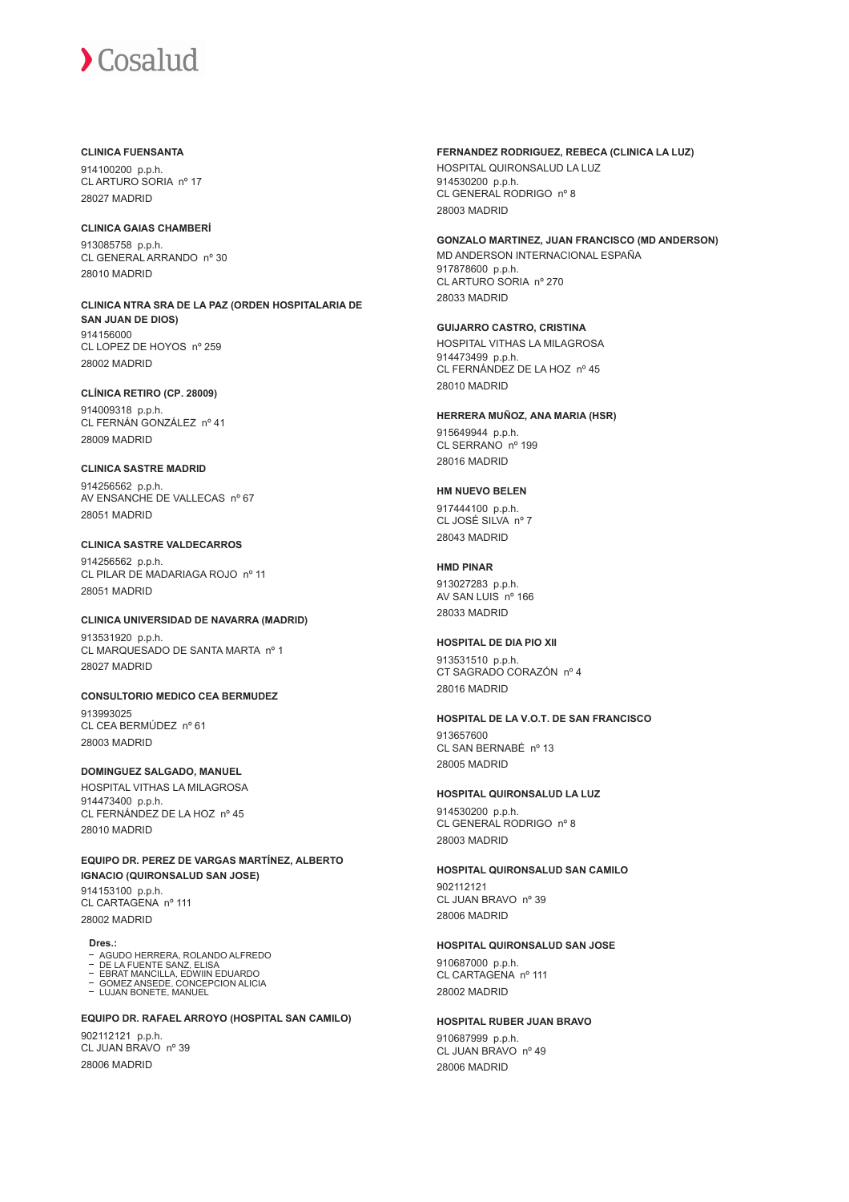**CLINICA FUENSANTA**

914100200 p.p.h.
CL ARTURO SORIA nº 17
28027 MADRID

**CLINICA GAIAS CHAMBERÍ**

913085758 p.p.h.
CL GENERAL ARRANDO nº 30
28010 MADRID

**CLINICA NTRA SRA DE LA PAZ (ORDEN HOSPITALARIA DE SAN JUAN DE DIOS)**

914156000
CL LOPEZ DE HOYOS nº 259
28002 MADRID

**CLÍNICA RETIRO (CP. 28009)**

914009318 p.p.h.
CL FERNÁN GONZÁLEZ nº 41
28009 MADRID

**CLINICA SASTRE MADRID**

914256562 p.p.h.
AV ENSANCHE DE VALLECAS nº 67
28051 MADRID

**CLINICA SASTRE VALDECARROS**

914256562 p.p.h.
CL PILAR DE MADARIAGA ROJO nº 11
28051 MADRID

**CLINICA UNIVERSIDAD DE NAVARRA (MADRID)**

913531920 p.p.h.
CL MARQUESADO DE SANTA MARTA nº 1
28027 MADRID

**CONSULTORIO MEDICO CEA BERMUDEZ**

913993025
CL CEA BERMÚDEZ nº 61
28003 MADRID

**DOMINGUEZ SALGADO, MANUEL**

HOSPITAL VITHAS LA MILAGROSA
914473400 p.p.h.
CL FERNÁNDEZ DE LA HOZ nº 45
28010 MADRID

**EQUIPO DR. PEREZ DE VARGAS MARTÍNEZ, ALBERTO IGNACIO (QUIRONSALUD SAN JOSE)**

914153100 p.p.h.
CL CARTAGENA nº 111
28002 MADRID

**Dres.:**
- AGUDO HERRERA, ROLANDO ALFREDO
- DE LA FUENTE SANZ, ELISA
- EBRAT MANCILLA, EDWIIN EDUARDO
- GOMEZ ANSEDE, CONCEPCION ALICIA
- LUJAN BONETE, MANUEL

**EQUIPO DR. RAFAEL ARROYO (HOSPITAL SAN CAMILO)**

902112121 p.p.h.
CL JUAN BRAVO nº 39
28006 MADRID

**FERNANDEZ RODRIGUEZ, REBECA (CLINICA LA LUZ)**

HOSPITAL QUIRONSALUD LA LUZ
914530200 p.p.h.
CL GENERAL RODRIGO nº 8
28003 MADRID

**GONZALO MARTINEZ, JUAN FRANCISCO (MD ANDERSON)**

MD ANDERSON INTERNACIONAL ESPAÑA
917878600 p.p.h.
CL ARTURO SORIA nº 270
28033 MADRID

**GUIJARRO CASTRO, CRISTINA**

HOSPITAL VITHAS LA MILAGROSA
914473499 p.p.h.
CL FERNÁNDEZ DE LA HOZ nº 45
28010 MADRID

**HERRERA MUÑOZ, ANA MARIA (HSR)**

915649944 p.p.h.
CL SERRANO nº 199
28016 MADRID

**HM NUEVO BELEN**

917444100 p.p.h.
CL JOSÉ SILVA nº 7
28043 MADRID

**HMD PINAR**

913027283 p.p.h.
AV SAN LUIS nº 166
28033 MADRID

**HOSPITAL DE DIA PIO XII**

913531510 p.p.h.
CT SAGRADO CORAZÓN nº 4
28016 MADRID

**HOSPITAL DE LA V.O.T. DE SAN FRANCISCO**

913657600
CL SAN BERNABÉ nº 13
28005 MADRID

**HOSPITAL QUIRONSALUD LA LUZ**

914530200 p.p.h.
CL GENERAL RODRIGO nº 8
28003 MADRID

**HOSPITAL QUIRONSALUD SAN CAMILO**

902112121
CL JUAN BRAVO nº 39
28006 MADRID

**HOSPITAL QUIRONSALUD SAN JOSE**

910687000 p.p.h.
CL CARTAGENA nº 111
28002 MADRID

**HOSPITAL RUBER JUAN BRAVO**

910687999 p.p.h.
CL JUAN BRAVO nº 49
28006 MADRID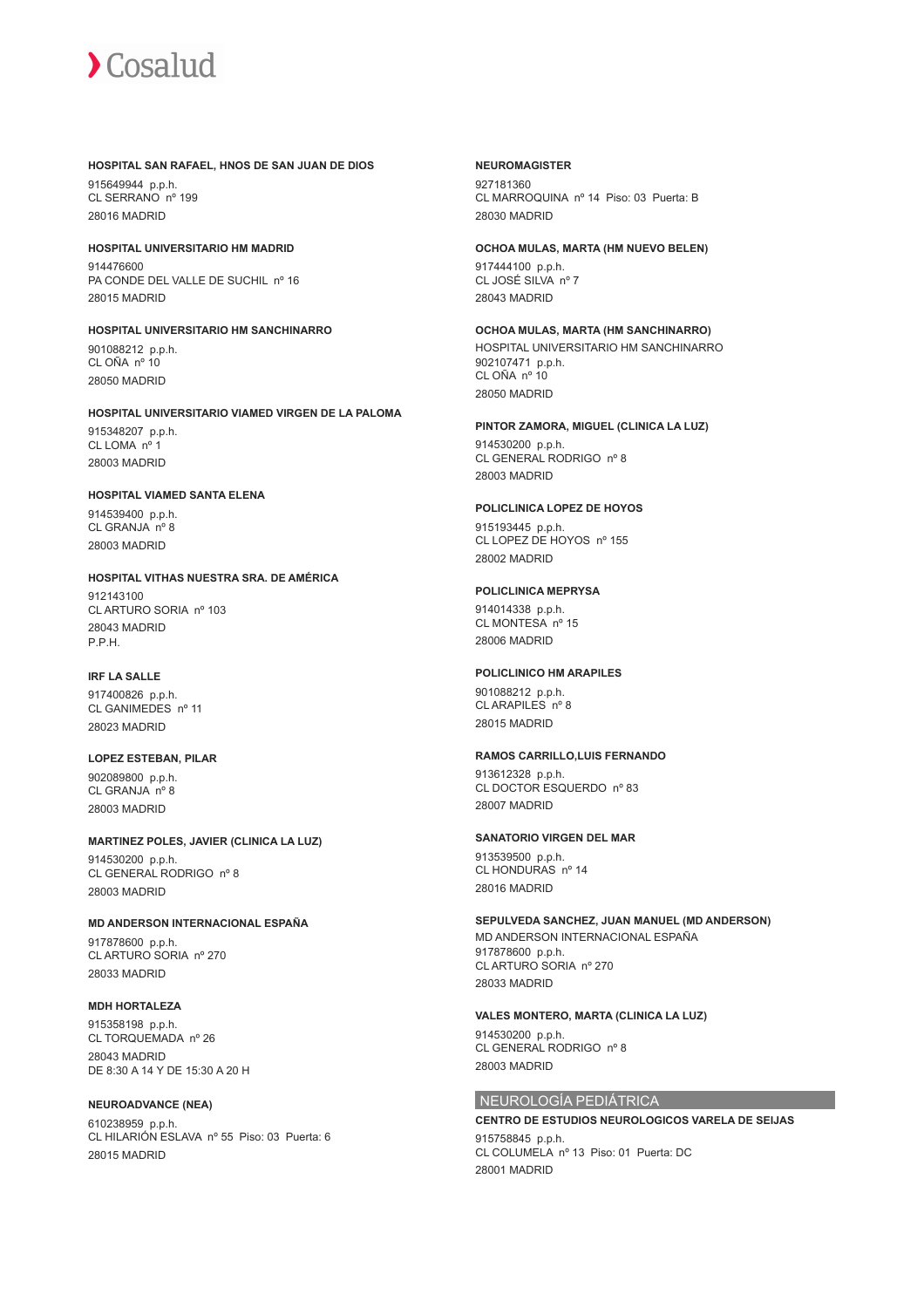**HOSPITAL SAN RAFAEL, HNOS DE SAN JUAN DE DIOS**

915649944 p.p.h.
CL SERRANO nº 199
28016 MADRID

**HOSPITAL UNIVERSITARIO HM MADRID**

914476600
PA CONDE DEL VALLE DE SUCHIL nº 16
28015 MADRID

**HOSPITAL UNIVERSITARIO HM SANCHINARRO**

901088212 p.p.h.
CL OÑA nº 10
28050 MADRID

**HOSPITAL UNIVERSITARIO VIAMED VIRGEN DE LA PALOMA**

915348207 p.p.h.
CL LOMA nº 1
28003 MADRID

**HOSPITAL VIAMED SANTA ELENA**

914539400 p.p.h.
CL GRANJA nº 8
28003 MADRID

**HOSPITAL VITHAS NUESTRA SRA. DE AMÉRICA**

912143100
CL ARTURO SORIA nº 103
28043 MADRID
P.P.H.

**IRF LA SALLE**

917400826 p.p.h.
CL GANIMEDES nº 11
28023 MADRID

**LOPEZ ESTEBAN, PILAR**

902089800 p.p.h.
CL GRANJA nº 8
28003 MADRID

**MARTINEZ POLES, JAVIER (CLINICA LA LUZ)**

914530200 p.p.h.
CL GENERAL RODRIGO nº 8
28003 MADRID

**MD ANDERSON INTERNACIONAL ESPAÑA**

917878600 p.p.h.
CL ARTURO SORIA nº 270
28033 MADRID

**MDH HORTALEZA**

915358198 p.p.h.
CL TORQUEMADA nº 26
28043 MADRID
DE 8:30 A 14 Y DE 15:30 A 20 H

**NEUROADVANCE (NEA)**

610238959 p.p.h.
CL HILARIÓN ESLAVA nº 55 Piso: 03 Puerta: 6
28015 MADRID

**NEUROMAGISTER**

927181360
CL MARROQUINA nº 14 Piso: 03 Puerta: B
28030 MADRID

**OCHOA MULAS, MARTA (HM NUEVO BELEN)**

917444100 p.p.h.
CL JOSÉ SILVA nº 7
28043 MADRID

**OCHOA MULAS, MARTA (HM SANCHINARRO)**

HOSPITAL UNIVERSITARIO HM SANCHINARRO
902107471 p.p.h.
CL OÑA nº 10
28050 MADRID

**PINTOR ZAMORA, MIGUEL (CLINICA LA LUZ)**

914530200 p.p.h.
CL GENERAL RODRIGO nº 8
28003 MADRID

**POLICLINICA LOPEZ DE HOYOS**

915193445 p.p.h.
CL LOPEZ DE HOYOS nº 155
28002 MADRID

**POLICLINICA MEPRYSA**

914014338 p.p.h.
CL MONTESA nº 15
28006 MADRID

**POLICLINICO HM ARAPILES**

901088212 p.p.h.
CL ARAPILES nº 8
28015 MADRID

**RAMOS CARRILLO,LUIS FERNANDO**

913612328 p.p.h.
CL DOCTOR ESQUERDO nº 83
28007 MADRID

**SANATORIO VIRGEN DEL MAR**

913539500 p.p.h.
CL HONDURAS nº 14
28016 MADRID

**SEPULVEDA SANCHEZ, JUAN MANUEL (MD ANDERSON)**

MD ANDERSON INTERNACIONAL ESPAÑA
917878600 p.p.h.
CL ARTURO SORIA nº 270
28033 MADRID

**VALES MONTERO, MARTA (CLINICA LA LUZ)**

914530200 p.p.h.
CL GENERAL RODRIGO nº 8
28003 MADRID

## NEUROLOGÍA PEDIÁTRICA

**CENTRO DE ESTUDIOS NEUROLOGICOS VARELA DE SEIJAS**

915758845 p.p.h.
CL COLUMELA nº 13 Piso: 01 Puerta: DC
28001 MADRID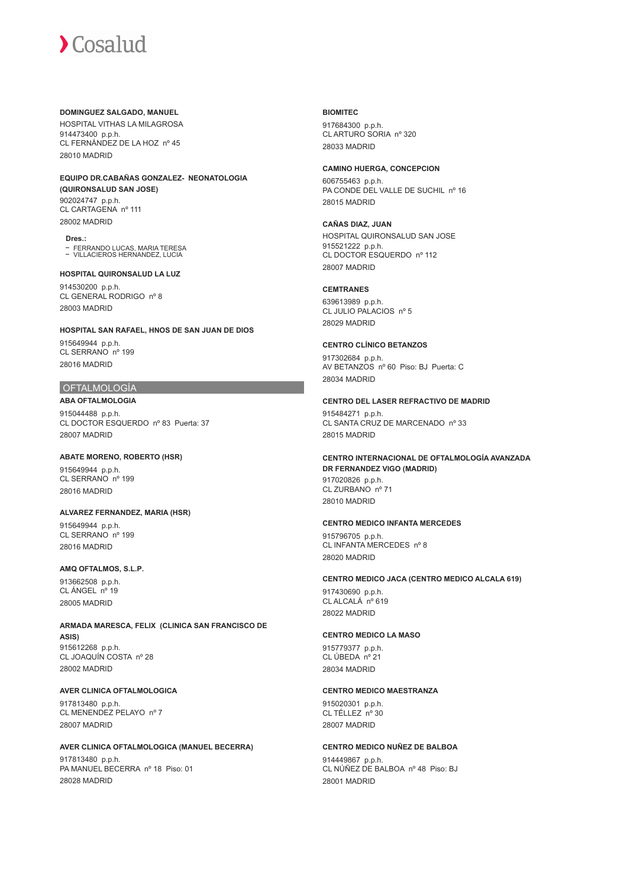**DOMINGUEZ SALGADO, MANUEL**

HOSPITAL VITHAS LA MILAGROSA
914473400 p.p.h.
CL FERNÁNDEZ DE LA HOZ nº 45
28010 MADRID

**EQUIPO DR.CABAÑAS GONZALEZ- NEONATOLOGIA (QUIRONSALUD SAN JOSE)**

902024747 p.p.h.
CL CARTAGENA nº 111
28002 MADRID

**Dres.:**

- FERRANDO LUCAS, MARIA TERESA
- VILLACIEROS HERNANDEZ, LUCIA

**HOSPITAL QUIRONSALUD LA LUZ**

914530200 p.p.h.
CL GENERAL RODRIGO nº 8
28003 MADRID

**HOSPITAL SAN RAFAEL, HNOS DE SAN JUAN DE DIOS**

915649944 p.p.h.
CL SERRANO nº 199
28016 MADRID

## OFTALMOLOGÍA

**ABA OFTALMOLOGIA**

915044488 p.p.h.
CL DOCTOR ESQUERDO nº 83 Puerta: 37
28007 MADRID

**ABATE MORENO, ROBERTO (HSR)**

915649944 p.p.h.
CL SERRANO nº 199
28016 MADRID

**ALVAREZ FERNANDEZ, MARIA (HSR)**

915649944 p.p.h.
CL SERRANO nº 199
28016 MADRID

**AMQ OFTALMOS, S.L.P.**

913662508 p.p.h.
CL ÁNGEL nº 19
28005 MADRID

**ARMADA MARESCA, FELIX (CLINICA SAN FRANCISCO DE ASIS)**

915612268 p.p.h.
CL JOAQUÍN COSTA nº 28
28002 MADRID

**AVER CLINICA OFTALMOLOGICA**

917813480 p.p.h.
CL MENENDEZ PELAYO nº 7
28007 MADRID

**AVER CLINICA OFTALMOLOGICA (MANUEL BECERRA)**

917813480 p.p.h.
PA MANUEL BECERRA nº 18 Piso: 01
28028 MADRID

**BIOMITEC**

917684300 p.p.h.
CL ARTURO SORIA nº 320
28033 MADRID

**CAMINO HUERGA, CONCEPCION**

606755463 p.p.h.
PA CONDE DEL VALLE DE SUCHIL nº 16
28015 MADRID

**CAÑAS DIAZ, JUAN**

HOSPITAL QUIRONSALUD SAN JOSE
915521222 p.p.h.
CL DOCTOR ESQUERDO nº 112
28007 MADRID

**CEMTRANES**

639613989 p.p.h.
CL JULIO PALACIOS nº 5
28029 MADRID

**CENTRO CLÍNICO BETANZOS**

917302684 p.p.h.
AV BETANZOS nº 60 Piso: BJ Puerta: C
28034 MADRID

**CENTRO DEL LASER REFRACTIVO DE MADRID**

915484271 p.p.h.
CL SANTA CRUZ DE MARCENADO nº 33
28015 MADRID

**CENTRO INTERNACIONAL DE OFTALMOLOGÍA AVANZADA DR FERNANDEZ VIGO (MADRID)**

917020826 p.p.h.
CL ZURBANO nº 71
28010 MADRID

**CENTRO MEDICO INFANTA MERCEDES**

915796705 p.p.h.
CL INFANTA MERCEDES nº 8
28020 MADRID

**CENTRO MEDICO JACA (CENTRO MEDICO ALCALA 619)**

917430690 p.p.h.
CL ALCALÁ nº 619
28022 MADRID

**CENTRO MEDICO LA MASO**

915779377 p.p.h.
CL ÚBEDA nº 21
28034 MADRID

**CENTRO MEDICO MAESTRANZA**

915020301 p.p.h.
CL TÉLLEZ nº 30
28007 MADRID

**CENTRO MEDICO NUÑEZ DE BALBOA**

914449867 p.p.h.
CL NÚÑEZ DE BALBOA nº 48 Piso: BJ
28001 MADRID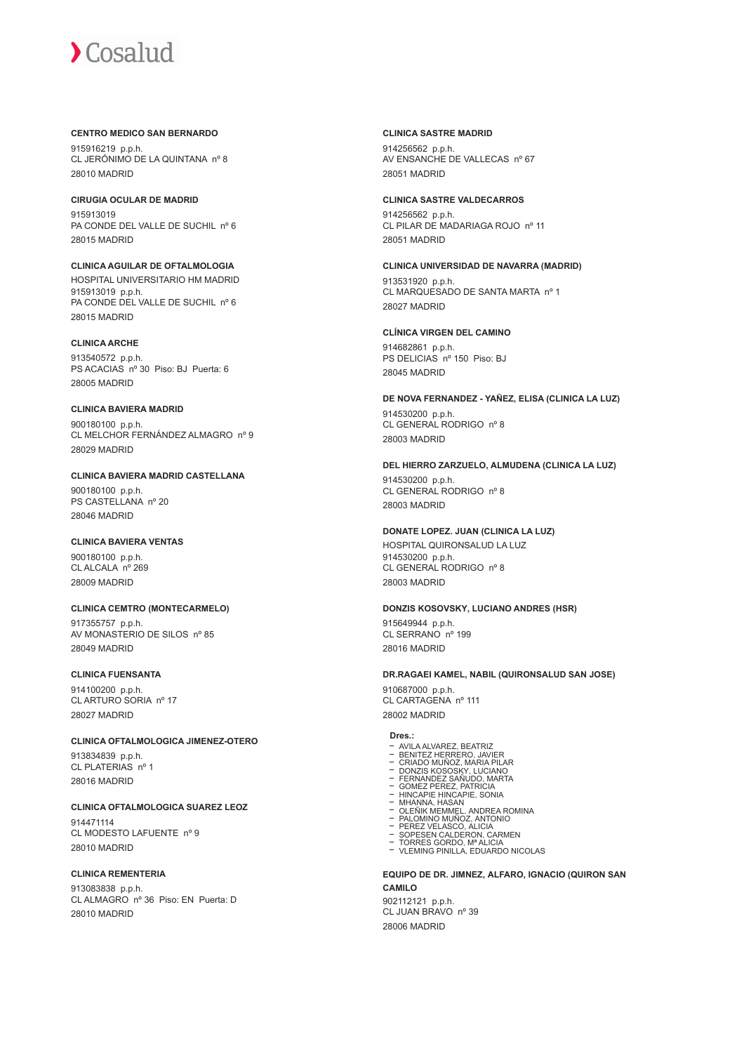**CENTRO MEDICO SAN BERNARDO**

915916219 p.p.h.
CL JERÓNIMO DE LA QUINTANA nº 8
28010 MADRID

**CIRUGIA OCULAR DE MADRID**

915913019
PA CONDE DEL VALLE DE SUCHIL nº 6
28015 MADRID

**CLINICA AGUILAR DE OFTALMOLOGIA**

HOSPITAL UNIVERSITARIO HM MADRID
915913019 p.p.h.
PA CONDE DEL VALLE DE SUCHIL nº 6
28015 MADRID

**CLINICA ARCHE**

913540572 p.p.h.
PS ACACIAS nº 30 Piso: BJ Puerta: 6
28005 MADRID

**CLINICA BAVIERA MADRID**

900180100 p.p.h.
CL MELCHOR FERNÁNDEZ ALMAGRO nº 9
28029 MADRID

**CLINICA BAVIERA MADRID CASTELLANA**

900180100 p.p.h.
PS CASTELLANA nº 20
28046 MADRID

**CLINICA BAVIERA VENTAS**

900180100 p.p.h.
CL ALCALA nº 269
28009 MADRID

**CLINICA CEMTRO (MONTECARMELO)**

917355757 p.p.h.
AV MONASTERIO DE SILOS nº 85
28049 MADRID

**CLINICA FUENSANTA**

914100200 p.p.h.
CL ARTURO SORIA nº 17
28027 MADRID

**CLINICA OFTALMOLOGICA JIMENEZ-OTERO**

913834839 p.p.h.
CL PLATERIAS nº 1
28016 MADRID

**CLINICA OFTALMOLOGICA SUAREZ LEOZ**

914471114
CL MODESTO LAFUENTE nº 9
28010 MADRID

**CLINICA REMENTERIA**

913083838 p.p.h.
CL ALMAGRO nº 36 Piso: EN Puerta: D
28010 MADRID

**CLINICA SASTRE MADRID**

914256562 p.p.h.
AV ENSANCHE DE VALLECAS nº 67
28051 MADRID

**CLINICA SASTRE VALDECARROS**

914256562 p.p.h.
CL PILAR DE MADARIAGA ROJO nº 11
28051 MADRID

**CLINICA UNIVERSIDAD DE NAVARRA (MADRID)**

913531920 p.p.h.
CL MARQUESADO DE SANTA MARTA nº 1
28027 MADRID

**CLÍNICA VIRGEN DEL CAMINO**

914682861 p.p.h.
PS DELICIAS nº 150 Piso: BJ
28045 MADRID

**DE NOVA FERNANDEZ - YAÑEZ, ELISA (CLINICA LA LUZ)**

914530200 p.p.h.
CL GENERAL RODRIGO nº 8
28003 MADRID

**DEL HIERRO ZARZUELO, ALMUDENA (CLINICA LA LUZ)**

914530200 p.p.h.
CL GENERAL RODRIGO nº 8
28003 MADRID

**DONATE LOPEZ. JUAN (CLINICA LA LUZ)**

HOSPITAL QUIRONSALUD LA LUZ
914530200 p.p.h.
CL GENERAL RODRIGO nº 8
28003 MADRID

**DONZIS KOSOVSKY, LUCIANO ANDRES (HSR)**

915649944 p.p.h.
CL SERRANO nº 199
28016 MADRID

**DR.RAGAEI KAMEL, NABIL (QUIRONSALUD SAN JOSE)**

910687000 p.p.h.
CL CARTAGENA nº 111
28002 MADRID

**Dres.:**

- AVILA ALVAREZ, BEATRIZ
- BENITEZ HERRERO, JAVIER
- CRIADO MUÑOZ, MARIA PILAR
- DONZIS KOSOSKY, LUCIANO
- FERNANDEZ SAÑUDO, MARTA
- GOMEZ PEREZ, PATRICIA
- HINCAPIE HINCAPIE, SONIA
- MHANNA, HASAN
- OLEÑIK MEMMEL, ANDREA ROMINA
- PALOMINO MUÑOZ, ANTONIO
- PEREZ VELASCO, ALICIA
- SOPESEN CALDERON, CARMEN
- TORRES GORDO, Mª ALICIA
- VLEMING PINILLA, EDUARDO NICOLAS

**EQUIPO DE DR. JIMNEZ, ALFARO, IGNACIO (QUIRON SAN CAMILO**

902112121 p.p.h.
CL JUAN BRAVO nº 39
28006 MADRID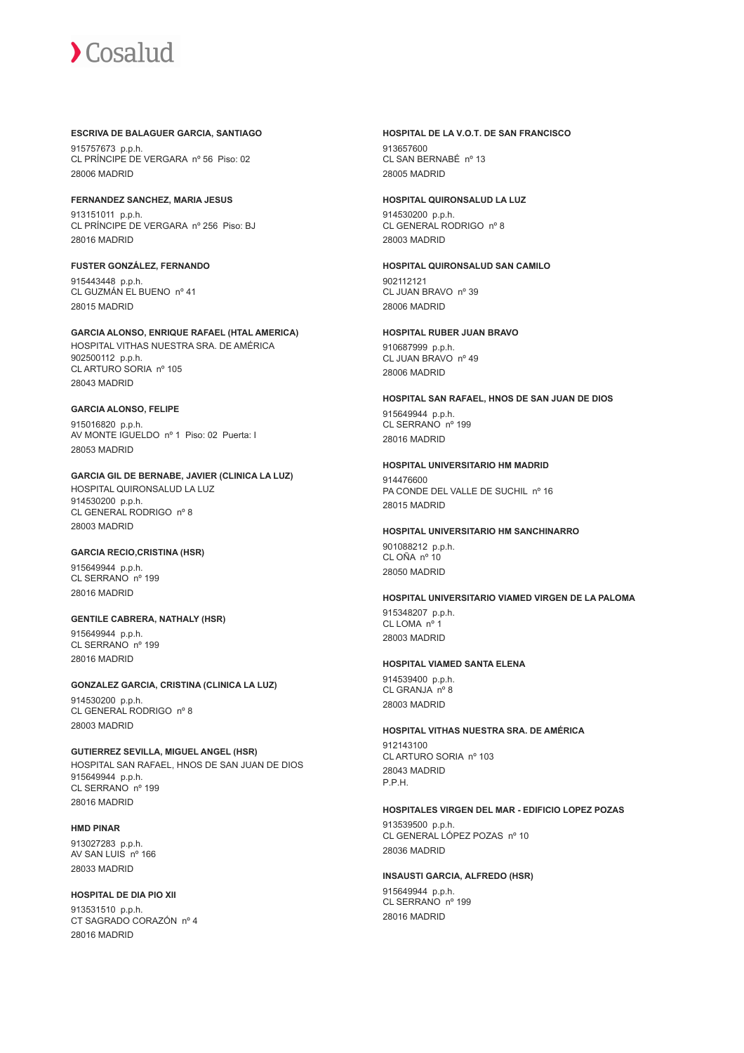**ESCRIVA DE BALAGUER GARCIA, SANTIAGO**

915757673 p.p.h.
CL PRÍNCIPE DE VERGARA nº 56 Piso: 02
28006 MADRID

**FERNANDEZ SANCHEZ, MARIA JESUS**

913151011 p.p.h.
CL PRÍNCIPE DE VERGARA nº 256 Piso: BJ
28016 MADRID

**FUSTER GONZÁLEZ, FERNANDO**

915443448 p.p.h.
CL GUZMÁN EL BUENO nº 41
28015 MADRID

**GARCIA ALONSO, ENRIQUE RAFAEL (HTAL AMERICA)**

HOSPITAL VITHAS NUESTRA SRA. DE AMÉRICA
902500112 p.p.h.
CL ARTURO SORIA nº 105
28043 MADRID

**GARCIA ALONSO, FELIPE**

915016820 p.p.h.
AV MONTE IGUELDO nº 1 Piso: 02 Puerta: I
28053 MADRID

**GARCIA GIL DE BERNABE, JAVIER (CLINICA LA LUZ)**

HOSPITAL QUIRONSALUD LA LUZ
914530200 p.p.h.
CL GENERAL RODRIGO nº 8
28003 MADRID

**GARCIA RECIO,CRISTINA (HSR)**

915649944 p.p.h.
CL SERRANO nº 199
28016 MADRID

**GENTILE CABRERA, NATHALY (HSR)**

915649944 p.p.h.
CL SERRANO nº 199
28016 MADRID

**GONZALEZ GARCIA, CRISTINA (CLINICA LA LUZ)**

914530200 p.p.h.
CL GENERAL RODRIGO nº 8
28003 MADRID

**GUTIERREZ SEVILLA, MIGUEL ANGEL (HSR)**

HOSPITAL SAN RAFAEL, HNOS DE SAN JUAN DE DIOS
915649944 p.p.h.
CL SERRANO nº 199
28016 MADRID

**HMD PINAR**

913027283 p.p.h.
AV SAN LUIS nº 166
28033 MADRID

**HOSPITAL DE DIA PIO XII**

913531510 p.p.h.
CT SAGRADO CORAZÓN nº 4
28016 MADRID

**HOSPITAL DE LA V.O.T. DE SAN FRANCISCO**

913657600
CL SAN BERNABÉ nº 13
28005 MADRID

**HOSPITAL QUIRONSALUD LA LUZ**

914530200 p.p.h.
CL GENERAL RODRIGO nº 8
28003 MADRID

**HOSPITAL QUIRONSALUD SAN CAMILO**

902112121
CL JUAN BRAVO nº 39
28006 MADRID

**HOSPITAL RUBER JUAN BRAVO**

910687999 p.p.h.
CL JUAN BRAVO nº 49
28006 MADRID

**HOSPITAL SAN RAFAEL, HNOS DE SAN JUAN DE DIOS**

915649944 p.p.h.
CL SERRANO nº 199
28016 MADRID

**HOSPITAL UNIVERSITARIO HM MADRID**

914476600
PA CONDE DEL VALLE DE SUCHIL nº 16
28015 MADRID

**HOSPITAL UNIVERSITARIO HM SANCHINARRO**

901088212 p.p.h.
CL OÑA nº 10
28050 MADRID

**HOSPITAL UNIVERSITARIO VIAMED VIRGEN DE LA PALOMA**

915348207 p.p.h.
CL LOMA nº 1
28003 MADRID

**HOSPITAL VIAMED SANTA ELENA**

914539400 p.p.h.
CL GRANJA nº 8
28003 MADRID

**HOSPITAL VITHAS NUESTRA SRA. DE AMÉRICA**

912143100
CL ARTURO SORIA nº 103
28043 MADRID
P.P.H.

**HOSPITALES VIRGEN DEL MAR - EDIFICIO LOPEZ POZAS**

913539500 p.p.h.
CL GENERAL LÓPEZ POZAS nº 10
28036 MADRID

**INSAUSTI GARCIA, ALFREDO (HSR)**

915649944 p.p.h.
CL SERRANO nº 199
28016 MADRID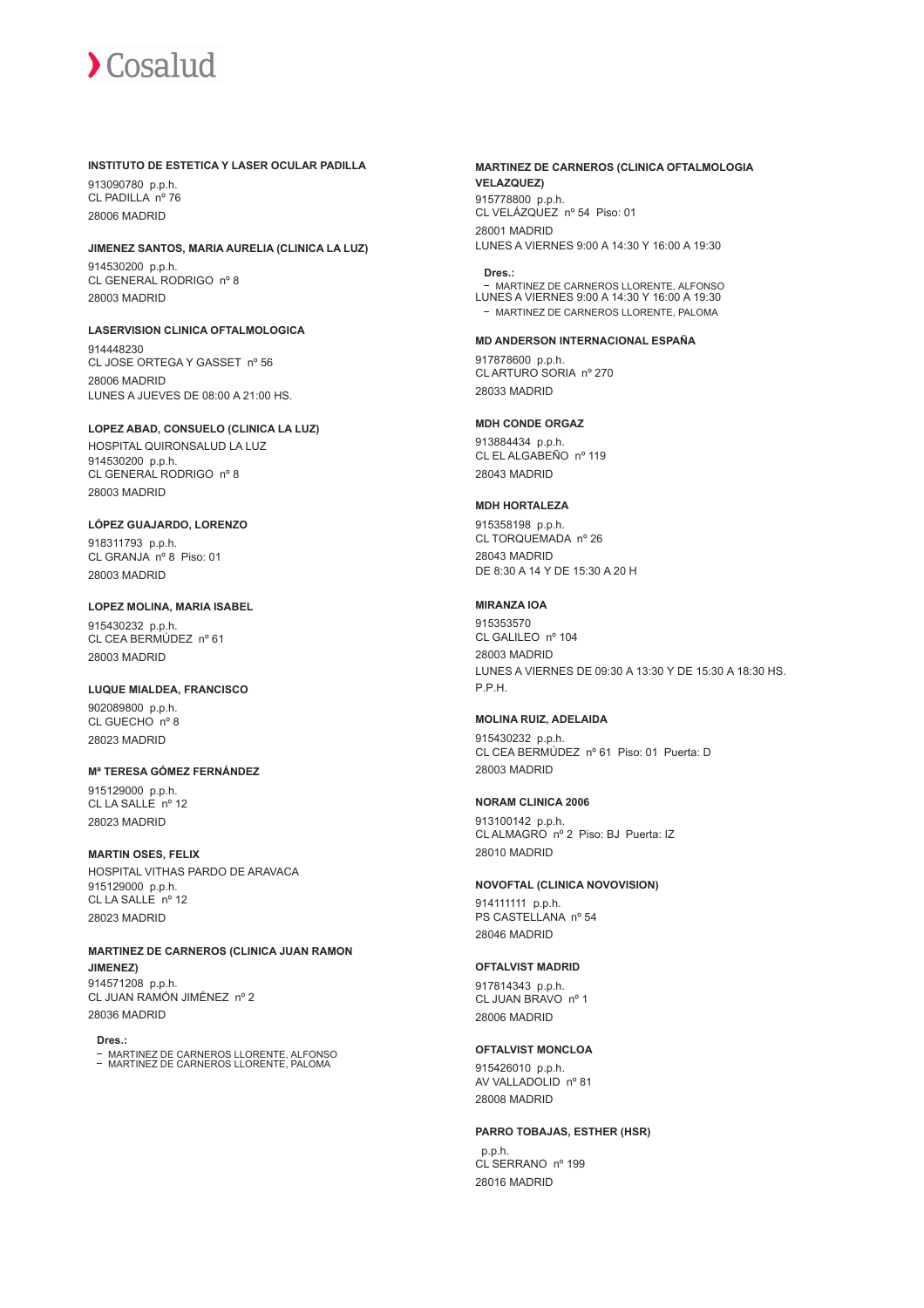**INSTITUTO DE ESTETICA Y LASER OCULAR PADILLA**

913090780 p.p.h.
CL PADILLA nº 76
28006 MADRID

**JIMENEZ SANTOS, MARIA AURELIA (CLINICA LA LUZ)**

914530200 p.p.h.
CL GENERAL RODRIGO nº 8
28003 MADRID

**LASERVISION CLINICA OFTALMOLOGICA**

914448230
CL JOSE ORTEGA Y GASSET nº 56
28006 MADRID
LUNES A JUEVES DE 08:00 A 21:00 HS.

**LOPEZ ABAD, CONSUELO (CLINICA LA LUZ)**

HOSPITAL QUIRONSALUD LA LUZ
914530200 p.p.h.
CL GENERAL RODRIGO nº 8
28003 MADRID

**LÓPEZ GUAJARDO, LORENZO**

918311793 p.p.h.
CL GRANJA nº 8 Piso: 01
28003 MADRID

**LOPEZ MOLINA, MARIA ISABEL**

915430232 p.p.h.
CL CEA BERMÚDEZ nº 61
28003 MADRID

**LUQUE MIALDEA, FRANCISCO**

902089800 p.p.h.
CL GUECHO nº 8
28023 MADRID

**Mª TERESA GÓMEZ FERNÁNDEZ**

915129000 p.p.h.
CL LA SALLE nº 12
28023 MADRID

**MARTIN OSES, FELIX**

HOSPITAL VITHAS PARDO DE ARAVACA
915129000 p.p.h.
CL LA SALLE nº 12
28023 MADRID

**MARTINEZ DE CARNEROS (CLINICA JUAN RAMON JIMENEZ)**

914571208 p.p.h.
CL JUAN RAMÓN JIMÉNEZ nº 2
28036 MADRID

**Dres.:**

- MARTINEZ DE CARNEROS LLORENTE, ALFONSO
- MARTINEZ DE CARNEROS LLORENTE, PALOMA

**MARTINEZ DE CARNEROS (CLINICA OFTALMOLOGIA VELAZQUEZ)**

915778800 p.p.h.
CL VELÁZQUEZ nº 54 Piso: 01
28001 MADRID
LUNES A VIERNES 9:00 A 14:30 Y 16:00 A 19:30

**Dres.:**

- MARTINEZ DE CARNEROS LLORENTE, ALFONSO
  LUNES A VIERNES 9:00 A 14:30 Y 16:00 A 19:30
- MARTINEZ DE CARNEROS LLORENTE, PALOMA

**MD ANDERSON INTERNACIONAL ESPAÑA**

917878600 p.p.h.
CL ARTURO SORIA nº 270
28033 MADRID

**MDH CONDE ORGAZ**

913884434 p.p.h.
CL EL ALGABEÑO nº 119
28043 MADRID

**MDH HORTALEZA**

915358198 p.p.h.
CL TORQUEMADA nº 26
28043 MADRID
DE 8:30 A 14 Y DE 15:30 A 20 H

**MIRANZA IOA**

915353570
CL GALILEO nº 104
28003 MADRID
LUNES A VIERNES DE 09:30 A 13:30 Y DE 15:30 A 18:30 HS.
P.P.H.

**MOLINA RUIZ, ADELAIDA**

915430232 p.p.h.
CL CEA BERMÚDEZ nº 61 Piso: 01 Puerta: D
28003 MADRID

**NORAM CLINICA 2006**

913100142 p.p.h.
CL ALMAGRO nº 2 Piso: BJ Puerta: IZ
28010 MADRID

**NOVOFTAL (CLINICA NOVOVISION)**

914111111 p.p.h.
PS CASTELLANA nº 54
28046 MADRID

**OFTALVIST MADRID**

917814343 p.p.h.
CL JUAN BRAVO nº 1
28006 MADRID

**OFTALVIST MONCLOA**

915426010 p.p.h.
AV VALLADOLID nº 81
28008 MADRID

**PARRO TOBAJAS, ESTHER (HSR)**

p.p.h.
CL SERRANO nº 199
28016 MADRID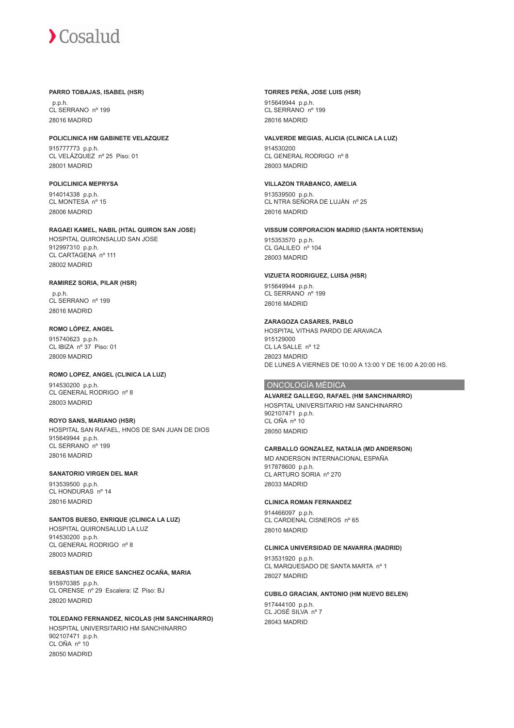**PARRO TOBAJAS, ISABEL (HSR)**

p.p.h.
CL SERRANO nº 199
28016 MADRID

**POLICLINICA HM GABINETE VELAZQUEZ**

915777773 p.p.h.
CL VELÁZQUEZ nº 25 Piso: 01
28001 MADRID

**POLICLINICA MEPRYSA**

914014338 p.p.h.
CL MONTESA nº 15
28006 MADRID

**RAGAEI KAMEL, NABIL (HTAL QUIRON SAN JOSE)**

HOSPITAL QUIRONSALUD SAN JOSE
912997310 p.p.h.
CL CARTAGENA nº 111
28002 MADRID

**RAMIREZ SORIA, PILAR (HSR)**

p.p.h.
CL SERRANO nº 199
28016 MADRID

**ROMO LÓPEZ, ANGEL**

915740623 p.p.h.
CL IBIZA nº 37 Piso: 01
28009 MADRID

**ROMO LOPEZ, ANGEL (CLINICA LA LUZ)**

914530200 p.p.h.
CL GENERAL RODRIGO nº 8
28003 MADRID

**ROYO SANS, MARIANO (HSR)**

HOSPITAL SAN RAFAEL, HNOS DE SAN JUAN DE DIOS
915649944 p.p.h.
CL SERRANO nº 199
28016 MADRID

**SANATORIO VIRGEN DEL MAR**

913539500 p.p.h.
CL HONDURAS nº 14
28016 MADRID

**SANTOS BUESO, ENRIQUE (CLINICA LA LUZ)**

HOSPITAL QUIRONSALUD LA LUZ
914530200 p.p.h.
CL GENERAL RODRIGO nº 8
28003 MADRID

**SEBASTIAN DE ERICE SANCHEZ OCAÑA, MARIA**

915970385 p.p.h.
CL ORENSE nº 29 Escalera: IZ Piso: BJ
28020 MADRID

**TOLEDANO FERNANDEZ, NICOLAS (HM SANCHINARRO)**

HOSPITAL UNIVERSITARIO HM SANCHINARRO
902107471 p.p.h.
CL OÑA nº 10
28050 MADRID

**TORRES PEÑA, JOSE LUIS (HSR)**

915649944 p.p.h.
CL SERRANO nº 199
28016 MADRID

**VALVERDE MEGIAS, ALICIA (CLINICA LA LUZ)**

914530200
CL GENERAL RODRIGO nº 8
28003 MADRID

**VILLAZON TRABANCO, AMELIA**

913539500 p.p.h.
CL NTRA SEÑORA DE LUJÁN nº 25
28016 MADRID

**VISSUM CORPORACION MADRID (SANTA HORTENSIA)**

915353570 p.p.h.
CL GALILEO nº 104
28003 MADRID

**VIZUETA RODRIGUEZ, LUISA (HSR)**

915649944 p.p.h.
CL SERRANO nº 199
28016 MADRID

**ZARAGOZA CASARES, PABLO**

HOSPITAL VITHAS PARDO DE ARAVACA
915129000
CL LA SALLE nº 12
28023 MADRID
DE LUNES A VIERNES DE 10:00 A 13:00 Y DE 16:00 A 20:00 HS.

## ONCOLOGÍA MÉDICA

**ALVAREZ GALLEGO, RAFAEL (HM SANCHINARRO)**

HOSPITAL UNIVERSITARIO HM SANCHINARRO
902107471 p.p.h.
CL OÑA nº 10
28050 MADRID

**CARBALLO GONZALEZ, NATALIA (MD ANDERSON)**

MD ANDERSON INTERNACIONAL ESPAÑA
917878600 p.p.h.
CL ARTURO SORIA nº 270
28033 MADRID

**CLINICA ROMAN FERNANDEZ**

914466097 p.p.h.
CL CARDENAL CISNEROS nº 65
28010 MADRID

**CLINICA UNIVERSIDAD DE NAVARRA (MADRID)**

913531920 p.p.h.
CL MARQUESADO DE SANTA MARTA nº 1
28027 MADRID

**CUBILO GRACIAN, ANTONIO (HM NUEVO BELEN)**

917444100 p.p.h.
CL JOSÉ SILVA nº 7
28043 MADRID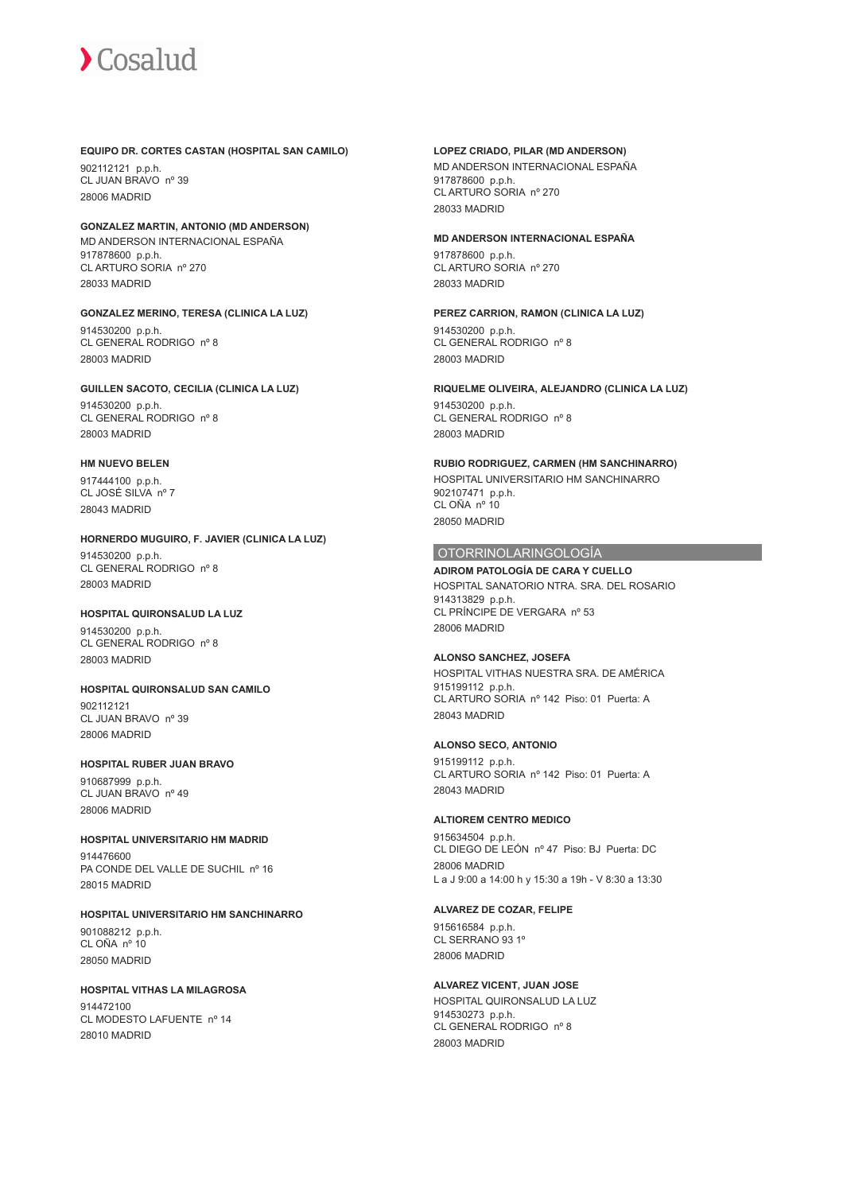**EQUIPO DR. CORTES CASTAN (HOSPITAL SAN CAMILO)**

902112121 p.p.h.
CL JUAN BRAVO nº 39
28006 MADRID

**GONZALEZ MARTIN, ANTONIO (MD ANDERSON)**

MD ANDERSON INTERNACIONAL ESPAÑA
917878600 p.p.h.
CL ARTURO SORIA nº 270
28033 MADRID

**GONZALEZ MERINO, TERESA (CLINICA LA LUZ)**

914530200 p.p.h.
CL GENERAL RODRIGO nº 8
28003 MADRID

**GUILLEN SACOTO, CECILIA (CLINICA LA LUZ)**

914530200 p.p.h.
CL GENERAL RODRIGO nº 8
28003 MADRID

**HM NUEVO BELEN**

917444100 p.p.h.
CL JOSÉ SILVA nº 7
28043 MADRID

**HORNERDO MUGUIRO, F. JAVIER (CLINICA LA LUZ)**

914530200 p.p.h.
CL GENERAL RODRIGO nº 8
28003 MADRID

**HOSPITAL QUIRONSALUD LA LUZ**

914530200 p.p.h.
CL GENERAL RODRIGO nº 8
28003 MADRID

**HOSPITAL QUIRONSALUD SAN CAMILO**

902112121
CL JUAN BRAVO nº 39
28006 MADRID

**HOSPITAL RUBER JUAN BRAVO**

910687999 p.p.h.
CL JUAN BRAVO nº 49
28006 MADRID

**HOSPITAL UNIVERSITARIO HM MADRID**

914476600
PA CONDE DEL VALLE DE SUCHIL nº 16
28015 MADRID

**HOSPITAL UNIVERSITARIO HM SANCHINARRO**

901088212 p.p.h.
CL OÑA nº 10
28050 MADRID

**HOSPITAL VITHAS LA MILAGROSA**

914472100
CL MODESTO LAFUENTE nº 14
28010 MADRID

**LOPEZ CRIADO, PILAR (MD ANDERSON)**

MD ANDERSON INTERNACIONAL ESPAÑA
917878600 p.p.h.
CL ARTURO SORIA nº 270
28033 MADRID

**MD ANDERSON INTERNACIONAL ESPAÑA**

917878600 p.p.h.
CL ARTURO SORIA nº 270
28033 MADRID

**PEREZ CARRION, RAMON (CLINICA LA LUZ)**

914530200 p.p.h.
CL GENERAL RODRIGO nº 8
28003 MADRID

**RIQUELME OLIVEIRA, ALEJANDRO (CLINICA LA LUZ)**

914530200 p.p.h.
CL GENERAL RODRIGO nº 8
28003 MADRID

**RUBIO RODRIGUEZ, CARMEN (HM SANCHINARRO)**

HOSPITAL UNIVERSITARIO HM SANCHINARRO
902107471 p.p.h.
CL OÑA nº 10
28050 MADRID

## OTORRINOLARINGOLOGÍA

**ADIROM PATOLOGÍA DE CARA Y CUELLO**

HOSPITAL SANATORIO NTRA. SRA. DEL ROSARIO
914313829 p.p.h.
CL PRÍNCIPE DE VERGARA nº 53
28006 MADRID

**ALONSO SANCHEZ, JOSEFA**

HOSPITAL VITHAS NUESTRA SRA. DE AMÉRICA
915199112 p.p.h.
CL ARTURO SORIA nº 142 Piso: 01 Puerta: A
28043 MADRID

**ALONSO SECO, ANTONIO**

915199112 p.p.h.
CL ARTURO SORIA nº 142 Piso: 01 Puerta: A
28043 MADRID

**ALTIOREM CENTRO MEDICO**

915634504 p.p.h.
CL DIEGO DE LEÓN nº 47 Piso: BJ Puerta: DC
28006 MADRID
L a J 9:00 a 14:00 h y 15:30 a 19h - V 8:30 a 13:30

**ALVAREZ DE COZAR, FELIPE**

915616584 p.p.h.
CL SERRANO 93 1º
28006 MADRID

**ALVAREZ VICENT, JUAN JOSE**

HOSPITAL QUIRONSALUD LA LUZ
914530273 p.p.h.
CL GENERAL RODRIGO nº 8
28003 MADRID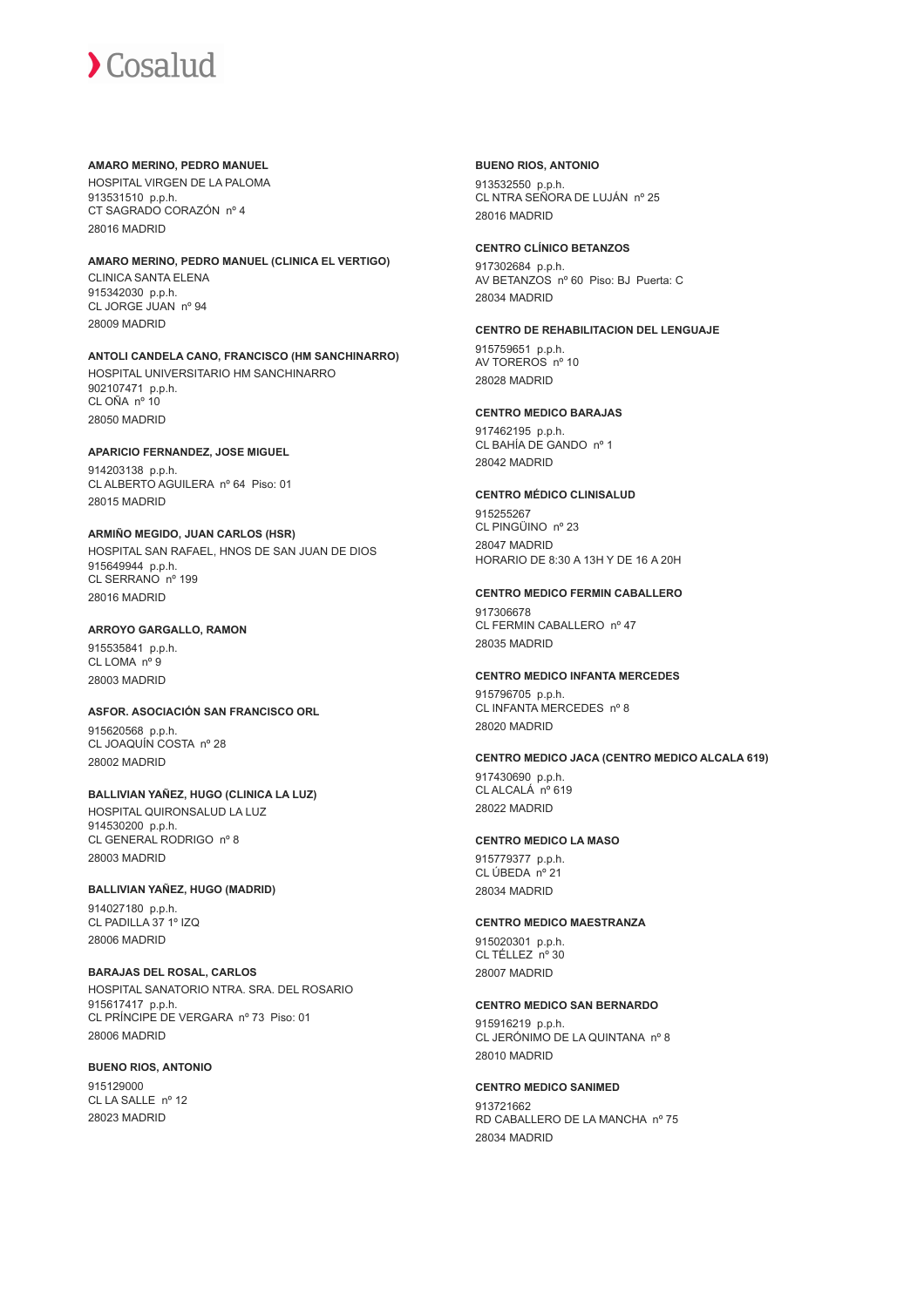**AMARO MERINO, PEDRO MANUEL**
HOSPITAL VIRGEN DE LA PALOMA
913531510 p.p.h.
CT SAGRADO CORAZÓN nº 4
28016 MADRID

**AMARO MERINO, PEDRO MANUEL (CLINICA EL VERTIGO)**
CLINICA SANTA ELENA
915342030 p.p.h.
CL JORGE JUAN nº 94
28009 MADRID

**ANTOLI CANDELA CANO, FRANCISCO (HM SANCHINARRO)**
HOSPITAL UNIVERSITARIO HM SANCHINARRO
902107471 p.p.h.
CL OÑA nº 10
28050 MADRID

**APARICIO FERNANDEZ, JOSE MIGUEL**
914203138 p.p.h.
CL ALBERTO AGUILERA nº 64 Piso: 01
28015 MADRID

**ARMIÑO MEGIDO, JUAN CARLOS (HSR)**
HOSPITAL SAN RAFAEL, HNOS DE SAN JUAN DE DIOS
915649944 p.p.h.
CL SERRANO nº 199
28016 MADRID

**ARROYO GARGALLO, RAMON**
915535841 p.p.h.
CL LOMA nº 9
28003 MADRID

**ASFOR. ASOCIACIÓN SAN FRANCISCO ORL**
915620568 p.p.h.
CL JOAQUÍN COSTA nº 28
28002 MADRID

**BALLIVIAN YAÑEZ, HUGO (CLINICA LA LUZ)**
HOSPITAL QUIRONSALUD LA LUZ
914530200 p.p.h.
CL GENERAL RODRIGO nº 8
28003 MADRID

**BALLIVIAN YAÑEZ, HUGO (MADRID)**
914027180 p.p.h.
CL PADILLA 37 1º IZQ
28006 MADRID

**BARAJAS DEL ROSAL, CARLOS**
HOSPITAL SANATORIO NTRA. SRA. DEL ROSARIO
915617417 p.p.h.
CL PRÍNCIPE DE VERGARA nº 73 Piso: 01
28006 MADRID

**BUENO RIOS, ANTONIO**
915129000
CL LA SALLE nº 12
28023 MADRID

**BUENO RIOS, ANTONIO**
913532550 p.p.h.
CL NTRA SEÑORA DE LUJÁN nº 25
28016 MADRID

**CENTRO CLÍNICO BETANZOS**
917302684 p.p.h.
AV BETANZOS nº 60 Piso: BJ Puerta: C
28034 MADRID

**CENTRO DE REHABILITACION DEL LENGUAJE**
915759651 p.p.h.
AV TOREROS nº 10
28028 MADRID

**CENTRO MEDICO BARAJAS**
917462195 p.p.h.
CL BAHÍA DE GANDO nº 1
28042 MADRID

**CENTRO MÉDICO CLINISALUD**
915255267
CL PINGÜINO nº 23
28047 MADRID
HORARIO DE 8:30 A 13H Y DE 16 A 20H

**CENTRO MEDICO FERMIN CABALLERO**
917306678
CL FERMIN CABALLERO nº 47
28035 MADRID

**CENTRO MEDICO INFANTA MERCEDES**
915796705 p.p.h.
CL INFANTA MERCEDES nº 8
28020 MADRID

**CENTRO MEDICO JACA (CENTRO MEDICO ALCALA 619)**
917430690 p.p.h.
CL ALCALÁ nº 619
28022 MADRID

**CENTRO MEDICO LA MASO**
915779377 p.p.h.
CL ÚBEDA nº 21
28034 MADRID

**CENTRO MEDICO MAESTRANZA**
915020301 p.p.h.
CL TÉLLEZ nº 30
28007 MADRID

**CENTRO MEDICO SAN BERNARDO**
915916219 p.p.h.
CL JERÓNIMO DE LA QUINTANA nº 8
28010 MADRID

**CENTRO MEDICO SANIMED**
913721662
RD CABALLERO DE LA MANCHA nº 75
28034 MADRID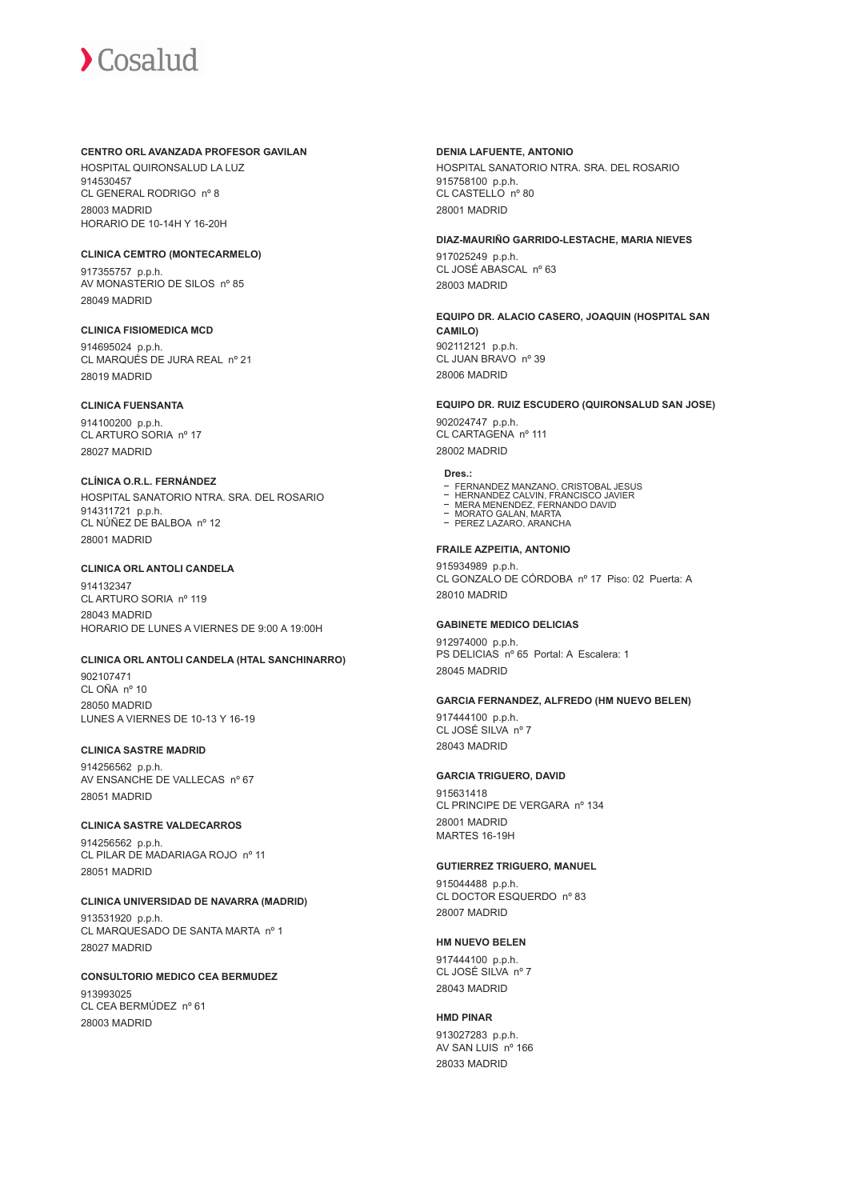**CENTRO ORL AVANZADA PROFESOR GAVILAN**

HOSPITAL QUIRONSALUD LA LUZ
914530457
CL GENERAL RODRIGO nº 8
28003 MADRID
HORARIO DE 10-14H Y 16-20H

**CLINICA CEMTRO (MONTECARMELO)**

917355757 p.p.h.
AV MONASTERIO DE SILOS nº 85
28049 MADRID

**CLINICA FISIOMEDICA MCD**

914695024 p.p.h.
CL MARQUÉS DE JURA REAL nº 21
28019 MADRID

**CLINICA FUENSANTA**

914100200 p.p.h.
CL ARTURO SORIA nº 17
28027 MADRID

**CLÍNICA O.R.L. FERNÁNDEZ**

HOSPITAL SANATORIO NTRA. SRA. DEL ROSARIO
914311721 p.p.h.
CL NÚÑEZ DE BALBOA nº 12
28001 MADRID

**CLINICA ORL ANTOLI CANDELA**

914132347
CL ARTURO SORIA nº 119
28043 MADRID
HORARIO DE LUNES A VIERNES DE 9:00 A 19:00H

**CLINICA ORL ANTOLI CANDELA (HTAL SANCHINARRO)**

902107471
CL OÑA nº 10
28050 MADRID
LUNES A VIERNES DE 10-13 Y 16-19

**CLINICA SASTRE MADRID**

914256562 p.p.h.
AV ENSANCHE DE VALLECAS nº 67
28051 MADRID

**CLINICA SASTRE VALDECARROS**

914256562 p.p.h.
CL PILAR DE MADARIAGA ROJO nº 11
28051 MADRID

**CLINICA UNIVERSIDAD DE NAVARRA (MADRID)**

913531920 p.p.h.
CL MARQUESADO DE SANTA MARTA nº 1
28027 MADRID

**CONSULTORIO MEDICO CEA BERMUDEZ**

913993025
CL CEA BERMÚDEZ nº 61
28003 MADRID

**DENIA LAFUENTE, ANTONIO**

HOSPITAL SANATORIO NTRA. SRA. DEL ROSARIO
915758100 p.p.h.
CL CASTELLO nº 80
28001 MADRID

**DIAZ-MAURIÑO GARRIDO-LESTACHE, MARIA NIEVES**

917025249 p.p.h.
CL JOSÉ ABASCAL nº 63
28003 MADRID

**EQUIPO DR. ALACIO CASERO, JOAQUIN (HOSPITAL SAN CAMILO)**

902112121 p.p.h.
CL JUAN BRAVO nº 39
28006 MADRID

**EQUIPO DR. RUIZ ESCUDERO (QUIRONSALUD SAN JOSE)**

902024747 p.p.h.
CL CARTAGENA nº 111
28002 MADRID

**Dres.:**

- FERNANDEZ MANZANO, CRISTOBAL JESUS
- HERNANDEZ CALVIN, FRANCISCO JAVIER
- MERA MENENDEZ, FERNANDO DAVID
- MORATO GALAN, MARTA
- PEREZ LAZARO, ARANCHA

**FRAILE AZPEITIA, ANTONIO**

915934989 p.p.h.
CL GONZALO DE CÓRDOBA nº 17 Piso: 02 Puerta: A
28010 MADRID

**GABINETE MEDICO DELICIAS**

912974000 p.p.h.
PS DELICIAS nº 65 Portal: A Escalera: 1
28045 MADRID

**GARCIA FERNANDEZ, ALFREDO (HM NUEVO BELEN)**

917444100 p.p.h.
CL JOSÉ SILVA nº 7
28043 MADRID

**GARCIA TRIGUERO, DAVID**

915631418
CL PRINCIPE DE VERGARA nº 134
28001 MADRID
MARTES 16-19H

**GUTIERREZ TRIGUERO, MANUEL**

915044488 p.p.h.
CL DOCTOR ESQUERDO nº 83
28007 MADRID

**HM NUEVO BELEN**

917444100 p.p.h.
CL JOSÉ SILVA nº 7
28043 MADRID

**HMD PINAR**

913027283 p.p.h.
AV SAN LUIS nº 166
28033 MADRID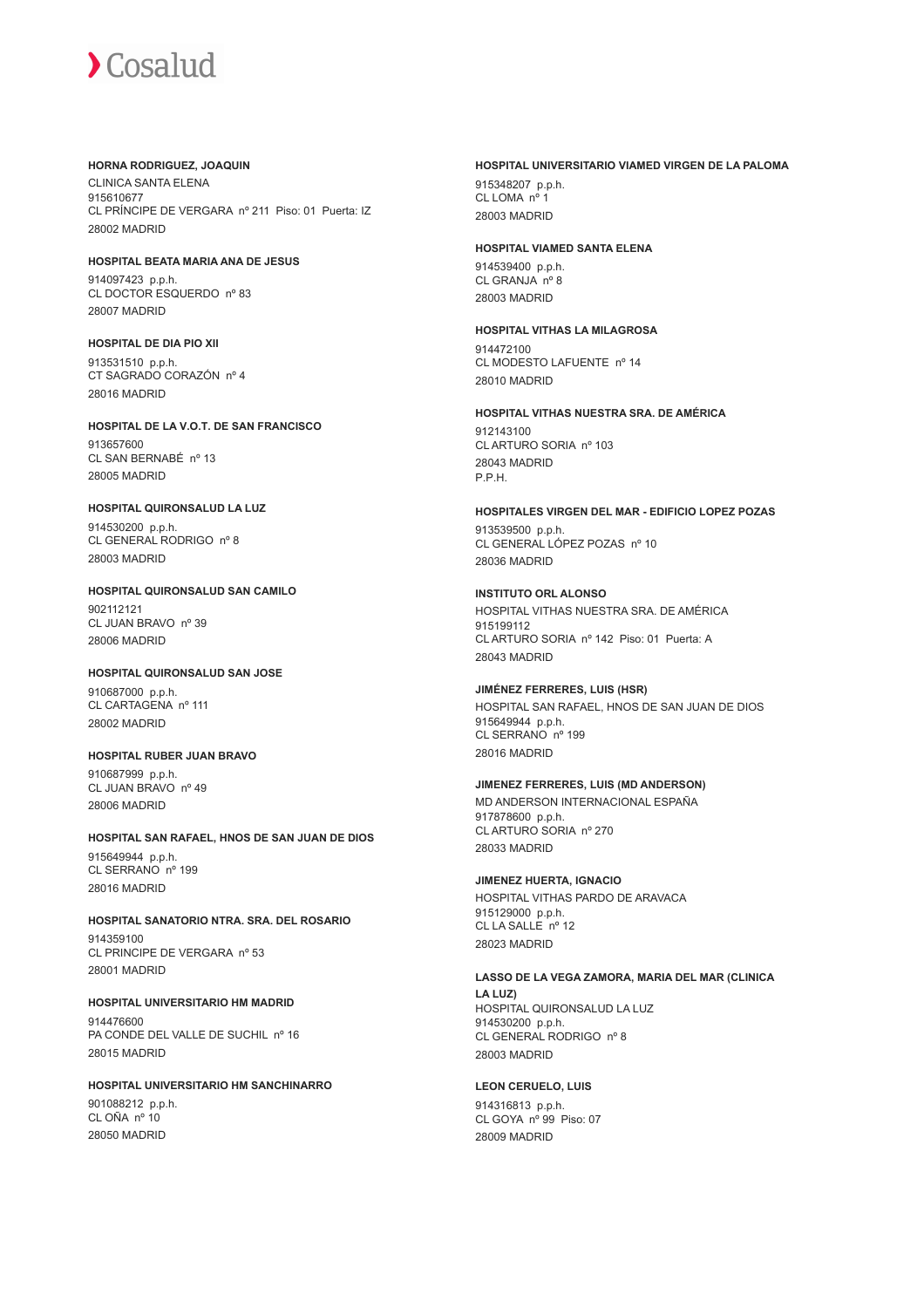**HORNA RODRIGUEZ, JOAQUIN**

CLINICA SANTA ELENA
915610677
CL PRÍNCIPE DE VERGARA nº 211 Piso: 01 Puerta: IZ
28002 MADRID

**HOSPITAL BEATA MARIA ANA DE JESUS**

914097423 p.p.h.
CL DOCTOR ESQUERDO nº 83
28007 MADRID

**HOSPITAL DE DIA PIO XII**

913531510 p.p.h.
CT SAGRADO CORAZÓN nº 4
28016 MADRID

**HOSPITAL DE LA V.O.T. DE SAN FRANCISCO**

913657600
CL SAN BERNABÉ nº 13
28005 MADRID

**HOSPITAL QUIRONSALUD LA LUZ**

914530200 p.p.h.
CL GENERAL RODRIGO nº 8
28003 MADRID

**HOSPITAL QUIRONSALUD SAN CAMILO**

902112121
CL JUAN BRAVO nº 39
28006 MADRID

**HOSPITAL QUIRONSALUD SAN JOSE**

910687000 p.p.h.
CL CARTAGENA nº 111
28002 MADRID

**HOSPITAL RUBER JUAN BRAVO**

910687999 p.p.h.
CL JUAN BRAVO nº 49
28006 MADRID

**HOSPITAL SAN RAFAEL, HNOS DE SAN JUAN DE DIOS**

915649944 p.p.h.
CL SERRANO nº 199
28016 MADRID

**HOSPITAL SANATORIO NTRA. SRA. DEL ROSARIO**

914359100
CL PRINCIPE DE VERGARA nº 53
28001 MADRID

**HOSPITAL UNIVERSITARIO HM MADRID**

914476600
PA CONDE DEL VALLE DE SUCHIL nº 16
28015 MADRID

**HOSPITAL UNIVERSITARIO HM SANCHINARRO**

901088212 p.p.h.
CL OÑA nº 10
28050 MADRID

**HOSPITAL UNIVERSITARIO VIAMED VIRGEN DE LA PALOMA**

915348207 p.p.h.
CL LOMA nº 1
28003 MADRID

**HOSPITAL VIAMED SANTA ELENA**

914539400 p.p.h.
CL GRANJA nº 8
28003 MADRID

**HOSPITAL VITHAS LA MILAGROSA**

914472100
CL MODESTO LAFUENTE nº 14
28010 MADRID

**HOSPITAL VITHAS NUESTRA SRA. DE AMÉRICA**

912143100
CL ARTURO SORIA nº 103
28043 MADRID
P.P.H.

**HOSPITALES VIRGEN DEL MAR - EDIFICIO LOPEZ POZAS**

913539500 p.p.h.
CL GENERAL LÓPEZ POZAS nº 10
28036 MADRID

**INSTITUTO ORL ALONSO**

HOSPITAL VITHAS NUESTRA SRA. DE AMÉRICA
915199112
CL ARTURO SORIA nº 142 Piso: 01 Puerta: A
28043 MADRID

**JIMÉNEZ FERRERES, LUIS (HSR)**

HOSPITAL SAN RAFAEL, HNOS DE SAN JUAN DE DIOS
915649944 p.p.h.
CL SERRANO nº 199
28016 MADRID

**JIMENEZ FERRERES, LUIS (MD ANDERSON)**

MD ANDERSON INTERNACIONAL ESPAÑA
917878600 p.p.h.
CL ARTURO SORIA nº 270
28033 MADRID

**JIMENEZ HUERTA, IGNACIO**

HOSPITAL VITHAS PARDO DE ARAVACA
915129000 p.p.h.
CL LA SALLE nº 12
28023 MADRID

**LASSO DE LA VEGA ZAMORA, MARIA DEL MAR (CLINICA LA LUZ)**

HOSPITAL QUIRONSALUD LA LUZ
914530200 p.p.h.
CL GENERAL RODRIGO nº 8
28003 MADRID

**LEON CERUELO, LUIS**

914316813 p.p.h.
CL GOYA nº 99 Piso: 07
28009 MADRID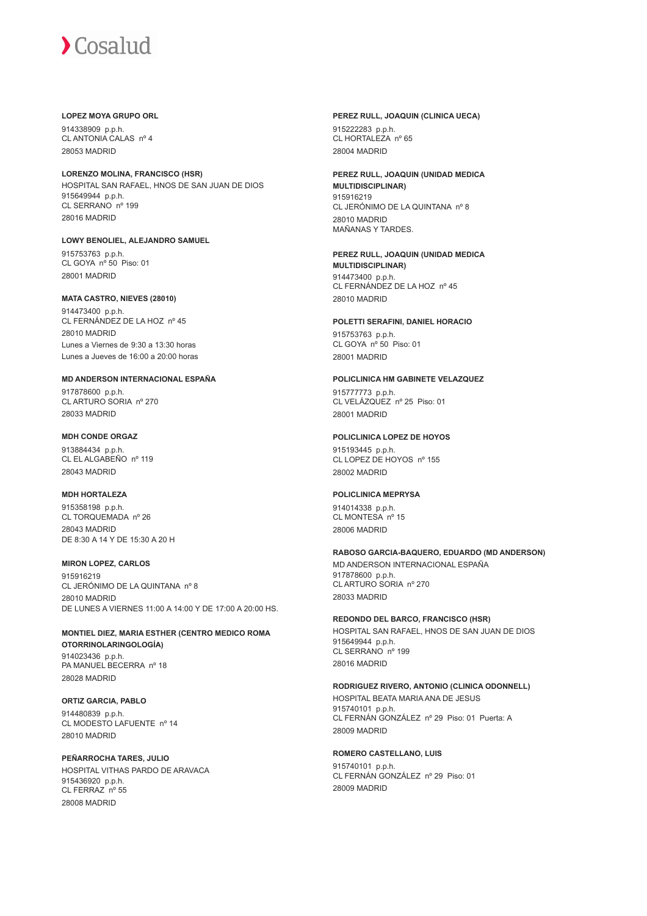**LOPEZ MOYA GRUPO ORL**

914338909 p.p.h.
CL ANTONIA CALAS nº 4
28053 MADRID

**LORENZO MOLINA, FRANCISCO (HSR)**

HOSPITAL SAN RAFAEL, HNOS DE SAN JUAN DE DIOS
915649944 p.p.h.
CL SERRANO nº 199
28016 MADRID

**LOWY BENOLIEL, ALEJANDRO SAMUEL**

915753763 p.p.h.
CL GOYA nº 50 Piso: 01
28001 MADRID

**MATA CASTRO, NIEVES (28010)**

914473400 p.p.h.
CL FERNÁNDEZ DE LA HOZ nº 45
28010 MADRID
Lunes a Viernes de 9:30 a 13:30 horas
Lunes a Jueves de 16:00 a 20:00 horas

**MD ANDERSON INTERNACIONAL ESPAÑA**

917878600 p.p.h.
CL ARTURO SORIA nº 270
28033 MADRID

**MDH CONDE ORGAZ**

913884434 p.p.h.
CL EL ALGABEÑO nº 119
28043 MADRID

**MDH HORTALEZA**

915358198 p.p.h.
CL TORQUEMADA nº 26
28043 MADRID
DE 8:30 A 14 Y DE 15:30 A 20 H

**MIRON LOPEZ, CARLOS**

915916219
CL JERÓNIMO DE LA QUINTANA nº 8
28010 MADRID
DE LUNES A VIERNES 11:00 A 14:00 Y DE 17:00 A 20:00 HS.

**MONTIEL DIEZ, MARIA ESTHER (CENTRO MEDICO ROMA OTORRINOLARINGOLOGÍA)**

914023436 p.p.h.
PA MANUEL BECERRA nº 18
28028 MADRID

**ORTIZ GARCIA, PABLO**

914480839 p.p.h.
CL MODESTO LAFUENTE nº 14
28010 MADRID

**PEÑARROCHA TARES, JULIO**

HOSPITAL VITHAS PARDO DE ARAVACA
915436920 p.p.h.
CL FERRAZ nº 55
28008 MADRID

**PEREZ RULL, JOAQUIN (CLINICA UECA)**

915222283 p.p.h.
CL HORTALEZA nº 65
28004 MADRID

**PEREZ RULL, JOAQUIN (UNIDAD MEDICA MULTIDISCIPLINAR)**

915916219
CL JERÓNIMO DE LA QUINTANA nº 8
28010 MADRID
MAÑANAS Y TARDES.

**PEREZ RULL, JOAQUIN (UNIDAD MEDICA MULTIDISCIPLINAR)**

914473400 p.p.h.
CL FERNÁNDEZ DE LA HOZ nº 45
28010 MADRID

**POLETTI SERAFINI, DANIEL HORACIO**

915753763 p.p.h.
CL GOYA nº 50 Piso: 01
28001 MADRID

**POLICLINICA HM GABINETE VELAZQUEZ**

915777773 p.p.h.
CL VELÁZQUEZ nº 25 Piso: 01
28001 MADRID

**POLICLINICA LOPEZ DE HOYOS**

915193445 p.p.h.
CL LOPEZ DE HOYOS nº 155
28002 MADRID

**POLICLINICA MEPRYSA**

914014338 p.p.h.
CL MONTESA nº 15
28006 MADRID

**RABOSO GARCIA-BAQUERO, EDUARDO (MD ANDERSON)**

MD ANDERSON INTERNACIONAL ESPAÑA
917878600 p.p.h.
CL ARTURO SORIA nº 270
28033 MADRID

**REDONDO DEL BARCO, FRANCISCO (HSR)**

HOSPITAL SAN RAFAEL, HNOS DE SAN JUAN DE DIOS
915649944 p.p.h.
CL SERRANO nº 199
28016 MADRID

**RODRIGUEZ RIVERO, ANTONIO (CLINICA ODONNELL)**

HOSPITAL BEATA MARIA ANA DE JESUS
915740101 p.p.h.
CL FERNÁN GONZÁLEZ nº 29 Piso: 01 Puerta: A
28009 MADRID

**ROMERO CASTELLANO, LUIS**

915740101 p.p.h.
CL FERNÁN GONZÁLEZ nº 29 Piso: 01
28009 MADRID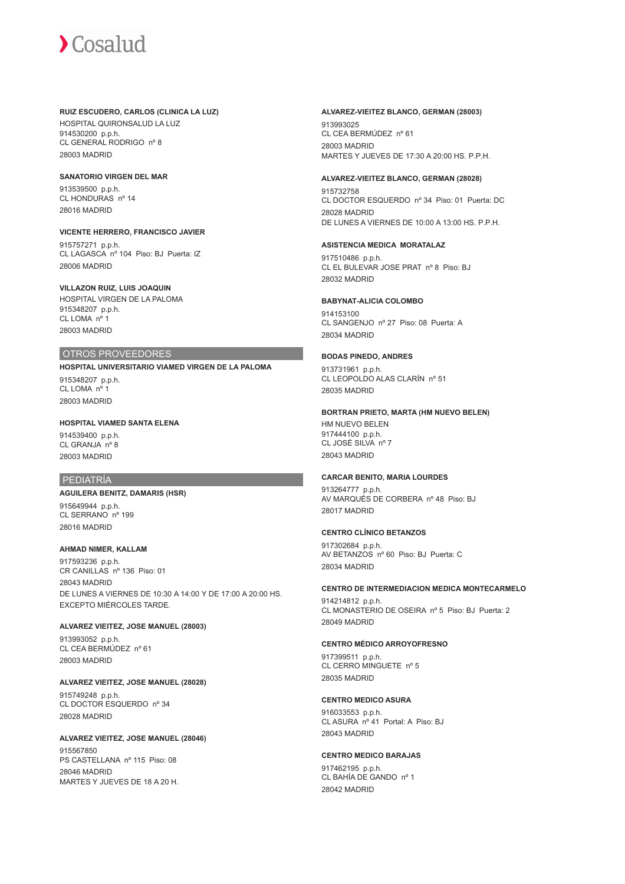**RUIZ ESCUDERO, CARLOS (CLINICA LA LUZ)**

HOSPITAL QUIRONSALUD LA LUZ
914530200 p.p.h.
CL GENERAL RODRIGO nº 8
28003 MADRID

**SANATORIO VIRGEN DEL MAR**

913539500 p.p.h.
CL HONDURAS nº 14
28016 MADRID

**VICENTE HERRERO, FRANCISCO JAVIER**

915757271 p.p.h.
CL LAGASCA nº 104 Piso: BJ Puerta: IZ
28006 MADRID

**VILLAZON RUIZ, LUIS JOAQUIN**

HOSPITAL VIRGEN DE LA PALOMA
915348207 p.p.h.
CL LOMA nº 1
28003 MADRID

## OTROS PROVEEDORES

**HOSPITAL UNIVERSITARIO VIAMED VIRGEN DE LA PALOMA**

915348207 p.p.h.
CL LOMA nº 1
28003 MADRID

**HOSPITAL VIAMED SANTA ELENA**

914539400 p.p.h.
CL GRANJA nº 8
28003 MADRID

## PEDIATRÍA

**AGUILERA BENITZ, DAMARIS (HSR)**

915649944 p.p.h.
CL SERRANO nº 199
28016 MADRID

**AHMAD NIMER, KALLAM**

917593236 p.p.h.
CR CANILLAS nº 136 Piso: 01
28043 MADRID
DE LUNES A VIERNES DE 10:30 A 14:00 Y DE 17:00 A 20:00 HS. EXCEPTO MIÉRCOLES TARDE.

**ALVAREZ VIEITEZ, JOSE MANUEL (28003)**

913993052 p.p.h.
CL CEA BERMÚDEZ nº 61
28003 MADRID

**ALVAREZ VIEITEZ, JOSE MANUEL (28028)**

915749248 p.p.h.
CL DOCTOR ESQUERDO nº 34
28028 MADRID

**ALVAREZ VIEITEZ, JOSE MANUEL (28046)**

915567850
PS CASTELLANA nº 115 Piso: 08
28046 MADRID
MARTES Y JUEVES DE 18 A 20 H.

**ALVAREZ-VIEITEZ BLANCO, GERMAN (28003)**

913993025
CL CEA BERMÚDEZ nº 61
28003 MADRID
MARTES Y JUEVES DE 17:30 A 20:00 HS. P.P.H.

**ALVAREZ-VIEITEZ BLANCO, GERMAN (28028)**

915732758
CL DOCTOR ESQUERDO nº 34 Piso: 01 Puerta: DC
28028 MADRID
DE LUNES A VIERNES DE 10:00 A 13:00 HS. P.P.H.

**ASISTENCIA MEDICA MORATALAZ**

917510486 p.p.h.
CL EL BULEVAR JOSE PRAT nº 8 Piso: BJ
28032 MADRID

**BABYNAT-ALICIA COLOMBO**

914153100
CL SANGENJO nº 27 Piso: 08 Puerta: A
28034 MADRID

**BODAS PINEDO, ANDRES**

913731961 p.p.h.
CL LEOPOLDO ALAS CLARÍN nº 51
28035 MADRID

**BORTRAN PRIETO, MARTA (HM NUEVO BELEN)**

HM NUEVO BELEN
917444100 p.p.h.
CL JOSÉ SILVA nº 7
28043 MADRID

**CARCAR BENITO, MARIA LOURDES**

913264777 p.p.h.
AV MARQUÉS DE CORBERA nº 48 Piso: BJ
28017 MADRID

**CENTRO CLÍNICO BETANZOS**

917302684 p.p.h.
AV BETANZOS nº 60 Piso: BJ Puerta: C
28034 MADRID

**CENTRO DE INTERMEDIACION MEDICA MONTECARMELO**

914214812 p.p.h.
CL MONASTERIO DE OSEIRA nº 5 Piso: BJ Puerta: 2
28049 MADRID

**CENTRO MÉDICO ARROYOFRESNO**

917399511 p.p.h.
CL CERRO MINGUETE nº 5
28035 MADRID

**CENTRO MEDICO ASURA**

916033553 p.p.h.
CL ASURA nº 41 Portal: A Piso: BJ
28043 MADRID

**CENTRO MEDICO BARAJAS**

917462195 p.p.h.
CL BAHÍA DE GANDO nº 1
28042 MADRID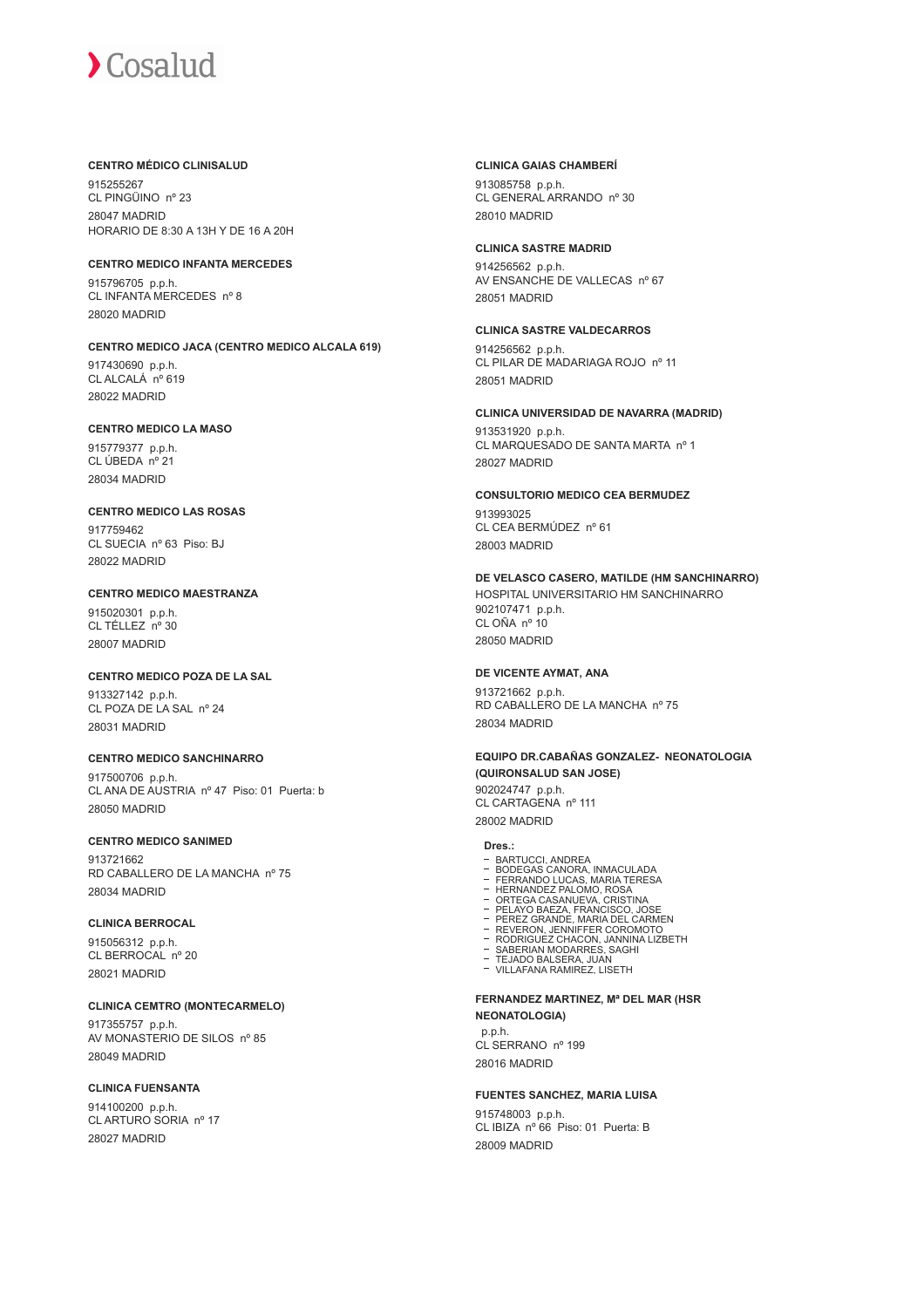**CENTRO MÉDICO CLINISALUD**

915255267
CL PINGÜINO nº 23
28047 MADRID
HORARIO DE 8:30 A 13H Y DE 16 A 20H

**CENTRO MEDICO INFANTA MERCEDES**

915796705 p.p.h.
CL INFANTA MERCEDES nº 8
28020 MADRID

**CENTRO MEDICO JACA (CENTRO MEDICO ALCALA 619)**

917430690 p.p.h.
CL ALCALÁ nº 619
28022 MADRID

**CENTRO MEDICO LA MASO**

915779377 p.p.h.
CL ÚBEDA nº 21
28034 MADRID

**CENTRO MEDICO LAS ROSAS**

917759462
CL SUECIA nº 63 Piso: BJ
28022 MADRID

**CENTRO MEDICO MAESTRANZA**

915020301 p.p.h.
CL TÉLLEZ nº 30
28007 MADRID

**CENTRO MEDICO POZA DE LA SAL**

913327142 p.p.h.
CL POZA DE LA SAL nº 24
28031 MADRID

**CENTRO MEDICO SANCHINARRO**

917500706 p.p.h.
CL ANA DE AUSTRIA nº 47 Piso: 01 Puerta: b
28050 MADRID

**CENTRO MEDICO SANIMED**

913721662
RD CABALLERO DE LA MANCHA nº 75
28034 MADRID

**CLINICA BERROCAL**

915056312 p.p.h.
CL BERROCAL nº 20
28021 MADRID

**CLINICA CEMTRO (MONTECARMELO)**

917355757 p.p.h.
AV MONASTERIO DE SILOS nº 85
28049 MADRID

**CLINICA FUENSANTA**

914100200 p.p.h.
CL ARTURO SORIA nº 17
28027 MADRID

**CLINICA GAIAS CHAMBERÍ**

913085758 p.p.h.
CL GENERAL ARRANDO nº 30
28010 MADRID

**CLINICA SASTRE MADRID**

914256562 p.p.h.
AV ENSANCHE DE VALLECAS nº 67
28051 MADRID

**CLINICA SASTRE VALDECARROS**

914256562 p.p.h.
CL PILAR DE MADARIAGA ROJO nº 11
28051 MADRID

**CLINICA UNIVERSIDAD DE NAVARRA (MADRID)**

913531920 p.p.h.
CL MARQUESADO DE SANTA MARTA nº 1
28027 MADRID

**CONSULTORIO MEDICO CEA BERMUDEZ**

913993025
CL CEA BERMÚDEZ nº 61
28003 MADRID

**DE VELASCO CASERO, MATILDE (HM SANCHINARRO)**

HOSPITAL UNIVERSITARIO HM SANCHINARRO
902107471 p.p.h.
CL OÑA nº 10
28050 MADRID

**DE VICENTE AYMAT, ANA**

913721662 p.p.h.
RD CABALLERO DE LA MANCHA nº 75
28034 MADRID

**EQUIPO DR.CABAÑAS GONZALEZ- NEONATOLOGIA (QUIRONSALUD SAN JOSE)**

902024747 p.p.h.
CL CARTAGENA nº 111
28002 MADRID

**Dres.:**

- BARTUCCI, ANDREA
- BODEGAS CANORA, INMACULADA
- FERRANDO LUCAS, MARIA TERESA
- HERNANDEZ PALOMO, ROSA
- ORTEGA CASANUEVA, CRISTINA
- PELAYO BAEZA, FRANCISCO, JOSE
- PEREZ GRANDE, MARIA DEL CARMEN
- REVERON, JENNIFFER COROMOTO
- RODRIGUEZ CHACON, JANNINA LIZBETH
- SABERIAN MODARRES, SAGHI
- TEJADO BALSERA, JUAN
- VILLAFANA RAMIREZ, LISETH

**FERNANDEZ MARTINEZ, Mª DEL MAR (HSR NEONATOLOGIA)**

p.p.h.
CL SERRANO nº 199
28016 MADRID

**FUENTES SANCHEZ, MARIA LUISA**

915748003 p.p.h.
CL IBIZA nº 66 Piso: 01 Puerta: B
28009 MADRID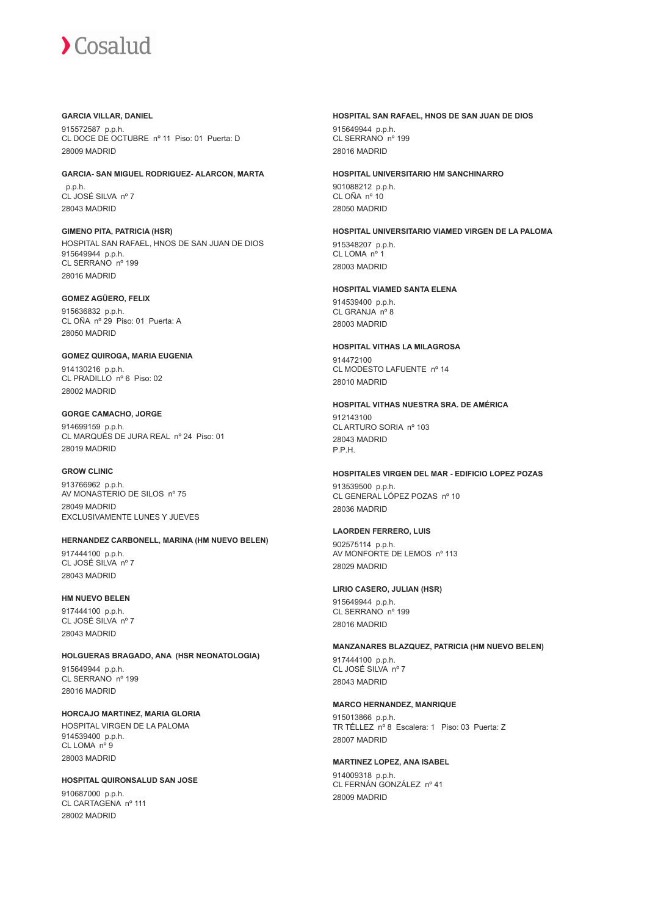**GARCIA VILLAR, DANIEL**

915572587 p.p.h.
CL DOCE DE OCTUBRE nº 11 Piso: 01 Puerta: D
28009 MADRID

**GARCIA- SAN MIGUEL RODRIGUEZ- ALARCON, MARTA**

p.p.h.
CL JOSÉ SILVA nº 7
28043 MADRID

**GIMENO PITA, PATRICIA (HSR)**

HOSPITAL SAN RAFAEL, HNOS DE SAN JUAN DE DIOS
915649944 p.p.h.
CL SERRANO nº 199
28016 MADRID

**GOMEZ AGÜERO, FELIX**

915636832 p.p.h.
CL OÑA nº 29 Piso: 01 Puerta: A
28050 MADRID

**GOMEZ QUIROGA, MARIA EUGENIA**

914130216 p.p.h.
CL PRADILLO nº 6 Piso: 02
28002 MADRID

**GORGE CAMACHO, JORGE**

914699159 p.p.h.
CL MARQUÉS DE JURA REAL nº 24 Piso: 01
28019 MADRID

**GROW CLINIC**

913766962 p.p.h.
AV MONASTERIO DE SILOS nº 75
28049 MADRID
EXCLUSIVAMENTE LUNES Y JUEVES

**HERNANDEZ CARBONELL, MARINA (HM NUEVO BELEN)**

917444100 p.p.h.
CL JOSÉ SILVA nº 7
28043 MADRID

**HM NUEVO BELEN**

917444100 p.p.h.
CL JOSÉ SILVA nº 7
28043 MADRID

**HOLGUERAS BRAGADO, ANA (HSR NEONATOLOGIA)**

915649944 p.p.h.
CL SERRANO nº 199
28016 MADRID

**HORCAJO MARTINEZ, MARIA GLORIA**

HOSPITAL VIRGEN DE LA PALOMA
914539400 p.p.h.
CL LOMA nº 9
28003 MADRID

**HOSPITAL QUIRONSALUD SAN JOSE**

910687000 p.p.h.
CL CARTAGENA nº 111
28002 MADRID

**HOSPITAL SAN RAFAEL, HNOS DE SAN JUAN DE DIOS**

915649944 p.p.h.
CL SERRANO nº 199
28016 MADRID

**HOSPITAL UNIVERSITARIO HM SANCHINARRO**

901088212 p.p.h.
CL OÑA nº 10
28050 MADRID

**HOSPITAL UNIVERSITARIO VIAMED VIRGEN DE LA PALOMA**

915348207 p.p.h.
CL LOMA nº 1
28003 MADRID

**HOSPITAL VIAMED SANTA ELENA**

914539400 p.p.h.
CL GRANJA nº 8
28003 MADRID

**HOSPITAL VITHAS LA MILAGROSA**

914472100
CL MODESTO LAFUENTE nº 14
28010 MADRID

**HOSPITAL VITHAS NUESTRA SRA. DE AMÉRICA**

912143100
CL ARTURO SORIA nº 103
28043 MADRID
P.P.H.

**HOSPITALES VIRGEN DEL MAR - EDIFICIO LOPEZ POZAS**

913539500 p.p.h.
CL GENERAL LÓPEZ POZAS nº 10
28036 MADRID

**LAORDEN FERRERO, LUIS**

902575114 p.p.h.
AV MONFORTE DE LEMOS nº 113
28029 MADRID

**LIRIO CASERO, JULIAN (HSR)**

915649944 p.p.h.
CL SERRANO nº 199
28016 MADRID

**MANZANARES BLAZQUEZ, PATRICIA (HM NUEVO BELEN)**

917444100 p.p.h.
CL JOSÉ SILVA nº 7
28043 MADRID

**MARCO HERNANDEZ, MANRIQUE**

915013866 p.p.h.
TR TÉLLEZ nº 8 Escalera: 1 Piso: 03 Puerta: Z
28007 MADRID

**MARTINEZ LOPEZ, ANA ISABEL**

914009318 p.p.h.
CL FERNÁN GONZÁLEZ nº 41
28009 MADRID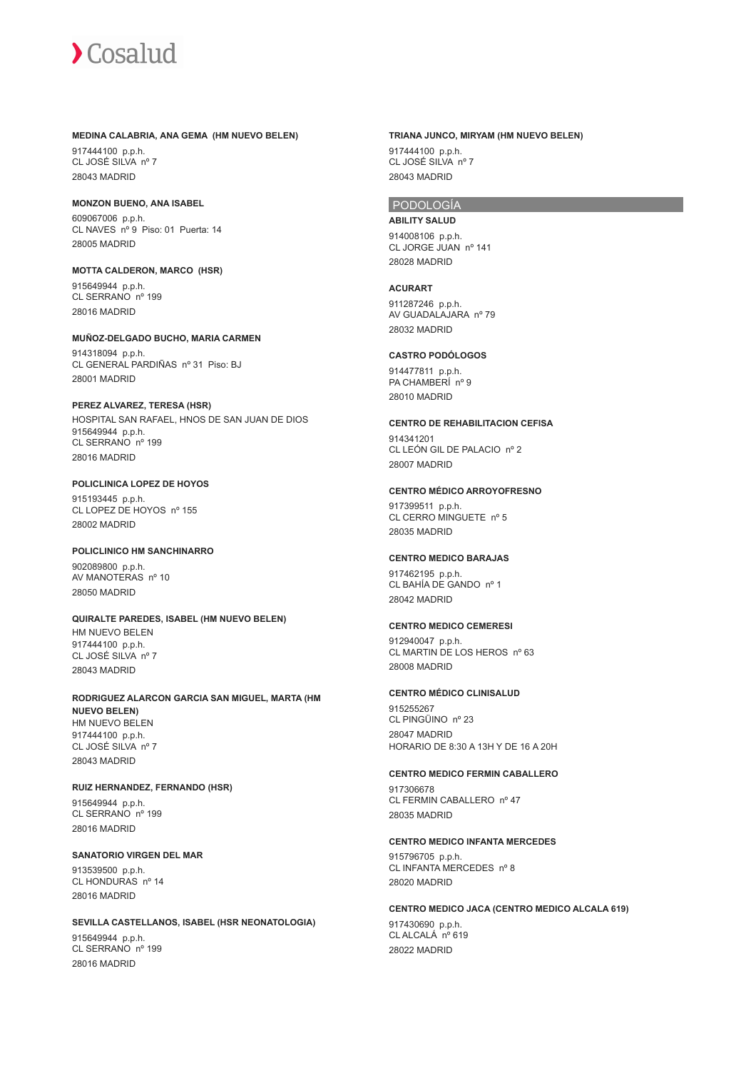**MEDINA CALABRIA, ANA GEMA (HM NUEVO BELEN)**

917444100 p.p.h.
CL JOSÉ SILVA nº 7
28043 MADRID

**MONZON BUENO, ANA ISABEL**

609067006 p.p.h.
CL NAVES nº 9 Piso: 01 Puerta: 14
28005 MADRID

**MOTTA CALDERON, MARCO (HSR)**

915649944 p.p.h.
CL SERRANO nº 199
28016 MADRID

**MUÑOZ-DELGADO BUCHO, MARIA CARMEN**

914318094 p.p.h.
CL GENERAL PARDIÑAS nº 31 Piso: BJ
28001 MADRID

**PEREZ ALVAREZ, TERESA (HSR)**

HOSPITAL SAN RAFAEL, HNOS DE SAN JUAN DE DIOS
915649944 p.p.h.
CL SERRANO nº 199
28016 MADRID

**POLICLINICA LOPEZ DE HOYOS**

915193445 p.p.h.
CL LOPEZ DE HOYOS nº 155
28002 MADRID

**POLICLINICO HM SANCHINARRO**

902089800 p.p.h.
AV MANOTERAS nº 10
28050 MADRID

**QUIRALTE PAREDES, ISABEL (HM NUEVO BELEN)**

HM NUEVO BELEN
917444100 p.p.h.
CL JOSÉ SILVA nº 7
28043 MADRID

**RODRIGUEZ ALARCON GARCIA SAN MIGUEL, MARTA (HM NUEVO BELEN)**

HM NUEVO BELEN
917444100 p.p.h.
CL JOSÉ SILVA nº 7
28043 MADRID

**RUIZ HERNANDEZ, FERNANDO (HSR)**

915649944 p.p.h.
CL SERRANO nº 199
28016 MADRID

**SANATORIO VIRGEN DEL MAR**

913539500 p.p.h.
CL HONDURAS nº 14
28016 MADRID

**SEVILLA CASTELLANOS, ISABEL (HSR NEONATOLOGIA)**

915649944 p.p.h.
CL SERRANO nº 199
28016 MADRID

**TRIANA JUNCO, MIRYAM (HM NUEVO BELEN)**

917444100 p.p.h.
CL JOSÉ SILVA nº 7
28043 MADRID

## PODOLOGÍA

**ABILITY SALUD**

914008106 p.p.h.
CL JORGE JUAN nº 141
28028 MADRID

**ACURART**

911287246 p.p.h.
AV GUADALAJARA nº 79
28032 MADRID

**CASTRO PODÓLOGOS**

914477811 p.p.h.
PA CHAMBERÍ nº 9
28010 MADRID

**CENTRO DE REHABILITACION CEFISA**

914341201
CL LEÓN GIL DE PALACIO nº 2
28007 MADRID

**CENTRO MÉDICO ARROYOFRESNO**

917399511 p.p.h.
CL CERRO MINGUETE nº 5
28035 MADRID

**CENTRO MEDICO BARAJAS**

917462195 p.p.h.
CL BAHÍA DE GANDO nº 1
28042 MADRID

**CENTRO MEDICO CEMERESI**

912940047 p.p.h.
CL MARTIN DE LOS HEROS nº 63
28008 MADRID

**CENTRO MÉDICO CLINISALUD**

915255267
CL PINGÜINO nº 23
28047 MADRID
HORARIO DE 8:30 A 13H Y DE 16 A 20H

**CENTRO MEDICO FERMIN CABALLERO**

917306678
CL FERMIN CABALLERO nº 47
28035 MADRID

**CENTRO MEDICO INFANTA MERCEDES**

915796705 p.p.h.
CL INFANTA MERCEDES nº 8
28020 MADRID

**CENTRO MEDICO JACA (CENTRO MEDICO ALCALA 619)**

917430690 p.p.h.
CL ALCALÁ nº 619
28022 MADRID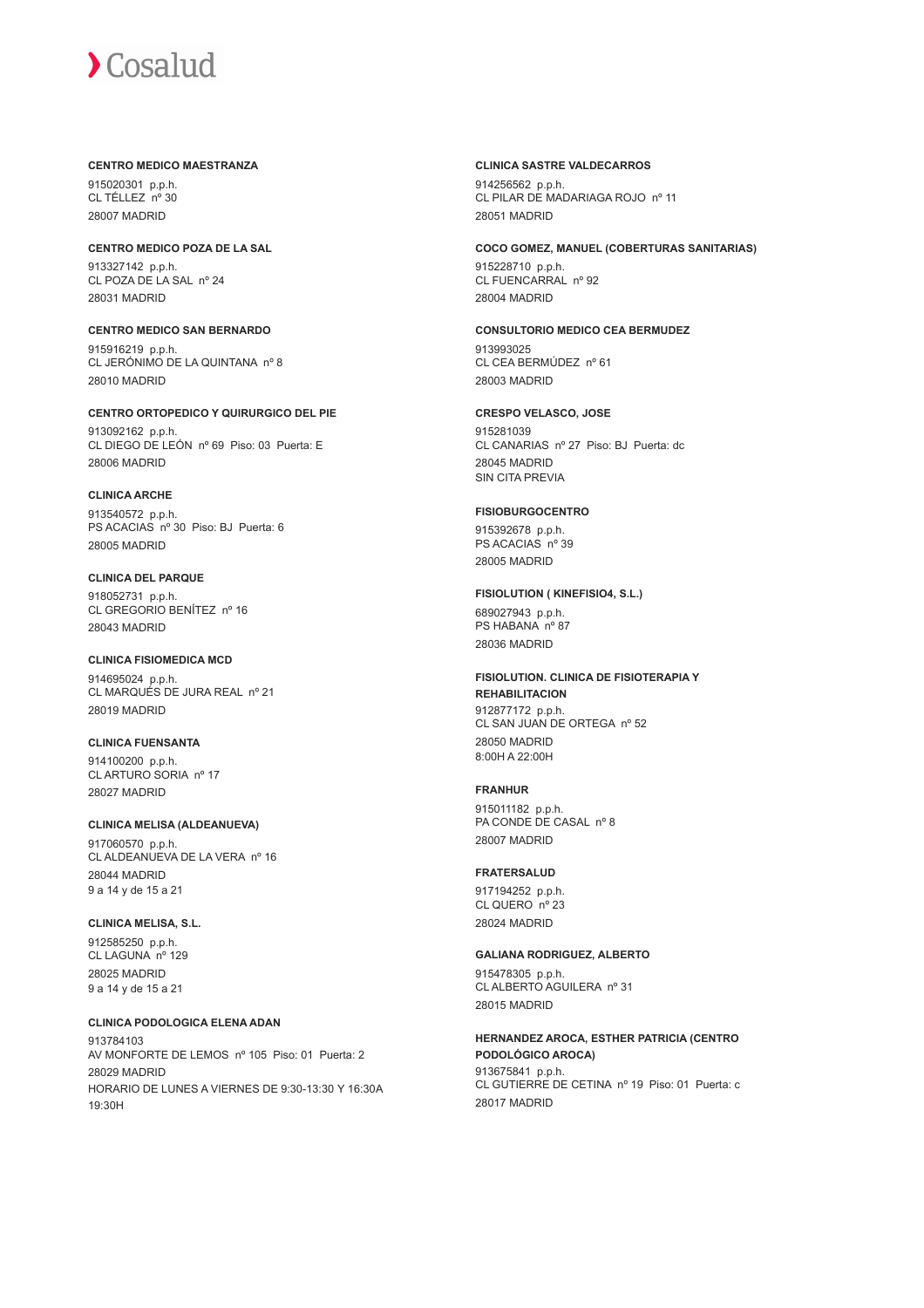**CENTRO MEDICO MAESTRANZA**

915020301 p.p.h.
CL TÉLLEZ nº 30
28007 MADRID

**CENTRO MEDICO POZA DE LA SAL**

913327142 p.p.h.
CL POZA DE LA SAL nº 24
28031 MADRID

**CENTRO MEDICO SAN BERNARDO**

915916219 p.p.h.
CL JERÓNIMO DE LA QUINTANA nº 8
28010 MADRID

**CENTRO ORTOPEDICO Y QUIRURGICO DEL PIE**

913092162 p.p.h.
CL DIEGO DE LEÓN nº 69 Piso: 03 Puerta: E
28006 MADRID

**CLINICA ARCHE**

913540572 p.p.h.
PS ACACIAS nº 30 Piso: BJ Puerta: 6
28005 MADRID

**CLINICA DEL PARQUE**

918052731 p.p.h.
CL GREGORIO BENÍTEZ nº 16
28043 MADRID

**CLINICA FISIOMEDICA MCD**

914695024 p.p.h.
CL MARQUÉS DE JURA REAL nº 21
28019 MADRID

**CLINICA FUENSANTA**

914100200 p.p.h.
CL ARTURO SORIA nº 17
28027 MADRID

**CLINICA MELISA (ALDEANUEVA)**

917060570 p.p.h.
CL ALDEANUEVA DE LA VERA nº 16
28044 MADRID
9 a 14 y de 15 a 21

**CLINICA MELISA, S.L.**

912585250 p.p.h.
CL LAGUNA nº 129
28025 MADRID
9 a 14 y de 15 a 21

**CLINICA PODOLOGICA ELENA ADAN**

913784103
AV MONFORTE DE LEMOS nº 105 Piso: 01 Puerta: 2
28029 MADRID
HORARIO DE LUNES A VIERNES DE 9:30-13:30 Y 16:30A 19:30H

**CLINICA SASTRE VALDECARROS**

914256562 p.p.h.
CL PILAR DE MADARIAGA ROJO nº 11
28051 MADRID

**COCO GOMEZ, MANUEL (COBERTURAS SANITARIAS)**

915228710 p.p.h.
CL FUENCARRAL nº 92
28004 MADRID

**CONSULTORIO MEDICO CEA BERMUDEZ**

913993025
CL CEA BERMÚDEZ nº 61
28003 MADRID

**CRESPO VELASCO, JOSE**

915281039
CL CANARIAS nº 27 Piso: BJ Puerta: dc
28045 MADRID
SIN CITA PREVIA

**FISIOBURGOCENTRO**

915392678 p.p.h.
PS ACACIAS nº 39
28005 MADRID

**FISIOLUTION ( KINEFISIO4, S.L.)**

689027943 p.p.h.
PS HABANA nº 87
28036 MADRID

**FISIOLUTION. CLINICA DE FISIOTERAPIA Y REHABILITACION**

912877172 p.p.h.
CL SAN JUAN DE ORTEGA nº 52
28050 MADRID
8:00H A 22:00H

**FRANHUR**

915011182 p.p.h.
PA CONDE DE CASAL nº 8
28007 MADRID

**FRATERSALUD**

917194252 p.p.h.
CL QUERO nº 23
28024 MADRID

**GALIANA RODRIGUEZ, ALBERTO**

915478305 p.p.h.
CL ALBERTO AGUILERA nº 31
28015 MADRID

**HERNANDEZ AROCA, ESTHER PATRICIA (CENTRO PODOLÓGICO AROCA)**

913675841 p.p.h.
CL GUTIERRE DE CETINA nº 19 Piso: 01 Puerta: c
28017 MADRID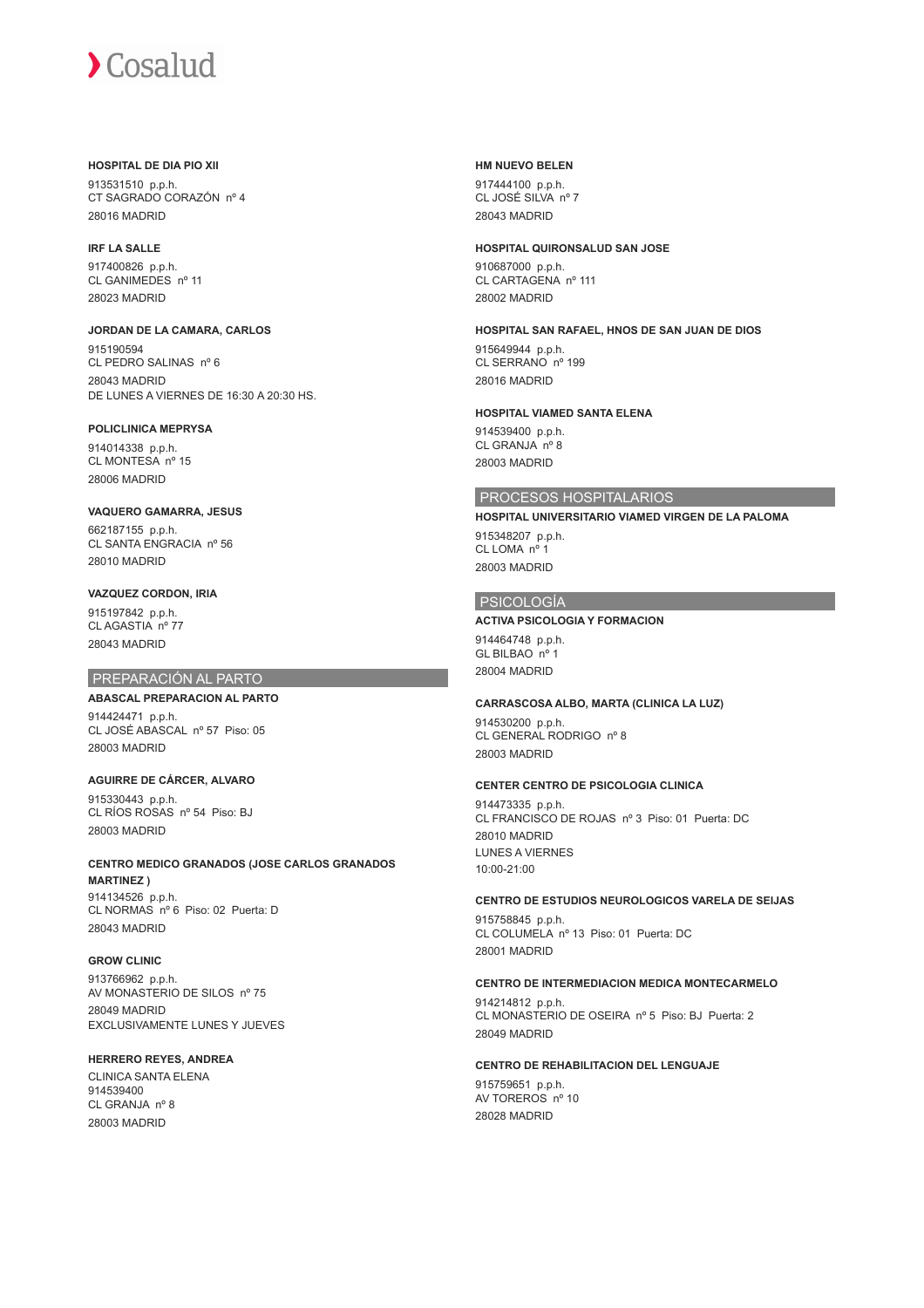**HOSPITAL DE DIA PIO XII**

913531510 p.p.h.
CT SAGRADO CORAZÓN nº 4
28016 MADRID

**IRF LA SALLE**

917400826 p.p.h.
CL GANIMEDES nº 11
28023 MADRID

**JORDAN DE LA CAMARA, CARLOS**

915190594
CL PEDRO SALINAS nº 6
28043 MADRID
DE LUNES A VIERNES DE 16:30 A 20:30 HS.

**POLICLINICA MEPRYSA**

914014338 p.p.h.
CL MONTESA nº 15
28006 MADRID

**VAQUERO GAMARRA, JESUS**

662187155 p.p.h.
CL SANTA ENGRACIA nº 56
28010 MADRID

**VAZQUEZ CORDON, IRIA**

915197842 p.p.h.
CL AGASTIA nº 77
28043 MADRID

## PREPARACIÓN AL PARTO

**ABASCAL PREPARACION AL PARTO**

914424471 p.p.h.
CL JOSÉ ABASCAL nº 57 Piso: 05
28003 MADRID

**AGUIRRE DE CÁRCER, ALVARO**

915330443 p.p.h.
CL RÍOS ROSAS nº 54 Piso: BJ
28003 MADRID

**CENTRO MEDICO GRANADOS (JOSE CARLOS GRANADOS MARTINEZ )**

914134526 p.p.h.
CL NORMAS nº 6 Piso: 02 Puerta: D
28043 MADRID

**GROW CLINIC**

913766962 p.p.h.
AV MONASTERIO DE SILOS nº 75
28049 MADRID
EXCLUSIVAMENTE LUNES Y JUEVES

**HERRERO REYES, ANDREA**

CLINICA SANTA ELENA
914539400
CL GRANJA nº 8
28003 MADRID

**HM NUEVO BELEN**

917444100 p.p.h.
CL JOSÉ SILVA nº 7
28043 MADRID

**HOSPITAL QUIRONSALUD SAN JOSE**

910687000 p.p.h.
CL CARTAGENA nº 111
28002 MADRID

**HOSPITAL SAN RAFAEL, HNOS DE SAN JUAN DE DIOS**

915649944 p.p.h.
CL SERRANO nº 199
28016 MADRID

**HOSPITAL VIAMED SANTA ELENA**

914539400 p.p.h.
CL GRANJA nº 8
28003 MADRID

## PROCESOS HOSPITALARIOS

**HOSPITAL UNIVERSITARIO VIAMED VIRGEN DE LA PALOMA**

915348207 p.p.h.
CL LOMA nº 1
28003 MADRID

## PSICOLOGÍA

**ACTIVA PSICOLOGIA Y FORMACION**

914464748 p.p.h.
GL BILBAO nº 1
28004 MADRID

**CARRASCOSA ALBO, MARTA (CLINICA LA LUZ)**

914530200 p.p.h.
CL GENERAL RODRIGO nº 8
28003 MADRID

**CENTER CENTRO DE PSICOLOGIA CLINICA**

914473335 p.p.h.
CL FRANCISCO DE ROJAS nº 3 Piso: 01 Puerta: DC
28010 MADRID
LUNES A VIERNES
10:00-21:00

**CENTRO DE ESTUDIOS NEUROLOGICOS VARELA DE SEIJAS**

915758845 p.p.h.
CL COLUMELA nº 13 Piso: 01 Puerta: DC
28001 MADRID

**CENTRO DE INTERMEDIACION MEDICA MONTECARMELO**

914214812 p.p.h.
CL MONASTERIO DE OSEIRA nº 5 Piso: BJ Puerta: 2
28049 MADRID

**CENTRO DE REHABILITACION DEL LENGUAJE**

915759651 p.p.h.
AV TOREROS nº 10
28028 MADRID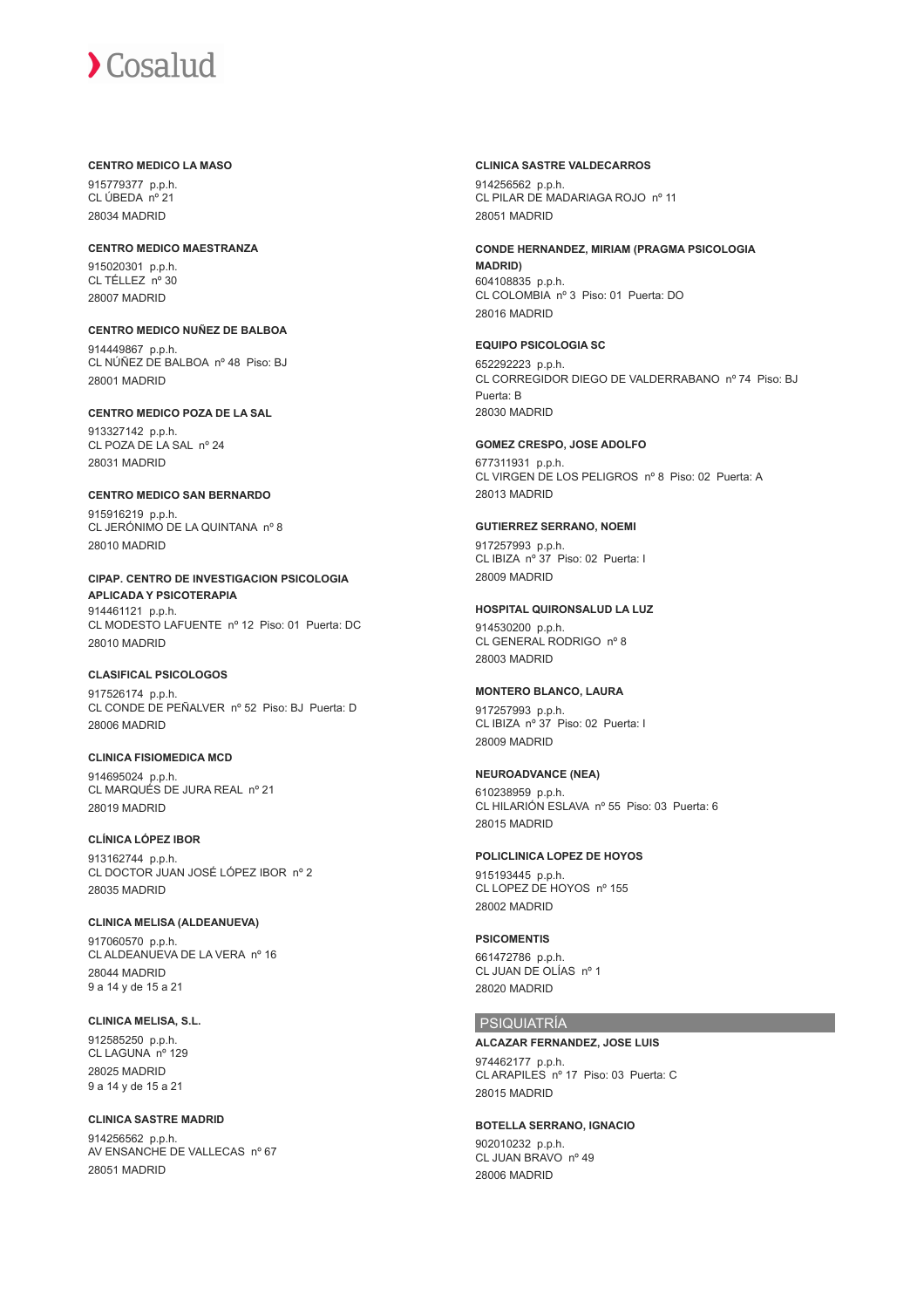**CENTRO MEDICO LA MASO**

915779377 p.p.h.
CL ÚBEDA nº 21
28034 MADRID

**CENTRO MEDICO MAESTRANZA**

915020301 p.p.h.
CL TÉLLEZ nº 30
28007 MADRID

**CENTRO MEDICO NUÑEZ DE BALBOA**

914449867 p.p.h.
CL NÚÑEZ DE BALBOA nº 48 Piso: BJ
28001 MADRID

**CENTRO MEDICO POZA DE LA SAL**

913327142 p.p.h.
CL POZA DE LA SAL nº 24
28031 MADRID

**CENTRO MEDICO SAN BERNARDO**

915916219 p.p.h.
CL JERÓNIMO DE LA QUINTANA nº 8
28010 MADRID

**CIPAP. CENTRO DE INVESTIGACION PSICOLOGIA APLICADA Y PSICOTERAPIA**

914461121 p.p.h.
CL MODESTO LAFUENTE nº 12 Piso: 01 Puerta: DC
28010 MADRID

**CLASIFICAL PSICOLOGOS**

917526174 p.p.h.
CL CONDE DE PEÑALVER nº 52 Piso: BJ Puerta: D
28006 MADRID

**CLINICA FISIOMEDICA MCD**

914695024 p.p.h.
CL MARQUÉS DE JURA REAL nº 21
28019 MADRID

**CLÍNICA LÓPEZ IBOR**

913162744 p.p.h.
CL DOCTOR JUAN JOSÉ LÓPEZ IBOR nº 2
28035 MADRID

**CLINICA MELISA (ALDEANUEVA)**

917060570 p.p.h.
CL ALDEANUEVA DE LA VERA nº 16
28044 MADRID
9 a 14 y de 15 a 21

**CLINICA MELISA, S.L.**

912585250 p.p.h.
CL LAGUNA nº 129
28025 MADRID
9 a 14 y de 15 a 21

**CLINICA SASTRE MADRID**

914256562 p.p.h.
AV ENSANCHE DE VALLECAS nº 67
28051 MADRID

**CLINICA SASTRE VALDECARROS**

914256562 p.p.h.
CL PILAR DE MADARIAGA ROJO nº 11
28051 MADRID

**CONDE HERNANDEZ, MIRIAM (PRAGMA PSICOLOGIA MADRID)**

604108835 p.p.h.
CL COLOMBIA nº 3 Piso: 01 Puerta: DO
28016 MADRID

**EQUIPO PSICOLOGIA SC**

652292223 p.p.h.
CL CORREGIDOR DIEGO DE VALDERRABANO nº 74 Piso: BJ Puerta: B
28030 MADRID

**GOMEZ CRESPO, JOSE ADOLFO**

677311931 p.p.h.
CL VIRGEN DE LOS PELIGROS nº 8 Piso: 02 Puerta: A
28013 MADRID

**GUTIERREZ SERRANO, NOEMI**

917257993 p.p.h.
CL IBIZA nº 37 Piso: 02 Puerta: I
28009 MADRID

**HOSPITAL QUIRONSALUD LA LUZ**

914530200 p.p.h.
CL GENERAL RODRIGO nº 8
28003 MADRID

**MONTERO BLANCO, LAURA**

917257993 p.p.h.
CL IBIZA nº 37 Piso: 02 Puerta: I
28009 MADRID

**NEUROADVANCE (NEA)**

610238959 p.p.h.
CL HILARIÓN ESLAVA nº 55 Piso: 03 Puerta: 6
28015 MADRID

**POLICLINICA LOPEZ DE HOYOS**

915193445 p.p.h.
CL LOPEZ DE HOYOS nº 155
28002 MADRID

**PSICOMENTIS**

661472786 p.p.h.
CL JUAN DE OLÍAS nº 1
28020 MADRID

## PSIQUIATRÍA

**ALCAZAR FERNANDEZ, JOSE LUIS**

974462177 p.p.h.
CL ARAPILES nº 17 Piso: 03 Puerta: C
28015 MADRID

**BOTELLA SERRANO, IGNACIO**

902010232 p.p.h.
CL JUAN BRAVO nº 49
28006 MADRID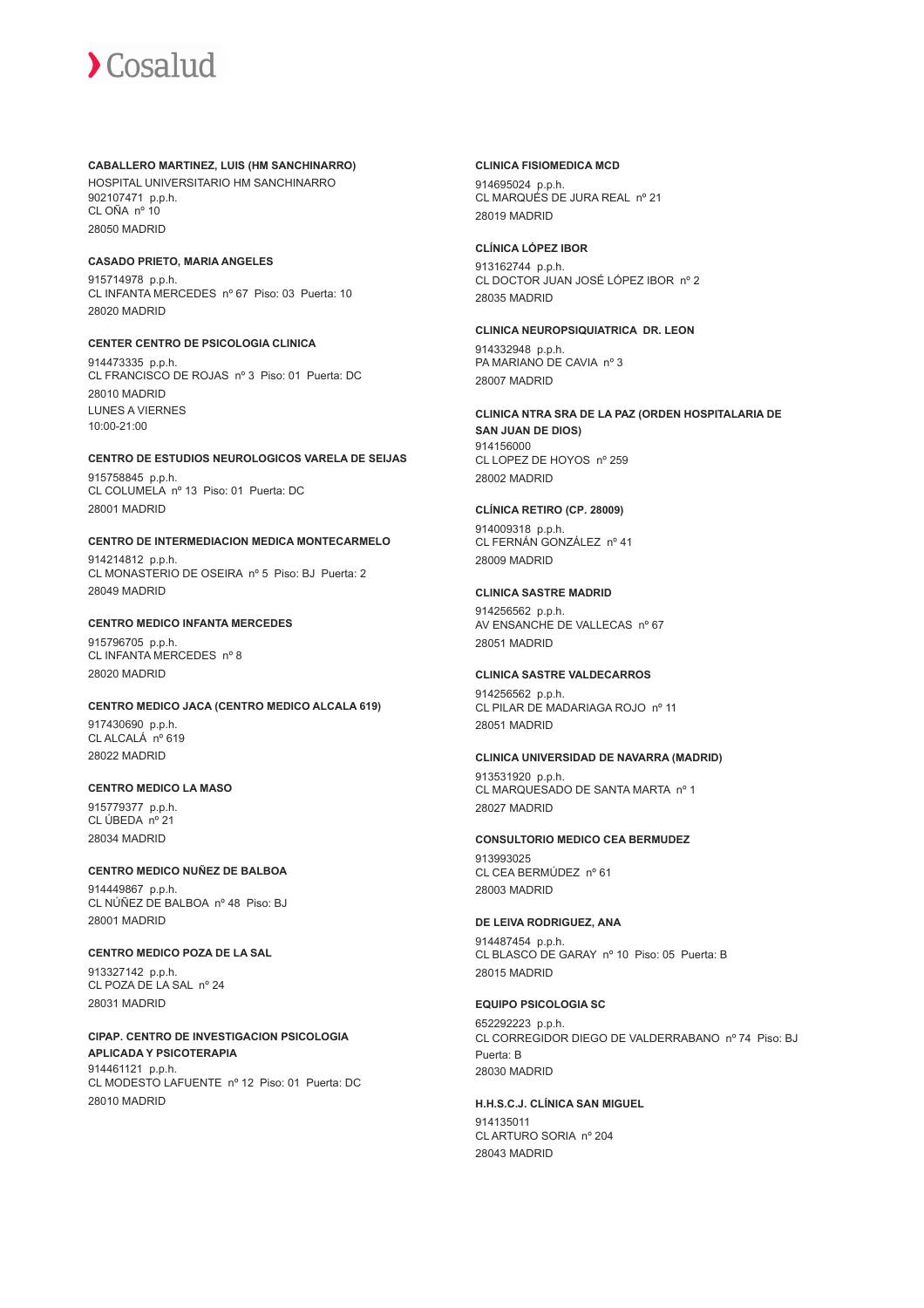**CABALLERO MARTINEZ, LUIS (HM SANCHINARRO)**
HOSPITAL UNIVERSITARIO HM SANCHINARRO
902107471 p.p.h.
CL OÑA nº 10
28050 MADRID

**CASADO PRIETO, MARIA ANGELES**
915714978 p.p.h.
CL INFANTA MERCEDES nº 67 Piso: 03 Puerta: 10
28020 MADRID

**CENTER CENTRO DE PSICOLOGIA CLINICA**
914473335 p.p.h.
CL FRANCISCO DE ROJAS nº 3 Piso: 01 Puerta: DC
28010 MADRID
LUNES A VIERNES
10:00-21:00

**CENTRO DE ESTUDIOS NEUROLOGICOS VARELA DE SEIJAS**
915758845 p.p.h.
CL COLUMELA nº 13 Piso: 01 Puerta: DC
28001 MADRID

**CENTRO DE INTERMEDIACION MEDICA MONTECARMELO**
914214812 p.p.h.
CL MONASTERIO DE OSEIRA nº 5 Piso: BJ Puerta: 2
28049 MADRID

**CENTRO MEDICO INFANTA MERCEDES**
915796705 p.p.h.
CL INFANTA MERCEDES nº 8
28020 MADRID

**CENTRO MEDICO JACA (CENTRO MEDICO ALCALA 619)**
917430690 p.p.h.
CL ALCALÁ nº 619
28022 MADRID

**CENTRO MEDICO LA MASO**
915779377 p.p.h.
CL ÚBEDA nº 21
28034 MADRID

**CENTRO MEDICO NUÑEZ DE BALBOA**
914449867 p.p.h.
CL NÚÑEZ DE BALBOA nº 48 Piso: BJ
28001 MADRID

**CENTRO MEDICO POZA DE LA SAL**
913327142 p.p.h.
CL POZA DE LA SAL nº 24
28031 MADRID

**CIPAP. CENTRO DE INVESTIGACION PSICOLOGIA APLICADA Y PSICOTERAPIA**
914461121 p.p.h.
CL MODESTO LAFUENTE nº 12 Piso: 01 Puerta: DC
28010 MADRID

**CLINICA FISIOMEDICA MCD**
914695024 p.p.h.
CL MARQUÉS DE JURA REAL nº 21
28019 MADRID

**CLÍNICA LÓPEZ IBOR**
913162744 p.p.h.
CL DOCTOR JUAN JOSÉ LÓPEZ IBOR nº 2
28035 MADRID

**CLINICA NEUROPSIQUIATRICA DR. LEON**
914332948 p.p.h.
PA MARIANO DE CAVIA nº 3
28007 MADRID

**CLINICA NTRA SRA DE LA PAZ (ORDEN HOSPITALARIA DE SAN JUAN DE DIOS)**
914156000
CL LOPEZ DE HOYOS nº 259
28002 MADRID

**CLÍNICA RETIRO (CP. 28009)**
914009318 p.p.h.
CL FERNÁN GONZÁLEZ nº 41
28009 MADRID

**CLINICA SASTRE MADRID**
914256562 p.p.h.
AV ENSANCHE DE VALLECAS nº 67
28051 MADRID

**CLINICA SASTRE VALDECARROS**
914256562 p.p.h.
CL PILAR DE MADARIAGA ROJO nº 11
28051 MADRID

**CLINICA UNIVERSIDAD DE NAVARRA (MADRID)**
913531920 p.p.h.
CL MARQUESADO DE SANTA MARTA nº 1
28027 MADRID

**CONSULTORIO MEDICO CEA BERMUDEZ**
913993025
CL CEA BERMÚDEZ nº 61
28003 MADRID

**DE LEIVA RODRIGUEZ, ANA**
914487454 p.p.h.
CL BLASCO DE GARAY nº 10 Piso: 05 Puerta: B
28015 MADRID

**EQUIPO PSICOLOGIA SC**
652292223 p.p.h.
CL CORREGIDOR DIEGO DE VALDERRABANO nº 74 Piso: BJ Puerta: B
28030 MADRID

**H.H.S.C.J. CLÍNICA SAN MIGUEL**
914135011
CL ARTURO SORIA nº 204
28043 MADRID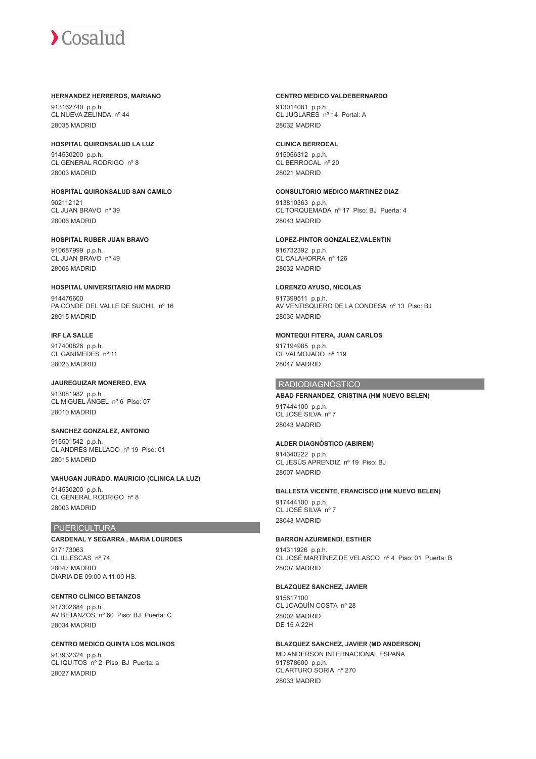**HERNANDEZ HERREROS, MARIANO**
913162740 p.p.h.
CL NUEVA ZELINDA nº 44
28035 MADRID

**HOSPITAL QUIRONSALUD LA LUZ**
914530200 p.p.h.
CL GENERAL RODRIGO nº 8
28003 MADRID

**HOSPITAL QUIRONSALUD SAN CAMILO**
902112121
CL JUAN BRAVO nº 39
28006 MADRID

**HOSPITAL RUBER JUAN BRAVO**
910687999 p.p.h.
CL JUAN BRAVO nº 49
28006 MADRID

**HOSPITAL UNIVERSITARIO HM MADRID**
914476600
PA CONDE DEL VALLE DE SUCHIL nº 16
28015 MADRID

**IRF LA SALLE**
917400826 p.p.h.
CL GANIMEDES nº 11
28023 MADRID

**JAUREGUIZAR MONEREO, EVA**
913081982 p.p.h.
CL MIGUEL ÁNGEL nº 6 Piso: 07
28010 MADRID

**SANCHEZ GONZALEZ, ANTONIO**
915501542 p.p.h.
CL ANDRÉS MELLADO nº 19 Piso: 01
28015 MADRID

**VAHUGAN JURADO, MAURICIO (CLINICA LA LUZ)**
914530200 p.p.h.
CL GENERAL RODRIGO nº 8
28003 MADRID

## PUERICULTURA

**CARDENAL Y SEGARRA , MARIA LOURDES**
917173063
CL ILLESCAS nº 74
28047 MADRID
DIARIA DE 09:00 A 11:00 HS.

**CENTRO CLÍNICO BETANZOS**
917302684 p.p.h.
AV BETANZOS nº 60 Piso: BJ Puerta: C
28034 MADRID

**CENTRO MEDICO QUINTA LOS MOLINOS**
913932324 p.p.h.
CL IQUITOS nº 2 Piso: BJ Puerta: a
28027 MADRID

**CENTRO MEDICO VALDEBERNARDO**
913014081 p.p.h.
CL JUGLARES nº 14 Portal: A
28032 MADRID

**CLINICA BERROCAL**
915056312 p.p.h.
CL BERROCAL nº 20
28021 MADRID

**CONSULTORIO MEDICO MARTINEZ DIAZ**
913810363 p.p.h.
CL TORQUEMADA nº 17 Piso: BJ Puerta: 4
28043 MADRID

**LOPEZ-PINTOR GONZALEZ,VALENTIN**
916732392 p.p.h.
CL CALAHORRA nº 126
28032 MADRID

**LORENZO AYUSO, NICOLAS**
917399511 p.p.h.
AV VENTISQUERO DE LA CONDESA nº 13 Piso: BJ
28035 MADRID

**MONTEQUI FITERA, JUAN CARLOS**
917194985 p.p.h.
CL VALMOJADO nº 119
28047 MADRID

## RADIODIAGNÓSTICO

**ABAD FERNANDEZ, CRISTINA (HM NUEVO BELEN)**
917444100 p.p.h.
CL JOSÉ SILVA nº 7
28043 MADRID

**ALDER DIAGNÓSTICO (ABIREM)**
914340222 p.p.h.
CL JESÚS APRENDIZ nº 19 Piso: BJ
28007 MADRID

**BALLESTA VICENTE, FRANCISCO (HM NUEVO BELEN)**
917444100 p.p.h.
CL JOSÉ SILVA nº 7
28043 MADRID

**BARRON AZURMENDI, ESTHER**
914311926 p.p.h.
CL JOSÉ MARTÍNEZ DE VELASCO nº 4 Piso: 01 Puerta: B
28007 MADRID

**BLAZQUEZ SANCHEZ, JAVIER**
915617100
CL JOAQUÍN COSTA nº 28
28002 MADRID
DE 15 A 22H

**BLAZQUEZ SANCHEZ, JAVIER (MD ANDERSON)**
MD ANDERSON INTERNACIONAL ESPAÑA
917878600 p.p.h.
CL ARTURO SORIA nº 270
28033 MADRID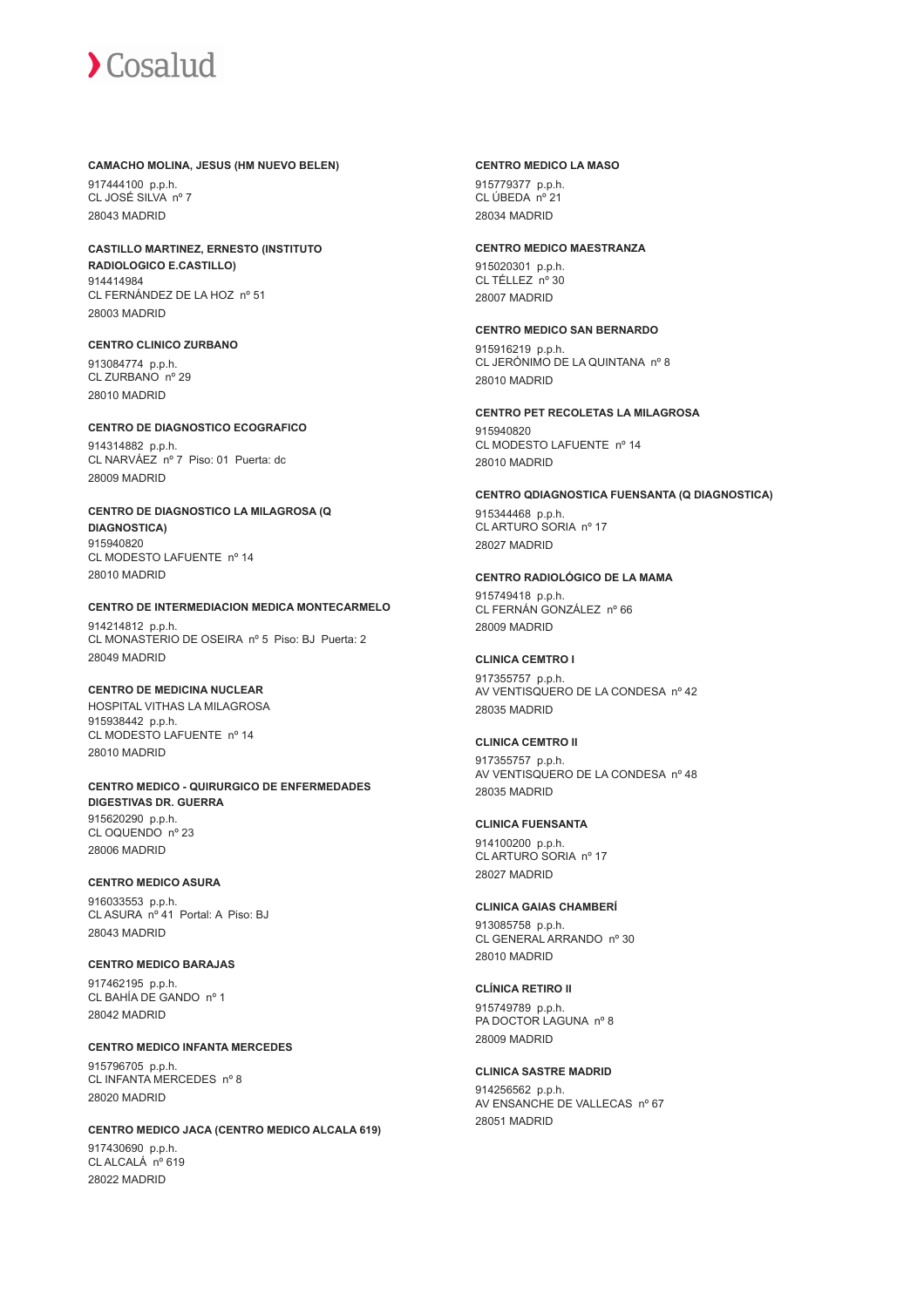**CAMACHO MOLINA, JESUS (HM NUEVO BELEN)**

917444100 p.p.h.
CL JOSÉ SILVA nº 7
28043 MADRID

**CASTILLO MARTINEZ, ERNESTO (INSTITUTO RADIOLOGICO E.CASTILLO)**

914414984
CL FERNÁNDEZ DE LA HOZ nº 51
28003 MADRID

**CENTRO CLINICO ZURBANO**

913084774 p.p.h.
CL ZURBANO nº 29
28010 MADRID

**CENTRO DE DIAGNOSTICO ECOGRAFICO**

914314882 p.p.h.
CL NARVÁEZ nº 7 Piso: 01 Puerta: dc
28009 MADRID

**CENTRO DE DIAGNOSTICO LA MILAGROSA (Q DIAGNOSTICA)**

915940820
CL MODESTO LAFUENTE nº 14
28010 MADRID

**CENTRO DE INTERMEDIACION MEDICA MONTECARMELO**

914214812 p.p.h.
CL MONASTERIO DE OSEIRA nº 5 Piso: BJ Puerta: 2
28049 MADRID

**CENTRO DE MEDICINA NUCLEAR**

HOSPITAL VITHAS LA MILAGROSA
915938442 p.p.h.
CL MODESTO LAFUENTE nº 14
28010 MADRID

**CENTRO MEDICO - QUIRURGICO DE ENFERMEDADES DIGESTIVAS DR. GUERRA**

915620290 p.p.h.
CL OQUENDO nº 23
28006 MADRID

**CENTRO MEDICO ASURA**

916033553 p.p.h.
CL ASURA nº 41 Portal: A Piso: BJ
28043 MADRID

**CENTRO MEDICO BARAJAS**

917462195 p.p.h.
CL BAHÍA DE GANDO nº 1
28042 MADRID

**CENTRO MEDICO INFANTA MERCEDES**

915796705 p.p.h.
CL INFANTA MERCEDES nº 8
28020 MADRID

**CENTRO MEDICO JACA (CENTRO MEDICO ALCALA 619)**

917430690 p.p.h.
CL ALCALÁ nº 619
28022 MADRID

**CENTRO MEDICO LA MASO**

915779377 p.p.h.
CL ÚBEDA nº 21
28034 MADRID

**CENTRO MEDICO MAESTRANZA**

915020301 p.p.h.
CL TÉLLEZ nº 30
28007 MADRID

**CENTRO MEDICO SAN BERNARDO**

915916219 p.p.h.
CL JERÓNIMO DE LA QUINTANA nº 8
28010 MADRID

**CENTRO PET RECOLETAS LA MILAGROSA**

915940820
CL MODESTO LAFUENTE nº 14
28010 MADRID

**CENTRO QDIAGNOSTICA FUENSANTA (Q DIAGNOSTICA)**

915344468 p.p.h.
CL ARTURO SORIA nº 17
28027 MADRID

**CENTRO RADIOLÓGICO DE LA MAMA**

915749418 p.p.h.
CL FERNÁN GONZÁLEZ nº 66
28009 MADRID

**CLINICA CEMTRO I**

917355757 p.p.h.
AV VENTISQUERO DE LA CONDESA nº 42
28035 MADRID

**CLINICA CEMTRO II**

917355757 p.p.h.
AV VENTISQUERO DE LA CONDESA nº 48
28035 MADRID

**CLINICA FUENSANTA**

914100200 p.p.h.
CL ARTURO SORIA nº 17
28027 MADRID

**CLINICA GAIAS CHAMBERÍ**

913085758 p.p.h.
CL GENERAL ARRANDO nº 30
28010 MADRID

**CLÍNICA RETIRO II**

915749789 p.p.h.
PA DOCTOR LAGUNA nº 8
28009 MADRID

**CLINICA SASTRE MADRID**

914256562 p.p.h.
AV ENSANCHE DE VALLECAS nº 67
28051 MADRID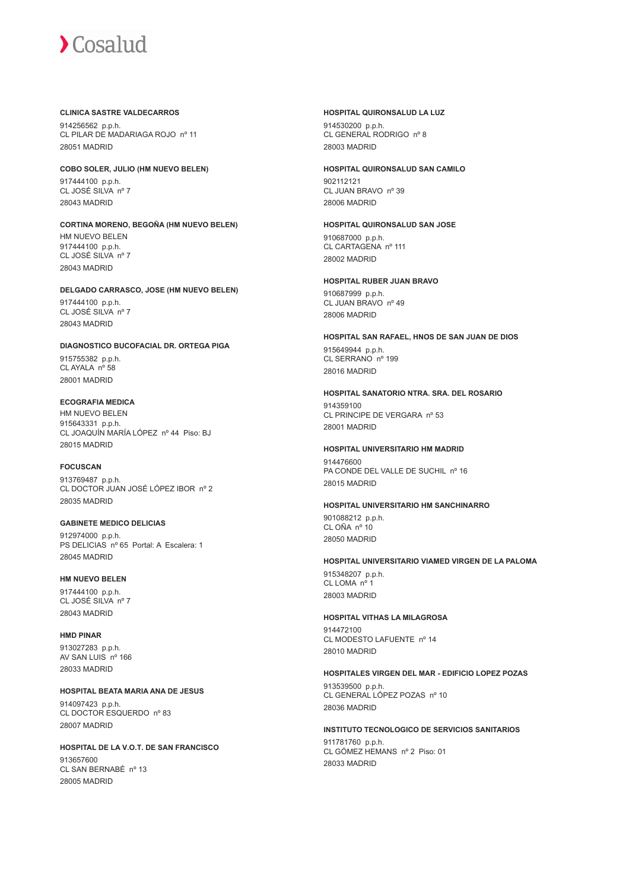**CLINICA SASTRE VALDECARROS**

914256562 p.p.h.
CL PILAR DE MADARIAGA ROJO nº 11
28051 MADRID

**COBO SOLER, JULIO (HM NUEVO BELEN)**

917444100 p.p.h.
CL JOSÉ SILVA nº 7
28043 MADRID

**CORTINA MORENO, BEGOÑA (HM NUEVO BELEN)**

HM NUEVO BELEN
917444100 p.p.h.
CL JOSÉ SILVA nº 7
28043 MADRID

**DELGADO CARRASCO, JOSE (HM NUEVO BELEN)**

917444100 p.p.h.
CL JOSÉ SILVA nº 7
28043 MADRID

**DIAGNOSTICO BUCOFACIAL DR. ORTEGA PIGA**

915755382 p.p.h.
CL AYALA nº 58
28001 MADRID

**ECOGRAFIA MEDICA**

HM NUEVO BELEN
915643331 p.p.h.
CL JOAQUÍN MARÍA LÓPEZ nº 44 Piso: BJ
28015 MADRID

**FOCUSCAN**

913769487 p.p.h.
CL DOCTOR JUAN JOSÉ LÓPEZ IBOR nº 2
28035 MADRID

**GABINETE MEDICO DELICIAS**

912974000 p.p.h.
PS DELICIAS nº 65 Portal: A Escalera: 1
28045 MADRID

**HM NUEVO BELEN**

917444100 p.p.h.
CL JOSÉ SILVA nº 7
28043 MADRID

**HMD PINAR**

913027283 p.p.h.
AV SAN LUIS nº 166
28033 MADRID

**HOSPITAL BEATA MARIA ANA DE JESUS**

914097423 p.p.h.
CL DOCTOR ESQUERDO nº 83
28007 MADRID

**HOSPITAL DE LA V.O.T. DE SAN FRANCISCO**

913657600
CL SAN BERNABÉ nº 13
28005 MADRID

**HOSPITAL QUIRONSALUD LA LUZ**

914530200 p.p.h.
CL GENERAL RODRIGO nº 8
28003 MADRID

**HOSPITAL QUIRONSALUD SAN CAMILO**

902112121
CL JUAN BRAVO nº 39
28006 MADRID

**HOSPITAL QUIRONSALUD SAN JOSE**

910687000 p.p.h.
CL CARTAGENA nº 111
28002 MADRID

**HOSPITAL RUBER JUAN BRAVO**

910687999 p.p.h.
CL JUAN BRAVO nº 49
28006 MADRID

**HOSPITAL SAN RAFAEL, HNOS DE SAN JUAN DE DIOS**

915649944 p.p.h.
CL SERRANO nº 199
28016 MADRID

**HOSPITAL SANATORIO NTRA. SRA. DEL ROSARIO**

914359100
CL PRINCIPE DE VERGARA nº 53
28001 MADRID

**HOSPITAL UNIVERSITARIO HM MADRID**

914476600
PA CONDE DEL VALLE DE SUCHIL nº 16
28015 MADRID

**HOSPITAL UNIVERSITARIO HM SANCHINARRO**

901088212 p.p.h.
CL OÑA nº 10
28050 MADRID

**HOSPITAL UNIVERSITARIO VIAMED VIRGEN DE LA PALOMA**

915348207 p.p.h.
CL LOMA nº 1
28003 MADRID

**HOSPITAL VITHAS LA MILAGROSA**

914472100
CL MODESTO LAFUENTE nº 14
28010 MADRID

**HOSPITALES VIRGEN DEL MAR - EDIFICIO LOPEZ POZAS**

913539500 p.p.h.
CL GENERAL LÓPEZ POZAS nº 10
28036 MADRID

**INSTITUTO TECNOLOGICO DE SERVICIOS SANITARIOS**

911781760 p.p.h.
CL GÓMEZ HEMANS nº 2 Piso: 01
28033 MADRID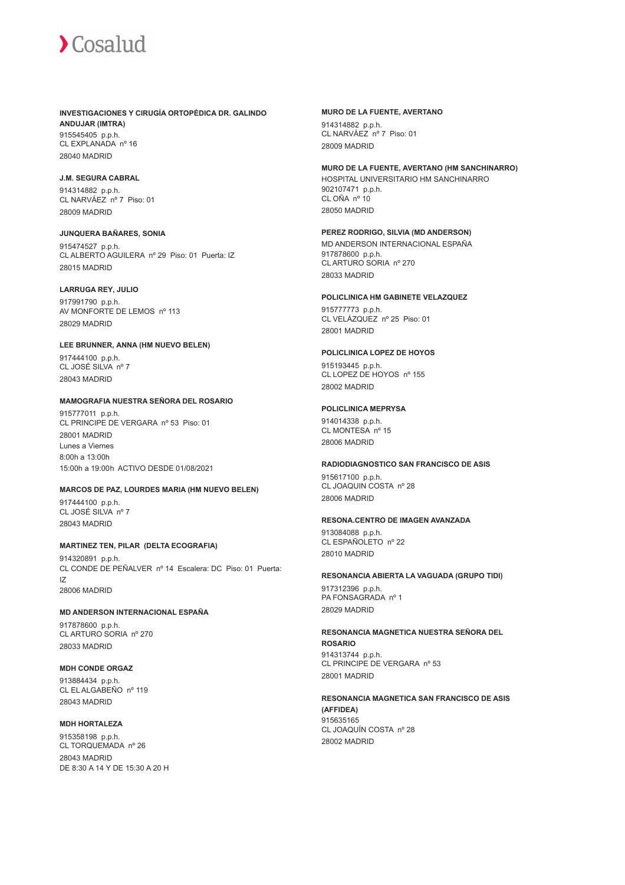**INVESTIGACIONES Y CIRUGÍA ORTOPÉDICA DR. GALINDO ANDUJAR (IMTRA)**
915545405 p.p.h.
CL EXPLANADA nº 16
28040 MADRID

**J.M. SEGURA CABRAL**
914314882 p.p.h.
CL NARVÁEZ nº 7 Piso: 01
28009 MADRID

**JUNQUERA BAÑARES, SONIA**
915474527 p.p.h.
CL ALBERTO AGUILERA nº 29 Piso: 01 Puerta: IZ
28015 MADRID

**LARRUGA REY, JULIO**
917991790 p.p.h.
AV MONFORTE DE LEMOS nº 113
28029 MADRID

**LEE BRUNNER, ANNA (HM NUEVO BELEN)**
917444100 p.p.h.
CL JOSÉ SILVA nº 7
28043 MADRID

**MAMOGRAFIA NUESTRA SEÑORA DEL ROSARIO**
915777011 p.p.h.
CL PRINCIPE DE VERGARA nº 53 Piso: 01
28001 MADRID
Lunes a Viernes
8:00h a 13:00h
15:00h a 19:00h ACTIVO DESDE 01/08/2021

**MARCOS DE PAZ, LOURDES MARIA (HM NUEVO BELEN)**
917444100 p.p.h.
CL JOSÉ SILVA nº 7
28043 MADRID

**MARTINEZ TEN, PILAR (DELTA ECOGRAFIA)**
914320891 p.p.h.
CL CONDE DE PEÑALVER nº 14 Escalera: DC Piso: 01 Puerta: IZ
28006 MADRID

**MD ANDERSON INTERNACIONAL ESPAÑA**
917878600 p.p.h.
CL ARTURO SORIA nº 270
28033 MADRID

**MDH CONDE ORGAZ**
913884434 p.p.h.
CL EL ALGABEÑO nº 119
28043 MADRID

**MDH HORTALEZA**
915358198 p.p.h.
CL TORQUEMADA nº 26
28043 MADRID
DE 8:30 A 14 Y DE 15:30 A 20 H

**MURO DE LA FUENTE, AVERTANO**
914314882 p.p.h.
CL NARVÁEZ nº 7 Piso: 01
28009 MADRID

**MURO DE LA FUENTE, AVERTANO (HM SANCHINARRO)**
HOSPITAL UNIVERSITARIO HM SANCHINARRO
902107471 p.p.h.
CL OÑA nº 10
28050 MADRID

**PEREZ RODRIGO, SILVIA (MD ANDERSON)**
MD ANDERSON INTERNACIONAL ESPAÑA
917878600 p.p.h.
CL ARTURO SORIA nº 270
28033 MADRID

**POLICLINICA HM GABINETE VELAZQUEZ**
915777773 p.p.h.
CL VELÁZQUEZ nº 25 Piso: 01
28001 MADRID

**POLICLINICA LOPEZ DE HOYOS**
915193445 p.p.h.
CL LOPEZ DE HOYOS nº 155
28002 MADRID

**POLICLINICA MEPRYSA**
914014338 p.p.h.
CL MONTESA nº 15
28006 MADRID

**RADIODIAGNOSTICO SAN FRANCISCO DE ASIS**
915617100 p.p.h.
CL JOAQUIN COSTA nº 28
28006 MADRID

**RESONA.CENTRO DE IMAGEN AVANZADA**
913084088 p.p.h.
CL ESPAÑOLETO nº 22
28010 MADRID

**RESONANCIA ABIERTA LA VAGUADA (GRUPO TIDI)**
917312396 p.p.h.
PA FONSAGRADA nº 1
28029 MADRID

**RESONANCIA MAGNETICA NUESTRA SEÑORA DEL ROSARIO**
914313744 p.p.h.
CL PRINCIPE DE VERGARA nº 53
28001 MADRID

**RESONANCIA MAGNETICA SAN FRANCISCO DE ASIS (AFFIDEA)**
915635165
CL JOAQUÍN COSTA nº 28
28002 MADRID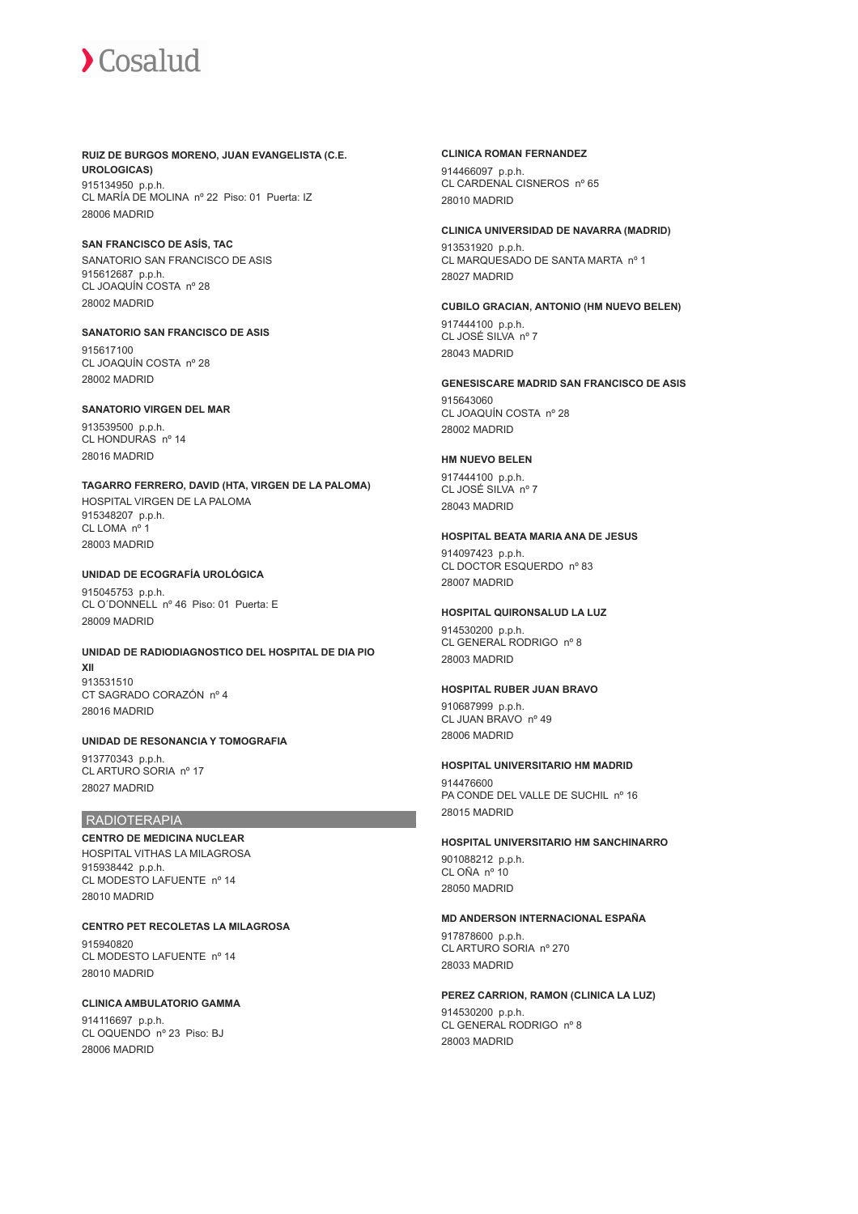**RUIZ DE BURGOS MORENO, JUAN EVANGELISTA (C.E. UROLOGICAS)**
915134950 p.p.h.
CL MARÍA DE MOLINA nº 22 Piso: 01 Puerta: IZ
28006 MADRID

**SAN FRANCISCO DE ASÍS, TAC**
SANATORIO SAN FRANCISCO DE ASIS
915612687 p.p.h.
CL JOAQUÍN COSTA nº 28
28002 MADRID

**SANATORIO SAN FRANCISCO DE ASIS**
915617100
CL JOAQUÍN COSTA nº 28
28002 MADRID

**SANATORIO VIRGEN DEL MAR**
913539500 p.p.h.
CL HONDURAS nº 14
28016 MADRID

**TAGARRO FERRERO, DAVID (HTA, VIRGEN DE LA PALOMA)**
HOSPITAL VIRGEN DE LA PALOMA
915348207 p.p.h.
CL LOMA nº 1
28003 MADRID

**UNIDAD DE ECOGRAFÍA UROLÓGICA**
915045753 p.p.h.
CL O´DONNELL nº 46 Piso: 01 Puerta: E
28009 MADRID

**UNIDAD DE RADIODIAGNOSTICO DEL HOSPITAL DE DIA PIO XII**
913531510
CT SAGRADO CORAZÓN nº 4
28016 MADRID

**UNIDAD DE RESONANCIA Y TOMOGRAFIA**
913770343 p.p.h.
CL ARTURO SORIA nº 17
28027 MADRID

## RADIOTERAPIA

**CENTRO DE MEDICINA NUCLEAR**
HOSPITAL VITHAS LA MILAGROSA
915938442 p.p.h.
CL MODESTO LAFUENTE nº 14
28010 MADRID

**CENTRO PET RECOLETAS LA MILAGROSA**
915940820
CL MODESTO LAFUENTE nº 14
28010 MADRID

**CLINICA AMBULATORIO GAMMA**
914116697 p.p.h.
CL OQUENDO nº 23 Piso: BJ
28006 MADRID

**CLINICA ROMAN FERNANDEZ**
914466097 p.p.h.
CL CARDENAL CISNEROS nº 65
28010 MADRID

**CLINICA UNIVERSIDAD DE NAVARRA (MADRID)**
913531920 p.p.h.
CL MARQUESADO DE SANTA MARTA nº 1
28027 MADRID

**CUBILO GRACIAN, ANTONIO (HM NUEVO BELEN)**
917444100 p.p.h.
CL JOSÉ SILVA nº 7
28043 MADRID

**GENESISCARE MADRID SAN FRANCISCO DE ASIS**
915643060
CL JOAQUÍN COSTA nº 28
28002 MADRID

**HM NUEVO BELEN**
917444100 p.p.h.
CL JOSÉ SILVA nº 7
28043 MADRID

**HOSPITAL BEATA MARIA ANA DE JESUS**
914097423 p.p.h.
CL DOCTOR ESQUERDO nº 83
28007 MADRID

**HOSPITAL QUIRONSALUD LA LUZ**
914530200 p.p.h.
CL GENERAL RODRIGO nº 8
28003 MADRID

**HOSPITAL RUBER JUAN BRAVO**
910687999 p.p.h.
CL JUAN BRAVO nº 49
28006 MADRID

**HOSPITAL UNIVERSITARIO HM MADRID**
914476600
PA CONDE DEL VALLE DE SUCHIL nº 16
28015 MADRID

**HOSPITAL UNIVERSITARIO HM SANCHINARRO**
901088212 p.p.h.
CL OÑA nº 10
28050 MADRID

**MD ANDERSON INTERNACIONAL ESPAÑA**
917878600 p.p.h.
CL ARTURO SORIA nº 270
28033 MADRID

**PEREZ CARRION, RAMON (CLINICA LA LUZ)**
914530200 p.p.h.
CL GENERAL RODRIGO nº 8
28003 MADRID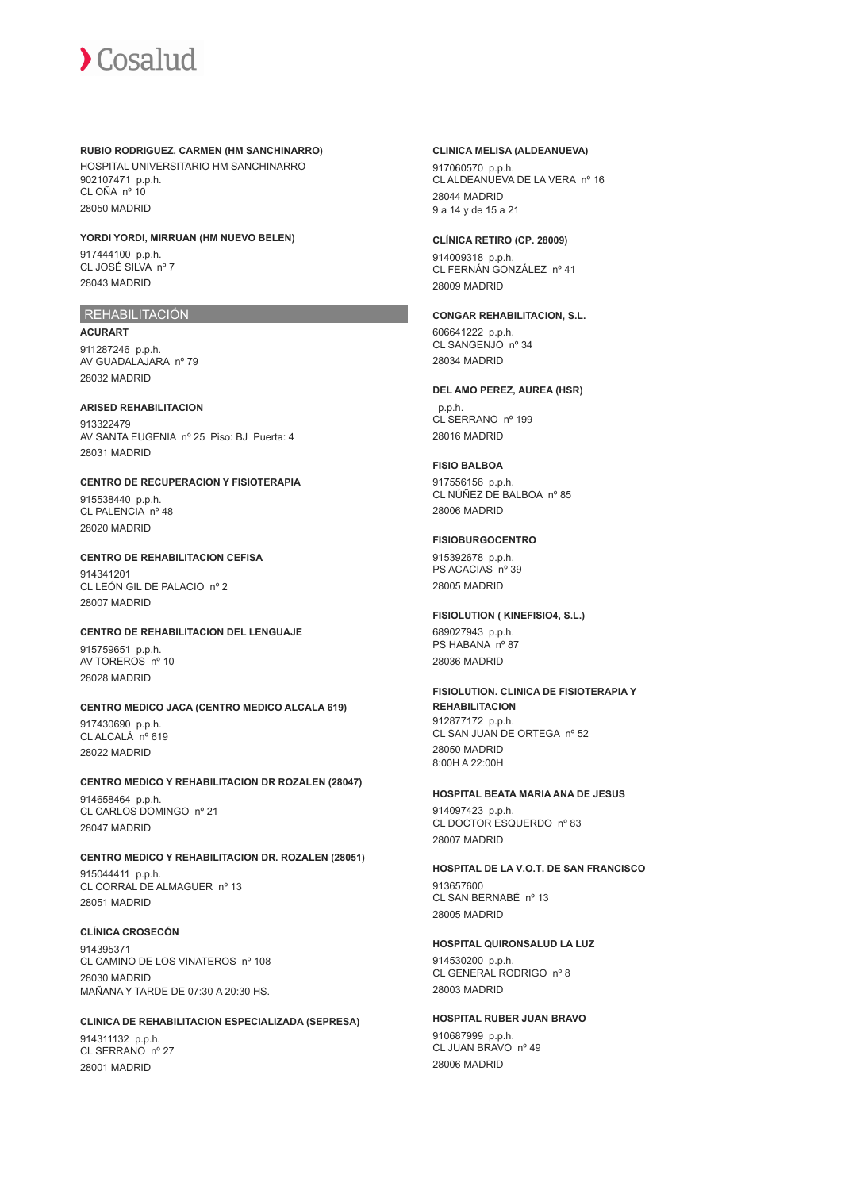**RUBIO RODRIGUEZ, CARMEN (HM SANCHINARRO)**

HOSPITAL UNIVERSITARIO HM SANCHINARRO
902107471 p.p.h.
CL OÑA nº 10
28050 MADRID

**YORDI YORDI, MIRRUAN (HM NUEVO BELEN)**

917444100 p.p.h.
CL JOSÉ SILVA nº 7
28043 MADRID

## REHABILITACIÓN

**ACURART**

911287246 p.p.h.
AV GUADALAJARA nº 79
28032 MADRID

**ARISED REHABILITACION**

913322479
AV SANTA EUGENIA nº 25 Piso: BJ Puerta: 4
28031 MADRID

**CENTRO DE RECUPERACION Y FISIOTERAPIA**

915538440 p.p.h.
CL PALENCIA nº 48
28020 MADRID

**CENTRO DE REHABILITACION CEFISA**

914341201
CL LEÓN GIL DE PALACIO nº 2
28007 MADRID

**CENTRO DE REHABILITACION DEL LENGUAJE**

915759651 p.p.h.
AV TOREROS nº 10
28028 MADRID

**CENTRO MEDICO JACA (CENTRO MEDICO ALCALA 619)**

917430690 p.p.h.
CL ALCALÁ nº 619
28022 MADRID

**CENTRO MEDICO Y REHABILITACION DR ROZALEN (28047)**

914658464 p.p.h.
CL CARLOS DOMINGO nº 21
28047 MADRID

**CENTRO MEDICO Y REHABILITACION DR. ROZALEN (28051)**

915044411 p.p.h.
CL CORRAL DE ALMAGUER nº 13
28051 MADRID

**CLÍNICA CROSECÓN**

914395371
CL CAMINO DE LOS VINATEROS nº 108
28030 MADRID
MAÑANA Y TARDE DE 07:30 A 20:30 HS.

**CLINICA DE REHABILITACION ESPECIALIZADA (SEPRESA)**

914311132 p.p.h.
CL SERRANO nº 27
28001 MADRID

**CLINICA MELISA (ALDEANUEVA)**

917060570 p.p.h.
CL ALDEANUEVA DE LA VERA nº 16
28044 MADRID
9 a 14 y de 15 a 21

**CLÍNICA RETIRO (CP. 28009)**

914009318 p.p.h.
CL FERNÁN GONZÁLEZ nº 41
28009 MADRID

**CONGAR REHABILITACION, S.L.**

606641222 p.p.h.
CL SANGENJO nº 34
28034 MADRID

**DEL AMO PEREZ, AUREA (HSR)**

p.p.h.
CL SERRANO nº 199
28016 MADRID

**FISIO BALBOA**

917556156 p.p.h.
CL NÚÑEZ DE BALBOA nº 85
28006 MADRID

**FISIOBURGOCENTRO**

915392678 p.p.h.
PS ACACIAS nº 39
28005 MADRID

**FISIOLUTION ( KINEFISIO4, S.L.)**

689027943 p.p.h.
PS HABANA nº 87
28036 MADRID

**FISIOLUTION. CLINICA DE FISIOTERAPIA Y REHABILITACION**

912877172 p.p.h.
CL SAN JUAN DE ORTEGA nº 52
28050 MADRID
8:00H A 22:00H

**HOSPITAL BEATA MARIA ANA DE JESUS**

914097423 p.p.h.
CL DOCTOR ESQUERDO nº 83
28007 MADRID

**HOSPITAL DE LA V.O.T. DE SAN FRANCISCO**

913657600
CL SAN BERNABÉ nº 13
28005 MADRID

**HOSPITAL QUIRONSALUD LA LUZ**

914530200 p.p.h.
CL GENERAL RODRIGO nº 8
28003 MADRID

**HOSPITAL RUBER JUAN BRAVO**

910687999 p.p.h.
CL JUAN BRAVO nº 49
28006 MADRID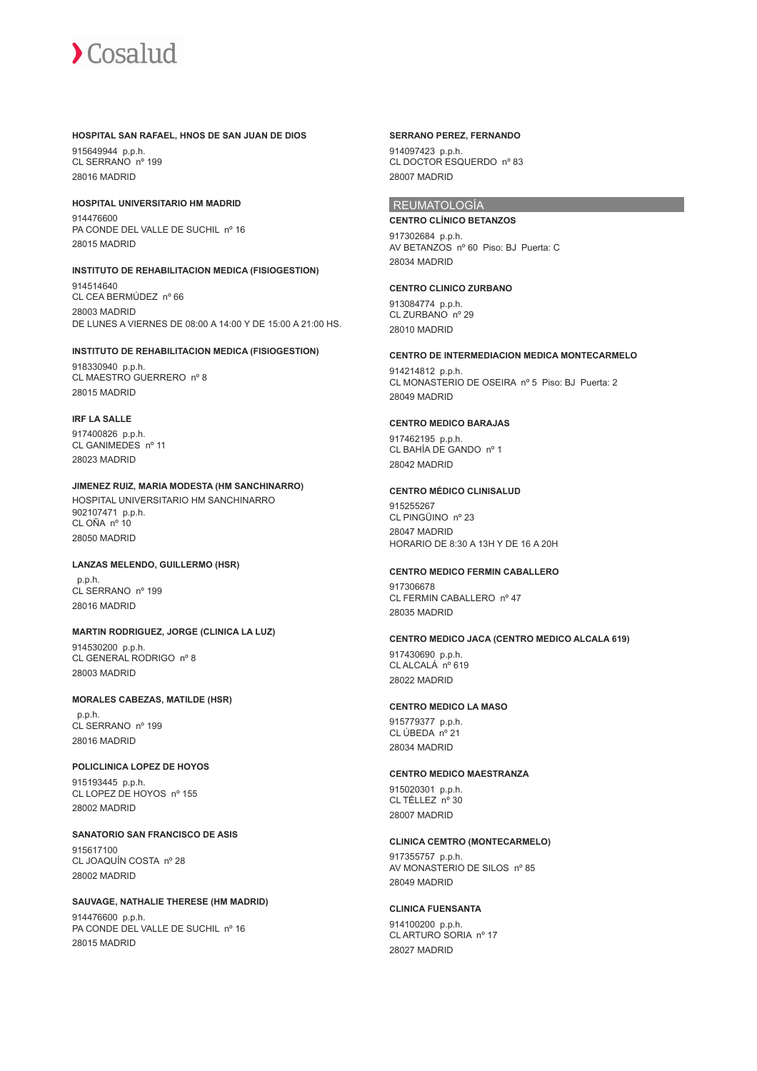**HOSPITAL SAN RAFAEL, HNOS DE SAN JUAN DE DIOS**

915649944 p.p.h.
CL SERRANO nº 199
28016 MADRID

**HOSPITAL UNIVERSITARIO HM MADRID**

914476600
PA CONDE DEL VALLE DE SUCHIL nº 16
28015 MADRID

**INSTITUTO DE REHABILITACION MEDICA (FISIOGESTION)**

914514640
CL CEA BERMÚDEZ nº 66
28003 MADRID
DE LUNES A VIERNES DE 08:00 A 14:00 Y DE 15:00 A 21:00 HS.

**INSTITUTO DE REHABILITACION MEDICA (FISIOGESTION)**

918330940 p.p.h.
CL MAESTRO GUERRERO nº 8
28015 MADRID

**IRF LA SALLE**

917400826 p.p.h.
CL GANIMEDES nº 11
28023 MADRID

**JIMENEZ RUIZ, MARIA MODESTA (HM SANCHINARRO)**

HOSPITAL UNIVERSITARIO HM SANCHINARRO
902107471 p.p.h.
CL OÑA nº 10
28050 MADRID

**LANZAS MELENDO, GUILLERMO (HSR)**

p.p.h.
CL SERRANO nº 199
28016 MADRID

**MARTIN RODRIGUEZ, JORGE (CLINICA LA LUZ)**

914530200 p.p.h.
CL GENERAL RODRIGO nº 8
28003 MADRID

**MORALES CABEZAS, MATILDE (HSR)**

p.p.h.
CL SERRANO nº 199
28016 MADRID

**POLICLINICA LOPEZ DE HOYOS**

915193445 p.p.h.
CL LOPEZ DE HOYOS nº 155
28002 MADRID

**SANATORIO SAN FRANCISCO DE ASIS**

915617100
CL JOAQUÍN COSTA nº 28
28002 MADRID

**SAUVAGE, NATHALIE THERESE (HM MADRID)**

914476600 p.p.h.
PA CONDE DEL VALLE DE SUCHIL nº 16
28015 MADRID

**SERRANO PEREZ, FERNANDO**

914097423 p.p.h.
CL DOCTOR ESQUERDO nº 83
28007 MADRID

## REUMATOLOGÍA

**CENTRO CLÍNICO BETANZOS**

917302684 p.p.h.
AV BETANZOS nº 60 Piso: BJ Puerta: C
28034 MADRID

**CENTRO CLINICO ZURBANO**

913084774 p.p.h.
CL ZURBANO nº 29
28010 MADRID

**CENTRO DE INTERMEDIACION MEDICA MONTECARMELO**

914214812 p.p.h.
CL MONASTERIO DE OSEIRA nº 5 Piso: BJ Puerta: 2
28049 MADRID

**CENTRO MEDICO BARAJAS**

917462195 p.p.h.
CL BAHÍA DE GANDO nº 1
28042 MADRID

**CENTRO MÉDICO CLINISALUD**

915255267
CL PINGÜINO nº 23
28047 MADRID
HORARIO DE 8:30 A 13H Y DE 16 A 20H

**CENTRO MEDICO FERMIN CABALLERO**

917306678
CL FERMIN CABALLERO nº 47
28035 MADRID

**CENTRO MEDICO JACA (CENTRO MEDICO ALCALA 619)**

917430690 p.p.h.
CL ALCALÁ nº 619
28022 MADRID

**CENTRO MEDICO LA MASO**

915779377 p.p.h.
CL ÚBEDA nº 21
28034 MADRID

**CENTRO MEDICO MAESTRANZA**

915020301 p.p.h.
CL TÉLLEZ nº 30
28007 MADRID

**CLINICA CEMTRO (MONTECARMELO)**

917355757 p.p.h.
AV MONASTERIO DE SILOS nº 85
28049 MADRID

**CLINICA FUENSANTA**

914100200 p.p.h.
CL ARTURO SORIA nº 17
28027 MADRID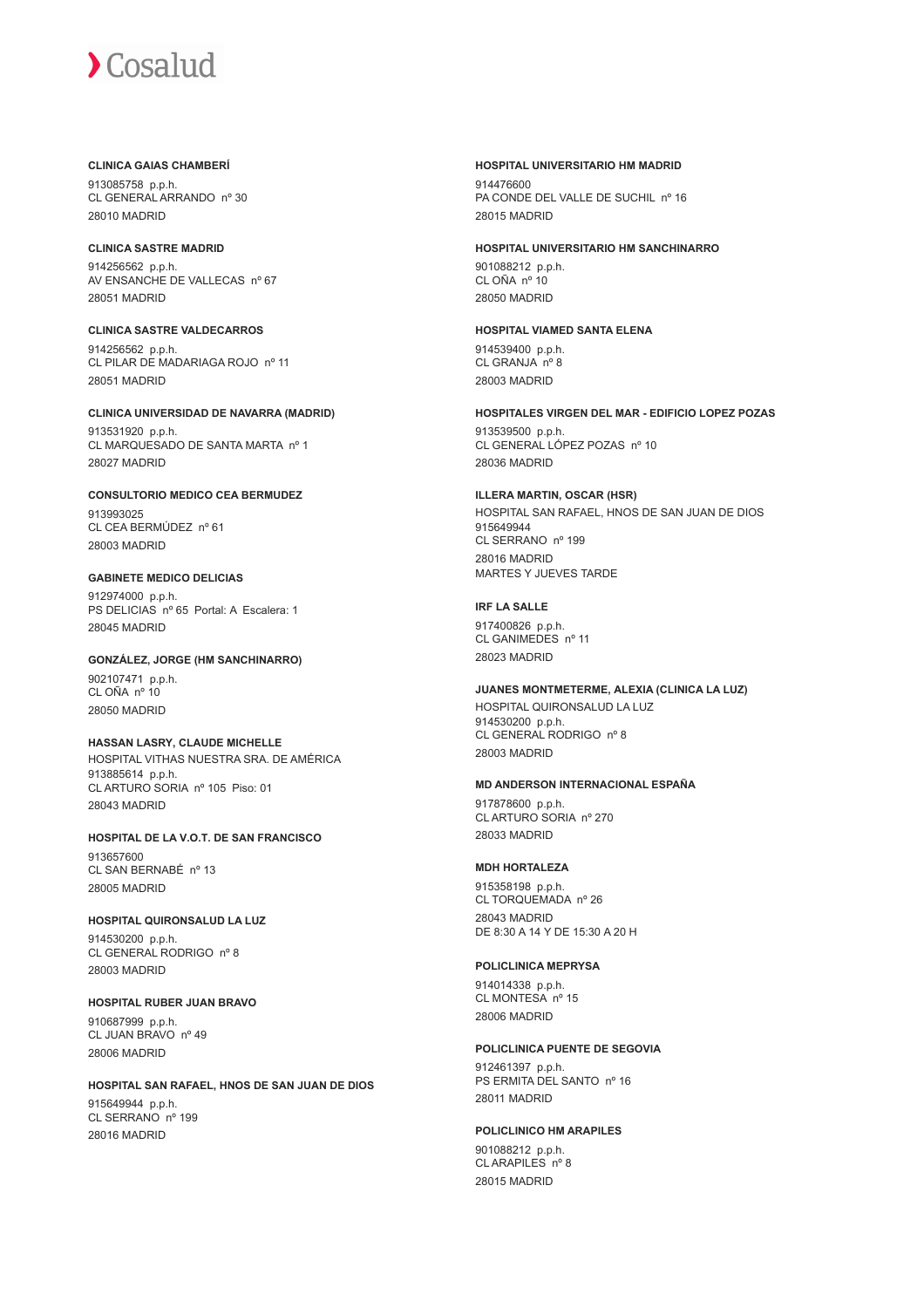**CLINICA GAIAS CHAMBERÍ**
913085758 p.p.h.
CL GENERAL ARRANDO nº 30
28010 MADRID

**CLINICA SASTRE MADRID**
914256562 p.p.h.
AV ENSANCHE DE VALLECAS nº 67
28051 MADRID

**CLINICA SASTRE VALDECARROS**
914256562 p.p.h.
CL PILAR DE MADARIAGA ROJO nº 11
28051 MADRID

**CLINICA UNIVERSIDAD DE NAVARRA (MADRID)**
913531920 p.p.h.
CL MARQUESADO DE SANTA MARTA nº 1
28027 MADRID

**CONSULTORIO MEDICO CEA BERMUDEZ**
913993025
CL CEA BERMÚDEZ nº 61
28003 MADRID

**GABINETE MEDICO DELICIAS**
912974000 p.p.h.
PS DELICIAS nº 65 Portal: A Escalera: 1
28045 MADRID

**GONZÁLEZ, JORGE (HM SANCHINARRO)**
902107471 p.p.h.
CL OÑA nº 10
28050 MADRID

**HASSAN LASRY, CLAUDE MICHELLE**
HOSPITAL VITHAS NUESTRA SRA. DE AMÉRICA
913885614 p.p.h.
CL ARTURO SORIA nº 105 Piso: 01
28043 MADRID

**HOSPITAL DE LA V.O.T. DE SAN FRANCISCO**
913657600
CL SAN BERNABÉ nº 13
28005 MADRID

**HOSPITAL QUIRONSALUD LA LUZ**
914530200 p.p.h.
CL GENERAL RODRIGO nº 8
28003 MADRID

**HOSPITAL RUBER JUAN BRAVO**
910687999 p.p.h.
CL JUAN BRAVO nº 49
28006 MADRID

**HOSPITAL SAN RAFAEL, HNOS DE SAN JUAN DE DIOS**
915649944 p.p.h.
CL SERRANO nº 199
28016 MADRID

**HOSPITAL UNIVERSITARIO HM MADRID**
914476600
PA CONDE DEL VALLE DE SUCHIL nº 16
28015 MADRID

**HOSPITAL UNIVERSITARIO HM SANCHINARRO**
901088212 p.p.h.
CL OÑA nº 10
28050 MADRID

**HOSPITAL VIAMED SANTA ELENA**
914539400 p.p.h.
CL GRANJA nº 8
28003 MADRID

**HOSPITALES VIRGEN DEL MAR - EDIFICIO LOPEZ POZAS**
913539500 p.p.h.
CL GENERAL LÓPEZ POZAS nº 10
28036 MADRID

**ILLERA MARTIN, OSCAR (HSR)**
HOSPITAL SAN RAFAEL, HNOS DE SAN JUAN DE DIOS
915649944
CL SERRANO nº 199
28016 MADRID
MARTES Y JUEVES TARDE

**IRF LA SALLE**
917400826 p.p.h.
CL GANIMEDES nº 11
28023 MADRID

**JUANES MONTMETERME, ALEXIA (CLINICA LA LUZ)**
HOSPITAL QUIRONSALUD LA LUZ
914530200 p.p.h.
CL GENERAL RODRIGO nº 8
28003 MADRID

**MD ANDERSON INTERNACIONAL ESPAÑA**
917878600 p.p.h.
CL ARTURO SORIA nº 270
28033 MADRID

**MDH HORTALEZA**
915358198 p.p.h.
CL TORQUEMADA nº 26
28043 MADRID
DE 8:30 A 14 Y DE 15:30 A 20 H

**POLICLINICA MEPRYSA**
914014338 p.p.h.
CL MONTESA nº 15
28006 MADRID

**POLICLINICA PUENTE DE SEGOVIA**
912461397 p.p.h.
PS ERMITA DEL SANTO nº 16
28011 MADRID

**POLICLINICO HM ARAPILES**
901088212 p.p.h.
CL ARAPILES nº 8
28015 MADRID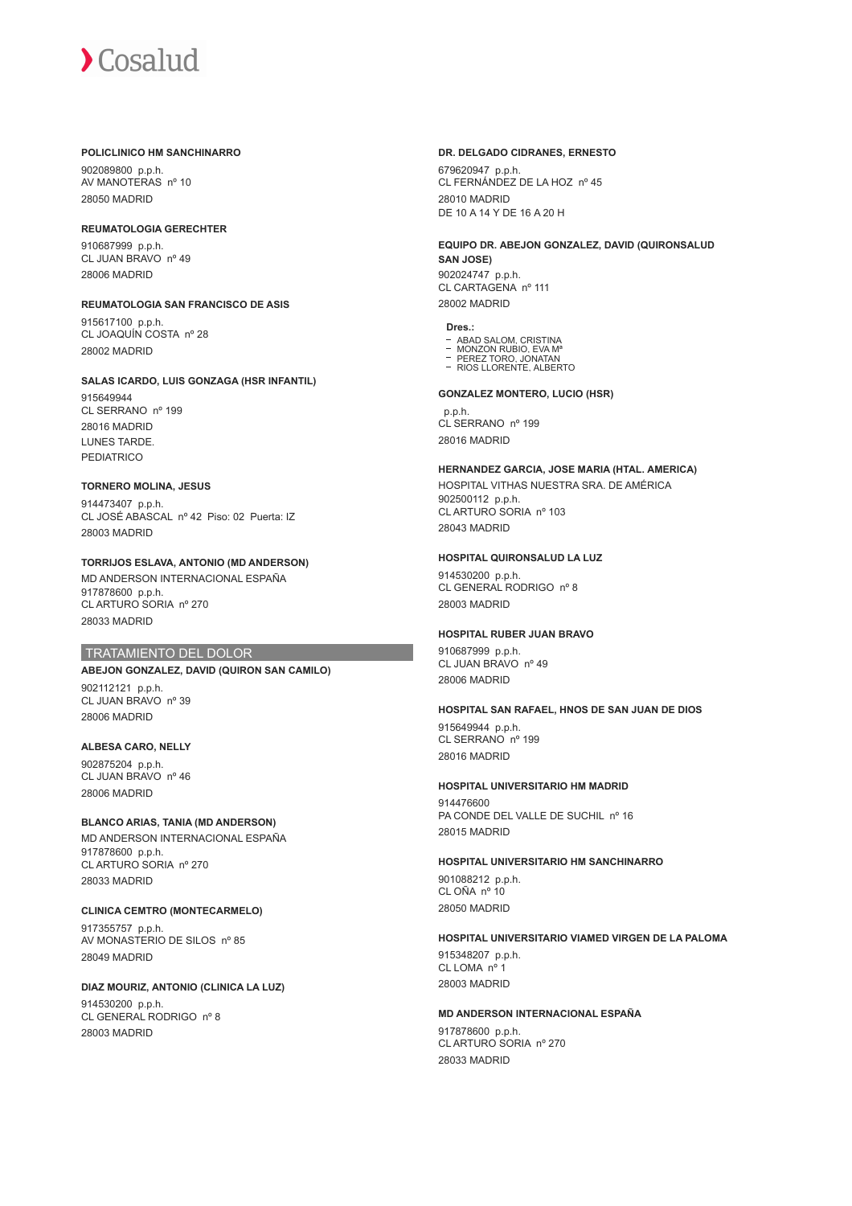**POLICLINICO HM SANCHINARRO**

902089800 p.p.h.
AV MANOTERAS nº 10
28050 MADRID

**REUMATOLOGIA GERECHTER**

910687999 p.p.h.
CL JUAN BRAVO nº 49
28006 MADRID

**REUMATOLOGIA SAN FRANCISCO DE ASIS**

915617100 p.p.h.
CL JOAQUÍN COSTA nº 28
28002 MADRID

**SALAS ICARDO, LUIS GONZAGA (HSR INFANTIL)**

915649944
CL SERRANO nº 199
28016 MADRID
LUNES TARDE.
PEDIATRICO

**TORNERO MOLINA, JESUS**

914473407 p.p.h.
CL JOSÉ ABASCAL nº 42 Piso: 02 Puerta: IZ
28003 MADRID

**TORRIJOS ESLAVA, ANTONIO (MD ANDERSON)**

MD ANDERSON INTERNACIONAL ESPAÑA
917878600 p.p.h.
CL ARTURO SORIA nº 270
28033 MADRID

## TRATAMIENTO DEL DOLOR

**ABEJON GONZALEZ, DAVID (QUIRON SAN CAMILO)**

902112121 p.p.h.
CL JUAN BRAVO nº 39
28006 MADRID

**ALBESA CARO, NELLY**

902875204 p.p.h.
CL JUAN BRAVO nº 46
28006 MADRID

**BLANCO ARIAS, TANIA (MD ANDERSON)**

MD ANDERSON INTERNACIONAL ESPAÑA
917878600 p.p.h.
CL ARTURO SORIA nº 270
28033 MADRID

**CLINICA CEMTRO (MONTECARMELO)**

917355757 p.p.h.
AV MONASTERIO DE SILOS nº 85
28049 MADRID

**DIAZ MOURIZ, ANTONIO (CLINICA LA LUZ)**

914530200 p.p.h.
CL GENERAL RODRIGO nº 8
28003 MADRID

**DR. DELGADO CIDRANES, ERNESTO**

679620947 p.p.h.
CL FERNÁNDEZ DE LA HOZ nº 45
28010 MADRID
DE 10 A 14 Y DE 16 A 20 H

**EQUIPO DR. ABEJON GONZALEZ, DAVID (QUIRONSALUD SAN JOSE)**

902024747 p.p.h.
CL CARTAGENA nº 111
28002 MADRID

**Dres.:**

- ABAD SALOM, CRISTINA
- MONZON RUBIO, EVA Mª
- PEREZ TORO, JONATAN
- RIOS LLORENTE, ALBERTO

**GONZALEZ MONTERO, LUCIO (HSR)**

p.p.h.
CL SERRANO nº 199
28016 MADRID

**HERNANDEZ GARCIA, JOSE MARIA (HTAL. AMERICA)**

HOSPITAL VITHAS NUESTRA SRA. DE AMÉRICA
902500112 p.p.h.
CL ARTURO SORIA nº 103
28043 MADRID

**HOSPITAL QUIRONSALUD LA LUZ**

914530200 p.p.h.
CL GENERAL RODRIGO nº 8
28003 MADRID

**HOSPITAL RUBER JUAN BRAVO**

910687999 p.p.h.
CL JUAN BRAVO nº 49
28006 MADRID

**HOSPITAL SAN RAFAEL, HNOS DE SAN JUAN DE DIOS**

915649944 p.p.h.
CL SERRANO nº 199
28016 MADRID

**HOSPITAL UNIVERSITARIO HM MADRID**

914476600
PA CONDE DEL VALLE DE SUCHIL nº 16
28015 MADRID

**HOSPITAL UNIVERSITARIO HM SANCHINARRO**

901088212 p.p.h.
CL OÑA nº 10
28050 MADRID

**HOSPITAL UNIVERSITARIO VIAMED VIRGEN DE LA PALOMA**

915348207 p.p.h.
CL LOMA nº 1
28003 MADRID

**MD ANDERSON INTERNACIONAL ESPAÑA**

917878600 p.p.h.
CL ARTURO SORIA nº 270
28033 MADRID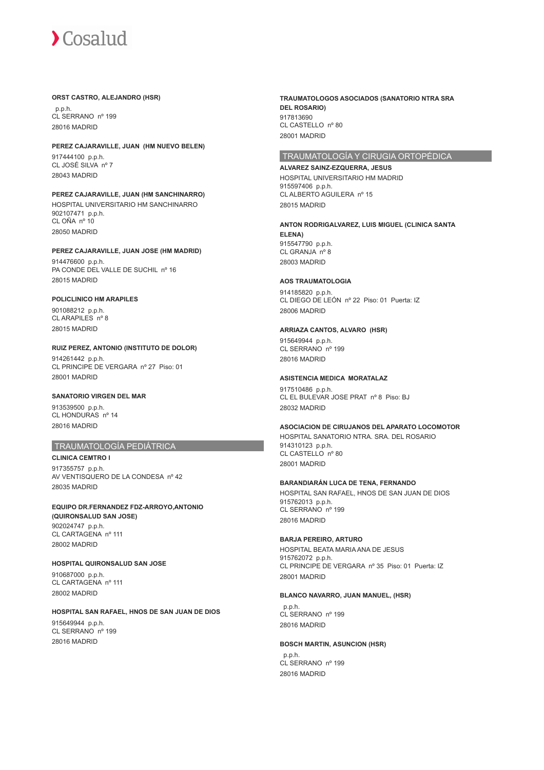**ORST CASTRO, ALEJANDRO (HSR)**

p.p.h.
CL SERRANO nº 199
28016 MADRID

**PEREZ CAJARAVILLE, JUAN (HM NUEVO BELEN)**

917444100 p.p.h.
CL JOSÉ SILVA nº 7
28043 MADRID

**PEREZ CAJARAVILLE, JUAN (HM SANCHINARRO)**

HOSPITAL UNIVERSITARIO HM SANCHINARRO
902107471 p.p.h.
CL OÑA nº 10
28050 MADRID

**PEREZ CAJARAVILLE, JUAN JOSE (HM MADRID)**

914476600 p.p.h.
PA CONDE DEL VALLE DE SUCHIL nº 16
28015 MADRID

**POLICLINICO HM ARAPILES**

901088212 p.p.h.
CL ARAPILES nº 8
28015 MADRID

**RUIZ PEREZ, ANTONIO (INSTITUTO DE DOLOR)**

914261442 p.p.h.
CL PRINCIPE DE VERGARA nº 27 Piso: 01
28001 MADRID

**SANATORIO VIRGEN DEL MAR**

913539500 p.p.h.
CL HONDURAS nº 14
28016 MADRID

## TRAUMATOLOGÍA PEDIÁTRICA

**CLINICA CEMTRO I**

917355757 p.p.h.
AV VENTISQUERO DE LA CONDESA nº 42
28035 MADRID

**EQUIPO DR.FERNANDEZ FDZ-ARROYO,ANTONIO (QUIRONSALUD SAN JOSE)**

902024747 p.p.h.
CL CARTAGENA nº 111
28002 MADRID

**HOSPITAL QUIRONSALUD SAN JOSE**

910687000 p.p.h.
CL CARTAGENA nº 111
28002 MADRID

**HOSPITAL SAN RAFAEL, HNOS DE SAN JUAN DE DIOS**

915649944 p.p.h.
CL SERRANO nº 199
28016 MADRID

**TRAUMATOLOGOS ASOCIADOS (SANATORIO NTRA SRA DEL ROSARIO)**

917813690
CL CASTELLO nº 80
28001 MADRID

## TRAUMATOLOGÍA Y CIRUGIA ORTOPÉDICA

**ALVAREZ SAINZ-EZQUERRA, JESUS**

HOSPITAL UNIVERSITARIO HM MADRID
915597406 p.p.h.
CL ALBERTO AGUILERA nº 15
28015 MADRID

**ANTON RODRIGALVAREZ, LUIS MIGUEL (CLINICA SANTA ELENA)**

915547790 p.p.h.
CL GRANJA nº 8
28003 MADRID

**AOS TRAUMATOLOGIA**

914185820 p.p.h.
CL DIEGO DE LEÓN nº 22 Piso: 01 Puerta: IZ
28006 MADRID

**ARRIAZA CANTOS, ALVARO (HSR)**

915649944 p.p.h.
CL SERRANO nº 199
28016 MADRID

**ASISTENCIA MEDICA MORATALAZ**

917510486 p.p.h.
CL EL BULEVAR JOSE PRAT nº 8 Piso: BJ
28032 MADRID

**ASOCIACION DE CIRUJANOS DEL APARATO LOCOMOTOR**

HOSPITAL SANATORIO NTRA. SRA. DEL ROSARIO
914310123 p.p.h.
CL CASTELLO nº 80
28001 MADRID

**BARANDIARÁN LUCA DE TENA, FERNANDO**

HOSPITAL SAN RAFAEL, HNOS DE SAN JUAN DE DIOS
915762013 p.p.h.
CL SERRANO nº 199
28016 MADRID

**BARJA PEREIRO, ARTURO**

HOSPITAL BEATA MARIA ANA DE JESUS
915762072 p.p.h.
CL PRINCIPE DE VERGARA nº 35 Piso: 01 Puerta: IZ
28001 MADRID

**BLANCO NAVARRO, JUAN MANUEL, (HSR)**

p.p.h.
CL SERRANO nº 199
28016 MADRID

**BOSCH MARTIN, ASUNCION (HSR)**

p.p.h.
CL SERRANO nº 199
28016 MADRID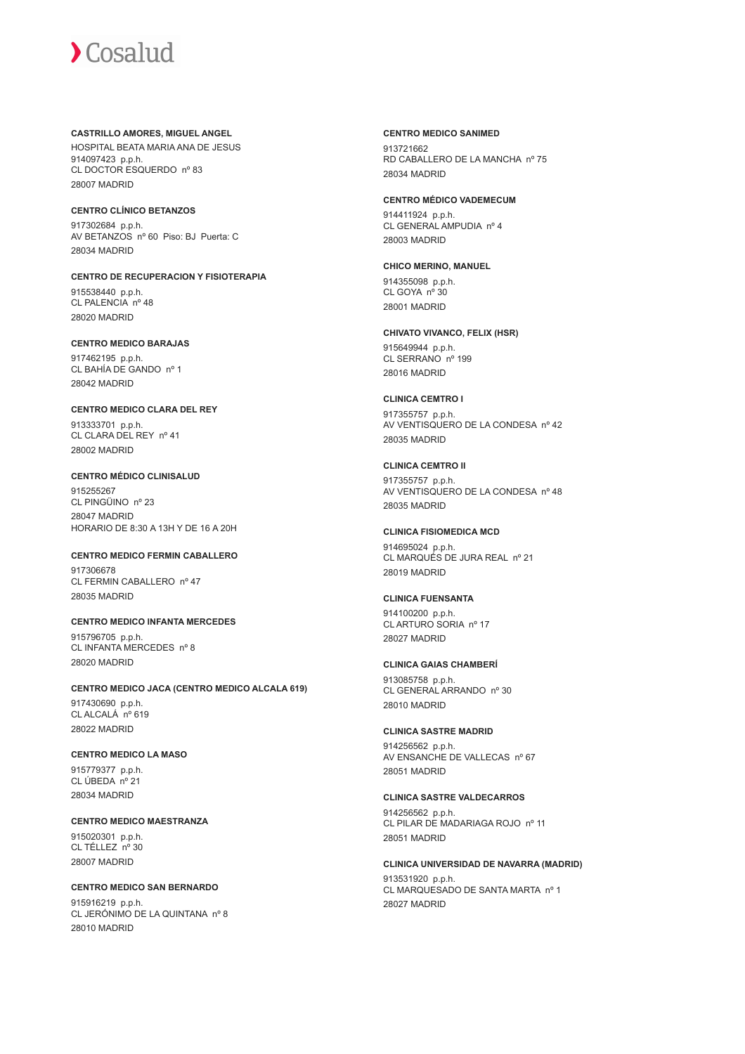**CASTRILLO AMORES, MIGUEL ANGEL**

HOSPITAL BEATA MARIA ANA DE JESUS
914097423 p.p.h.
CL DOCTOR ESQUERDO nº 83
28007 MADRID

**CENTRO CLÍNICO BETANZOS**

917302684 p.p.h.
AV BETANZOS nº 60 Piso: BJ Puerta: C
28034 MADRID

**CENTRO DE RECUPERACION Y FISIOTERAPIA**

915538440 p.p.h.
CL PALENCIA nº 48
28020 MADRID

**CENTRO MEDICO BARAJAS**

917462195 p.p.h.
CL BAHÍA DE GANDO nº 1
28042 MADRID

**CENTRO MEDICO CLARA DEL REY**

913333701 p.p.h.
CL CLARA DEL REY nº 41
28002 MADRID

**CENTRO MÉDICO CLINISALUD**

915255267
CL PINGÜINO nº 23
28047 MADRID
HORARIO DE 8:30 A 13H Y DE 16 A 20H

**CENTRO MEDICO FERMIN CABALLERO**

917306678
CL FERMIN CABALLERO nº 47
28035 MADRID

**CENTRO MEDICO INFANTA MERCEDES**

915796705 p.p.h.
CL INFANTA MERCEDES nº 8
28020 MADRID

**CENTRO MEDICO JACA (CENTRO MEDICO ALCALA 619)**

917430690 p.p.h.
CL ALCALÁ nº 619
28022 MADRID

**CENTRO MEDICO LA MASO**

915779377 p.p.h.
CL ÚBEDA nº 21
28034 MADRID

**CENTRO MEDICO MAESTRANZA**

915020301 p.p.h.
CL TÉLLEZ nº 30
28007 MADRID

**CENTRO MEDICO SAN BERNARDO**

915916219 p.p.h.
CL JERÓNIMO DE LA QUINTANA nº 8
28010 MADRID

**CENTRO MEDICO SANIMED**

913721662
RD CABALLERO DE LA MANCHA nº 75
28034 MADRID

**CENTRO MÉDICO VADEMECUM**

914411924 p.p.h.
CL GENERAL AMPUDIA nº 4
28003 MADRID

**CHICO MERINO, MANUEL**

914355098 p.p.h.
CL GOYA nº 30
28001 MADRID

**CHIVATO VIVANCO, FELIX (HSR)**

915649944 p.p.h.
CL SERRANO nº 199
28016 MADRID

**CLINICA CEMTRO I**

917355757 p.p.h.
AV VENTISQUERO DE LA CONDESA nº 42
28035 MADRID

**CLINICA CEMTRO II**

917355757 p.p.h.
AV VENTISQUERO DE LA CONDESA nº 48
28035 MADRID

**CLINICA FISIOMEDICA MCD**

914695024 p.p.h.
CL MARQUÉS DE JURA REAL nº 21
28019 MADRID

**CLINICA FUENSANTA**

914100200 p.p.h.
CL ARTURO SORIA nº 17
28027 MADRID

**CLINICA GAIAS CHAMBERÍ**

913085758 p.p.h.
CL GENERAL ARRANDO nº 30
28010 MADRID

**CLINICA SASTRE MADRID**

914256562 p.p.h.
AV ENSANCHE DE VALLECAS nº 67
28051 MADRID

**CLINICA SASTRE VALDECARROS**

914256562 p.p.h.
CL PILAR DE MADARIAGA ROJO nº 11
28051 MADRID

**CLINICA UNIVERSIDAD DE NAVARRA (MADRID)**

913531920 p.p.h.
CL MARQUESADO DE SANTA MARTA nº 1
28027 MADRID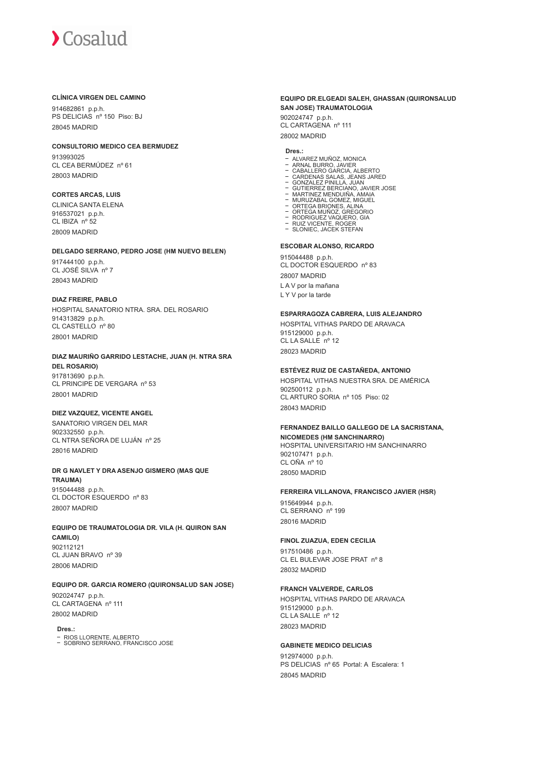**CLÍNICA VIRGEN DEL CAMINO**

914682861 p.p.h.
PS DELICIAS nº 150 Piso: BJ
28045 MADRID

**CONSULTORIO MEDICO CEA BERMUDEZ**

913993025
CL CEA BERMÚDEZ nº 61
28003 MADRID

**CORTES ARCAS, LUIS**

CLINICA SANTA ELENA
916537021 p.p.h.
CL IBIZA nº 52
28009 MADRID

**DELGADO SERRANO, PEDRO JOSE (HM NUEVO BELEN)**

917444100 p.p.h.
CL JOSÉ SILVA nº 7
28043 MADRID

**DIAZ FREIRE, PABLO**

HOSPITAL SANATORIO NTRA. SRA. DEL ROSARIO
914313829 p.p.h.
CL CASTELLO nº 80
28001 MADRID

**DIAZ MAURIÑO GARRIDO LESTACHE, JUAN (H. NTRA SRA DEL ROSARIO)**

917813690 p.p.h.
CL PRINCIPE DE VERGARA nº 53
28001 MADRID

**DIEZ VAZQUEZ, VICENTE ANGEL**

SANATORIO VIRGEN DEL MAR
902332550 p.p.h.
CL NTRA SEÑORA DE LUJÁN nº 25
28016 MADRID

**DR G NAVLET Y DRA ASENJO GISMERO (MAS QUE TRAUMA)**

915044488 p.p.h.
CL DOCTOR ESQUERDO nº 83
28007 MADRID

**EQUIPO DE TRAUMATOLOGIA DR. VILA (H. QUIRON SAN CAMILO)**

902112121
CL JUAN BRAVO nº 39
28006 MADRID

**EQUIPO DR. GARCIA ROMERO (QUIRONSALUD SAN JOSE)**

902024747 p.p.h.
CL CARTAGENA nº 111
28002 MADRID

**Dres.:**

- RIOS LLORENTE, ALBERTO
- SOBRINO SERRANO, FRANCISCO JOSE

**EQUIPO DR.ELGEADI SALEH, GHASSAN (QUIRONSALUD SAN JOSE) TRAUMATOLOGIA**

902024747 p.p.h.
CL CARTAGENA nº 111
28002 MADRID

**Dres.:**

- ALVAREZ MUÑOZ, MONICA
- ARNAL BURRO, JAVIER
- CABALLERO GARCIA, ALBERTO
- CARDENAS SALAS, JEANS JARED
- GONZALEZ PINILLA, JUAN
- GUTIERREZ BERCIANO, JAVIER JOSE
- MARTINEZ MENDUIÑA, AMAIA
- MURUZABAL GOMEZ, MIGUEL
- ORTEGA BRIONES, ALINA
- ORTEGA MUÑOZ, GREGORIO
- RODRIGUEZ VAQUERO, GIA
- RUIZ VICENTE, ROGER
- SLONIEC, JACEK STEFAN

**ESCOBAR ALONSO, RICARDO**

915044488 p.p.h.
CL DOCTOR ESQUERDO nº 83
28007 MADRID
L A V por la mañana
L Y V por la tarde

**ESPARRAGOZA CABRERA, LUIS ALEJANDRO**

HOSPITAL VITHAS PARDO DE ARAVACA
915129000 p.p.h.
CL LA SALLE nº 12
28023 MADRID

**ESTÉVEZ RUIZ DE CASTAÑEDA, ANTONIO**

HOSPITAL VITHAS NUESTRA SRA. DE AMÉRICA
902500112 p.p.h.
CL ARTURO SORIA nº 105 Piso: 02
28043 MADRID

**FERNANDEZ BAILLO GALLEGO DE LA SACRISTANA, NICOMEDES (HM SANCHINARRO)**

HOSPITAL UNIVERSITARIO HM SANCHINARRO
902107471 p.p.h.
CL OÑA nº 10
28050 MADRID

**FERREIRA VILLANOVA, FRANCISCO JAVIER (HSR)**

915649944 p.p.h.
CL SERRANO nº 199
28016 MADRID

**FINOL ZUAZUA, EDEN CECILIA**

917510486 p.p.h.
CL EL BULEVAR JOSE PRAT nº 8
28032 MADRID

**FRANCH VALVERDE, CARLOS**

HOSPITAL VITHAS PARDO DE ARAVACA
915129000 p.p.h.
CL LA SALLE nº 12
28023 MADRID

**GABINETE MEDICO DELICIAS**

912974000 p.p.h.
PS DELICIAS nº 65 Portal: A Escalera: 1
28045 MADRID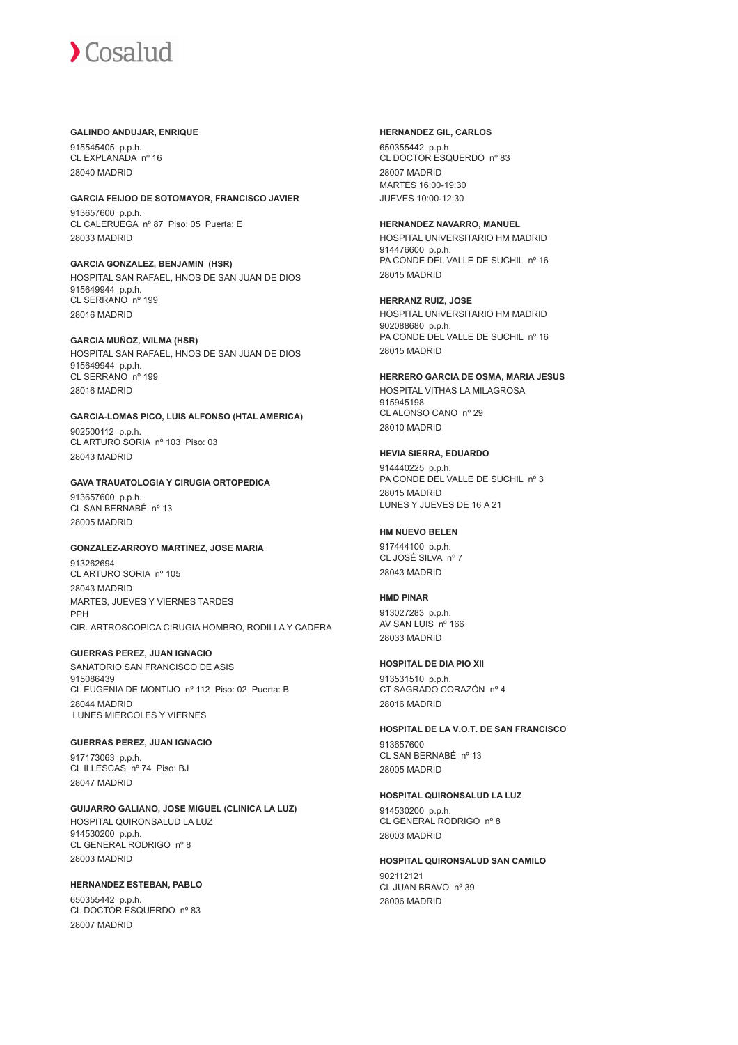**GALINDO ANDUJAR, ENRIQUE**

915545405 p.p.h.
CL EXPLANADA nº 16
28040 MADRID

**GARCIA FEIJOO DE SOTOMAYOR, FRANCISCO JAVIER**

913657600 p.p.h.
CL CALERUEGA nº 87 Piso: 05 Puerta: E
28033 MADRID

**GARCIA GONZALEZ, BENJAMIN (HSR)**

HOSPITAL SAN RAFAEL, HNOS DE SAN JUAN DE DIOS
915649944 p.p.h.
CL SERRANO nº 199
28016 MADRID

**GARCIA MUÑOZ, WILMA (HSR)**

HOSPITAL SAN RAFAEL, HNOS DE SAN JUAN DE DIOS
915649944 p.p.h.
CL SERRANO nº 199
28016 MADRID

**GARCIA-LOMAS PICO, LUIS ALFONSO (HTAL AMERICA)**

902500112 p.p.h.
CL ARTURO SORIA nº 103 Piso: 03
28043 MADRID

**GAVA TRAUATOLOGIA Y CIRUGIA ORTOPEDICA**

913657600 p.p.h.
CL SAN BERNABÉ nº 13
28005 MADRID

**GONZALEZ-ARROYO MARTINEZ, JOSE MARIA**

913262694
CL ARTURO SORIA nº 105
28043 MADRID
MARTES, JUEVES Y VIERNES TARDES
PPH
CIR. ARTROSCOPICA CIRUGIA HOMBRO, RODILLA Y CADERA

**GUERRAS PEREZ, JUAN IGNACIO**

SANATORIO SAN FRANCISCO DE ASIS
915086439
CL EUGENIA DE MONTIJO nº 112 Piso: 02 Puerta: B
28044 MADRID
LUNES MIERCOLES Y VIERNES

**GUERRAS PEREZ, JUAN IGNACIO**

917173063 p.p.h.
CL ILLESCAS nº 74 Piso: BJ
28047 MADRID

**GUIJARRO GALIANO, JOSE MIGUEL (CLINICA LA LUZ)**

HOSPITAL QUIRONSALUD LA LUZ
914530200 p.p.h.
CL GENERAL RODRIGO nº 8
28003 MADRID

**HERNANDEZ ESTEBAN, PABLO**

650355442 p.p.h.
CL DOCTOR ESQUERDO nº 83
28007 MADRID

**HERNANDEZ GIL, CARLOS**

650355442 p.p.h.
CL DOCTOR ESQUERDO nº 83
28007 MADRID
MARTES 16:00-19:30
JUEVES 10:00-12:30

**HERNANDEZ NAVARRO, MANUEL**

HOSPITAL UNIVERSITARIO HM MADRID
914476600 p.p.h.
PA CONDE DEL VALLE DE SUCHIL nº 16
28015 MADRID

**HERRANZ RUIZ, JOSE**

HOSPITAL UNIVERSITARIO HM MADRID
902088680 p.p.h.
PA CONDE DEL VALLE DE SUCHIL nº 16
28015 MADRID

**HERRERO GARCIA DE OSMA, MARIA JESUS**

HOSPITAL VITHAS LA MILAGROSA
915945198
CL ALONSO CANO nº 29
28010 MADRID

**HEVIA SIERRA, EDUARDO**

914440225 p.p.h.
PA CONDE DEL VALLE DE SUCHIL nº 3
28015 MADRID
LUNES Y JUEVES DE 16 A 21

**HM NUEVO BELEN**

917444100 p.p.h.
CL JOSÉ SILVA nº 7
28043 MADRID

**HMD PINAR**

913027283 p.p.h.
AV SAN LUIS nº 166
28033 MADRID

**HOSPITAL DE DIA PIO XII**

913531510 p.p.h.
CT SAGRADO CORAZÓN nº 4
28016 MADRID

**HOSPITAL DE LA V.O.T. DE SAN FRANCISCO**

913657600
CL SAN BERNABÉ nº 13
28005 MADRID

**HOSPITAL QUIRONSALUD LA LUZ**

914530200 p.p.h.
CL GENERAL RODRIGO nº 8
28003 MADRID

**HOSPITAL QUIRONSALUD SAN CAMILO**

902112121
CL JUAN BRAVO nº 39
28006 MADRID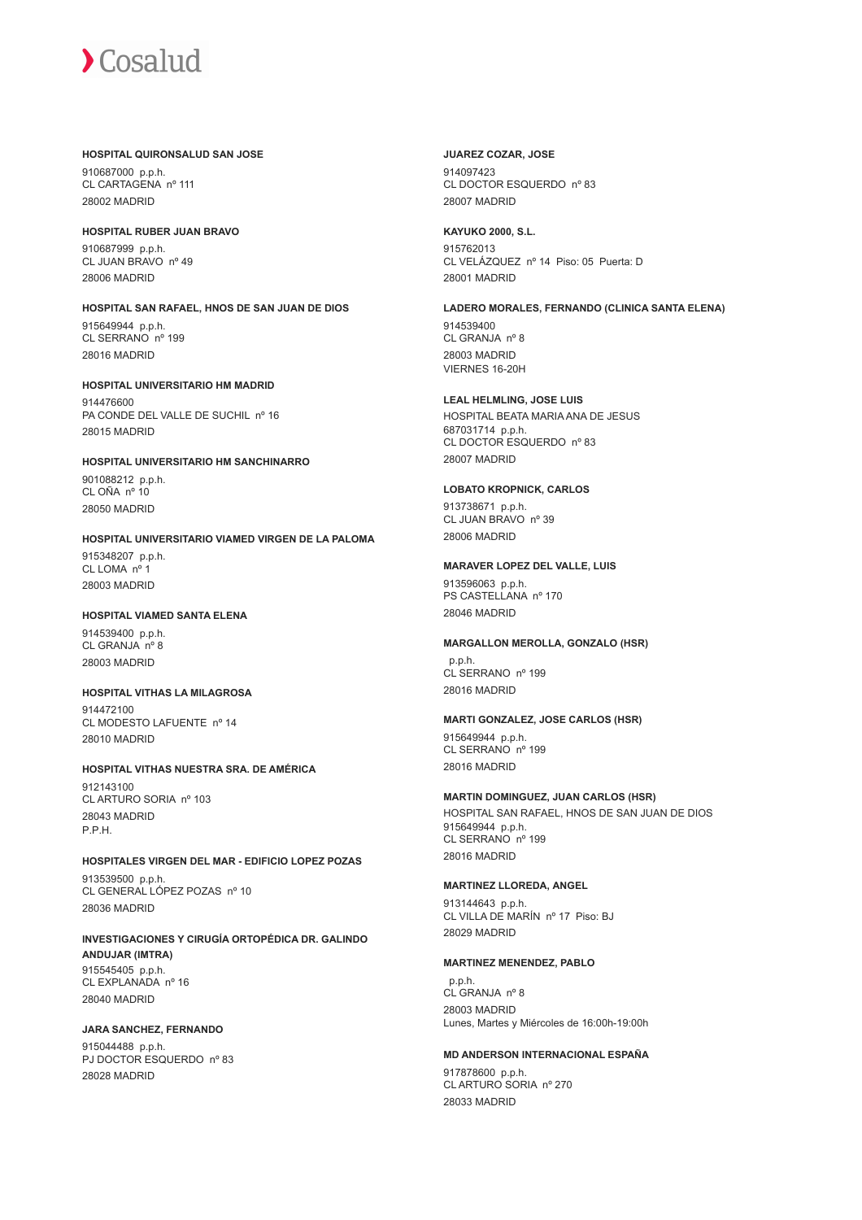**HOSPITAL QUIRONSALUD SAN JOSE**

910687000 p.p.h.
CL CARTAGENA nº 111
28002 MADRID

**HOSPITAL RUBER JUAN BRAVO**

910687999 p.p.h.
CL JUAN BRAVO nº 49
28006 MADRID

**HOSPITAL SAN RAFAEL, HNOS DE SAN JUAN DE DIOS**

915649944 p.p.h.
CL SERRANO nº 199
28016 MADRID

**HOSPITAL UNIVERSITARIO HM MADRID**

914476600
PA CONDE DEL VALLE DE SUCHIL nº 16
28015 MADRID

**HOSPITAL UNIVERSITARIO HM SANCHINARRO**

901088212 p.p.h.
CL OÑA nº 10
28050 MADRID

**HOSPITAL UNIVERSITARIO VIAMED VIRGEN DE LA PALOMA**

915348207 p.p.h.
CL LOMA nº 1
28003 MADRID

**HOSPITAL VIAMED SANTA ELENA**

914539400 p.p.h.
CL GRANJA nº 8
28003 MADRID

**HOSPITAL VITHAS LA MILAGROSA**

914472100
CL MODESTO LAFUENTE nº 14
28010 MADRID

**HOSPITAL VITHAS NUESTRA SRA. DE AMÉRICA**

912143100
CL ARTURO SORIA nº 103
28043 MADRID
P.P.H.

**HOSPITALES VIRGEN DEL MAR - EDIFICIO LOPEZ POZAS**

913539500 p.p.h.
CL GENERAL LÓPEZ POZAS nº 10
28036 MADRID

**INVESTIGACIONES Y CIRUGÍA ORTOPÉDICA DR. GALINDO ANDUJAR (IMTRA)**

915545405 p.p.h.
CL EXPLANADA nº 16
28040 MADRID

**JARA SANCHEZ, FERNANDO**

915044488 p.p.h.
PJ DOCTOR ESQUERDO nº 83
28028 MADRID

**JUAREZ COZAR, JOSE**

914097423
CL DOCTOR ESQUERDO nº 83
28007 MADRID

**KAYUKO 2000, S.L.**

915762013
CL VELÁZQUEZ nº 14 Piso: 05 Puerta: D
28001 MADRID

**LADERO MORALES, FERNANDO (CLINICA SANTA ELENA)**

914539400
CL GRANJA nº 8
28003 MADRID
VIERNES 16-20H

**LEAL HELMLING, JOSE LUIS**

HOSPITAL BEATA MARIA ANA DE JESUS
687031714 p.p.h.
CL DOCTOR ESQUERDO nº 83
28007 MADRID

**LOBATO KROPNICK, CARLOS**

913738671 p.p.h.
CL JUAN BRAVO nº 39
28006 MADRID

**MARAVER LOPEZ DEL VALLE, LUIS**

913596063 p.p.h.
PS CASTELLANA nº 170
28046 MADRID

**MARGALLON MEROLLA, GONZALO (HSR)**

p.p.h.
CL SERRANO nº 199
28016 MADRID

**MARTI GONZALEZ, JOSE CARLOS (HSR)**

915649944 p.p.h.
CL SERRANO nº 199
28016 MADRID

**MARTIN DOMINGUEZ, JUAN CARLOS (HSR)**

HOSPITAL SAN RAFAEL, HNOS DE SAN JUAN DE DIOS
915649944 p.p.h.
CL SERRANO nº 199
28016 MADRID

**MARTINEZ LLOREDA, ANGEL**

913144643 p.p.h.
CL VILLA DE MARÍN nº 17 Piso: BJ
28029 MADRID

**MARTINEZ MENENDEZ, PABLO**

p.p.h.
CL GRANJA nº 8
28003 MADRID
Lunes, Martes y Miércoles de 16:00h-19:00h

**MD ANDERSON INTERNACIONAL ESPAÑA**

917878600 p.p.h.
CL ARTURO SORIA nº 270
28033 MADRID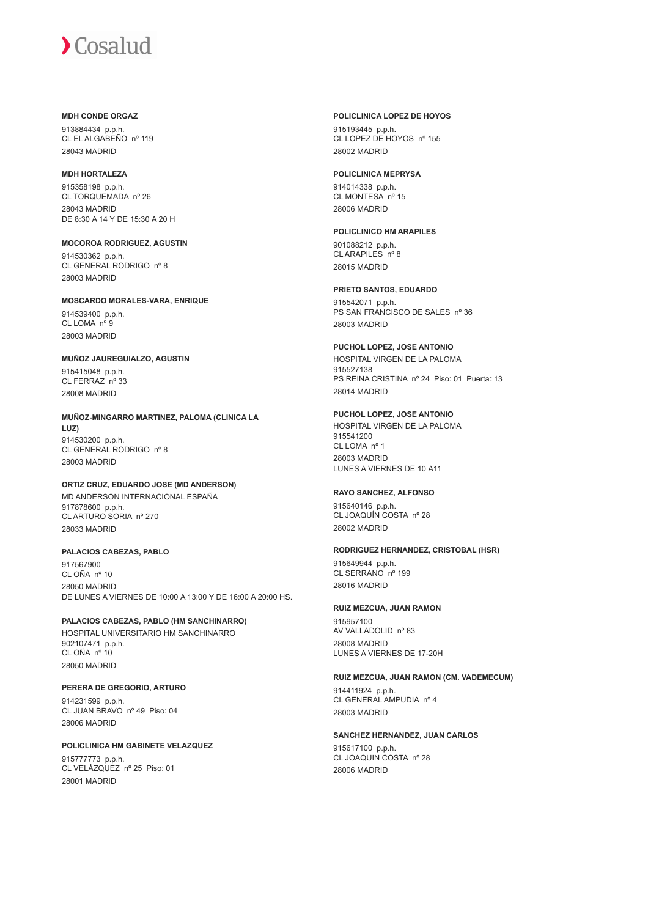**MDH CONDE ORGAZ**

913884434 p.p.h.
CL EL ALGABEÑO nº 119
28043 MADRID

**MDH HORTALEZA**

915358198 p.p.h.
CL TORQUEMADA nº 26
28043 MADRID
DE 8:30 A 14 Y DE 15:30 A 20 H

**MOCOROA RODRIGUEZ, AGUSTIN**

914530362 p.p.h.
CL GENERAL RODRIGO nº 8
28003 MADRID

**MOSCARDO MORALES-VARA, ENRIQUE**

914539400 p.p.h.
CL LOMA nº 9
28003 MADRID

**MUÑOZ JAUREGUIALZO, AGUSTIN**

915415048 p.p.h.
CL FERRAZ nº 33
28008 MADRID

**MUÑOZ-MINGARRO MARTINEZ, PALOMA (CLINICA LA LUZ)**

914530200 p.p.h.
CL GENERAL RODRIGO nº 8
28003 MADRID

**ORTIZ CRUZ, EDUARDO JOSE (MD ANDERSON)**

MD ANDERSON INTERNACIONAL ESPAÑA
917878600 p.p.h.
CL ARTURO SORIA nº 270
28033 MADRID

**PALACIOS CABEZAS, PABLO**

917567900
CL OÑA nº 10
28050 MADRID
DE LUNES A VIERNES DE 10:00 A 13:00 Y DE 16:00 A 20:00 HS.

**PALACIOS CABEZAS, PABLO (HM SANCHINARRO)**

HOSPITAL UNIVERSITARIO HM SANCHINARRO
902107471 p.p.h.
CL OÑA nº 10
28050 MADRID

**PERERA DE GREGORIO, ARTURO**

914231599 p.p.h.
CL JUAN BRAVO nº 49 Piso: 04
28006 MADRID

**POLICLINICA HM GABINETE VELAZQUEZ**

915777773 p.p.h.
CL VELÁZQUEZ nº 25 Piso: 01
28001 MADRID

**POLICLINICA LOPEZ DE HOYOS**

915193445 p.p.h.
CL LOPEZ DE HOYOS nº 155
28002 MADRID

**POLICLINICA MEPRYSA**

914014338 p.p.h.
CL MONTESA nº 15
28006 MADRID

**POLICLINICO HM ARAPILES**

901088212 p.p.h.
CL ARAPILES nº 8
28015 MADRID

**PRIETO SANTOS, EDUARDO**

915542071 p.p.h.
PS SAN FRANCISCO DE SALES nº 36
28003 MADRID

**PUCHOL LOPEZ, JOSE ANTONIO**

HOSPITAL VIRGEN DE LA PALOMA
915527138
PS REINA CRISTINA nº 24 Piso: 01 Puerta: 13
28014 MADRID

**PUCHOL LOPEZ, JOSE ANTONIO**

HOSPITAL VIRGEN DE LA PALOMA
915541200
CL LOMA nº 1
28003 MADRID
LUNES A VIERNES DE 10 A11

**RAYO SANCHEZ, ALFONSO**

915640146 p.p.h.
CL JOAQUÍN COSTA nº 28
28002 MADRID

**RODRIGUEZ HERNANDEZ, CRISTOBAL (HSR)**

915649944 p.p.h.
CL SERRANO nº 199
28016 MADRID

**RUIZ MEZCUA, JUAN RAMON**

915957100
AV VALLADOLID nº 83
28008 MADRID
LUNES A VIERNES DE 17-20H

**RUIZ MEZCUA, JUAN RAMON (CM. VADEMECUM)**

914411924 p.p.h.
CL GENERAL AMPUDIA nº 4
28003 MADRID

**SANCHEZ HERNANDEZ, JUAN CARLOS**

915617100 p.p.h.
CL JOAQUIN COSTA nº 28
28006 MADRID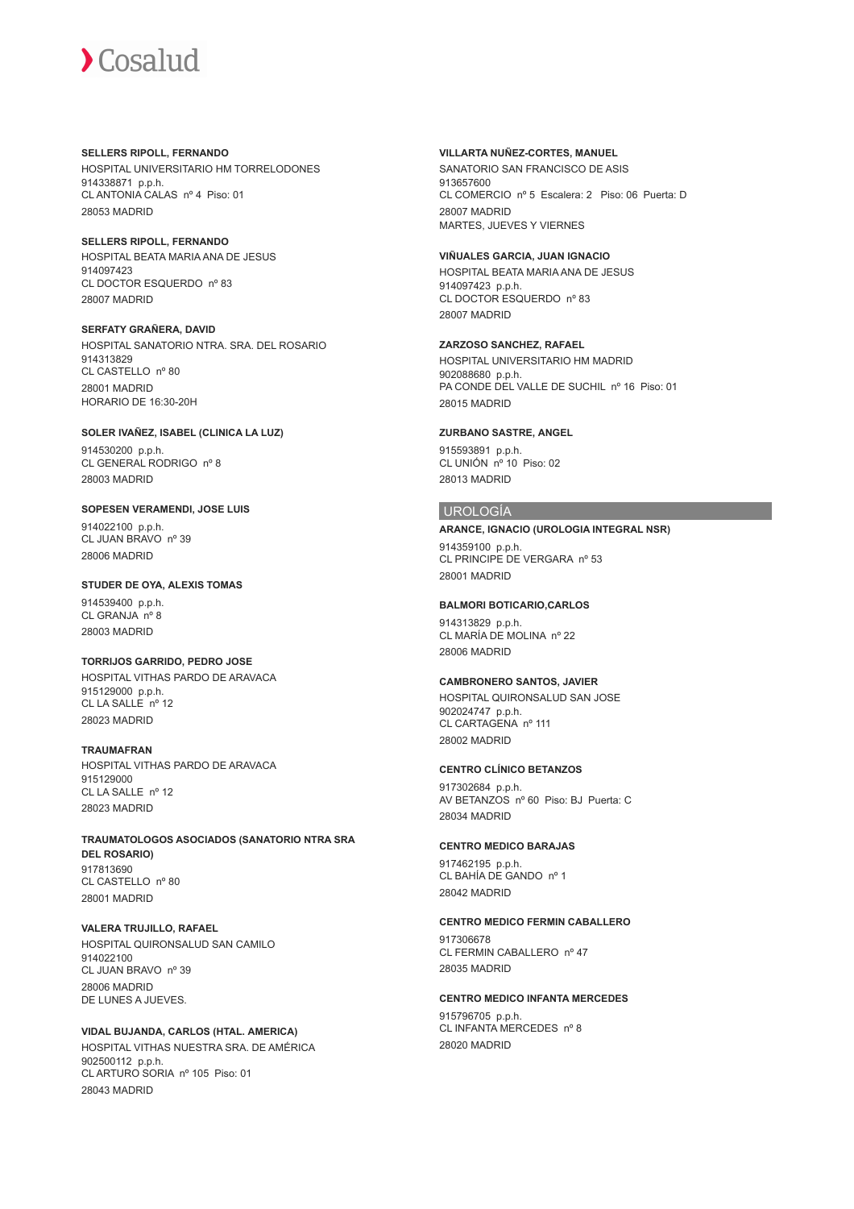**SELLERS RIPOLL, FERNANDO**
HOSPITAL UNIVERSITARIO HM TORRELODONES
914338871 p.p.h.
CL ANTONIA CALAS nº 4 Piso: 01
28053 MADRID

**SELLERS RIPOLL, FERNANDO**
HOSPITAL BEATA MARIA ANA DE JESUS
914097423
CL DOCTOR ESQUERDO nº 83
28007 MADRID

**SERFATY GRAÑERA, DAVID**
HOSPITAL SANATORIO NTRA. SRA. DEL ROSARIO
914313829
CL CASTELLO nº 80
28001 MADRID
HORARIO DE 16:30-20H

**SOLER IVAÑEZ, ISABEL (CLINICA LA LUZ)**
914530200 p.p.h.
CL GENERAL RODRIGO nº 8
28003 MADRID

**SOPESEN VERAMENDI, JOSE LUIS**
914022100 p.p.h.
CL JUAN BRAVO nº 39
28006 MADRID

**STUDER DE OYA, ALEXIS TOMAS**
914539400 p.p.h.
CL GRANJA nº 8
28003 MADRID

**TORRIJOS GARRIDO, PEDRO JOSE**
HOSPITAL VITHAS PARDO DE ARAVACA
915129000 p.p.h.
CL LA SALLE nº 12
28023 MADRID

**TRAUMAFRAN**
HOSPITAL VITHAS PARDO DE ARAVACA
915129000
CL LA SALLE nº 12
28023 MADRID

**TRAUMATOLOGOS ASOCIADOS (SANATORIO NTRA SRA DEL ROSARIO)**
917813690
CL CASTELLO nº 80
28001 MADRID

**VALERA TRUJILLO, RAFAEL**
HOSPITAL QUIRONSALUD SAN CAMILO
914022100
CL JUAN BRAVO nº 39
28006 MADRID
DE LUNES A JUEVES.

**VIDAL BUJANDA, CARLOS (HTAL. AMERICA)**
HOSPITAL VITHAS NUESTRA SRA. DE AMÉRICA
902500112 p.p.h.
CL ARTURO SORIA nº 105 Piso: 01
28043 MADRID

**VILLARTA NUÑEZ-CORTES, MANUEL**
SANATORIO SAN FRANCISCO DE ASIS
913657600
CL COMERCIO nº 5 Escalera: 2 Piso: 06 Puerta: D
28007 MADRID
MARTES, JUEVES Y VIERNES

**VIÑUALES GARCIA, JUAN IGNACIO**
HOSPITAL BEATA MARIA ANA DE JESUS
914097423 p.p.h.
CL DOCTOR ESQUERDO nº 83
28007 MADRID

**ZARZOSO SANCHEZ, RAFAEL**
HOSPITAL UNIVERSITARIO HM MADRID
902088680 p.p.h.
PA CONDE DEL VALLE DE SUCHIL nº 16 Piso: 01
28015 MADRID

**ZURBANO SASTRE, ANGEL**
915593891 p.p.h.
CL UNIÓN nº 10 Piso: 02
28013 MADRID

## UROLOGÍA

**ARANCE, IGNACIO (UROLOGIA INTEGRAL NSR)**
914359100 p.p.h.
CL PRINCIPE DE VERGARA nº 53
28001 MADRID

**BALMORI BOTICARIO,CARLOS**
914313829 p.p.h.
CL MARÍA DE MOLINA nº 22
28006 MADRID

**CAMBRONERO SANTOS, JAVIER**
HOSPITAL QUIRONSALUD SAN JOSE
902024747 p.p.h.
CL CARTAGENA nº 111
28002 MADRID

**CENTRO CLÍNICO BETANZOS**
917302684 p.p.h.
AV BETANZOS nº 60 Piso: BJ Puerta: C
28034 MADRID

**CENTRO MEDICO BARAJAS**
917462195 p.p.h.
CL BAHÍA DE GANDO nº 1
28042 MADRID

**CENTRO MEDICO FERMIN CABALLERO**
917306678
CL FERMIN CABALLERO nº 47
28035 MADRID

**CENTRO MEDICO INFANTA MERCEDES**
915796705 p.p.h.
CL INFANTA MERCEDES nº 8
28020 MADRID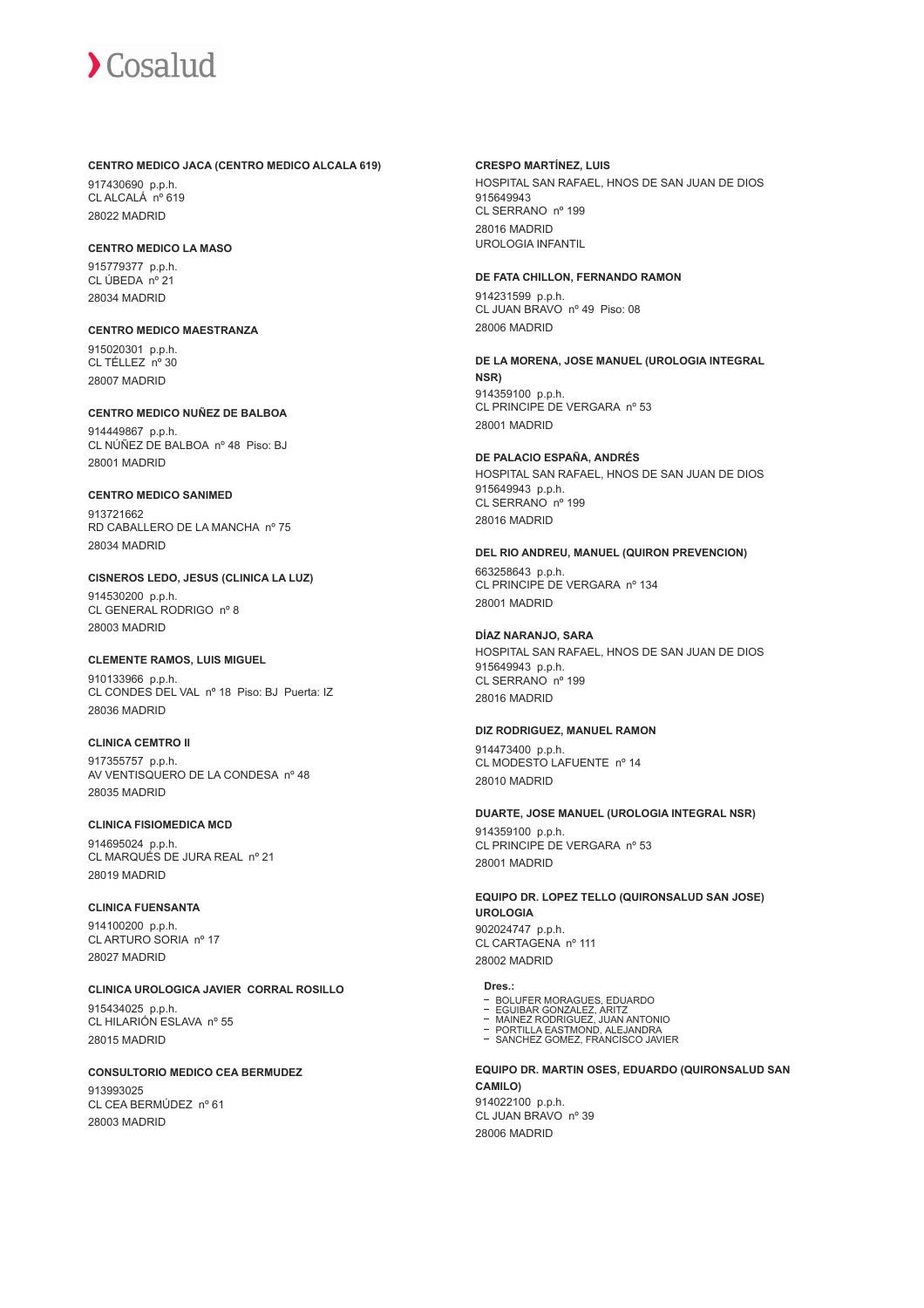**CENTRO MEDICO JACA (CENTRO MEDICO ALCALA 619)**

917430690 p.p.h.
CL ALCALÁ nº 619
28022 MADRID

**CENTRO MEDICO LA MASO**

915779377 p.p.h.
CL ÚBEDA nº 21
28034 MADRID

**CENTRO MEDICO MAESTRANZA**

915020301 p.p.h.
CL TÉLLEZ nº 30
28007 MADRID

**CENTRO MEDICO NUÑEZ DE BALBOA**

914449867 p.p.h.
CL NÚÑEZ DE BALBOA nº 48 Piso: BJ
28001 MADRID

**CENTRO MEDICO SANIMED**

913721662
RD CABALLERO DE LA MANCHA nº 75
28034 MADRID

**CISNEROS LEDO, JESUS (CLINICA LA LUZ)**

914530200 p.p.h.
CL GENERAL RODRIGO nº 8
28003 MADRID

**CLEMENTE RAMOS, LUIS MIGUEL**

910133966 p.p.h.
CL CONDES DEL VAL nº 18 Piso: BJ Puerta: IZ
28036 MADRID

**CLINICA CEMTRO II**

917355757 p.p.h.
AV VENTISQUERO DE LA CONDESA nº 48
28035 MADRID

**CLINICA FISIOMEDICA MCD**

914695024 p.p.h.
CL MARQUÉS DE JURA REAL nº 21
28019 MADRID

**CLINICA FUENSANTA**

914100200 p.p.h.
CL ARTURO SORIA nº 17
28027 MADRID

**CLINICA UROLOGICA JAVIER CORRAL ROSILLO**

915434025 p.p.h.
CL HILARIÓN ESLAVA nº 55
28015 MADRID

**CONSULTORIO MEDICO CEA BERMUDEZ**

913993025
CL CEA BERMÚDEZ nº 61
28003 MADRID

**CRESPO MARTÍNEZ, LUIS**

HOSPITAL SAN RAFAEL, HNOS DE SAN JUAN DE DIOS
915649943
CL SERRANO nº 199
28016 MADRID
UROLOGIA INFANTIL

**DE FATA CHILLON, FERNANDO RAMON**

914231599 p.p.h.
CL JUAN BRAVO nº 49 Piso: 08
28006 MADRID

**DE LA MORENA, JOSE MANUEL (UROLOGIA INTEGRAL NSR)**

914359100 p.p.h.
CL PRINCIPE DE VERGARA nº 53
28001 MADRID

**DE PALACIO ESPAÑA, ANDRÉS**

HOSPITAL SAN RAFAEL, HNOS DE SAN JUAN DE DIOS
915649943 p.p.h.
CL SERRANO nº 199
28016 MADRID

**DEL RIO ANDREU, MANUEL (QUIRON PREVENCION)**

663258643 p.p.h.
CL PRINCIPE DE VERGARA nº 134
28001 MADRID

**DÍAZ NARANJO, SARA**

HOSPITAL SAN RAFAEL, HNOS DE SAN JUAN DE DIOS
915649943 p.p.h.
CL SERRANO nº 199
28016 MADRID

**DIZ RODRIGUEZ, MANUEL RAMON**

914473400 p.p.h.
CL MODESTO LAFUENTE nº 14
28010 MADRID

**DUARTE, JOSE MANUEL (UROLOGIA INTEGRAL NSR)**

914359100 p.p.h.
CL PRINCIPE DE VERGARA nº 53
28001 MADRID

**EQUIPO DR. LOPEZ TELLO (QUIRONSALUD SAN JOSE) UROLOGIA**

902024747 p.p.h.
CL CARTAGENA nº 111
28002 MADRID

**Dres.:**

- BOLUFER MORAGUES, EDUARDO
- EGUIBAR GONZALEZ, ARITZ
- MAINEZ RODRIGUEZ, JUAN ANTONIO
- PORTILLA EASTMOND, ALEJANDRA
- SANCHEZ GOMEZ, FRANCISCO JAVIER

**EQUIPO DR. MARTIN OSES, EDUARDO (QUIRONSALUD SAN CAMILO)**

914022100 p.p.h.
CL JUAN BRAVO nº 39
28006 MADRID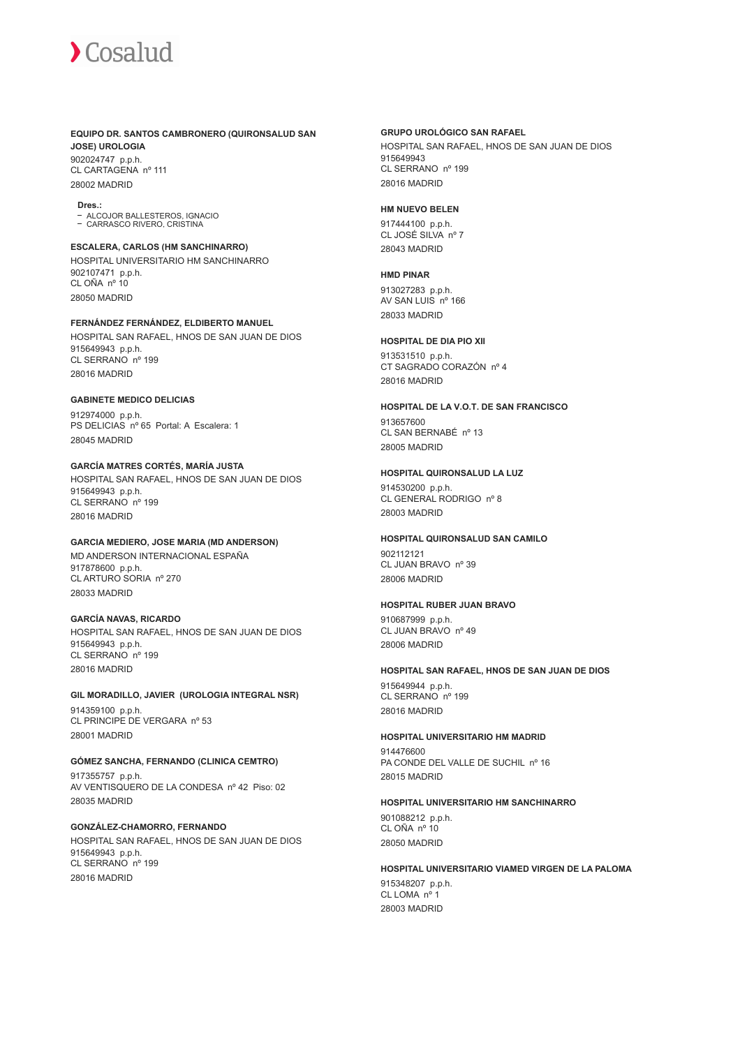**EQUIPO DR. SANTOS CAMBRONERO (QUIRONSALUD SAN JOSE) UROLOGIA**

902024747 p.p.h.
CL CARTAGENA nº 111
28002 MADRID

**Dres.:**

- ALCOJOR BALLESTEROS, IGNACIO
- CARRASCO RIVERO, CRISTINA

**ESCALERA, CARLOS (HM SANCHINARRO)**

HOSPITAL UNIVERSITARIO HM SANCHINARRO
902107471 p.p.h.
CL OÑA nº 10
28050 MADRID

**FERNÁNDEZ FERNÁNDEZ, ELDIBERTO MANUEL**

HOSPITAL SAN RAFAEL, HNOS DE SAN JUAN DE DIOS
915649943 p.p.h.
CL SERRANO nº 199
28016 MADRID

**GABINETE MEDICO DELICIAS**

912974000 p.p.h.
PS DELICIAS nº 65 Portal: A Escalera: 1
28045 MADRID

**GARCÍA MATRES CORTÉS, MARÍA JUSTA**

HOSPITAL SAN RAFAEL, HNOS DE SAN JUAN DE DIOS
915649943 p.p.h.
CL SERRANO nº 199
28016 MADRID

**GARCIA MEDIERO, JOSE MARIA (MD ANDERSON)**

MD ANDERSON INTERNACIONAL ESPAÑA
917878600 p.p.h.
CL ARTURO SORIA nº 270
28033 MADRID

**GARCÍA NAVAS, RICARDO**

HOSPITAL SAN RAFAEL, HNOS DE SAN JUAN DE DIOS
915649943 p.p.h.
CL SERRANO nº 199
28016 MADRID

**GIL MORADILLO, JAVIER (UROLOGIA INTEGRAL NSR)**

914359100 p.p.h.
CL PRINCIPE DE VERGARA nº 53
28001 MADRID

**GÓMEZ SANCHA, FERNANDO (CLINICA CEMTRO)**

917355757 p.p.h.
AV VENTISQUERO DE LA CONDESA nº 42 Piso: 02
28035 MADRID

**GONZÁLEZ-CHAMORRO, FERNANDO**

HOSPITAL SAN RAFAEL, HNOS DE SAN JUAN DE DIOS
915649943 p.p.h.
CL SERRANO nº 199
28016 MADRID

**GRUPO UROLÓGICO SAN RAFAEL**

HOSPITAL SAN RAFAEL, HNOS DE SAN JUAN DE DIOS
915649943
CL SERRANO nº 199
28016 MADRID

**HM NUEVO BELEN**

917444100 p.p.h.
CL JOSÉ SILVA nº 7
28043 MADRID

**HMD PINAR**

913027283 p.p.h.
AV SAN LUIS nº 166
28033 MADRID

**HOSPITAL DE DIA PIO XII**

913531510 p.p.h.
CT SAGRADO CORAZÓN nº 4
28016 MADRID

**HOSPITAL DE LA V.O.T. DE SAN FRANCISCO**

913657600
CL SAN BERNABÉ nº 13
28005 MADRID

**HOSPITAL QUIRONSALUD LA LUZ**

914530200 p.p.h.
CL GENERAL RODRIGO nº 8
28003 MADRID

**HOSPITAL QUIRONSALUD SAN CAMILO**

902112121
CL JUAN BRAVO nº 39
28006 MADRID

**HOSPITAL RUBER JUAN BRAVO**

910687999 p.p.h.
CL JUAN BRAVO nº 49
28006 MADRID

**HOSPITAL SAN RAFAEL, HNOS DE SAN JUAN DE DIOS**

915649944 p.p.h.
CL SERRANO nº 199
28016 MADRID

**HOSPITAL UNIVERSITARIO HM MADRID**

914476600
PA CONDE DEL VALLE DE SUCHIL nº 16
28015 MADRID

**HOSPITAL UNIVERSITARIO HM SANCHINARRO**

901088212 p.p.h.
CL OÑA nº 10
28050 MADRID

**HOSPITAL UNIVERSITARIO VIAMED VIRGEN DE LA PALOMA**

915348207 p.p.h.
CL LOMA nº 1
28003 MADRID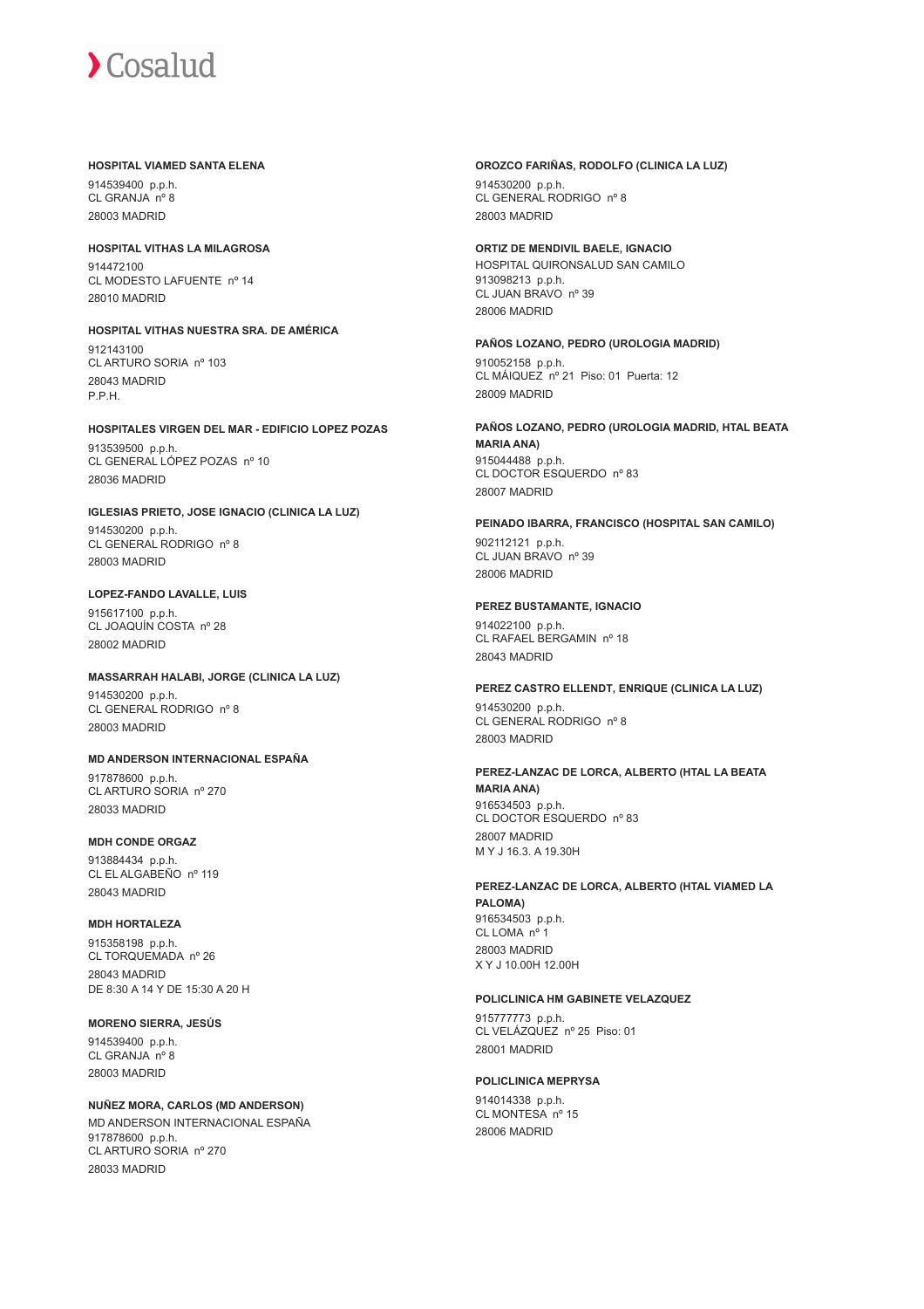**HOSPITAL VIAMED SANTA ELENA**

914539400 p.p.h.
CL GRANJA nº 8
28003 MADRID

**HOSPITAL VITHAS LA MILAGROSA**

914472100
CL MODESTO LAFUENTE nº 14
28010 MADRID

**HOSPITAL VITHAS NUESTRA SRA. DE AMÉRICA**

912143100
CL ARTURO SORIA nº 103
28043 MADRID
P.P.H.

**HOSPITALES VIRGEN DEL MAR - EDIFICIO LOPEZ POZAS**

913539500 p.p.h.
CL GENERAL LÓPEZ POZAS nº 10
28036 MADRID

**IGLESIAS PRIETO, JOSE IGNACIO (CLINICA LA LUZ)**

914530200 p.p.h.
CL GENERAL RODRIGO nº 8
28003 MADRID

**LOPEZ-FANDO LAVALLE, LUIS**

915617100 p.p.h.
CL JOAQUÍN COSTA nº 28
28002 MADRID

**MASSARRAH HALABI, JORGE (CLINICA LA LUZ)**

914530200 p.p.h.
CL GENERAL RODRIGO nº 8
28003 MADRID

**MD ANDERSON INTERNACIONAL ESPAÑA**

917878600 p.p.h.
CL ARTURO SORIA nº 270
28033 MADRID

**MDH CONDE ORGAZ**

913884434 p.p.h.
CL EL ALGABEÑO nº 119
28043 MADRID

**MDH HORTALEZA**

915358198 p.p.h.
CL TORQUEMADA nº 26
28043 MADRID
DE 8:30 A 14 Y DE 15:30 A 20 H

**MORENO SIERRA, JESÚS**

914539400 p.p.h.
CL GRANJA nº 8
28003 MADRID

**NUÑEZ MORA, CARLOS (MD ANDERSON)**

MD ANDERSON INTERNACIONAL ESPAÑA
917878600 p.p.h.
CL ARTURO SORIA nº 270
28033 MADRID

**OROZCO FARIÑAS, RODOLFO (CLINICA LA LUZ)**

914530200 p.p.h.
CL GENERAL RODRIGO nº 8
28003 MADRID

**ORTIZ DE MENDIVIL BAELE, IGNACIO**

HOSPITAL QUIRONSALUD SAN CAMILO
913098213 p.p.h.
CL JUAN BRAVO nº 39
28006 MADRID

**PAÑOS LOZANO, PEDRO (UROLOGIA MADRID)**

910052158 p.p.h.
CL MÁIQUEZ nº 21 Piso: 01 Puerta: 12
28009 MADRID

**PAÑOS LOZANO, PEDRO (UROLOGIA MADRID, HTAL BEATA MARIA ANA)**

915044488 p.p.h.
CL DOCTOR ESQUERDO nº 83
28007 MADRID

**PEINADO IBARRA, FRANCISCO (HOSPITAL SAN CAMILO)**

902112121 p.p.h.
CL JUAN BRAVO nº 39
28006 MADRID

**PEREZ BUSTAMANTE, IGNACIO**

914022100 p.p.h.
CL RAFAEL BERGAMIN nº 18
28043 MADRID

**PEREZ CASTRO ELLENDT, ENRIQUE (CLINICA LA LUZ)**

914530200 p.p.h.
CL GENERAL RODRIGO nº 8
28003 MADRID

**PEREZ-LANZAC DE LORCA, ALBERTO (HTAL LA BEATA MARIA ANA)**

916534503 p.p.h.
CL DOCTOR ESQUERDO nº 83
28007 MADRID
M Y J 16.3. A 19.30H

**PEREZ-LANZAC DE LORCA, ALBERTO (HTAL VIAMED LA PALOMA)**

916534503 p.p.h.
CL LOMA nº 1
28003 MADRID
X Y J 10.00H 12.00H

**POLICLINICA HM GABINETE VELAZQUEZ**

915777773 p.p.h.
CL VELÁZQUEZ nº 25 Piso: 01
28001 MADRID

**POLICLINICA MEPRYSA**

914014338 p.p.h.
CL MONTESA nº 15
28006 MADRID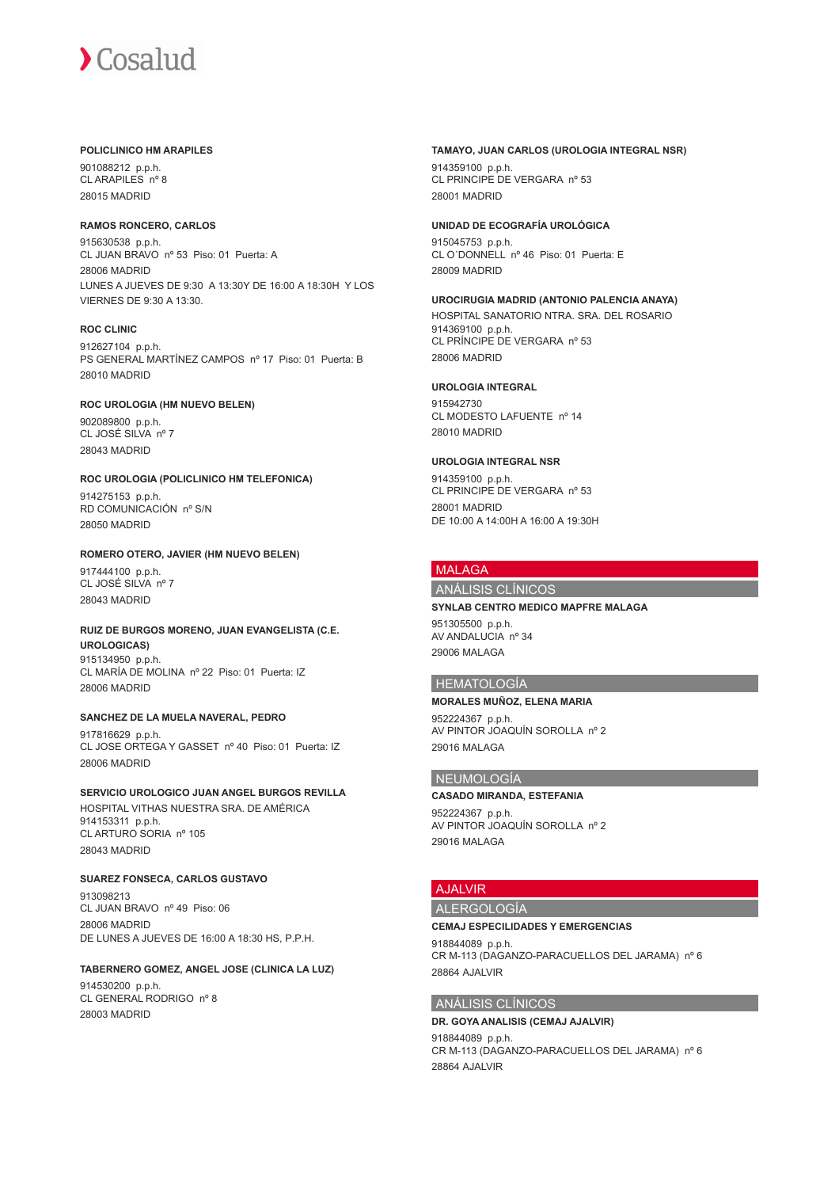**POLICLINICO HM ARAPILES**

901088212 p.p.h.
CL ARAPILES nº 8
28015 MADRID

**RAMOS RONCERO, CARLOS**

915630538 p.p.h.
CL JUAN BRAVO nº 53 Piso: 01 Puerta: A
28006 MADRID
LUNES A JUEVES DE 9:30 A 13:30Y DE 16:00 A 18:30H Y LOS VIERNES DE 9:30 A 13:30.

**ROC CLINIC**

912627104 p.p.h.
PS GENERAL MARTÍNEZ CAMPOS nº 17 Piso: 01 Puerta: B
28010 MADRID

**ROC UROLOGIA (HM NUEVO BELEN)**

902089800 p.p.h.
CL JOSÉ SILVA nº 7
28043 MADRID

**ROC UROLOGIA (POLICLINICO HM TELEFONICA)**

914275153 p.p.h.
RD COMUNICACIÓN nº S/N
28050 MADRID

**ROMERO OTERO, JAVIER (HM NUEVO BELEN)**

917444100 p.p.h.
CL JOSÉ SILVA nº 7
28043 MADRID

**RUIZ DE BURGOS MORENO, JUAN EVANGELISTA (C.E. UROLOGICAS)**

915134950 p.p.h.
CL MARÍA DE MOLINA nº 22 Piso: 01 Puerta: IZ
28006 MADRID

**SANCHEZ DE LA MUELA NAVERAL, PEDRO**

917816629 p.p.h.
CL JOSE ORTEGA Y GASSET nº 40 Piso: 01 Puerta: IZ
28006 MADRID

**SERVICIO UROLOGICO JUAN ANGEL BURGOS REVILLA**

HOSPITAL VITHAS NUESTRA SRA. DE AMÉRICA
914153311 p.p.h.
CL ARTURO SORIA nº 105
28043 MADRID

**SUAREZ FONSECA, CARLOS GUSTAVO**

913098213
CL JUAN BRAVO nº 49 Piso: 06
28006 MADRID
DE LUNES A JUEVES DE 16:00 A 18:30 HS, P.P.H.

**TABERNERO GOMEZ, ANGEL JOSE (CLINICA LA LUZ)**

914530200 p.p.h.
CL GENERAL RODRIGO nº 8
28003 MADRID

**TAMAYO, JUAN CARLOS (UROLOGIA INTEGRAL NSR)**

914359100 p.p.h.
CL PRINCIPE DE VERGARA nº 53
28001 MADRID

**UNIDAD DE ECOGRAFÍA UROLÓGICA**

915045753 p.p.h.
CL O´DONNELL nº 46 Piso: 01 Puerta: E
28009 MADRID

**UROCIRUGIA MADRID (ANTONIO PALENCIA ANAYA)**

HOSPITAL SANATORIO NTRA. SRA. DEL ROSARIO
914369100 p.p.h.
CL PRÍNCIPE DE VERGARA nº 53
28006 MADRID

**UROLOGIA INTEGRAL**

915942730
CL MODESTO LAFUENTE nº 14
28010 MADRID

**UROLOGIA INTEGRAL NSR**

914359100 p.p.h.
CL PRINCIPE DE VERGARA nº 53
28001 MADRID
DE 10:00 A 14:00H A 16:00 A 19:30H

# MALAGA

## ANÁLISIS CLÍNICOS

**SYNLAB CENTRO MEDICO MAPFRE MALAGA**

951305500 p.p.h.
AV ANDALUCIA nº 34
29006 MALAGA

## HEMATOLOGÍA

**MORALES MUÑOZ, ELENA MARIA**

952224367 p.p.h.
AV PINTOR JOAQUÍN SOROLLA nº 2
29016 MALAGA

## NEUMOLOGÍA

**CASADO MIRANDA, ESTEFANIA**

952224367 p.p.h.
AV PINTOR JOAQUÍN SOROLLA nº 2
29016 MALAGA

# AJALVIR

## ALERGOLOGÍA

**CEMAJ ESPECILIDADES Y EMERGENCIAS**

918844089 p.p.h.
CR M-113 (DAGANZO-PARACUELLOS DEL JARAMA) nº 6
28864 AJALVIR

## ANÁLISIS CLÍNICOS

**DR. GOYA ANALISIS (CEMAJ AJALVIR)**

918844089 p.p.h.
CR M-113 (DAGANZO-PARACUELLOS DEL JARAMA) nº 6
28864 AJALVIR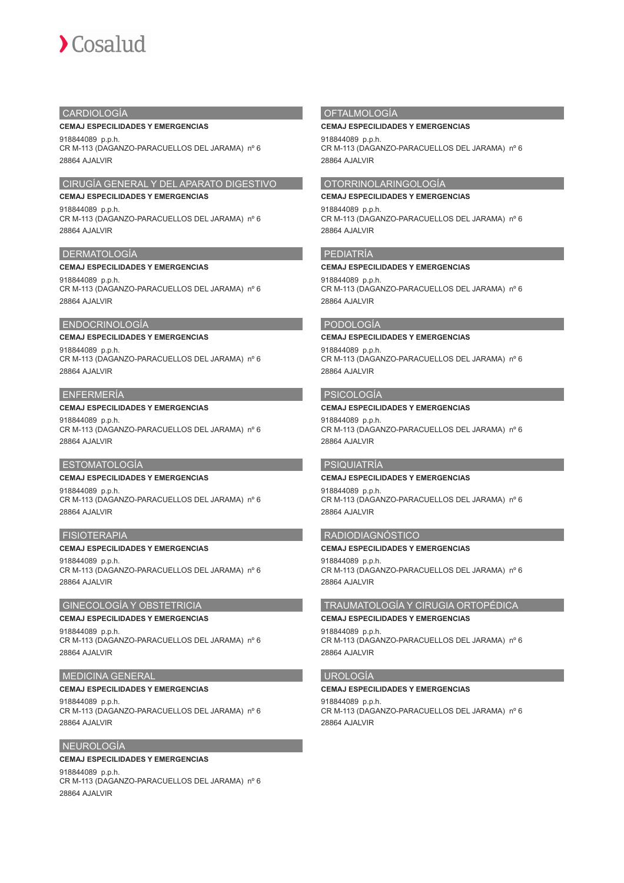## CARDIOLOGÍA

**CEMAJ ESPECILIDADES Y EMERGENCIAS**

918844089 p.p.h.
CR M-113 (DAGANZO-PARACUELLOS DEL JARAMA) nº 6
28864 AJALVIR

## CIRUGÍA GENERAL Y DEL APARATO DIGESTIVO

**CEMAJ ESPECILIDADES Y EMERGENCIAS**

918844089 p.p.h.
CR M-113 (DAGANZO-PARACUELLOS DEL JARAMA) nº 6
28864 AJALVIR

## DERMATOLOGÍA

**CEMAJ ESPECILIDADES Y EMERGENCIAS**

918844089 p.p.h.
CR M-113 (DAGANZO-PARACUELLOS DEL JARAMA) nº 6
28864 AJALVIR

## ENDOCRINOLOGÍA

**CEMAJ ESPECILIDADES Y EMERGENCIAS**

918844089 p.p.h.
CR M-113 (DAGANZO-PARACUELLOS DEL JARAMA) nº 6
28864 AJALVIR

## ENFERMERÍA

**CEMAJ ESPECILIDADES Y EMERGENCIAS**

918844089 p.p.h.
CR M-113 (DAGANZO-PARACUELLOS DEL JARAMA) nº 6
28864 AJALVIR

## ESTOMATOLOGÍA

**CEMAJ ESPECILIDADES Y EMERGENCIAS**

918844089 p.p.h.
CR M-113 (DAGANZO-PARACUELLOS DEL JARAMA) nº 6
28864 AJALVIR

## FISIOTERAPIA

**CEMAJ ESPECILIDADES Y EMERGENCIAS**

918844089 p.p.h.
CR M-113 (DAGANZO-PARACUELLOS DEL JARAMA) nº 6
28864 AJALVIR

## GINECOLOGÍA Y OBSTETRICIA

**CEMAJ ESPECILIDADES Y EMERGENCIAS**

918844089 p.p.h.
CR M-113 (DAGANZO-PARACUELLOS DEL JARAMA) nº 6
28864 AJALVIR

## MEDICINA GENERAL

**CEMAJ ESPECILIDADES Y EMERGENCIAS**

918844089 p.p.h.
CR M-113 (DAGANZO-PARACUELLOS DEL JARAMA) nº 6
28864 AJALVIR

## NEUROLOGÍA

**CEMAJ ESPECILIDADES Y EMERGENCIAS**

918844089 p.p.h.
CR M-113 (DAGANZO-PARACUELLOS DEL JARAMA) nº 6
28864 AJALVIR

## OFTALMOLOGÍA

**CEMAJ ESPECILIDADES Y EMERGENCIAS**

918844089 p.p.h.
CR M-113 (DAGANZO-PARACUELLOS DEL JARAMA) nº 6
28864 AJALVIR

## OTORRINOLARINGOLOGÍA

**CEMAJ ESPECILIDADES Y EMERGENCIAS**

918844089 p.p.h.
CR M-113 (DAGANZO-PARACUELLOS DEL JARAMA) nº 6
28864 AJALVIR

## PEDIATRÍA

**CEMAJ ESPECILIDADES Y EMERGENCIAS**

918844089 p.p.h.
CR M-113 (DAGANZO-PARACUELLOS DEL JARAMA) nº 6
28864 AJALVIR

## PODOLOGÍA

**CEMAJ ESPECILIDADES Y EMERGENCIAS**

918844089 p.p.h.
CR M-113 (DAGANZO-PARACUELLOS DEL JARAMA) nº 6
28864 AJALVIR

## PSICOLOGÍA

**CEMAJ ESPECILIDADES Y EMERGENCIAS**

918844089 p.p.h.
CR M-113 (DAGANZO-PARACUELLOS DEL JARAMA) nº 6
28864 AJALVIR

## PSIQUIATRÍA

**CEMAJ ESPECILIDADES Y EMERGENCIAS**

918844089 p.p.h.
CR M-113 (DAGANZO-PARACUELLOS DEL JARAMA) nº 6
28864 AJALVIR

## RADIODIAGNÓSTICO

**CEMAJ ESPECILIDADES Y EMERGENCIAS**

918844089 p.p.h.
CR M-113 (DAGANZO-PARACUELLOS DEL JARAMA) nº 6
28864 AJALVIR

## TRAUMATOLOGÍA Y CIRUGIA ORTOPÉDICA

**CEMAJ ESPECILIDADES Y EMERGENCIAS**

918844089 p.p.h.
CR M-113 (DAGANZO-PARACUELLOS DEL JARAMA) nº 6
28864 AJALVIR

## UROLOGÍA

**CEMAJ ESPECILIDADES Y EMERGENCIAS**

918844089 p.p.h.
CR M-113 (DAGANZO-PARACUELLOS DEL JARAMA) nº 6
28864 AJALVIR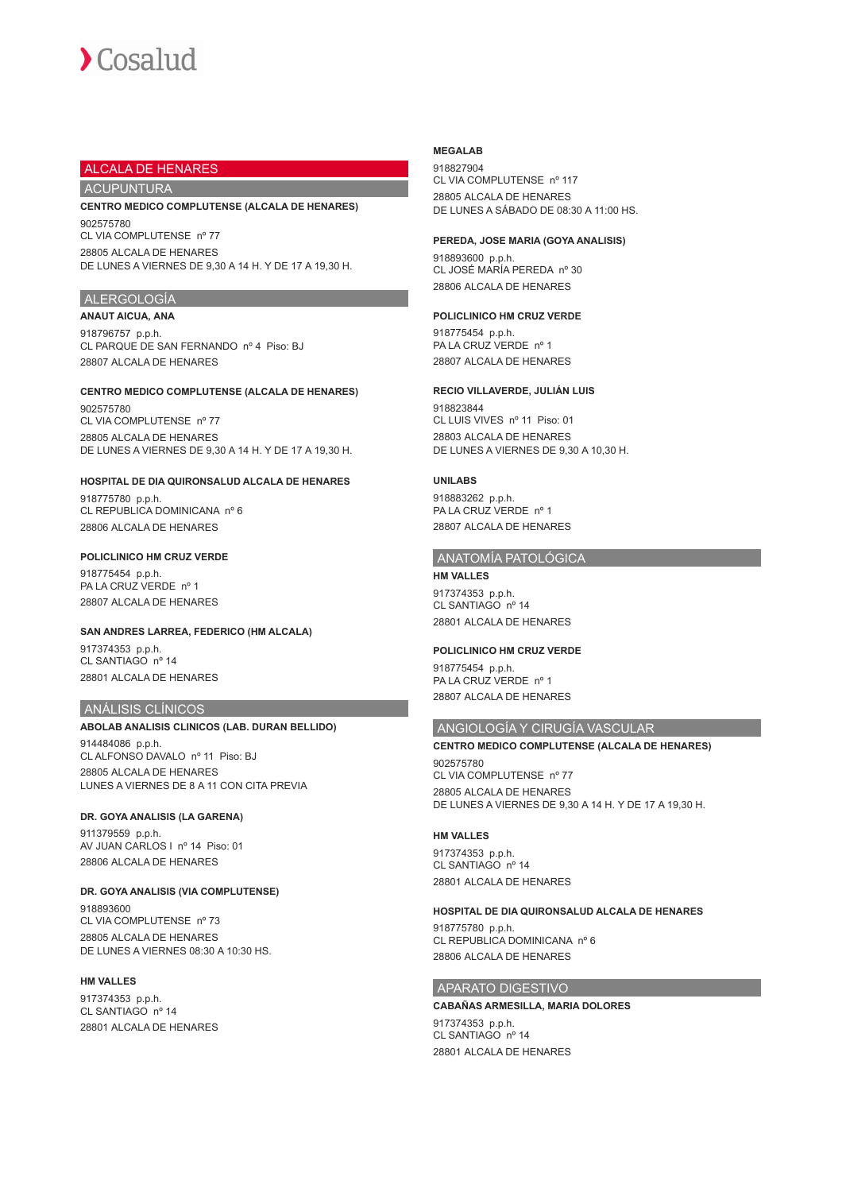# ALCALA DE HENARES

## ACUPUNTURA

**CENTRO MEDICO COMPLUTENSE (ALCALA DE HENARES)**

902575780
CL VIA COMPLUTENSE nº 77
28805 ALCALA DE HENARES
DE LUNES A VIERNES DE 9,30 A 14 H. Y DE 17 A 19,30 H.

## ALERGOLOGÍA

**ANAUT AICUA, ANA**

918796757 p.p.h.
CL PARQUE DE SAN FERNANDO nº 4 Piso: BJ
28807 ALCALA DE HENARES

**CENTRO MEDICO COMPLUTENSE (ALCALA DE HENARES)**

902575780
CL VIA COMPLUTENSE nº 77
28805 ALCALA DE HENARES
DE LUNES A VIERNES DE 9,30 A 14 H. Y DE 17 A 19,30 H.

**HOSPITAL DE DIA QUIRONSALUD ALCALA DE HENARES**

918775780 p.p.h.
CL REPUBLICA DOMINICANA nº 6
28806 ALCALA DE HENARES

**POLICLINICO HM CRUZ VERDE**

918775454 p.p.h.
PA LA CRUZ VERDE nº 1
28807 ALCALA DE HENARES

**SAN ANDRES LARREA, FEDERICO (HM ALCALA)**

917374353 p.p.h.
CL SANTIAGO nº 14
28801 ALCALA DE HENARES

## ANÁLISIS CLÍNICOS

**ABOLAB ANALISIS CLINICOS (LAB. DURAN BELLIDO)**

914484086 p.p.h.
CL ALFONSO DAVALO nº 11 Piso: BJ
28805 ALCALA DE HENARES
LUNES A VIERNES DE 8 A 11 CON CITA PREVIA

**DR. GOYA ANALISIS (LA GARENA)**

911379559 p.p.h.
AV JUAN CARLOS I nº 14 Piso: 01
28806 ALCALA DE HENARES

**DR. GOYA ANALISIS (VIA COMPLUTENSE)**

918893600
CL VIA COMPLUTENSE nº 73
28805 ALCALA DE HENARES
DE LUNES A VIERNES 08:30 A 10:30 HS.

**HM VALLES**

917374353 p.p.h.
CL SANTIAGO nº 14
28801 ALCALA DE HENARES

**MEGALAB**

918827904
CL VIA COMPLUTENSE nº 117
28805 ALCALA DE HENARES
DE LUNES A SÁBADO DE 08:30 A 11:00 HS.

**PEREDA, JOSE MARIA (GOYA ANALISIS)**

918893600 p.p.h.
CL JOSÉ MARÍA PEREDA nº 30
28806 ALCALA DE HENARES

**POLICLINICO HM CRUZ VERDE**

918775454 p.p.h.
PA LA CRUZ VERDE nº 1
28807 ALCALA DE HENARES

**RECIO VILLAVERDE, JULIÁN LUIS**

918823844
CL LUIS VIVES nº 11 Piso: 01
28803 ALCALA DE HENARES
DE LUNES A VIERNES DE 9,30 A 10,30 H.

**UNILABS**

918883262 p.p.h.
PA LA CRUZ VERDE nº 1
28807 ALCALA DE HENARES

## ANATOMÍA PATOLÓGICA

**HM VALLES**

917374353 p.p.h.
CL SANTIAGO nº 14
28801 ALCALA DE HENARES

**POLICLINICO HM CRUZ VERDE**

918775454 p.p.h.
PA LA CRUZ VERDE nº 1
28807 ALCALA DE HENARES

## ANGIOLOGÍA Y CIRUGÍA VASCULAR

**CENTRO MEDICO COMPLUTENSE (ALCALA DE HENARES)**

902575780
CL VIA COMPLUTENSE nº 77
28805 ALCALA DE HENARES
DE LUNES A VIERNES DE 9,30 A 14 H. Y DE 17 A 19,30 H.

**HM VALLES**

917374353 p.p.h.
CL SANTIAGO nº 14
28801 ALCALA DE HENARES

**HOSPITAL DE DIA QUIRONSALUD ALCALA DE HENARES**

918775780 p.p.h.
CL REPUBLICA DOMINICANA nº 6
28806 ALCALA DE HENARES

## APARATO DIGESTIVO

**CABAÑAS ARMESILLA, MARIA DOLORES**

917374353 p.p.h.
CL SANTIAGO nº 14
28801 ALCALA DE HENARES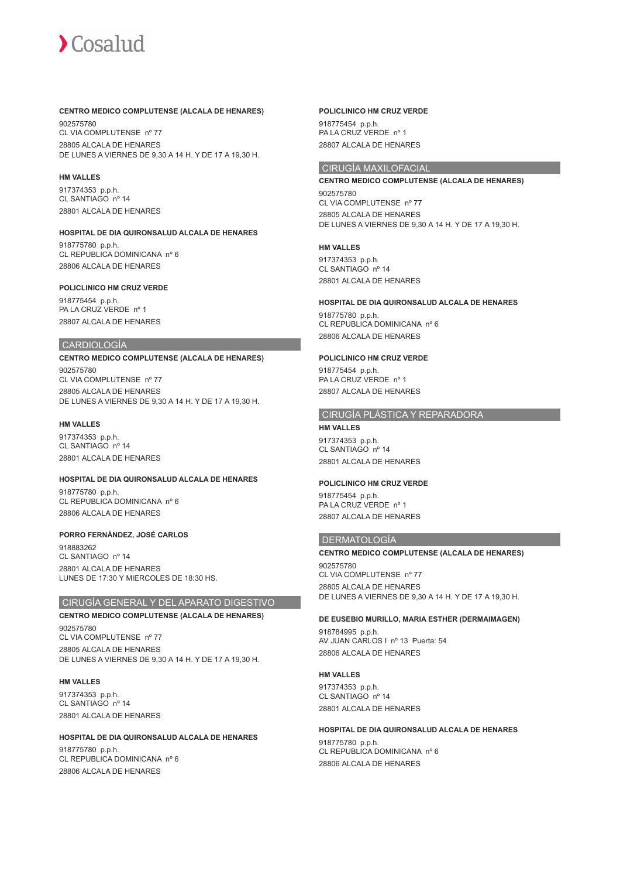**CENTRO MEDICO COMPLUTENSE (ALCALA DE HENARES)**

902575780
CL VIA COMPLUTENSE nº 77
28805 ALCALA DE HENARES
DE LUNES A VIERNES DE 9,30 A 14 H. Y DE 17 A 19,30 H.

**HM VALLES**

917374353 p.p.h.
CL SANTIAGO nº 14
28801 ALCALA DE HENARES

**HOSPITAL DE DIA QUIRONSALUD ALCALA DE HENARES**

918775780 p.p.h.
CL REPUBLICA DOMINICANA nº 6
28806 ALCALA DE HENARES

**POLICLINICO HM CRUZ VERDE**

918775454 p.p.h.
PA LA CRUZ VERDE nº 1
28807 ALCALA DE HENARES

## CARDIOLOGÍA

**CENTRO MEDICO COMPLUTENSE (ALCALA DE HENARES)**

902575780
CL VIA COMPLUTENSE nº 77
28805 ALCALA DE HENARES
DE LUNES A VIERNES DE 9,30 A 14 H. Y DE 17 A 19,30 H.

**HM VALLES**

917374353 p.p.h.
CL SANTIAGO nº 14
28801 ALCALA DE HENARES

**HOSPITAL DE DIA QUIRONSALUD ALCALA DE HENARES**

918775780 p.p.h.
CL REPUBLICA DOMINICANA nº 6
28806 ALCALA DE HENARES

**PORRO FERNÁNDEZ, JOSÉ CARLOS**

918883262
CL SANTIAGO nº 14
28801 ALCALA DE HENARES
LUNES DE 17:30 Y MIERCOLES DE 18:30 HS.

## CIRUGÍA GENERAL Y DEL APARATO DIGESTIVO

**CENTRO MEDICO COMPLUTENSE (ALCALA DE HENARES)**

902575780
CL VIA COMPLUTENSE nº 77
28805 ALCALA DE HENARES
DE LUNES A VIERNES DE 9,30 A 14 H. Y DE 17 A 19,30 H.

**HM VALLES**

917374353 p.p.h.
CL SANTIAGO nº 14
28801 ALCALA DE HENARES

**HOSPITAL DE DIA QUIRONSALUD ALCALA DE HENARES**

918775780 p.p.h.
CL REPUBLICA DOMINICANA nº 6
28806 ALCALA DE HENARES

**POLICLINICO HM CRUZ VERDE**

918775454 p.p.h.
PA LA CRUZ VERDE nº 1
28807 ALCALA DE HENARES

## CIRUGÍA MAXILOFACIAL

**CENTRO MEDICO COMPLUTENSE (ALCALA DE HENARES)**

902575780
CL VIA COMPLUTENSE nº 77
28805 ALCALA DE HENARES
DE LUNES A VIERNES DE 9,30 A 14 H. Y DE 17 A 19,30 H.

**HM VALLES**

917374353 p.p.h.
CL SANTIAGO nº 14
28801 ALCALA DE HENARES

**HOSPITAL DE DIA QUIRONSALUD ALCALA DE HENARES**

918775780 p.p.h.
CL REPUBLICA DOMINICANA nº 6
28806 ALCALA DE HENARES

**POLICLINICO HM CRUZ VERDE**

918775454 p.p.h.
PA LA CRUZ VERDE nº 1
28807 ALCALA DE HENARES

## CIRUGÍA PLÁSTICA Y REPARADORA

**HM VALLES**

917374353 p.p.h.
CL SANTIAGO nº 14
28801 ALCALA DE HENARES

**POLICLINICO HM CRUZ VERDE**

918775454 p.p.h.
PA LA CRUZ VERDE nº 1
28807 ALCALA DE HENARES

## DERMATOLOGÍA

**CENTRO MEDICO COMPLUTENSE (ALCALA DE HENARES)**

902575780
CL VIA COMPLUTENSE nº 77
28805 ALCALA DE HENARES
DE LUNES A VIERNES DE 9,30 A 14 H. Y DE 17 A 19,30 H.

**DE EUSEBIO MURILLO, MARIA ESTHER (DERMAIMAGEN)**

918784995 p.p.h.
AV JUAN CARLOS I nº 13 Puerta: 54
28806 ALCALA DE HENARES

**HM VALLES**

917374353 p.p.h.
CL SANTIAGO nº 14
28801 ALCALA DE HENARES

**HOSPITAL DE DIA QUIRONSALUD ALCALA DE HENARES**

918775780 p.p.h.
CL REPUBLICA DOMINICANA nº 6
28806 ALCALA DE HENARES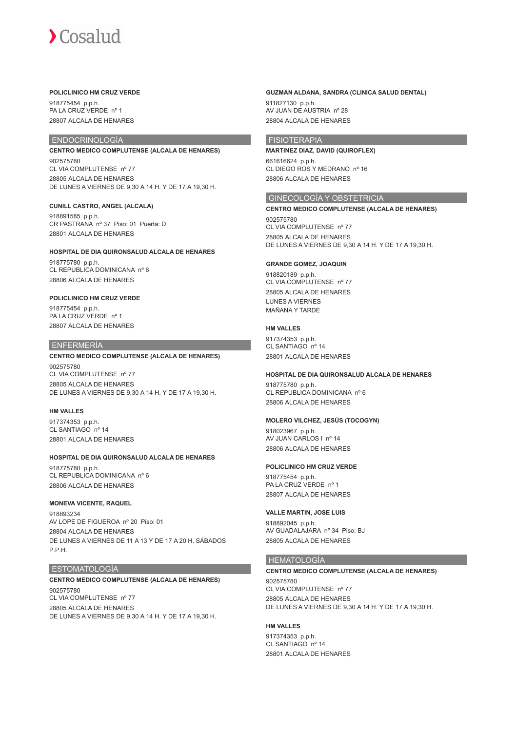**POLICLINICO HM CRUZ VERDE**

918775454 p.p.h.
PA LA CRUZ VERDE nº 1
28807 ALCALA DE HENARES

## ENDOCRINOLOGÍA

**CENTRO MEDICO COMPLUTENSE (ALCALA DE HENARES)**

902575780
CL VIA COMPLUTENSE nº 77
28805 ALCALA DE HENARES
DE LUNES A VIERNES DE 9,30 A 14 H. Y DE 17 A 19,30 H.

**CUNILL CASTRO, ANGEL (ALCALA)**

918891585 p.p.h.
CR PASTRANA nº 37 Piso: 01 Puerta: D
28801 ALCALA DE HENARES

**HOSPITAL DE DIA QUIRONSALUD ALCALA DE HENARES**

918775780 p.p.h.
CL REPUBLICA DOMINICANA nº 6
28806 ALCALA DE HENARES

**POLICLINICO HM CRUZ VERDE**

918775454 p.p.h.
PA LA CRUZ VERDE nº 1
28807 ALCALA DE HENARES

## ENFERMERÍA

**CENTRO MEDICO COMPLUTENSE (ALCALA DE HENARES)**

902575780
CL VIA COMPLUTENSE nº 77
28805 ALCALA DE HENARES
DE LUNES A VIERNES DE 9,30 A 14 H. Y DE 17 A 19,30 H.

**HM VALLES**

917374353 p.p.h.
CL SANTIAGO nº 14
28801 ALCALA DE HENARES

**HOSPITAL DE DIA QUIRONSALUD ALCALA DE HENARES**

918775780 p.p.h.
CL REPUBLICA DOMINICANA nº 6
28806 ALCALA DE HENARES

**MONEVA VICENTE, RAQUEL**

918893234
AV LOPE DE FIGUEROA nº 20 Piso: 01
28804 ALCALA DE HENARES
DE LUNES A VIERNES DE 11 A 13 Y DE 17 A 20 H. SÁBADOS P.P.H.

## ESTOMATOLOGÍA

**CENTRO MEDICO COMPLUTENSE (ALCALA DE HENARES)**

902575780
CL VIA COMPLUTENSE nº 77
28805 ALCALA DE HENARES
DE LUNES A VIERNES DE 9,30 A 14 H. Y DE 17 A 19,30 H.

**GUZMAN ALDANA, SANDRA (CLINICA SALUD DENTAL)**

911827130 p.p.h.
AV JUAN DE AUSTRIA nº 28
28804 ALCALA DE HENARES

## FISIOTERAPIA

**MARTINEZ DIAZ, DAVID (QUIROFLEX)**

661616624 p.p.h.
CL DIEGO ROS Y MEDRANO nº 16
28806 ALCALA DE HENARES

## GINECOLOGÍA Y OBSTETRICIA

**CENTRO MEDICO COMPLUTENSE (ALCALA DE HENARES)**

902575780
CL VIA COMPLUTENSE nº 77
28805 ALCALA DE HENARES
DE LUNES A VIERNES DE 9,30 A 14 H. Y DE 17 A 19,30 H.

**GRANDE GOMEZ, JOAQUIN**

918820189 p.p.h.
CL VIA COMPLUTENSE nº 77
28805 ALCALA DE HENARES
LUNES A VIERNES
MAÑANA Y TARDE

**HM VALLES**

917374353 p.p.h.
CL SANTIAGO nº 14
28801 ALCALA DE HENARES

**HOSPITAL DE DIA QUIRONSALUD ALCALA DE HENARES**

918775780 p.p.h.
CL REPUBLICA DOMINICANA nº 6
28806 ALCALA DE HENARES

**MOLERO VILCHEZ, JESÚS (TOCOGYN)**

918023967 p.p.h.
AV JUAN CARLOS I nº 14
28806 ALCALA DE HENARES

**POLICLINICO HM CRUZ VERDE**

918775454 p.p.h.
PA LA CRUZ VERDE nº 1
28807 ALCALA DE HENARES

**VALLE MARTIN, JOSE LUIS**

918892045 p.p.h.
AV GUADALAJARA nº 34 Piso: BJ
28805 ALCALA DE HENARES

## HEMATOLOGÍA

**CENTRO MEDICO COMPLUTENSE (ALCALA DE HENARES)**

902575780
CL VIA COMPLUTENSE nº 77
28805 ALCALA DE HENARES
DE LUNES A VIERNES DE 9,30 A 14 H. Y DE 17 A 19,30 H.

**HM VALLES**

917374353 p.p.h.
CL SANTIAGO nº 14
28801 ALCALA DE HENARES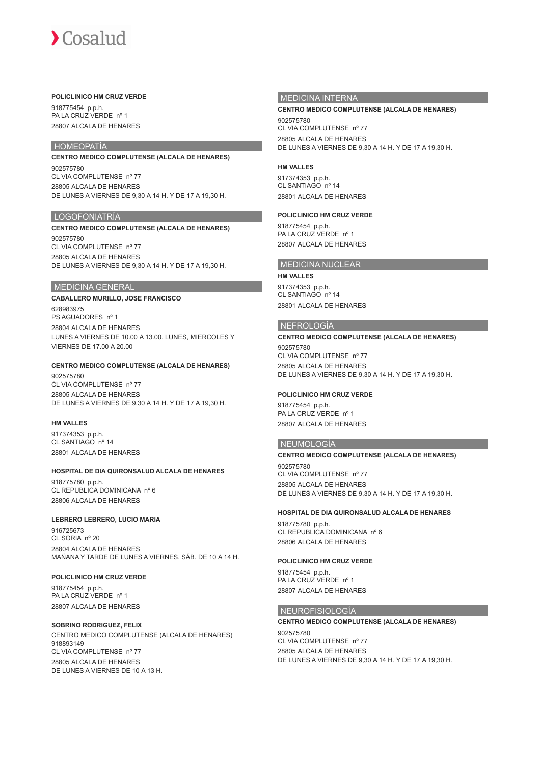**POLICLINICO HM CRUZ VERDE**

918775454 p.p.h.
PA LA CRUZ VERDE nº 1
28807 ALCALA DE HENARES

## HOMEOPATÍA

**CENTRO MEDICO COMPLUTENSE (ALCALA DE HENARES)**

902575780
CL VIA COMPLUTENSE nº 77
28805 ALCALA DE HENARES
DE LUNES A VIERNES DE 9,30 A 14 H. Y DE 17 A 19,30 H.

## LOGOFONIATRÍA

**CENTRO MEDICO COMPLUTENSE (ALCALA DE HENARES)**

902575780
CL VIA COMPLUTENSE nº 77
28805 ALCALA DE HENARES
DE LUNES A VIERNES DE 9,30 A 14 H. Y DE 17 A 19,30 H.

## MEDICINA GENERAL

**CABALLERO MURILLO, JOSE FRANCISCO**

628983975
PS AGUADORES nº 1
28804 ALCALA DE HENARES
LUNES A VIERNES DE 10.00 A 13.00. LUNES, MIERCOLES Y VIERNES DE 17.00 A 20.00

**CENTRO MEDICO COMPLUTENSE (ALCALA DE HENARES)**

902575780
CL VIA COMPLUTENSE nº 77
28805 ALCALA DE HENARES
DE LUNES A VIERNES DE 9,30 A 14 H. Y DE 17 A 19,30 H.

**HM VALLES**

917374353 p.p.h.
CL SANTIAGO nº 14
28801 ALCALA DE HENARES

**HOSPITAL DE DIA QUIRONSALUD ALCALA DE HENARES**

918775780 p.p.h.
CL REPUBLICA DOMINICANA nº 6
28806 ALCALA DE HENARES

**LEBRERO LEBRERO, LUCIO MARIA**

916725673
CL SORIA nº 20
28804 ALCALA DE HENARES
MAÑANA Y TARDE DE LUNES A VIERNES. SÁB. DE 10 A 14 H.

**POLICLINICO HM CRUZ VERDE**

918775454 p.p.h.
PA LA CRUZ VERDE nº 1
28807 ALCALA DE HENARES

**SOBRINO RODRIGUEZ, FELIX**

CENTRO MEDICO COMPLUTENSE (ALCALA DE HENARES)
918893149
CL VIA COMPLUTENSE nº 77
28805 ALCALA DE HENARES
DE LUNES A VIERNES DE 10 A 13 H.

## MEDICINA INTERNA

**CENTRO MEDICO COMPLUTENSE (ALCALA DE HENARES)**

902575780
CL VIA COMPLUTENSE nº 77
28805 ALCALA DE HENARES
DE LUNES A VIERNES DE 9,30 A 14 H. Y DE 17 A 19,30 H.

**HM VALLES**

917374353 p.p.h.
CL SANTIAGO nº 14
28801 ALCALA DE HENARES

**POLICLINICO HM CRUZ VERDE**

918775454 p.p.h.
PA LA CRUZ VERDE nº 1
28807 ALCALA DE HENARES

## MEDICINA NUCLEAR

**HM VALLES**

917374353 p.p.h.
CL SANTIAGO nº 14
28801 ALCALA DE HENARES

## NEFROLOGÍA

**CENTRO MEDICO COMPLUTENSE (ALCALA DE HENARES)**

902575780
CL VIA COMPLUTENSE nº 77
28805 ALCALA DE HENARES
DE LUNES A VIERNES DE 9,30 A 14 H. Y DE 17 A 19,30 H.

**POLICLINICO HM CRUZ VERDE**

918775454 p.p.h.
PA LA CRUZ VERDE nº 1
28807 ALCALA DE HENARES

## NEUMOLOGÍA

**CENTRO MEDICO COMPLUTENSE (ALCALA DE HENARES)**

902575780
CL VIA COMPLUTENSE nº 77
28805 ALCALA DE HENARES
DE LUNES A VIERNES DE 9,30 A 14 H. Y DE 17 A 19,30 H.

**HOSPITAL DE DIA QUIRONSALUD ALCALA DE HENARES**

918775780 p.p.h.
CL REPUBLICA DOMINICANA nº 6
28806 ALCALA DE HENARES

**POLICLINICO HM CRUZ VERDE**

918775454 p.p.h.
PA LA CRUZ VERDE nº 1
28807 ALCALA DE HENARES

## NEUROFISIOLOGÍA

**CENTRO MEDICO COMPLUTENSE (ALCALA DE HENARES)**

902575780
CL VIA COMPLUTENSE nº 77
28805 ALCALA DE HENARES
DE LUNES A VIERNES DE 9,30 A 14 H. Y DE 17 A 19,30 H.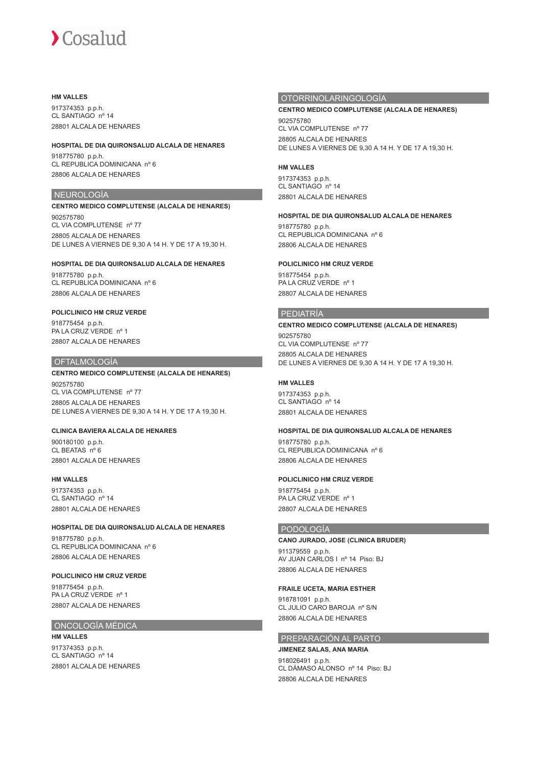**HM VALLES**

917374353 p.p.h.
CL SANTIAGO nº 14
28801 ALCALA DE HENARES

**HOSPITAL DE DIA QUIRONSALUD ALCALA DE HENARES**

918775780 p.p.h.
CL REPUBLICA DOMINICANA nº 6
28806 ALCALA DE HENARES

## NEUROLOGÍA

**CENTRO MEDICO COMPLUTENSE (ALCALA DE HENARES)**

902575780
CL VIA COMPLUTENSE nº 77
28805 ALCALA DE HENARES
DE LUNES A VIERNES DE 9,30 A 14 H. Y DE 17 A 19,30 H.

**HOSPITAL DE DIA QUIRONSALUD ALCALA DE HENARES**

918775780 p.p.h.
CL REPUBLICA DOMINICANA nº 6
28806 ALCALA DE HENARES

**POLICLINICO HM CRUZ VERDE**

918775454 p.p.h.
PA LA CRUZ VERDE nº 1
28807 ALCALA DE HENARES

## OFTALMOLOGÍA

**CENTRO MEDICO COMPLUTENSE (ALCALA DE HENARES)**

902575780
CL VIA COMPLUTENSE nº 77
28805 ALCALA DE HENARES
DE LUNES A VIERNES DE 9,30 A 14 H. Y DE 17 A 19,30 H.

**CLINICA BAVIERA ALCALA DE HENARES**

900180100 p.p.h.
CL BEATAS nº 6
28801 ALCALA DE HENARES

**HM VALLES**

917374353 p.p.h.
CL SANTIAGO nº 14
28801 ALCALA DE HENARES

**HOSPITAL DE DIA QUIRONSALUD ALCALA DE HENARES**

918775780 p.p.h.
CL REPUBLICA DOMINICANA nº 6
28806 ALCALA DE HENARES

**POLICLINICO HM CRUZ VERDE**

918775454 p.p.h.
PA LA CRUZ VERDE nº 1
28807 ALCALA DE HENARES

## ONCOLOGÍA MÉDICA

**HM VALLES**

917374353 p.p.h.
CL SANTIAGO nº 14
28801 ALCALA DE HENARES

## OTORRINOLARINGOLOGÍA

**CENTRO MEDICO COMPLUTENSE (ALCALA DE HENARES)**

902575780
CL VIA COMPLUTENSE nº 77
28805 ALCALA DE HENARES
DE LUNES A VIERNES DE 9,30 A 14 H. Y DE 17 A 19,30 H.

**HM VALLES**

917374353 p.p.h.
CL SANTIAGO nº 14
28801 ALCALA DE HENARES

**HOSPITAL DE DIA QUIRONSALUD ALCALA DE HENARES**

918775780 p.p.h.
CL REPUBLICA DOMINICANA nº 6
28806 ALCALA DE HENARES

**POLICLINICO HM CRUZ VERDE**

918775454 p.p.h.
PA LA CRUZ VERDE nº 1
28807 ALCALA DE HENARES

## PEDIATRÍA

**CENTRO MEDICO COMPLUTENSE (ALCALA DE HENARES)**

902575780
CL VIA COMPLUTENSE nº 77
28805 ALCALA DE HENARES
DE LUNES A VIERNES DE 9,30 A 14 H. Y DE 17 A 19,30 H.

**HM VALLES**

917374353 p.p.h.
CL SANTIAGO nº 14
28801 ALCALA DE HENARES

**HOSPITAL DE DIA QUIRONSALUD ALCALA DE HENARES**

918775780 p.p.h.
CL REPUBLICA DOMINICANA nº 6
28806 ALCALA DE HENARES

**POLICLINICO HM CRUZ VERDE**

918775454 p.p.h.
PA LA CRUZ VERDE nº 1
28807 ALCALA DE HENARES

## PODOLOGÍA

**CANO JURADO, JOSE (CLINICA BRUDER)**

911379559 p.p.h.
AV JUAN CARLOS I nº 14 Piso: BJ
28806 ALCALA DE HENARES

**FRAILE UCETA, MARIA ESTHER**

918781091 p.p.h.
CL JULIO CARO BAROJA nº S/N
28806 ALCALA DE HENARES

## PREPARACIÓN AL PARTO

**JIMENEZ SALAS, ANA MARIA**

918026491 p.p.h.
CL DÁMASO ALONSO nº 14 Piso: BJ
28806 ALCALA DE HENARES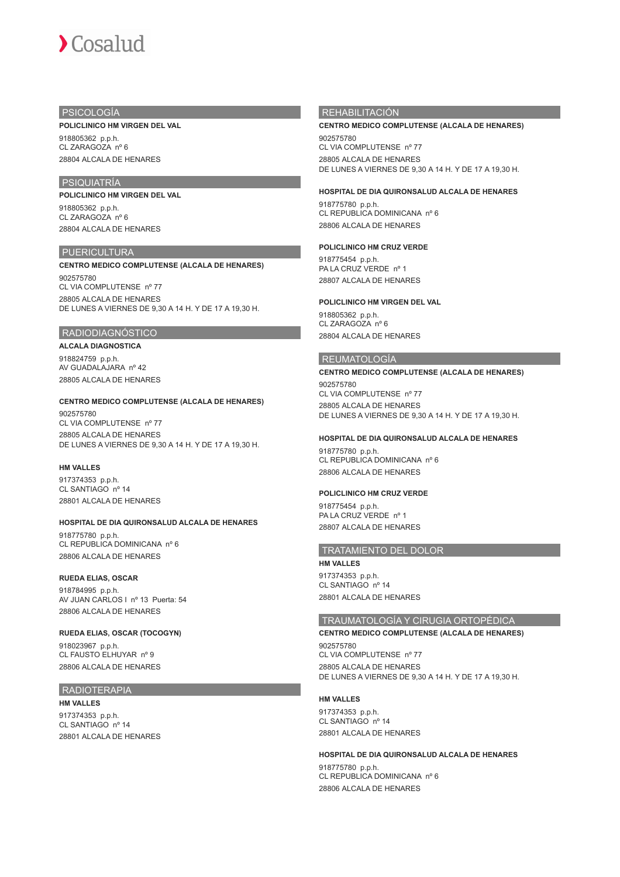## PSICOLOGÍA

**POLICLINICO HM VIRGEN DEL VAL**

918805362 p.p.h.
CL ZARAGOZA nº 6
28804 ALCALA DE HENARES

## PSIQUIATRÍA

**POLICLINICO HM VIRGEN DEL VAL**

918805362 p.p.h.
CL ZARAGOZA nº 6
28804 ALCALA DE HENARES

## PUERICULTURA

**CENTRO MEDICO COMPLUTENSE (ALCALA DE HENARES)**

902575780
CL VIA COMPLUTENSE nº 77
28805 ALCALA DE HENARES
DE LUNES A VIERNES DE 9,30 A 14 H. Y DE 17 A 19,30 H.

## RADIODIAGNÓSTICO

**ALCALA DIAGNOSTICA**

918824759 p.p.h.
AV GUADALAJARA nº 42
28805 ALCALA DE HENARES

**CENTRO MEDICO COMPLUTENSE (ALCALA DE HENARES)**

902575780
CL VIA COMPLUTENSE nº 77
28805 ALCALA DE HENARES
DE LUNES A VIERNES DE 9,30 A 14 H. Y DE 17 A 19,30 H.

**HM VALLES**

917374353 p.p.h.
CL SANTIAGO nº 14
28801 ALCALA DE HENARES

**HOSPITAL DE DIA QUIRONSALUD ALCALA DE HENARES**

918775780 p.p.h.
CL REPUBLICA DOMINICANA nº 6
28806 ALCALA DE HENARES

**RUEDA ELIAS, OSCAR**

918784995 p.p.h.
AV JUAN CARLOS I nº 13 Puerta: 54
28806 ALCALA DE HENARES

**RUEDA ELIAS, OSCAR (TOCOGYN)**

918023967 p.p.h.
CL FAUSTO ELHUYAR nº 9
28806 ALCALA DE HENARES

## RADIOTERAPIA

**HM VALLES**

917374353 p.p.h.
CL SANTIAGO nº 14
28801 ALCALA DE HENARES

## REHABILITACIÓN

**CENTRO MEDICO COMPLUTENSE (ALCALA DE HENARES)**

902575780
CL VIA COMPLUTENSE nº 77
28805 ALCALA DE HENARES
DE LUNES A VIERNES DE 9,30 A 14 H. Y DE 17 A 19,30 H.

**HOSPITAL DE DIA QUIRONSALUD ALCALA DE HENARES**

918775780 p.p.h.
CL REPUBLICA DOMINICANA nº 6
28806 ALCALA DE HENARES

**POLICLINICO HM CRUZ VERDE**

918775454 p.p.h.
PA LA CRUZ VERDE nº 1
28807 ALCALA DE HENARES

**POLICLINICO HM VIRGEN DEL VAL**

918805362 p.p.h.
CL ZARAGOZA nº 6
28804 ALCALA DE HENARES

## REUMATOLOGÍA

**CENTRO MEDICO COMPLUTENSE (ALCALA DE HENARES)**

902575780
CL VIA COMPLUTENSE nº 77
28805 ALCALA DE HENARES
DE LUNES A VIERNES DE 9,30 A 14 H. Y DE 17 A 19,30 H.

**HOSPITAL DE DIA QUIRONSALUD ALCALA DE HENARES**

918775780 p.p.h.
CL REPUBLICA DOMINICANA nº 6
28806 ALCALA DE HENARES

**POLICLINICO HM CRUZ VERDE**

918775454 p.p.h.
PA LA CRUZ VERDE nº 1
28807 ALCALA DE HENARES

## TRATAMIENTO DEL DOLOR

**HM VALLES**

917374353 p.p.h.
CL SANTIAGO nº 14
28801 ALCALA DE HENARES

## TRAUMATOLOGÍA Y CIRUGIA ORTOPÉDICA

**CENTRO MEDICO COMPLUTENSE (ALCALA DE HENARES)**

902575780
CL VIA COMPLUTENSE nº 77
28805 ALCALA DE HENARES
DE LUNES A VIERNES DE 9,30 A 14 H. Y DE 17 A 19,30 H.

**HM VALLES**

917374353 p.p.h.
CL SANTIAGO nº 14
28801 ALCALA DE HENARES

**HOSPITAL DE DIA QUIRONSALUD ALCALA DE HENARES**

918775780 p.p.h.
CL REPUBLICA DOMINICANA nº 6
28806 ALCALA DE HENARES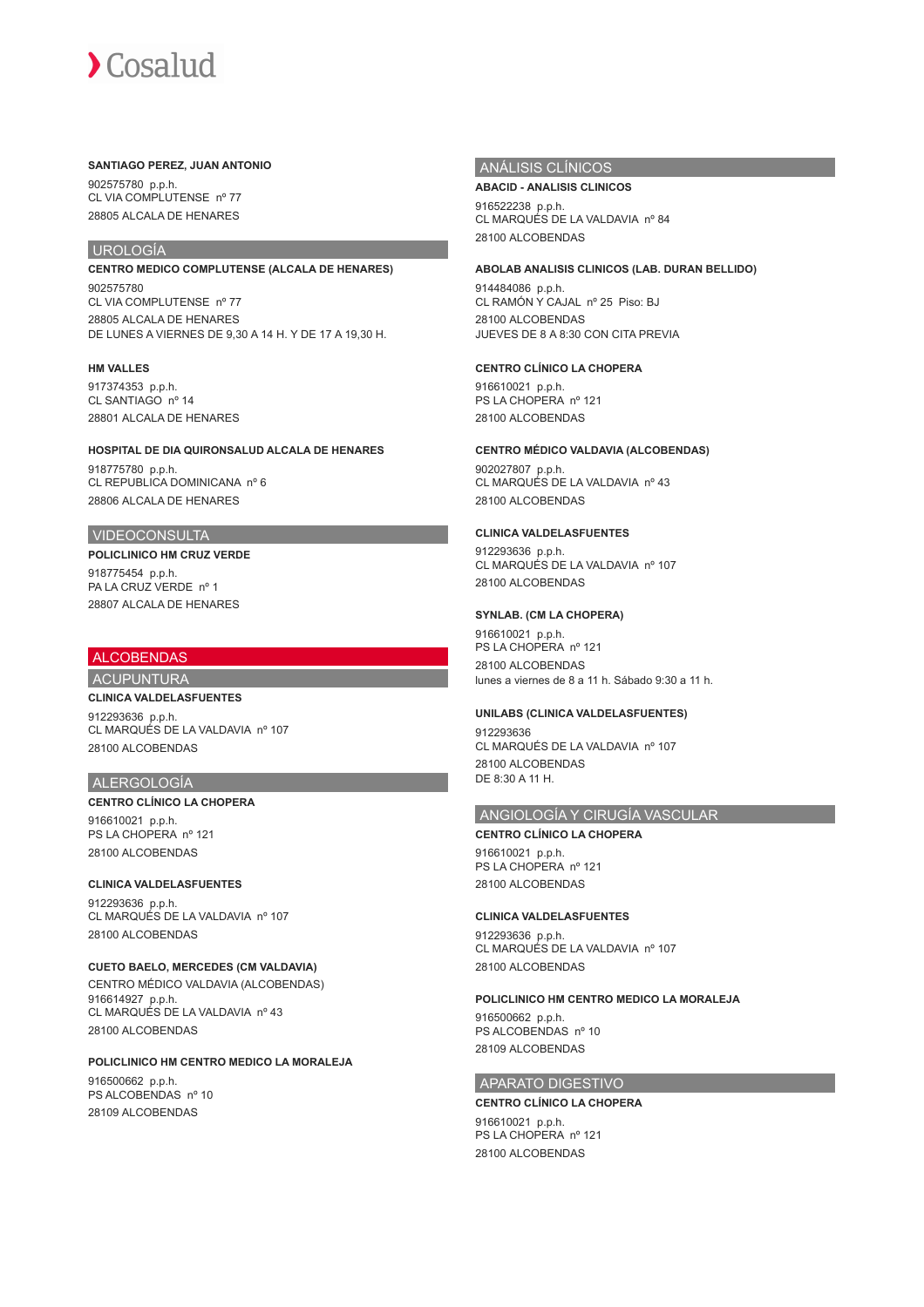**SANTIAGO PEREZ, JUAN ANTONIO**

902575780 p.p.h.
CL VIA COMPLUTENSE nº 77
28805 ALCALA DE HENARES

## UROLOGÍA

**CENTRO MEDICO COMPLUTENSE (ALCALA DE HENARES)**

902575780
CL VIA COMPLUTENSE nº 77
28805 ALCALA DE HENARES
DE LUNES A VIERNES DE 9,30 A 14 H. Y DE 17 A 19,30 H.

**HM VALLES**

917374353 p.p.h.
CL SANTIAGO nº 14
28801 ALCALA DE HENARES

**HOSPITAL DE DIA QUIRONSALUD ALCALA DE HENARES**

918775780 p.p.h.
CL REPUBLICA DOMINICANA nº 6
28806 ALCALA DE HENARES

## VIDEOCONSULTA

**POLICLINICO HM CRUZ VERDE**

918775454 p.p.h.
PA LA CRUZ VERDE nº 1
28807 ALCALA DE HENARES

# ALCOBENDAS

## ACUPUNTURA

**CLINICA VALDELASFUENTES**

912293636 p.p.h.
CL MARQUÉS DE LA VALDAVIA nº 107
28100 ALCOBENDAS

## ALERGOLOGÍA

**CENTRO CLÍNICO LA CHOPERA**

916610021 p.p.h.
PS LA CHOPERA nº 121
28100 ALCOBENDAS

**CLINICA VALDELASFUENTES**

912293636 p.p.h.
CL MARQUÉS DE LA VALDAVIA nº 107
28100 ALCOBENDAS

**CUETO BAELO, MERCEDES (CM VALDAVIA)**

CENTRO MÉDICO VALDAVIA (ALCOBENDAS)
916614927 p.p.h.
CL MARQUÉS DE LA VALDAVIA nº 43
28100 ALCOBENDAS

**POLICLINICO HM CENTRO MEDICO LA MORALEJA**

916500662 p.p.h.
PS ALCOBENDAS nº 10
28109 ALCOBENDAS

## ANÁLISIS CLÍNICOS

**ABACID - ANALISIS CLINICOS**

916522238 p.p.h.
CL MARQUÉS DE LA VALDAVIA nº 84
28100 ALCOBENDAS

**ABOLAB ANALISIS CLINICOS (LAB. DURAN BELLIDO)**

914484086 p.p.h.
CL RAMÓN Y CAJAL nº 25 Piso: BJ
28100 ALCOBENDAS
JUEVES DE 8 A 8:30 CON CITA PREVIA

**CENTRO CLÍNICO LA CHOPERA**

916610021 p.p.h.
PS LA CHOPERA nº 121
28100 ALCOBENDAS

**CENTRO MÉDICO VALDAVIA (ALCOBENDAS)**

902027807 p.p.h.
CL MARQUÉS DE LA VALDAVIA nº 43
28100 ALCOBENDAS

**CLINICA VALDELASFUENTES**

912293636 p.p.h.
CL MARQUÉS DE LA VALDAVIA nº 107
28100 ALCOBENDAS

**SYNLAB. (CM LA CHOPERA)**

916610021 p.p.h.
PS LA CHOPERA nº 121
28100 ALCOBENDAS
lunes a viernes de 8 a 11 h. Sábado 9:30 a 11 h.

**UNILABS (CLINICA VALDELASFUENTES)**

912293636
CL MARQUÉS DE LA VALDAVIA nº 107
28100 ALCOBENDAS
DE 8:30 A 11 H.

## ANGIOLOGÍA Y CIRUGÍA VASCULAR

**CENTRO CLÍNICO LA CHOPERA**

916610021 p.p.h.
PS LA CHOPERA nº 121
28100 ALCOBENDAS

**CLINICA VALDELASFUENTES**

912293636 p.p.h.
CL MARQUÉS DE LA VALDAVIA nº 107
28100 ALCOBENDAS

**POLICLINICO HM CENTRO MEDICO LA MORALEJA**

916500662 p.p.h.
PS ALCOBENDAS nº 10
28109 ALCOBENDAS

## APARATO DIGESTIVO

**CENTRO CLÍNICO LA CHOPERA**

916610021 p.p.h.
PS LA CHOPERA nº 121
28100 ALCOBENDAS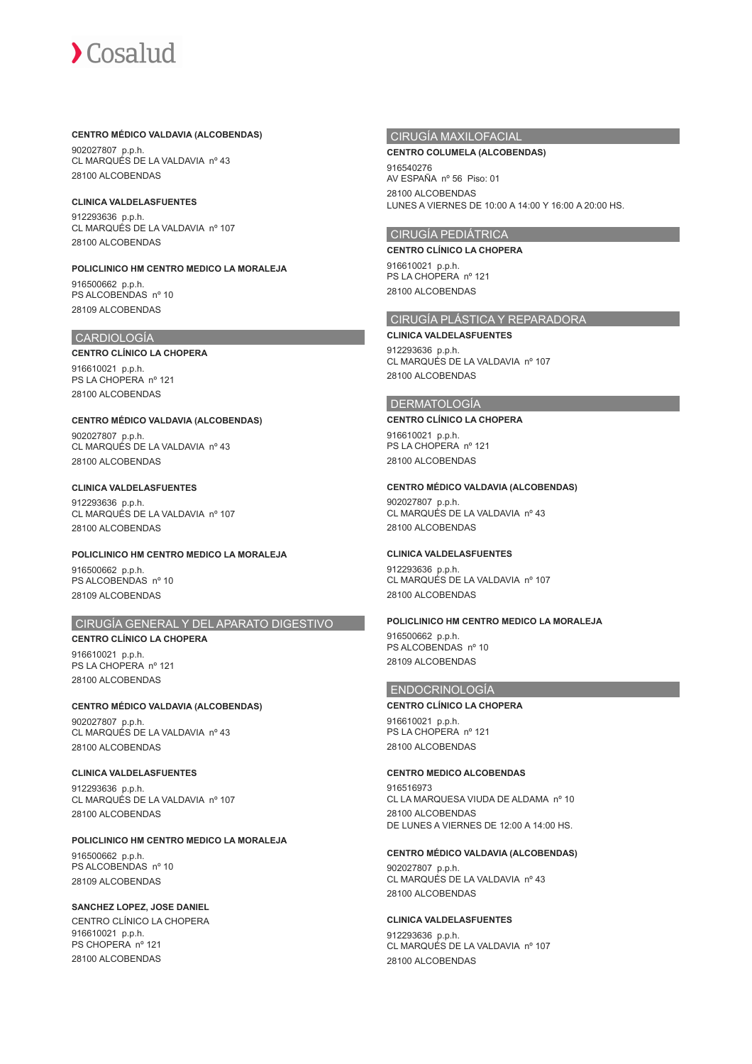**CENTRO MÉDICO VALDAVIA (ALCOBENDAS)**

902027807 p.p.h.
CL MARQUÉS DE LA VALDAVIA nº 43
28100 ALCOBENDAS

**CLINICA VALDELASFUENTES**

912293636 p.p.h.
CL MARQUÉS DE LA VALDAVIA nº 107
28100 ALCOBENDAS

**POLICLINICO HM CENTRO MEDICO LA MORALEJA**

916500662 p.p.h.
PS ALCOBENDAS nº 10
28109 ALCOBENDAS

## CARDIOLOGÍA

**CENTRO CLÍNICO LA CHOPERA**

916610021 p.p.h.
PS LA CHOPERA nº 121
28100 ALCOBENDAS

**CENTRO MÉDICO VALDAVIA (ALCOBENDAS)**

902027807 p.p.h.
CL MARQUÉS DE LA VALDAVIA nº 43
28100 ALCOBENDAS

**CLINICA VALDELASFUENTES**

912293636 p.p.h.
CL MARQUÉS DE LA VALDAVIA nº 107
28100 ALCOBENDAS

**POLICLINICO HM CENTRO MEDICO LA MORALEJA**

916500662 p.p.h.
PS ALCOBENDAS nº 10
28109 ALCOBENDAS

## CIRUGÍA GENERAL Y DEL APARATO DIGESTIVO

**CENTRO CLÍNICO LA CHOPERA**

916610021 p.p.h.
PS LA CHOPERA nº 121
28100 ALCOBENDAS

**CENTRO MÉDICO VALDAVIA (ALCOBENDAS)**

902027807 p.p.h.
CL MARQUÉS DE LA VALDAVIA nº 43
28100 ALCOBENDAS

**CLINICA VALDELASFUENTES**

912293636 p.p.h.
CL MARQUÉS DE LA VALDAVIA nº 107
28100 ALCOBENDAS

**POLICLINICO HM CENTRO MEDICO LA MORALEJA**

916500662 p.p.h.
PS ALCOBENDAS nº 10
28109 ALCOBENDAS

**SANCHEZ LOPEZ, JOSE DANIEL**

CENTRO CLÍNICO LA CHOPERA
916610021 p.p.h.
PS CHOPERA nº 121
28100 ALCOBENDAS

## CIRUGÍA MAXILOFACIAL

**CENTRO COLUMELA (ALCOBENDAS)**

916540276
AV ESPAÑA nº 56 Piso: 01
28100 ALCOBENDAS
LUNES A VIERNES DE 10:00 A 14:00 Y 16:00 A 20:00 HS.

## CIRUGÍA PEDIÁTRICA

**CENTRO CLÍNICO LA CHOPERA**

916610021 p.p.h.
PS LA CHOPERA nº 121
28100 ALCOBENDAS

## CIRUGÍA PLÁSTICA Y REPARADORA

**CLINICA VALDELASFUENTES**

912293636 p.p.h.
CL MARQUÉS DE LA VALDAVIA nº 107
28100 ALCOBENDAS

## DERMATOLOGÍA

**CENTRO CLÍNICO LA CHOPERA**

916610021 p.p.h.
PS LA CHOPERA nº 121
28100 ALCOBENDAS

**CENTRO MÉDICO VALDAVIA (ALCOBENDAS)**

902027807 p.p.h.
CL MARQUÉS DE LA VALDAVIA nº 43
28100 ALCOBENDAS

**CLINICA VALDELASFUENTES**

912293636 p.p.h.
CL MARQUÉS DE LA VALDAVIA nº 107
28100 ALCOBENDAS

**POLICLINICO HM CENTRO MEDICO LA MORALEJA**

916500662 p.p.h.
PS ALCOBENDAS nº 10
28109 ALCOBENDAS

## ENDOCRINOLOGÍA

**CENTRO CLÍNICO LA CHOPERA**

916610021 p.p.h.
PS LA CHOPERA nº 121
28100 ALCOBENDAS

**CENTRO MEDICO ALCOBENDAS**

916516973
CL LA MARQUESA VIUDA DE ALDAMA nº 10
28100 ALCOBENDAS
DE LUNES A VIERNES DE 12:00 A 14:00 HS.

**CENTRO MÉDICO VALDAVIA (ALCOBENDAS)**

902027807 p.p.h.
CL MARQUÉS DE LA VALDAVIA nº 43
28100 ALCOBENDAS

**CLINICA VALDELASFUENTES**

912293636 p.p.h.
CL MARQUÉS DE LA VALDAVIA nº 107
28100 ALCOBENDAS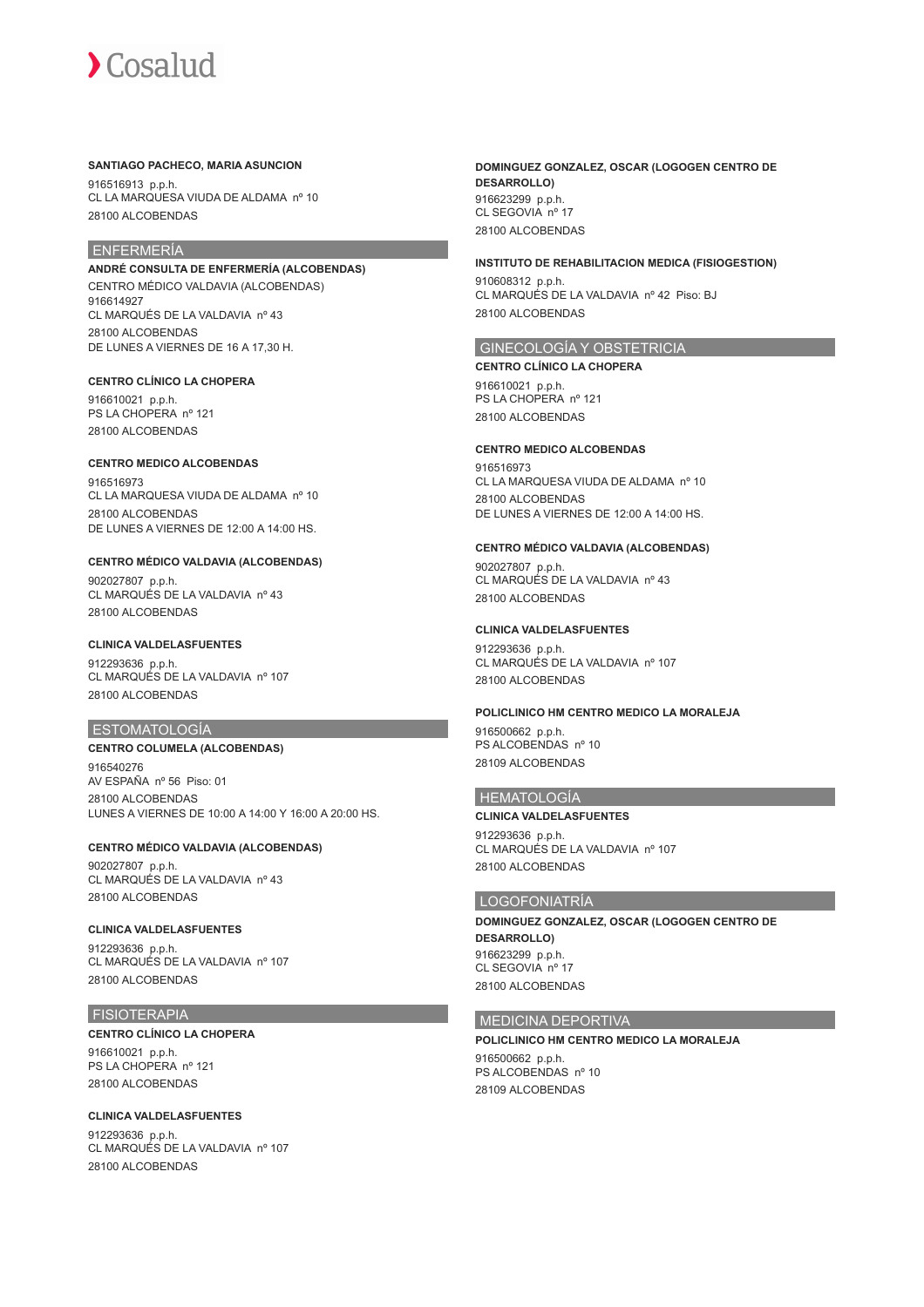**SANTIAGO PACHECO, MARIA ASUNCION**

916516913 p.p.h.
CL LA MARQUESA VIUDA DE ALDAMA nº 10
28100 ALCOBENDAS

## ENFERMERÍA

**ANDRÉ CONSULTA DE ENFERMERÍA (ALCOBENDAS)**

CENTRO MÉDICO VALDAVIA (ALCOBENDAS)
916614927
CL MARQUÉS DE LA VALDAVIA nº 43
28100 ALCOBENDAS
DE LUNES A VIERNES DE 16 A 17,30 H.

**CENTRO CLÍNICO LA CHOPERA**

916610021 p.p.h.
PS LA CHOPERA nº 121
28100 ALCOBENDAS

**CENTRO MEDICO ALCOBENDAS**

916516973
CL LA MARQUESA VIUDA DE ALDAMA nº 10
28100 ALCOBENDAS
DE LUNES A VIERNES DE 12:00 A 14:00 HS.

**CENTRO MÉDICO VALDAVIA (ALCOBENDAS)**

902027807 p.p.h.
CL MARQUÉS DE LA VALDAVIA nº 43
28100 ALCOBENDAS

**CLINICA VALDELASFUENTES**

912293636 p.p.h.
CL MARQUÉS DE LA VALDAVIA nº 107
28100 ALCOBENDAS

## ESTOMATOLOGÍA

**CENTRO COLUMELA (ALCOBENDAS)**

916540276
AV ESPAÑA nº 56 Piso: 01
28100 ALCOBENDAS
LUNES A VIERNES DE 10:00 A 14:00 Y 16:00 A 20:00 HS.

**CENTRO MÉDICO VALDAVIA (ALCOBENDAS)**

902027807 p.p.h.
CL MARQUÉS DE LA VALDAVIA nº 43
28100 ALCOBENDAS

**CLINICA VALDELASFUENTES**

912293636 p.p.h.
CL MARQUÉS DE LA VALDAVIA nº 107
28100 ALCOBENDAS

## FISIOTERAPIA

**CENTRO CLÍNICO LA CHOPERA**

916610021 p.p.h.
PS LA CHOPERA nº 121
28100 ALCOBENDAS

**CLINICA VALDELASFUENTES**

912293636 p.p.h.
CL MARQUÉS DE LA VALDAVIA nº 107
28100 ALCOBENDAS

**DOMINGUEZ GONZALEZ, OSCAR (LOGOGEN CENTRO DE DESARROLLO)**

916623299 p.p.h.
CL SEGOVIA nº 17
28100 ALCOBENDAS

**INSTITUTO DE REHABILITACION MEDICA (FISIOGESTION)**

910608312 p.p.h.
CL MARQUÉS DE LA VALDAVIA nº 42 Piso: BJ
28100 ALCOBENDAS

## GINECOLOGÍA Y OBSTETRICIA

**CENTRO CLÍNICO LA CHOPERA**

916610021 p.p.h.
PS LA CHOPERA nº 121
28100 ALCOBENDAS

**CENTRO MEDICO ALCOBENDAS**

916516973
CL LA MARQUESA VIUDA DE ALDAMA nº 10
28100 ALCOBENDAS
DE LUNES A VIERNES DE 12:00 A 14:00 HS.

**CENTRO MÉDICO VALDAVIA (ALCOBENDAS)**

902027807 p.p.h.
CL MARQUÉS DE LA VALDAVIA nº 43
28100 ALCOBENDAS

**CLINICA VALDELASFUENTES**

912293636 p.p.h.
CL MARQUÉS DE LA VALDAVIA nº 107
28100 ALCOBENDAS

**POLICLINICO HM CENTRO MEDICO LA MORALEJA**

916500662 p.p.h.
PS ALCOBENDAS nº 10
28109 ALCOBENDAS

## HEMATOLOGÍA

**CLINICA VALDELASFUENTES**

912293636 p.p.h.
CL MARQUÉS DE LA VALDAVIA nº 107
28100 ALCOBENDAS

## LOGOFONIATRÍA

**DOMINGUEZ GONZALEZ, OSCAR (LOGOGEN CENTRO DE DESARROLLO)**

916623299 p.p.h.
CL SEGOVIA nº 17
28100 ALCOBENDAS

## MEDICINA DEPORTIVA

**POLICLINICO HM CENTRO MEDICO LA MORALEJA**

916500662 p.p.h.
PS ALCOBENDAS nº 10
28109 ALCOBENDAS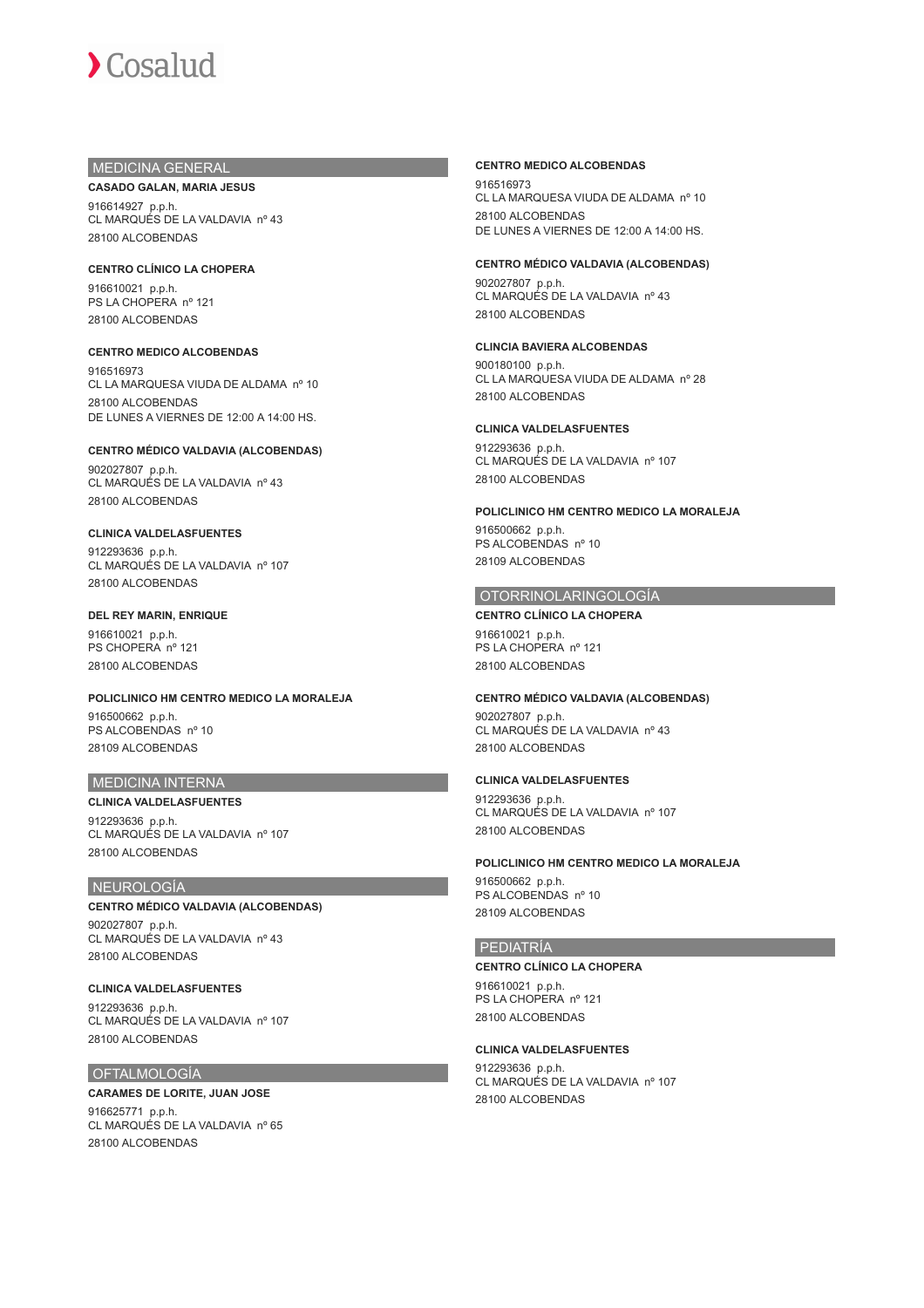## MEDICINA GENERAL

**CASADO GALAN, MARIA JESUS**

916614927 p.p.h.
CL MARQUÉS DE LA VALDAVIA nº 43
28100 ALCOBENDAS

**CENTRO CLÍNICO LA CHOPERA**

916610021 p.p.h.
PS LA CHOPERA nº 121
28100 ALCOBENDAS

**CENTRO MEDICO ALCOBENDAS**

916516973
CL LA MARQUESA VIUDA DE ALDAMA nº 10
28100 ALCOBENDAS
DE LUNES A VIERNES DE 12:00 A 14:00 HS.

**CENTRO MÉDICO VALDAVIA (ALCOBENDAS)**

902027807 p.p.h.
CL MARQUÉS DE LA VALDAVIA nº 43
28100 ALCOBENDAS

**CLINICA VALDELASFUENTES**

912293636 p.p.h.
CL MARQUÉS DE LA VALDAVIA nº 107
28100 ALCOBENDAS

**DEL REY MARIN, ENRIQUE**

916610021 p.p.h.
PS CHOPERA nº 121
28100 ALCOBENDAS

**POLICLINICO HM CENTRO MEDICO LA MORALEJA**

916500662 p.p.h.
PS ALCOBENDAS nº 10
28109 ALCOBENDAS

## MEDICINA INTERNA

**CLINICA VALDELASFUENTES**

912293636 p.p.h.
CL MARQUÉS DE LA VALDAVIA nº 107
28100 ALCOBENDAS

## NEUROLOGÍA

**CENTRO MÉDICO VALDAVIA (ALCOBENDAS)**

902027807 p.p.h.
CL MARQUÉS DE LA VALDAVIA nº 43
28100 ALCOBENDAS

**CLINICA VALDELASFUENTES**

912293636 p.p.h.
CL MARQUÉS DE LA VALDAVIA nº 107
28100 ALCOBENDAS

## OFTALMOLOGÍA

**CARAMES DE LORITE, JUAN JOSE**

916625771 p.p.h.
CL MARQUÉS DE LA VALDAVIA nº 65
28100 ALCOBENDAS

**CENTRO MEDICO ALCOBENDAS**

916516973
CL LA MARQUESA VIUDA DE ALDAMA nº 10
28100 ALCOBENDAS
DE LUNES A VIERNES DE 12:00 A 14:00 HS.

**CENTRO MÉDICO VALDAVIA (ALCOBENDAS)**

902027807 p.p.h.
CL MARQUÉS DE LA VALDAVIA nº 43
28100 ALCOBENDAS

**CLINCIA BAVIERA ALCOBENDAS**

900180100 p.p.h.
CL LA MARQUESA VIUDA DE ALDAMA nº 28
28100 ALCOBENDAS

**CLINICA VALDELASFUENTES**

912293636 p.p.h.
CL MARQUÉS DE LA VALDAVIA nº 107
28100 ALCOBENDAS

**POLICLINICO HM CENTRO MEDICO LA MORALEJA**

916500662 p.p.h.
PS ALCOBENDAS nº 10
28109 ALCOBENDAS

## OTORRINOLARINGOLOGÍA

**CENTRO CLÍNICO LA CHOPERA**

916610021 p.p.h.
PS LA CHOPERA nº 121
28100 ALCOBENDAS

**CENTRO MÉDICO VALDAVIA (ALCOBENDAS)**

902027807 p.p.h.
CL MARQUÉS DE LA VALDAVIA nº 43
28100 ALCOBENDAS

**CLINICA VALDELASFUENTES**

912293636 p.p.h.
CL MARQUÉS DE LA VALDAVIA nº 107
28100 ALCOBENDAS

**POLICLINICO HM CENTRO MEDICO LA MORALEJA**

916500662 p.p.h.
PS ALCOBENDAS nº 10
28109 ALCOBENDAS

## PEDIATRÍA

**CENTRO CLÍNICO LA CHOPERA**

916610021 p.p.h.
PS LA CHOPERA nº 121
28100 ALCOBENDAS

**CLINICA VALDELASFUENTES**

912293636 p.p.h.
CL MARQUÉS DE LA VALDAVIA nº 107
28100 ALCOBENDAS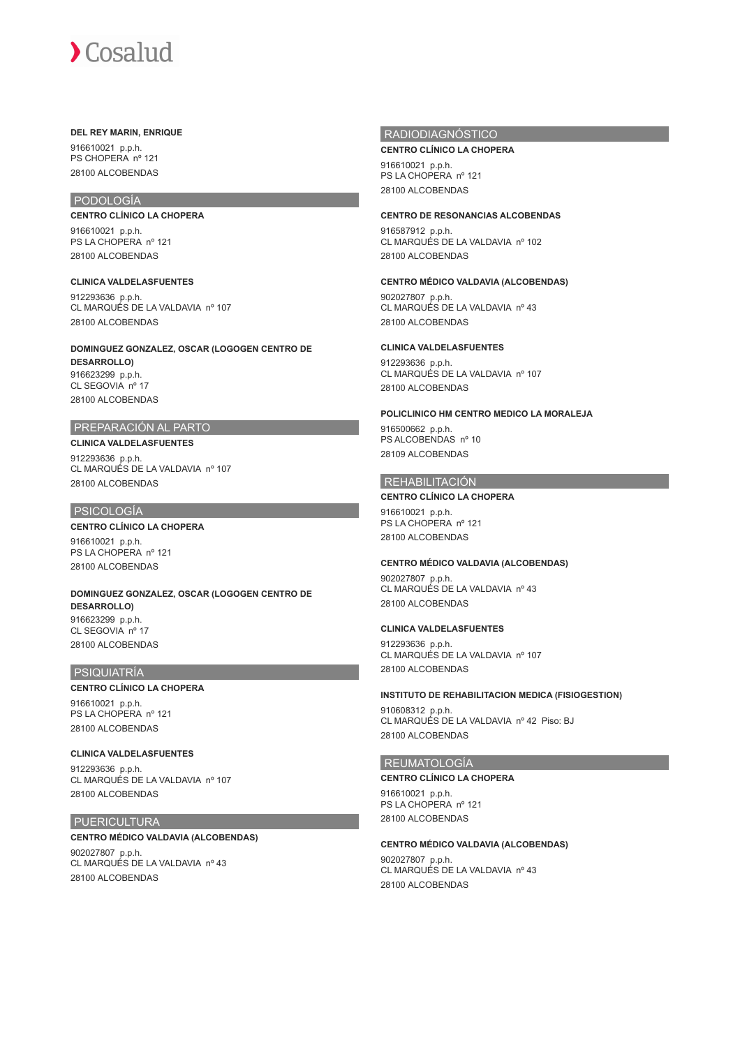**DEL REY MARIN, ENRIQUE**

916610021 p.p.h.
PS CHOPERA nº 121
28100 ALCOBENDAS

## PODOLOGÍA

**CENTRO CLÍNICO LA CHOPERA**

916610021 p.p.h.
PS LA CHOPERA nº 121
28100 ALCOBENDAS

**CLINICA VALDELASFUENTES**

912293636 p.p.h.
CL MARQUÉS DE LA VALDAVIA nº 107
28100 ALCOBENDAS

**DOMINGUEZ GONZALEZ, OSCAR (LOGOGEN CENTRO DE DESARROLLO)**

916623299 p.p.h.
CL SEGOVIA nº 17
28100 ALCOBENDAS

## PREPARACIÓN AL PARTO

**CLINICA VALDELASFUENTES**

912293636 p.p.h.
CL MARQUÉS DE LA VALDAVIA nº 107
28100 ALCOBENDAS

## PSICOLOGÍA

**CENTRO CLÍNICO LA CHOPERA**

916610021 p.p.h.
PS LA CHOPERA nº 121
28100 ALCOBENDAS

**DOMINGUEZ GONZALEZ, OSCAR (LOGOGEN CENTRO DE DESARROLLO)**

916623299 p.p.h.
CL SEGOVIA nº 17
28100 ALCOBENDAS

## PSIQUIATRÍA

**CENTRO CLÍNICO LA CHOPERA**

916610021 p.p.h.
PS LA CHOPERA nº 121
28100 ALCOBENDAS

**CLINICA VALDELASFUENTES**

912293636 p.p.h.
CL MARQUÉS DE LA VALDAVIA nº 107
28100 ALCOBENDAS

## PUERICULTURA

**CENTRO MÉDICO VALDAVIA (ALCOBENDAS)**

902027807 p.p.h.
CL MARQUÉS DE LA VALDAVIA nº 43
28100 ALCOBENDAS

## RADIODIAGNÓSTICO

**CENTRO CLÍNICO LA CHOPERA**

916610021 p.p.h.
PS LA CHOPERA nº 121
28100 ALCOBENDAS

**CENTRO DE RESONANCIAS ALCOBENDAS**

916587912 p.p.h.
CL MARQUÉS DE LA VALDAVIA nº 102
28100 ALCOBENDAS

**CENTRO MÉDICO VALDAVIA (ALCOBENDAS)**

902027807 p.p.h.
CL MARQUÉS DE LA VALDAVIA nº 43
28100 ALCOBENDAS

**CLINICA VALDELASFUENTES**

912293636 p.p.h.
CL MARQUÉS DE LA VALDAVIA nº 107
28100 ALCOBENDAS

**POLICLINICO HM CENTRO MEDICO LA MORALEJA**

916500662 p.p.h.
PS ALCOBENDAS nº 10
28109 ALCOBENDAS

## REHABILITACIÓN

**CENTRO CLÍNICO LA CHOPERA**

916610021 p.p.h.
PS LA CHOPERA nº 121
28100 ALCOBENDAS

**CENTRO MÉDICO VALDAVIA (ALCOBENDAS)**

902027807 p.p.h.
CL MARQUÉS DE LA VALDAVIA nº 43
28100 ALCOBENDAS

**CLINICA VALDELASFUENTES**

912293636 p.p.h.
CL MARQUÉS DE LA VALDAVIA nº 107
28100 ALCOBENDAS

**INSTITUTO DE REHABILITACION MEDICA (FISIOGESTION)**

910608312 p.p.h.
CL MARQUÉS DE LA VALDAVIA nº 42 Piso: BJ
28100 ALCOBENDAS

## REUMATOLOGÍA

**CENTRO CLÍNICO LA CHOPERA**

916610021 p.p.h.
PS LA CHOPERA nº 121
28100 ALCOBENDAS

**CENTRO MÉDICO VALDAVIA (ALCOBENDAS)**

902027807 p.p.h.
CL MARQUÉS DE LA VALDAVIA nº 43
28100 ALCOBENDAS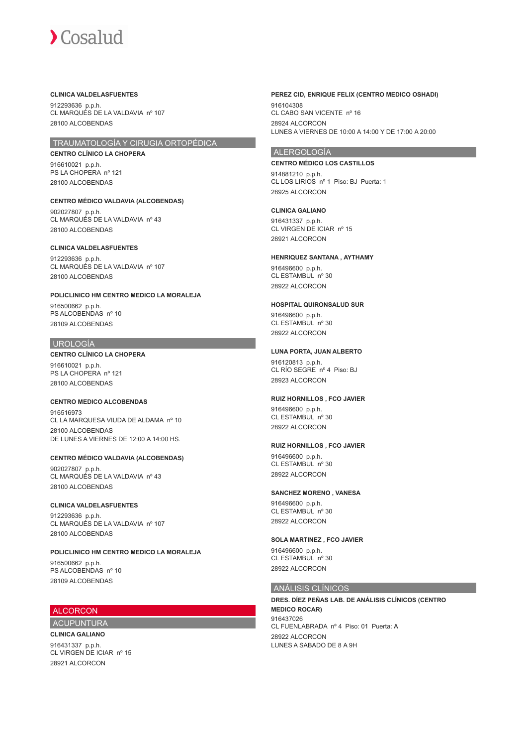**CLINICA VALDELASFUENTES**

912293636 p.p.h.
CL MARQUÉS DE LA VALDAVIA nº 107
28100 ALCOBENDAS

## TRAUMATOLOGÍA Y CIRUGIA ORTOPÉDICA

**CENTRO CLÍNICO LA CHOPERA**

916610021 p.p.h.
PS LA CHOPERA nº 121
28100 ALCOBENDAS

**CENTRO MÉDICO VALDAVIA (ALCOBENDAS)**

902027807 p.p.h.
CL MARQUÉS DE LA VALDAVIA nº 43
28100 ALCOBENDAS

**CLINICA VALDELASFUENTES**

912293636 p.p.h.
CL MARQUÉS DE LA VALDAVIA nº 107
28100 ALCOBENDAS

**POLICLINICO HM CENTRO MEDICO LA MORALEJA**

916500662 p.p.h.
PS ALCOBENDAS nº 10
28109 ALCOBENDAS

## UROLOGÍA

**CENTRO CLÍNICO LA CHOPERA**

916610021 p.p.h.
PS LA CHOPERA nº 121
28100 ALCOBENDAS

**CENTRO MEDICO ALCOBENDAS**

916516973
CL LA MARQUESA VIUDA DE ALDAMA nº 10
28100 ALCOBENDAS
DE LUNES A VIERNES DE 12:00 A 14:00 HS.

**CENTRO MÉDICO VALDAVIA (ALCOBENDAS)**

902027807 p.p.h.
CL MARQUÉS DE LA VALDAVIA nº 43
28100 ALCOBENDAS

**CLINICA VALDELASFUENTES**

912293636 p.p.h.
CL MARQUÉS DE LA VALDAVIA nº 107
28100 ALCOBENDAS

**POLICLINICO HM CENTRO MEDICO LA MORALEJA**

916500662 p.p.h.
PS ALCOBENDAS nº 10
28109 ALCOBENDAS

# ALCORCON

## ACUPUNTURA

**CLINICA GALIANO**

916431337 p.p.h.
CL VIRGEN DE ICIAR nº 15
28921 ALCORCON

**PEREZ CID, ENRIQUE FELIX (CENTRO MEDICO OSHADI)**

916104308
CL CABO SAN VICENTE nº 16
28924 ALCORCON
LUNES A VIERNES DE 10:00 A 14:00 Y DE 17:00 A 20:00

## ALERGOLOGÍA

**CENTRO MÉDICO LOS CASTILLOS**

914881210 p.p.h.
CL LOS LIRIOS nº 1 Piso: BJ Puerta: 1
28925 ALCORCON

**CLINICA GALIANO**

916431337 p.p.h.
CL VIRGEN DE ICIAR nº 15
28921 ALCORCON

**HENRIQUEZ SANTANA , AYTHAMY**

916496600 p.p.h.
CL ESTAMBUL nº 30
28922 ALCORCON

**HOSPITAL QUIRONSALUD SUR**

916496600 p.p.h.
CL ESTAMBUL nº 30
28922 ALCORCON

**LUNA PORTA, JUAN ALBERTO**

916120813 p.p.h.
CL RÍO SEGRE nº 4 Piso: BJ
28923 ALCORCON

**RUIZ HORNILLOS , FCO JAVIER**

916496600 p.p.h.
CL ESTAMBUL nº 30
28922 ALCORCON

**RUIZ HORNILLOS , FCO JAVIER**

916496600 p.p.h.
CL ESTAMBUL nº 30
28922 ALCORCON

**SANCHEZ MORENO , VANESA**

916496600 p.p.h.
CL ESTAMBUL nº 30
28922 ALCORCON

**SOLA MARTINEZ , FCO JAVIER**

916496600 p.p.h.
CL ESTAMBUL nº 30
28922 ALCORCON

## ANÁLISIS CLÍNICOS

**DRES. DÍEZ PEÑAS LAB. DE ANÁLISIS CLÍNICOS (CENTRO MEDICO ROCAR)**

916437026
CL FUENLABRADA nº 4 Piso: 01 Puerta: A
28922 ALCORCON
LUNES A SABADO DE 8 A 9H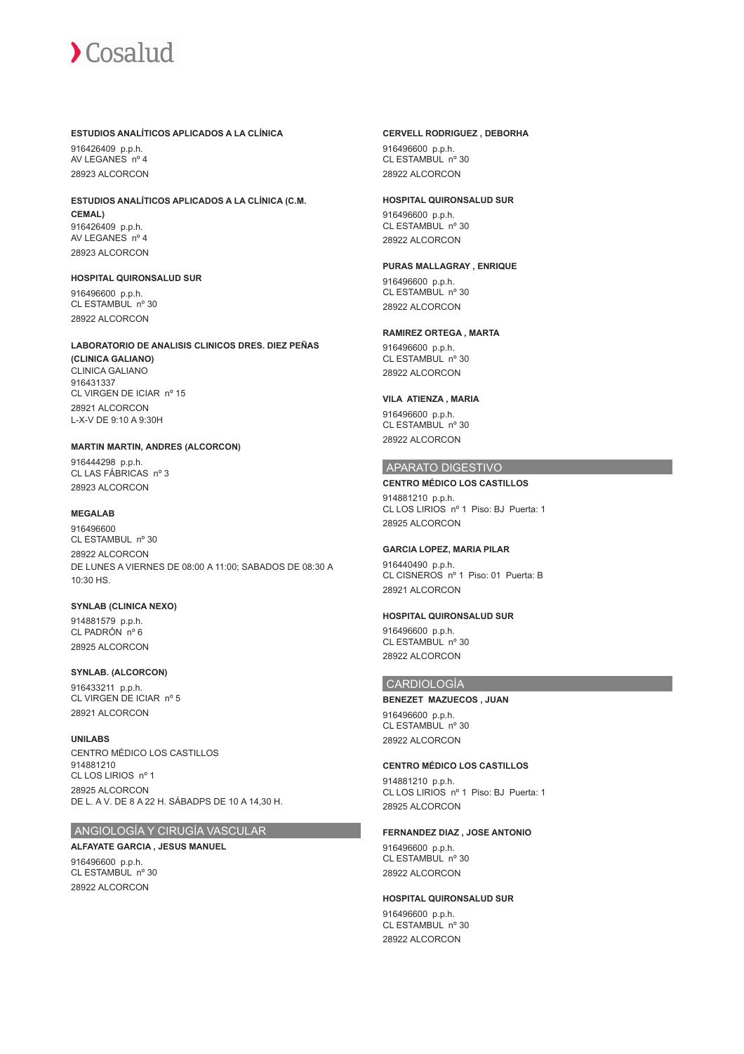**ESTUDIOS ANALÍTICOS APLICADOS A LA CLÍNICA**

916426409 p.p.h.
AV LEGANES nº 4
28923 ALCORCON

**ESTUDIOS ANALÍTICOS APLICADOS A LA CLÍNICA (C.M. CEMAL)**

916426409 p.p.h.
AV LEGANES nº 4
28923 ALCORCON

**HOSPITAL QUIRONSALUD SUR**

916496600 p.p.h.
CL ESTAMBUL nº 30
28922 ALCORCON

**LABORATORIO DE ANALISIS CLINICOS DRES. DIEZ PEÑAS (CLINICA GALIANO)**

CLINICA GALIANO
916431337
CL VIRGEN DE ICIAR nº 15
28921 ALCORCON
L-X-V DE 9:10 A 9:30H

**MARTIN MARTIN, ANDRES (ALCORCON)**

916444298 p.p.h.
CL LAS FÁBRICAS nº 3
28923 ALCORCON

**MEGALAB**

916496600
CL ESTAMBUL nº 30
28922 ALCORCON
DE LUNES A VIERNES DE 08:00 A 11:00; SABADOS DE 08:30 A 10:30 HS.

**SYNLAB (CLINICA NEXO)**

914881579 p.p.h.
CL PADRÓN nº 6
28925 ALCORCON

**SYNLAB. (ALCORCON)**

916433211 p.p.h.
CL VIRGEN DE ICIAR nº 5
28921 ALCORCON

**UNILABS**

CENTRO MÉDICO LOS CASTILLOS
914881210
CL LOS LIRIOS nº 1
28925 ALCORCON
DE L. A V. DE 8 A 22 H. SÁBADPS DE 10 A 14,30 H.

## ANGIOLOGÍA Y CIRUGÍA VASCULAR

**ALFAYATE GARCIA , JESUS MANUEL**

916496600 p.p.h.
CL ESTAMBUL nº 30
28922 ALCORCON

**CERVELL RODRIGUEZ , DEBORHA**

916496600 p.p.h.
CL ESTAMBUL nº 30
28922 ALCORCON

**HOSPITAL QUIRONSALUD SUR**

916496600 p.p.h.
CL ESTAMBUL nº 30
28922 ALCORCON

**PURAS MALLAGRAY , ENRIQUE**

916496600 p.p.h.
CL ESTAMBUL nº 30
28922 ALCORCON

**RAMIREZ ORTEGA , MARTA**

916496600 p.p.h.
CL ESTAMBUL nº 30
28922 ALCORCON

**VILA ATIENZA , MARIA**

916496600 p.p.h.
CL ESTAMBUL nº 30
28922 ALCORCON

## APARATO DIGESTIVO

**CENTRO MÉDICO LOS CASTILLOS**

914881210 p.p.h.
CL LOS LIRIOS nº 1 Piso: BJ Puerta: 1
28925 ALCORCON

**GARCIA LOPEZ, MARIA PILAR**

916440490 p.p.h.
CL CISNEROS nº 1 Piso: 01 Puerta: B
28921 ALCORCON

**HOSPITAL QUIRONSALUD SUR**

916496600 p.p.h.
CL ESTAMBUL nº 30
28922 ALCORCON

## CARDIOLOGÍA

**BENEZET MAZUECOS , JUAN**

916496600 p.p.h.
CL ESTAMBUL nº 30
28922 ALCORCON

**CENTRO MÉDICO LOS CASTILLOS**

914881210 p.p.h.
CL LOS LIRIOS nº 1 Piso: BJ Puerta: 1
28925 ALCORCON

**FERNANDEZ DIAZ , JOSE ANTONIO**

916496600 p.p.h.
CL ESTAMBUL nº 30
28922 ALCORCON

**HOSPITAL QUIRONSALUD SUR**

916496600 p.p.h.
CL ESTAMBUL nº 30
28922 ALCORCON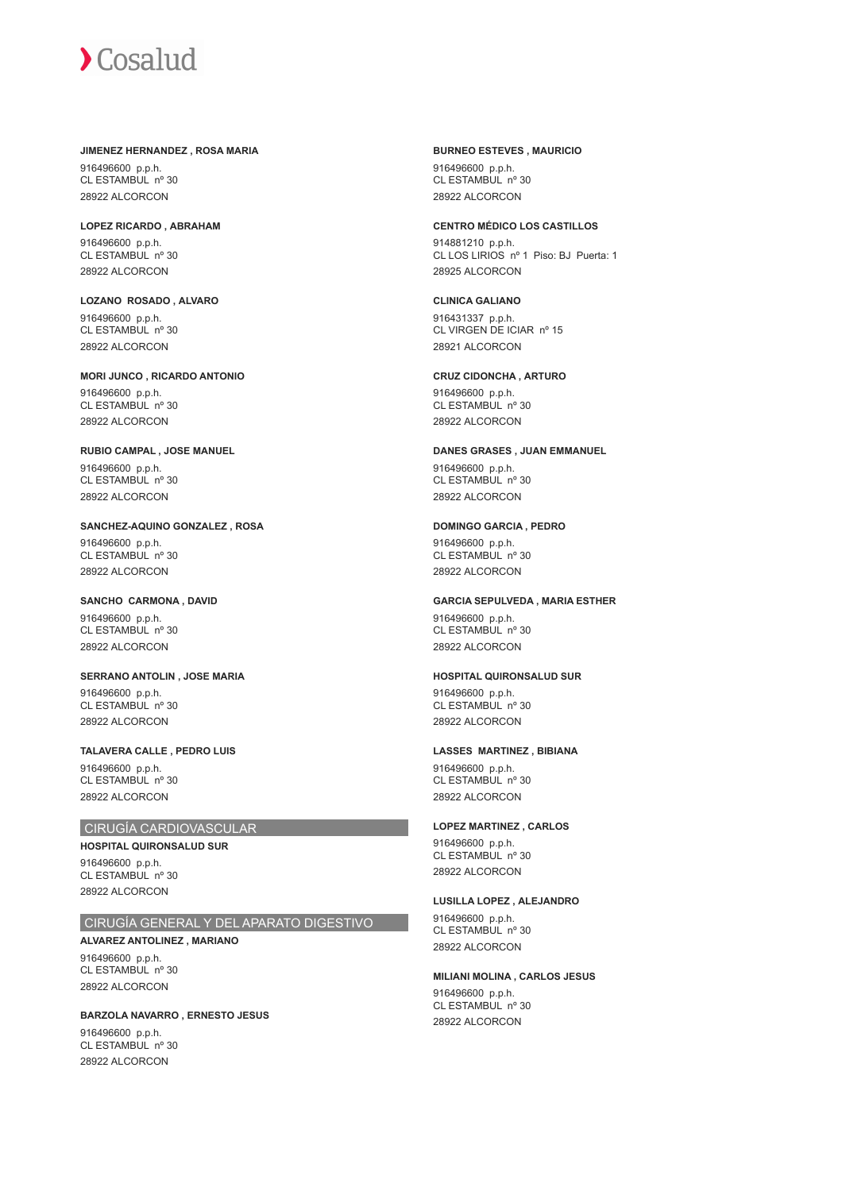**JIMENEZ HERNANDEZ , ROSA MARIA**

916496600 p.p.h.
CL ESTAMBUL nº 30
28922 ALCORCON

**LOPEZ RICARDO , ABRAHAM**

916496600 p.p.h.
CL ESTAMBUL nº 30
28922 ALCORCON

**LOZANO ROSADO , ALVARO**

916496600 p.p.h.
CL ESTAMBUL nº 30
28922 ALCORCON

**MORI JUNCO , RICARDO ANTONIO**

916496600 p.p.h.
CL ESTAMBUL nº 30
28922 ALCORCON

**RUBIO CAMPAL , JOSE MANUEL**

916496600 p.p.h.
CL ESTAMBUL nº 30
28922 ALCORCON

**SANCHEZ-AQUINO GONZALEZ , ROSA**

916496600 p.p.h.
CL ESTAMBUL nº 30
28922 ALCORCON

**SANCHO CARMONA , DAVID**

916496600 p.p.h.
CL ESTAMBUL nº 30
28922 ALCORCON

**SERRANO ANTOLIN , JOSE MARIA**

916496600 p.p.h.
CL ESTAMBUL nº 30
28922 ALCORCON

**TALAVERA CALLE , PEDRO LUIS**

916496600 p.p.h.
CL ESTAMBUL nº 30
28922 ALCORCON

## CIRUGÍA CARDIOVASCULAR

**HOSPITAL QUIRONSALUD SUR**

916496600 p.p.h.
CL ESTAMBUL nº 30
28922 ALCORCON

## CIRUGÍA GENERAL Y DEL APARATO DIGESTIVO

**ALVAREZ ANTOLINEZ , MARIANO**

916496600 p.p.h.
CL ESTAMBUL nº 30
28922 ALCORCON

**BARZOLA NAVARRO , ERNESTO JESUS**

916496600 p.p.h.
CL ESTAMBUL nº 30
28922 ALCORCON

**BURNEO ESTEVES , MAURICIO**

916496600 p.p.h.
CL ESTAMBUL nº 30
28922 ALCORCON

**CENTRO MÉDICO LOS CASTILLOS**

914881210 p.p.h.
CL LOS LIRIOS nº 1 Piso: BJ Puerta: 1
28925 ALCORCON

**CLINICA GALIANO**

916431337 p.p.h.
CL VIRGEN DE ICIAR nº 15
28921 ALCORCON

**CRUZ CIDONCHA , ARTURO**

916496600 p.p.h.
CL ESTAMBUL nº 30
28922 ALCORCON

**DANES GRASES , JUAN EMMANUEL**

916496600 p.p.h.
CL ESTAMBUL nº 30
28922 ALCORCON

**DOMINGO GARCIA , PEDRO**

916496600 p.p.h.
CL ESTAMBUL nº 30
28922 ALCORCON

**GARCIA SEPULVEDA , MARIA ESTHER**

916496600 p.p.h.
CL ESTAMBUL nº 30
28922 ALCORCON

**HOSPITAL QUIRONSALUD SUR**

916496600 p.p.h.
CL ESTAMBUL nº 30
28922 ALCORCON

**LASSES MARTINEZ , BIBIANA**

916496600 p.p.h.
CL ESTAMBUL nº 30
28922 ALCORCON

**LOPEZ MARTINEZ , CARLOS**

916496600 p.p.h.
CL ESTAMBUL nº 30
28922 ALCORCON

**LUSILLA LOPEZ , ALEJANDRO**

916496600 p.p.h.
CL ESTAMBUL nº 30
28922 ALCORCON

**MILIANI MOLINA , CARLOS JESUS**

916496600 p.p.h.
CL ESTAMBUL nº 30
28922 ALCORCON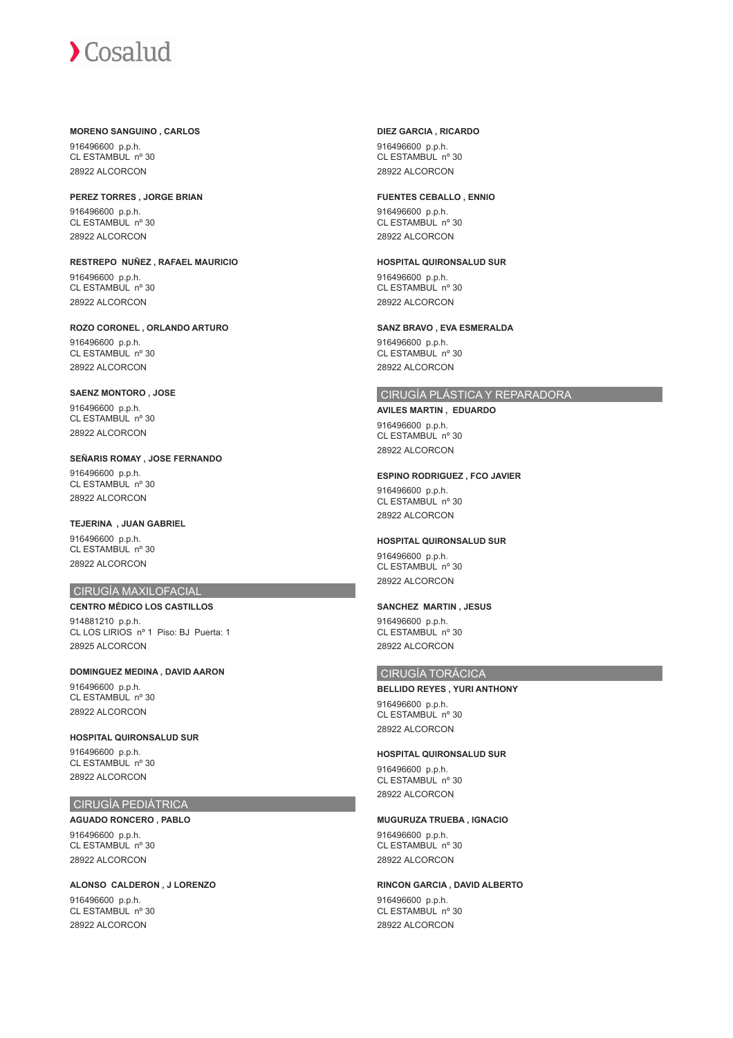**MORENO SANGUINO , CARLOS**

916496600 p.p.h.
CL ESTAMBUL nº 30
28922 ALCORCON

**PEREZ TORRES , JORGE BRIAN**

916496600 p.p.h.
CL ESTAMBUL nº 30
28922 ALCORCON

**RESTREPO NUÑEZ , RAFAEL MAURICIO**

916496600 p.p.h.
CL ESTAMBUL nº 30
28922 ALCORCON

**ROZO CORONEL , ORLANDO ARTURO**

916496600 p.p.h.
CL ESTAMBUL nº 30
28922 ALCORCON

**SAENZ MONTORO , JOSE**

916496600 p.p.h.
CL ESTAMBUL nº 30
28922 ALCORCON

**SEÑARIS ROMAY , JOSE FERNANDO**

916496600 p.p.h.
CL ESTAMBUL nº 30
28922 ALCORCON

**TEJERINA , JUAN GABRIEL**

916496600 p.p.h.
CL ESTAMBUL nº 30
28922 ALCORCON

## CIRUGÍA MAXILOFACIAL

**CENTRO MÉDICO LOS CASTILLOS**

914881210 p.p.h.
CL LOS LIRIOS nº 1 Piso: BJ Puerta: 1
28925 ALCORCON

**DOMINGUEZ MEDINA , DAVID AARON**

916496600 p.p.h.
CL ESTAMBUL nº 30
28922 ALCORCON

**HOSPITAL QUIRONSALUD SUR**

916496600 p.p.h.
CL ESTAMBUL nº 30
28922 ALCORCON

## CIRUGÍA PEDIÁTRICA

**AGUADO RONCERO , PABLO**

916496600 p.p.h.
CL ESTAMBUL nº 30
28922 ALCORCON

**ALONSO CALDERON , J LORENZO**

916496600 p.p.h.
CL ESTAMBUL nº 30
28922 ALCORCON

**DIEZ GARCIA , RICARDO**

916496600 p.p.h.
CL ESTAMBUL nº 30
28922 ALCORCON

**FUENTES CEBALLO , ENNIO**

916496600 p.p.h.
CL ESTAMBUL nº 30
28922 ALCORCON

**HOSPITAL QUIRONSALUD SUR**

916496600 p.p.h.
CL ESTAMBUL nº 30
28922 ALCORCON

**SANZ BRAVO , EVA ESMERALDA**

916496600 p.p.h.
CL ESTAMBUL nº 30
28922 ALCORCON

## CIRUGÍA PLÁSTICA Y REPARADORA

**AVILES MARTIN , EDUARDO**

916496600 p.p.h.
CL ESTAMBUL nº 30
28922 ALCORCON

**ESPINO RODRIGUEZ , FCO JAVIER**

916496600 p.p.h.
CL ESTAMBUL nº 30
28922 ALCORCON

**HOSPITAL QUIRONSALUD SUR**

916496600 p.p.h.
CL ESTAMBUL nº 30
28922 ALCORCON

**SANCHEZ MARTIN , JESUS**

916496600 p.p.h.
CL ESTAMBUL nº 30
28922 ALCORCON

## CIRUGÍA TORÁCICA

**BELLIDO REYES , YURI ANTHONY**

916496600 p.p.h.
CL ESTAMBUL nº 30
28922 ALCORCON

**HOSPITAL QUIRONSALUD SUR**

916496600 p.p.h.
CL ESTAMBUL nº 30
28922 ALCORCON

**MUGURUZA TRUEBA , IGNACIO**

916496600 p.p.h.
CL ESTAMBUL nº 30
28922 ALCORCON

**RINCON GARCIA , DAVID ALBERTO**

916496600 p.p.h.
CL ESTAMBUL nº 30
28922 ALCORCON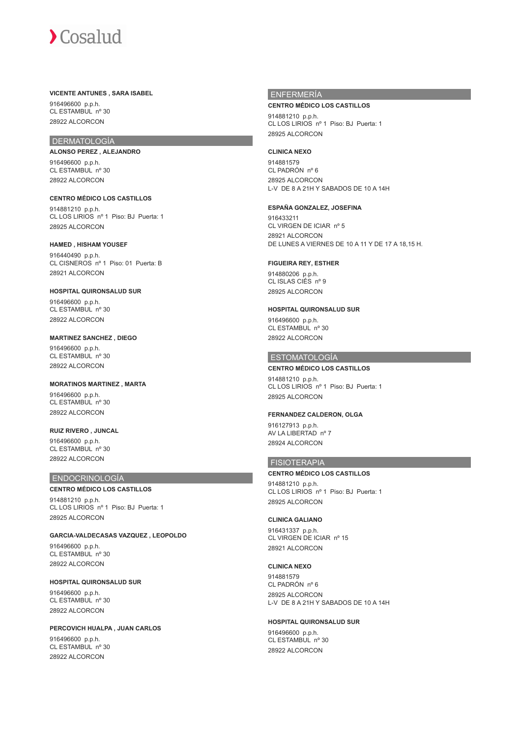**VICENTE ANTUNES , SARA ISABEL**

916496600 p.p.h.
CL ESTAMBUL nº 30
28922 ALCORCON

## DERMATOLOGÍA

**ALONSO PEREZ , ALEJANDRO**

916496600 p.p.h.
CL ESTAMBUL nº 30
28922 ALCORCON

**CENTRO MÉDICO LOS CASTILLOS**

914881210 p.p.h.
CL LOS LIRIOS nº 1 Piso: BJ Puerta: 1
28925 ALCORCON

**HAMED , HISHAM YOUSEF**

916440490 p.p.h.
CL CISNEROS nº 1 Piso: 01 Puerta: B
28921 ALCORCON

**HOSPITAL QUIRONSALUD SUR**

916496600 p.p.h.
CL ESTAMBUL nº 30
28922 ALCORCON

**MARTINEZ SANCHEZ , DIEGO**

916496600 p.p.h.
CL ESTAMBUL nº 30
28922 ALCORCON

**MORATINOS MARTINEZ , MARTA**

916496600 p.p.h.
CL ESTAMBUL nº 30
28922 ALCORCON

**RUIZ RIVERO , JUNCAL**

916496600 p.p.h.
CL ESTAMBUL nº 30
28922 ALCORCON

## ENDOCRINOLOGÍA

**CENTRO MÉDICO LOS CASTILLOS**

914881210 p.p.h.
CL LOS LIRIOS nº 1 Piso: BJ Puerta: 1
28925 ALCORCON

**GARCIA-VALDECASAS VAZQUEZ , LEOPOLDO**

916496600 p.p.h.
CL ESTAMBUL nº 30
28922 ALCORCON

**HOSPITAL QUIRONSALUD SUR**

916496600 p.p.h.
CL ESTAMBUL nº 30
28922 ALCORCON

**PERCOVICH HUALPA , JUAN CARLOS**

916496600 p.p.h.
CL ESTAMBUL nº 30
28922 ALCORCON

## ENFERMERÍA

**CENTRO MÉDICO LOS CASTILLOS**

914881210 p.p.h.
CL LOS LIRIOS nº 1 Piso: BJ Puerta: 1
28925 ALCORCON

**CLINICA NEXO**

914881579
CL PADRÓN nº 6
28925 ALCORCON
L-V DE 8 A 21H Y SABADOS DE 10 A 14H

**ESPAÑA GONZALEZ, JOSEFINA**

916433211
CL VIRGEN DE ICIAR nº 5
28921 ALCORCON
DE LUNES A VIERNES DE 10 A 11 Y DE 17 A 18,15 H.

**FIGUEIRA REY, ESTHER**

914880206 p.p.h.
CL ISLAS CIÉS nº 9
28925 ALCORCON

**HOSPITAL QUIRONSALUD SUR**

916496600 p.p.h.
CL ESTAMBUL nº 30
28922 ALCORCON

## ESTOMATOLOGÍA

**CENTRO MÉDICO LOS CASTILLOS**

914881210 p.p.h.
CL LOS LIRIOS nº 1 Piso: BJ Puerta: 1
28925 ALCORCON

**FERNANDEZ CALDERON, OLGA**

916127913 p.p.h.
AV LA LIBERTAD nº 7
28924 ALCORCON

## FISIOTERAPIA

**CENTRO MÉDICO LOS CASTILLOS**

914881210 p.p.h.
CL LOS LIRIOS nº 1 Piso: BJ Puerta: 1
28925 ALCORCON

**CLINICA GALIANO**

916431337 p.p.h.
CL VIRGEN DE ICIAR nº 15
28921 ALCORCON

**CLINICA NEXO**

914881579
CL PADRÓN nº 6
28925 ALCORCON
L-V DE 8 A 21H Y SABADOS DE 10 A 14H

**HOSPITAL QUIRONSALUD SUR**

916496600 p.p.h.
CL ESTAMBUL nº 30
28922 ALCORCON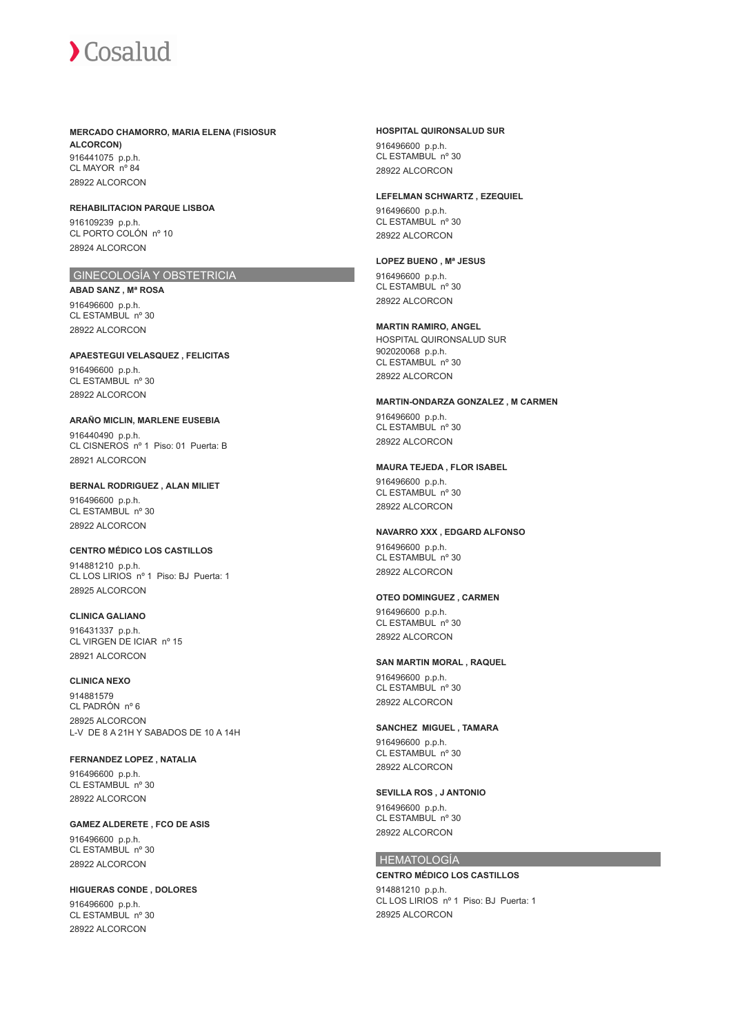**MERCADO CHAMORRO, MARIA ELENA (FISIOSUR ALCORCON)**
916441075 p.p.h.
CL MAYOR nº 84
28922 ALCORCON

**REHABILITACION PARQUE LISBOA**
916109239 p.p.h.
CL PORTO COLÓN nº 10
28924 ALCORCON

## GINECOLOGÍA Y OBSTETRICIA

**ABAD SANZ , Mª ROSA**
916496600 p.p.h.
CL ESTAMBUL nº 30
28922 ALCORCON

**APAESTEGUI VELASQUEZ , FELICITAS**
916496600 p.p.h.
CL ESTAMBUL nº 30
28922 ALCORCON

**ARAÑO MICLIN, MARLENE EUSEBIA**
916440490 p.p.h.
CL CISNEROS nº 1 Piso: 01 Puerta: B
28921 ALCORCON

**BERNAL RODRIGUEZ , ALAN MILIET**
916496600 p.p.h.
CL ESTAMBUL nº 30
28922 ALCORCON

**CENTRO MÉDICO LOS CASTILLOS**
914881210 p.p.h.
CL LOS LIRIOS nº 1 Piso: BJ Puerta: 1
28925 ALCORCON

**CLINICA GALIANO**
916431337 p.p.h.
CL VIRGEN DE ICIAR nº 15
28921 ALCORCON

**CLINICA NEXO**
914881579
CL PADRÓN nº 6
28925 ALCORCON
L-V DE 8 A 21H Y SABADOS DE 10 A 14H

**FERNANDEZ LOPEZ , NATALIA**
916496600 p.p.h.
CL ESTAMBUL nº 30
28922 ALCORCON

**GAMEZ ALDERETE , FCO DE ASIS**
916496600 p.p.h.
CL ESTAMBUL nº 30
28922 ALCORCON

**HIGUERAS CONDE , DOLORES**
916496600 p.p.h.
CL ESTAMBUL nº 30
28922 ALCORCON

**HOSPITAL QUIRONSALUD SUR**
916496600 p.p.h.
CL ESTAMBUL nº 30
28922 ALCORCON

**LEFELMAN SCHWARTZ , EZEQUIEL**
916496600 p.p.h.
CL ESTAMBUL nº 30
28922 ALCORCON

**LOPEZ BUENO , Mª JESUS**
916496600 p.p.h.
CL ESTAMBUL nº 30
28922 ALCORCON

**MARTIN RAMIRO, ANGEL**
HOSPITAL QUIRONSALUD SUR
902020068 p.p.h.
CL ESTAMBUL nº 30
28922 ALCORCON

**MARTIN-ONDARZA GONZALEZ , M CARMEN**
916496600 p.p.h.
CL ESTAMBUL nº 30
28922 ALCORCON

**MAURA TEJEDA , FLOR ISABEL**
916496600 p.p.h.
CL ESTAMBUL nº 30
28922 ALCORCON

**NAVARRO XXX , EDGARD ALFONSO**
916496600 p.p.h.
CL ESTAMBUL nº 30
28922 ALCORCON

**OTEO DOMINGUEZ , CARMEN**
916496600 p.p.h.
CL ESTAMBUL nº 30
28922 ALCORCON

**SAN MARTIN MORAL , RAQUEL**
916496600 p.p.h.
CL ESTAMBUL nº 30
28922 ALCORCON

**SANCHEZ MIGUEL , TAMARA**
916496600 p.p.h.
CL ESTAMBUL nº 30
28922 ALCORCON

**SEVILLA ROS , J ANTONIO**
916496600 p.p.h.
CL ESTAMBUL nº 30
28922 ALCORCON

## HEMATOLOGÍA

**CENTRO MÉDICO LOS CASTILLOS**
914881210 p.p.h.
CL LOS LIRIOS nº 1 Piso: BJ Puerta: 1
28925 ALCORCON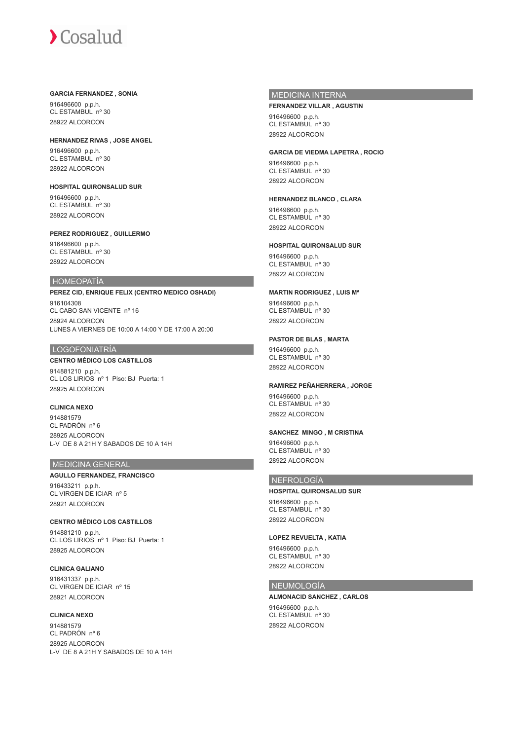**GARCIA FERNANDEZ , SONIA**

916496600 p.p.h.
CL ESTAMBUL nº 30
28922 ALCORCON

**HERNANDEZ RIVAS , JOSE ANGEL**

916496600 p.p.h.
CL ESTAMBUL nº 30
28922 ALCORCON

**HOSPITAL QUIRONSALUD SUR**

916496600 p.p.h.
CL ESTAMBUL nº 30
28922 ALCORCON

**PEREZ RODRIGUEZ , GUILLERMO**

916496600 p.p.h.
CL ESTAMBUL nº 30
28922 ALCORCON

## HOMEOPATÍA

**PEREZ CID, ENRIQUE FELIX (CENTRO MEDICO OSHADI)**

916104308
CL CABO SAN VICENTE nº 16
28924 ALCORCON
LUNES A VIERNES DE 10:00 A 14:00 Y DE 17:00 A 20:00

## LOGOFONIATRÍA

**CENTRO MÉDICO LOS CASTILLOS**

914881210 p.p.h.
CL LOS LIRIOS nº 1 Piso: BJ Puerta: 1
28925 ALCORCON

**CLINICA NEXO**

914881579
CL PADRÓN nº 6
28925 ALCORCON
L-V DE 8 A 21H Y SABADOS DE 10 A 14H

## MEDICINA GENERAL

**AGULLO FERNANDEZ, FRANCISCO**

916433211 p.p.h.
CL VIRGEN DE ICIAR nº 5
28921 ALCORCON

**CENTRO MÉDICO LOS CASTILLOS**

914881210 p.p.h.
CL LOS LIRIOS nº 1 Piso: BJ Puerta: 1
28925 ALCORCON

**CLINICA GALIANO**

916431337 p.p.h.
CL VIRGEN DE ICIAR nº 15
28921 ALCORCON

**CLINICA NEXO**

914881579
CL PADRÓN nº 6
28925 ALCORCON
L-V DE 8 A 21H Y SABADOS DE 10 A 14H

## MEDICINA INTERNA

**FERNANDEZ VILLAR , AGUSTIN**

916496600 p.p.h.
CL ESTAMBUL nº 30
28922 ALCORCON

**GARCIA DE VIEDMA LAPETRA , ROCIO**

916496600 p.p.h.
CL ESTAMBUL nº 30
28922 ALCORCON

**HERNANDEZ BLANCO , CLARA**

916496600 p.p.h.
CL ESTAMBUL nº 30
28922 ALCORCON

**HOSPITAL QUIRONSALUD SUR**

916496600 p.p.h.
CL ESTAMBUL nº 30
28922 ALCORCON

**MARTIN RODRIGUEZ , LUIS Mª**

916496600 p.p.h.
CL ESTAMBUL nº 30
28922 ALCORCON

**PASTOR DE BLAS , MARTA**

916496600 p.p.h.
CL ESTAMBUL nº 30
28922 ALCORCON

**RAMIREZ PEÑAHERRERA , JORGE**

916496600 p.p.h.
CL ESTAMBUL nº 30
28922 ALCORCON

**SANCHEZ MINGO , M CRISTINA**

916496600 p.p.h.
CL ESTAMBUL nº 30
28922 ALCORCON

## NEFROLOGÍA

**HOSPITAL QUIRONSALUD SUR**

916496600 p.p.h.
CL ESTAMBUL nº 30
28922 ALCORCON

**LOPEZ REVUELTA , KATIA**

916496600 p.p.h.
CL ESTAMBUL nº 30
28922 ALCORCON

## NEUMOLOGÍA

**ALMONACID SANCHEZ , CARLOS**

916496600 p.p.h.
CL ESTAMBUL nº 30
28922 ALCORCON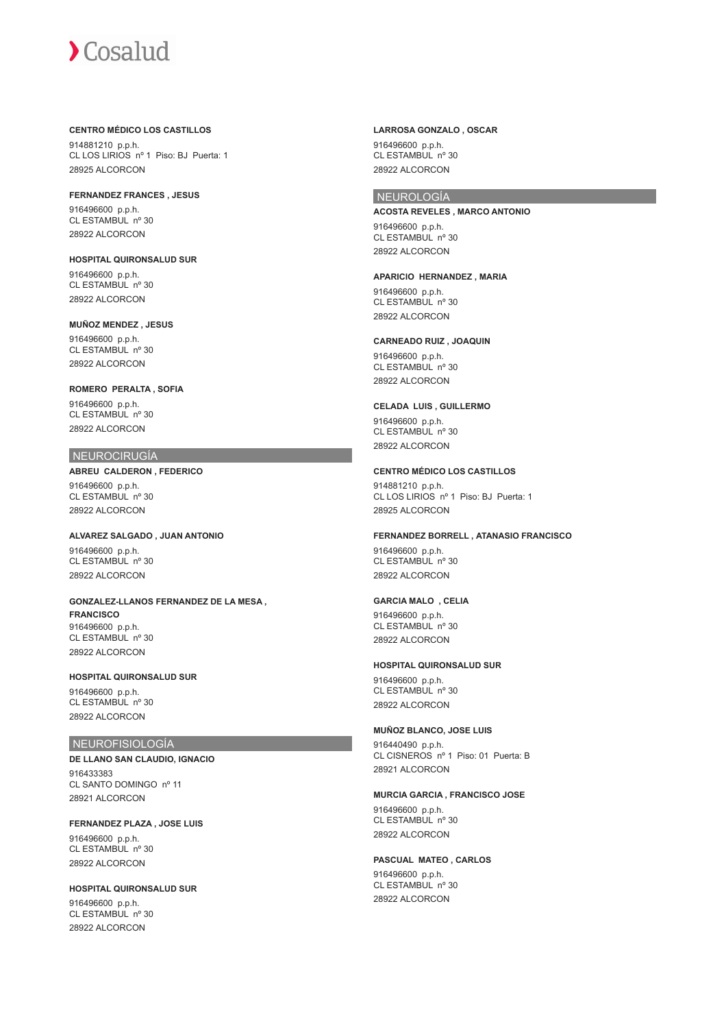**CENTRO MÉDICO LOS CASTILLOS**

914881210 p.p.h.
CL LOS LIRIOS nº 1 Piso: BJ Puerta: 1
28925 ALCORCON

**FERNANDEZ FRANCES , JESUS**

916496600 p.p.h.
CL ESTAMBUL nº 30
28922 ALCORCON

**HOSPITAL QUIRONSALUD SUR**

916496600 p.p.h.
CL ESTAMBUL nº 30
28922 ALCORCON

**MUÑOZ MENDEZ , JESUS**

916496600 p.p.h.
CL ESTAMBUL nº 30
28922 ALCORCON

**ROMERO PERALTA , SOFIA**

916496600 p.p.h.
CL ESTAMBUL nº 30
28922 ALCORCON

## NEUROCIRUGÍA

**ABREU CALDERON , FEDERICO**

916496600 p.p.h.
CL ESTAMBUL nº 30
28922 ALCORCON

**ALVAREZ SALGADO , JUAN ANTONIO**

916496600 p.p.h.
CL ESTAMBUL nº 30
28922 ALCORCON

**GONZALEZ-LLANOS FERNANDEZ DE LA MESA , FRANCISCO**

916496600 p.p.h.
CL ESTAMBUL nº 30
28922 ALCORCON

**HOSPITAL QUIRONSALUD SUR**

916496600 p.p.h.
CL ESTAMBUL nº 30
28922 ALCORCON

## NEUROFISIOLOGÍA

**DE LLANO SAN CLAUDIO, IGNACIO**

916433383
CL SANTO DOMINGO nº 11
28921 ALCORCON

**FERNANDEZ PLAZA , JOSE LUIS**

916496600 p.p.h.
CL ESTAMBUL nº 30
28922 ALCORCON

**HOSPITAL QUIRONSALUD SUR**

916496600 p.p.h.
CL ESTAMBUL nº 30
28922 ALCORCON

**LARROSA GONZALO , OSCAR**

916496600 p.p.h.
CL ESTAMBUL nº 30
28922 ALCORCON

## NEUROLOGÍA

**ACOSTA REVELES , MARCO ANTONIO**

916496600 p.p.h.
CL ESTAMBUL nº 30
28922 ALCORCON

**APARICIO HERNANDEZ , MARIA**

916496600 p.p.h.
CL ESTAMBUL nº 30
28922 ALCORCON

**CARNEADO RUIZ , JOAQUIN**

916496600 p.p.h.
CL ESTAMBUL nº 30
28922 ALCORCON

**CELADA LUIS , GUILLERMO**

916496600 p.p.h.
CL ESTAMBUL nº 30
28922 ALCORCON

**CENTRO MÉDICO LOS CASTILLOS**

914881210 p.p.h.
CL LOS LIRIOS nº 1 Piso: BJ Puerta: 1
28925 ALCORCON

**FERNANDEZ BORRELL , ATANASIO FRANCISCO**

916496600 p.p.h.
CL ESTAMBUL nº 30
28922 ALCORCON

**GARCIA MALO , CELIA**

916496600 p.p.h.
CL ESTAMBUL nº 30
28922 ALCORCON

**HOSPITAL QUIRONSALUD SUR**

916496600 p.p.h.
CL ESTAMBUL nº 30
28922 ALCORCON

**MUÑOZ BLANCO, JOSE LUIS**

916440490 p.p.h.
CL CISNEROS nº 1 Piso: 01 Puerta: B
28921 ALCORCON

**MURCIA GARCIA , FRANCISCO JOSE**

916496600 p.p.h.
CL ESTAMBUL nº 30
28922 ALCORCON

**PASCUAL MATEO , CARLOS**

916496600 p.p.h.
CL ESTAMBUL nº 30
28922 ALCORCON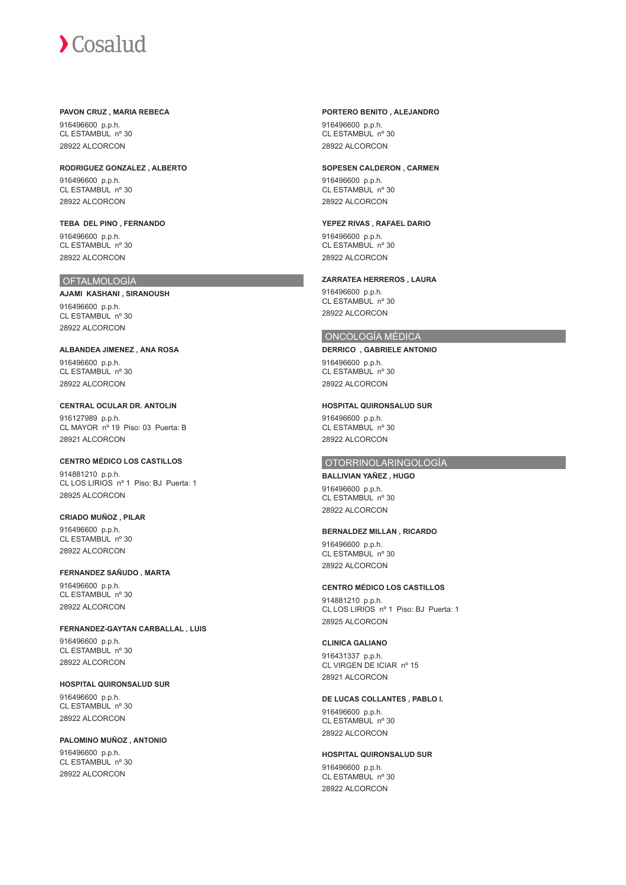**PAVON CRUZ , MARIA REBECA**

916496600 p.p.h.
CL ESTAMBUL nº 30
28922 ALCORCON

**RODRIGUEZ GONZALEZ , ALBERTO**

916496600 p.p.h.
CL ESTAMBUL nº 30
28922 ALCORCON

**TEBA DEL PINO , FERNANDO**

916496600 p.p.h.
CL ESTAMBUL nº 30
28922 ALCORCON

## OFTALMOLOGÍA

**AJAMI KASHANI , SIRANOUSH**

916496600 p.p.h.
CL ESTAMBUL nº 30
28922 ALCORCON

**ALBANDEA JIMENEZ , ANA ROSA**

916496600 p.p.h.
CL ESTAMBUL nº 30
28922 ALCORCON

**CENTRAL OCULAR DR. ANTOLIN**

916127989 p.p.h.
CL MAYOR nº 19 Piso: 03 Puerta: B
28921 ALCORCON

**CENTRO MÉDICO LOS CASTILLOS**

914881210 p.p.h.
CL LOS LIRIOS nº 1 Piso: BJ Puerta: 1
28925 ALCORCON

**CRIADO MUÑOZ , PILAR**

916496600 p.p.h.
CL ESTAMBUL nº 30
28922 ALCORCON

**FERNANDEZ SAÑUDO , MARTA**

916496600 p.p.h.
CL ESTAMBUL nº 30
28922 ALCORCON

**FERNANDEZ-GAYTAN CARBALLAL , LUIS**

916496600 p.p.h.
CL ESTAMBUL nº 30
28922 ALCORCON

**HOSPITAL QUIRONSALUD SUR**

916496600 p.p.h.
CL ESTAMBUL nº 30
28922 ALCORCON

**PALOMINO MUÑOZ , ANTONIO**

916496600 p.p.h.
CL ESTAMBUL nº 30
28922 ALCORCON

**PORTERO BENITO , ALEJANDRO**

916496600 p.p.h.
CL ESTAMBUL nº 30
28922 ALCORCON

**SOPESEN CALDERON , CARMEN**

916496600 p.p.h.
CL ESTAMBUL nº 30
28922 ALCORCON

**YEPEZ RIVAS , RAFAEL DARIO**

916496600 p.p.h.
CL ESTAMBUL nº 30
28922 ALCORCON

**ZARRATEA HERREROS , LAURA**

916496600 p.p.h.
CL ESTAMBUL nº 30
28922 ALCORCON

## ONCOLOGÍA MÉDICA

**DERRICO , GABRIELE ANTONIO**

916496600 p.p.h.
CL ESTAMBUL nº 30
28922 ALCORCON

**HOSPITAL QUIRONSALUD SUR**

916496600 p.p.h.
CL ESTAMBUL nº 30
28922 ALCORCON

## OTORRINOLARINGOLOGÍA

**BALLIVIAN YAÑEZ , HUGO**

916496600 p.p.h.
CL ESTAMBUL nº 30
28922 ALCORCON

**BERNALDEZ MILLAN , RICARDO**

916496600 p.p.h.
CL ESTAMBUL nº 30
28922 ALCORCON

**CENTRO MÉDICO LOS CASTILLOS**

914881210 p.p.h.
CL LOS LIRIOS nº 1 Piso: BJ Puerta: 1
28925 ALCORCON

**CLINICA GALIANO**

916431337 p.p.h.
CL VIRGEN DE ICIAR nº 15
28921 ALCORCON

**DE LUCAS COLLANTES , PABLO I.**

916496600 p.p.h.
CL ESTAMBUL nº 30
28922 ALCORCON

**HOSPITAL QUIRONSALUD SUR**

916496600 p.p.h.
CL ESTAMBUL nº 30
28922 ALCORCON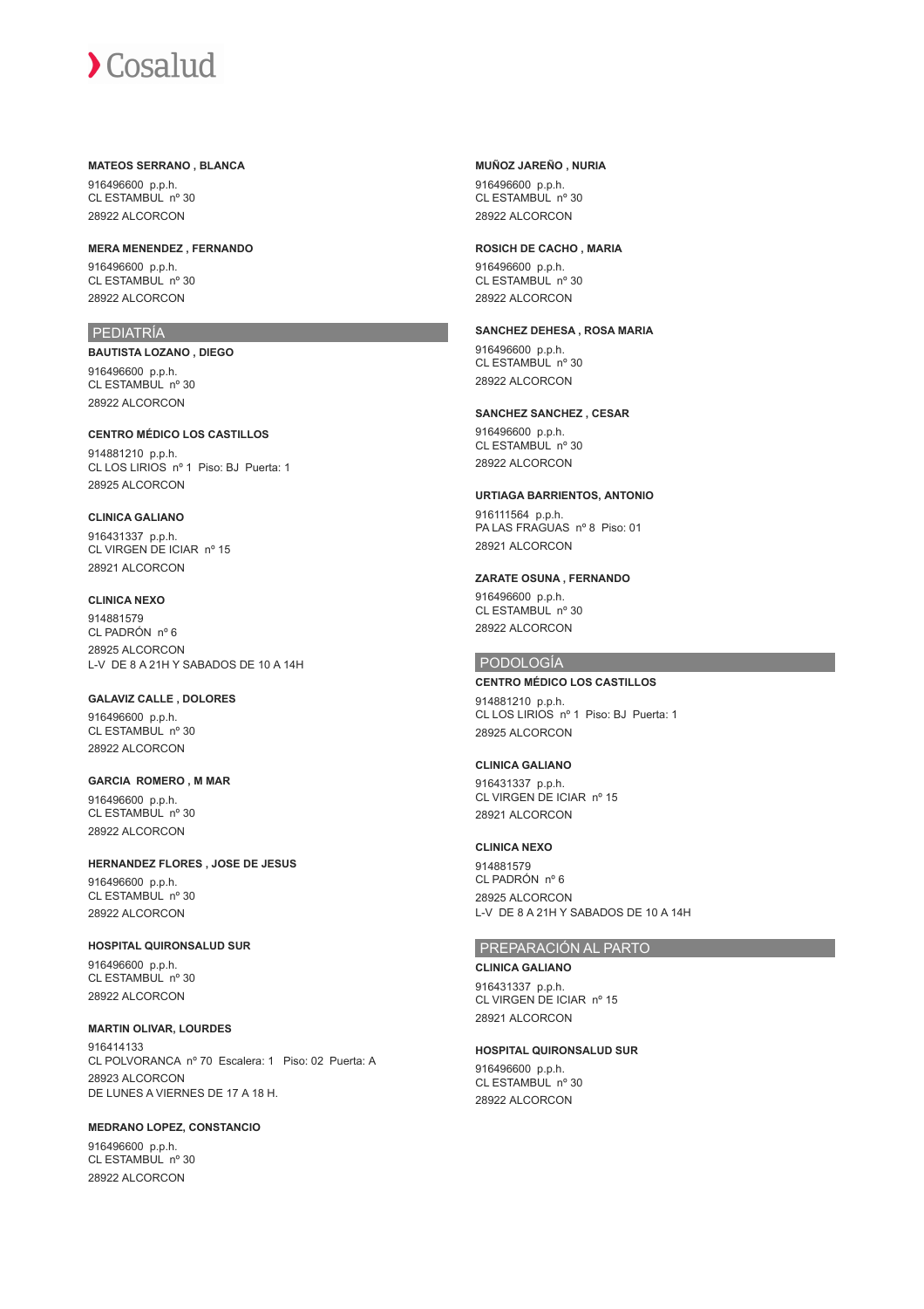**MATEOS SERRANO , BLANCA**

916496600 p.p.h.
CL ESTAMBUL nº 30
28922 ALCORCON

**MERA MENENDEZ , FERNANDO**

916496600 p.p.h.
CL ESTAMBUL nº 30
28922 ALCORCON

## PEDIATRÍA

**BAUTISTA LOZANO , DIEGO**

916496600 p.p.h.
CL ESTAMBUL nº 30
28922 ALCORCON

**CENTRO MÉDICO LOS CASTILLOS**

914881210 p.p.h.
CL LOS LIRIOS nº 1 Piso: BJ Puerta: 1
28925 ALCORCON

**CLINICA GALIANO**

916431337 p.p.h.
CL VIRGEN DE ICIAR nº 15
28921 ALCORCON

**CLINICA NEXO**

914881579
CL PADRÓN nº 6
28925 ALCORCON
L-V DE 8 A 21H Y SABADOS DE 10 A 14H

**GALAVIZ CALLE , DOLORES**

916496600 p.p.h.
CL ESTAMBUL nº 30
28922 ALCORCON

**GARCIA ROMERO , M MAR**

916496600 p.p.h.
CL ESTAMBUL nº 30
28922 ALCORCON

**HERNANDEZ FLORES , JOSE DE JESUS**

916496600 p.p.h.
CL ESTAMBUL nº 30
28922 ALCORCON

**HOSPITAL QUIRONSALUD SUR**

916496600 p.p.h.
CL ESTAMBUL nº 30
28922 ALCORCON

**MARTIN OLIVAR, LOURDES**

916414133
CL POLVORANCA nº 70 Escalera: 1 Piso: 02 Puerta: A
28923 ALCORCON
DE LUNES A VIERNES DE 17 A 18 H.

**MEDRANO LOPEZ, CONSTANCIO**

916496600 p.p.h.
CL ESTAMBUL nº 30
28922 ALCORCON

**MUÑOZ JAREÑO , NURIA**

916496600 p.p.h.
CL ESTAMBUL nº 30
28922 ALCORCON

**ROSICH DE CACHO , MARIA**

916496600 p.p.h.
CL ESTAMBUL nº 30
28922 ALCORCON

**SANCHEZ DEHESA , ROSA MARIA**

916496600 p.p.h.
CL ESTAMBUL nº 30
28922 ALCORCON

**SANCHEZ SANCHEZ , CESAR**

916496600 p.p.h.
CL ESTAMBUL nº 30
28922 ALCORCON

**URTIAGA BARRIENTOS, ANTONIO**

916111564 p.p.h.
PA LAS FRAGUAS nº 8 Piso: 01
28921 ALCORCON

**ZARATE OSUNA , FERNANDO**

916496600 p.p.h.
CL ESTAMBUL nº 30
28922 ALCORCON

## PODOLOGÍA

**CENTRO MÉDICO LOS CASTILLOS**

914881210 p.p.h.
CL LOS LIRIOS nº 1 Piso: BJ Puerta: 1
28925 ALCORCON

**CLINICA GALIANO**

916431337 p.p.h.
CL VIRGEN DE ICIAR nº 15
28921 ALCORCON

**CLINICA NEXO**

914881579
CL PADRÓN nº 6
28925 ALCORCON
L-V DE 8 A 21H Y SABADOS DE 10 A 14H

## PREPARACIÓN AL PARTO

**CLINICA GALIANO**

916431337 p.p.h.
CL VIRGEN DE ICIAR nº 15
28921 ALCORCON

**HOSPITAL QUIRONSALUD SUR**

916496600 p.p.h.
CL ESTAMBUL nº 30
28922 ALCORCON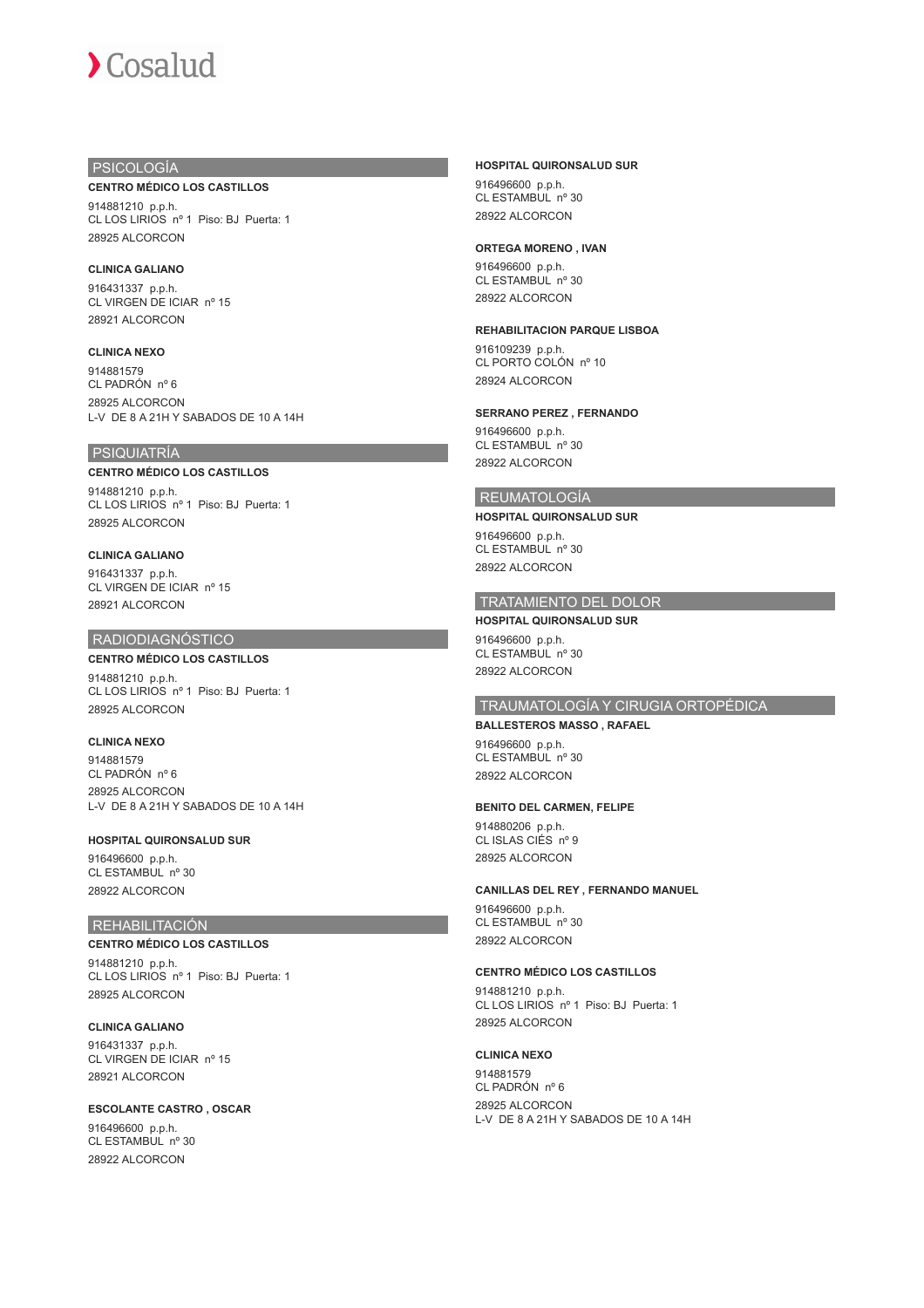## PSICOLOGÍA

**CENTRO MÉDICO LOS CASTILLOS**

914881210 p.p.h.
CL LOS LIRIOS nº 1 Piso: BJ Puerta: 1
28925 ALCORCON

**CLINICA GALIANO**

916431337 p.p.h.
CL VIRGEN DE ICIAR nº 15
28921 ALCORCON

**CLINICA NEXO**

914881579
CL PADRÓN nº 6
28925 ALCORCON
L-V DE 8 A 21H Y SABADOS DE 10 A 14H

## PSIQUIATRÍA

**CENTRO MÉDICO LOS CASTILLOS**

914881210 p.p.h.
CL LOS LIRIOS nº 1 Piso: BJ Puerta: 1
28925 ALCORCON

**CLINICA GALIANO**

916431337 p.p.h.
CL VIRGEN DE ICIAR nº 15
28921 ALCORCON

## RADIODIAGNÓSTICO

**CENTRO MÉDICO LOS CASTILLOS**

914881210 p.p.h.
CL LOS LIRIOS nº 1 Piso: BJ Puerta: 1
28925 ALCORCON

**CLINICA NEXO**

914881579
CL PADRÓN nº 6
28925 ALCORCON
L-V DE 8 A 21H Y SABADOS DE 10 A 14H

**HOSPITAL QUIRONSALUD SUR**

916496600 p.p.h.
CL ESTAMBUL nº 30
28922 ALCORCON

## REHABILITACIÓN

**CENTRO MÉDICO LOS CASTILLOS**

914881210 p.p.h.
CL LOS LIRIOS nº 1 Piso: BJ Puerta: 1
28925 ALCORCON

**CLINICA GALIANO**

916431337 p.p.h.
CL VIRGEN DE ICIAR nº 15
28921 ALCORCON

**ESCOLANTE CASTRO , OSCAR**

916496600 p.p.h.
CL ESTAMBUL nº 30
28922 ALCORCON

**HOSPITAL QUIRONSALUD SUR**

916496600 p.p.h.
CL ESTAMBUL nº 30
28922 ALCORCON

**ORTEGA MORENO , IVAN**

916496600 p.p.h.
CL ESTAMBUL nº 30
28922 ALCORCON

**REHABILITACION PARQUE LISBOA**

916109239 p.p.h.
CL PORTO COLÓN nº 10
28924 ALCORCON

**SERRANO PEREZ , FERNANDO**

916496600 p.p.h.
CL ESTAMBUL nº 30
28922 ALCORCON

## REUMATOLOGÍA

**HOSPITAL QUIRONSALUD SUR**

916496600 p.p.h.
CL ESTAMBUL nº 30
28922 ALCORCON

## TRATAMIENTO DEL DOLOR

**HOSPITAL QUIRONSALUD SUR**

916496600 p.p.h.
CL ESTAMBUL nº 30
28922 ALCORCON

## TRAUMATOLOGÍA Y CIRUGIA ORTOPÉDICA

**BALLESTEROS MASSO , RAFAEL**

916496600 p.p.h.
CL ESTAMBUL nº 30
28922 ALCORCON

**BENITO DEL CARMEN, FELIPE**

914880206 p.p.h.
CL ISLAS CIÉS nº 9
28925 ALCORCON

**CANILLAS DEL REY , FERNANDO MANUEL**

916496600 p.p.h.
CL ESTAMBUL nº 30
28922 ALCORCON

**CENTRO MÉDICO LOS CASTILLOS**

914881210 p.p.h.
CL LOS LIRIOS nº 1 Piso: BJ Puerta: 1
28925 ALCORCON

**CLINICA NEXO**

914881579
CL PADRÓN nº 6
28925 ALCORCON
L-V DE 8 A 21H Y SABADOS DE 10 A 14H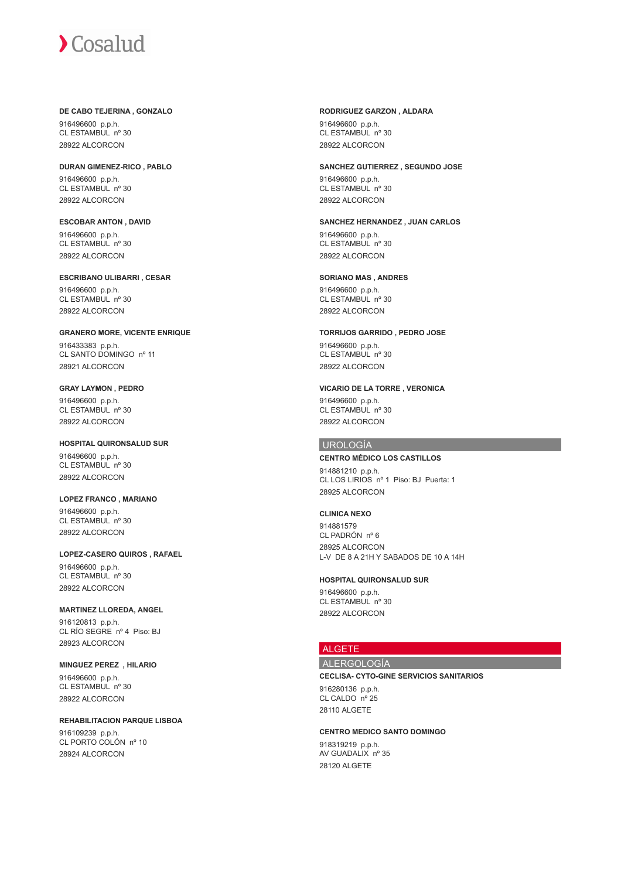**DE CABO TEJERINA , GONZALO**

916496600 p.p.h.
CL ESTAMBUL nº 30
28922 ALCORCON

**DURAN GIMENEZ-RICO , PABLO**

916496600 p.p.h.
CL ESTAMBUL nº 30
28922 ALCORCON

**ESCOBAR ANTON , DAVID**

916496600 p.p.h.
CL ESTAMBUL nº 30
28922 ALCORCON

**ESCRIBANO ULIBARRI , CESAR**

916496600 p.p.h.
CL ESTAMBUL nº 30
28922 ALCORCON

**GRANERO MORE, VICENTE ENRIQUE**

916433383 p.p.h.
CL SANTO DOMINGO nº 11
28921 ALCORCON

**GRAY LAYMON , PEDRO**

916496600 p.p.h.
CL ESTAMBUL nº 30
28922 ALCORCON

**HOSPITAL QUIRONSALUD SUR**

916496600 p.p.h.
CL ESTAMBUL nº 30
28922 ALCORCON

**LOPEZ FRANCO , MARIANO**

916496600 p.p.h.
CL ESTAMBUL nº 30
28922 ALCORCON

**LOPEZ-CASERO QUIROS , RAFAEL**

916496600 p.p.h.
CL ESTAMBUL nº 30
28922 ALCORCON

**MARTINEZ LLOREDA, ANGEL**

916120813 p.p.h.
CL RÍO SEGRE nº 4 Piso: BJ
28923 ALCORCON

**MINGUEZ PEREZ , HILARIO**

916496600 p.p.h.
CL ESTAMBUL nº 30
28922 ALCORCON

**REHABILITACION PARQUE LISBOA**

916109239 p.p.h.
CL PORTO COLÓN nº 10
28924 ALCORCON

**RODRIGUEZ GARZON , ALDARA**

916496600 p.p.h.
CL ESTAMBUL nº 30
28922 ALCORCON

**SANCHEZ GUTIERREZ , SEGUNDO JOSE**

916496600 p.p.h.
CL ESTAMBUL nº 30
28922 ALCORCON

**SANCHEZ HERNANDEZ , JUAN CARLOS**

916496600 p.p.h.
CL ESTAMBUL nº 30
28922 ALCORCON

**SORIANO MAS , ANDRES**

916496600 p.p.h.
CL ESTAMBUL nº 30
28922 ALCORCON

**TORRIJOS GARRIDO , PEDRO JOSE**

916496600 p.p.h.
CL ESTAMBUL nº 30
28922 ALCORCON

**VICARIO DE LA TORRE , VERONICA**

916496600 p.p.h.
CL ESTAMBUL nº 30
28922 ALCORCON

## UROLOGÍA

**CENTRO MÉDICO LOS CASTILLOS**

914881210 p.p.h.
CL LOS LIRIOS nº 1 Piso: BJ Puerta: 1
28925 ALCORCON

**CLINICA NEXO**

914881579
CL PADRÓN nº 6
28925 ALCORCON
L-V DE 8 A 21H Y SABADOS DE 10 A 14H

**HOSPITAL QUIRONSALUD SUR**

916496600 p.p.h.
CL ESTAMBUL nº 30
28922 ALCORCON

# ALGETE

## ALERGOLOGÍA

**CECLISA- CYTO-GINE SERVICIOS SANITARIOS**

916280136 p.p.h.
CL CALDO nº 25
28110 ALGETE

**CENTRO MEDICO SANTO DOMINGO**

918319219 p.p.h.
AV GUADALIX nº 35
28120 ALGETE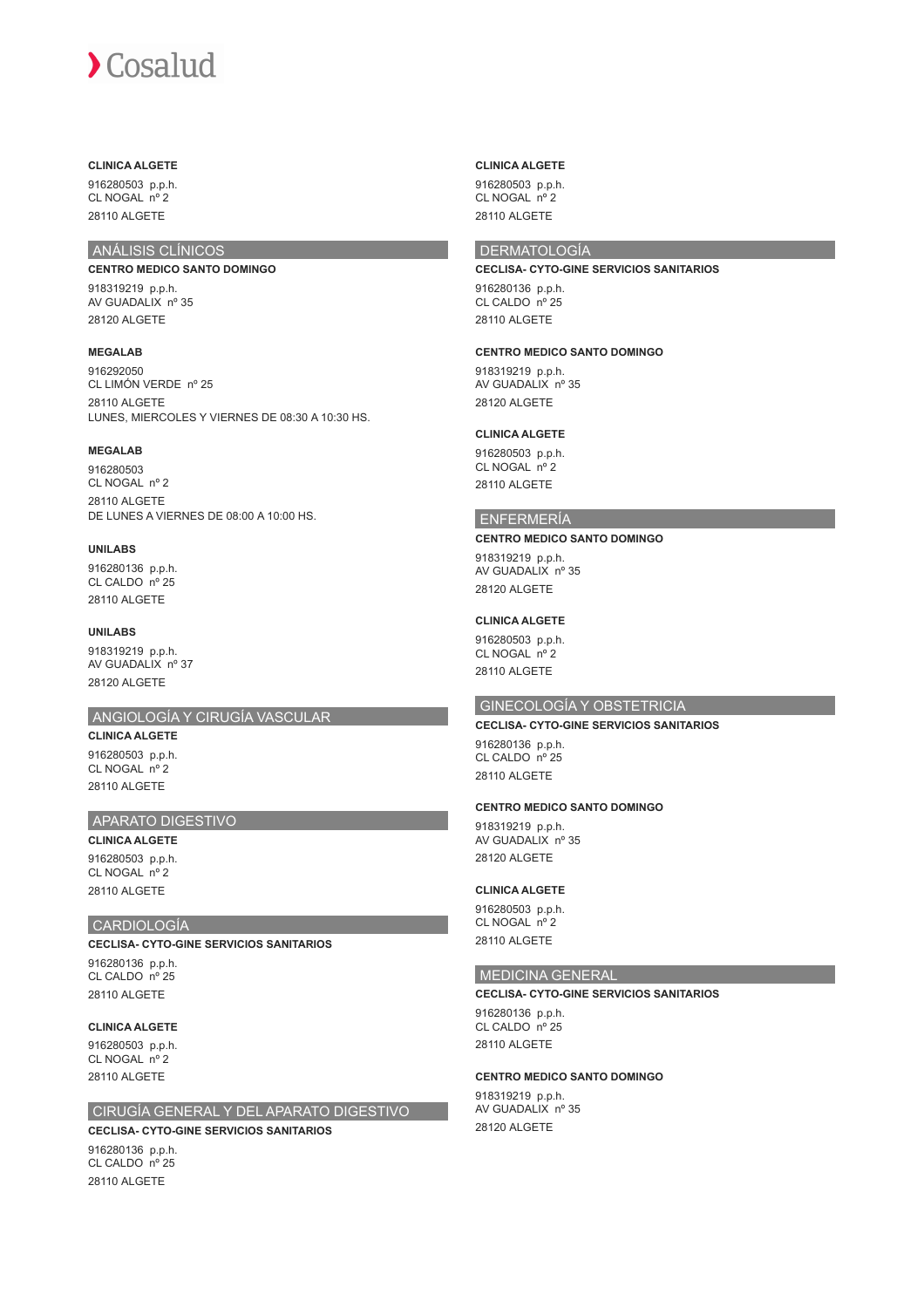**CLINICA ALGETE**

916280503 p.p.h.
CL NOGAL nº 2
28110 ALGETE

## ANÁLISIS CLÍNICOS

**CENTRO MEDICO SANTO DOMINGO**

918319219 p.p.h.
AV GUADALIX nº 35
28120 ALGETE

**MEGALAB**

916292050
CL LIMÓN VERDE nº 25
28110 ALGETE
LUNES, MIERCOLES Y VIERNES DE 08:30 A 10:30 HS.

**MEGALAB**

916280503
CL NOGAL nº 2
28110 ALGETE
DE LUNES A VIERNES DE 08:00 A 10:00 HS.

**UNILABS**

916280136 p.p.h.
CL CALDO nº 25
28110 ALGETE

**UNILABS**

918319219 p.p.h.
AV GUADALIX nº 37
28120 ALGETE

## ANGIOLOGÍA Y CIRUGÍA VASCULAR

**CLINICA ALGETE**

916280503 p.p.h.
CL NOGAL nº 2
28110 ALGETE

## APARATO DIGESTIVO

**CLINICA ALGETE**

916280503 p.p.h.
CL NOGAL nº 2
28110 ALGETE

## CARDIOLOGÍA

**CECLISA- CYTO-GINE SERVICIOS SANITARIOS**

916280136 p.p.h.
CL CALDO nº 25
28110 ALGETE

**CLINICA ALGETE**

916280503 p.p.h.
CL NOGAL nº 2
28110 ALGETE

## CIRUGÍA GENERAL Y DEL APARATO DIGESTIVO

**CECLISA- CYTO-GINE SERVICIOS SANITARIOS**

916280136 p.p.h.
CL CALDO nº 25
28110 ALGETE

**CLINICA ALGETE**

916280503 p.p.h.
CL NOGAL nº 2
28110 ALGETE

## DERMATOLOGÍA

**CECLISA- CYTO-GINE SERVICIOS SANITARIOS**

916280136 p.p.h.
CL CALDO nº 25
28110 ALGETE

**CENTRO MEDICO SANTO DOMINGO**

918319219 p.p.h.
AV GUADALIX nº 35
28120 ALGETE

**CLINICA ALGETE**

916280503 p.p.h.
CL NOGAL nº 2
28110 ALGETE

## ENFERMERÍA

**CENTRO MEDICO SANTO DOMINGO**

918319219 p.p.h.
AV GUADALIX nº 35
28120 ALGETE

**CLINICA ALGETE**

916280503 p.p.h.
CL NOGAL nº 2
28110 ALGETE

## GINECOLOGÍA Y OBSTETRICIA

**CECLISA- CYTO-GINE SERVICIOS SANITARIOS**

916280136 p.p.h.
CL CALDO nº 25
28110 ALGETE

**CENTRO MEDICO SANTO DOMINGO**

918319219 p.p.h.
AV GUADALIX nº 35
28120 ALGETE

**CLINICA ALGETE**

916280503 p.p.h.
CL NOGAL nº 2
28110 ALGETE

## MEDICINA GENERAL

**CECLISA- CYTO-GINE SERVICIOS SANITARIOS**

916280136 p.p.h.
CL CALDO nº 25
28110 ALGETE

**CENTRO MEDICO SANTO DOMINGO**

918319219 p.p.h.
AV GUADALIX nº 35
28120 ALGETE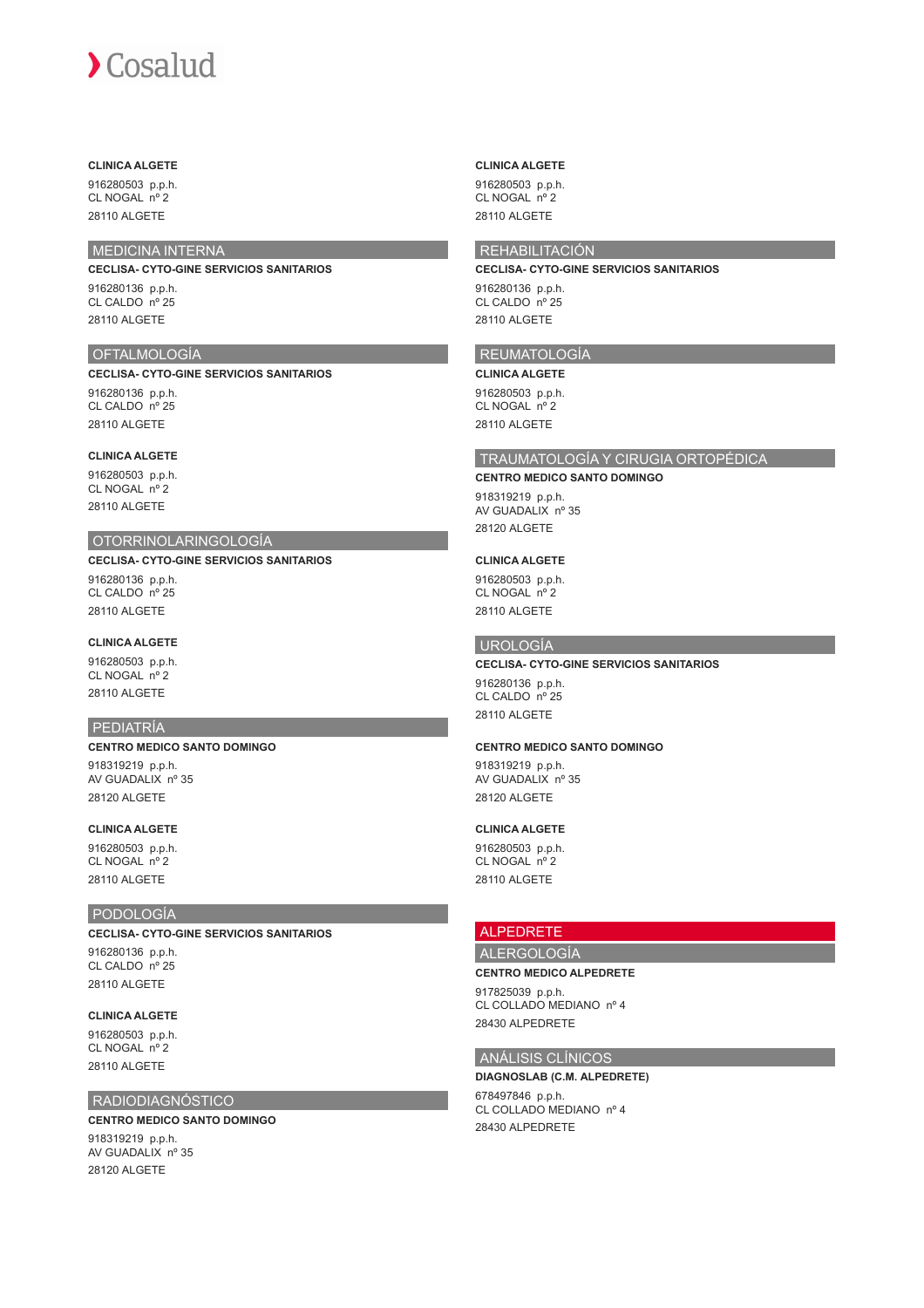**CLINICA ALGETE**

916280503 p.p.h.
CL NOGAL nº 2

28110 ALGETE

## MEDICINA INTERNA

**CECLISA- CYTO-GINE SERVICIOS SANITARIOS**

916280136 p.p.h.
CL CALDO nº 25

28110 ALGETE

## OFTALMOLOGÍA

**CECLISA- CYTO-GINE SERVICIOS SANITARIOS**

916280136 p.p.h.
CL CALDO nº 25

28110 ALGETE

**CLINICA ALGETE**

916280503 p.p.h.
CL NOGAL nº 2

28110 ALGETE

## OTORRINOLARINGOLOGÍA

**CECLISA- CYTO-GINE SERVICIOS SANITARIOS**

916280136 p.p.h.
CL CALDO nº 25

28110 ALGETE

**CLINICA ALGETE**

916280503 p.p.h.
CL NOGAL nº 2

28110 ALGETE

## PEDIATRÍA

**CENTRO MEDICO SANTO DOMINGO**

918319219 p.p.h.
AV GUADALIX nº 35

28120 ALGETE

**CLINICA ALGETE**

916280503 p.p.h.
CL NOGAL nº 2

28110 ALGETE

## PODOLOGÍA

**CECLISA- CYTO-GINE SERVICIOS SANITARIOS**

916280136 p.p.h.
CL CALDO nº 25

28110 ALGETE

**CLINICA ALGETE**

916280503 p.p.h.
CL NOGAL nº 2

28110 ALGETE

## RADIODIAGNÓSTICO

**CENTRO MEDICO SANTO DOMINGO**

918319219 p.p.h.
AV GUADALIX nº 35

28120 ALGETE

**CLINICA ALGETE**

916280503 p.p.h.
CL NOGAL nº 2

28110 ALGETE

## REHABILITACIÓN

**CECLISA- CYTO-GINE SERVICIOS SANITARIOS**

916280136 p.p.h.
CL CALDO nº 25

28110 ALGETE

## REUMATOLOGÍA

**CLINICA ALGETE**

916280503 p.p.h.
CL NOGAL nº 2

28110 ALGETE

## TRAUMATOLOGÍA Y CIRUGIA ORTOPÉDICA

**CENTRO MEDICO SANTO DOMINGO**

918319219 p.p.h.
AV GUADALIX nº 35

28120 ALGETE

**CLINICA ALGETE**

916280503 p.p.h.
CL NOGAL nº 2

28110 ALGETE

## UROLOGÍA

**CECLISA- CYTO-GINE SERVICIOS SANITARIOS**

916280136 p.p.h.
CL CALDO nº 25

28110 ALGETE

**CENTRO MEDICO SANTO DOMINGO**

918319219 p.p.h.
AV GUADALIX nº 35

28120 ALGETE

**CLINICA ALGETE**

916280503 p.p.h.
CL NOGAL nº 2

28110 ALGETE

# ALPEDRETE

## ALERGOLOGÍA

**CENTRO MEDICO ALPEDRETE**

917825039 p.p.h.
CL COLLADO MEDIANO nº 4

28430 ALPEDRETE

## ANÁLISIS CLÍNICOS

**DIAGNOSLAB (C.M. ALPEDRETE)**

678497846 p.p.h.
CL COLLADO MEDIANO nº 4

28430 ALPEDRETE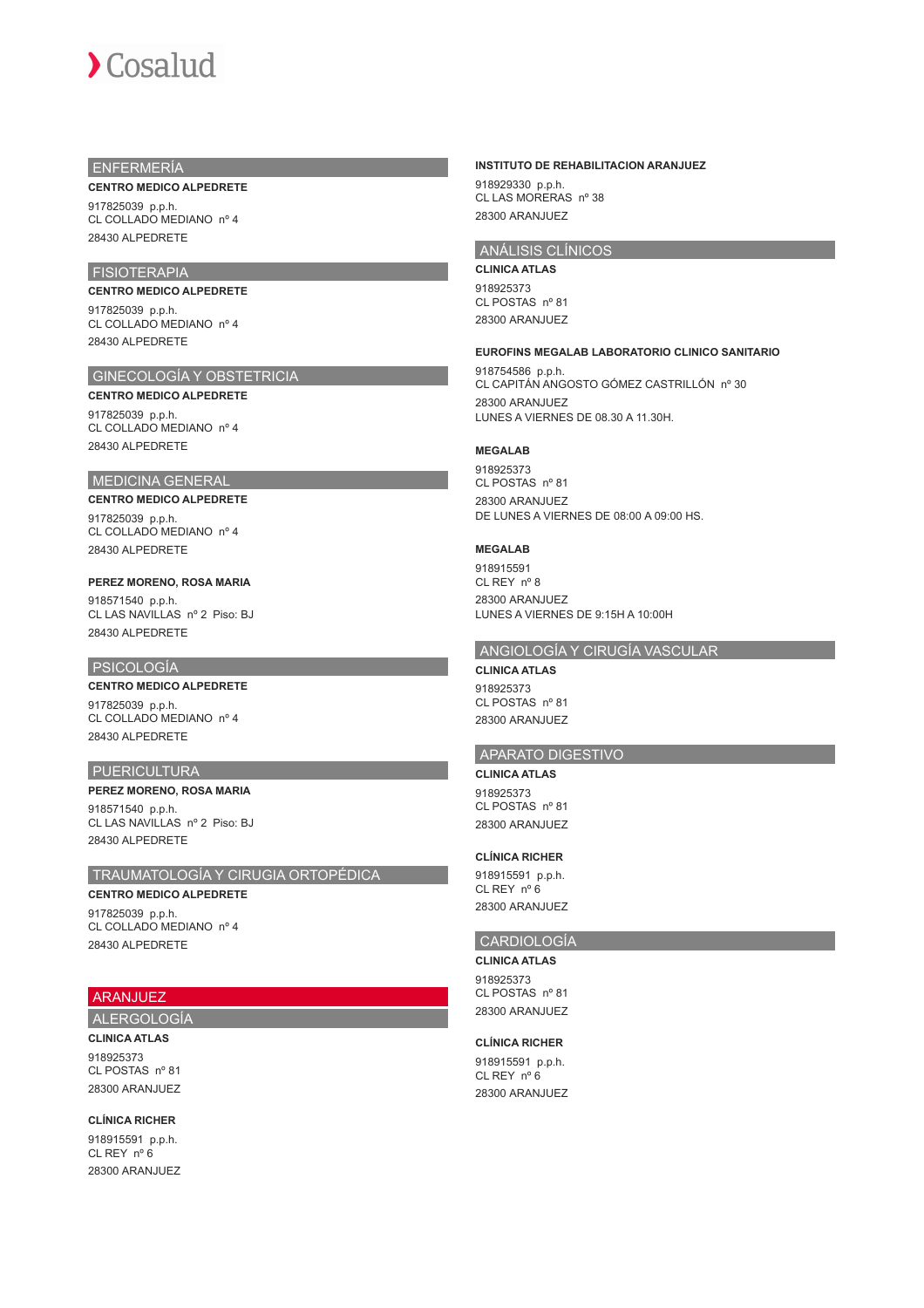## ENFERMERÍA

**CENTRO MEDICO ALPEDRETE**

917825039 p.p.h.
CL COLLADO MEDIANO nº 4

28430 ALPEDRETE

## FISIOTERAPIA

**CENTRO MEDICO ALPEDRETE**

917825039 p.p.h.
CL COLLADO MEDIANO nº 4

28430 ALPEDRETE

## GINECOLOGÍA Y OBSTETRICIA

**CENTRO MEDICO ALPEDRETE**

917825039 p.p.h.
CL COLLADO MEDIANO nº 4

28430 ALPEDRETE

## MEDICINA GENERAL

**CENTRO MEDICO ALPEDRETE**

917825039 p.p.h.
CL COLLADO MEDIANO nº 4

28430 ALPEDRETE

**PEREZ MORENO, ROSA MARIA**

918571540 p.p.h.
CL LAS NAVILLAS nº 2 Piso: BJ

28430 ALPEDRETE

## PSICOLOGÍA

**CENTRO MEDICO ALPEDRETE**

917825039 p.p.h.
CL COLLADO MEDIANO nº 4

28430 ALPEDRETE

## PUERICULTURA

**PEREZ MORENO, ROSA MARIA**

918571540 p.p.h.
CL LAS NAVILLAS nº 2 Piso: BJ

28430 ALPEDRETE

## TRAUMATOLOGÍA Y CIRUGIA ORTOPÉDICA

**CENTRO MEDICO ALPEDRETE**

917825039 p.p.h.
CL COLLADO MEDIANO nº 4

28430 ALPEDRETE

# ARANJUEZ

## ALERGOLOGÍA

**CLINICA ATLAS**

918925373
CL POSTAS nº 81

28300 ARANJUEZ

**CLÍNICA RICHER**

918915591 p.p.h.
CL REY nº 6

28300 ARANJUEZ

**INSTITUTO DE REHABILITACION ARANJUEZ**

918929330 p.p.h.
CL LAS MORERAS nº 38

28300 ARANJUEZ

## ANÁLISIS CLÍNICOS

**CLINICA ATLAS**

918925373
CL POSTAS nº 81

28300 ARANJUEZ

**EUROFINS MEGALAB LABORATORIO CLINICO SANITARIO**

918754586 p.p.h.
CL CAPITÁN ANGOSTO GÓMEZ CASTRILLÓN nº 30

28300 ARANJUEZ
LUNES A VIERNES DE 08.30 A 11.30H.

**MEGALAB**

918925373
CL POSTAS nº 81

28300 ARANJUEZ
DE LUNES A VIERNES DE 08:00 A 09:00 HS.

**MEGALAB**

918915591
CL REY nº 8

28300 ARANJUEZ
LUNES A VIERNES DE 9:15H A 10:00H

## ANGIOLOGÍA Y CIRUGÍA VASCULAR

**CLINICA ATLAS**

918925373
CL POSTAS nº 81

28300 ARANJUEZ

## APARATO DIGESTIVO

**CLINICA ATLAS**

918925373
CL POSTAS nº 81

28300 ARANJUEZ

**CLÍNICA RICHER**

918915591 p.p.h.
CL REY nº 6

28300 ARANJUEZ

## CARDIOLOGÍA

**CLINICA ATLAS**

918925373
CL POSTAS nº 81

28300 ARANJUEZ

**CLÍNICA RICHER**

918915591 p.p.h.
CL REY nº 6

28300 ARANJUEZ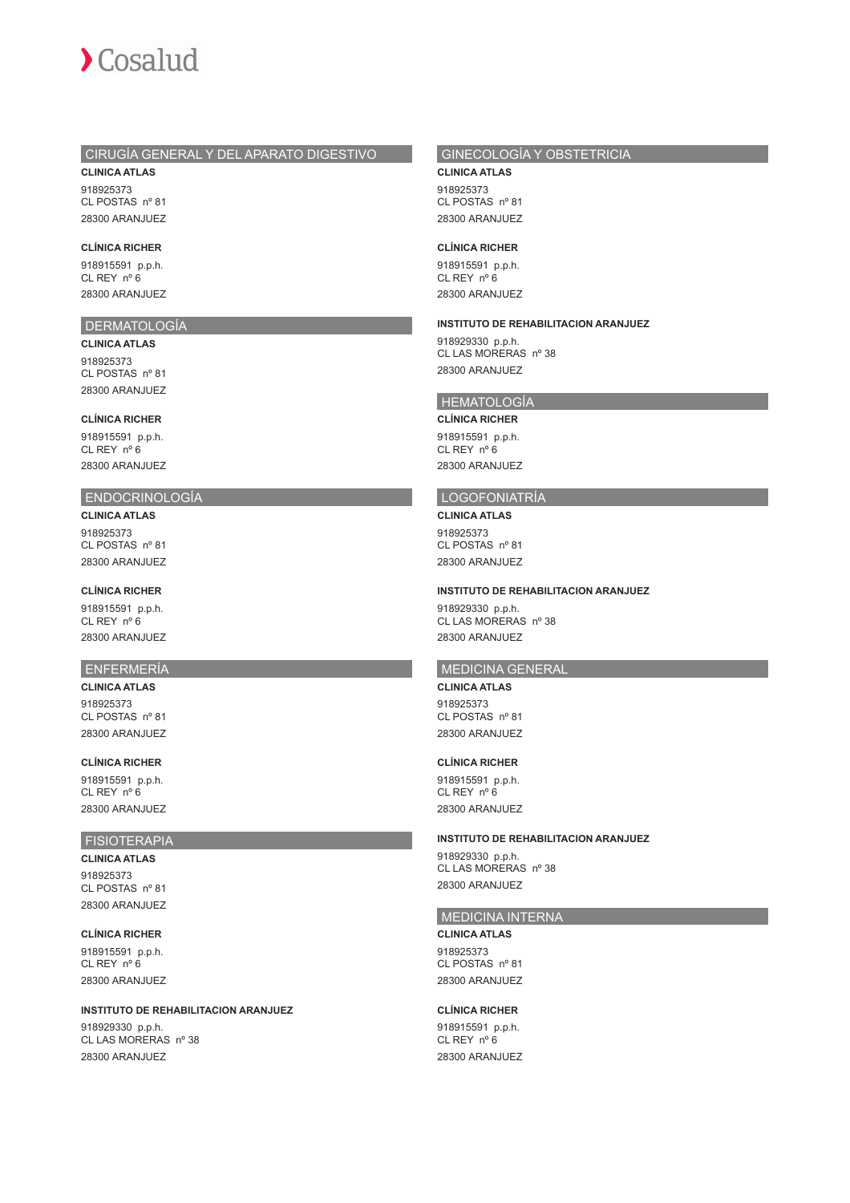## CIRUGÍA GENERAL Y DEL APARATO DIGESTIVO

**CLINICA ATLAS**

918925373
CL POSTAS nº 81
28300 ARANJUEZ

**CLÍNICA RICHER**

918915591 p.p.h.
CL REY nº 6
28300 ARANJUEZ

## DERMATOLOGÍA

**CLINICA ATLAS**

918925373
CL POSTAS nº 81
28300 ARANJUEZ

**CLÍNICA RICHER**

918915591 p.p.h.
CL REY nº 6
28300 ARANJUEZ

## ENDOCRINOLOGÍA

**CLINICA ATLAS**

918925373
CL POSTAS nº 81
28300 ARANJUEZ

**CLÍNICA RICHER**

918915591 p.p.h.
CL REY nº 6
28300 ARANJUEZ

## ENFERMERÍA

**CLINICA ATLAS**

918925373
CL POSTAS nº 81
28300 ARANJUEZ

**CLÍNICA RICHER**

918915591 p.p.h.
CL REY nº 6
28300 ARANJUEZ

## FISIOTERAPIA

**CLINICA ATLAS**

918925373
CL POSTAS nº 81
28300 ARANJUEZ

**CLÍNICA RICHER**

918915591 p.p.h.
CL REY nº 6
28300 ARANJUEZ

**INSTITUTO DE REHABILITACION ARANJUEZ**

918929330 p.p.h.
CL LAS MORERAS nº 38
28300 ARANJUEZ

## GINECOLOGÍA Y OBSTETRICIA

**CLINICA ATLAS**

918925373
CL POSTAS nº 81
28300 ARANJUEZ

**CLÍNICA RICHER**

918915591 p.p.h.
CL REY nº 6
28300 ARANJUEZ

**INSTITUTO DE REHABILITACION ARANJUEZ**

918929330 p.p.h.
CL LAS MORERAS nº 38
28300 ARANJUEZ

## HEMATOLOGÍA

**CLÍNICA RICHER**

918915591 p.p.h.
CL REY nº 6
28300 ARANJUEZ

## LOGOFONIATRÍA

**CLINICA ATLAS**

918925373
CL POSTAS nº 81
28300 ARANJUEZ

**INSTITUTO DE REHABILITACION ARANJUEZ**

918929330 p.p.h.
CL LAS MORERAS nº 38
28300 ARANJUEZ

## MEDICINA GENERAL

**CLINICA ATLAS**

918925373
CL POSTAS nº 81
28300 ARANJUEZ

**CLÍNICA RICHER**

918915591 p.p.h.
CL REY nº 6
28300 ARANJUEZ

**INSTITUTO DE REHABILITACION ARANJUEZ**

918929330 p.p.h.
CL LAS MORERAS nº 38
28300 ARANJUEZ

## MEDICINA INTERNA

**CLINICA ATLAS**

918925373
CL POSTAS nº 81
28300 ARANJUEZ

**CLÍNICA RICHER**

918915591 p.p.h.
CL REY nº 6
28300 ARANJUEZ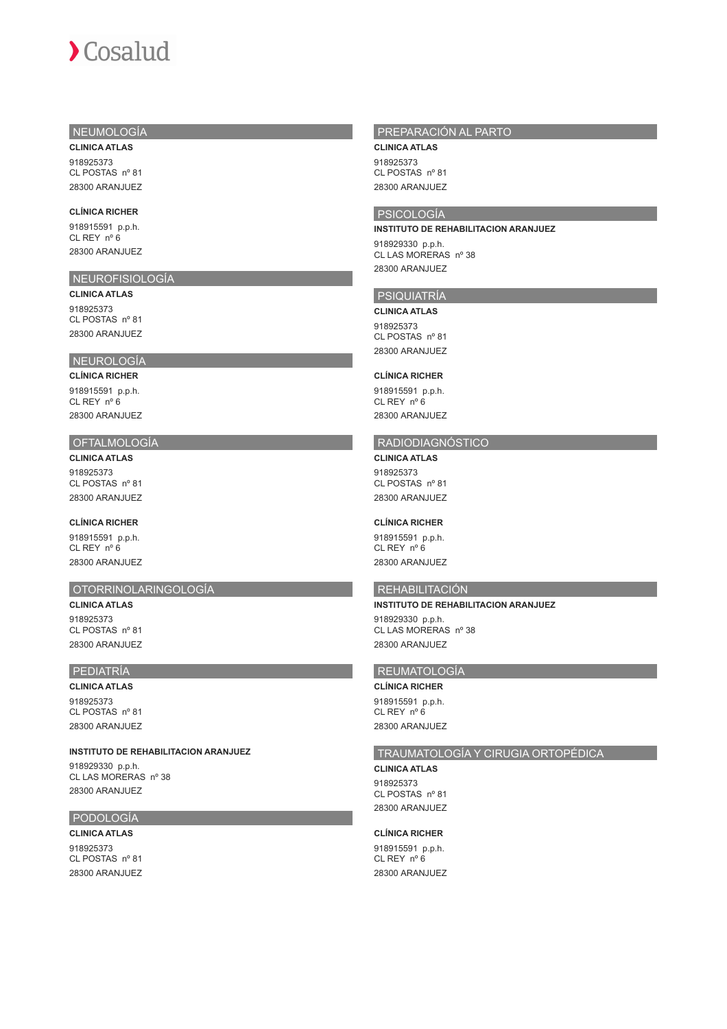## NEUMOLOGÍA

**CLINICA ATLAS**

918925373
CL POSTAS nº 81
28300 ARANJUEZ

**CLÍNICA RICHER**

918915591 p.p.h.
CL REY nº 6
28300 ARANJUEZ

## NEUROFISIOLOGÍA

**CLINICA ATLAS**

918925373
CL POSTAS nº 81
28300 ARANJUEZ

## NEUROLOGÍA

**CLÍNICA RICHER**

918915591 p.p.h.
CL REY nº 6
28300 ARANJUEZ

## OFTALMOLOGÍA

**CLINICA ATLAS**

918925373
CL POSTAS nº 81
28300 ARANJUEZ

**CLÍNICA RICHER**

918915591 p.p.h.
CL REY nº 6
28300 ARANJUEZ

## OTORRINOLARINGOLOGÍA

**CLINICA ATLAS**

918925373
CL POSTAS nº 81
28300 ARANJUEZ

## PEDIATRÍA

**CLINICA ATLAS**

918925373
CL POSTAS nº 81
28300 ARANJUEZ

**INSTITUTO DE REHABILITACION ARANJUEZ**

918929330 p.p.h.
CL LAS MORERAS nº 38
28300 ARANJUEZ

## PODOLOGÍA

**CLINICA ATLAS**

918925373
CL POSTAS nº 81
28300 ARANJUEZ

## PREPARACIÓN AL PARTO

**CLINICA ATLAS**

918925373
CL POSTAS nº 81
28300 ARANJUEZ

## PSICOLOGÍA

**INSTITUTO DE REHABILITACION ARANJUEZ**

918929330 p.p.h.
CL LAS MORERAS nº 38
28300 ARANJUEZ

## PSIQUIATRÍA

**CLINICA ATLAS**

918925373
CL POSTAS nº 81
28300 ARANJUEZ

**CLÍNICA RICHER**

918915591 p.p.h.
CL REY nº 6
28300 ARANJUEZ

## RADIODIAGNÓSTICO

**CLINICA ATLAS**

918925373
CL POSTAS nº 81
28300 ARANJUEZ

**CLÍNICA RICHER**

918915591 p.p.h.
CL REY nº 6
28300 ARANJUEZ

## REHABILITACIÓN

**INSTITUTO DE REHABILITACION ARANJUEZ**

918929330 p.p.h.
CL LAS MORERAS nº 38
28300 ARANJUEZ

## REUMATOLOGÍA

**CLÍNICA RICHER**

918915591 p.p.h.
CL REY nº 6
28300 ARANJUEZ

## TRAUMATOLOGÍA Y CIRUGIA ORTOPÉDICA

**CLINICA ATLAS**

918925373
CL POSTAS nº 81
28300 ARANJUEZ

**CLÍNICA RICHER**

918915591 p.p.h.
CL REY nº 6
28300 ARANJUEZ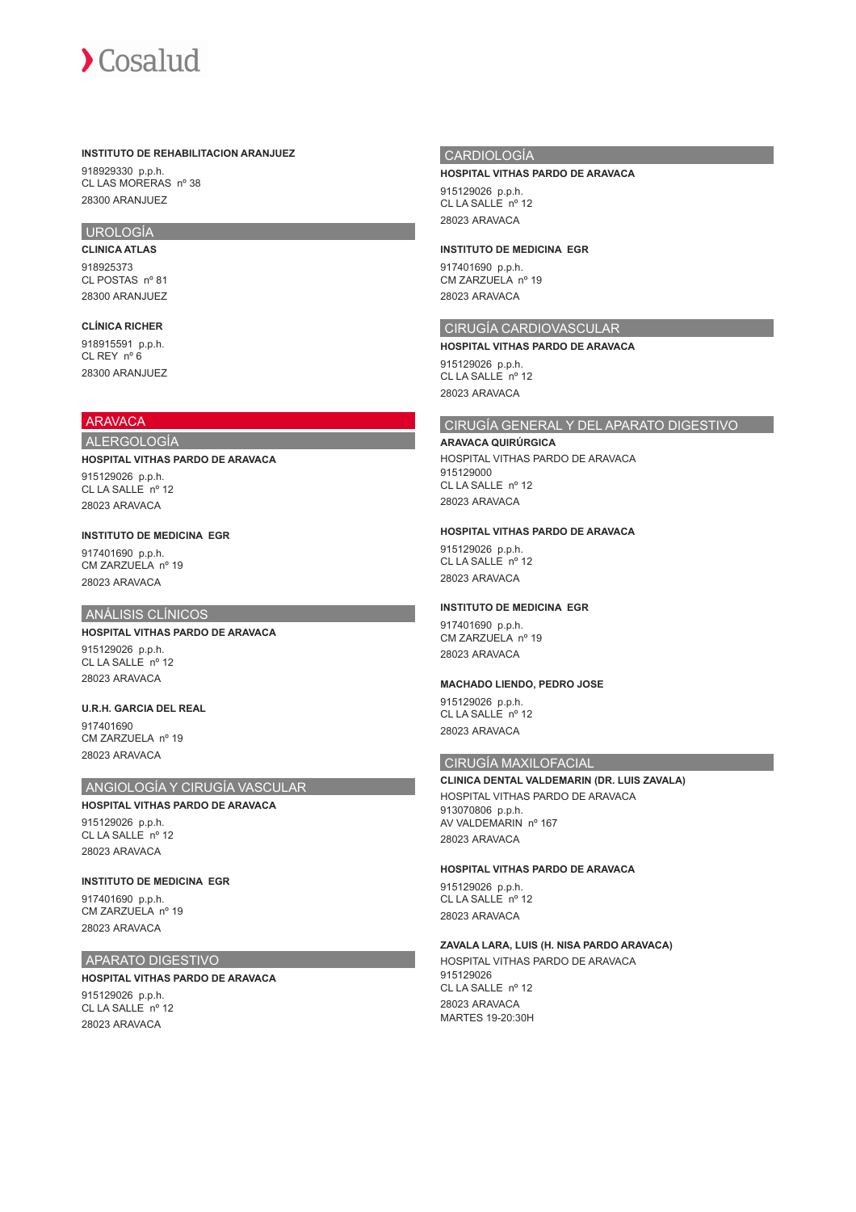**INSTITUTO DE REHABILITACION ARANJUEZ**

918929330 p.p.h.
CL LAS MORERAS nº 38
28300 ARANJUEZ

## UROLOGÍA

**CLINICA ATLAS**

918925373
CL POSTAS nº 81
28300 ARANJUEZ

**CLÍNICA RICHER**

918915591 p.p.h.
CL REY nº 6
28300 ARANJUEZ

# ARAVACA

## ALERGOLOGÍA

**HOSPITAL VITHAS PARDO DE ARAVACA**

915129026 p.p.h.
CL LA SALLE nº 12
28023 ARAVACA

**INSTITUTO DE MEDICINA EGR**

917401690 p.p.h.
CM ZARZUELA nº 19
28023 ARAVACA

## ANÁLISIS CLÍNICOS

**HOSPITAL VITHAS PARDO DE ARAVACA**

915129026 p.p.h.
CL LA SALLE nº 12
28023 ARAVACA

**U.R.H. GARCIA DEL REAL**

917401690
CM ZARZUELA nº 19
28023 ARAVACA

## ANGIOLOGÍA Y CIRUGÍA VASCULAR

**HOSPITAL VITHAS PARDO DE ARAVACA**

915129026 p.p.h.
CL LA SALLE nº 12
28023 ARAVACA

**INSTITUTO DE MEDICINA EGR**

917401690 p.p.h.
CM ZARZUELA nº 19
28023 ARAVACA

## APARATO DIGESTIVO

**HOSPITAL VITHAS PARDO DE ARAVACA**

915129026 p.p.h.
CL LA SALLE nº 12
28023 ARAVACA

## CARDIOLOGÍA

**HOSPITAL VITHAS PARDO DE ARAVACA**

915129026 p.p.h.
CL LA SALLE nº 12
28023 ARAVACA

**INSTITUTO DE MEDICINA EGR**

917401690 p.p.h.
CM ZARZUELA nº 19
28023 ARAVACA

## CIRUGÍA CARDIOVASCULAR

**HOSPITAL VITHAS PARDO DE ARAVACA**

915129026 p.p.h.
CL LA SALLE nº 12
28023 ARAVACA

## CIRUGÍA GENERAL Y DEL APARATO DIGESTIVO

**ARAVACA QUIRÚRGICA**

HOSPITAL VITHAS PARDO DE ARAVACA
915129000
CL LA SALLE nº 12
28023 ARAVACA

**HOSPITAL VITHAS PARDO DE ARAVACA**

915129026 p.p.h.
CL LA SALLE nº 12
28023 ARAVACA

**INSTITUTO DE MEDICINA EGR**

917401690 p.p.h.
CM ZARZUELA nº 19
28023 ARAVACA

**MACHADO LIENDO, PEDRO JOSE**

915129026 p.p.h.
CL LA SALLE nº 12
28023 ARAVACA

## CIRUGÍA MAXILOFACIAL

**CLINICA DENTAL VALDEMARIN (DR. LUIS ZAVALA)**

HOSPITAL VITHAS PARDO DE ARAVACA
913070806 p.p.h.
AV VALDEMARIN nº 167
28023 ARAVACA

**HOSPITAL VITHAS PARDO DE ARAVACA**

915129026 p.p.h.
CL LA SALLE nº 12
28023 ARAVACA

**ZAVALA LARA, LUIS (H. NISA PARDO ARAVACA)**

HOSPITAL VITHAS PARDO DE ARAVACA
915129026
CL LA SALLE nº 12
28023 ARAVACA
MARTES 19-20:30H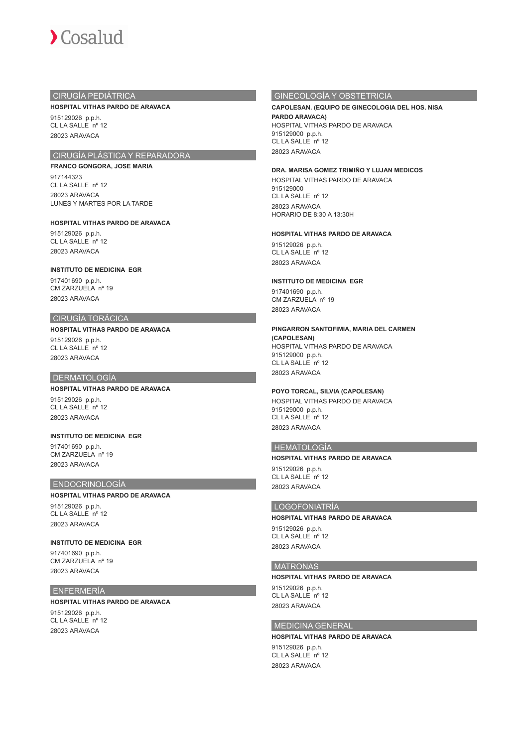## CIRUGÍA PEDIÁTRICA

**HOSPITAL VITHAS PARDO DE ARAVACA**

915129026 p.p.h.
CL LA SALLE nº 12
28023 ARAVACA

## CIRUGÍA PLÁSTICA Y REPARADORA

**FRANCO GONGORA, JOSE MARIA**

917144323
CL LA SALLE nº 12
28023 ARAVACA
LUNES Y MARTES POR LA TARDE

**HOSPITAL VITHAS PARDO DE ARAVACA**

915129026 p.p.h.
CL LA SALLE nº 12
28023 ARAVACA

**INSTITUTO DE MEDICINA EGR**

917401690 p.p.h.
CM ZARZUELA nº 19
28023 ARAVACA

## CIRUGÍA TORÁCICA

**HOSPITAL VITHAS PARDO DE ARAVACA**

915129026 p.p.h.
CL LA SALLE nº 12
28023 ARAVACA

## DERMATOLOGÍA

**HOSPITAL VITHAS PARDO DE ARAVACA**

915129026 p.p.h.
CL LA SALLE nº 12
28023 ARAVACA

**INSTITUTO DE MEDICINA EGR**

917401690 p.p.h.
CM ZARZUELA nº 19
28023 ARAVACA

## ENDOCRINOLOGÍA

**HOSPITAL VITHAS PARDO DE ARAVACA**

915129026 p.p.h.
CL LA SALLE nº 12
28023 ARAVACA

**INSTITUTO DE MEDICINA EGR**

917401690 p.p.h.
CM ZARZUELA nº 19
28023 ARAVACA

## ENFERMERÍA

**HOSPITAL VITHAS PARDO DE ARAVACA**

915129026 p.p.h.
CL LA SALLE nº 12
28023 ARAVACA

## GINECOLOGÍA Y OBSTETRICIA

**CAPOLESAN. (EQUIPO DE GINECOLOGIA DEL HOS. NISA PARDO ARAVACA)**

HOSPITAL VITHAS PARDO DE ARAVACA
915129000 p.p.h.
CL LA SALLE nº 12
28023 ARAVACA

**DRA. MARISA GOMEZ TRIMIÑO Y LUJAN MEDICOS**

HOSPITAL VITHAS PARDO DE ARAVACA
915129000
CL LA SALLE nº 12
28023 ARAVACA
HORARIO DE 8:30 A 13:30H

**HOSPITAL VITHAS PARDO DE ARAVACA**

915129026 p.p.h.
CL LA SALLE nº 12
28023 ARAVACA

**INSTITUTO DE MEDICINA EGR**

917401690 p.p.h.
CM ZARZUELA nº 19
28023 ARAVACA

**PINGARRON SANTOFIMIA, MARIA DEL CARMEN (CAPOLESAN)**

HOSPITAL VITHAS PARDO DE ARAVACA
915129000 p.p.h.
CL LA SALLE nº 12
28023 ARAVACA

**POYO TORCAL, SILVIA (CAPOLESAN)**

HOSPITAL VITHAS PARDO DE ARAVACA
915129000 p.p.h.
CL LA SALLE nº 12
28023 ARAVACA

## HEMATOLOGÍA

**HOSPITAL VITHAS PARDO DE ARAVACA**

915129026 p.p.h.
CL LA SALLE nº 12
28023 ARAVACA

## LOGOFONIATRÍA

**HOSPITAL VITHAS PARDO DE ARAVACA**

915129026 p.p.h.
CL LA SALLE nº 12
28023 ARAVACA

## MATRONAS

**HOSPITAL VITHAS PARDO DE ARAVACA**

915129026 p.p.h.
CL LA SALLE nº 12
28023 ARAVACA

## MEDICINA GENERAL

**HOSPITAL VITHAS PARDO DE ARAVACA**

915129026 p.p.h.
CL LA SALLE nº 12
28023 ARAVACA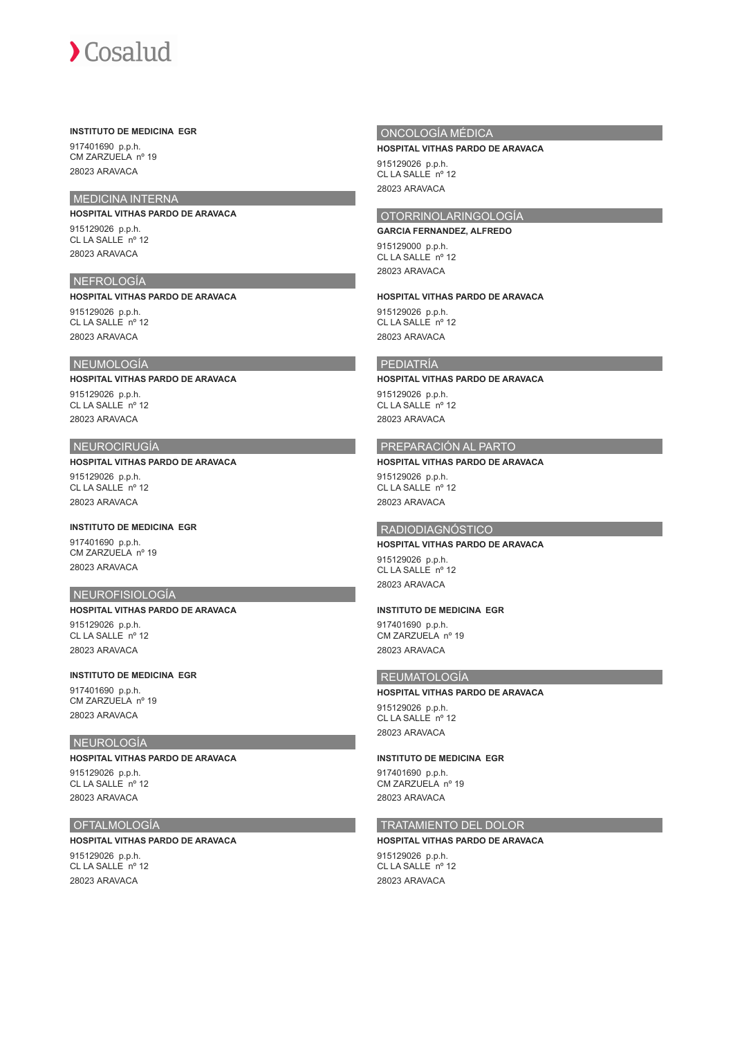**INSTITUTO DE MEDICINA EGR**

917401690 p.p.h.
CM ZARZUELA nº 19

28023 ARAVACA

## MEDICINA INTERNA

**HOSPITAL VITHAS PARDO DE ARAVACA**

915129026 p.p.h.
CL LA SALLE nº 12

28023 ARAVACA

## NEFROLOGÍA

**HOSPITAL VITHAS PARDO DE ARAVACA**

915129026 p.p.h.
CL LA SALLE nº 12

28023 ARAVACA

## NEUMOLOGÍA

**HOSPITAL VITHAS PARDO DE ARAVACA**

915129026 p.p.h.
CL LA SALLE nº 12

28023 ARAVACA

## NEUROCIRUGÍA

**HOSPITAL VITHAS PARDO DE ARAVACA**

915129026 p.p.h.
CL LA SALLE nº 12

28023 ARAVACA

**INSTITUTO DE MEDICINA EGR**

917401690 p.p.h.
CM ZARZUELA nº 19

28023 ARAVACA

## NEUROFISIOLOGÍA

**HOSPITAL VITHAS PARDO DE ARAVACA**

915129026 p.p.h.
CL LA SALLE nº 12

28023 ARAVACA

**INSTITUTO DE MEDICINA EGR**

917401690 p.p.h.
CM ZARZUELA nº 19

28023 ARAVACA

## NEUROLOGÍA

**HOSPITAL VITHAS PARDO DE ARAVACA**

915129026 p.p.h.
CL LA SALLE nº 12

28023 ARAVACA

## OFTALMOLOGÍA

**HOSPITAL VITHAS PARDO DE ARAVACA**

915129026 p.p.h.
CL LA SALLE nº 12

28023 ARAVACA

## ONCOLOGÍA MÉDICA

**HOSPITAL VITHAS PARDO DE ARAVACA**

915129026 p.p.h.
CL LA SALLE nº 12

28023 ARAVACA

## OTORRINOLARINGOLOGÍA

**GARCIA FERNANDEZ, ALFREDO**

915129000 p.p.h.
CL LA SALLE nº 12

28023 ARAVACA

**HOSPITAL VITHAS PARDO DE ARAVACA**

915129026 p.p.h.
CL LA SALLE nº 12

28023 ARAVACA

## PEDIATRÍA

**HOSPITAL VITHAS PARDO DE ARAVACA**

915129026 p.p.h.
CL LA SALLE nº 12

28023 ARAVACA

## PREPARACIÓN AL PARTO

**HOSPITAL VITHAS PARDO DE ARAVACA**

915129026 p.p.h.
CL LA SALLE nº 12

28023 ARAVACA

## RADIODIAGNÓSTICO

**HOSPITAL VITHAS PARDO DE ARAVACA**

915129026 p.p.h.
CL LA SALLE nº 12

28023 ARAVACA

**INSTITUTO DE MEDICINA EGR**

917401690 p.p.h.
CM ZARZUELA nº 19

28023 ARAVACA

## REUMATOLOGÍA

**HOSPITAL VITHAS PARDO DE ARAVACA**

915129026 p.p.h.
CL LA SALLE nº 12

28023 ARAVACA

**INSTITUTO DE MEDICINA EGR**

917401690 p.p.h.
CM ZARZUELA nº 19

28023 ARAVACA

## TRATAMIENTO DEL DOLOR

**HOSPITAL VITHAS PARDO DE ARAVACA**

915129026 p.p.h.
CL LA SALLE nº 12

28023 ARAVACA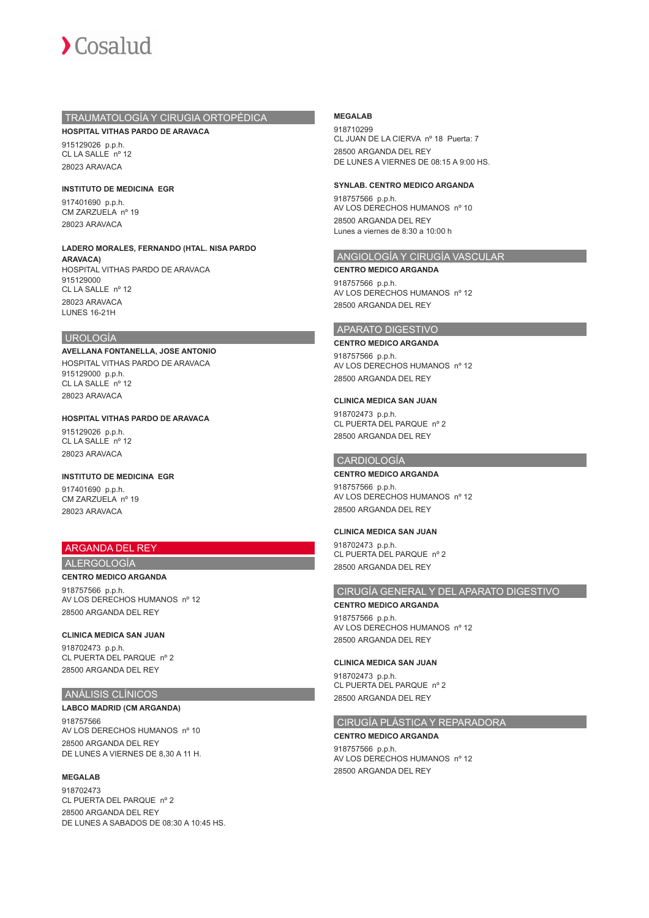## TRAUMATOLOGÍA Y CIRUGIA ORTOPÉDICA

**HOSPITAL VITHAS PARDO DE ARAVACA**

915129026 p.p.h.
CL LA SALLE nº 12
28023 ARAVACA

**INSTITUTO DE MEDICINA EGR**

917401690 p.p.h.
CM ZARZUELA nº 19
28023 ARAVACA

**LADERO MORALES, FERNANDO (HTAL. NISA PARDO ARAVACA)**

HOSPITAL VITHAS PARDO DE ARAVACA
915129000
CL LA SALLE nº 12
28023 ARAVACA
LUNES 16-21H

## UROLOGÍA

**AVELLANA FONTANELLA, JOSE ANTONIO**

HOSPITAL VITHAS PARDO DE ARAVACA
915129000 p.p.h.
CL LA SALLE nº 12
28023 ARAVACA

**HOSPITAL VITHAS PARDO DE ARAVACA**

915129026 p.p.h.
CL LA SALLE nº 12
28023 ARAVACA

**INSTITUTO DE MEDICINA EGR**

917401690 p.p.h.
CM ZARZUELA nº 19
28023 ARAVACA

# ARGANDA DEL REY

## ALERGOLOGÍA

**CENTRO MEDICO ARGANDA**

918757566 p.p.h.
AV LOS DERECHOS HUMANOS nº 12
28500 ARGANDA DEL REY

**CLINICA MEDICA SAN JUAN**

918702473 p.p.h.
CL PUERTA DEL PARQUE nº 2
28500 ARGANDA DEL REY

## ANÁLISIS CLÍNICOS

**LABCO MADRID (CM ARGANDA)**

918757566
AV LOS DERECHOS HUMANOS nº 10
28500 ARGANDA DEL REY
DE LUNES A VIERNES DE 8,30 A 11 H.

**MEGALAB**

918702473
CL PUERTA DEL PARQUE nº 2
28500 ARGANDA DEL REY
DE LUNES A SABADOS DE 08:30 A 10:45 HS.

**MEGALAB**

918710299
CL JUAN DE LA CIERVA nº 18 Puerta: 7
28500 ARGANDA DEL REY
DE LUNES A VIERNES DE 08:15 A 9:00 HS.

**SYNLAB. CENTRO MEDICO ARGANDA**

918757566 p.p.h.
AV LOS DERECHOS HUMANOS nº 10
28500 ARGANDA DEL REY
Lunes a viernes de 8:30 a 10:00 h

## ANGIOLOGÍA Y CIRUGÍA VASCULAR

**CENTRO MEDICO ARGANDA**

918757566 p.p.h.
AV LOS DERECHOS HUMANOS nº 12
28500 ARGANDA DEL REY

## APARATO DIGESTIVO

**CENTRO MEDICO ARGANDA**

918757566 p.p.h.
AV LOS DERECHOS HUMANOS nº 12
28500 ARGANDA DEL REY

**CLINICA MEDICA SAN JUAN**

918702473 p.p.h.
CL PUERTA DEL PARQUE nº 2
28500 ARGANDA DEL REY

## CARDIOLOGÍA

**CENTRO MEDICO ARGANDA**

918757566 p.p.h.
AV LOS DERECHOS HUMANOS nº 12
28500 ARGANDA DEL REY

**CLINICA MEDICA SAN JUAN**

918702473 p.p.h.
CL PUERTA DEL PARQUE nº 2
28500 ARGANDA DEL REY

## CIRUGÍA GENERAL Y DEL APARATO DIGESTIVO

**CENTRO MEDICO ARGANDA**

918757566 p.p.h.
AV LOS DERECHOS HUMANOS nº 12
28500 ARGANDA DEL REY

**CLINICA MEDICA SAN JUAN**

918702473 p.p.h.
CL PUERTA DEL PARQUE nº 2
28500 ARGANDA DEL REY

## CIRUGÍA PLÁSTICA Y REPARADORA

**CENTRO MEDICO ARGANDA**

918757566 p.p.h.
AV LOS DERECHOS HUMANOS nº 12
28500 ARGANDA DEL REY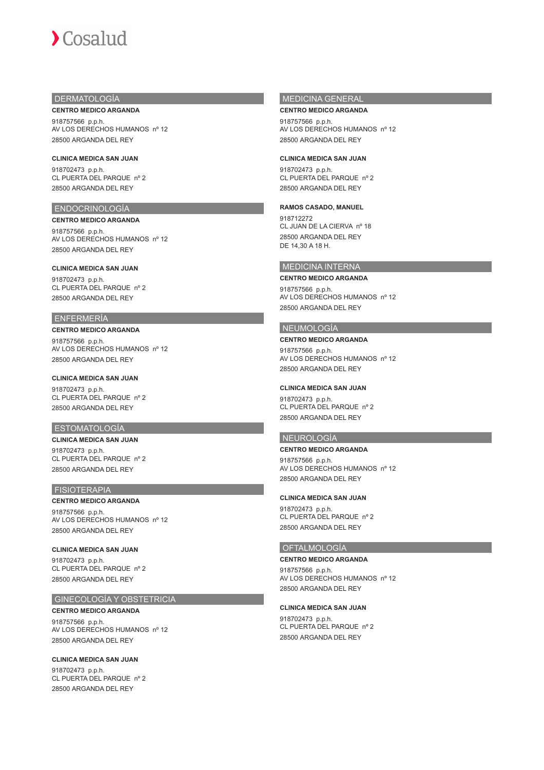## DERMATOLOGÍA

**CENTRO MEDICO ARGANDA**

918757566 p.p.h.
AV LOS DERECHOS HUMANOS nº 12
28500 ARGANDA DEL REY

**CLINICA MEDICA SAN JUAN**

918702473 p.p.h.
CL PUERTA DEL PARQUE nº 2
28500 ARGANDA DEL REY

## ENDOCRINOLOGÍA

**CENTRO MEDICO ARGANDA**

918757566 p.p.h.
AV LOS DERECHOS HUMANOS nº 12
28500 ARGANDA DEL REY

**CLINICA MEDICA SAN JUAN**

918702473 p.p.h.
CL PUERTA DEL PARQUE nº 2
28500 ARGANDA DEL REY

## ENFERMERÍA

**CENTRO MEDICO ARGANDA**

918757566 p.p.h.
AV LOS DERECHOS HUMANOS nº 12
28500 ARGANDA DEL REY

**CLINICA MEDICA SAN JUAN**

918702473 p.p.h.
CL PUERTA DEL PARQUE nº 2
28500 ARGANDA DEL REY

## ESTOMATOLOGÍA

**CLINICA MEDICA SAN JUAN**

918702473 p.p.h.
CL PUERTA DEL PARQUE nº 2
28500 ARGANDA DEL REY

## FISIOTERAPIA

**CENTRO MEDICO ARGANDA**

918757566 p.p.h.
AV LOS DERECHOS HUMANOS nº 12
28500 ARGANDA DEL REY

**CLINICA MEDICA SAN JUAN**

918702473 p.p.h.
CL PUERTA DEL PARQUE nº 2
28500 ARGANDA DEL REY

## GINECOLOGÍA Y OBSTETRICIA

**CENTRO MEDICO ARGANDA**

918757566 p.p.h.
AV LOS DERECHOS HUMANOS nº 12
28500 ARGANDA DEL REY

**CLINICA MEDICA SAN JUAN**

918702473 p.p.h.
CL PUERTA DEL PARQUE nº 2
28500 ARGANDA DEL REY

## MEDICINA GENERAL

**CENTRO MEDICO ARGANDA**

918757566 p.p.h.
AV LOS DERECHOS HUMANOS nº 12
28500 ARGANDA DEL REY

**CLINICA MEDICA SAN JUAN**

918702473 p.p.h.
CL PUERTA DEL PARQUE nº 2
28500 ARGANDA DEL REY

**RAMOS CASADO, MANUEL**

918712272
CL JUAN DE LA CIERVA nº 18
28500 ARGANDA DEL REY
DE 14,30 A 18 H.

## MEDICINA INTERNA

**CENTRO MEDICO ARGANDA**

918757566 p.p.h.
AV LOS DERECHOS HUMANOS nº 12
28500 ARGANDA DEL REY

## NEUMOLOGÍA

**CENTRO MEDICO ARGANDA**

918757566 p.p.h.
AV LOS DERECHOS HUMANOS nº 12
28500 ARGANDA DEL REY

**CLINICA MEDICA SAN JUAN**

918702473 p.p.h.
CL PUERTA DEL PARQUE nº 2
28500 ARGANDA DEL REY

## NEUROLOGÍA

**CENTRO MEDICO ARGANDA**

918757566 p.p.h.
AV LOS DERECHOS HUMANOS nº 12
28500 ARGANDA DEL REY

**CLINICA MEDICA SAN JUAN**

918702473 p.p.h.
CL PUERTA DEL PARQUE nº 2
28500 ARGANDA DEL REY

## OFTALMOLOGÍA

**CENTRO MEDICO ARGANDA**

918757566 p.p.h.
AV LOS DERECHOS HUMANOS nº 12
28500 ARGANDA DEL REY

**CLINICA MEDICA SAN JUAN**

918702473 p.p.h.
CL PUERTA DEL PARQUE nº 2
28500 ARGANDA DEL REY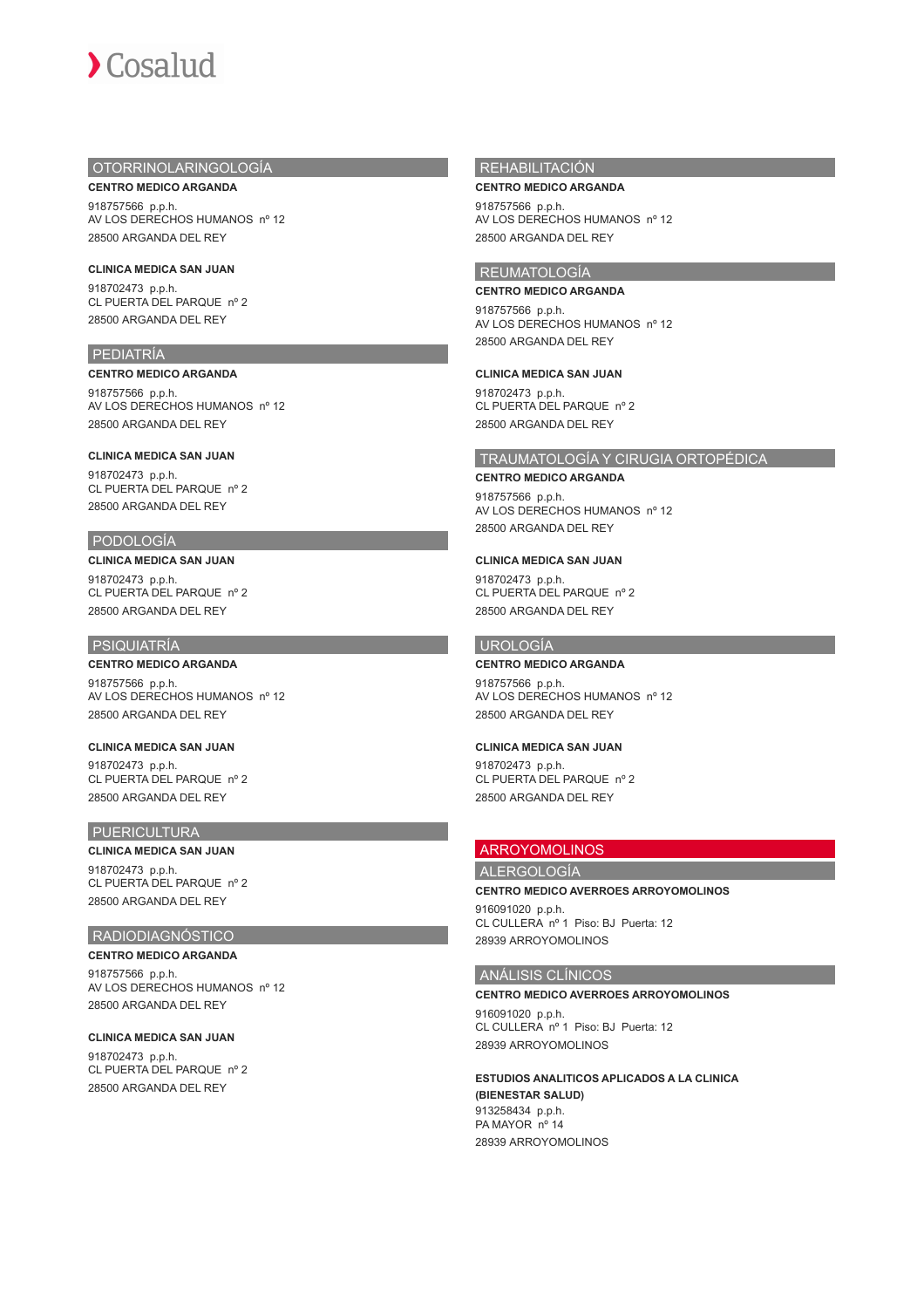## OTORRINOLARINGOLOGÍA

**CENTRO MEDICO ARGANDA**

918757566 p.p.h.
AV LOS DERECHOS HUMANOS nº 12
28500 ARGANDA DEL REY

**CLINICA MEDICA SAN JUAN**

918702473 p.p.h.
CL PUERTA DEL PARQUE nº 2
28500 ARGANDA DEL REY

## PEDIATRÍA

**CENTRO MEDICO ARGANDA**

918757566 p.p.h.
AV LOS DERECHOS HUMANOS nº 12
28500 ARGANDA DEL REY

**CLINICA MEDICA SAN JUAN**

918702473 p.p.h.
CL PUERTA DEL PARQUE nº 2
28500 ARGANDA DEL REY

## PODOLOGÍA

**CLINICA MEDICA SAN JUAN**

918702473 p.p.h.
CL PUERTA DEL PARQUE nº 2
28500 ARGANDA DEL REY

## PSIQUIATRÍA

**CENTRO MEDICO ARGANDA**

918757566 p.p.h.
AV LOS DERECHOS HUMANOS nº 12
28500 ARGANDA DEL REY

**CLINICA MEDICA SAN JUAN**

918702473 p.p.h.
CL PUERTA DEL PARQUE nº 2
28500 ARGANDA DEL REY

## PUERICULTURA

**CLINICA MEDICA SAN JUAN**

918702473 p.p.h.
CL PUERTA DEL PARQUE nº 2
28500 ARGANDA DEL REY

## RADIODIAGNÓSTICO

**CENTRO MEDICO ARGANDA**

918757566 p.p.h.
AV LOS DERECHOS HUMANOS nº 12
28500 ARGANDA DEL REY

**CLINICA MEDICA SAN JUAN**

918702473 p.p.h.
CL PUERTA DEL PARQUE nº 2
28500 ARGANDA DEL REY

## REHABILITACIÓN

**CENTRO MEDICO ARGANDA**

918757566 p.p.h.
AV LOS DERECHOS HUMANOS nº 12
28500 ARGANDA DEL REY

## REUMATOLOGÍA

**CENTRO MEDICO ARGANDA**

918757566 p.p.h.
AV LOS DERECHOS HUMANOS nº 12
28500 ARGANDA DEL REY

**CLINICA MEDICA SAN JUAN**

918702473 p.p.h.
CL PUERTA DEL PARQUE nº 2
28500 ARGANDA DEL REY

## TRAUMATOLOGÍA Y CIRUGIA ORTOPÉDICA

**CENTRO MEDICO ARGANDA**

918757566 p.p.h.
AV LOS DERECHOS HUMANOS nº 12
28500 ARGANDA DEL REY

**CLINICA MEDICA SAN JUAN**

918702473 p.p.h.
CL PUERTA DEL PARQUE nº 2
28500 ARGANDA DEL REY

## UROLOGÍA

**CENTRO MEDICO ARGANDA**

918757566 p.p.h.
AV LOS DERECHOS HUMANOS nº 12
28500 ARGANDA DEL REY

**CLINICA MEDICA SAN JUAN**

918702473 p.p.h.
CL PUERTA DEL PARQUE nº 2
28500 ARGANDA DEL REY

# ARROYOMOLINOS

## ALERGOLOGÍA

**CENTRO MEDICO AVERROES ARROYOMOLINOS**

916091020 p.p.h.
CL CULLERA nº 1 Piso: BJ Puerta: 12
28939 ARROYOMOLINOS

## ANÁLISIS CLÍNICOS

**CENTRO MEDICO AVERROES ARROYOMOLINOS**

916091020 p.p.h.
CL CULLERA nº 1 Piso: BJ Puerta: 12
28939 ARROYOMOLINOS

**ESTUDIOS ANALITICOS APLICADOS A LA CLINICA (BIENESTAR SALUD)**

913258434 p.p.h.
PA MAYOR nº 14
28939 ARROYOMOLINOS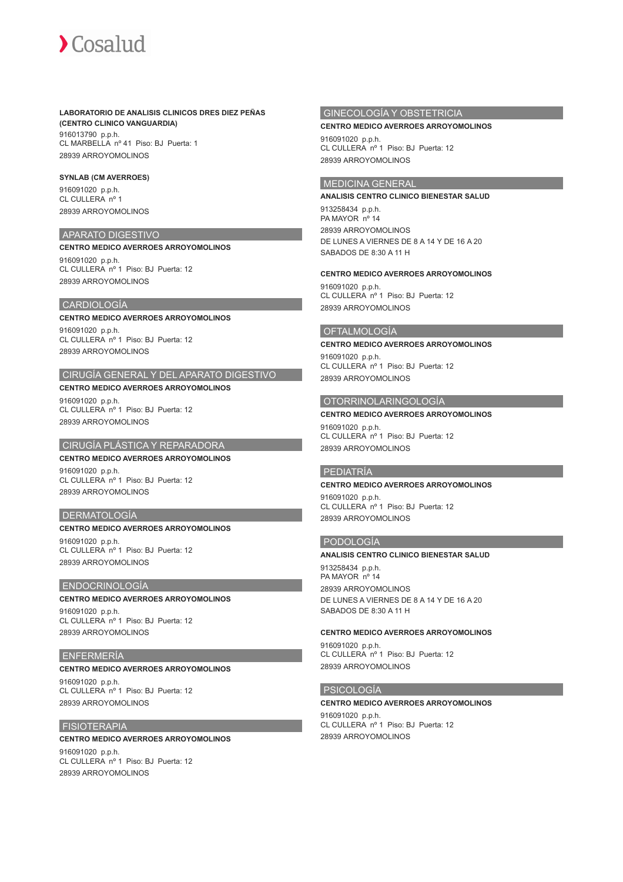**LABORATORIO DE ANALISIS CLINICOS DRES DIEZ PEÑAS (CENTRO CLINICO VANGUARDIA)**

916013790 p.p.h.
CL MARBELLA nº 41 Piso: BJ Puerta: 1
28939 ARROYOMOLINOS

**SYNLAB (CM AVERROES)**

916091020 p.p.h.
CL CULLERA nº 1
28939 ARROYOMOLINOS

## APARATO DIGESTIVO

**CENTRO MEDICO AVERROES ARROYOMOLINOS**

916091020 p.p.h.
CL CULLERA nº 1 Piso: BJ Puerta: 12
28939 ARROYOMOLINOS

## CARDIOLOGÍA

**CENTRO MEDICO AVERROES ARROYOMOLINOS**

916091020 p.p.h.
CL CULLERA nº 1 Piso: BJ Puerta: 12
28939 ARROYOMOLINOS

## CIRUGÍA GENERAL Y DEL APARATO DIGESTIVO

**CENTRO MEDICO AVERROES ARROYOMOLINOS**

916091020 p.p.h.
CL CULLERA nº 1 Piso: BJ Puerta: 12
28939 ARROYOMOLINOS

## CIRUGÍA PLÁSTICA Y REPARADORA

**CENTRO MEDICO AVERROES ARROYOMOLINOS**

916091020 p.p.h.
CL CULLERA nº 1 Piso: BJ Puerta: 12
28939 ARROYOMOLINOS

## DERMATOLOGÍA

**CENTRO MEDICO AVERROES ARROYOMOLINOS**

916091020 p.p.h.
CL CULLERA nº 1 Piso: BJ Puerta: 12
28939 ARROYOMOLINOS

## ENDOCRINOLOGÍA

**CENTRO MEDICO AVERROES ARROYOMOLINOS**

916091020 p.p.h.
CL CULLERA nº 1 Piso: BJ Puerta: 12
28939 ARROYOMOLINOS

## ENFERMERÍA

**CENTRO MEDICO AVERROES ARROYOMOLINOS**

916091020 p.p.h.
CL CULLERA nº 1 Piso: BJ Puerta: 12
28939 ARROYOMOLINOS

## FISIOTERAPIA

**CENTRO MEDICO AVERROES ARROYOMOLINOS**

916091020 p.p.h.
CL CULLERA nº 1 Piso: BJ Puerta: 12
28939 ARROYOMOLINOS

## GINECOLOGÍA Y OBSTETRICIA

**CENTRO MEDICO AVERROES ARROYOMOLINOS**

916091020 p.p.h.
CL CULLERA nº 1 Piso: BJ Puerta: 12
28939 ARROYOMOLINOS

## MEDICINA GENERAL

**ANALISIS CENTRO CLINICO BIENESTAR SALUD**

913258434 p.p.h.
PA MAYOR nº 14
28939 ARROYOMOLINOS
DE LUNES A VIERNES DE 8 A 14 Y DE 16 A 20
SABADOS DE 8:30 A 11 H

**CENTRO MEDICO AVERROES ARROYOMOLINOS**

916091020 p.p.h.
CL CULLERA nº 1 Piso: BJ Puerta: 12
28939 ARROYOMOLINOS

## OFTALMOLOGÍA

**CENTRO MEDICO AVERROES ARROYOMOLINOS**

916091020 p.p.h.
CL CULLERA nº 1 Piso: BJ Puerta: 12
28939 ARROYOMOLINOS

## OTORRINOLARINGOLOGÍA

**CENTRO MEDICO AVERROES ARROYOMOLINOS**

916091020 p.p.h.
CL CULLERA nº 1 Piso: BJ Puerta: 12
28939 ARROYOMOLINOS

## PEDIATRÍA

**CENTRO MEDICO AVERROES ARROYOMOLINOS**

916091020 p.p.h.
CL CULLERA nº 1 Piso: BJ Puerta: 12
28939 ARROYOMOLINOS

## PODOLOGÍA

**ANALISIS CENTRO CLINICO BIENESTAR SALUD**

913258434 p.p.h.
PA MAYOR nº 14
28939 ARROYOMOLINOS
DE LUNES A VIERNES DE 8 A 14 Y DE 16 A 20
SABADOS DE 8:30 A 11 H

**CENTRO MEDICO AVERROES ARROYOMOLINOS**

916091020 p.p.h.
CL CULLERA nº 1 Piso: BJ Puerta: 12
28939 ARROYOMOLINOS

## PSICOLOGÍA

**CENTRO MEDICO AVERROES ARROYOMOLINOS**

916091020 p.p.h.
CL CULLERA nº 1 Piso: BJ Puerta: 12
28939 ARROYOMOLINOS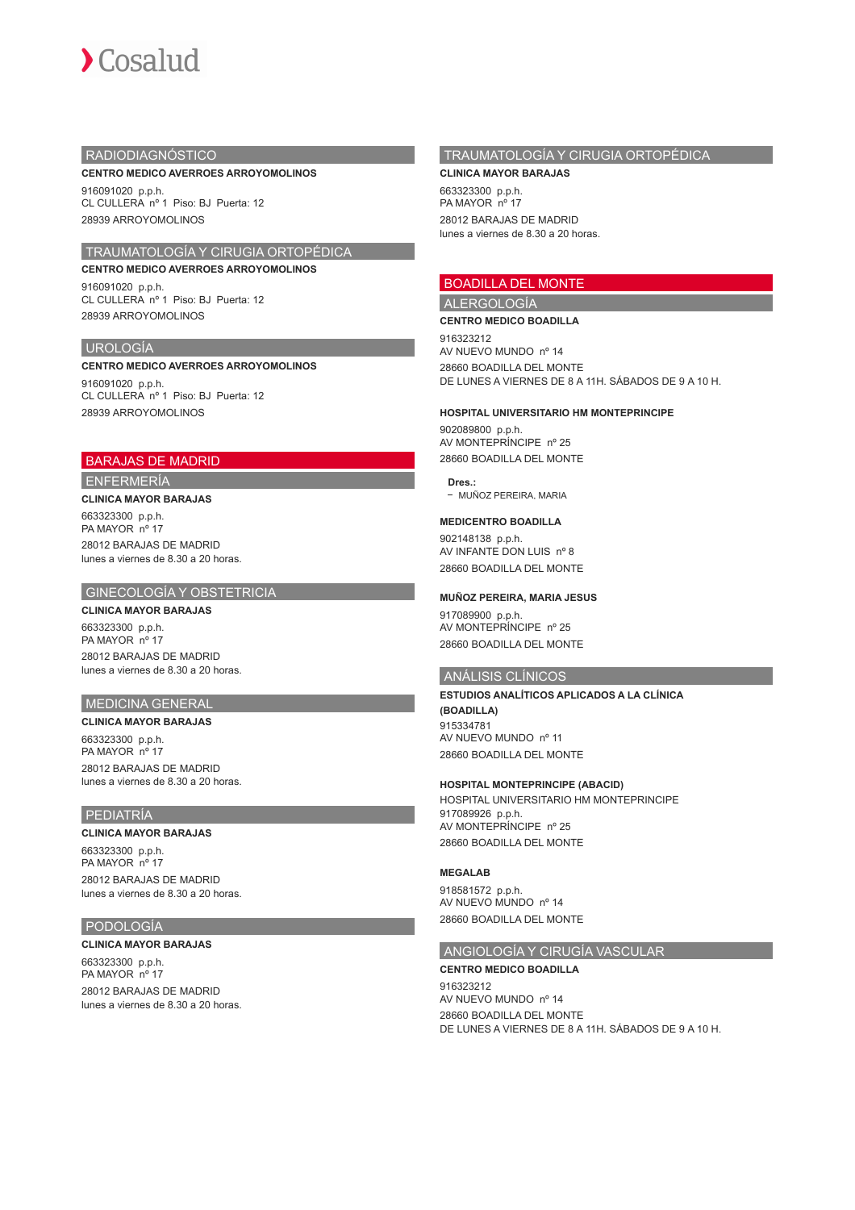## RADIODIAGNÓSTICO

**CENTRO MEDICO AVERROES ARROYOMOLINOS**

916091020 p.p.h.
CL CULLERA nº 1 Piso: BJ Puerta: 12
28939 ARROYOMOLINOS

## TRAUMATOLOGÍA Y CIRUGIA ORTOPÉDICA

**CENTRO MEDICO AVERROES ARROYOMOLINOS**

916091020 p.p.h.
CL CULLERA nº 1 Piso: BJ Puerta: 12
28939 ARROYOMOLINOS

## UROLOGÍA

**CENTRO MEDICO AVERROES ARROYOMOLINOS**

916091020 p.p.h.
CL CULLERA nº 1 Piso: BJ Puerta: 12
28939 ARROYOMOLINOS

# BARAJAS DE MADRID

## ENFERMERÍA

**CLINICA MAYOR BARAJAS**

663323300 p.p.h.
PA MAYOR nº 17
28012 BARAJAS DE MADRID
lunes a viernes de 8.30 a 20 horas.

## GINECOLOGÍA Y OBSTETRICIA

**CLINICA MAYOR BARAJAS**

663323300 p.p.h.
PA MAYOR nº 17
28012 BARAJAS DE MADRID
lunes a viernes de 8.30 a 20 horas.

## MEDICINA GENERAL

**CLINICA MAYOR BARAJAS**

663323300 p.p.h.
PA MAYOR nº 17
28012 BARAJAS DE MADRID
lunes a viernes de 8.30 a 20 horas.

## PEDIATRÍA

**CLINICA MAYOR BARAJAS**

663323300 p.p.h.
PA MAYOR nº 17
28012 BARAJAS DE MADRID
lunes a viernes de 8.30 a 20 horas.

## PODOLOGÍA

**CLINICA MAYOR BARAJAS**

663323300 p.p.h.
PA MAYOR nº 17
28012 BARAJAS DE MADRID
lunes a viernes de 8.30 a 20 horas.

## TRAUMATOLOGÍA Y CIRUGIA ORTOPÉDICA

**CLINICA MAYOR BARAJAS**

663323300 p.p.h.
PA MAYOR nº 17
28012 BARAJAS DE MADRID
lunes a viernes de 8.30 a 20 horas.

# BOADILLA DEL MONTE

## ALERGOLOGÍA

**CENTRO MEDICO BOADILLA**

916323212
AV NUEVO MUNDO nº 14
28660 BOADILLA DEL MONTE
DE LUNES A VIERNES DE 8 A 11H. SÁBADOS DE 9 A 10 H.

**HOSPITAL UNIVERSITARIO HM MONTEPRINCIPE**

902089800 p.p.h.
AV MONTEPRÍNCIPE nº 25
28660 BOADILLA DEL MONTE

**Dres.:**

- MUÑOZ PEREIRA, MARIA

**MEDICENTRO BOADILLA**

902148138 p.p.h.
AV INFANTE DON LUIS nº 8
28660 BOADILLA DEL MONTE

**MUÑOZ PEREIRA, MARIA JESUS**

917089900 p.p.h.
AV MONTEPRÍNCIPE nº 25
28660 BOADILLA DEL MONTE

## ANÁLISIS CLÍNICOS

**ESTUDIOS ANALÍTICOS APLICADOS A LA CLÍNICA (BOADILLA)**

915334781
AV NUEVO MUNDO nº 11
28660 BOADILLA DEL MONTE

**HOSPITAL MONTEPRINCIPE (ABACID)**

HOSPITAL UNIVERSITARIO HM MONTEPRINCIPE
917089926 p.p.h.
AV MONTEPRÍNCIPE nº 25
28660 BOADILLA DEL MONTE

**MEGALAB**

918581572 p.p.h.
AV NUEVO MUNDO nº 14
28660 BOADILLA DEL MONTE

## ANGIOLOGÍA Y CIRUGÍA VASCULAR

**CENTRO MEDICO BOADILLA**

916323212
AV NUEVO MUNDO nº 14
28660 BOADILLA DEL MONTE
DE LUNES A VIERNES DE 8 A 11H. SÁBADOS DE 9 A 10 H.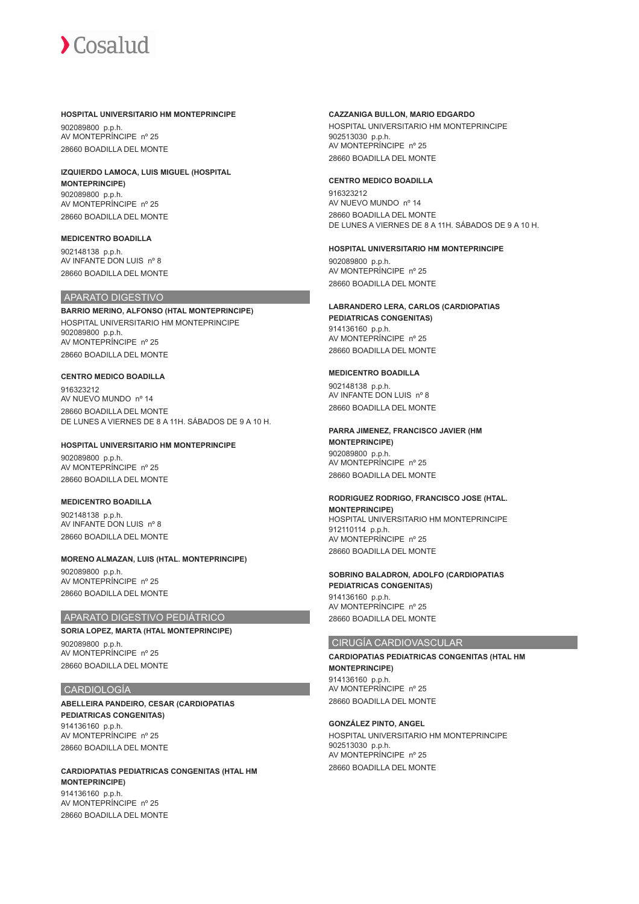**HOSPITAL UNIVERSITARIO HM MONTEPRINCIPE**
902089800 p.p.h.
AV MONTEPRÍNCIPE nº 25
28660 BOADILLA DEL MONTE

**IZQUIERDO LAMOCA, LUIS MIGUEL (HOSPITAL MONTEPRINCIPE)**
902089800 p.p.h.
AV MONTEPRÍNCIPE nº 25
28660 BOADILLA DEL MONTE

**MEDICENTRO BOADILLA**
902148138 p.p.h.
AV INFANTE DON LUIS nº 8
28660 BOADILLA DEL MONTE

## APARATO DIGESTIVO

**BARRIO MERINO, ALFONSO (HTAL MONTEPRINCIPE)**
HOSPITAL UNIVERSITARIO HM MONTEPRINCIPE
902089800 p.p.h.
AV MONTEPRÍNCIPE nº 25
28660 BOADILLA DEL MONTE

**CENTRO MEDICO BOADILLA**
916323212
AV NUEVO MUNDO nº 14
28660 BOADILLA DEL MONTE
DE LUNES A VIERNES DE 8 A 11H. SÁBADOS DE 9 A 10 H.

**HOSPITAL UNIVERSITARIO HM MONTEPRINCIPE**
902089800 p.p.h.
AV MONTEPRÍNCIPE nº 25
28660 BOADILLA DEL MONTE

**MEDICENTRO BOADILLA**
902148138 p.p.h.
AV INFANTE DON LUIS nº 8
28660 BOADILLA DEL MONTE

**MORENO ALMAZAN, LUIS (HTAL. MONTEPRINCIPE)**
902089800 p.p.h.
AV MONTEPRÍNCIPE nº 25
28660 BOADILLA DEL MONTE

## APARATO DIGESTIVO PEDIÁTRICO

**SORIA LOPEZ, MARTA (HTAL MONTEPRINCIPE)**
902089800 p.p.h.
AV MONTEPRÍNCIPE nº 25
28660 BOADILLA DEL MONTE

## CARDIOLOGÍA

**ABELLEIRA PANDEIRO, CESAR (CARDIOPATIAS PEDIATRICAS CONGENITAS)**
914136160 p.p.h.
AV MONTEPRÍNCIPE nº 25
28660 BOADILLA DEL MONTE

**CARDIOPATIAS PEDIATRICAS CONGENITAS (HTAL HM MONTEPRINCIPE)**
914136160 p.p.h.
AV MONTEPRÍNCIPE nº 25
28660 BOADILLA DEL MONTE

**CAZZANIGA BULLON, MARIO EDGARDO**
HOSPITAL UNIVERSITARIO HM MONTEPRINCIPE
902513030 p.p.h.
AV MONTEPRÍNCIPE nº 25
28660 BOADILLA DEL MONTE

**CENTRO MEDICO BOADILLA**
916323212
AV NUEVO MUNDO nº 14
28660 BOADILLA DEL MONTE
DE LUNES A VIERNES DE 8 A 11H. SÁBADOS DE 9 A 10 H.

**HOSPITAL UNIVERSITARIO HM MONTEPRINCIPE**
902089800 p.p.h.
AV MONTEPRÍNCIPE nº 25
28660 BOADILLA DEL MONTE

**LABRANDERO LERA, CARLOS (CARDIOPATIAS PEDIATRICAS CONGENITAS)**
914136160 p.p.h.
AV MONTEPRÍNCIPE nº 25
28660 BOADILLA DEL MONTE

**MEDICENTRO BOADILLA**
902148138 p.p.h.
AV INFANTE DON LUIS nº 8
28660 BOADILLA DEL MONTE

**PARRA JIMENEZ, FRANCISCO JAVIER (HM MONTEPRINCIPE)**
902089800 p.p.h.
AV MONTEPRÍNCIPE nº 25
28660 BOADILLA DEL MONTE

**RODRIGUEZ RODRIGO, FRANCISCO JOSE (HTAL. MONTEPRINCIPE)**
HOSPITAL UNIVERSITARIO HM MONTEPRINCIPE
912110114 p.p.h.
AV MONTEPRÍNCIPE nº 25
28660 BOADILLA DEL MONTE

**SOBRINO BALADRON, ADOLFO (CARDIOPATIAS PEDIATRICAS CONGENITAS)**
914136160 p.p.h.
AV MONTEPRÍNCIPE nº 25
28660 BOADILLA DEL MONTE

## CIRUGÍA CARDIOVASCULAR

**CARDIOPATIAS PEDIATRICAS CONGENITAS (HTAL HM MONTEPRINCIPE)**
914136160 p.p.h.
AV MONTEPRÍNCIPE nº 25
28660 BOADILLA DEL MONTE

**GONZÁLEZ PINTO, ANGEL**
HOSPITAL UNIVERSITARIO HM MONTEPRINCIPE
902513030 p.p.h.
AV MONTEPRÍNCIPE nº 25
28660 BOADILLA DEL MONTE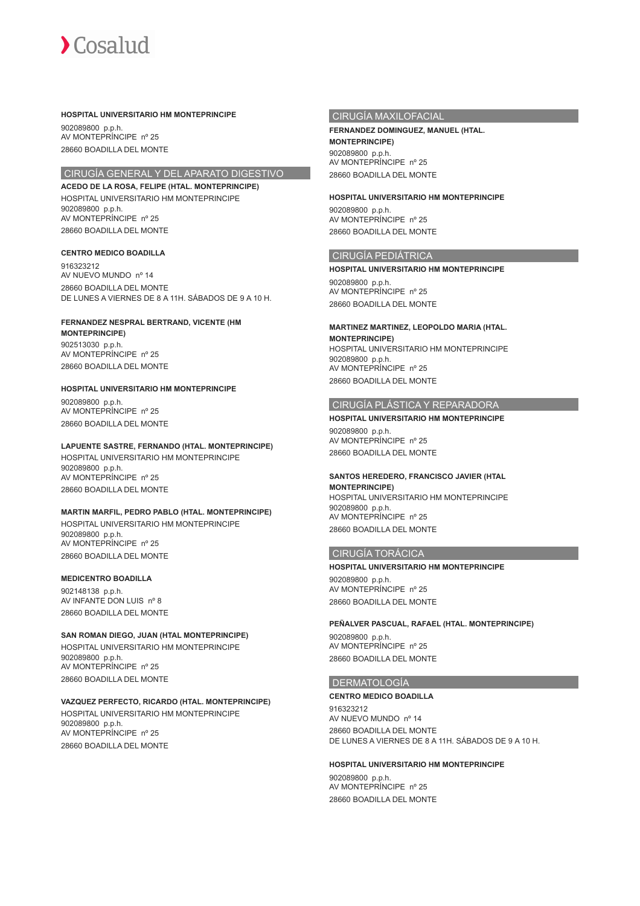**HOSPITAL UNIVERSITARIO HM MONTEPRINCIPE**

902089800 p.p.h.
AV MONTEPRÍNCIPE nº 25
28660 BOADILLA DEL MONTE

## CIRUGÍA GENERAL Y DEL APARATO DIGESTIVO

**ACEDO DE LA ROSA, FELIPE (HTAL. MONTEPRINCIPE)**
HOSPITAL UNIVERSITARIO HM MONTEPRINCIPE
902089800 p.p.h.
AV MONTEPRÍNCIPE nº 25
28660 BOADILLA DEL MONTE

**CENTRO MEDICO BOADILLA**

916323212
AV NUEVO MUNDO nº 14
28660 BOADILLA DEL MONTE
DE LUNES A VIERNES DE 8 A 11H. SÁBADOS DE 9 A 10 H.

**FERNANDEZ NESPRAL BERTRAND, VICENTE (HM MONTEPRINCIPE)**
902513030 p.p.h.
AV MONTEPRÍNCIPE nº 25
28660 BOADILLA DEL MONTE

**HOSPITAL UNIVERSITARIO HM MONTEPRINCIPE**

902089800 p.p.h.
AV MONTEPRÍNCIPE nº 25
28660 BOADILLA DEL MONTE

**LAPUENTE SASTRE, FERNANDO (HTAL. MONTEPRINCIPE)**
HOSPITAL UNIVERSITARIO HM MONTEPRINCIPE
902089800 p.p.h.
AV MONTEPRÍNCIPE nº 25
28660 BOADILLA DEL MONTE

**MARTIN MARFIL, PEDRO PABLO (HTAL. MONTEPRINCIPE)**
HOSPITAL UNIVERSITARIO HM MONTEPRINCIPE
902089800 p.p.h.
AV MONTEPRÍNCIPE nº 25
28660 BOADILLA DEL MONTE

**MEDICENTRO BOADILLA**

902148138 p.p.h.
AV INFANTE DON LUIS nº 8
28660 BOADILLA DEL MONTE

**SAN ROMAN DIEGO, JUAN (HTAL MONTEPRINCIPE)**
HOSPITAL UNIVERSITARIO HM MONTEPRINCIPE
902089800 p.p.h.
AV MONTEPRÍNCIPE nº 25
28660 BOADILLA DEL MONTE

**VAZQUEZ PERFECTO, RICARDO (HTAL. MONTEPRINCIPE)**
HOSPITAL UNIVERSITARIO HM MONTEPRINCIPE
902089800 p.p.h.
AV MONTEPRÍNCIPE nº 25
28660 BOADILLA DEL MONTE

## CIRUGÍA MAXILOFACIAL

**FERNANDEZ DOMINGUEZ, MANUEL (HTAL. MONTEPRINCIPE)**
902089800 p.p.h.
AV MONTEPRÍNCIPE nº 25
28660 BOADILLA DEL MONTE

**HOSPITAL UNIVERSITARIO HM MONTEPRINCIPE**

902089800 p.p.h.
AV MONTEPRÍNCIPE nº 25
28660 BOADILLA DEL MONTE

## CIRUGÍA PEDIÁTRICA

**HOSPITAL UNIVERSITARIO HM MONTEPRINCIPE**

902089800 p.p.h.
AV MONTEPRÍNCIPE nº 25
28660 BOADILLA DEL MONTE

**MARTINEZ MARTINEZ, LEOPOLDO MARIA (HTAL. MONTEPRINCIPE)**
HOSPITAL UNIVERSITARIO HM MONTEPRINCIPE
902089800 p.p.h.
AV MONTEPRÍNCIPE nº 25
28660 BOADILLA DEL MONTE

## CIRUGÍA PLÁSTICA Y REPARADORA

**HOSPITAL UNIVERSITARIO HM MONTEPRINCIPE**

902089800 p.p.h.
AV MONTEPRÍNCIPE nº 25
28660 BOADILLA DEL MONTE

**SANTOS HEREDERO, FRANCISCO JAVIER (HTAL MONTEPRINCIPE)**
HOSPITAL UNIVERSITARIO HM MONTEPRINCIPE
902089800 p.p.h.
AV MONTEPRÍNCIPE nº 25
28660 BOADILLA DEL MONTE

## CIRUGÍA TORÁCICA

**HOSPITAL UNIVERSITARIO HM MONTEPRINCIPE**

902089800 p.p.h.
AV MONTEPRÍNCIPE nº 25
28660 BOADILLA DEL MONTE

**PEÑALVER PASCUAL, RAFAEL (HTAL. MONTEPRINCIPE)**

902089800 p.p.h.
AV MONTEPRÍNCIPE nº 25
28660 BOADILLA DEL MONTE

## DERMATOLOGÍA

**CENTRO MEDICO BOADILLA**

916323212
AV NUEVO MUNDO nº 14
28660 BOADILLA DEL MONTE
DE LUNES A VIERNES DE 8 A 11H. SÁBADOS DE 9 A 10 H.

**HOSPITAL UNIVERSITARIO HM MONTEPRINCIPE**

902089800 p.p.h.
AV MONTEPRÍNCIPE nº 25
28660 BOADILLA DEL MONTE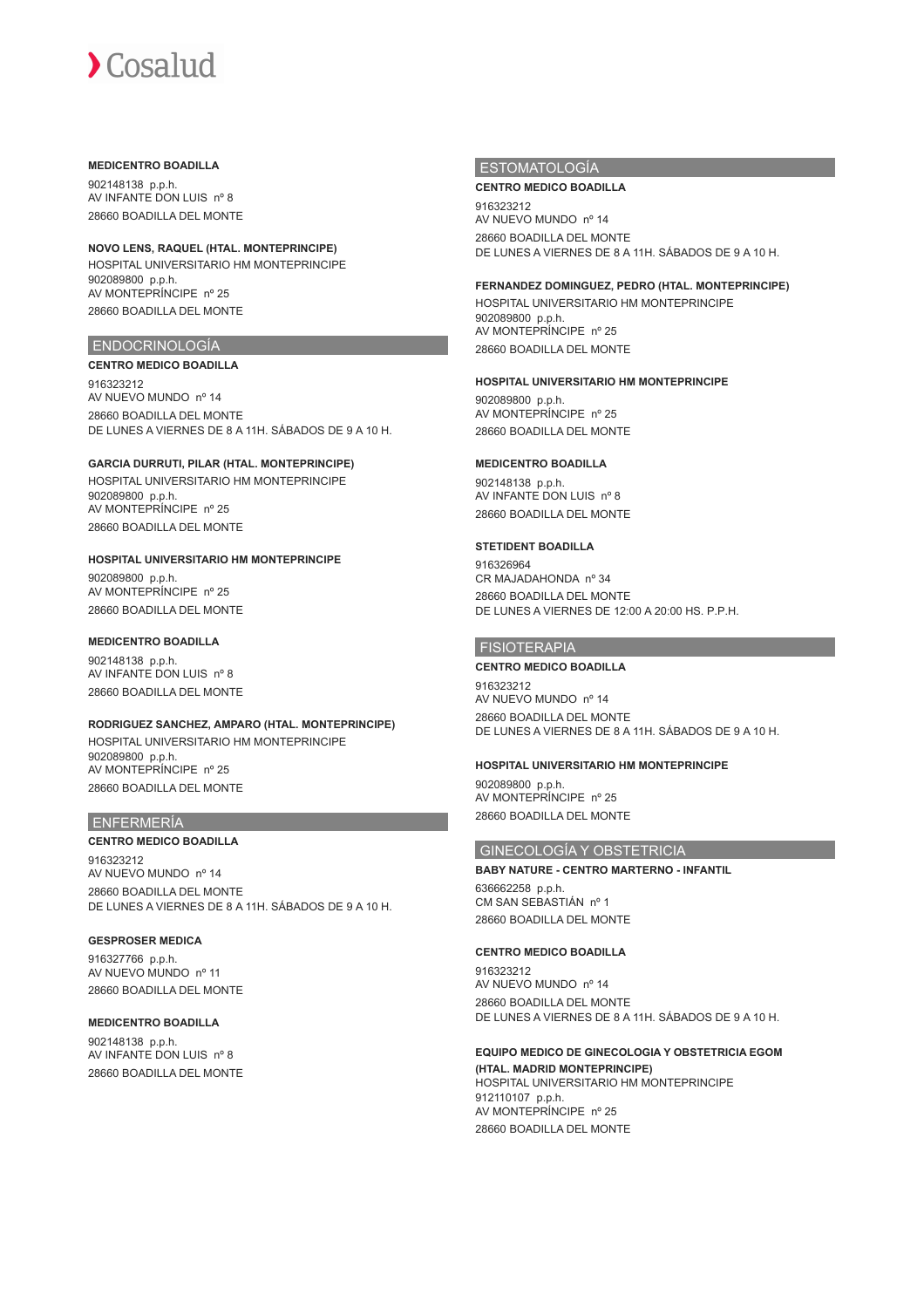**MEDICENTRO BOADILLA**

902148138 p.p.h.
AV INFANTE DON LUIS nº 8
28660 BOADILLA DEL MONTE

**NOVO LENS, RAQUEL (HTAL. MONTEPRINCIPE)**

HOSPITAL UNIVERSITARIO HM MONTEPRINCIPE
902089800 p.p.h.
AV MONTEPRÍNCIPE nº 25
28660 BOADILLA DEL MONTE

## ENDOCRINOLOGÍA

**CENTRO MEDICO BOADILLA**

916323212
AV NUEVO MUNDO nº 14
28660 BOADILLA DEL MONTE
DE LUNES A VIERNES DE 8 A 11H. SÁBADOS DE 9 A 10 H.

**GARCIA DURRUTI, PILAR (HTAL. MONTEPRINCIPE)**

HOSPITAL UNIVERSITARIO HM MONTEPRINCIPE
902089800 p.p.h.
AV MONTEPRÍNCIPE nº 25
28660 BOADILLA DEL MONTE

**HOSPITAL UNIVERSITARIO HM MONTEPRINCIPE**

902089800 p.p.h.
AV MONTEPRÍNCIPE nº 25
28660 BOADILLA DEL MONTE

**MEDICENTRO BOADILLA**

902148138 p.p.h.
AV INFANTE DON LUIS nº 8
28660 BOADILLA DEL MONTE

**RODRIGUEZ SANCHEZ, AMPARO (HTAL. MONTEPRINCIPE)**

HOSPITAL UNIVERSITARIO HM MONTEPRINCIPE
902089800 p.p.h.
AV MONTEPRÍNCIPE nº 25
28660 BOADILLA DEL MONTE

## ENFERMERÍA

**CENTRO MEDICO BOADILLA**

916323212
AV NUEVO MUNDO nº 14
28660 BOADILLA DEL MONTE
DE LUNES A VIERNES DE 8 A 11H. SÁBADOS DE 9 A 10 H.

**GESPROSER MEDICA**

916327766 p.p.h.
AV NUEVO MUNDO nº 11
28660 BOADILLA DEL MONTE

**MEDICENTRO BOADILLA**

902148138 p.p.h.
AV INFANTE DON LUIS nº 8
28660 BOADILLA DEL MONTE

## ESTOMATOLOGÍA

**CENTRO MEDICO BOADILLA**

916323212
AV NUEVO MUNDO nº 14
28660 BOADILLA DEL MONTE
DE LUNES A VIERNES DE 8 A 11H. SÁBADOS DE 9 A 10 H.

**FERNANDEZ DOMINGUEZ, PEDRO (HTAL. MONTEPRINCIPE)**

HOSPITAL UNIVERSITARIO HM MONTEPRINCIPE
902089800 p.p.h.
AV MONTEPRÍNCIPE nº 25
28660 BOADILLA DEL MONTE

**HOSPITAL UNIVERSITARIO HM MONTEPRINCIPE**

902089800 p.p.h.
AV MONTEPRÍNCIPE nº 25
28660 BOADILLA DEL MONTE

**MEDICENTRO BOADILLA**

902148138 p.p.h.
AV INFANTE DON LUIS nº 8
28660 BOADILLA DEL MONTE

**STETIDENT BOADILLA**

916326964
CR MAJADAHONDA nº 34
28660 BOADILLA DEL MONTE
DE LUNES A VIERNES DE 12:00 A 20:00 HS. P.P.H.

## FISIOTERAPIA

**CENTRO MEDICO BOADILLA**

916323212
AV NUEVO MUNDO nº 14
28660 BOADILLA DEL MONTE
DE LUNES A VIERNES DE 8 A 11H. SÁBADOS DE 9 A 10 H.

**HOSPITAL UNIVERSITARIO HM MONTEPRINCIPE**

902089800 p.p.h.
AV MONTEPRÍNCIPE nº 25
28660 BOADILLA DEL MONTE

## GINECOLOGÍA Y OBSTETRICIA

**BABY NATURE - CENTRO MARTERNO - INFANTIL**

636662258 p.p.h.
CM SAN SEBASTIÁN nº 1
28660 BOADILLA DEL MONTE

**CENTRO MEDICO BOADILLA**

916323212
AV NUEVO MUNDO nº 14
28660 BOADILLA DEL MONTE
DE LUNES A VIERNES DE 8 A 11H. SÁBADOS DE 9 A 10 H.

**EQUIPO MEDICO DE GINECOLOGIA Y OBSTETRICIA EGOM (HTAL. MADRID MONTEPRINCIPE)**

HOSPITAL UNIVERSITARIO HM MONTEPRINCIPE
912110107 p.p.h.
AV MONTEPRÍNCIPE nº 25
28660 BOADILLA DEL MONTE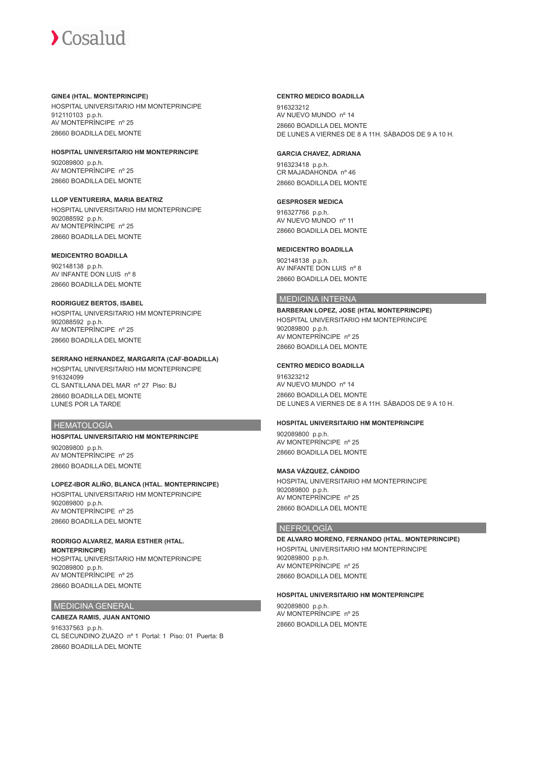**GINE4 (HTAL. MONTEPRINCIPE)**
HOSPITAL UNIVERSITARIO HM MONTEPRINCIPE
912110103 p.p.h.
AV MONTEPRÍNCIPE nº 25
28660 BOADILLA DEL MONTE

**HOSPITAL UNIVERSITARIO HM MONTEPRINCIPE**
902089800 p.p.h.
AV MONTEPRÍNCIPE nº 25
28660 BOADILLA DEL MONTE

**LLOP VENTUREIRA, MARIA BEATRIZ**
HOSPITAL UNIVERSITARIO HM MONTEPRINCIPE
902088592 p.p.h.
AV MONTEPRÍNCIPE nº 25
28660 BOADILLA DEL MONTE

**MEDICENTRO BOADILLA**
902148138 p.p.h.
AV INFANTE DON LUIS nº 8
28660 BOADILLA DEL MONTE

**RODRIGUEZ BERTOS, ISABEL**
HOSPITAL UNIVERSITARIO HM MONTEPRINCIPE
902088592 p.p.h.
AV MONTEPRÍNCIPE nº 25
28660 BOADILLA DEL MONTE

**SERRANO HERNANDEZ, MARGARITA (CAF-BOADILLA)**
HOSPITAL UNIVERSITARIO HM MONTEPRINCIPE
916324099
CL SANTILLANA DEL MAR nº 27 Piso: BJ
28660 BOADILLA DEL MONTE
LUNES POR LA TARDE

## HEMATOLOGÍA

**HOSPITAL UNIVERSITARIO HM MONTEPRINCIPE**
902089800 p.p.h.
AV MONTEPRÍNCIPE nº 25
28660 BOADILLA DEL MONTE

**LOPEZ-IBOR ALIÑO, BLANCA (HTAL. MONTEPRINCIPE)**
HOSPITAL UNIVERSITARIO HM MONTEPRINCIPE
902089800 p.p.h.
AV MONTEPRÍNCIPE nº 25
28660 BOADILLA DEL MONTE

**RODRIGO ALVAREZ, MARIA ESTHER (HTAL. MONTEPRINCIPE)**
HOSPITAL UNIVERSITARIO HM MONTEPRINCIPE
902089800 p.p.h.
AV MONTEPRÍNCIPE nº 25
28660 BOADILLA DEL MONTE

## MEDICINA GENERAL

**CABEZA RAMIS, JUAN ANTONIO**
916337563 p.p.h.
CL SECUNDINO ZUAZO nº 1 Portal: 1 Piso: 01 Puerta: B
28660 BOADILLA DEL MONTE

**CENTRO MEDICO BOADILLA**
916323212
AV NUEVO MUNDO nº 14
28660 BOADILLA DEL MONTE
DE LUNES A VIERNES DE 8 A 11H. SÁBADOS DE 9 A 10 H.

**GARCIA CHAVEZ, ADRIANA**
916323418 p.p.h.
CR MAJADAHONDA nº 46
28660 BOADILLA DEL MONTE

**GESPROSER MEDICA**
916327766 p.p.h.
AV NUEVO MUNDO nº 11
28660 BOADILLA DEL MONTE

**MEDICENTRO BOADILLA**
902148138 p.p.h.
AV INFANTE DON LUIS nº 8
28660 BOADILLA DEL MONTE

## MEDICINA INTERNA

**BARBERAN LOPEZ, JOSE (HTAL MONTEPRINCIPE)**
HOSPITAL UNIVERSITARIO HM MONTEPRINCIPE
902089800 p.p.h.
AV MONTEPRÍNCIPE nº 25
28660 BOADILLA DEL MONTE

**CENTRO MEDICO BOADILLA**
916323212
AV NUEVO MUNDO nº 14
28660 BOADILLA DEL MONTE
DE LUNES A VIERNES DE 8 A 11H. SÁBADOS DE 9 A 10 H.

**HOSPITAL UNIVERSITARIO HM MONTEPRINCIPE**
902089800 p.p.h.
AV MONTEPRÍNCIPE nº 25
28660 BOADILLA DEL MONTE

**MASA VÁZQUEZ, CÁNDIDO**
HOSPITAL UNIVERSITARIO HM MONTEPRINCIPE
902089800 p.p.h.
AV MONTEPRÍNCIPE nº 25
28660 BOADILLA DEL MONTE

## NEFROLOGÍA

**DE ALVARO MORENO, FERNANDO (HTAL. MONTEPRINCIPE)**
HOSPITAL UNIVERSITARIO HM MONTEPRINCIPE
902089800 p.p.h.
AV MONTEPRÍNCIPE nº 25
28660 BOADILLA DEL MONTE

**HOSPITAL UNIVERSITARIO HM MONTEPRINCIPE**
902089800 p.p.h.
AV MONTEPRÍNCIPE nº 25
28660 BOADILLA DEL MONTE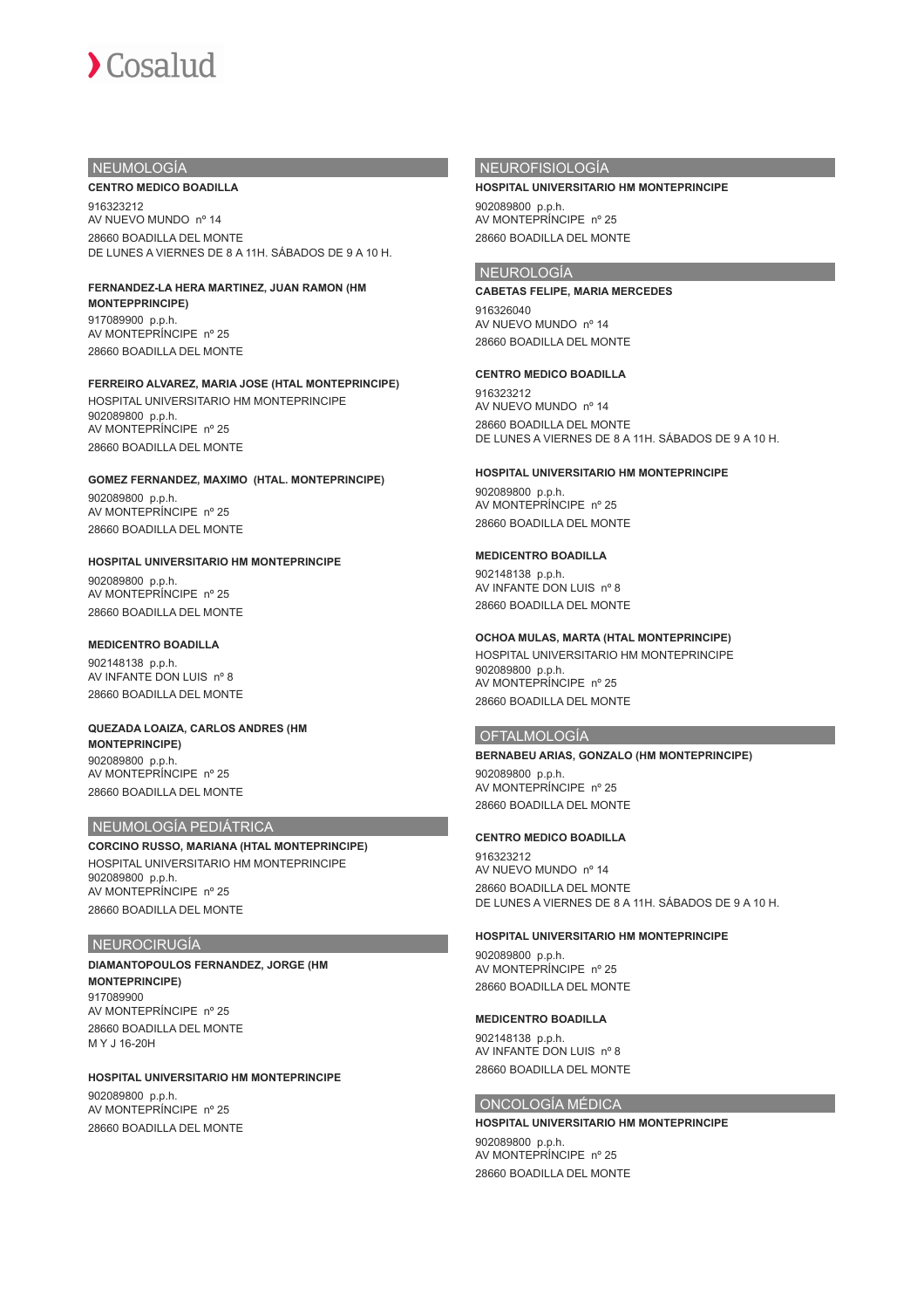## NEUMOLOGÍA

**CENTRO MEDICO BOADILLA**

916323212
AV NUEVO MUNDO nº 14
28660 BOADILLA DEL MONTE
DE LUNES A VIERNES DE 8 A 11H. SÁBADOS DE 9 A 10 H.

**FERNANDEZ-LA HERA MARTINEZ, JUAN RAMON (HM MONTEPPRINCIPE)**

917089900 p.p.h.
AV MONTEPRÍNCIPE nº 25
28660 BOADILLA DEL MONTE

**FERREIRO ALVAREZ, MARIA JOSE (HTAL MONTEPRINCIPE)**

HOSPITAL UNIVERSITARIO HM MONTEPRINCIPE
902089800 p.p.h.
AV MONTEPRÍNCIPE nº 25
28660 BOADILLA DEL MONTE

**GOMEZ FERNANDEZ, MAXIMO (HTAL. MONTEPRINCIPE)**

902089800 p.p.h.
AV MONTEPRÍNCIPE nº 25
28660 BOADILLA DEL MONTE

**HOSPITAL UNIVERSITARIO HM MONTEPRINCIPE**

902089800 p.p.h.
AV MONTEPRÍNCIPE nº 25
28660 BOADILLA DEL MONTE

**MEDICENTRO BOADILLA**

902148138 p.p.h.
AV INFANTE DON LUIS nº 8
28660 BOADILLA DEL MONTE

**QUEZADA LOAIZA, CARLOS ANDRES (HM MONTEPRINCIPE)**

902089800 p.p.h.
AV MONTEPRÍNCIPE nº 25
28660 BOADILLA DEL MONTE

## NEUMOLOGÍA PEDIÁTRICA

**CORCINO RUSSO, MARIANA (HTAL MONTEPRINCIPE)**

HOSPITAL UNIVERSITARIO HM MONTEPRINCIPE
902089800 p.p.h.
AV MONTEPRÍNCIPE nº 25
28660 BOADILLA DEL MONTE

## NEUROCIRUGÍA

**DIAMANTOPOULOS FERNANDEZ, JORGE (HM MONTEPRINCIPE)**

917089900
AV MONTEPRÍNCIPE nº 25
28660 BOADILLA DEL MONTE
M Y J 16-20H

**HOSPITAL UNIVERSITARIO HM MONTEPRINCIPE**

902089800 p.p.h.
AV MONTEPRÍNCIPE nº 25
28660 BOADILLA DEL MONTE

## NEUROFISIOLOGÍA

**HOSPITAL UNIVERSITARIO HM MONTEPRINCIPE**

902089800 p.p.h.
AV MONTEPRÍNCIPE nº 25
28660 BOADILLA DEL MONTE

## NEUROLOGÍA

**CABETAS FELIPE, MARIA MERCEDES**

916326040
AV NUEVO MUNDO nº 14
28660 BOADILLA DEL MONTE

**CENTRO MEDICO BOADILLA**

916323212
AV NUEVO MUNDO nº 14
28660 BOADILLA DEL MONTE
DE LUNES A VIERNES DE 8 A 11H. SÁBADOS DE 9 A 10 H.

**HOSPITAL UNIVERSITARIO HM MONTEPRINCIPE**

902089800 p.p.h.
AV MONTEPRÍNCIPE nº 25
28660 BOADILLA DEL MONTE

**MEDICENTRO BOADILLA**

902148138 p.p.h.
AV INFANTE DON LUIS nº 8
28660 BOADILLA DEL MONTE

**OCHOA MULAS, MARTA (HTAL MONTEPRINCIPE)**

HOSPITAL UNIVERSITARIO HM MONTEPRINCIPE
902089800 p.p.h.
AV MONTEPRÍNCIPE nº 25
28660 BOADILLA DEL MONTE

## OFTALMOLOGÍA

**BERNABEU ARIAS, GONZALO (HM MONTEPRINCIPE)**

902089800 p.p.h.
AV MONTEPRÍNCIPE nº 25
28660 BOADILLA DEL MONTE

**CENTRO MEDICO BOADILLA**

916323212
AV NUEVO MUNDO nº 14
28660 BOADILLA DEL MONTE
DE LUNES A VIERNES DE 8 A 11H. SÁBADOS DE 9 A 10 H.

**HOSPITAL UNIVERSITARIO HM MONTEPRINCIPE**

902089800 p.p.h.
AV MONTEPRÍNCIPE nº 25
28660 BOADILLA DEL MONTE

**MEDICENTRO BOADILLA**

902148138 p.p.h.
AV INFANTE DON LUIS nº 8
28660 BOADILLA DEL MONTE

## ONCOLOGÍA MÉDICA

**HOSPITAL UNIVERSITARIO HM MONTEPRINCIPE**

902089800 p.p.h.
AV MONTEPRÍNCIPE nº 25
28660 BOADILLA DEL MONTE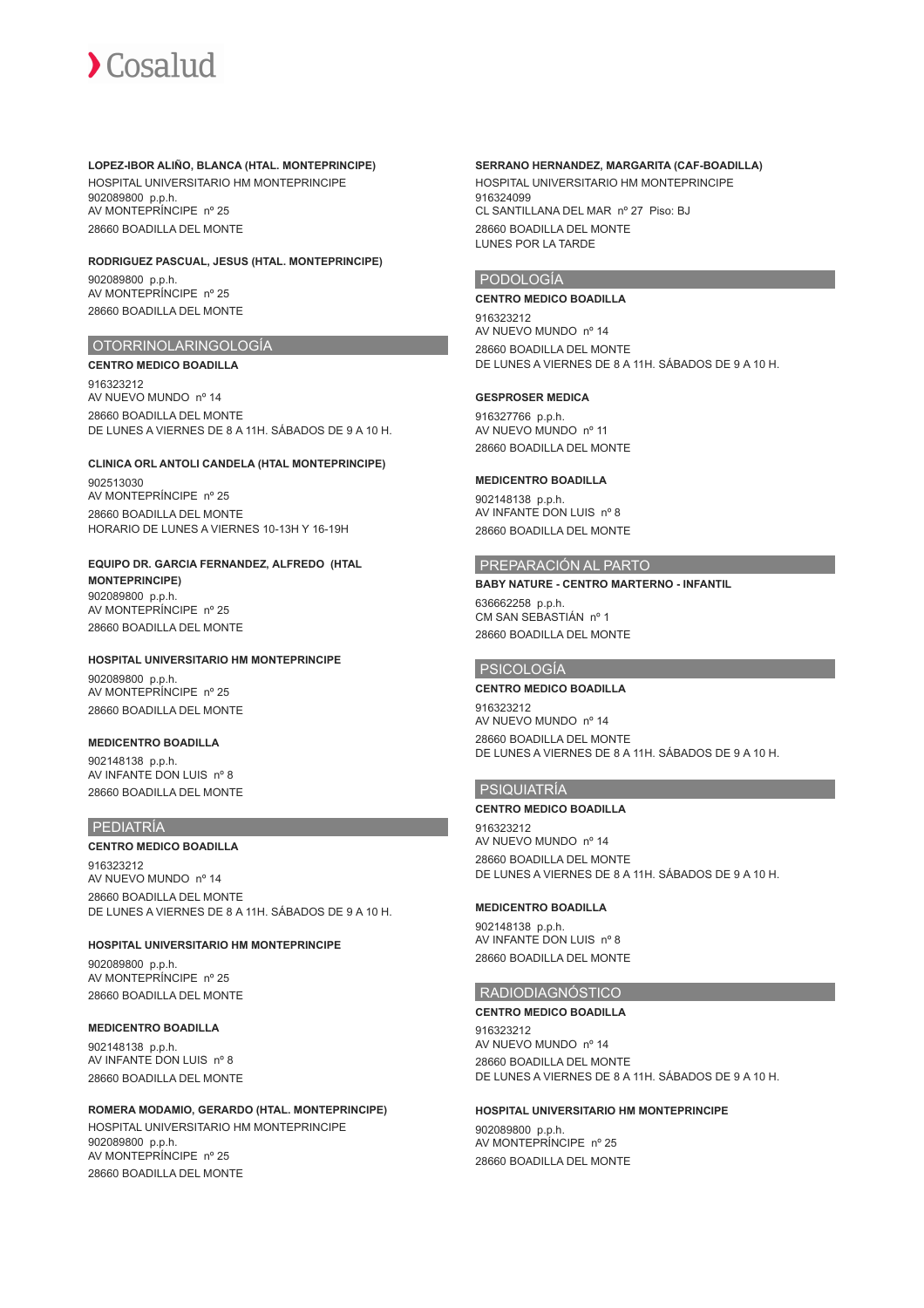**LOPEZ-IBOR ALIÑO, BLANCA (HTAL. MONTEPRINCIPE)**

HOSPITAL UNIVERSITARIO HM MONTEPRINCIPE
902089800 p.p.h.
AV MONTEPRÍNCIPE nº 25
28660 BOADILLA DEL MONTE

**RODRIGUEZ PASCUAL, JESUS (HTAL. MONTEPRINCIPE)**

902089800 p.p.h.
AV MONTEPRÍNCIPE nº 25
28660 BOADILLA DEL MONTE

## OTORRINOLARINGOLOGÍA

**CENTRO MEDICO BOADILLA**

916323212
AV NUEVO MUNDO nº 14
28660 BOADILLA DEL MONTE
DE LUNES A VIERNES DE 8 A 11H. SÁBADOS DE 9 A 10 H.

**CLINICA ORL ANTOLI CANDELA (HTAL MONTEPRINCIPE)**

902513030
AV MONTEPRÍNCIPE nº 25
28660 BOADILLA DEL MONTE
HORARIO DE LUNES A VIERNES 10-13H Y 16-19H

**EQUIPO DR. GARCIA FERNANDEZ, ALFREDO (HTAL MONTEPRINCIPE)**

902089800 p.p.h.
AV MONTEPRÍNCIPE nº 25
28660 BOADILLA DEL MONTE

**HOSPITAL UNIVERSITARIO HM MONTEPRINCIPE**

902089800 p.p.h.
AV MONTEPRÍNCIPE nº 25
28660 BOADILLA DEL MONTE

**MEDICENTRO BOADILLA**

902148138 p.p.h.
AV INFANTE DON LUIS nº 8
28660 BOADILLA DEL MONTE

## PEDIATRÍA

**CENTRO MEDICO BOADILLA**

916323212
AV NUEVO MUNDO nº 14
28660 BOADILLA DEL MONTE
DE LUNES A VIERNES DE 8 A 11H. SÁBADOS DE 9 A 10 H.

**HOSPITAL UNIVERSITARIO HM MONTEPRINCIPE**

902089800 p.p.h.
AV MONTEPRÍNCIPE nº 25
28660 BOADILLA DEL MONTE

**MEDICENTRO BOADILLA**

902148138 p.p.h.
AV INFANTE DON LUIS nº 8
28660 BOADILLA DEL MONTE

**ROMERA MODAMIO, GERARDO (HTAL. MONTEPRINCIPE)**

HOSPITAL UNIVERSITARIO HM MONTEPRINCIPE
902089800 p.p.h.
AV MONTEPRÍNCIPE nº 25
28660 BOADILLA DEL MONTE

**SERRANO HERNANDEZ, MARGARITA (CAF-BOADILLA)**

HOSPITAL UNIVERSITARIO HM MONTEPRINCIPE
916324099
CL SANTILLANA DEL MAR nº 27 Piso: BJ
28660 BOADILLA DEL MONTE
LUNES POR LA TARDE

## PODOLOGÍA

**CENTRO MEDICO BOADILLA**

916323212
AV NUEVO MUNDO nº 14
28660 BOADILLA DEL MONTE
DE LUNES A VIERNES DE 8 A 11H. SÁBADOS DE 9 A 10 H.

**GESPROSER MEDICA**

916327766 p.p.h.
AV NUEVO MUNDO nº 11
28660 BOADILLA DEL MONTE

**MEDICENTRO BOADILLA**

902148138 p.p.h.
AV INFANTE DON LUIS nº 8
28660 BOADILLA DEL MONTE

## PREPARACIÓN AL PARTO

**BABY NATURE - CENTRO MARTERNO - INFANTIL**

636662258 p.p.h.
CM SAN SEBASTIÁN nº 1
28660 BOADILLA DEL MONTE

## PSICOLOGÍA

**CENTRO MEDICO BOADILLA**

916323212
AV NUEVO MUNDO nº 14
28660 BOADILLA DEL MONTE
DE LUNES A VIERNES DE 8 A 11H. SÁBADOS DE 9 A 10 H.

## PSIQUIATRÍA

**CENTRO MEDICO BOADILLA**

916323212
AV NUEVO MUNDO nº 14
28660 BOADILLA DEL MONTE
DE LUNES A VIERNES DE 8 A 11H. SÁBADOS DE 9 A 10 H.

**MEDICENTRO BOADILLA**

902148138 p.p.h.
AV INFANTE DON LUIS nº 8
28660 BOADILLA DEL MONTE

## RADIODIAGNÓSTICO

**CENTRO MEDICO BOADILLA**

916323212
AV NUEVO MUNDO nº 14
28660 BOADILLA DEL MONTE
DE LUNES A VIERNES DE 8 A 11H. SÁBADOS DE 9 A 10 H.

**HOSPITAL UNIVERSITARIO HM MONTEPRINCIPE**

902089800 p.p.h.
AV MONTEPRÍNCIPE nº 25
28660 BOADILLA DEL MONTE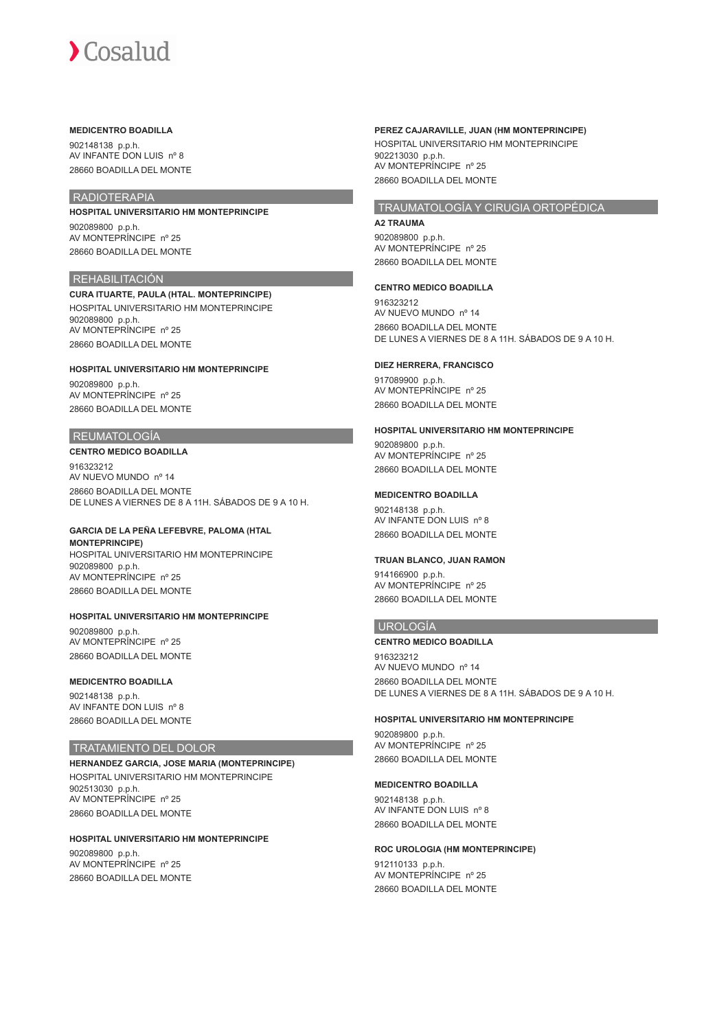**MEDICENTRO BOADILLA**

902148138 p.p.h.
AV INFANTE DON LUIS nº 8
28660 BOADILLA DEL MONTE

## RADIOTERAPIA

**HOSPITAL UNIVERSITARIO HM MONTEPRINCIPE**

902089800 p.p.h.
AV MONTEPRÍNCIPE nº 25
28660 BOADILLA DEL MONTE

## REHABILITACIÓN

**CURA ITUARTE, PAULA (HTAL. MONTEPRINCIPE)**
HOSPITAL UNIVERSITARIO HM MONTEPRINCIPE
902089800 p.p.h.
AV MONTEPRÍNCIPE nº 25
28660 BOADILLA DEL MONTE

**HOSPITAL UNIVERSITARIO HM MONTEPRINCIPE**

902089800 p.p.h.
AV MONTEPRÍNCIPE nº 25
28660 BOADILLA DEL MONTE

## REUMATOLOGÍA

**CENTRO MEDICO BOADILLA**

916323212
AV NUEVO MUNDO nº 14
28660 BOADILLA DEL MONTE
DE LUNES A VIERNES DE 8 A 11H. SÁBADOS DE 9 A 10 H.

**GARCIA DE LA PEÑA LEFEBVRE, PALOMA (HTAL MONTEPRINCIPE)**
HOSPITAL UNIVERSITARIO HM MONTEPRINCIPE
902089800 p.p.h.
AV MONTEPRÍNCIPE nº 25
28660 BOADILLA DEL MONTE

**HOSPITAL UNIVERSITARIO HM MONTEPRINCIPE**

902089800 p.p.h.
AV MONTEPRÍNCIPE nº 25
28660 BOADILLA DEL MONTE

**MEDICENTRO BOADILLA**

902148138 p.p.h.
AV INFANTE DON LUIS nº 8
28660 BOADILLA DEL MONTE

## TRATAMIENTO DEL DOLOR

**HERNANDEZ GARCIA, JOSE MARIA (MONTEPRINCIPE)**
HOSPITAL UNIVERSITARIO HM MONTEPRINCIPE
902513030 p.p.h.
AV MONTEPRÍNCIPE nº 25
28660 BOADILLA DEL MONTE

**HOSPITAL UNIVERSITARIO HM MONTEPRINCIPE**

902089800 p.p.h.
AV MONTEPRÍNCIPE nº 25
28660 BOADILLA DEL MONTE

**PEREZ CAJARAVILLE, JUAN (HM MONTEPRINCIPE)**
HOSPITAL UNIVERSITARIO HM MONTEPRINCIPE
902213030 p.p.h.
AV MONTEPRÍNCIPE nº 25
28660 BOADILLA DEL MONTE

## TRAUMATOLOGÍA Y CIRUGIA ORTOPÉDICA

**A2 TRAUMA**

902089800 p.p.h.
AV MONTEPRÍNCIPE nº 25
28660 BOADILLA DEL MONTE

**CENTRO MEDICO BOADILLA**

916323212
AV NUEVO MUNDO nº 14
28660 BOADILLA DEL MONTE
DE LUNES A VIERNES DE 8 A 11H. SÁBADOS DE 9 A 10 H.

**DIEZ HERRERA, FRANCISCO**

917089900 p.p.h.
AV MONTEPRÍNCIPE nº 25
28660 BOADILLA DEL MONTE

**HOSPITAL UNIVERSITARIO HM MONTEPRINCIPE**

902089800 p.p.h.
AV MONTEPRÍNCIPE nº 25
28660 BOADILLA DEL MONTE

**MEDICENTRO BOADILLA**

902148138 p.p.h.
AV INFANTE DON LUIS nº 8
28660 BOADILLA DEL MONTE

**TRUAN BLANCO, JUAN RAMON**

914166900 p.p.h.
AV MONTEPRÍNCIPE nº 25
28660 BOADILLA DEL MONTE

## UROLOGÍA

**CENTRO MEDICO BOADILLA**

916323212
AV NUEVO MUNDO nº 14
28660 BOADILLA DEL MONTE
DE LUNES A VIERNES DE 8 A 11H. SÁBADOS DE 9 A 10 H.

**HOSPITAL UNIVERSITARIO HM MONTEPRINCIPE**

902089800 p.p.h.
AV MONTEPRÍNCIPE nº 25
28660 BOADILLA DEL MONTE

**MEDICENTRO BOADILLA**

902148138 p.p.h.
AV INFANTE DON LUIS nº 8
28660 BOADILLA DEL MONTE

**ROC UROLOGIA (HM MONTEPRINCIPE)**

912110133 p.p.h.
AV MONTEPRÍNCIPE nº 25
28660 BOADILLA DEL MONTE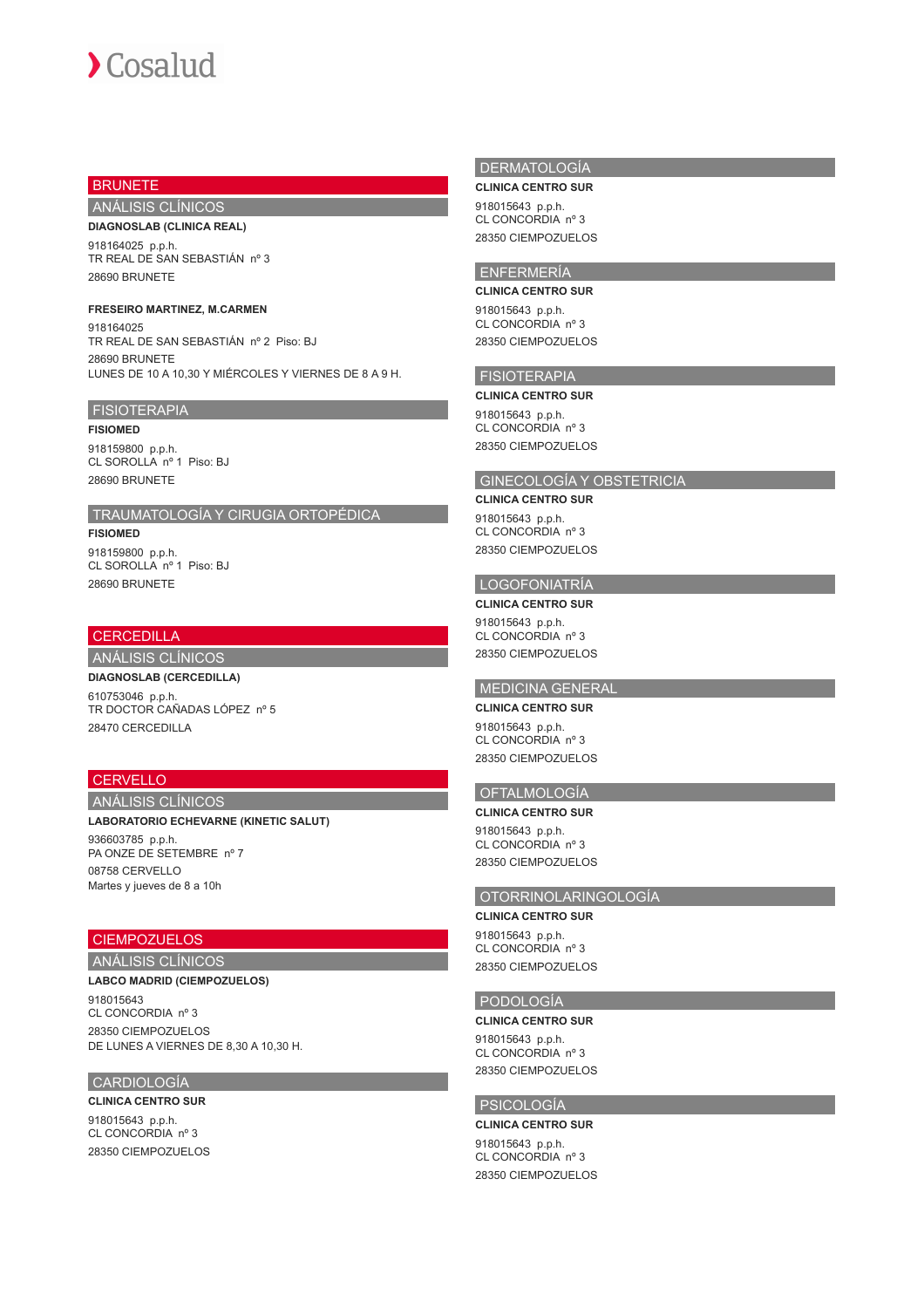## BRUNETE

### ANÁLISIS CLÍNICOS

**DIAGNOSLAB (CLINICA REAL)**

918164025 p.p.h.
TR REAL DE SAN SEBASTIÁN nº 3
28690 BRUNETE

**FRESEIRO MARTINEZ, M.CARMEN**

918164025
TR REAL DE SAN SEBASTIÁN nº 2 Piso: BJ
28690 BRUNETE
LUNES DE 10 A 10,30 Y MIÉRCOLES Y VIERNES DE 8 A 9 H.

### FISIOTERAPIA

**FISIOMED**

918159800 p.p.h.
CL SOROLLA nº 1 Piso: BJ
28690 BRUNETE

### TRAUMATOLOGÍA Y CIRUGIA ORTOPÉDICA

**FISIOMED**

918159800 p.p.h.
CL SOROLLA nº 1 Piso: BJ
28690 BRUNETE

## CERCEDILLA

### ANÁLISIS CLÍNICOS

**DIAGNOSLAB (CERCEDILLA)**

610753046 p.p.h.
TR DOCTOR CAÑADAS LÓPEZ nº 5
28470 CERCEDILLA

## CERVELLO

### ANÁLISIS CLÍNICOS

**LABORATORIO ECHEVARNE (KINETIC SALUT)**

936603785 p.p.h.
PA ONZE DE SETEMBRE nº 7
08758 CERVELLO
Martes y jueves de 8 a 10h

## CIEMPOZUELOS

### ANÁLISIS CLÍNICOS

**LABCO MADRID (CIEMPOZUELOS)**

918015643
CL CONCORDIA nº 3
28350 CIEMPOZUELOS
DE LUNES A VIERNES DE 8,30 A 10,30 H.

### CARDIOLOGÍA

**CLINICA CENTRO SUR**

918015643 p.p.h.
CL CONCORDIA nº 3
28350 CIEMPOZUELOS

### DERMATOLOGÍA

**CLINICA CENTRO SUR**

918015643 p.p.h.
CL CONCORDIA nº 3
28350 CIEMPOZUELOS

### ENFERMERÍA

**CLINICA CENTRO SUR**

918015643 p.p.h.
CL CONCORDIA nº 3
28350 CIEMPOZUELOS

### FISIOTERAPIA

**CLINICA CENTRO SUR**

918015643 p.p.h.
CL CONCORDIA nº 3
28350 CIEMPOZUELOS

### GINECOLOGÍA Y OBSTETRICIA

**CLINICA CENTRO SUR**

918015643 p.p.h.
CL CONCORDIA nº 3
28350 CIEMPOZUELOS

### LOGOFONIATRÍA

**CLINICA CENTRO SUR**

918015643 p.p.h.
CL CONCORDIA nº 3
28350 CIEMPOZUELOS

### MEDICINA GENERAL

**CLINICA CENTRO SUR**

918015643 p.p.h.
CL CONCORDIA nº 3
28350 CIEMPOZUELOS

### OFTALMOLOGÍA

**CLINICA CENTRO SUR**

918015643 p.p.h.
CL CONCORDIA nº 3
28350 CIEMPOZUELOS

### OTORRINOLARINGOLOGÍA

**CLINICA CENTRO SUR**

918015643 p.p.h.
CL CONCORDIA nº 3
28350 CIEMPOZUELOS

### PODOLOGÍA

**CLINICA CENTRO SUR**

918015643 p.p.h.
CL CONCORDIA nº 3
28350 CIEMPOZUELOS

### PSICOLOGÍA

**CLINICA CENTRO SUR**

918015643 p.p.h.
CL CONCORDIA nº 3
28350 CIEMPOZUELOS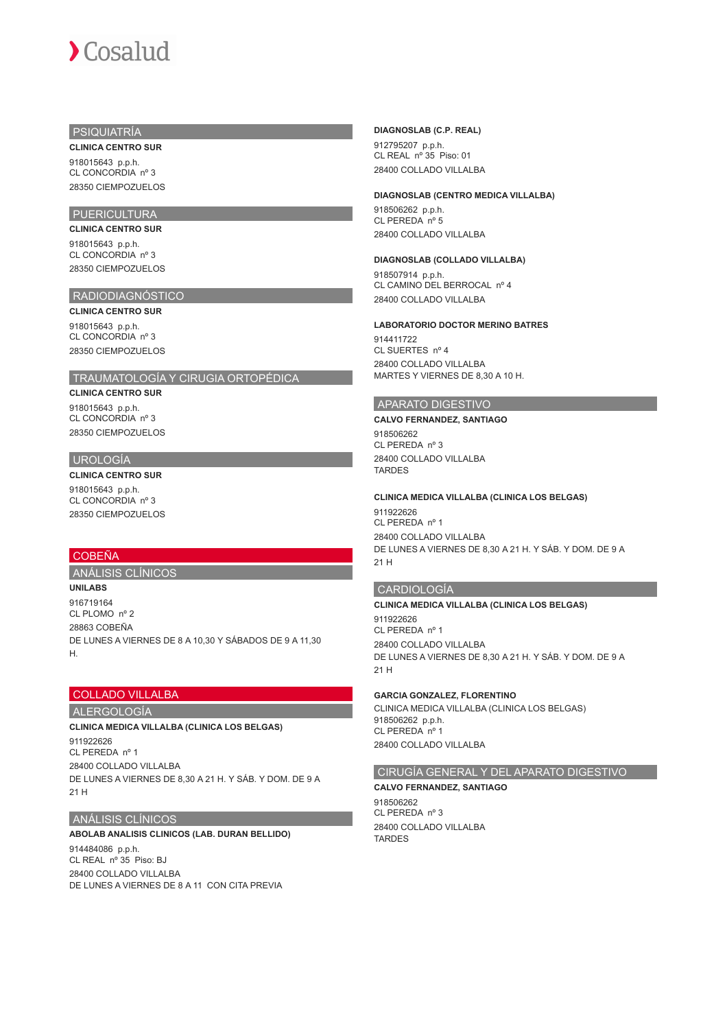## PSIQUIATRÍA

**CLINICA CENTRO SUR**

918015643 p.p.h.
CL CONCORDIA nº 3
28350 CIEMPOZUELOS

## PUERICULTURA

**CLINICA CENTRO SUR**

918015643 p.p.h.
CL CONCORDIA nº 3
28350 CIEMPOZUELOS

## RADIODIAGNÓSTICO

**CLINICA CENTRO SUR**

918015643 p.p.h.
CL CONCORDIA nº 3
28350 CIEMPOZUELOS

## TRAUMATOLOGÍA Y CIRUGIA ORTOPÉDICA

**CLINICA CENTRO SUR**

918015643 p.p.h.
CL CONCORDIA nº 3
28350 CIEMPOZUELOS

## UROLOGÍA

**CLINICA CENTRO SUR**

918015643 p.p.h.
CL CONCORDIA nº 3
28350 CIEMPOZUELOS

# COBEÑA

## ANÁLISIS CLÍNICOS

**UNILABS**

916719164
CL PLOMO nº 2
28863 COBEÑA
DE LUNES A VIERNES DE 8 A 10,30 Y SÁBADOS DE 9 A 11,30 H.

# COLLADO VILLALBA

## ALERGOLOGÍA

**CLINICA MEDICA VILLALBA (CLINICA LOS BELGAS)**

911922626
CL PEREDA nº 1
28400 COLLADO VILLALBA
DE LUNES A VIERNES DE 8,30 A 21 H. Y SÁB. Y DOM. DE 9 A 21 H

## ANÁLISIS CLÍNICOS

**ABOLAB ANALISIS CLINICOS (LAB. DURAN BELLIDO)**

914484086 p.p.h.
CL REAL nº 35 Piso: BJ
28400 COLLADO VILLALBA
DE LUNES A VIERNES DE 8 A 11 CON CITA PREVIA

**DIAGNOSLAB (C.P. REAL)**

912795207 p.p.h.
CL REAL nº 35 Piso: 01
28400 COLLADO VILLALBA

**DIAGNOSLAB (CENTRO MEDICA VILLALBA)**

918506262 p.p.h.
CL PEREDA nº 5
28400 COLLADO VILLALBA

**DIAGNOSLAB (COLLADO VILLALBA)**

918507914 p.p.h.
CL CAMINO DEL BERROCAL nº 4
28400 COLLADO VILLALBA

**LABORATORIO DOCTOR MERINO BATRES**

914411722
CL SUERTES nº 4
28400 COLLADO VILLALBA
MARTES Y VIERNES DE 8,30 A 10 H.

## APARATO DIGESTIVO

**CALVO FERNANDEZ, SANTIAGO**

918506262
CL PEREDA nº 3
28400 COLLADO VILLALBA
TARDES

**CLINICA MEDICA VILLALBA (CLINICA LOS BELGAS)**

911922626
CL PEREDA nº 1
28400 COLLADO VILLALBA
DE LUNES A VIERNES DE 8,30 A 21 H. Y SÁB. Y DOM. DE 9 A 21 H

## CARDIOLOGÍA

**CLINICA MEDICA VILLALBA (CLINICA LOS BELGAS)**

911922626
CL PEREDA nº 1
28400 COLLADO VILLALBA
DE LUNES A VIERNES DE 8,30 A 21 H. Y SÁB. Y DOM. DE 9 A 21 H

**GARCIA GONZALEZ, FLORENTINO**

CLINICA MEDICA VILLALBA (CLINICA LOS BELGAS)
918506262 p.p.h.
CL PEREDA nº 1
28400 COLLADO VILLALBA

## CIRUGÍA GENERAL Y DEL APARATO DIGESTIVO

**CALVO FERNANDEZ, SANTIAGO**

918506262
CL PEREDA nº 3
28400 COLLADO VILLALBA
TARDES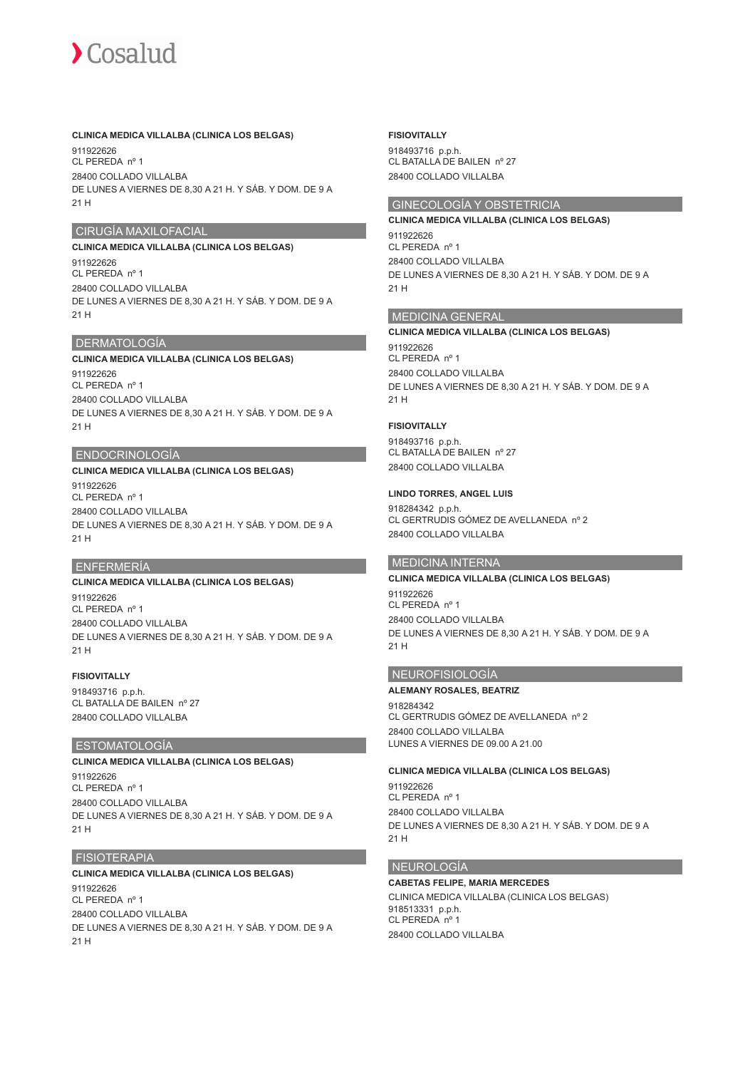**CLINICA MEDICA VILLALBA (CLINICA LOS BELGAS)**

911922626
CL PEREDA nº 1
28400 COLLADO VILLALBA
DE LUNES A VIERNES DE 8,30 A 21 H. Y SÁB. Y DOM. DE 9 A 21 H

## CIRUGÍA MAXILOFACIAL

**CLINICA MEDICA VILLALBA (CLINICA LOS BELGAS)**

911922626
CL PEREDA nº 1
28400 COLLADO VILLALBA
DE LUNES A VIERNES DE 8,30 A 21 H. Y SÁB. Y DOM. DE 9 A 21 H

## DERMATOLOGÍA

**CLINICA MEDICA VILLALBA (CLINICA LOS BELGAS)**

911922626
CL PEREDA nº 1
28400 COLLADO VILLALBA
DE LUNES A VIERNES DE 8,30 A 21 H. Y SÁB. Y DOM. DE 9 A 21 H

## ENDOCRINOLOGÍA

**CLINICA MEDICA VILLALBA (CLINICA LOS BELGAS)**

911922626
CL PEREDA nº 1
28400 COLLADO VILLALBA
DE LUNES A VIERNES DE 8,30 A 21 H. Y SÁB. Y DOM. DE 9 A 21 H

## ENFERMERÍA

**CLINICA MEDICA VILLALBA (CLINICA LOS BELGAS)**

911922626
CL PEREDA nº 1
28400 COLLADO VILLALBA
DE LUNES A VIERNES DE 8,30 A 21 H. Y SÁB. Y DOM. DE 9 A 21 H

**FISIOVITALLY**

918493716 p.p.h.
CL BATALLA DE BAILEN nº 27
28400 COLLADO VILLALBA

## ESTOMATOLOGÍA

**CLINICA MEDICA VILLALBA (CLINICA LOS BELGAS)**

911922626
CL PEREDA nº 1
28400 COLLADO VILLALBA
DE LUNES A VIERNES DE 8,30 A 21 H. Y SÁB. Y DOM. DE 9 A 21 H

## FISIOTERAPIA

**CLINICA MEDICA VILLALBA (CLINICA LOS BELGAS)**

911922626
CL PEREDA nº 1
28400 COLLADO VILLALBA
DE LUNES A VIERNES DE 8,30 A 21 H. Y SÁB. Y DOM. DE 9 A 21 H

**FISIOVITALLY**

918493716 p.p.h.
CL BATALLA DE BAILEN nº 27
28400 COLLADO VILLALBA

## GINECOLOGÍA Y OBSTETRICIA

**CLINICA MEDICA VILLALBA (CLINICA LOS BELGAS)**

911922626
CL PEREDA nº 1
28400 COLLADO VILLALBA
DE LUNES A VIERNES DE 8,30 A 21 H. Y SÁB. Y DOM. DE 9 A 21 H

## MEDICINA GENERAL

**CLINICA MEDICA VILLALBA (CLINICA LOS BELGAS)**

911922626
CL PEREDA nº 1
28400 COLLADO VILLALBA
DE LUNES A VIERNES DE 8,30 A 21 H. Y SÁB. Y DOM. DE 9 A 21 H

**FISIOVITALLY**

918493716 p.p.h.
CL BATALLA DE BAILEN nº 27
28400 COLLADO VILLALBA

**LINDO TORRES, ANGEL LUIS**

918284342 p.p.h.
CL GERTRUDIS GÓMEZ DE AVELLANEDA nº 2
28400 COLLADO VILLALBA

## MEDICINA INTERNA

**CLINICA MEDICA VILLALBA (CLINICA LOS BELGAS)**

911922626
CL PEREDA nº 1
28400 COLLADO VILLALBA
DE LUNES A VIERNES DE 8,30 A 21 H. Y SÁB. Y DOM. DE 9 A 21 H

## NEUROFISIOLOGÍA

**ALEMANY ROSALES, BEATRIZ**

918284342
CL GERTRUDIS GÓMEZ DE AVELLANEDA nº 2
28400 COLLADO VILLALBA
LUNES A VIERNES DE 09.00 A 21.00

**CLINICA MEDICA VILLALBA (CLINICA LOS BELGAS)**

911922626
CL PEREDA nº 1
28400 COLLADO VILLALBA
DE LUNES A VIERNES DE 8,30 A 21 H. Y SÁB. Y DOM. DE 9 A 21 H

## NEUROLOGÍA

**CABETAS FELIPE, MARIA MERCEDES**

CLINICA MEDICA VILLALBA (CLINICA LOS BELGAS)
918513331 p.p.h.
CL PEREDA nº 1
28400 COLLADO VILLALBA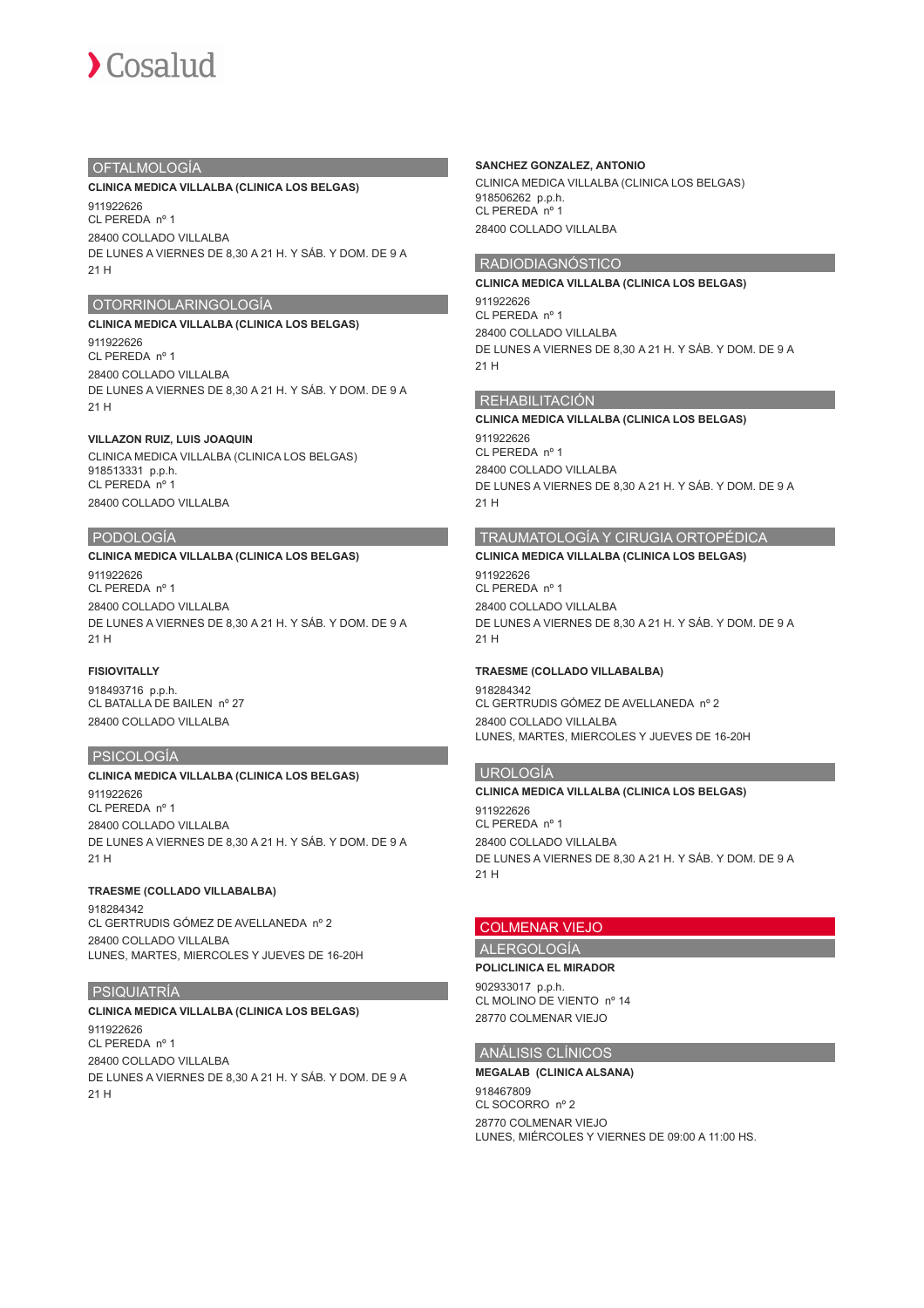## OFTALMOLOGÍA

**CLINICA MEDICA VILLALBA (CLINICA LOS BELGAS)**

911922626
CL PEREDA nº 1
28400 COLLADO VILLALBA
DE LUNES A VIERNES DE 8,30 A 21 H. Y SÁB. Y DOM. DE 9 A 21 H

## OTORRINOLARINGOLOGÍA

**CLINICA MEDICA VILLALBA (CLINICA LOS BELGAS)**

911922626
CL PEREDA nº 1
28400 COLLADO VILLALBA
DE LUNES A VIERNES DE 8,30 A 21 H. Y SÁB. Y DOM. DE 9 A 21 H

**VILLAZON RUIZ, LUIS JOAQUIN**

CLINICA MEDICA VILLALBA (CLINICA LOS BELGAS)
918513331 p.p.h.
CL PEREDA nº 1
28400 COLLADO VILLALBA

## PODOLOGÍA

**CLINICA MEDICA VILLALBA (CLINICA LOS BELGAS)**

911922626
CL PEREDA nº 1
28400 COLLADO VILLALBA
DE LUNES A VIERNES DE 8,30 A 21 H. Y SÁB. Y DOM. DE 9 A 21 H

**FISIOVITALLY**

918493716 p.p.h.
CL BATALLA DE BAILEN nº 27
28400 COLLADO VILLALBA

## PSICOLOGÍA

**CLINICA MEDICA VILLALBA (CLINICA LOS BELGAS)**

911922626
CL PEREDA nº 1
28400 COLLADO VILLALBA
DE LUNES A VIERNES DE 8,30 A 21 H. Y SÁB. Y DOM. DE 9 A 21 H

**TRAESME (COLLADO VILLABALBA)**

918284342
CL GERTRUDIS GÓMEZ DE AVELLANEDA nº 2
28400 COLLADO VILLALBA
LUNES, MARTES, MIERCOLES Y JUEVES DE 16-20H

## PSIQUIATRÍA

**CLINICA MEDICA VILLALBA (CLINICA LOS BELGAS)**

911922626
CL PEREDA nº 1
28400 COLLADO VILLALBA
DE LUNES A VIERNES DE 8,30 A 21 H. Y SÁB. Y DOM. DE 9 A 21 H

**SANCHEZ GONZALEZ, ANTONIO**

CLINICA MEDICA VILLALBA (CLINICA LOS BELGAS)
918506262 p.p.h.
CL PEREDA nº 1
28400 COLLADO VILLALBA

## RADIODIAGNÓSTICO

**CLINICA MEDICA VILLALBA (CLINICA LOS BELGAS)**

911922626
CL PEREDA nº 1
28400 COLLADO VILLALBA
DE LUNES A VIERNES DE 8,30 A 21 H. Y SÁB. Y DOM. DE 9 A 21 H

## REHABILITACIÓN

**CLINICA MEDICA VILLALBA (CLINICA LOS BELGAS)**

911922626
CL PEREDA nº 1
28400 COLLADO VILLALBA
DE LUNES A VIERNES DE 8,30 A 21 H. Y SÁB. Y DOM. DE 9 A 21 H

## TRAUMATOLOGÍA Y CIRUGIA ORTOPÉDICA

**CLINICA MEDICA VILLALBA (CLINICA LOS BELGAS)**

911922626
CL PEREDA nº 1
28400 COLLADO VILLALBA
DE LUNES A VIERNES DE 8,30 A 21 H. Y SÁB. Y DOM. DE 9 A 21 H

**TRAESME (COLLADO VILLABALBA)**

918284342
CL GERTRUDIS GÓMEZ DE AVELLANEDA nº 2
28400 COLLADO VILLALBA
LUNES, MARTES, MIERCOLES Y JUEVES DE 16-20H

## UROLOGÍA

**CLINICA MEDICA VILLALBA (CLINICA LOS BELGAS)**

911922626
CL PEREDA nº 1
28400 COLLADO VILLALBA
DE LUNES A VIERNES DE 8,30 A 21 H. Y SÁB. Y DOM. DE 9 A 21 H

# COLMENAR VIEJO

## ALERGOLOGÍA

**POLICLINICA EL MIRADOR**

902933017 p.p.h.
CL MOLINO DE VIENTO nº 14
28770 COLMENAR VIEJO

## ANÁLISIS CLÍNICOS

**MEGALAB (CLINICA ALSANA)**

918467809
CL SOCORRO nº 2
28770 COLMENAR VIEJO
LUNES, MIÉRCOLES Y VIERNES DE 09:00 A 11:00 HS.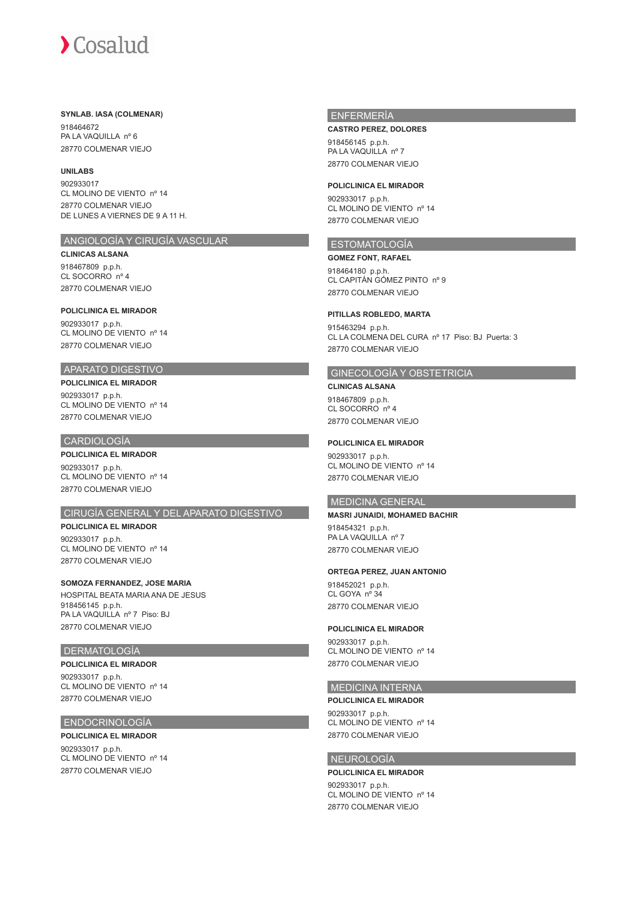**SYNLAB. IASA (COLMENAR)**

918464672
PA LA VAQUILLA nº 6
28770 COLMENAR VIEJO

**UNILABS**

902933017
CL MOLINO DE VIENTO nº 14
28770 COLMENAR VIEJO
DE LUNES A VIERNES DE 9 A 11 H.

## ANGIOLOGÍA Y CIRUGÍA VASCULAR

**CLINICAS ALSANA**

918467809 p.p.h.
CL SOCORRO nº 4
28770 COLMENAR VIEJO

**POLICLINICA EL MIRADOR**

902933017 p.p.h.
CL MOLINO DE VIENTO nº 14
28770 COLMENAR VIEJO

## APARATO DIGESTIVO

**POLICLINICA EL MIRADOR**

902933017 p.p.h.
CL MOLINO DE VIENTO nº 14
28770 COLMENAR VIEJO

## CARDIOLOGÍA

**POLICLINICA EL MIRADOR**

902933017 p.p.h.
CL MOLINO DE VIENTO nº 14
28770 COLMENAR VIEJO

## CIRUGÍA GENERAL Y DEL APARATO DIGESTIVO

**POLICLINICA EL MIRADOR**

902933017 p.p.h.
CL MOLINO DE VIENTO nº 14
28770 COLMENAR VIEJO

**SOMOZA FERNANDEZ, JOSE MARIA**

HOSPITAL BEATA MARIA ANA DE JESUS
918456145 p.p.h.
PA LA VAQUILLA nº 7 Piso: BJ
28770 COLMENAR VIEJO

## DERMATOLOGÍA

**POLICLINICA EL MIRADOR**

902933017 p.p.h.
CL MOLINO DE VIENTO nº 14
28770 COLMENAR VIEJO

## ENDOCRINOLOGÍA

**POLICLINICA EL MIRADOR**

902933017 p.p.h.
CL MOLINO DE VIENTO nº 14
28770 COLMENAR VIEJO

## ENFERMERÍA

**CASTRO PEREZ, DOLORES**

918456145 p.p.h.
PA LA VAQUILLA nº 7
28770 COLMENAR VIEJO

**POLICLINICA EL MIRADOR**

902933017 p.p.h.
CL MOLINO DE VIENTO nº 14
28770 COLMENAR VIEJO

## ESTOMATOLOGÍA

**GOMEZ FONT, RAFAEL**

918464180 p.p.h.
CL CAPITÁN GÓMEZ PINTO nº 9
28770 COLMENAR VIEJO

**PITILLAS ROBLEDO, MARTA**

915463294 p.p.h.
CL LA COLMENA DEL CURA nº 17 Piso: BJ Puerta: 3
28770 COLMENAR VIEJO

## GINECOLOGÍA Y OBSTETRICIA

**CLINICAS ALSANA**

918467809 p.p.h.
CL SOCORRO nº 4
28770 COLMENAR VIEJO

**POLICLINICA EL MIRADOR**

902933017 p.p.h.
CL MOLINO DE VIENTO nº 14
28770 COLMENAR VIEJO

## MEDICINA GENERAL

**MASRI JUNAIDI, MOHAMED BACHIR**

918454321 p.p.h.
PA LA VAQUILLA nº 7
28770 COLMENAR VIEJO

**ORTEGA PEREZ, JUAN ANTONIO**

918452021 p.p.h.
CL GOYA nº 34
28770 COLMENAR VIEJO

**POLICLINICA EL MIRADOR**

902933017 p.p.h.
CL MOLINO DE VIENTO nº 14
28770 COLMENAR VIEJO

## MEDICINA INTERNA

**POLICLINICA EL MIRADOR**

902933017 p.p.h.
CL MOLINO DE VIENTO nº 14
28770 COLMENAR VIEJO

## NEUROLOGÍA

**POLICLINICA EL MIRADOR**

902933017 p.p.h.
CL MOLINO DE VIENTO nº 14
28770 COLMENAR VIEJO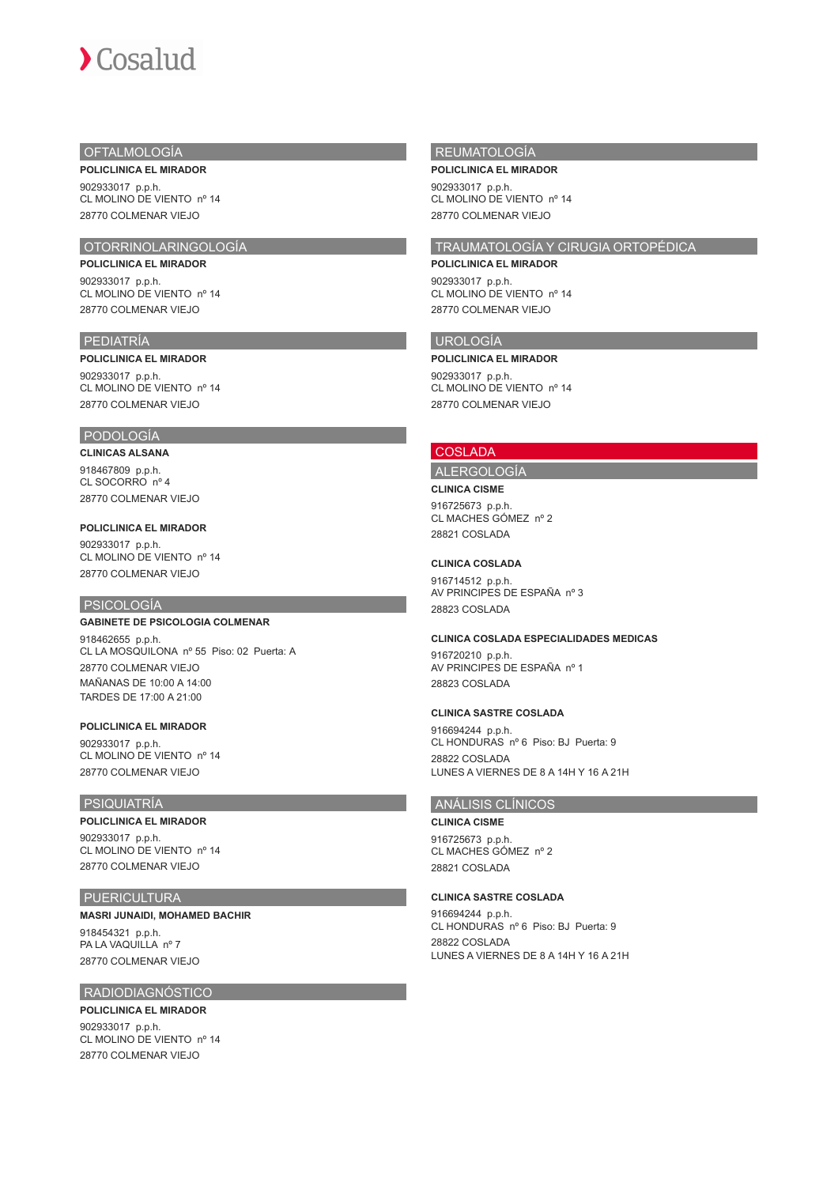## OFTALMOLOGÍA

**POLICLINICA EL MIRADOR**

902933017 p.p.h.
CL MOLINO DE VIENTO nº 14
28770 COLMENAR VIEJO

## OTORRINOLARINGOLOGÍA

**POLICLINICA EL MIRADOR**

902933017 p.p.h.
CL MOLINO DE VIENTO nº 14
28770 COLMENAR VIEJO

## PEDIATRÍA

**POLICLINICA EL MIRADOR**

902933017 p.p.h.
CL MOLINO DE VIENTO nº 14
28770 COLMENAR VIEJO

## PODOLOGÍA

**CLINICAS ALSANA**

918467809 p.p.h.
CL SOCORRO nº 4
28770 COLMENAR VIEJO

**POLICLINICA EL MIRADOR**

902933017 p.p.h.
CL MOLINO DE VIENTO nº 14
28770 COLMENAR VIEJO

## PSICOLOGÍA

**GABINETE DE PSICOLOGIA COLMENAR**

918462655 p.p.h.
CL LA MOSQUILONA nº 55 Piso: 02 Puerta: A
28770 COLMENAR VIEJO
MAÑANAS DE 10:00 A 14:00
TARDES DE 17:00 A 21:00

**POLICLINICA EL MIRADOR**

902933017 p.p.h.
CL MOLINO DE VIENTO nº 14
28770 COLMENAR VIEJO

## PSIQUIATRÍA

**POLICLINICA EL MIRADOR**

902933017 p.p.h.
CL MOLINO DE VIENTO nº 14
28770 COLMENAR VIEJO

## PUERICULTURA

**MASRI JUNAIDI, MOHAMED BACHIR**

918454321 p.p.h.
PA LA VAQUILLA nº 7
28770 COLMENAR VIEJO

## RADIODIAGNÓSTICO

**POLICLINICA EL MIRADOR**

902933017 p.p.h.
CL MOLINO DE VIENTO nº 14
28770 COLMENAR VIEJO

## REUMATOLOGÍA

**POLICLINICA EL MIRADOR**

902933017 p.p.h.
CL MOLINO DE VIENTO nº 14
28770 COLMENAR VIEJO

## TRAUMATOLOGÍA Y CIRUGIA ORTOPÉDICA

**POLICLINICA EL MIRADOR**

902933017 p.p.h.
CL MOLINO DE VIENTO nº 14
28770 COLMENAR VIEJO

## UROLOGÍA

**POLICLINICA EL MIRADOR**

902933017 p.p.h.
CL MOLINO DE VIENTO nº 14
28770 COLMENAR VIEJO

# COSLADA

## ALERGOLOGÍA

**CLINICA CISME**

916725673 p.p.h.
CL MACHES GÓMEZ nº 2
28821 COSLADA

**CLINICA COSLADA**

916714512 p.p.h.
AV PRINCIPES DE ESPAÑA nº 3
28823 COSLADA

**CLINICA COSLADA ESPECIALIDADES MEDICAS**

916720210 p.p.h.
AV PRINCIPES DE ESPAÑA nº 1
28823 COSLADA

**CLINICA SASTRE COSLADA**

916694244 p.p.h.
CL HONDURAS nº 6 Piso: BJ Puerta: 9
28822 COSLADA
LUNES A VIERNES DE 8 A 14H Y 16 A 21H

## ANÁLISIS CLÍNICOS

**CLINICA CISME**

916725673 p.p.h.
CL MACHES GÓMEZ nº 2
28821 COSLADA

**CLINICA SASTRE COSLADA**

916694244 p.p.h.
CL HONDURAS nº 6 Piso: BJ Puerta: 9
28822 COSLADA
LUNES A VIERNES DE 8 A 14H Y 16 A 21H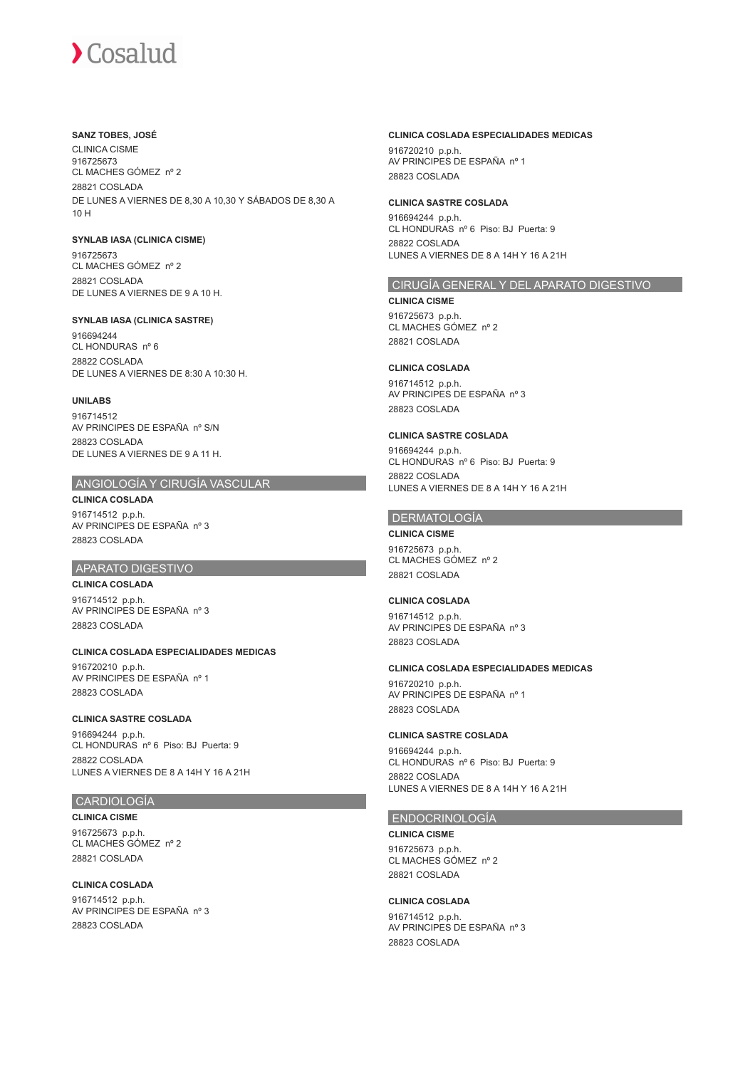**SANZ TOBES, JOSÉ**

CLINICA CISME
916725673
CL MACHES GÓMEZ nº 2
28821 COSLADA
DE LUNES A VIERNES DE 8,30 A 10,30 Y SÁBADOS DE 8,30 A 10 H

**SYNLAB IASA (CLINICA CISME)**

916725673
CL MACHES GÓMEZ nº 2
28821 COSLADA
DE LUNES A VIERNES DE 9 A 10 H.

**SYNLAB IASA (CLINICA SASTRE)**

916694244
CL HONDURAS nº 6
28822 COSLADA
DE LUNES A VIERNES DE 8:30 A 10:30 H.

**UNILABS**

916714512
AV PRINCIPES DE ESPAÑA nº S/N
28823 COSLADA
DE LUNES A VIERNES DE 9 A 11 H.

## ANGIOLOGÍA Y CIRUGÍA VASCULAR

**CLINICA COSLADA**

916714512 p.p.h.
AV PRINCIPES DE ESPAÑA nº 3
28823 COSLADA

## APARATO DIGESTIVO

**CLINICA COSLADA**

916714512 p.p.h.
AV PRINCIPES DE ESPAÑA nº 3
28823 COSLADA

**CLINICA COSLADA ESPECIALIDADES MEDICAS**

916720210 p.p.h.
AV PRINCIPES DE ESPAÑA nº 1
28823 COSLADA

**CLINICA SASTRE COSLADA**

916694244 p.p.h.
CL HONDURAS nº 6 Piso: BJ Puerta: 9
28822 COSLADA
LUNES A VIERNES DE 8 A 14H Y 16 A 21H

## CARDIOLOGÍA

**CLINICA CISME**

916725673 p.p.h.
CL MACHES GÓMEZ nº 2
28821 COSLADA

**CLINICA COSLADA**

916714512 p.p.h.
AV PRINCIPES DE ESPAÑA nº 3
28823 COSLADA

**CLINICA COSLADA ESPECIALIDADES MEDICAS**

916720210 p.p.h.
AV PRINCIPES DE ESPAÑA nº 1
28823 COSLADA

**CLINICA SASTRE COSLADA**

916694244 p.p.h.
CL HONDURAS nº 6 Piso: BJ Puerta: 9
28822 COSLADA
LUNES A VIERNES DE 8 A 14H Y 16 A 21H

## CIRUGÍA GENERAL Y DEL APARATO DIGESTIVO

**CLINICA CISME**

916725673 p.p.h.
CL MACHES GÓMEZ nº 2
28821 COSLADA

**CLINICA COSLADA**

916714512 p.p.h.
AV PRINCIPES DE ESPAÑA nº 3
28823 COSLADA

**CLINICA SASTRE COSLADA**

916694244 p.p.h.
CL HONDURAS nº 6 Piso: BJ Puerta: 9
28822 COSLADA
LUNES A VIERNES DE 8 A 14H Y 16 A 21H

## DERMATOLOGÍA

**CLINICA CISME**

916725673 p.p.h.
CL MACHES GÓMEZ nº 2
28821 COSLADA

**CLINICA COSLADA**

916714512 p.p.h.
AV PRINCIPES DE ESPAÑA nº 3
28823 COSLADA

**CLINICA COSLADA ESPECIALIDADES MEDICAS**

916720210 p.p.h.
AV PRINCIPES DE ESPAÑA nº 1
28823 COSLADA

**CLINICA SASTRE COSLADA**

916694244 p.p.h.
CL HONDURAS nº 6 Piso: BJ Puerta: 9
28822 COSLADA
LUNES A VIERNES DE 8 A 14H Y 16 A 21H

## ENDOCRINOLOGÍA

**CLINICA CISME**

916725673 p.p.h.
CL MACHES GÓMEZ nº 2
28821 COSLADA

**CLINICA COSLADA**

916714512 p.p.h.
AV PRINCIPES DE ESPAÑA nº 3
28823 COSLADA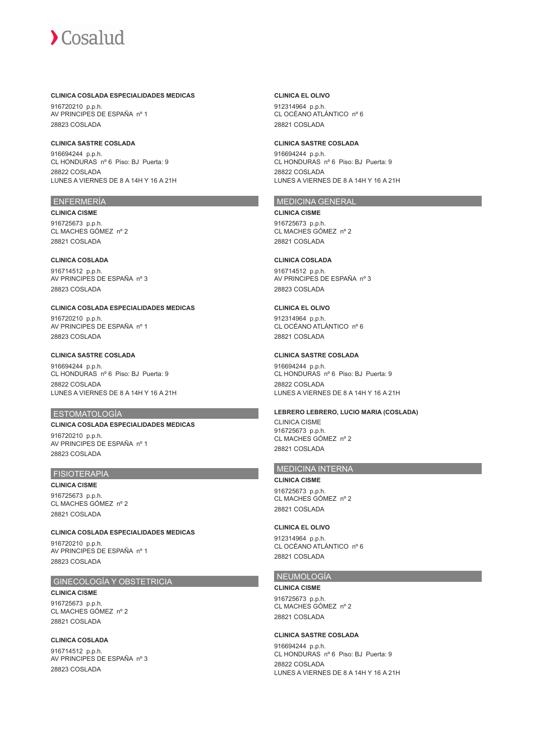**CLINICA COSLADA ESPECIALIDADES MEDICAS**

916720210 p.p.h.
AV PRINCIPES DE ESPAÑA nº 1
28823 COSLADA

**CLINICA SASTRE COSLADA**

916694244 p.p.h.
CL HONDURAS nº 6 Piso: BJ Puerta: 9
28822 COSLADA
LUNES A VIERNES DE 8 A 14H Y 16 A 21H

## ENFERMERÍA

**CLINICA CISME**

916725673 p.p.h.
CL MACHES GÓMEZ nº 2
28821 COSLADA

**CLINICA COSLADA**

916714512 p.p.h.
AV PRINCIPES DE ESPAÑA nº 3
28823 COSLADA

**CLINICA COSLADA ESPECIALIDADES MEDICAS**

916720210 p.p.h.
AV PRINCIPES DE ESPAÑA nº 1
28823 COSLADA

**CLINICA SASTRE COSLADA**

916694244 p.p.h.
CL HONDURAS nº 6 Piso: BJ Puerta: 9
28822 COSLADA
LUNES A VIERNES DE 8 A 14H Y 16 A 21H

## ESTOMATOLOGÍA

**CLINICA COSLADA ESPECIALIDADES MEDICAS**

916720210 p.p.h.
AV PRINCIPES DE ESPAÑA nº 1
28823 COSLADA

## FISIOTERAPIA

**CLINICA CISME**

916725673 p.p.h.
CL MACHES GÓMEZ nº 2
28821 COSLADA

**CLINICA COSLADA ESPECIALIDADES MEDICAS**

916720210 p.p.h.
AV PRINCIPES DE ESPAÑA nº 1
28823 COSLADA

## GINECOLOGÍA Y OBSTETRICIA

**CLINICA CISME**

916725673 p.p.h.
CL MACHES GÓMEZ nº 2
28821 COSLADA

**CLINICA COSLADA**

916714512 p.p.h.
AV PRINCIPES DE ESPAÑA nº 3
28823 COSLADA

**CLINICA EL OLIVO**

912314964 p.p.h.
CL OCÉANO ATLÁNTICO nº 6
28821 COSLADA

**CLINICA SASTRE COSLADA**

916694244 p.p.h.
CL HONDURAS nº 6 Piso: BJ Puerta: 9
28822 COSLADA
LUNES A VIERNES DE 8 A 14H Y 16 A 21H

## MEDICINA GENERAL

**CLINICA CISME**

916725673 p.p.h.
CL MACHES GÓMEZ nº 2
28821 COSLADA

**CLINICA COSLADA**

916714512 p.p.h.
AV PRINCIPES DE ESPAÑA nº 3
28823 COSLADA

**CLINICA EL OLIVO**

912314964 p.p.h.
CL OCÉANO ATLÁNTICO nº 6
28821 COSLADA

**CLINICA SASTRE COSLADA**

916694244 p.p.h.
CL HONDURAS nº 6 Piso: BJ Puerta: 9
28822 COSLADA
LUNES A VIERNES DE 8 A 14H Y 16 A 21H

**LEBRERO LEBRERO, LUCIO MARIA (COSLADA)**

CLINICA CISME
916725673 p.p.h.
CL MACHES GÓMEZ nº 2
28821 COSLADA

## MEDICINA INTERNA

**CLINICA CISME**

916725673 p.p.h.
CL MACHES GÓMEZ nº 2
28821 COSLADA

**CLINICA EL OLIVO**

912314964 p.p.h.
CL OCÉANO ATLÁNTICO nº 6
28821 COSLADA

## NEUMOLOGÍA

**CLINICA CISME**

916725673 p.p.h.
CL MACHES GÓMEZ nº 2
28821 COSLADA

**CLINICA SASTRE COSLADA**

916694244 p.p.h.
CL HONDURAS nº 6 Piso: BJ Puerta: 9
28822 COSLADA
LUNES A VIERNES DE 8 A 14H Y 16 A 21H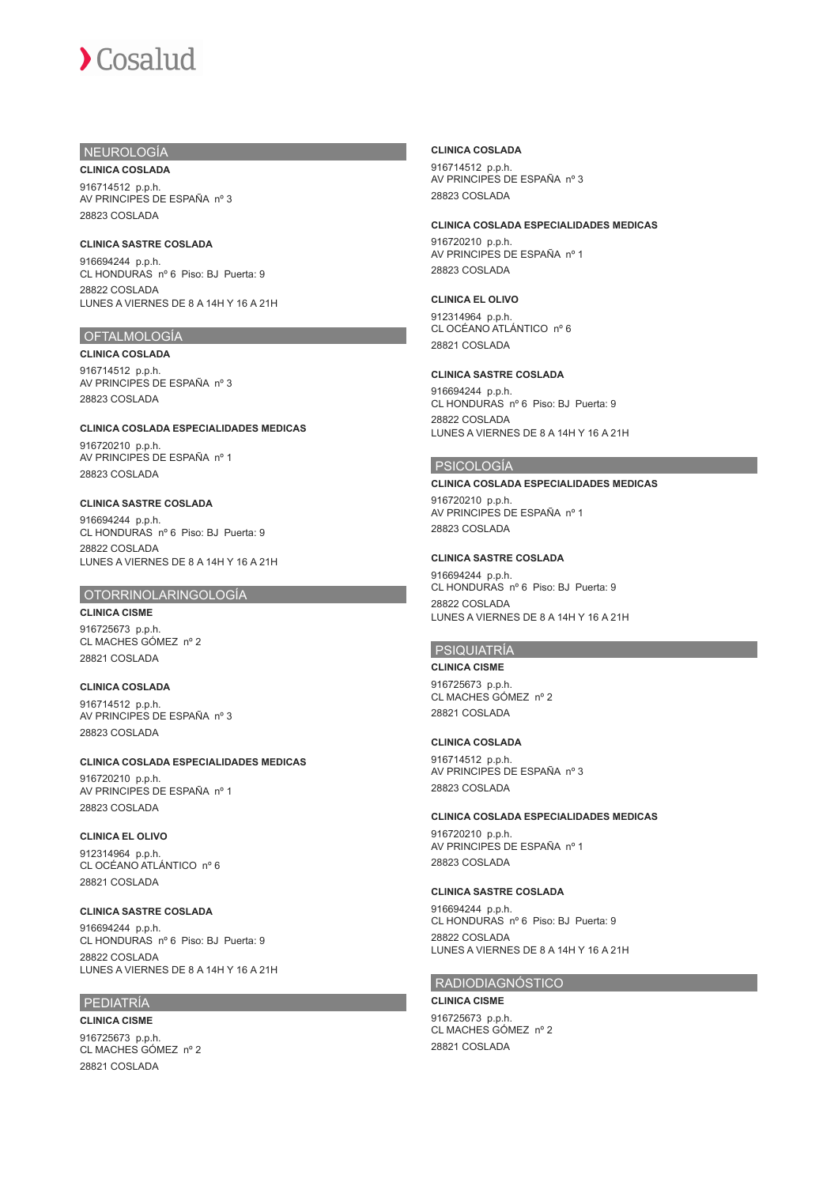## NEUROLOGÍA

**CLINICA COSLADA**

916714512 p.p.h.
AV PRINCIPES DE ESPAÑA nº 3
28823 COSLADA

**CLINICA SASTRE COSLADA**

916694244 p.p.h.
CL HONDURAS nº 6 Piso: BJ Puerta: 9
28822 COSLADA
LUNES A VIERNES DE 8 A 14H Y 16 A 21H

## OFTALMOLOGÍA

**CLINICA COSLADA**

916714512 p.p.h.
AV PRINCIPES DE ESPAÑA nº 3
28823 COSLADA

**CLINICA COSLADA ESPECIALIDADES MEDICAS**

916720210 p.p.h.
AV PRINCIPES DE ESPAÑA nº 1
28823 COSLADA

**CLINICA SASTRE COSLADA**

916694244 p.p.h.
CL HONDURAS nº 6 Piso: BJ Puerta: 9
28822 COSLADA
LUNES A VIERNES DE 8 A 14H Y 16 A 21H

## OTORRINOLARINGOLOGÍA

**CLINICA CISME**

916725673 p.p.h.
CL MACHES GÓMEZ nº 2
28821 COSLADA

**CLINICA COSLADA**

916714512 p.p.h.
AV PRINCIPES DE ESPAÑA nº 3
28823 COSLADA

**CLINICA COSLADA ESPECIALIDADES MEDICAS**

916720210 p.p.h.
AV PRINCIPES DE ESPAÑA nº 1
28823 COSLADA

**CLINICA EL OLIVO**

912314964 p.p.h.
CL OCÉANO ATLÁNTICO nº 6
28821 COSLADA

**CLINICA SASTRE COSLADA**

916694244 p.p.h.
CL HONDURAS nº 6 Piso: BJ Puerta: 9
28822 COSLADA
LUNES A VIERNES DE 8 A 14H Y 16 A 21H

## PEDIATRÍA

**CLINICA CISME**

916725673 p.p.h.
CL MACHES GÓMEZ nº 2
28821 COSLADA

**CLINICA COSLADA**

916714512 p.p.h.
AV PRINCIPES DE ESPAÑA nº 3
28823 COSLADA

**CLINICA COSLADA ESPECIALIDADES MEDICAS**

916720210 p.p.h.
AV PRINCIPES DE ESPAÑA nº 1
28823 COSLADA

**CLINICA EL OLIVO**

912314964 p.p.h.
CL OCÉANO ATLÁNTICO nº 6
28821 COSLADA

**CLINICA SASTRE COSLADA**

916694244 p.p.h.
CL HONDURAS nº 6 Piso: BJ Puerta: 9
28822 COSLADA
LUNES A VIERNES DE 8 A 14H Y 16 A 21H

## PSICOLOGÍA

**CLINICA COSLADA ESPECIALIDADES MEDICAS**

916720210 p.p.h.
AV PRINCIPES DE ESPAÑA nº 1
28823 COSLADA

**CLINICA SASTRE COSLADA**

916694244 p.p.h.
CL HONDURAS nº 6 Piso: BJ Puerta: 9
28822 COSLADA
LUNES A VIERNES DE 8 A 14H Y 16 A 21H

## PSIQUIATRÍA

**CLINICA CISME**

916725673 p.p.h.
CL MACHES GÓMEZ nº 2
28821 COSLADA

**CLINICA COSLADA**

916714512 p.p.h.
AV PRINCIPES DE ESPAÑA nº 3
28823 COSLADA

**CLINICA COSLADA ESPECIALIDADES MEDICAS**

916720210 p.p.h.
AV PRINCIPES DE ESPAÑA nº 1
28823 COSLADA

**CLINICA SASTRE COSLADA**

916694244 p.p.h.
CL HONDURAS nº 6 Piso: BJ Puerta: 9
28822 COSLADA
LUNES A VIERNES DE 8 A 14H Y 16 A 21H

## RADIODIAGNÓSTICO

**CLINICA CISME**

916725673 p.p.h.
CL MACHES GÓMEZ nº 2
28821 COSLADA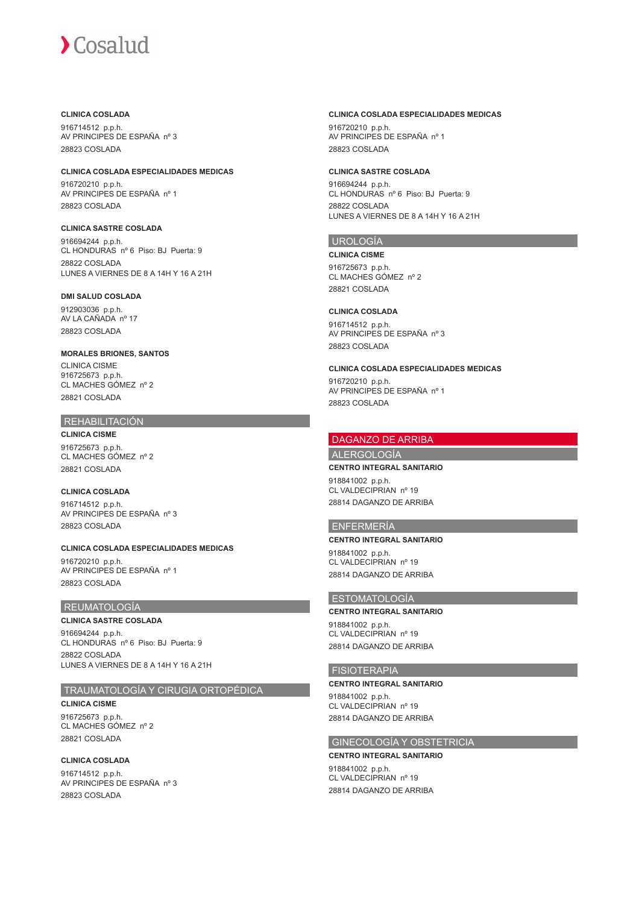**CLINICA COSLADA**

916714512 p.p.h.
AV PRINCIPES DE ESPAÑA nº 3
28823 COSLADA

**CLINICA COSLADA ESPECIALIDADES MEDICAS**

916720210 p.p.h.
AV PRINCIPES DE ESPAÑA nº 1
28823 COSLADA

**CLINICA SASTRE COSLADA**

916694244 p.p.h.
CL HONDURAS nº 6 Piso: BJ Puerta: 9
28822 COSLADA
LUNES A VIERNES DE 8 A 14H Y 16 A 21H

**DMI SALUD COSLADA**

912903036 p.p.h.
AV LA CAÑADA nº 17
28823 COSLADA

**MORALES BRIONES, SANTOS**

CLINICA CISME
916725673 p.p.h.
CL MACHES GÓMEZ nº 2
28821 COSLADA

## REHABILITACIÓN

**CLINICA CISME**

916725673 p.p.h.
CL MACHES GÓMEZ nº 2
28821 COSLADA

**CLINICA COSLADA**

916714512 p.p.h.
AV PRINCIPES DE ESPAÑA nº 3
28823 COSLADA

**CLINICA COSLADA ESPECIALIDADES MEDICAS**

916720210 p.p.h.
AV PRINCIPES DE ESPAÑA nº 1
28823 COSLADA

## REUMATOLOGÍA

**CLINICA SASTRE COSLADA**

916694244 p.p.h.
CL HONDURAS nº 6 Piso: BJ Puerta: 9
28822 COSLADA
LUNES A VIERNES DE 8 A 14H Y 16 A 21H

## TRAUMATOLOGÍA Y CIRUGIA ORTOPÉDICA

**CLINICA CISME**

916725673 p.p.h.
CL MACHES GÓMEZ nº 2
28821 COSLADA

**CLINICA COSLADA**

916714512 p.p.h.
AV PRINCIPES DE ESPAÑA nº 3
28823 COSLADA

**CLINICA COSLADA ESPECIALIDADES MEDICAS**

916720210 p.p.h.
AV PRINCIPES DE ESPAÑA nº 1
28823 COSLADA

**CLINICA SASTRE COSLADA**

916694244 p.p.h.
CL HONDURAS nº 6 Piso: BJ Puerta: 9
28822 COSLADA
LUNES A VIERNES DE 8 A 14H Y 16 A 21H

## UROLOGÍA

**CLINICA CISME**

916725673 p.p.h.
CL MACHES GÓMEZ nº 2
28821 COSLADA

**CLINICA COSLADA**

916714512 p.p.h.
AV PRINCIPES DE ESPAÑA nº 3
28823 COSLADA

**CLINICA COSLADA ESPECIALIDADES MEDICAS**

916720210 p.p.h.
AV PRINCIPES DE ESPAÑA nº 1
28823 COSLADA

# DAGANZO DE ARRIBA

## ALERGOLOGÍA

**CENTRO INTEGRAL SANITARIO**

918841002 p.p.h.
CL VALDECIPRIAN nº 19
28814 DAGANZO DE ARRIBA

## ENFERMERÍA

**CENTRO INTEGRAL SANITARIO**

918841002 p.p.h.
CL VALDECIPRIAN nº 19
28814 DAGANZO DE ARRIBA

## ESTOMATOLOGÍA

**CENTRO INTEGRAL SANITARIO**

918841002 p.p.h.
CL VALDECIPRIAN nº 19
28814 DAGANZO DE ARRIBA

## FISIOTERAPIA

**CENTRO INTEGRAL SANITARIO**

918841002 p.p.h.
CL VALDECIPRIAN nº 19
28814 DAGANZO DE ARRIBA

## GINECOLOGÍA Y OBSTETRICIA

**CENTRO INTEGRAL SANITARIO**

918841002 p.p.h.
CL VALDECIPRIAN nº 19
28814 DAGANZO DE ARRIBA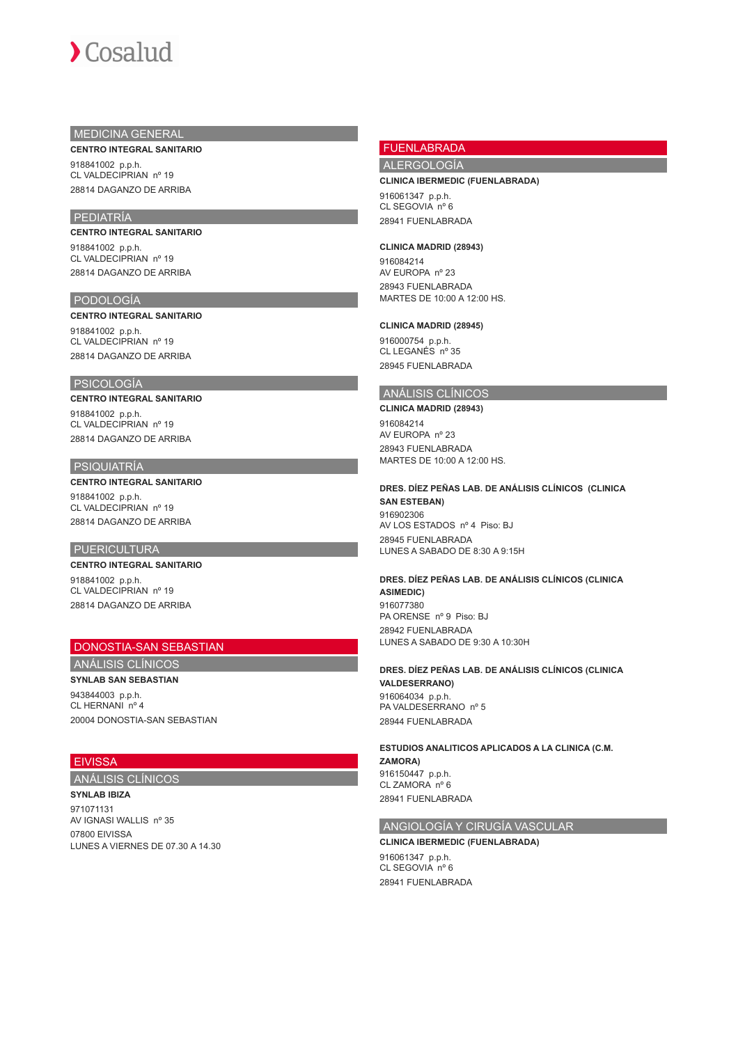## MEDICINA GENERAL

**CENTRO INTEGRAL SANITARIO**

918841002 p.p.h.
CL VALDECIPRIAN nº 19
28814 DAGANZO DE ARRIBA

## PEDIATRÍA

**CENTRO INTEGRAL SANITARIO**

918841002 p.p.h.
CL VALDECIPRIAN nº 19
28814 DAGANZO DE ARRIBA

## PODOLOGÍA

**CENTRO INTEGRAL SANITARIO**

918841002 p.p.h.
CL VALDECIPRIAN nº 19
28814 DAGANZO DE ARRIBA

## PSICOLOGÍA

**CENTRO INTEGRAL SANITARIO**

918841002 p.p.h.
CL VALDECIPRIAN nº 19
28814 DAGANZO DE ARRIBA

## PSIQUIATRÍA

**CENTRO INTEGRAL SANITARIO**

918841002 p.p.h.
CL VALDECIPRIAN nº 19
28814 DAGANZO DE ARRIBA

## PUERICULTURA

**CENTRO INTEGRAL SANITARIO**

918841002 p.p.h.
CL VALDECIPRIAN nº 19
28814 DAGANZO DE ARRIBA

# DONOSTIA-SAN SEBASTIAN

## ANÁLISIS CLÍNICOS

**SYNLAB SAN SEBASTIAN**

943844003 p.p.h.
CL HERNANI nº 4
20004 DONOSTIA-SAN SEBASTIAN

# EIVISSA

## ANÁLISIS CLÍNICOS

**SYNLAB IBIZA**

971071131
AV IGNASI WALLIS nº 35
07800 EIVISSA
LUNES A VIERNES DE 07.30 A 14.30

# FUENLABRADA

## ALERGOLOGÍA

**CLINICA IBERMEDIC (FUENLABRADA)**

916061347 p.p.h.
CL SEGOVIA nº 6
28941 FUENLABRADA

**CLINICA MADRID (28943)**

916084214
AV EUROPA nº 23
28943 FUENLABRADA
MARTES DE 10:00 A 12:00 HS.

**CLINICA MADRID (28945)**

916000754 p.p.h.
CL LEGANÉS nº 35
28945 FUENLABRADA

## ANÁLISIS CLÍNICOS

**CLINICA MADRID (28943)**

916084214
AV EUROPA nº 23
28943 FUENLABRADA
MARTES DE 10:00 A 12:00 HS.

**DRES. DÍEZ PEÑAS LAB. DE ANÁLISIS CLÍNICOS (CLINICA SAN ESTEBAN)**

916902306
AV LOS ESTADOS nº 4 Piso: BJ
28945 FUENLABRADA
LUNES A SABADO DE 8:30 A 9:15H

**DRES. DÍEZ PEÑAS LAB. DE ANÁLISIS CLÍNICOS (CLINICA ASIMEDIC)**

916077380
PA ORENSE nº 9 Piso: BJ
28942 FUENLABRADA
LUNES A SABADO DE 9:30 A 10:30H

**DRES. DÍEZ PEÑAS LAB. DE ANÁLISIS CLÍNICOS (CLINICA VALDESERRANO)**

916064034 p.p.h.
PA VALDESERRANO nº 5
28944 FUENLABRADA

**ESTUDIOS ANALITICOS APLICADOS A LA CLINICA (C.M. ZAMORA)**

916150447 p.p.h.
CL ZAMORA nº 6
28941 FUENLABRADA

## ANGIOLOGÍA Y CIRUGÍA VASCULAR

**CLINICA IBERMEDIC (FUENLABRADA)**

916061347 p.p.h.
CL SEGOVIA nº 6
28941 FUENLABRADA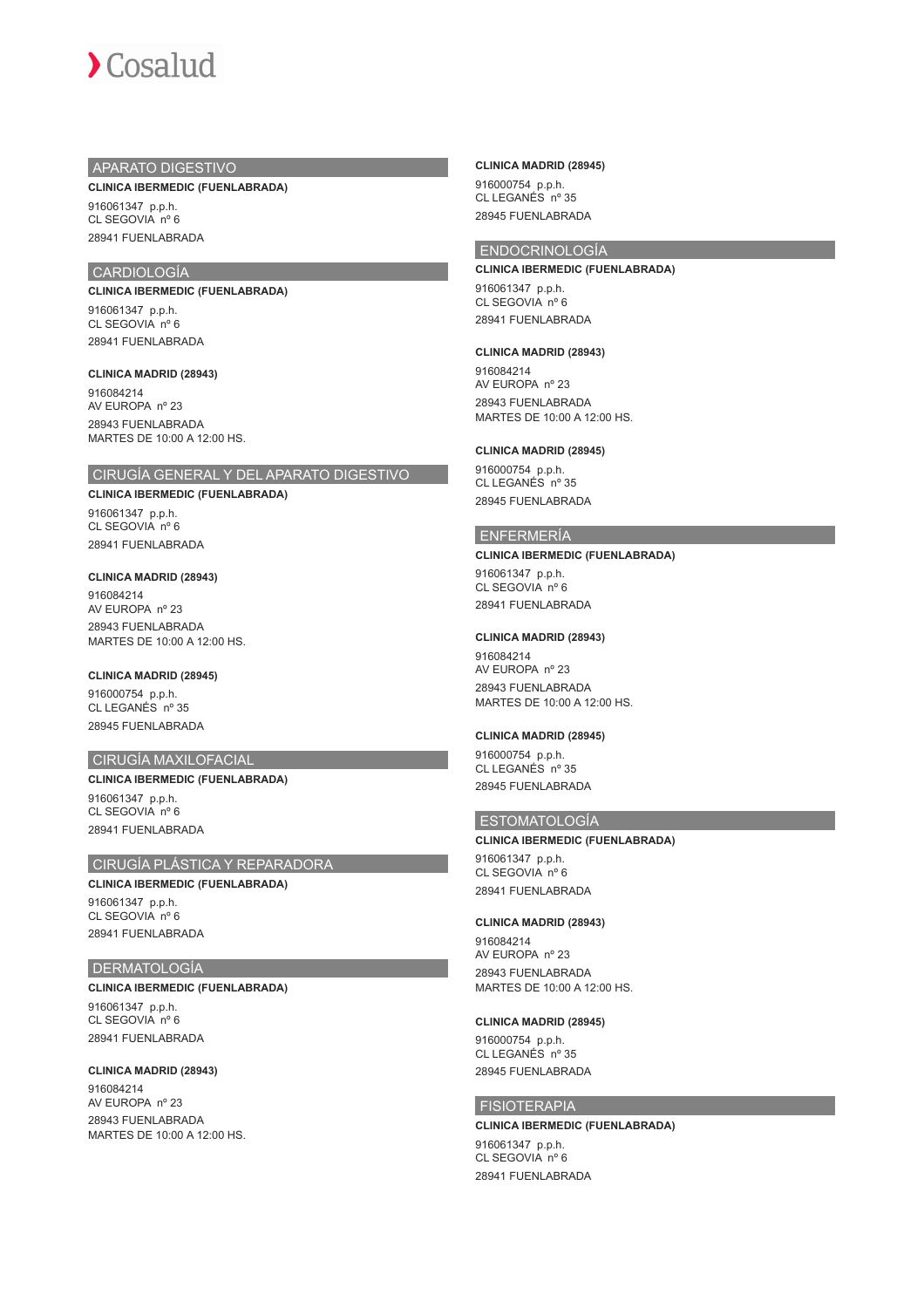## APARATO DIGESTIVO

**CLINICA IBERMEDIC (FUENLABRADA)**

916061347 p.p.h.
CL SEGOVIA nº 6

28941 FUENLABRADA

## CARDIOLOGÍA

**CLINICA IBERMEDIC (FUENLABRADA)**

916061347 p.p.h.
CL SEGOVIA nº 6

28941 FUENLABRADA

**CLINICA MADRID (28943)**

916084214
AV EUROPA nº 23

28943 FUENLABRADA
MARTES DE 10:00 A 12:00 HS.

## CIRUGÍA GENERAL Y DEL APARATO DIGESTIVO

**CLINICA IBERMEDIC (FUENLABRADA)**

916061347 p.p.h.
CL SEGOVIA nº 6

28941 FUENLABRADA

**CLINICA MADRID (28943)**

916084214
AV EUROPA nº 23

28943 FUENLABRADA
MARTES DE 10:00 A 12:00 HS.

**CLINICA MADRID (28945)**

916000754 p.p.h.
CL LEGANÉS nº 35

28945 FUENLABRADA

## CIRUGÍA MAXILOFACIAL

**CLINICA IBERMEDIC (FUENLABRADA)**

916061347 p.p.h.
CL SEGOVIA nº 6

28941 FUENLABRADA

## CIRUGÍA PLÁSTICA Y REPARADORA

**CLINICA IBERMEDIC (FUENLABRADA)**

916061347 p.p.h.
CL SEGOVIA nº 6

28941 FUENLABRADA

## DERMATOLOGÍA

**CLINICA IBERMEDIC (FUENLABRADA)**

916061347 p.p.h.
CL SEGOVIA nº 6

28941 FUENLABRADA

**CLINICA MADRID (28943)**

916084214
AV EUROPA nº 23

28943 FUENLABRADA
MARTES DE 10:00 A 12:00 HS.

**CLINICA MADRID (28945)**

916000754 p.p.h.
CL LEGANÉS nº 35

28945 FUENLABRADA

## ENDOCRINOLOGÍA

**CLINICA IBERMEDIC (FUENLABRADA)**

916061347 p.p.h.
CL SEGOVIA nº 6

28941 FUENLABRADA

**CLINICA MADRID (28943)**

916084214
AV EUROPA nº 23

28943 FUENLABRADA
MARTES DE 10:00 A 12:00 HS.

**CLINICA MADRID (28945)**

916000754 p.p.h.
CL LEGANÉS nº 35

28945 FUENLABRADA

## ENFERMERÍA

**CLINICA IBERMEDIC (FUENLABRADA)**

916061347 p.p.h.
CL SEGOVIA nº 6

28941 FUENLABRADA

**CLINICA MADRID (28943)**

916084214
AV EUROPA nº 23

28943 FUENLABRADA
MARTES DE 10:00 A 12:00 HS.

**CLINICA MADRID (28945)**

916000754 p.p.h.
CL LEGANÉS nº 35

28945 FUENLABRADA

## ESTOMATOLOGÍA

**CLINICA IBERMEDIC (FUENLABRADA)**

916061347 p.p.h.
CL SEGOVIA nº 6

28941 FUENLABRADA

**CLINICA MADRID (28943)**

916084214
AV EUROPA nº 23

28943 FUENLABRADA
MARTES DE 10:00 A 12:00 HS.

**CLINICA MADRID (28945)**

916000754 p.p.h.
CL LEGANÉS nº 35

28945 FUENLABRADA

## FISIOTERAPIA

**CLINICA IBERMEDIC (FUENLABRADA)**

916061347 p.p.h.
CL SEGOVIA nº 6

28941 FUENLABRADA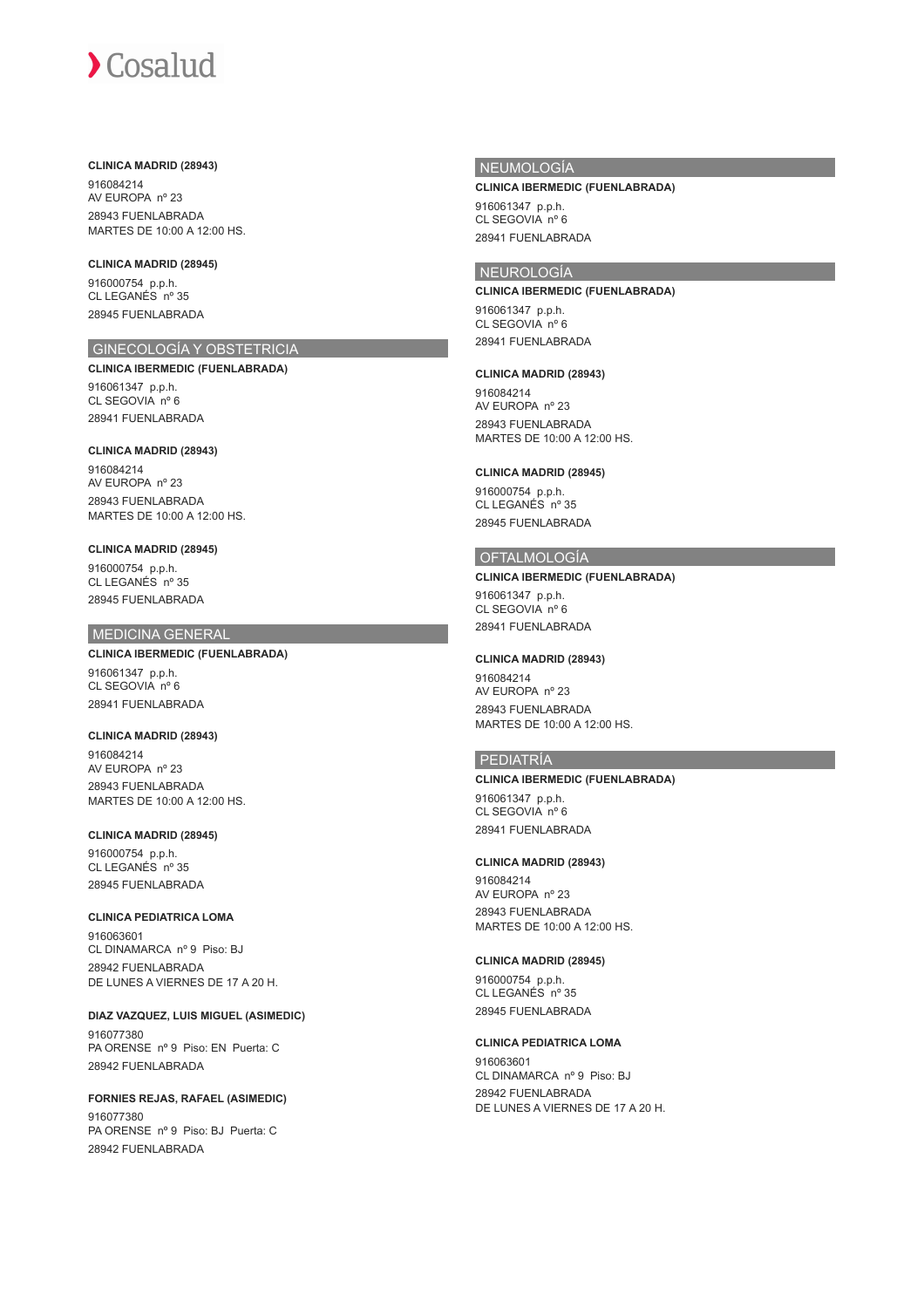**CLINICA MADRID (28943)**

916084214
AV EUROPA nº 23
28943 FUENLABRADA
MARTES DE 10:00 A 12:00 HS.

**CLINICA MADRID (28945)**

916000754 p.p.h.
CL LEGANÉS nº 35
28945 FUENLABRADA

## GINECOLOGÍA Y OBSTETRICIA

**CLINICA IBERMEDIC (FUENLABRADA)**

916061347 p.p.h.
CL SEGOVIA nº 6
28941 FUENLABRADA

**CLINICA MADRID (28943)**

916084214
AV EUROPA nº 23
28943 FUENLABRADA
MARTES DE 10:00 A 12:00 HS.

**CLINICA MADRID (28945)**

916000754 p.p.h.
CL LEGANÉS nº 35
28945 FUENLABRADA

## MEDICINA GENERAL

**CLINICA IBERMEDIC (FUENLABRADA)**

916061347 p.p.h.
CL SEGOVIA nº 6
28941 FUENLABRADA

**CLINICA MADRID (28943)**

916084214
AV EUROPA nº 23
28943 FUENLABRADA
MARTES DE 10:00 A 12:00 HS.

**CLINICA MADRID (28945)**

916000754 p.p.h.
CL LEGANÉS nº 35
28945 FUENLABRADA

**CLINICA PEDIATRICA LOMA**

916063601
CL DINAMARCA nº 9 Piso: BJ
28942 FUENLABRADA
DE LUNES A VIERNES DE 17 A 20 H.

**DIAZ VAZQUEZ, LUIS MIGUEL (ASIMEDIC)**

916077380
PA ORENSE nº 9 Piso: EN Puerta: C
28942 FUENLABRADA

**FORNIES REJAS, RAFAEL (ASIMEDIC)**

916077380
PA ORENSE nº 9 Piso: BJ Puerta: C
28942 FUENLABRADA

## NEUMOLOGÍA

**CLINICA IBERMEDIC (FUENLABRADA)**

916061347 p.p.h.
CL SEGOVIA nº 6
28941 FUENLABRADA

## NEUROLOGÍA

**CLINICA IBERMEDIC (FUENLABRADA)**

916061347 p.p.h.
CL SEGOVIA nº 6
28941 FUENLABRADA

**CLINICA MADRID (28943)**

916084214
AV EUROPA nº 23
28943 FUENLABRADA
MARTES DE 10:00 A 12:00 HS.

**CLINICA MADRID (28945)**

916000754 p.p.h.
CL LEGANÉS nº 35
28945 FUENLABRADA

## OFTALMOLOGÍA

**CLINICA IBERMEDIC (FUENLABRADA)**

916061347 p.p.h.
CL SEGOVIA nº 6
28941 FUENLABRADA

**CLINICA MADRID (28943)**

916084214
AV EUROPA nº 23
28943 FUENLABRADA
MARTES DE 10:00 A 12:00 HS.

## PEDIATRÍA

**CLINICA IBERMEDIC (FUENLABRADA)**

916061347 p.p.h.
CL SEGOVIA nº 6
28941 FUENLABRADA

**CLINICA MADRID (28943)**

916084214
AV EUROPA nº 23
28943 FUENLABRADA
MARTES DE 10:00 A 12:00 HS.

**CLINICA MADRID (28945)**

916000754 p.p.h.
CL LEGANÉS nº 35
28945 FUENLABRADA

**CLINICA PEDIATRICA LOMA**

916063601
CL DINAMARCA nº 9 Piso: BJ
28942 FUENLABRADA
DE LUNES A VIERNES DE 17 A 20 H.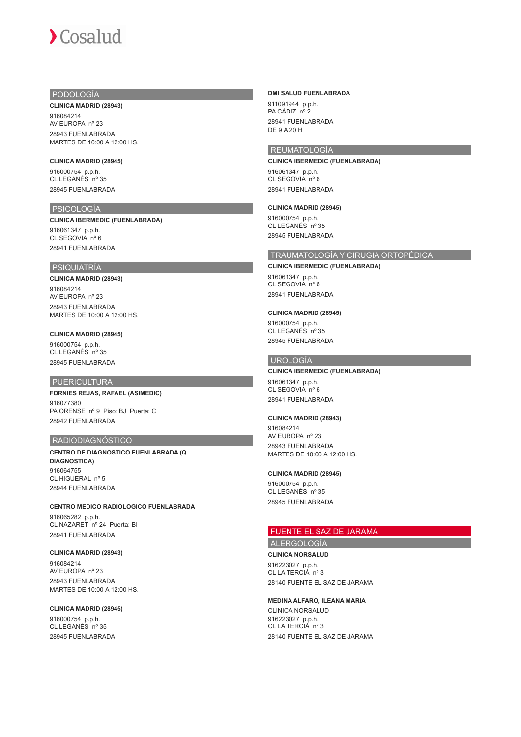## PODOLOGÍA

**CLINICA MADRID (28943)**

916084214
AV EUROPA nº 23

28943 FUENLABRADA
MARTES DE 10:00 A 12:00 HS.

**CLINICA MADRID (28945)**

916000754 p.p.h.
CL LEGANÉS nº 35

28945 FUENLABRADA

## PSICOLOGÍA

**CLINICA IBERMEDIC (FUENLABRADA)**

916061347 p.p.h.
CL SEGOVIA nº 6

28941 FUENLABRADA

## PSIQUIATRÍA

**CLINICA MADRID (28943)**

916084214
AV EUROPA nº 23

28943 FUENLABRADA
MARTES DE 10:00 A 12:00 HS.

**CLINICA MADRID (28945)**

916000754 p.p.h.
CL LEGANÉS nº 35

28945 FUENLABRADA

## PUERICULTURA

**FORNIES REJAS, RAFAEL (ASIMEDIC)**

916077380
PA ORENSE nº 9 Piso: BJ Puerta: C

28942 FUENLABRADA

## RADIODIAGNÓSTICO

**CENTRO DE DIAGNOSTICO FUENLABRADA (Q DIAGNOSTICA)**

916064755
CL HIGUERAL nº 5

28944 FUENLABRADA

**CENTRO MEDICO RADIOLOGICO FUENLABRADA**

916065282 p.p.h.
CL NAZARET nº 24 Puerta: BI

28941 FUENLABRADA

**CLINICA MADRID (28943)**

916084214
AV EUROPA nº 23

28943 FUENLABRADA
MARTES DE 10:00 A 12:00 HS.

**CLINICA MADRID (28945)**

916000754 p.p.h.
CL LEGANÉS nº 35

28945 FUENLABRADA

**DMI SALUD FUENLABRADA**

911091944 p.p.h.
PA CÁDIZ nº 2

28941 FUENLABRADA
DE 9 A 20 H

## REUMATOLOGÍA

**CLINICA IBERMEDIC (FUENLABRADA)**

916061347 p.p.h.
CL SEGOVIA nº 6

28941 FUENLABRADA

**CLINICA MADRID (28945)**

916000754 p.p.h.
CL LEGANÉS nº 35

28945 FUENLABRADA

## TRAUMATOLOGÍA Y CIRUGIA ORTOPÉDICA

**CLINICA IBERMEDIC (FUENLABRADA)**

916061347 p.p.h.
CL SEGOVIA nº 6

28941 FUENLABRADA

**CLINICA MADRID (28945)**

916000754 p.p.h.
CL LEGANÉS nº 35

28945 FUENLABRADA

## UROLOGÍA

**CLINICA IBERMEDIC (FUENLABRADA)**

916061347 p.p.h.
CL SEGOVIA nº 6

28941 FUENLABRADA

**CLINICA MADRID (28943)**

916084214
AV EUROPA nº 23

28943 FUENLABRADA
MARTES DE 10:00 A 12:00 HS.

**CLINICA MADRID (28945)**

916000754 p.p.h.
CL LEGANÉS nº 35

28945 FUENLABRADA

# FUENTE EL SAZ DE JARAMA

## ALERGOLOGÍA

**CLINICA NORSALUD**

916223027 p.p.h.
CL LA TERCIÀ nº 3

28140 FUENTE EL SAZ DE JARAMA

**MEDINA ALFARO, ILEANA MARIA**

CLINICA NORSALUD
916223027 p.p.h.
CL LA TERCIÀ nº 3

28140 FUENTE EL SAZ DE JARAMA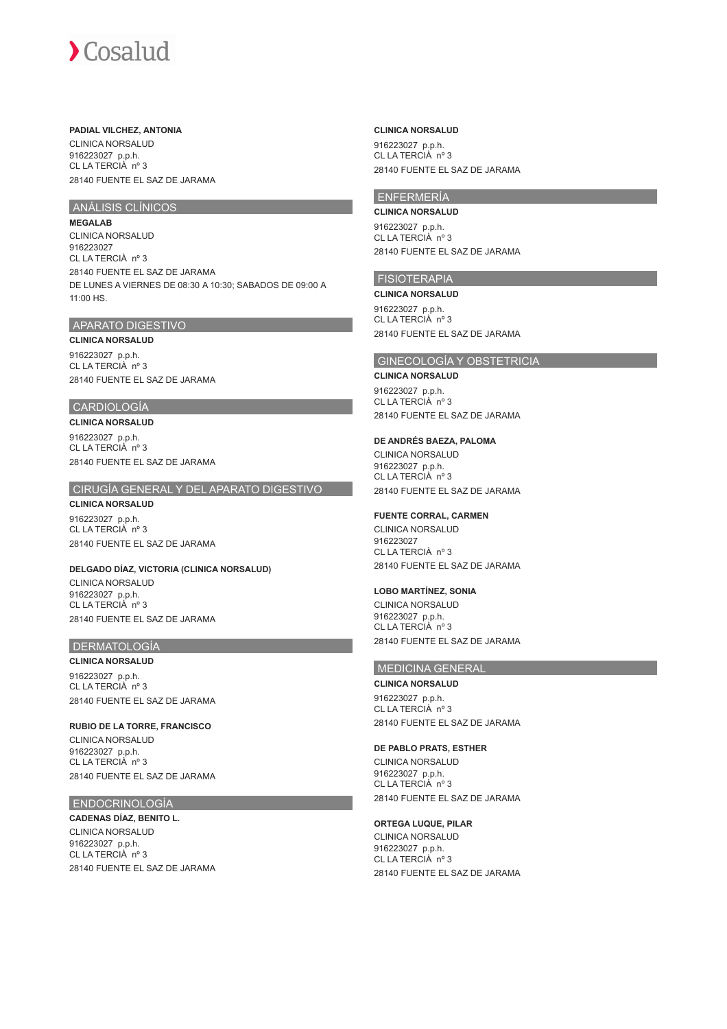**PADIAL VILCHEZ, ANTONIA**
CLINICA NORSALUD
916223027 p.p.h.
CL LA TERCIÀ nº 3
28140 FUENTE EL SAZ DE JARAMA

## ANÁLISIS CLÍNICOS

**MEGALAB**
CLINICA NORSALUD
916223027
CL LA TERCIÀ nº 3
28140 FUENTE EL SAZ DE JARAMA
DE LUNES A VIERNES DE 08:30 A 10:30; SABADOS DE 09:00 A 11:00 HS.

## APARATO DIGESTIVO

**CLINICA NORSALUD**
916223027 p.p.h.
CL LA TERCIÀ nº 3
28140 FUENTE EL SAZ DE JARAMA

## CARDIOLOGÍA

**CLINICA NORSALUD**
916223027 p.p.h.
CL LA TERCIÀ nº 3
28140 FUENTE EL SAZ DE JARAMA

## CIRUGÍA GENERAL Y DEL APARATO DIGESTIVO

**CLINICA NORSALUD**
916223027 p.p.h.
CL LA TERCIÀ nº 3
28140 FUENTE EL SAZ DE JARAMA

**DELGADO DÍAZ, VICTORIA (CLINICA NORSALUD)**
CLINICA NORSALUD
916223027 p.p.h.
CL LA TERCIÀ nº 3
28140 FUENTE EL SAZ DE JARAMA

## DERMATOLOGÍA

**CLINICA NORSALUD**
916223027 p.p.h.
CL LA TERCIÀ nº 3
28140 FUENTE EL SAZ DE JARAMA

**RUBIO DE LA TORRE, FRANCISCO**
CLINICA NORSALUD
916223027 p.p.h.
CL LA TERCIÀ nº 3
28140 FUENTE EL SAZ DE JARAMA

## ENDOCRINOLOGÍA

**CADENAS DÍAZ, BENITO L.**
CLINICA NORSALUD
916223027 p.p.h.
CL LA TERCIÀ nº 3
28140 FUENTE EL SAZ DE JARAMA

**CLINICA NORSALUD**
916223027 p.p.h.
CL LA TERCIÀ nº 3
28140 FUENTE EL SAZ DE JARAMA

## ENFERMERÍA

**CLINICA NORSALUD**
916223027 p.p.h.
CL LA TERCIÀ nº 3
28140 FUENTE EL SAZ DE JARAMA

## FISIOTERAPIA

**CLINICA NORSALUD**
916223027 p.p.h.
CL LA TERCIÀ nº 3
28140 FUENTE EL SAZ DE JARAMA

## GINECOLOGÍA Y OBSTETRICIA

**CLINICA NORSALUD**
916223027 p.p.h.
CL LA TERCIÀ nº 3
28140 FUENTE EL SAZ DE JARAMA

**DE ANDRÉS BAEZA, PALOMA**
CLINICA NORSALUD
916223027 p.p.h.
CL LA TERCIÀ nº 3
28140 FUENTE EL SAZ DE JARAMA

**FUENTE CORRAL, CARMEN**
CLINICA NORSALUD
916223027
CL LA TERCIÀ nº 3
28140 FUENTE EL SAZ DE JARAMA

**LOBO MARTÍNEZ, SONIA**
CLINICA NORSALUD
916223027 p.p.h.
CL LA TERCIÀ nº 3
28140 FUENTE EL SAZ DE JARAMA

## MEDICINA GENERAL

**CLINICA NORSALUD**
916223027 p.p.h.
CL LA TERCIÀ nº 3
28140 FUENTE EL SAZ DE JARAMA

**DE PABLO PRATS, ESTHER**
CLINICA NORSALUD
916223027 p.p.h.
CL LA TERCIÀ nº 3
28140 FUENTE EL SAZ DE JARAMA

**ORTEGA LUQUE, PILAR**
CLINICA NORSALUD
916223027 p.p.h.
CL LA TERCIÀ nº 3
28140 FUENTE EL SAZ DE JARAMA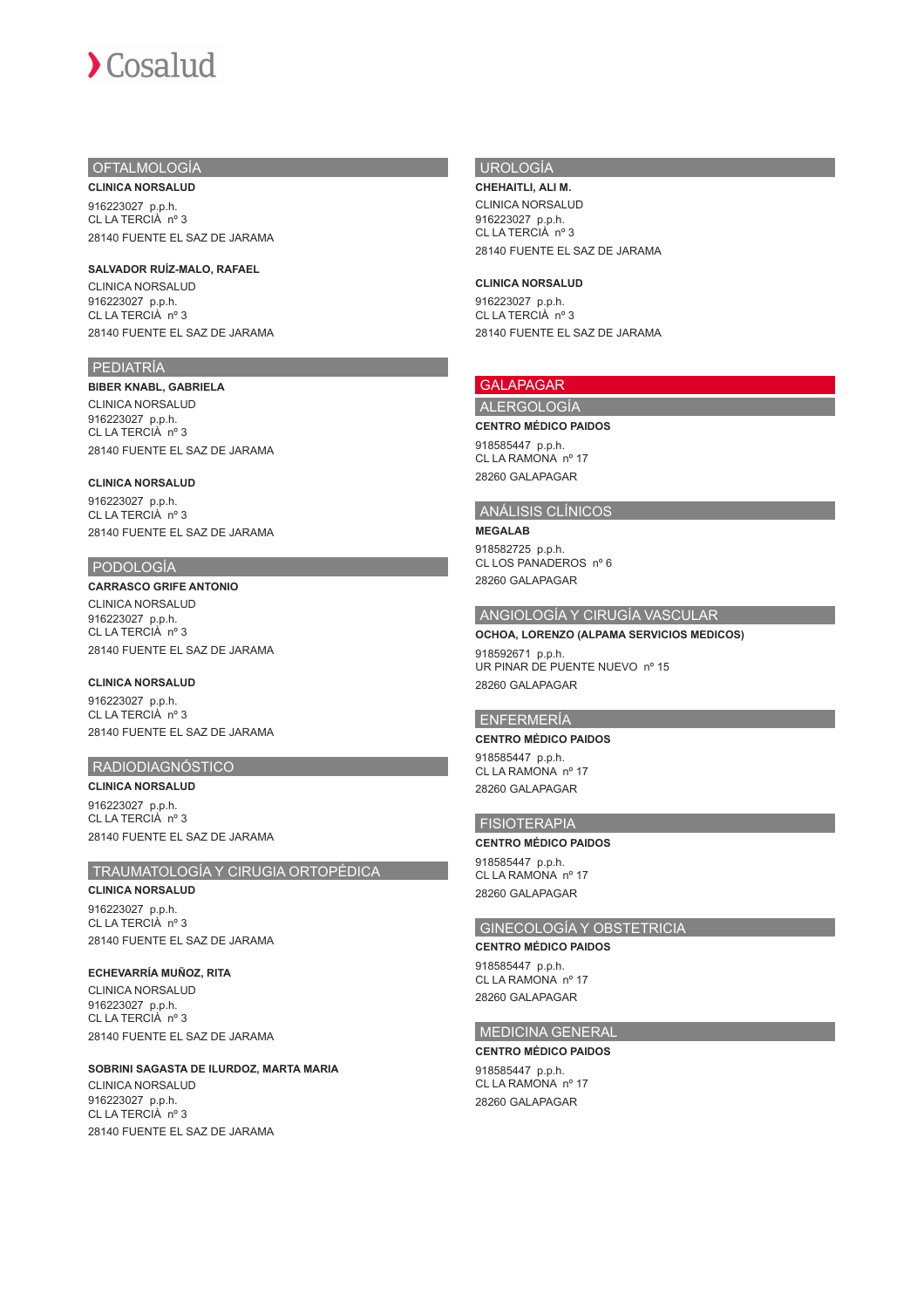## OFTALMOLOGÍA

**CLINICA NORSALUD**

916223027 p.p.h.
CL LA TERCIÀ nº 3
28140 FUENTE EL SAZ DE JARAMA

**SALVADOR RUÍZ-MALO, RAFAEL**

CLINICA NORSALUD
916223027 p.p.h.
CL LA TERCIÀ nº 3
28140 FUENTE EL SAZ DE JARAMA

## PEDIATRÍA

**BIBER KNABL, GABRIELA**

CLINICA NORSALUD
916223027 p.p.h.
CL LA TERCIÀ nº 3
28140 FUENTE EL SAZ DE JARAMA

**CLINICA NORSALUD**

916223027 p.p.h.
CL LA TERCIÀ nº 3
28140 FUENTE EL SAZ DE JARAMA

## PODOLOGÍA

**CARRASCO GRIFE ANTONIO**

CLINICA NORSALUD
916223027 p.p.h.
CL LA TERCIÀ nº 3
28140 FUENTE EL SAZ DE JARAMA

**CLINICA NORSALUD**

916223027 p.p.h.
CL LA TERCIÀ nº 3
28140 FUENTE EL SAZ DE JARAMA

## RADIODIAGNÓSTICO

**CLINICA NORSALUD**

916223027 p.p.h.
CL LA TERCIÀ nº 3
28140 FUENTE EL SAZ DE JARAMA

## TRAUMATOLOGÍA Y CIRUGIA ORTOPÉDICA

**CLINICA NORSALUD**

916223027 p.p.h.
CL LA TERCIÀ nº 3
28140 FUENTE EL SAZ DE JARAMA

**ECHEVARRÍA MUÑOZ, RITA**

CLINICA NORSALUD
916223027 p.p.h.
CL LA TERCIÀ nº 3
28140 FUENTE EL SAZ DE JARAMA

**SOBRINI SAGASTA DE ILURDOZ, MARTA MARIA**

CLINICA NORSALUD
916223027 p.p.h.
CL LA TERCIÀ nº 3
28140 FUENTE EL SAZ DE JARAMA

## UROLOGÍA

**CHEHAITLI, ALI M.**

CLINICA NORSALUD
916223027 p.p.h.
CL LA TERCIÀ nº 3
28140 FUENTE EL SAZ DE JARAMA

**CLINICA NORSALUD**

916223027 p.p.h.
CL LA TERCIÀ nº 3
28140 FUENTE EL SAZ DE JARAMA

# GALAPAGAR

## ALERGOLOGÍA

**CENTRO MÉDICO PAIDOS**

918585447 p.p.h.
CL LA RAMONA nº 17
28260 GALAPAGAR

## ANÁLISIS CLÍNICOS

**MEGALAB**

918582725 p.p.h.
CL LOS PANADEROS nº 6
28260 GALAPAGAR

## ANGIOLOGÍA Y CIRUGÍA VASCULAR

**OCHOA, LORENZO (ALPAMA SERVICIOS MEDICOS)**

918592671 p.p.h.
UR PINAR DE PUENTE NUEVO nº 15
28260 GALAPAGAR

## ENFERMERÍA

**CENTRO MÉDICO PAIDOS**

918585447 p.p.h.
CL LA RAMONA nº 17
28260 GALAPAGAR

## FISIOTERAPIA

**CENTRO MÉDICO PAIDOS**

918585447 p.p.h.
CL LA RAMONA nº 17
28260 GALAPAGAR

## GINECOLOGÍA Y OBSTETRICIA

**CENTRO MÉDICO PAIDOS**

918585447 p.p.h.
CL LA RAMONA nº 17
28260 GALAPAGAR

## MEDICINA GENERAL

**CENTRO MÉDICO PAIDOS**

918585447 p.p.h.
CL LA RAMONA nº 17
28260 GALAPAGAR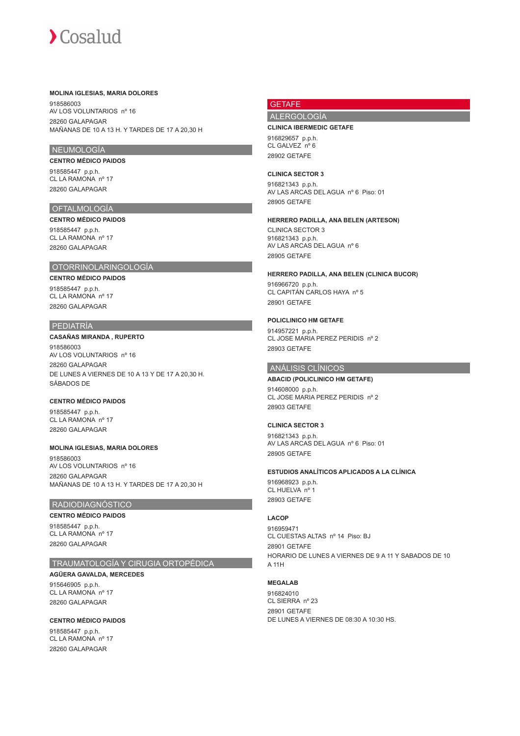**MOLINA IGLESIAS, MARIA DOLORES**

918586003
AV LOS VOLUNTARIOS nº 16
28260 GALAPAGAR
MAÑANAS DE 10 A 13 H. Y TARDES DE 17 A 20,30 H

## NEUMOLOGÍA

**CENTRO MÉDICO PAIDOS**

918585447 p.p.h.
CL LA RAMONA nº 17
28260 GALAPAGAR

## OFTALMOLOGÍA

**CENTRO MÉDICO PAIDOS**

918585447 p.p.h.
CL LA RAMONA nº 17
28260 GALAPAGAR

## OTORRINOLARINGOLOGÍA

**CENTRO MÉDICO PAIDOS**

918585447 p.p.h.
CL LA RAMONA nº 17
28260 GALAPAGAR

## PEDIATRÍA

**CASAÑAS MIRANDA , RUPERTO**

918586003
AV LOS VOLUNTARIOS nº 16
28260 GALAPAGAR
DE LUNES A VIERNES DE 10 A 13 Y DE 17 A 20,30 H.
SÁBADOS DE

**CENTRO MÉDICO PAIDOS**

918585447 p.p.h.
CL LA RAMONA nº 17
28260 GALAPAGAR

**MOLINA IGLESIAS, MARIA DOLORES**

918586003
AV LOS VOLUNTARIOS nº 16
28260 GALAPAGAR
MAÑANAS DE 10 A 13 H. Y TARDES DE 17 A 20,30 H

## RADIODIAGNÓSTICO

**CENTRO MÉDICO PAIDOS**

918585447 p.p.h.
CL LA RAMONA nº 17
28260 GALAPAGAR

## TRAUMATOLOGÍA Y CIRUGIA ORTOPÉDICA

**AGÜERA GAVALDA, MERCEDES**

915646905 p.p.h.
CL LA RAMONA nº 17
28260 GALAPAGAR

**CENTRO MÉDICO PAIDOS**

918585447 p.p.h.
CL LA RAMONA nº 17
28260 GALAPAGAR

# GETAFE

## ALERGOLOGÍA

**CLINICA IBERMEDIC GETAFE**

916829657 p.p.h.
CL GALVEZ nº 6
28902 GETAFE

**CLINICA SECTOR 3**

916821343 p.p.h.
AV LAS ARCAS DEL AGUA nº 6 Piso: 01
28905 GETAFE

**HERRERO PADILLA, ANA BELEN (ARTESON)**

CLINICA SECTOR 3
916821343 p.p.h.
AV LAS ARCAS DEL AGUA nº 6
28905 GETAFE

**HERRERO PADILLA, ANA BELEN (CLINICA BUCOR)**

916966720 p.p.h.
CL CAPITÁN CARLOS HAYA nº 5
28901 GETAFE

**POLICLINICO HM GETAFE**

914957221 p.p.h.
CL JOSE MARIA PEREZ PERIDIS nº 2
28903 GETAFE

## ANÁLISIS CLÍNICOS

**ABACID (POLICLINICO HM GETAFE)**

914608000 p.p.h.
CL JOSE MARIA PEREZ PERIDIS nº 2
28903 GETAFE

**CLINICA SECTOR 3**

916821343 p.p.h.
AV LAS ARCAS DEL AGUA nº 6 Piso: 01
28905 GETAFE

**ESTUDIOS ANALÍTICOS APLICADOS A LA CLÍNICA**

916968923 p.p.h.
CL HUELVA nº 1
28903 GETAFE

**LACOP**

916959471
CL CUESTAS ALTAS nº 14 Piso: BJ
28901 GETAFE
HORARIO DE LUNES A VIERNES DE 9 A 11 Y SABADOS DE 10 A 11H

**MEGALAB**

916824010
CL SIERRA nº 23
28901 GETAFE
DE LUNES A VIERNES DE 08:30 A 10:30 HS.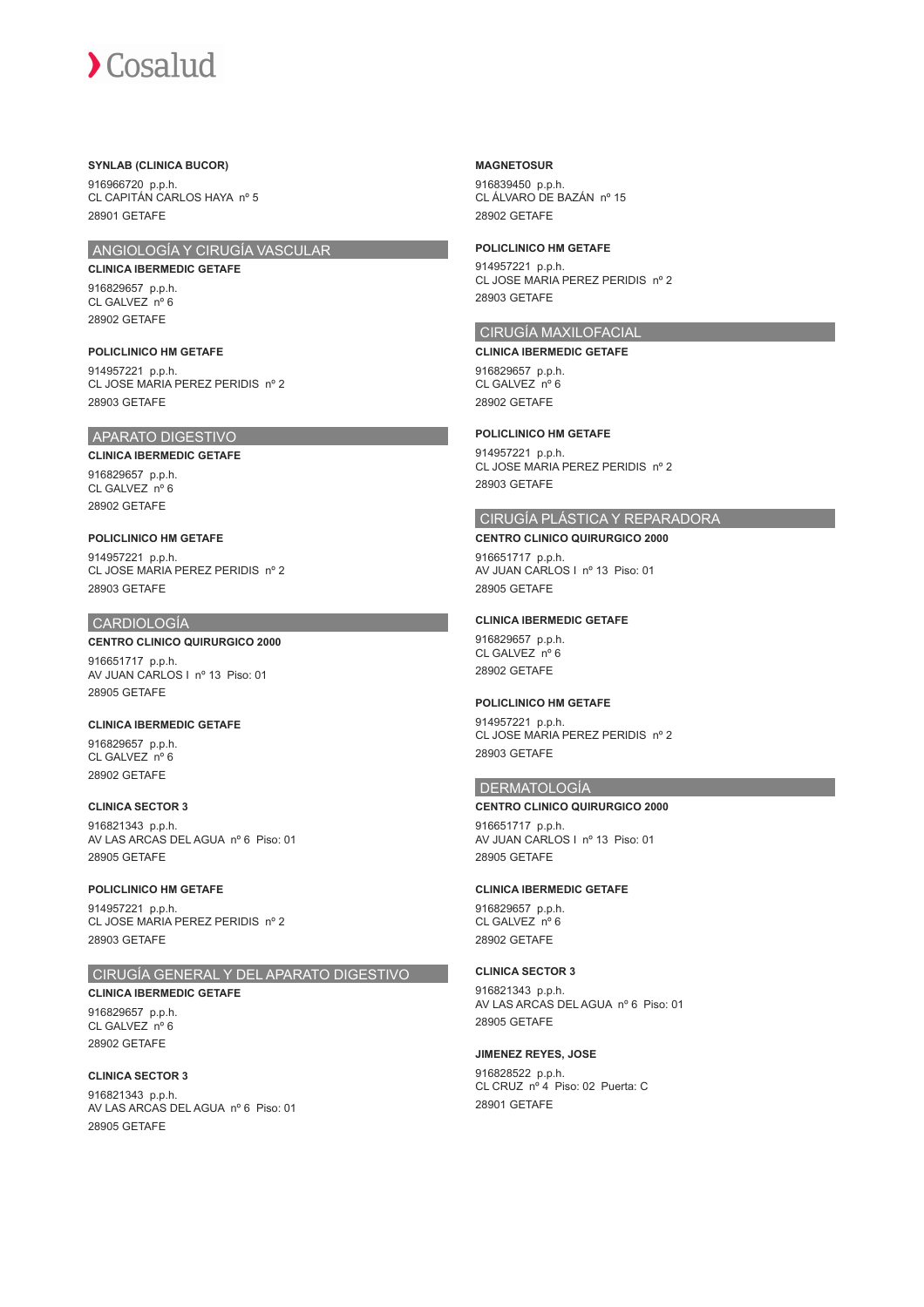**SYNLAB (CLINICA BUCOR)**

916966720 p.p.h.
CL CAPITÁN CARLOS HAYA nº 5
28901 GETAFE

## ANGIOLOGÍA Y CIRUGÍA VASCULAR

**CLINICA IBERMEDIC GETAFE**

916829657 p.p.h.
CL GALVEZ nº 6
28902 GETAFE

**POLICLINICO HM GETAFE**

914957221 p.p.h.
CL JOSE MARIA PEREZ PERIDIS nº 2
28903 GETAFE

## APARATO DIGESTIVO

**CLINICA IBERMEDIC GETAFE**

916829657 p.p.h.
CL GALVEZ nº 6
28902 GETAFE

**POLICLINICO HM GETAFE**

914957221 p.p.h.
CL JOSE MARIA PEREZ PERIDIS nº 2
28903 GETAFE

## CARDIOLOGÍA

**CENTRO CLINICO QUIRURGICO 2000**

916651717 p.p.h.
AV JUAN CARLOS I nº 13 Piso: 01
28905 GETAFE

**CLINICA IBERMEDIC GETAFE**

916829657 p.p.h.
CL GALVEZ nº 6
28902 GETAFE

**CLINICA SECTOR 3**

916821343 p.p.h.
AV LAS ARCAS DEL AGUA nº 6 Piso: 01
28905 GETAFE

**POLICLINICO HM GETAFE**

914957221 p.p.h.
CL JOSE MARIA PEREZ PERIDIS nº 2
28903 GETAFE

## CIRUGÍA GENERAL Y DEL APARATO DIGESTIVO

**CLINICA IBERMEDIC GETAFE**

916829657 p.p.h.
CL GALVEZ nº 6
28902 GETAFE

**CLINICA SECTOR 3**

916821343 p.p.h.
AV LAS ARCAS DEL AGUA nº 6 Piso: 01
28905 GETAFE

**MAGNETOSUR**

916839450 p.p.h.
CL ÁLVARO DE BAZÁN nº 15
28902 GETAFE

**POLICLINICO HM GETAFE**

914957221 p.p.h.
CL JOSE MARIA PEREZ PERIDIS nº 2
28903 GETAFE

## CIRUGÍA MAXILOFACIAL

**CLINICA IBERMEDIC GETAFE**

916829657 p.p.h.
CL GALVEZ nº 6
28902 GETAFE

**POLICLINICO HM GETAFE**

914957221 p.p.h.
CL JOSE MARIA PEREZ PERIDIS nº 2
28903 GETAFE

## CIRUGÍA PLÁSTICA Y REPARADORA

**CENTRO CLINICO QUIRURGICO 2000**

916651717 p.p.h.
AV JUAN CARLOS I nº 13 Piso: 01
28905 GETAFE

**CLINICA IBERMEDIC GETAFE**

916829657 p.p.h.
CL GALVEZ nº 6
28902 GETAFE

**POLICLINICO HM GETAFE**

914957221 p.p.h.
CL JOSE MARIA PEREZ PERIDIS nº 2
28903 GETAFE

## DERMATOLOGÍA

**CENTRO CLINICO QUIRURGICO 2000**

916651717 p.p.h.
AV JUAN CARLOS I nº 13 Piso: 01
28905 GETAFE

**CLINICA IBERMEDIC GETAFE**

916829657 p.p.h.
CL GALVEZ nº 6
28902 GETAFE

**CLINICA SECTOR 3**

916821343 p.p.h.
AV LAS ARCAS DEL AGUA nº 6 Piso: 01
28905 GETAFE

**JIMENEZ REYES, JOSE**

916828522 p.p.h.
CL CRUZ nº 4 Piso: 02 Puerta: C
28901 GETAFE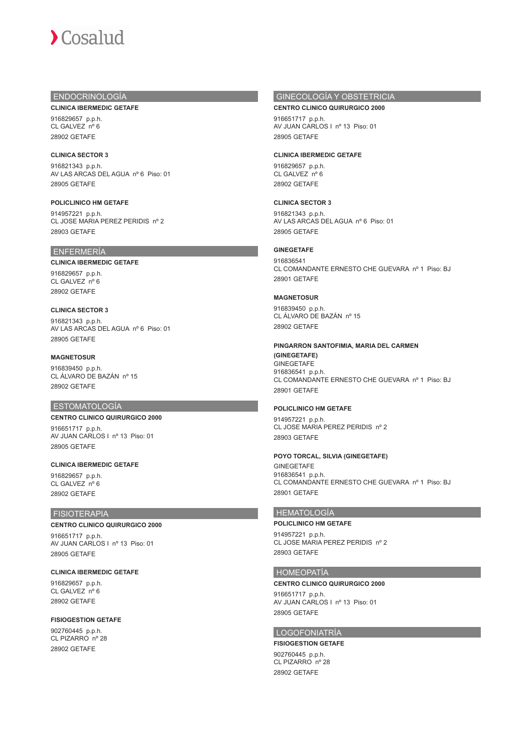## ENDOCRINOLOGÍA

**CLINICA IBERMEDIC GETAFE**

916829657 p.p.h.
CL GALVEZ nº 6
28902 GETAFE

**CLINICA SECTOR 3**

916821343 p.p.h.
AV LAS ARCAS DEL AGUA nº 6 Piso: 01
28905 GETAFE

**POLICLINICO HM GETAFE**

914957221 p.p.h.
CL JOSE MARIA PEREZ PERIDIS nº 2
28903 GETAFE

## ENFERMERÍA

**CLINICA IBERMEDIC GETAFE**

916829657 p.p.h.
CL GALVEZ nº 6
28902 GETAFE

**CLINICA SECTOR 3**

916821343 p.p.h.
AV LAS ARCAS DEL AGUA nº 6 Piso: 01
28905 GETAFE

**MAGNETOSUR**

916839450 p.p.h.
CL ÁLVARO DE BAZÁN nº 15
28902 GETAFE

## ESTOMATOLOGÍA

**CENTRO CLINICO QUIRURGICO 2000**

916651717 p.p.h.
AV JUAN CARLOS I nº 13 Piso: 01
28905 GETAFE

**CLINICA IBERMEDIC GETAFE**

916829657 p.p.h.
CL GALVEZ nº 6
28902 GETAFE

## FISIOTERAPIA

**CENTRO CLINICO QUIRURGICO 2000**

916651717 p.p.h.
AV JUAN CARLOS I nº 13 Piso: 01
28905 GETAFE

**CLINICA IBERMEDIC GETAFE**

916829657 p.p.h.
CL GALVEZ nº 6
28902 GETAFE

**FISIOGESTION GETAFE**

902760445 p.p.h.
CL PIZARRO nº 28
28902 GETAFE

## GINECOLOGÍA Y OBSTETRICIA

**CENTRO CLINICO QUIRURGICO 2000**

916651717 p.p.h.
AV JUAN CARLOS I nº 13 Piso: 01
28905 GETAFE

**CLINICA IBERMEDIC GETAFE**

916829657 p.p.h.
CL GALVEZ nº 6
28902 GETAFE

**CLINICA SECTOR 3**

916821343 p.p.h.
AV LAS ARCAS DEL AGUA nº 6 Piso: 01
28905 GETAFE

**GINEGETAFE**

916836541
CL COMANDANTE ERNESTO CHE GUEVARA nº 1 Piso: BJ
28901 GETAFE

**MAGNETOSUR**

916839450 p.p.h.
CL ÁLVARO DE BAZÁN nº 15
28902 GETAFE

**PINGARRON SANTOFIMIA, MARIA DEL CARMEN (GINEGETAFE)**

GINEGETAFE
916836541 p.p.h.
CL COMANDANTE ERNESTO CHE GUEVARA nº 1 Piso: BJ
28901 GETAFE

**POLICLINICO HM GETAFE**

914957221 p.p.h.
CL JOSE MARIA PEREZ PERIDIS nº 2
28903 GETAFE

**POYO TORCAL, SILVIA (GINEGETAFE)**

GINEGETAFE
916836541 p.p.h.
CL COMANDANTE ERNESTO CHE GUEVARA nº 1 Piso: BJ
28901 GETAFE

## HEMATOLOGÍA

**POLICLINICO HM GETAFE**

914957221 p.p.h.
CL JOSE MARIA PEREZ PERIDIS nº 2
28903 GETAFE

## HOMEOPATÍA

**CENTRO CLINICO QUIRURGICO 2000**

916651717 p.p.h.
AV JUAN CARLOS I nº 13 Piso: 01
28905 GETAFE

## LOGOFONIATRÍA

**FISIOGESTION GETAFE**

902760445 p.p.h.
CL PIZARRO nº 28
28902 GETAFE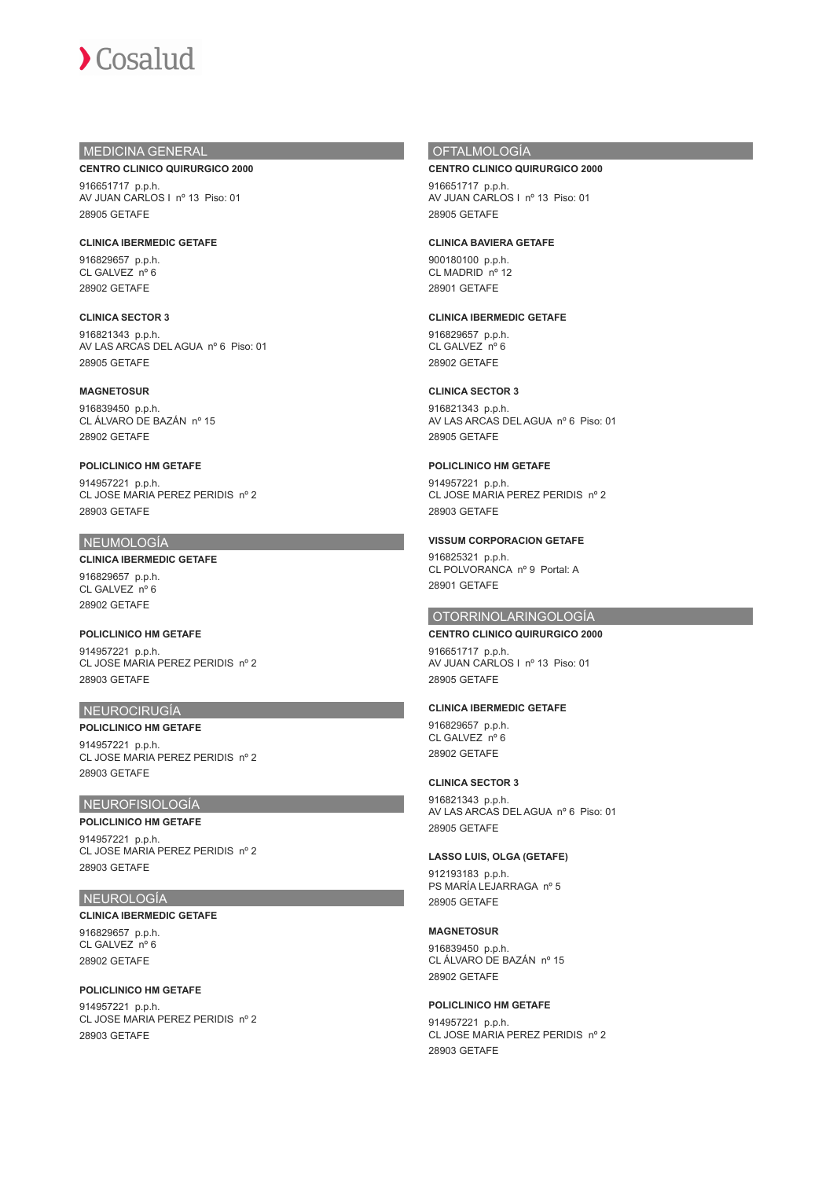## MEDICINA GENERAL

**CENTRO CLINICO QUIRURGICO 2000**

916651717 p.p.h.
AV JUAN CARLOS I nº 13 Piso: 01
28905 GETAFE

**CLINICA IBERMEDIC GETAFE**

916829657 p.p.h.
CL GALVEZ nº 6
28902 GETAFE

**CLINICA SECTOR 3**

916821343 p.p.h.
AV LAS ARCAS DEL AGUA nº 6 Piso: 01
28905 GETAFE

**MAGNETOSUR**

916839450 p.p.h.
CL ÁLVARO DE BAZÁN nº 15
28902 GETAFE

**POLICLINICO HM GETAFE**

914957221 p.p.h.
CL JOSE MARIA PEREZ PERIDIS nº 2
28903 GETAFE

## NEUMOLOGÍA

**CLINICA IBERMEDIC GETAFE**

916829657 p.p.h.
CL GALVEZ nº 6
28902 GETAFE

**POLICLINICO HM GETAFE**

914957221 p.p.h.
CL JOSE MARIA PEREZ PERIDIS nº 2
28903 GETAFE

## NEUROCIRUGÍA

**POLICLINICO HM GETAFE**

914957221 p.p.h.
CL JOSE MARIA PEREZ PERIDIS nº 2
28903 GETAFE

## NEUROFISIOLOGÍA

**POLICLINICO HM GETAFE**

914957221 p.p.h.
CL JOSE MARIA PEREZ PERIDIS nº 2
28903 GETAFE

## NEUROLOGÍA

**CLINICA IBERMEDIC GETAFE**

916829657 p.p.h.
CL GALVEZ nº 6
28902 GETAFE

**POLICLINICO HM GETAFE**

914957221 p.p.h.
CL JOSE MARIA PEREZ PERIDIS nº 2
28903 GETAFE

## OFTALMOLOGÍA

**CENTRO CLINICO QUIRURGICO 2000**

916651717 p.p.h.
AV JUAN CARLOS I nº 13 Piso: 01
28905 GETAFE

**CLINICA BAVIERA GETAFE**

900180100 p.p.h.
CL MADRID nº 12
28901 GETAFE

**CLINICA IBERMEDIC GETAFE**

916829657 p.p.h.
CL GALVEZ nº 6
28902 GETAFE

**CLINICA SECTOR 3**

916821343 p.p.h.
AV LAS ARCAS DEL AGUA nº 6 Piso: 01
28905 GETAFE

**POLICLINICO HM GETAFE**

914957221 p.p.h.
CL JOSE MARIA PEREZ PERIDIS nº 2
28903 GETAFE

**VISSUM CORPORACION GETAFE**

916825321 p.p.h.
CL POLVORANCA nº 9 Portal: A
28901 GETAFE

## OTORRINOLARINGOLOGÍA

**CENTRO CLINICO QUIRURGICO 2000**

916651717 p.p.h.
AV JUAN CARLOS I nº 13 Piso: 01
28905 GETAFE

**CLINICA IBERMEDIC GETAFE**

916829657 p.p.h.
CL GALVEZ nº 6
28902 GETAFE

**CLINICA SECTOR 3**

916821343 p.p.h.
AV LAS ARCAS DEL AGUA nº 6 Piso: 01
28905 GETAFE

**LASSO LUIS, OLGA (GETAFE)**

912193183 p.p.h.
PS MARÍA LEJARRAGA nº 5
28905 GETAFE

**MAGNETOSUR**

916839450 p.p.h.
CL ÁLVARO DE BAZÁN nº 15
28902 GETAFE

**POLICLINICO HM GETAFE**

914957221 p.p.h.
CL JOSE MARIA PEREZ PERIDIS nº 2
28903 GETAFE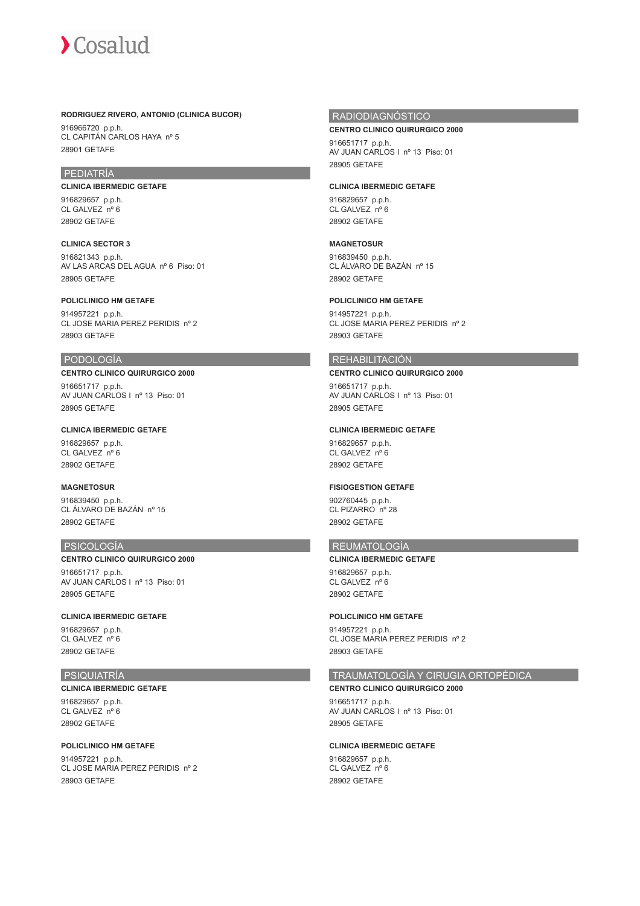**RODRIGUEZ RIVERO, ANTONIO (CLINICA BUCOR)**

916966720 p.p.h.
CL CAPITÁN CARLOS HAYA nº 5
28901 GETAFE

## PEDIATRÍA

**CLINICA IBERMEDIC GETAFE**

916829657 p.p.h.
CL GALVEZ nº 6
28902 GETAFE

**CLINICA SECTOR 3**

916821343 p.p.h.
AV LAS ARCAS DEL AGUA nº 6 Piso: 01
28905 GETAFE

**POLICLINICO HM GETAFE**

914957221 p.p.h.
CL JOSE MARIA PEREZ PERIDIS nº 2
28903 GETAFE

## PODOLOGÍA

**CENTRO CLINICO QUIRURGICO 2000**

916651717 p.p.h.
AV JUAN CARLOS I nº 13 Piso: 01
28905 GETAFE

**CLINICA IBERMEDIC GETAFE**

916829657 p.p.h.
CL GALVEZ nº 6
28902 GETAFE

**MAGNETOSUR**

916839450 p.p.h.
CL ÁLVARO DE BAZÁN nº 15
28902 GETAFE

## PSICOLOGÍA

**CENTRO CLINICO QUIRURGICO 2000**

916651717 p.p.h.
AV JUAN CARLOS I nº 13 Piso: 01
28905 GETAFE

**CLINICA IBERMEDIC GETAFE**

916829657 p.p.h.
CL GALVEZ nº 6
28902 GETAFE

## PSIQUIATRÍA

**CLINICA IBERMEDIC GETAFE**

916829657 p.p.h.
CL GALVEZ nº 6
28902 GETAFE

**POLICLINICO HM GETAFE**

914957221 p.p.h.
CL JOSE MARIA PEREZ PERIDIS nº 2
28903 GETAFE

## RADIODIAGNÓSTICO

**CENTRO CLINICO QUIRURGICO 2000**

916651717 p.p.h.
AV JUAN CARLOS I nº 13 Piso: 01
28905 GETAFE

**CLINICA IBERMEDIC GETAFE**

916829657 p.p.h.
CL GALVEZ nº 6
28902 GETAFE

**MAGNETOSUR**

916839450 p.p.h.
CL ÁLVARO DE BAZÁN nº 15
28902 GETAFE

**POLICLINICO HM GETAFE**

914957221 p.p.h.
CL JOSE MARIA PEREZ PERIDIS nº 2
28903 GETAFE

## REHABILITACIÓN

**CENTRO CLINICO QUIRURGICO 2000**

916651717 p.p.h.
AV JUAN CARLOS I nº 13 Piso: 01
28905 GETAFE

**CLINICA IBERMEDIC GETAFE**

916829657 p.p.h.
CL GALVEZ nº 6
28902 GETAFE

**FISIOGESTION GETAFE**

902760445 p.p.h.
CL PIZARRO nº 28
28902 GETAFE

## REUMATOLOGÍA

**CLINICA IBERMEDIC GETAFE**

916829657 p.p.h.
CL GALVEZ nº 6
28902 GETAFE

**POLICLINICO HM GETAFE**

914957221 p.p.h.
CL JOSE MARIA PEREZ PERIDIS nº 2
28903 GETAFE

## TRAUMATOLOGÍA Y CIRUGIA ORTOPÉDICA

**CENTRO CLINICO QUIRURGICO 2000**

916651717 p.p.h.
AV JUAN CARLOS I nº 13 Piso: 01
28905 GETAFE

**CLINICA IBERMEDIC GETAFE**

916829657 p.p.h.
CL GALVEZ nº 6
28902 GETAFE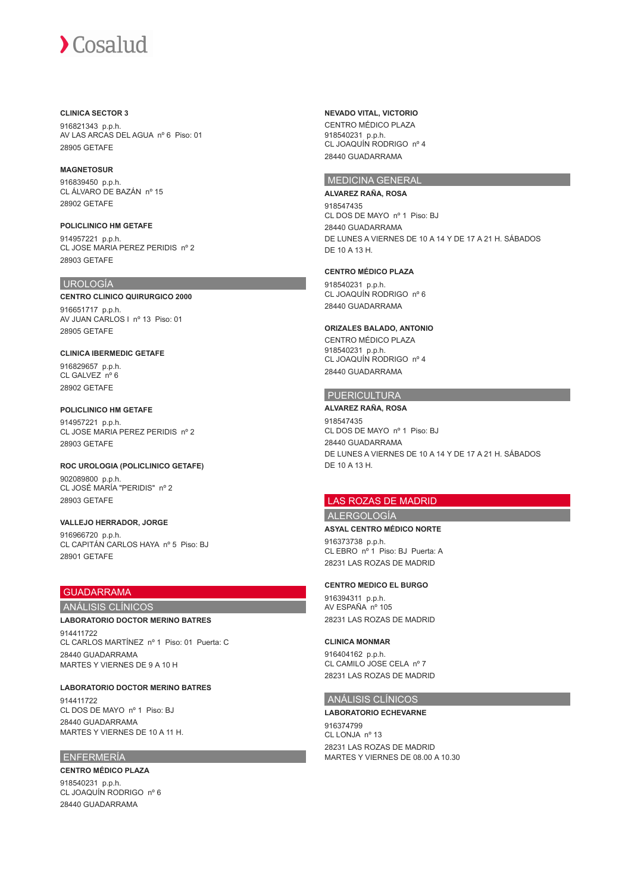**CLINICA SECTOR 3**

916821343 p.p.h.
AV LAS ARCAS DEL AGUA nº 6 Piso: 01
28905 GETAFE

**MAGNETOSUR**

916839450 p.p.h.
CL ÁLVARO DE BAZÁN nº 15
28902 GETAFE

**POLICLINICO HM GETAFE**

914957221 p.p.h.
CL JOSE MARIA PEREZ PERIDIS nº 2
28903 GETAFE

## UROLOGÍA

**CENTRO CLINICO QUIRURGICO 2000**

916651717 p.p.h.
AV JUAN CARLOS I nº 13 Piso: 01
28905 GETAFE

**CLINICA IBERMEDIC GETAFE**

916829657 p.p.h.
CL GALVEZ nº 6
28902 GETAFE

**POLICLINICO HM GETAFE**

914957221 p.p.h.
CL JOSE MARIA PEREZ PERIDIS nº 2
28903 GETAFE

**ROC UROLOGIA (POLICLINICO GETAFE)**

902089800 p.p.h.
CL JOSÉ MARÍA "PERIDIS" nº 2
28903 GETAFE

**VALLEJO HERRADOR, JORGE**

916966720 p.p.h.
CL CAPITÁN CARLOS HAYA nº 5 Piso: BJ
28901 GETAFE

# GUADARRAMA

## ANÁLISIS CLÍNICOS

**LABORATORIO DOCTOR MERINO BATRES**

914411722
CL CARLOS MARTÍNEZ nº 1 Piso: 01 Puerta: C
28440 GUADARRAMA
MARTES Y VIERNES DE 9 A 10 H

**LABORATORIO DOCTOR MERINO BATRES**

914411722
CL DOS DE MAYO nº 1 Piso: BJ
28440 GUADARRAMA
MARTES Y VIERNES DE 10 A 11 H.

## ENFERMERÍA

**CENTRO MÉDICO PLAZA**

918540231 p.p.h.
CL JOAQUÍN RODRIGO nº 6
28440 GUADARRAMA

**NEVADO VITAL, VICTORIO**

CENTRO MÉDICO PLAZA
918540231 p.p.h.
CL JOAQUÍN RODRIGO nº 4
28440 GUADARRAMA

## MEDICINA GENERAL

**ALVAREZ RAÑA, ROSA**

918547435
CL DOS DE MAYO nº 1 Piso: BJ
28440 GUADARRAMA
DE LUNES A VIERNES DE 10 A 14 Y DE 17 A 21 H. SÁBADOS DE 10 A 13 H.

**CENTRO MÉDICO PLAZA**

918540231 p.p.h.
CL JOAQUÍN RODRIGO nº 6
28440 GUADARRAMA

**ORIZALES BALADO, ANTONIO**

CENTRO MÉDICO PLAZA
918540231 p.p.h.
CL JOAQUÍN RODRIGO nº 4
28440 GUADARRAMA

## PUERICULTURA

**ALVAREZ RAÑA, ROSA**

918547435
CL DOS DE MAYO nº 1 Piso: BJ
28440 GUADARRAMA
DE LUNES A VIERNES DE 10 A 14 Y DE 17 A 21 H. SÁBADOS DE 10 A 13 H.

# LAS ROZAS DE MADRID

## ALERGOLOGÍA

**ASYAL CENTRO MÉDICO NORTE**

916373738 p.p.h.
CL EBRO nº 1 Piso: BJ Puerta: A
28231 LAS ROZAS DE MADRID

**CENTRO MEDICO EL BURGO**

916394311 p.p.h.
AV ESPAÑA nº 105
28231 LAS ROZAS DE MADRID

**CLINICA MONMAR**

916404162 p.p.h.
CL CAMILO JOSE CELA nº 7
28231 LAS ROZAS DE MADRID

## ANÁLISIS CLÍNICOS

**LABORATORIO ECHEVARNE**

916374799
CL LONJA nº 13
28231 LAS ROZAS DE MADRID
MARTES Y VIERNES DE 08.00 A 10.30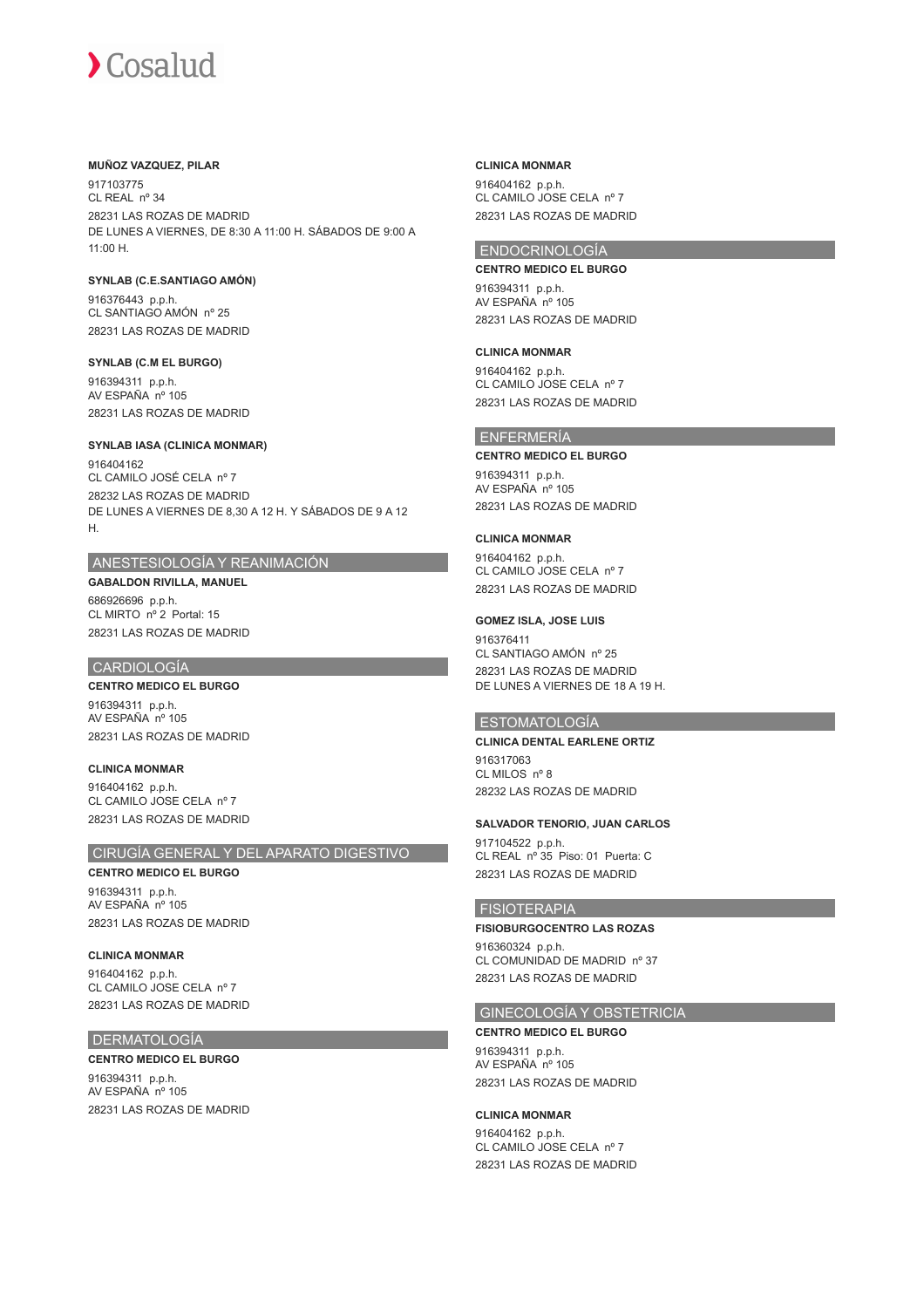**MUÑOZ VAZQUEZ, PILAR**

917103775
CL REAL nº 34
28231 LAS ROZAS DE MADRID
DE LUNES A VIERNES, DE 8:30 A 11:00 H. SÁBADOS DE 9:00 A 11:00 H.

**SYNLAB (C.E.SANTIAGO AMÓN)**

916376443 p.p.h.
CL SANTIAGO AMÓN nº 25
28231 LAS ROZAS DE MADRID

**SYNLAB (C.M EL BURGO)**

916394311 p.p.h.
AV ESPAÑA nº 105
28231 LAS ROZAS DE MADRID

**SYNLAB IASA (CLINICA MONMAR)**

916404162
CL CAMILO JOSÉ CELA nº 7
28232 LAS ROZAS DE MADRID
DE LUNES A VIERNES DE 8,30 A 12 H. Y SÁBADOS DE 9 A 12 H.

## ANESTESIOLOGÍA Y REANIMACIÓN

**GABALDON RIVILLA, MANUEL**

686926696 p.p.h.
CL MIRTO nº 2 Portal: 15
28231 LAS ROZAS DE MADRID

## CARDIOLOGÍA

**CENTRO MEDICO EL BURGO**

916394311 p.p.h.
AV ESPAÑA nº 105
28231 LAS ROZAS DE MADRID

**CLINICA MONMAR**

916404162 p.p.h.
CL CAMILO JOSE CELA nº 7
28231 LAS ROZAS DE MADRID

## CIRUGÍA GENERAL Y DEL APARATO DIGESTIVO

**CENTRO MEDICO EL BURGO**

916394311 p.p.h.
AV ESPAÑA nº 105
28231 LAS ROZAS DE MADRID

**CLINICA MONMAR**

916404162 p.p.h.
CL CAMILO JOSE CELA nº 7
28231 LAS ROZAS DE MADRID

## DERMATOLOGÍA

**CENTRO MEDICO EL BURGO**

916394311 p.p.h.
AV ESPAÑA nº 105
28231 LAS ROZAS DE MADRID

**CLINICA MONMAR**

916404162 p.p.h.
CL CAMILO JOSE CELA nº 7
28231 LAS ROZAS DE MADRID

## ENDOCRINOLOGÍA

**CENTRO MEDICO EL BURGO**

916394311 p.p.h.
AV ESPAÑA nº 105
28231 LAS ROZAS DE MADRID

**CLINICA MONMAR**

916404162 p.p.h.
CL CAMILO JOSE CELA nº 7
28231 LAS ROZAS DE MADRID

## ENFERMERÍA

**CENTRO MEDICO EL BURGO**

916394311 p.p.h.
AV ESPAÑA nº 105
28231 LAS ROZAS DE MADRID

**CLINICA MONMAR**

916404162 p.p.h.
CL CAMILO JOSE CELA nº 7
28231 LAS ROZAS DE MADRID

**GOMEZ ISLA, JOSE LUIS**

916376411
CL SANTIAGO AMÓN nº 25
28231 LAS ROZAS DE MADRID
DE LUNES A VIERNES DE 18 A 19 H.

## ESTOMATOLOGÍA

**CLINICA DENTAL EARLENE ORTIZ**

916317063
CL MILOS nº 8
28232 LAS ROZAS DE MADRID

**SALVADOR TENORIO, JUAN CARLOS**

917104522 p.p.h.
CL REAL nº 35 Piso: 01 Puerta: C
28231 LAS ROZAS DE MADRID

## FISIOTERAPIA

**FISIOBURGOCENTRO LAS ROZAS**

916360324 p.p.h.
CL COMUNIDAD DE MADRID nº 37
28231 LAS ROZAS DE MADRID

## GINECOLOGÍA Y OBSTETRICIA

**CENTRO MEDICO EL BURGO**

916394311 p.p.h.
AV ESPAÑA nº 105
28231 LAS ROZAS DE MADRID

**CLINICA MONMAR**

916404162 p.p.h.
CL CAMILO JOSE CELA nº 7
28231 LAS ROZAS DE MADRID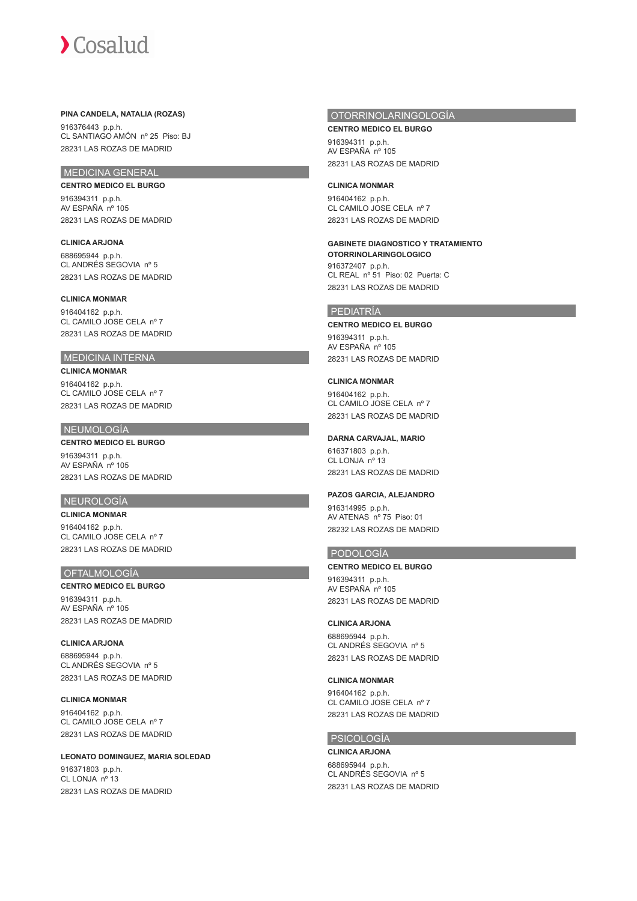**PINA CANDELA, NATALIA (ROZAS)**

916376443 p.p.h.
CL SANTIAGO AMÓN nº 25 Piso: BJ
28231 LAS ROZAS DE MADRID

## MEDICINA GENERAL

**CENTRO MEDICO EL BURGO**

916394311 p.p.h.
AV ESPAÑA nº 105
28231 LAS ROZAS DE MADRID

**CLINICA ARJONA**

688695944 p.p.h.
CL ANDRÉS SEGOVIA nº 5
28231 LAS ROZAS DE MADRID

**CLINICA MONMAR**

916404162 p.p.h.
CL CAMILO JOSE CELA nº 7
28231 LAS ROZAS DE MADRID

## MEDICINA INTERNA

**CLINICA MONMAR**

916404162 p.p.h.
CL CAMILO JOSE CELA nº 7
28231 LAS ROZAS DE MADRID

## NEUMOLOGÍA

**CENTRO MEDICO EL BURGO**

916394311 p.p.h.
AV ESPAÑA nº 105
28231 LAS ROZAS DE MADRID

## NEUROLOGÍA

**CLINICA MONMAR**

916404162 p.p.h.
CL CAMILO JOSE CELA nº 7
28231 LAS ROZAS DE MADRID

## OFTALMOLOGÍA

**CENTRO MEDICO EL BURGO**

916394311 p.p.h.
AV ESPAÑA nº 105
28231 LAS ROZAS DE MADRID

**CLINICA ARJONA**

688695944 p.p.h.
CL ANDRÉS SEGOVIA nº 5
28231 LAS ROZAS DE MADRID

**CLINICA MONMAR**

916404162 p.p.h.
CL CAMILO JOSE CELA nº 7
28231 LAS ROZAS DE MADRID

**LEONATO DOMINGUEZ, MARIA SOLEDAD**

916371803 p.p.h.
CL LONJA nº 13
28231 LAS ROZAS DE MADRID

## OTORRINOLARINGOLOGÍA

**CENTRO MEDICO EL BURGO**

916394311 p.p.h.
AV ESPAÑA nº 105
28231 LAS ROZAS DE MADRID

**CLINICA MONMAR**

916404162 p.p.h.
CL CAMILO JOSE CELA nº 7
28231 LAS ROZAS DE MADRID

**GABINETE DIAGNOSTICO Y TRATAMIENTO OTORRINOLARINGOLOGICO**

916372407 p.p.h.
CL REAL nº 51 Piso: 02 Puerta: C
28231 LAS ROZAS DE MADRID

## PEDIATRÍA

**CENTRO MEDICO EL BURGO**

916394311 p.p.h.
AV ESPAÑA nº 105
28231 LAS ROZAS DE MADRID

**CLINICA MONMAR**

916404162 p.p.h.
CL CAMILO JOSE CELA nº 7
28231 LAS ROZAS DE MADRID

**DARNA CARVAJAL, MARIO**

616371803 p.p.h.
CL LONJA nº 13
28231 LAS ROZAS DE MADRID

**PAZOS GARCIA, ALEJANDRO**

916314995 p.p.h.
AV ATENAS nº 75 Piso: 01
28232 LAS ROZAS DE MADRID

## PODOLOGÍA

**CENTRO MEDICO EL BURGO**

916394311 p.p.h.
AV ESPAÑA nº 105
28231 LAS ROZAS DE MADRID

**CLINICA ARJONA**

688695944 p.p.h.
CL ANDRÉS SEGOVIA nº 5
28231 LAS ROZAS DE MADRID

**CLINICA MONMAR**

916404162 p.p.h.
CL CAMILO JOSE CELA nº 7
28231 LAS ROZAS DE MADRID

## PSICOLOGÍA

**CLINICA ARJONA**

688695944 p.p.h.
CL ANDRÉS SEGOVIA nº 5
28231 LAS ROZAS DE MADRID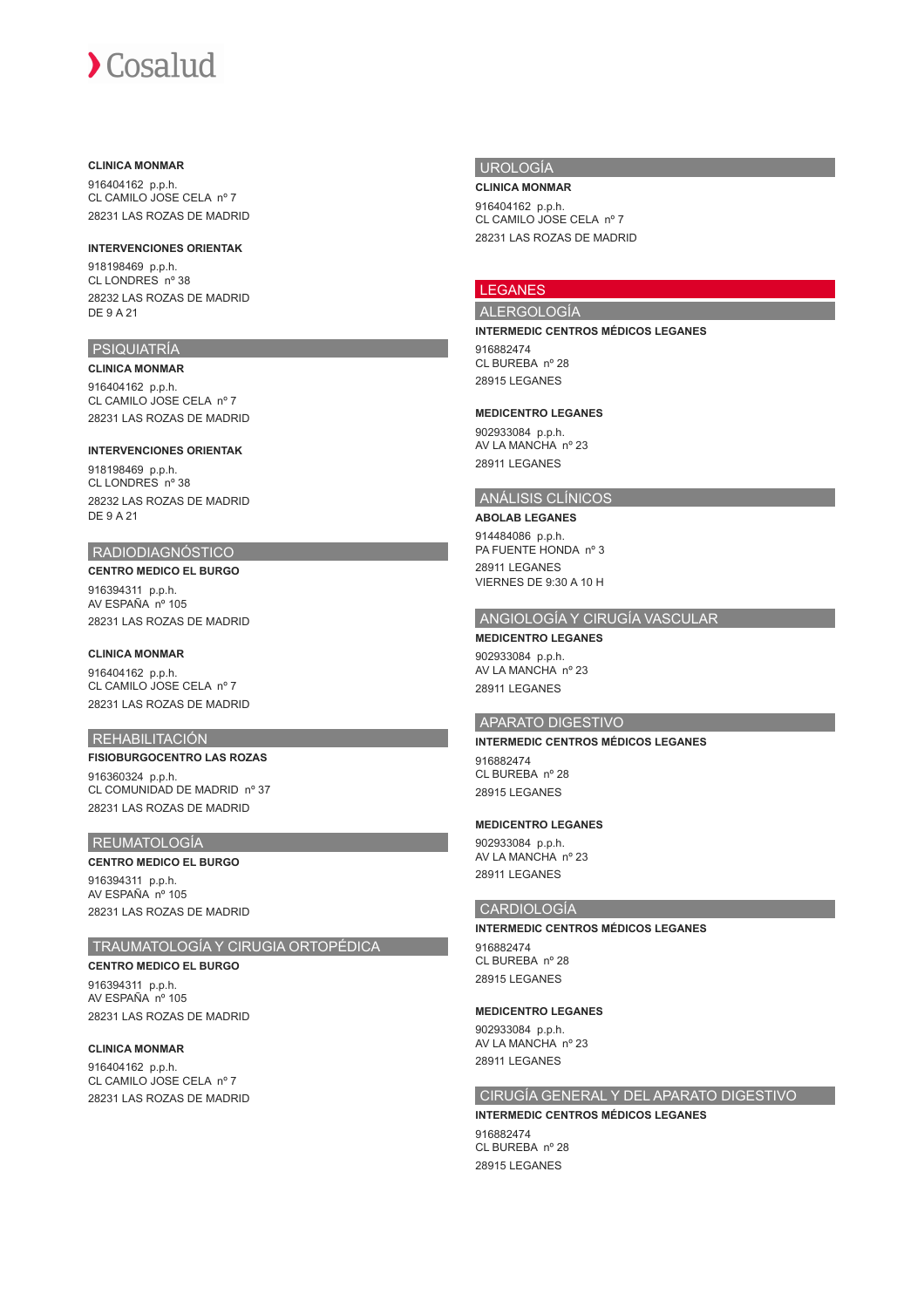**CLINICA MONMAR**

916404162 p.p.h.
CL CAMILO JOSE CELA nº 7
28231 LAS ROZAS DE MADRID

**INTERVENCIONES ORIENTAK**

918198469 p.p.h.
CL LONDRES nº 38
28232 LAS ROZAS DE MADRID
DE 9 A 21

## PSIQUIATRÍA

**CLINICA MONMAR**

916404162 p.p.h.
CL CAMILO JOSE CELA nº 7
28231 LAS ROZAS DE MADRID

**INTERVENCIONES ORIENTAK**

918198469 p.p.h.
CL LONDRES nº 38
28232 LAS ROZAS DE MADRID
DE 9 A 21

## RADIODIAGNÓSTICO

**CENTRO MEDICO EL BURGO**

916394311 p.p.h.
AV ESPAÑA nº 105
28231 LAS ROZAS DE MADRID

**CLINICA MONMAR**

916404162 p.p.h.
CL CAMILO JOSE CELA nº 7
28231 LAS ROZAS DE MADRID

## REHABILITACIÓN

**FISIOBURGOCENTRO LAS ROZAS**

916360324 p.p.h.
CL COMUNIDAD DE MADRID nº 37
28231 LAS ROZAS DE MADRID

## REUMATOLOGÍA

**CENTRO MEDICO EL BURGO**

916394311 p.p.h.
AV ESPAÑA nº 105
28231 LAS ROZAS DE MADRID

## TRAUMATOLOGÍA Y CIRUGIA ORTOPÉDICA

**CENTRO MEDICO EL BURGO**

916394311 p.p.h.
AV ESPAÑA nº 105
28231 LAS ROZAS DE MADRID

**CLINICA MONMAR**

916404162 p.p.h.
CL CAMILO JOSE CELA nº 7
28231 LAS ROZAS DE MADRID

## UROLOGÍA

**CLINICA MONMAR**

916404162 p.p.h.
CL CAMILO JOSE CELA nº 7
28231 LAS ROZAS DE MADRID

# LEGANES

## ALERGOLOGÍA

**INTERMEDIC CENTROS MÉDICOS LEGANES**

916882474
CL BUREBA nº 28
28915 LEGANES

**MEDICENTRO LEGANES**

902933084 p.p.h.
AV LA MANCHA nº 23
28911 LEGANES

## ANÁLISIS CLÍNICOS

**ABOLAB LEGANES**

914484086 p.p.h.
PA FUENTE HONDA nº 3
28911 LEGANES
VIERNES DE 9:30 A 10 H

## ANGIOLOGÍA Y CIRUGÍA VASCULAR

**MEDICENTRO LEGANES**

902933084 p.p.h.
AV LA MANCHA nº 23
28911 LEGANES

## APARATO DIGESTIVO

**INTERMEDIC CENTROS MÉDICOS LEGANES**

916882474
CL BUREBA nº 28
28915 LEGANES

**MEDICENTRO LEGANES**

902933084 p.p.h.
AV LA MANCHA nº 23
28911 LEGANES

## CARDIOLOGÍA

**INTERMEDIC CENTROS MÉDICOS LEGANES**

916882474
CL BUREBA nº 28
28915 LEGANES

**MEDICENTRO LEGANES**

902933084 p.p.h.
AV LA MANCHA nº 23
28911 LEGANES

## CIRUGÍA GENERAL Y DEL APARATO DIGESTIVO

**INTERMEDIC CENTROS MÉDICOS LEGANES**

916882474
CL BUREBA nº 28
28915 LEGANES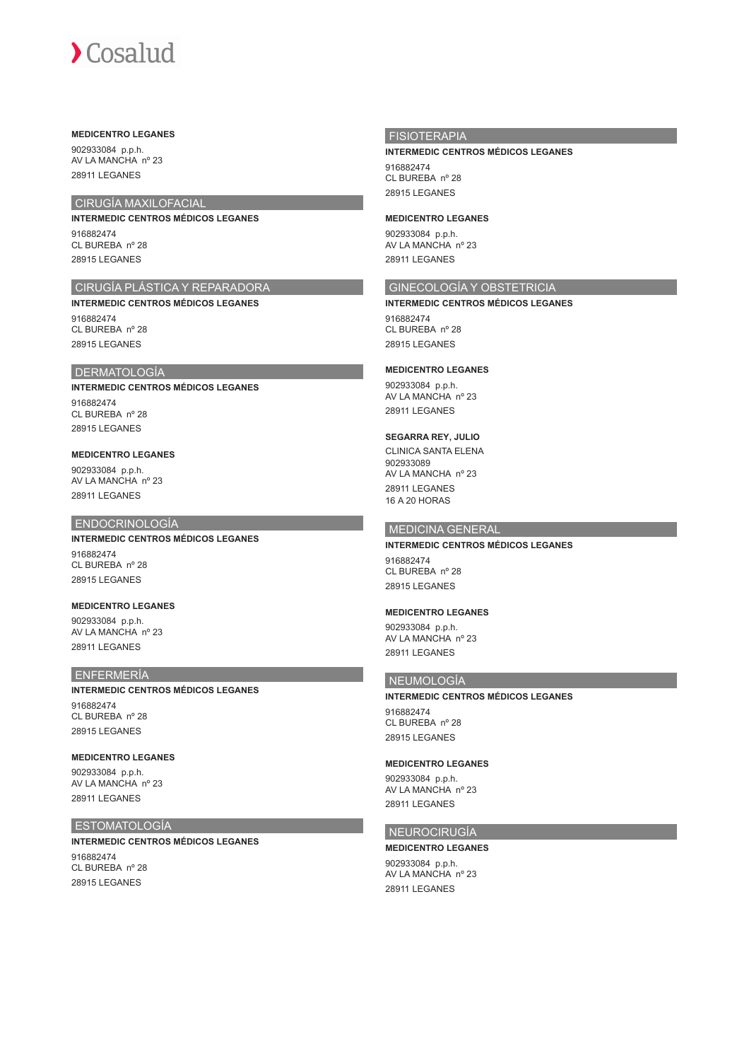**MEDICENTRO LEGANES**

902933084 p.p.h.
AV LA MANCHA nº 23
28911 LEGANES

## CIRUGÍA MAXILOFACIAL

**INTERMEDIC CENTROS MÉDICOS LEGANES**

916882474
CL BUREBA nº 28
28915 LEGANES

## CIRUGÍA PLÁSTICA Y REPARADORA

**INTERMEDIC CENTROS MÉDICOS LEGANES**

916882474
CL BUREBA nº 28
28915 LEGANES

## DERMATOLOGÍA

**INTERMEDIC CENTROS MÉDICOS LEGANES**

916882474
CL BUREBA nº 28
28915 LEGANES

**MEDICENTRO LEGANES**

902933084 p.p.h.
AV LA MANCHA nº 23
28911 LEGANES

## ENDOCRINOLOGÍA

**INTERMEDIC CENTROS MÉDICOS LEGANES**

916882474
CL BUREBA nº 28
28915 LEGANES

**MEDICENTRO LEGANES**

902933084 p.p.h.
AV LA MANCHA nº 23
28911 LEGANES

## ENFERMERÍA

**INTERMEDIC CENTROS MÉDICOS LEGANES**

916882474
CL BUREBA nº 28
28915 LEGANES

**MEDICENTRO LEGANES**

902933084 p.p.h.
AV LA MANCHA nº 23
28911 LEGANES

## ESTOMATOLOGÍA

**INTERMEDIC CENTROS MÉDICOS LEGANES**

916882474
CL BUREBA nº 28
28915 LEGANES

## FISIOTERAPIA

**INTERMEDIC CENTROS MÉDICOS LEGANES**

916882474
CL BUREBA nº 28
28915 LEGANES

**MEDICENTRO LEGANES**

902933084 p.p.h.
AV LA MANCHA nº 23
28911 LEGANES

## GINECOLOGÍA Y OBSTETRICIA

**INTERMEDIC CENTROS MÉDICOS LEGANES**

916882474
CL BUREBA nº 28
28915 LEGANES

**MEDICENTRO LEGANES**

902933084 p.p.h.
AV LA MANCHA nº 23
28911 LEGANES

**SEGARRA REY, JULIO**

CLINICA SANTA ELENA
902933089
AV LA MANCHA nº 23
28911 LEGANES
16 A 20 HORAS

## MEDICINA GENERAL

**INTERMEDIC CENTROS MÉDICOS LEGANES**

916882474
CL BUREBA nº 28
28915 LEGANES

**MEDICENTRO LEGANES**

902933084 p.p.h.
AV LA MANCHA nº 23
28911 LEGANES

## NEUMOLOGÍA

**INTERMEDIC CENTROS MÉDICOS LEGANES**

916882474
CL BUREBA nº 28
28915 LEGANES

**MEDICENTRO LEGANES**

902933084 p.p.h.
AV LA MANCHA nº 23
28911 LEGANES

## NEUROCIRUGÍA

**MEDICENTRO LEGANES**

902933084 p.p.h.
AV LA MANCHA nº 23
28911 LEGANES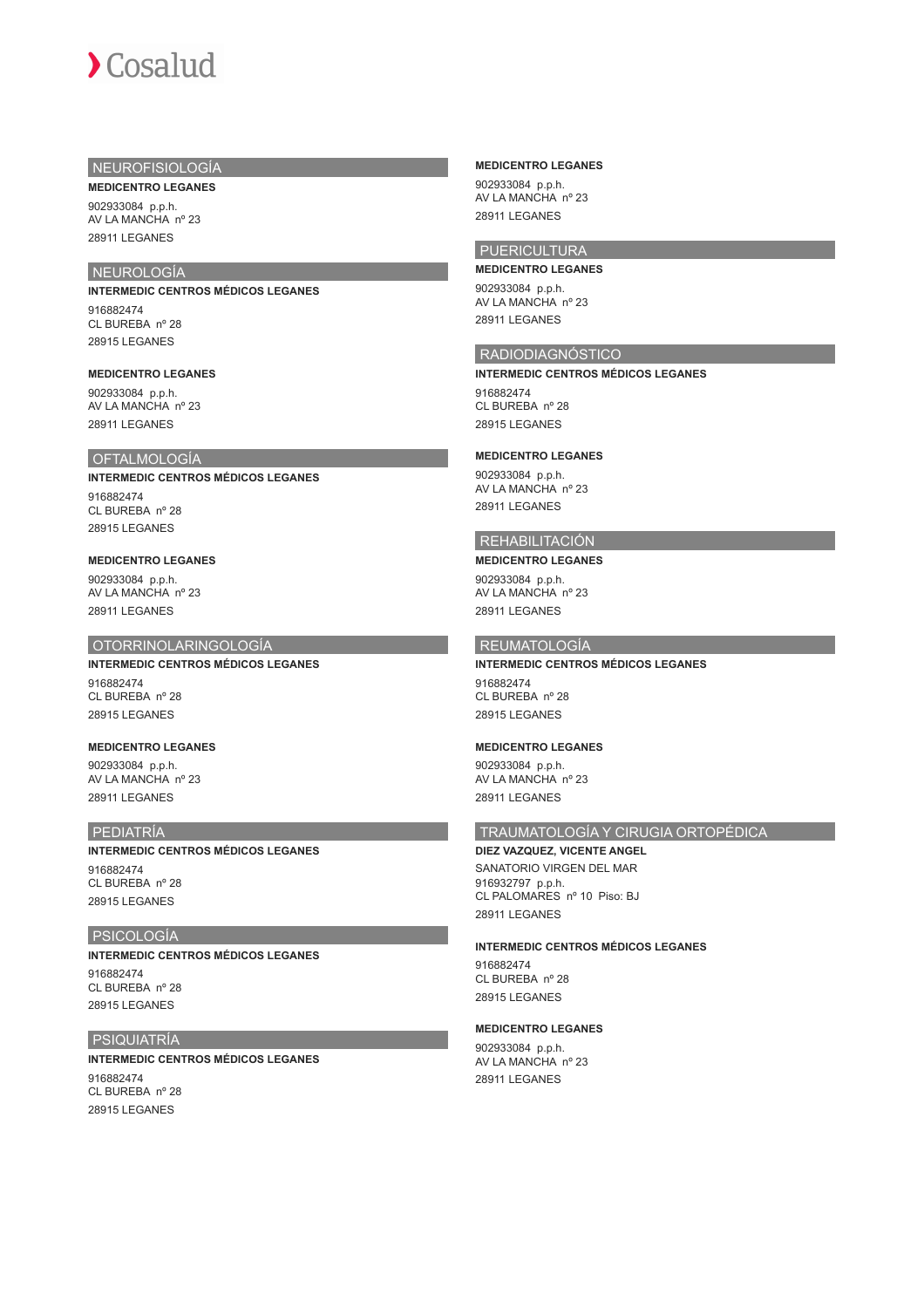## NEUROFISIOLOGÍA

**MEDICENTRO LEGANES**

902933084 p.p.h.
AV LA MANCHA nº 23
28911 LEGANES

## NEUROLOGÍA

**INTERMEDIC CENTROS MÉDICOS LEGANES**

916882474
CL BUREBA nº 28
28915 LEGANES

**MEDICENTRO LEGANES**

902933084 p.p.h.
AV LA MANCHA nº 23
28911 LEGANES

## OFTALMOLOGÍA

**INTERMEDIC CENTROS MÉDICOS LEGANES**

916882474
CL BUREBA nº 28
28915 LEGANES

**MEDICENTRO LEGANES**

902933084 p.p.h.
AV LA MANCHA nº 23
28911 LEGANES

## OTORRINOLARINGOLOGÍA

**INTERMEDIC CENTROS MÉDICOS LEGANES**

916882474
CL BUREBA nº 28
28915 LEGANES

**MEDICENTRO LEGANES**

902933084 p.p.h.
AV LA MANCHA nº 23
28911 LEGANES

## PEDIATRÍA

**INTERMEDIC CENTROS MÉDICOS LEGANES**

916882474
CL BUREBA nº 28
28915 LEGANES

## PSICOLOGÍA

**INTERMEDIC CENTROS MÉDICOS LEGANES**

916882474
CL BUREBA nº 28
28915 LEGANES

## PSIQUIATRÍA

**INTERMEDIC CENTROS MÉDICOS LEGANES**

916882474
CL BUREBA nº 28
28915 LEGANES

**MEDICENTRO LEGANES**

902933084 p.p.h.
AV LA MANCHA nº 23
28911 LEGANES

## PUERICULTURA

**MEDICENTRO LEGANES**

902933084 p.p.h.
AV LA MANCHA nº 23
28911 LEGANES

## RADIODIAGNÓSTICO

**INTERMEDIC CENTROS MÉDICOS LEGANES**

916882474
CL BUREBA nº 28
28915 LEGANES

**MEDICENTRO LEGANES**

902933084 p.p.h.
AV LA MANCHA nº 23
28911 LEGANES

## REHABILITACIÓN

**MEDICENTRO LEGANES**

902933084 p.p.h.
AV LA MANCHA nº 23
28911 LEGANES

## REUMATOLOGÍA

**INTERMEDIC CENTROS MÉDICOS LEGANES**

916882474
CL BUREBA nº 28
28915 LEGANES

**MEDICENTRO LEGANES**

902933084 p.p.h.
AV LA MANCHA nº 23
28911 LEGANES

## TRAUMATOLOGÍA Y CIRUGIA ORTOPÉDICA

**DIEZ VAZQUEZ, VICENTE ANGEL**

SANATORIO VIRGEN DEL MAR
916932797 p.p.h.
CL PALOMARES nº 10 Piso: BJ
28911 LEGANES

**INTERMEDIC CENTROS MÉDICOS LEGANES**

916882474
CL BUREBA nº 28
28915 LEGANES

**MEDICENTRO LEGANES**

902933084 p.p.h.
AV LA MANCHA nº 23
28911 LEGANES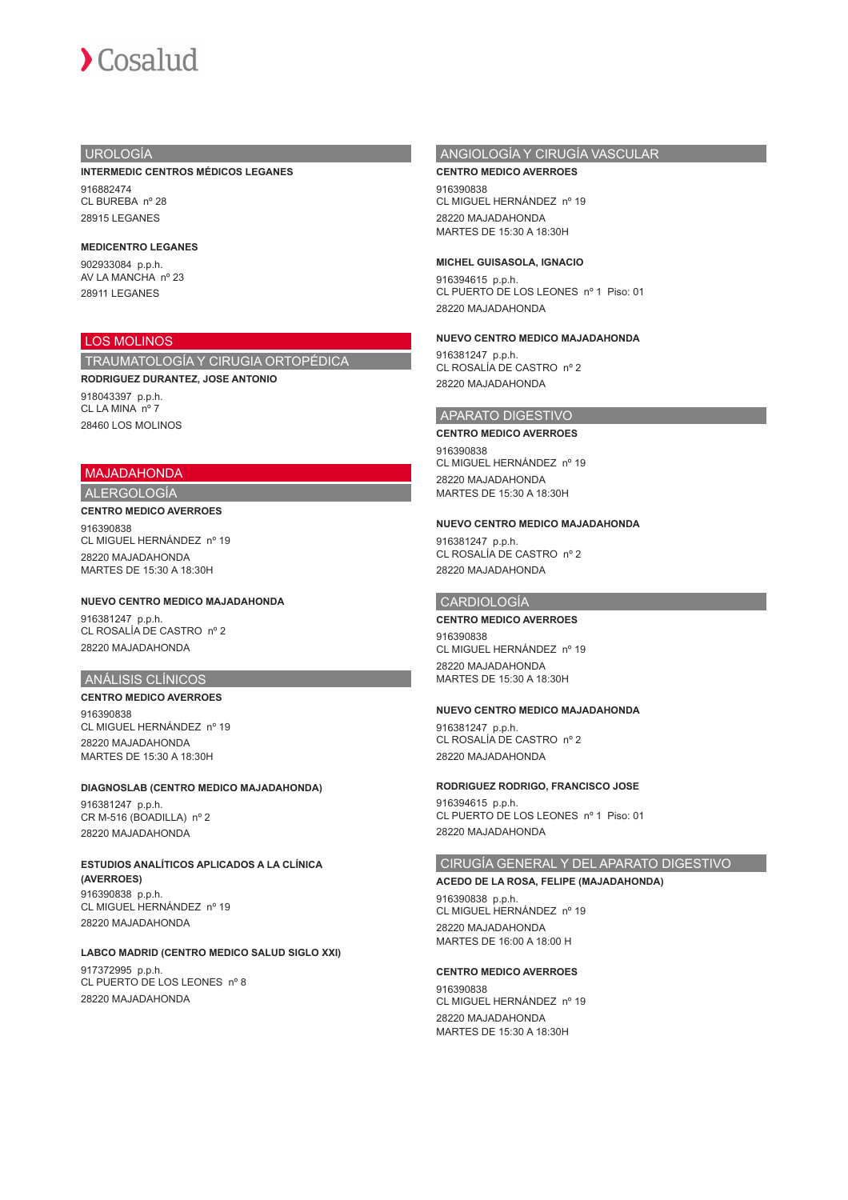## UROLOGÍA

**INTERMEDIC CENTROS MÉDICOS LEGANES**

916882474
CL BUREBA nº 28
28915 LEGANES

**MEDICENTRO LEGANES**

902933084 p.p.h.
AV LA MANCHA nº 23
28911 LEGANES

# LOS MOLINOS

## TRAUMATOLOGÍA Y CIRUGIA ORTOPÉDICA

**RODRIGUEZ DURANTEZ, JOSE ANTONIO**

918043397 p.p.h.
CL LA MINA nº 7
28460 LOS MOLINOS

# MAJADAHONDA

## ALERGOLOGÍA

**CENTRO MEDICO AVERROES**

916390838
CL MIGUEL HERNÁNDEZ nº 19
28220 MAJADAHONDA
MARTES DE 15:30 A 18:30H

**NUEVO CENTRO MEDICO MAJADAHONDA**

916381247 p.p.h.
CL ROSALÍA DE CASTRO nº 2
28220 MAJADAHONDA

## ANÁLISIS CLÍNICOS

**CENTRO MEDICO AVERROES**

916390838
CL MIGUEL HERNÁNDEZ nº 19
28220 MAJADAHONDA
MARTES DE 15:30 A 18:30H

**DIAGNOSLAB (CENTRO MEDICO MAJADAHONDA)**

916381247 p.p.h.
CR M-516 (BOADILLA) nº 2
28220 MAJADAHONDA

**ESTUDIOS ANALÍTICOS APLICADOS A LA CLÍNICA (AVERROES)**

916390838 p.p.h.
CL MIGUEL HERNÁNDEZ nº 19
28220 MAJADAHONDA

**LABCO MADRID (CENTRO MEDICO SALUD SIGLO XXI)**

917372995 p.p.h.
CL PUERTO DE LOS LEONES nº 8
28220 MAJADAHONDA

## ANGIOLOGÍA Y CIRUGÍA VASCULAR

**CENTRO MEDICO AVERROES**

916390838
CL MIGUEL HERNÁNDEZ nº 19
28220 MAJADAHONDA
MARTES DE 15:30 A 18:30H

**MICHEL GUISASOLA, IGNACIO**

916394615 p.p.h.
CL PUERTO DE LOS LEONES nº 1 Piso: 01
28220 MAJADAHONDA

**NUEVO CENTRO MEDICO MAJADAHONDA**

916381247 p.p.h.
CL ROSALÍA DE CASTRO nº 2
28220 MAJADAHONDA

## APARATO DIGESTIVO

**CENTRO MEDICO AVERROES**

916390838
CL MIGUEL HERNÁNDEZ nº 19
28220 MAJADAHONDA
MARTES DE 15:30 A 18:30H

**NUEVO CENTRO MEDICO MAJADAHONDA**

916381247 p.p.h.
CL ROSALÍA DE CASTRO nº 2
28220 MAJADAHONDA

## CARDIOLOGÍA

**CENTRO MEDICO AVERROES**

916390838
CL MIGUEL HERNÁNDEZ nº 19
28220 MAJADAHONDA
MARTES DE 15:30 A 18:30H

**NUEVO CENTRO MEDICO MAJADAHONDA**

916381247 p.p.h.
CL ROSALÍA DE CASTRO nº 2
28220 MAJADAHONDA

**RODRIGUEZ RODRIGO, FRANCISCO JOSE**

916394615 p.p.h.
CL PUERTO DE LOS LEONES nº 1 Piso: 01
28220 MAJADAHONDA

## CIRUGÍA GENERAL Y DEL APARATO DIGESTIVO

**ACEDO DE LA ROSA, FELIPE (MAJADAHONDA)**

916390838 p.p.h.
CL MIGUEL HERNÁNDEZ nº 19
28220 MAJADAHONDA
MARTES DE 16:00 A 18:00 H

**CENTRO MEDICO AVERROES**

916390838
CL MIGUEL HERNÁNDEZ nº 19
28220 MAJADAHONDA
MARTES DE 15:30 A 18:30H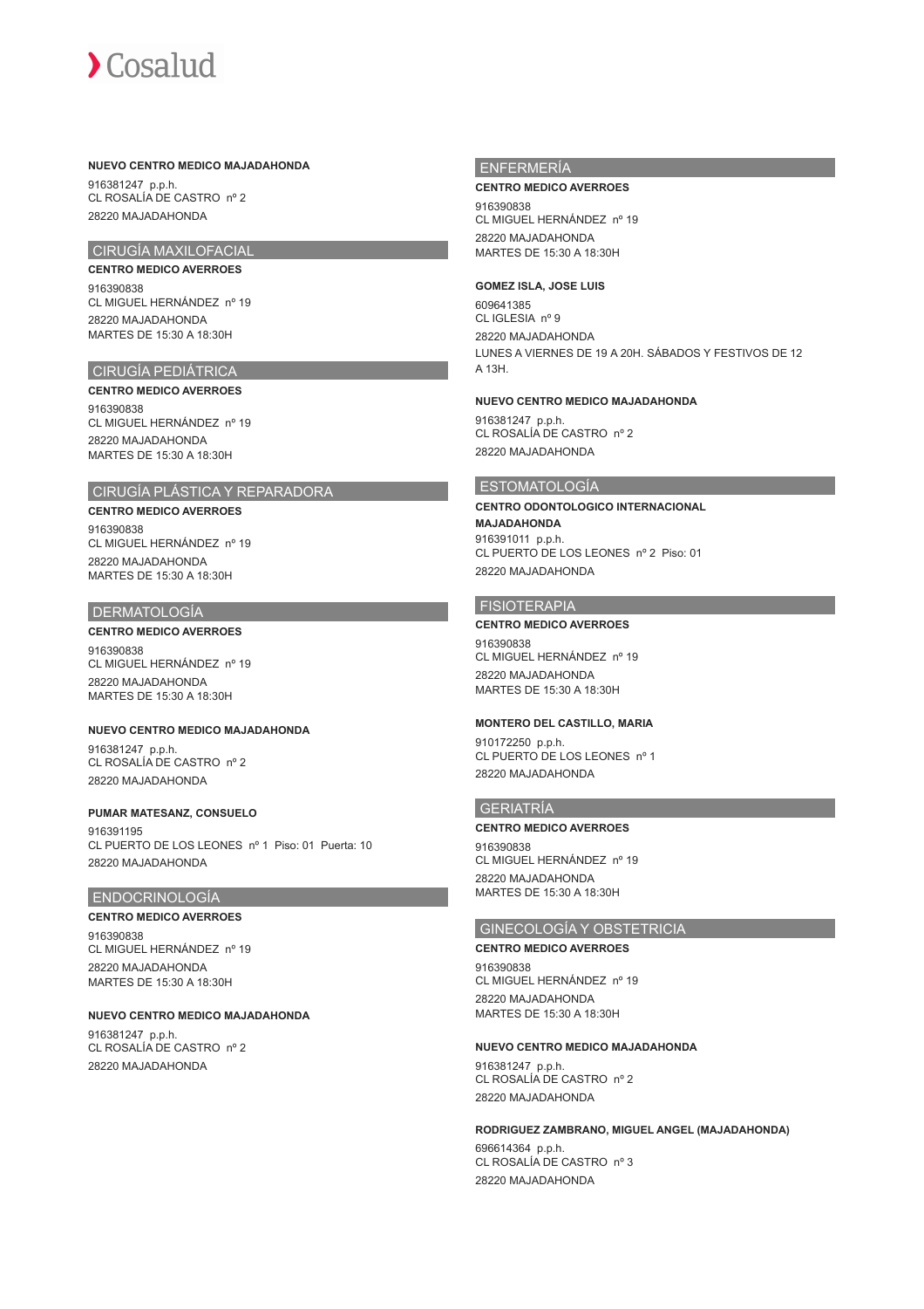**NUEVO CENTRO MEDICO MAJADAHONDA**

916381247 p.p.h.
CL ROSALÍA DE CASTRO nº 2
28220 MAJADAHONDA

## CIRUGÍA MAXILOFACIAL

**CENTRO MEDICO AVERROES**

916390838
CL MIGUEL HERNÁNDEZ nº 19
28220 MAJADAHONDA
MARTES DE 15:30 A 18:30H

## CIRUGÍA PEDIÁTRICA

**CENTRO MEDICO AVERROES**

916390838
CL MIGUEL HERNÁNDEZ nº 19
28220 MAJADAHONDA
MARTES DE 15:30 A 18:30H

## CIRUGÍA PLÁSTICA Y REPARADORA

**CENTRO MEDICO AVERROES**

916390838
CL MIGUEL HERNÁNDEZ nº 19
28220 MAJADAHONDA
MARTES DE 15:30 A 18:30H

## DERMATOLOGÍA

**CENTRO MEDICO AVERROES**

916390838
CL MIGUEL HERNÁNDEZ nº 19
28220 MAJADAHONDA
MARTES DE 15:30 A 18:30H

**NUEVO CENTRO MEDICO MAJADAHONDA**

916381247 p.p.h.
CL ROSALÍA DE CASTRO nº 2
28220 MAJADAHONDA

**PUMAR MATESANZ, CONSUELO**

916391195
CL PUERTO DE LOS LEONES nº 1 Piso: 01 Puerta: 10
28220 MAJADAHONDA

## ENDOCRINOLOGÍA

**CENTRO MEDICO AVERROES**

916390838
CL MIGUEL HERNÁNDEZ nº 19
28220 MAJADAHONDA
MARTES DE 15:30 A 18:30H

**NUEVO CENTRO MEDICO MAJADAHONDA**

916381247 p.p.h.
CL ROSALÍA DE CASTRO nº 2
28220 MAJADAHONDA

## ENFERMERÍA

**CENTRO MEDICO AVERROES**

916390838
CL MIGUEL HERNÁNDEZ nº 19
28220 MAJADAHONDA
MARTES DE 15:30 A 18:30H

**GOMEZ ISLA, JOSE LUIS**

609641385
CL IGLESIA nº 9
28220 MAJADAHONDA
LUNES A VIERNES DE 19 A 20H. SÁBADOS Y FESTIVOS DE 12 A 13H.

**NUEVO CENTRO MEDICO MAJADAHONDA**

916381247 p.p.h.
CL ROSALÍA DE CASTRO nº 2
28220 MAJADAHONDA

## ESTOMATOLOGÍA

**CENTRO ODONTOLOGICO INTERNACIONAL MAJADAHONDA**

916391011 p.p.h.
CL PUERTO DE LOS LEONES nº 2 Piso: 01
28220 MAJADAHONDA

## FISIOTERAPIA

**CENTRO MEDICO AVERROES**

916390838
CL MIGUEL HERNÁNDEZ nº 19
28220 MAJADAHONDA
MARTES DE 15:30 A 18:30H

**MONTERO DEL CASTILLO, MARIA**

910172250 p.p.h.
CL PUERTO DE LOS LEONES nº 1
28220 MAJADAHONDA

## GERIATRÍA

**CENTRO MEDICO AVERROES**

916390838
CL MIGUEL HERNÁNDEZ nº 19
28220 MAJADAHONDA
MARTES DE 15:30 A 18:30H

## GINECOLOGÍA Y OBSTETRICIA

**CENTRO MEDICO AVERROES**

916390838
CL MIGUEL HERNÁNDEZ nº 19
28220 MAJADAHONDA
MARTES DE 15:30 A 18:30H

**NUEVO CENTRO MEDICO MAJADAHONDA**

916381247 p.p.h.
CL ROSALÍA DE CASTRO nº 2
28220 MAJADAHONDA

**RODRIGUEZ ZAMBRANO, MIGUEL ANGEL (MAJADAHONDA)**

696614364 p.p.h.
CL ROSALÍA DE CASTRO nº 3
28220 MAJADAHONDA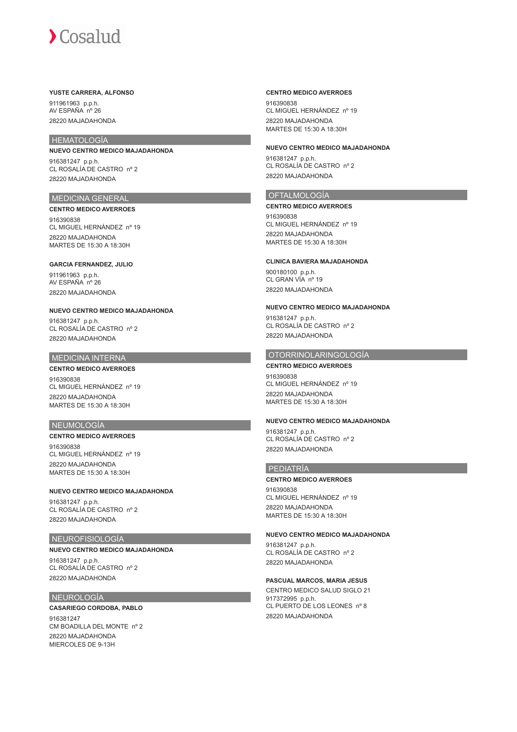**YUSTE CARRERA, ALFONSO**

911961963 p.p.h.
AV ESPAÑA nº 26
28220 MAJADAHONDA

## HEMATOLOGÍA

**NUEVO CENTRO MEDICO MAJADAHONDA**

916381247 p.p.h.
CL ROSALÍA DE CASTRO nº 2
28220 MAJADAHONDA

## MEDICINA GENERAL

**CENTRO MEDICO AVERROES**

916390838
CL MIGUEL HERNÁNDEZ nº 19
28220 MAJADAHONDA
MARTES DE 15:30 A 18:30H

**GARCIA FERNANDEZ, JULIO**

911961963 p.p.h.
AV ESPAÑA nº 26
28220 MAJADAHONDA

**NUEVO CENTRO MEDICO MAJADAHONDA**

916381247 p.p.h.
CL ROSALÍA DE CASTRO nº 2
28220 MAJADAHONDA

## MEDICINA INTERNA

**CENTRO MEDICO AVERROES**

916390838
CL MIGUEL HERNÁNDEZ nº 19
28220 MAJADAHONDA
MARTES DE 15:30 A 18:30H

## NEUMOLOGÍA

**CENTRO MEDICO AVERROES**

916390838
CL MIGUEL HERNÁNDEZ nº 19
28220 MAJADAHONDA
MARTES DE 15:30 A 18:30H

**NUEVO CENTRO MEDICO MAJADAHONDA**

916381247 p.p.h.
CL ROSALÍA DE CASTRO nº 2
28220 MAJADAHONDA

## NEUROFISIOLOGÍA

**NUEVO CENTRO MEDICO MAJADAHONDA**

916381247 p.p.h.
CL ROSALÍA DE CASTRO nº 2
28220 MAJADAHONDA

## NEUROLOGÍA

**CASARIEGO CORDOBA, PABLO**

916381247
CM BOADILLA DEL MONTE nº 2
28220 MAJADAHONDA
MIERCOLES DE 9-13H

**CENTRO MEDICO AVERROES**

916390838
CL MIGUEL HERNÁNDEZ nº 19
28220 MAJADAHONDA
MARTES DE 15:30 A 18:30H

**NUEVO CENTRO MEDICO MAJADAHONDA**

916381247 p.p.h.
CL ROSALÍA DE CASTRO nº 2
28220 MAJADAHONDA

## OFTALMOLOGÍA

**CENTRO MEDICO AVERROES**

916390838
CL MIGUEL HERNÁNDEZ nº 19
28220 MAJADAHONDA
MARTES DE 15:30 A 18:30H

**CLINICA BAVIERA MAJADAHONDA**

900180100 p.p.h.
CL GRAN VÍA nº 19
28220 MAJADAHONDA

**NUEVO CENTRO MEDICO MAJADAHONDA**

916381247 p.p.h.
CL ROSALÍA DE CASTRO nº 2
28220 MAJADAHONDA

## OTORRINOLARINGOLOGÍA

**CENTRO MEDICO AVERROES**

916390838
CL MIGUEL HERNÁNDEZ nº 19
28220 MAJADAHONDA
MARTES DE 15:30 A 18:30H

**NUEVO CENTRO MEDICO MAJADAHONDA**

916381247 p.p.h.
CL ROSALÍA DE CASTRO nº 2
28220 MAJADAHONDA

## PEDIATRÍA

**CENTRO MEDICO AVERROES**

916390838
CL MIGUEL HERNÁNDEZ nº 19
28220 MAJADAHONDA
MARTES DE 15:30 A 18:30H

**NUEVO CENTRO MEDICO MAJADAHONDA**

916381247 p.p.h.
CL ROSALÍA DE CASTRO nº 2
28220 MAJADAHONDA

**PASCUAL MARCOS, MARIA JESUS**

CENTRO MEDICO SALUD SIGLO 21
917372995 p.p.h.
CL PUERTO DE LOS LEONES nº 8
28220 MAJADAHONDA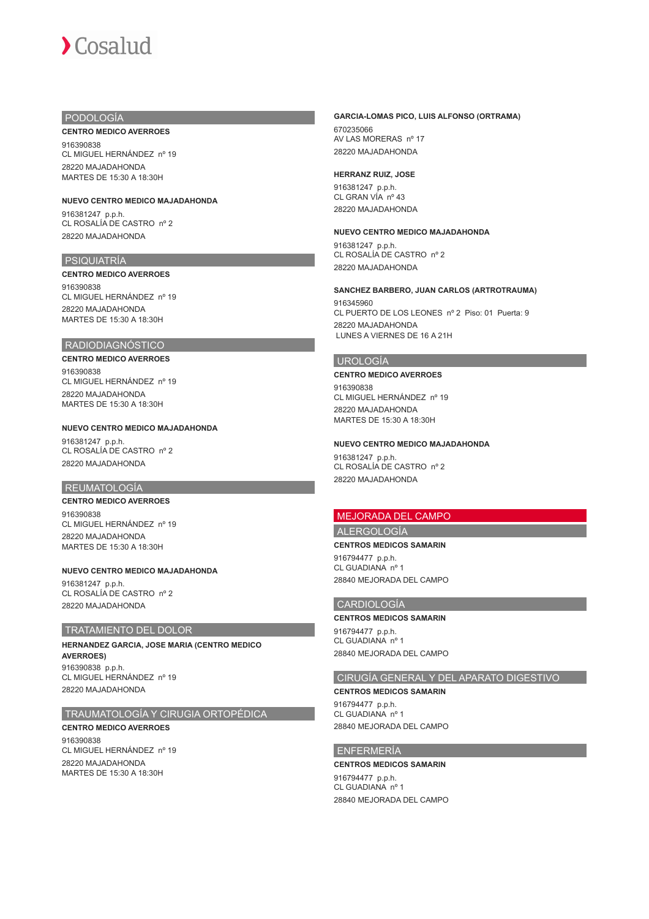## PODOLOGÍA

**CENTRO MEDICO AVERROES**

916390838
CL MIGUEL HERNÁNDEZ nº 19
28220 MAJADAHONDA
MARTES DE 15:30 A 18:30H

**NUEVO CENTRO MEDICO MAJADAHONDA**

916381247 p.p.h.
CL ROSALÍA DE CASTRO nº 2
28220 MAJADAHONDA

## PSIQUIATRÍA

**CENTRO MEDICO AVERROES**

916390838
CL MIGUEL HERNÁNDEZ nº 19
28220 MAJADAHONDA
MARTES DE 15:30 A 18:30H

## RADIODIAGNÓSTICO

**CENTRO MEDICO AVERROES**

916390838
CL MIGUEL HERNÁNDEZ nº 19
28220 MAJADAHONDA
MARTES DE 15:30 A 18:30H

**NUEVO CENTRO MEDICO MAJADAHONDA**

916381247 p.p.h.
CL ROSALÍA DE CASTRO nº 2
28220 MAJADAHONDA

## REUMATOLOGÍA

**CENTRO MEDICO AVERROES**

916390838
CL MIGUEL HERNÁNDEZ nº 19
28220 MAJADAHONDA
MARTES DE 15:30 A 18:30H

**NUEVO CENTRO MEDICO MAJADAHONDA**

916381247 p.p.h.
CL ROSALÍA DE CASTRO nº 2
28220 MAJADAHONDA

## TRATAMIENTO DEL DOLOR

**HERNANDEZ GARCIA, JOSE MARIA (CENTRO MEDICO AVERROES)**

916390838 p.p.h.
CL MIGUEL HERNÁNDEZ nº 19
28220 MAJADAHONDA

## TRAUMATOLOGÍA Y CIRUGIA ORTOPÉDICA

**CENTRO MEDICO AVERROES**

916390838
CL MIGUEL HERNÁNDEZ nº 19
28220 MAJADAHONDA
MARTES DE 15:30 A 18:30H

**GARCIA-LOMAS PICO, LUIS ALFONSO (ORTRAMA)**

670235066
AV LAS MORERAS nº 17
28220 MAJADAHONDA

**HERRANZ RUIZ, JOSE**

916381247 p.p.h.
CL GRAN VÍA nº 43
28220 MAJADAHONDA

**NUEVO CENTRO MEDICO MAJADAHONDA**

916381247 p.p.h.
CL ROSALÍA DE CASTRO nº 2
28220 MAJADAHONDA

**SANCHEZ BARBERO, JUAN CARLOS (ARTROTRAUMA)**

916345960
CL PUERTO DE LOS LEONES nº 2 Piso: 01 Puerta: 9
28220 MAJADAHONDA
LUNES A VIERNES DE 16 A 21H

## UROLOGÍA

**CENTRO MEDICO AVERROES**

916390838
CL MIGUEL HERNÁNDEZ nº 19
28220 MAJADAHONDA
MARTES DE 15:30 A 18:30H

**NUEVO CENTRO MEDICO MAJADAHONDA**

916381247 p.p.h.
CL ROSALÍA DE CASTRO nº 2
28220 MAJADAHONDA

# MEJORADA DEL CAMPO

## ALERGOLOGÍA

**CENTROS MEDICOS SAMARIN**

916794477 p.p.h.
CL GUADIANA nº 1
28840 MEJORADA DEL CAMPO

## CARDIOLOGÍA

**CENTROS MEDICOS SAMARIN**

916794477 p.p.h.
CL GUADIANA nº 1
28840 MEJORADA DEL CAMPO

## CIRUGÍA GENERAL Y DEL APARATO DIGESTIVO

**CENTROS MEDICOS SAMARIN**

916794477 p.p.h.
CL GUADIANA nº 1
28840 MEJORADA DEL CAMPO

## ENFERMERÍA

**CENTROS MEDICOS SAMARIN**

916794477 p.p.h.
CL GUADIANA nº 1
28840 MEJORADA DEL CAMPO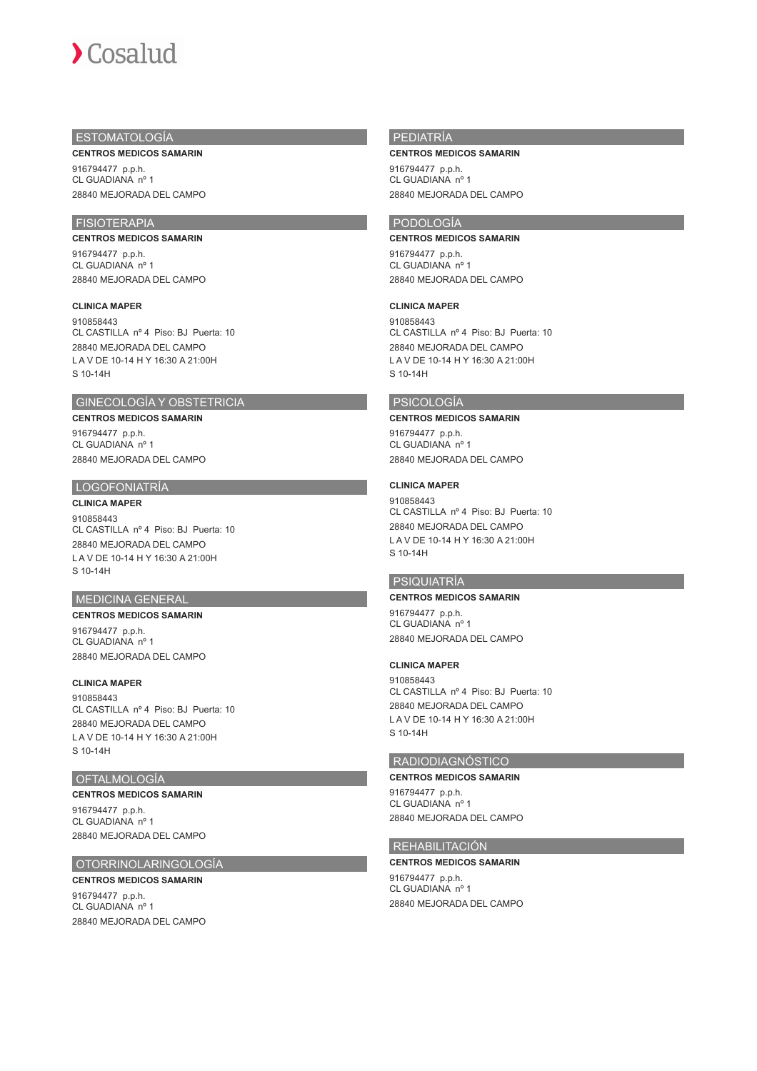## ESTOMATOLOGÍA

**CENTROS MEDICOS SAMARIN**

916794477 p.p.h.
CL GUADIANA nº 1

28840 MEJORADA DEL CAMPO

## FISIOTERAPIA

**CENTROS MEDICOS SAMARIN**

916794477 p.p.h.
CL GUADIANA nº 1

28840 MEJORADA DEL CAMPO

**CLINICA MAPER**

910858443
CL CASTILLA nº 4 Piso: BJ Puerta: 10

28840 MEJORADA DEL CAMPO

L A V DE 10-14 H Y 16:30 A 21:00H

S 10-14H

## GINECOLOGÍA Y OBSTETRICIA

**CENTROS MEDICOS SAMARIN**

916794477 p.p.h.
CL GUADIANA nº 1

28840 MEJORADA DEL CAMPO

## LOGOFONIATRÍA

**CLINICA MAPER**

910858443
CL CASTILLA nº 4 Piso: BJ Puerta: 10

28840 MEJORADA DEL CAMPO

L A V DE 10-14 H Y 16:30 A 21:00H

S 10-14H

## MEDICINA GENERAL

**CENTROS MEDICOS SAMARIN**

916794477 p.p.h.
CL GUADIANA nº 1

28840 MEJORADA DEL CAMPO

**CLINICA MAPER**

910858443
CL CASTILLA nº 4 Piso: BJ Puerta: 10

28840 MEJORADA DEL CAMPO

L A V DE 10-14 H Y 16:30 A 21:00H

S 10-14H

## OFTALMOLOGÍA

**CENTROS MEDICOS SAMARIN**

916794477 p.p.h.
CL GUADIANA nº 1

28840 MEJORADA DEL CAMPO

## OTORRINOLARINGOLOGÍA

**CENTROS MEDICOS SAMARIN**

916794477 p.p.h.
CL GUADIANA nº 1

28840 MEJORADA DEL CAMPO

## PEDIATRÍA

**CENTROS MEDICOS SAMARIN**

916794477 p.p.h.
CL GUADIANA nº 1

28840 MEJORADA DEL CAMPO

## PODOLOGÍA

**CENTROS MEDICOS SAMARIN**

916794477 p.p.h.
CL GUADIANA nº 1

28840 MEJORADA DEL CAMPO

**CLINICA MAPER**

910858443
CL CASTILLA nº 4 Piso: BJ Puerta: 10

28840 MEJORADA DEL CAMPO

L A V DE 10-14 H Y 16:30 A 21:00H

S 10-14H

## PSICOLOGÍA

**CENTROS MEDICOS SAMARIN**

916794477 p.p.h.
CL GUADIANA nº 1

28840 MEJORADA DEL CAMPO

**CLINICA MAPER**

910858443
CL CASTILLA nº 4 Piso: BJ Puerta: 10

28840 MEJORADA DEL CAMPO

L A V DE 10-14 H Y 16:30 A 21:00H

S 10-14H

## PSIQUIATRÍA

**CENTROS MEDICOS SAMARIN**

916794477 p.p.h.
CL GUADIANA nº 1

28840 MEJORADA DEL CAMPO

**CLINICA MAPER**

910858443
CL CASTILLA nº 4 Piso: BJ Puerta: 10

28840 MEJORADA DEL CAMPO

L A V DE 10-14 H Y 16:30 A 21:00H

S 10-14H

## RADIODIAGNÓSTICO

**CENTROS MEDICOS SAMARIN**

916794477 p.p.h.
CL GUADIANA nº 1

28840 MEJORADA DEL CAMPO

## REHABILITACIÓN

**CENTROS MEDICOS SAMARIN**

916794477 p.p.h.
CL GUADIANA nº 1

28840 MEJORADA DEL CAMPO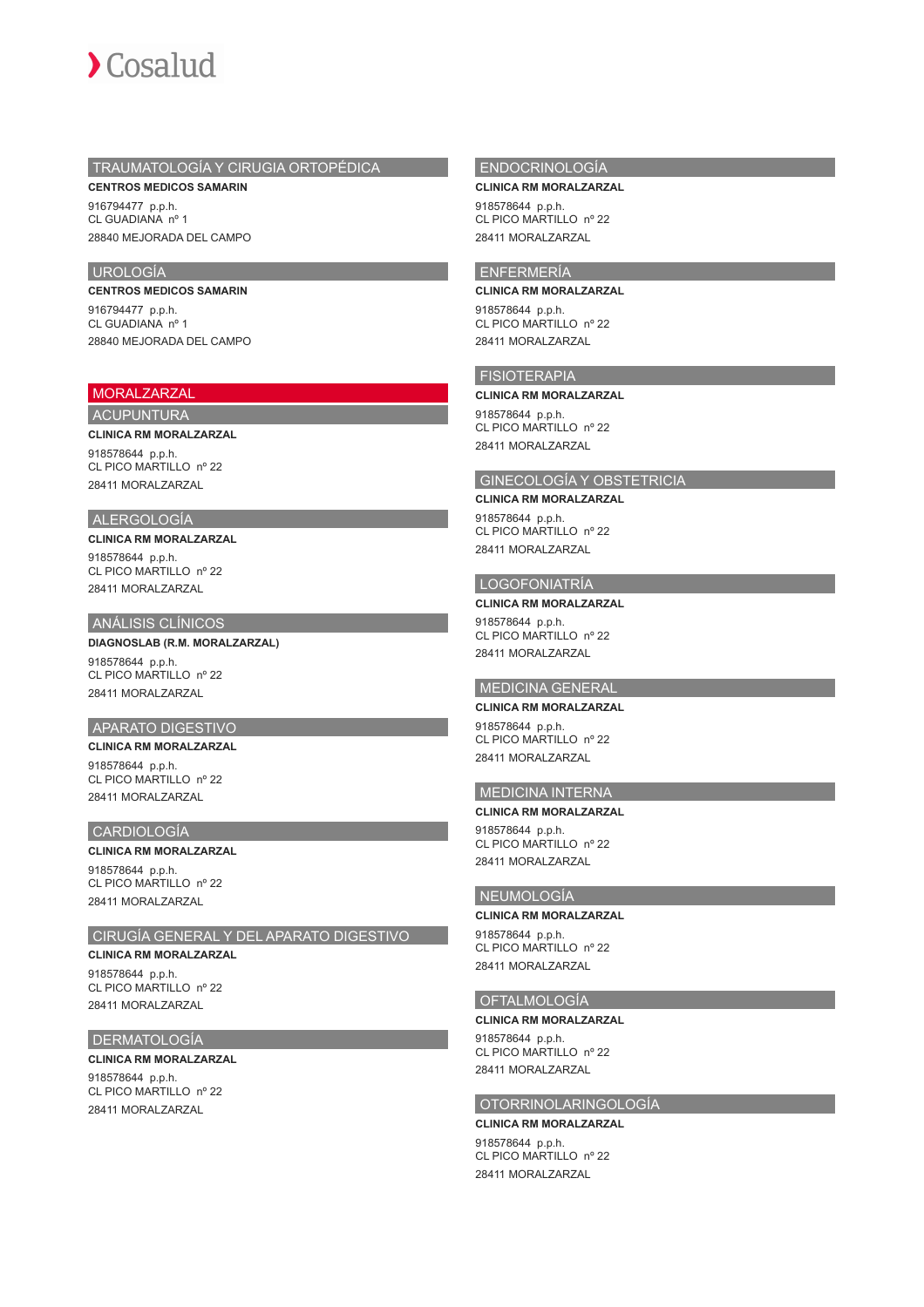## TRAUMATOLOGÍA Y CIRUGIA ORTOPÉDICA

**CENTROS MEDICOS SAMARIN**

916794477 p.p.h.
CL GUADIANA nº 1

28840 MEJORADA DEL CAMPO

## UROLOGÍA

**CENTROS MEDICOS SAMARIN**

916794477 p.p.h.
CL GUADIANA nº 1

28840 MEJORADA DEL CAMPO

# MORALZARZAL

## ACUPUNTURA

**CLINICA RM MORALZARZAL**

918578644 p.p.h.
CL PICO MARTILLO nº 22

28411 MORALZARZAL

## ALERGOLOGÍA

**CLINICA RM MORALZARZAL**

918578644 p.p.h.
CL PICO MARTILLO nº 22

28411 MORALZARZAL

## ANÁLISIS CLÍNICOS

**DIAGNOSLAB (R.M. MORALZARZAL)**

918578644 p.p.h.
CL PICO MARTILLO nº 22

28411 MORALZARZAL

## APARATO DIGESTIVO

**CLINICA RM MORALZARZAL**

918578644 p.p.h.
CL PICO MARTILLO nº 22

28411 MORALZARZAL

## CARDIOLOGÍA

**CLINICA RM MORALZARZAL**

918578644 p.p.h.
CL PICO MARTILLO nº 22

28411 MORALZARZAL

## CIRUGÍA GENERAL Y DEL APARATO DIGESTIVO

**CLINICA RM MORALZARZAL**

918578644 p.p.h.
CL PICO MARTILLO nº 22

28411 MORALZARZAL

## DERMATOLOGÍA

**CLINICA RM MORALZARZAL**

918578644 p.p.h.
CL PICO MARTILLO nº 22

28411 MORALZARZAL

## ENDOCRINOLOGÍA

**CLINICA RM MORALZARZAL**

918578644 p.p.h.
CL PICO MARTILLO nº 22

28411 MORALZARZAL

## ENFERMERÍA

**CLINICA RM MORALZARZAL**

918578644 p.p.h.
CL PICO MARTILLO nº 22

28411 MORALZARZAL

## FISIOTERAPIA

**CLINICA RM MORALZARZAL**

918578644 p.p.h.
CL PICO MARTILLO nº 22

28411 MORALZARZAL

## GINECOLOGÍA Y OBSTETRICIA

**CLINICA RM MORALZARZAL**

918578644 p.p.h.
CL PICO MARTILLO nº 22

28411 MORALZARZAL

## LOGOFONIATRÍA

**CLINICA RM MORALZARZAL**

918578644 p.p.h.
CL PICO MARTILLO nº 22

28411 MORALZARZAL

## MEDICINA GENERAL

**CLINICA RM MORALZARZAL**

918578644 p.p.h.
CL PICO MARTILLO nº 22

28411 MORALZARZAL

## MEDICINA INTERNA

**CLINICA RM MORALZARZAL**

918578644 p.p.h.
CL PICO MARTILLO nº 22

28411 MORALZARZAL

## NEUMOLOGÍA

**CLINICA RM MORALZARZAL**

918578644 p.p.h.
CL PICO MARTILLO nº 22

28411 MORALZARZAL

## OFTALMOLOGÍA

**CLINICA RM MORALZARZAL**

918578644 p.p.h.
CL PICO MARTILLO nº 22

28411 MORALZARZAL

## OTORRINOLARINGOLOGÍA

**CLINICA RM MORALZARZAL**

918578644 p.p.h.
CL PICO MARTILLO nº 22

28411 MORALZARZAL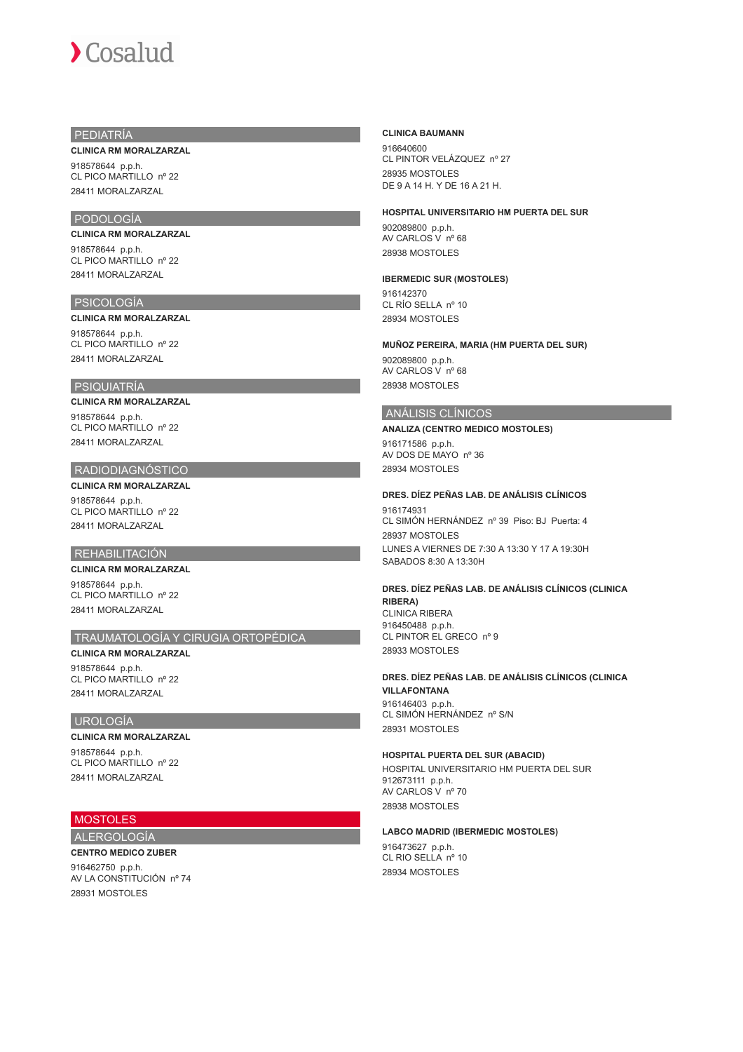## PEDIATRÍA

**CLINICA RM MORALZARZAL**

918578644 p.p.h.
CL PICO MARTILLO nº 22
28411 MORALZARZAL

## PODOLOGÍA

**CLINICA RM MORALZARZAL**

918578644 p.p.h.
CL PICO MARTILLO nº 22
28411 MORALZARZAL

## PSICOLOGÍA

**CLINICA RM MORALZARZAL**

918578644 p.p.h.
CL PICO MARTILLO nº 22
28411 MORALZARZAL

## PSIQUIATRÍA

**CLINICA RM MORALZARZAL**

918578644 p.p.h.
CL PICO MARTILLO nº 22
28411 MORALZARZAL

## RADIODIAGNÓSTICO

**CLINICA RM MORALZARZAL**

918578644 p.p.h.
CL PICO MARTILLO nº 22
28411 MORALZARZAL

## REHABILITACIÓN

**CLINICA RM MORALZARZAL**

918578644 p.p.h.
CL PICO MARTILLO nº 22
28411 MORALZARZAL

## TRAUMATOLOGÍA Y CIRUGIA ORTOPÉDICA

**CLINICA RM MORALZARZAL**

918578644 p.p.h.
CL PICO MARTILLO nº 22
28411 MORALZARZAL

## UROLOGÍA

**CLINICA RM MORALZARZAL**

918578644 p.p.h.
CL PICO MARTILLO nº 22
28411 MORALZARZAL

# MOSTOLES

## ALERGOLOGÍA

**CENTRO MEDICO ZUBER**

916462750 p.p.h.
AV LA CONSTITUCIÓN nº 74
28931 MOSTOLES

**CLINICA BAUMANN**

916640600
CL PINTOR VELÁZQUEZ nº 27
28935 MOSTOLES
DE 9 A 14 H. Y DE 16 A 21 H.

**HOSPITAL UNIVERSITARIO HM PUERTA DEL SUR**

902089800 p.p.h.
AV CARLOS V nº 68
28938 MOSTOLES

**IBERMEDIC SUR (MOSTOLES)**

916142370
CL RÍO SELLA nº 10
28934 MOSTOLES

**MUÑOZ PEREIRA, MARIA (HM PUERTA DEL SUR)**

902089800 p.p.h.
AV CARLOS V nº 68
28938 MOSTOLES

## ANÁLISIS CLÍNICOS

**ANALIZA (CENTRO MEDICO MOSTOLES)**

916171586 p.p.h.
AV DOS DE MAYO nº 36
28934 MOSTOLES

**DRES. DÍEZ PEÑAS LAB. DE ANÁLISIS CLÍNICOS**

916174931
CL SIMÓN HERNÁNDEZ nº 39 Piso: BJ Puerta: 4
28937 MOSTOLES
LUNES A VIERNES DE 7:30 A 13:30 Y 17 A 19:30H
SABADOS 8:30 A 13:30H

**DRES. DÍEZ PEÑAS LAB. DE ANÁLISIS CLÍNICOS (CLINICA RIBERA)**

CLINICA RIBERA
916450488 p.p.h.
CL PINTOR EL GRECO nº 9
28933 MOSTOLES

**DRES. DÍEZ PEÑAS LAB. DE ANÁLISIS CLÍNICOS (CLINICA VILLAFONTANA**

916146403 p.p.h.
CL SIMÓN HERNÁNDEZ nº S/N
28931 MOSTOLES

**HOSPITAL PUERTA DEL SUR (ABACID)**

HOSPITAL UNIVERSITARIO HM PUERTA DEL SUR
912673111 p.p.h.
AV CARLOS V nº 70
28938 MOSTOLES

**LABCO MADRID (IBERMEDIC MOSTOLES)**

916473627 p.p.h.
CL RIO SELLA nº 10
28934 MOSTOLES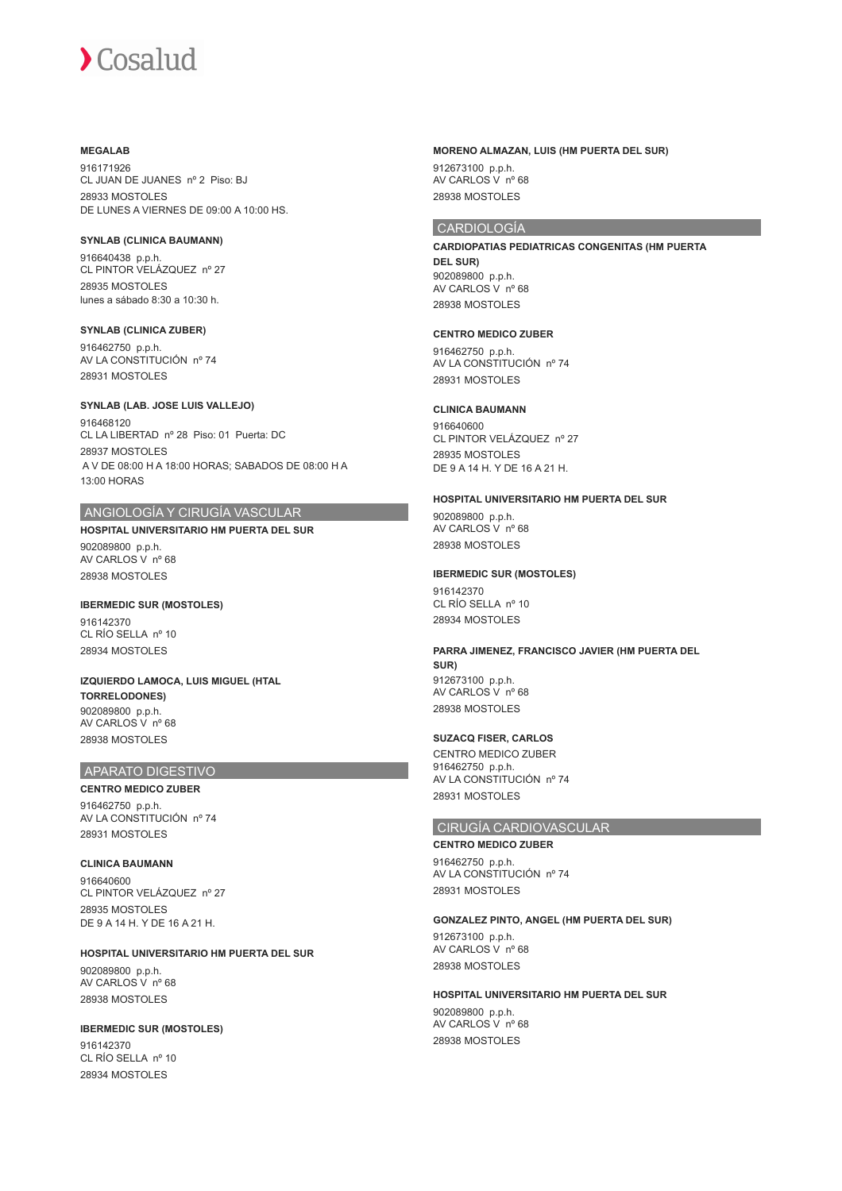**MEGALAB**

916171926
CL JUAN DE JUANES nº 2 Piso: BJ
28933 MOSTOLES
DE LUNES A VIERNES DE 09:00 A 10:00 HS.

**SYNLAB (CLINICA BAUMANN)**

916640438 p.p.h.
CL PINTOR VELÁZQUEZ nº 27
28935 MOSTOLES
lunes a sábado 8:30 a 10:30 h.

**SYNLAB (CLINICA ZUBER)**

916462750 p.p.h.
AV LA CONSTITUCIÓN nº 74
28931 MOSTOLES

**SYNLAB (LAB. JOSE LUIS VALLEJO)**

916468120
CL LA LIBERTAD nº 28 Piso: 01 Puerta: DC
28937 MOSTOLES
A V DE 08:00 H A 18:00 HORAS; SABADOS DE 08:00 H A 13:00 HORAS

## ANGIOLOGÍA Y CIRUGÍA VASCULAR

**HOSPITAL UNIVERSITARIO HM PUERTA DEL SUR**

902089800 p.p.h.
AV CARLOS V nº 68
28938 MOSTOLES

**IBERMEDIC SUR (MOSTOLES)**

916142370
CL RÍO SELLA nº 10
28934 MOSTOLES

**IZQUIERDO LAMOCA, LUIS MIGUEL (HTAL TORRELODONES)**

902089800 p.p.h.
AV CARLOS V nº 68
28938 MOSTOLES

## APARATO DIGESTIVO

**CENTRO MEDICO ZUBER**

916462750 p.p.h.
AV LA CONSTITUCIÓN nº 74
28931 MOSTOLES

**CLINICA BAUMANN**

916640600
CL PINTOR VELÁZQUEZ nº 27
28935 MOSTOLES
DE 9 A 14 H. Y DE 16 A 21 H.

**HOSPITAL UNIVERSITARIO HM PUERTA DEL SUR**

902089800 p.p.h.
AV CARLOS V nº 68
28938 MOSTOLES

**IBERMEDIC SUR (MOSTOLES)**

916142370
CL RÍO SELLA nº 10
28934 MOSTOLES

**MORENO ALMAZAN, LUIS (HM PUERTA DEL SUR)**

912673100 p.p.h.
AV CARLOS V nº 68
28938 MOSTOLES

## CARDIOLOGÍA

**CARDIOPATIAS PEDIATRICAS CONGENITAS (HM PUERTA DEL SUR)**

902089800 p.p.h.
AV CARLOS V nº 68
28938 MOSTOLES

**CENTRO MEDICO ZUBER**

916462750 p.p.h.
AV LA CONSTITUCIÓN nº 74
28931 MOSTOLES

**CLINICA BAUMANN**

916640600
CL PINTOR VELÁZQUEZ nº 27
28935 MOSTOLES
DE 9 A 14 H. Y DE 16 A 21 H.

**HOSPITAL UNIVERSITARIO HM PUERTA DEL SUR**

902089800 p.p.h.
AV CARLOS V nº 68
28938 MOSTOLES

**IBERMEDIC SUR (MOSTOLES)**

916142370
CL RÍO SELLA nº 10
28934 MOSTOLES

**PARRA JIMENEZ, FRANCISCO JAVIER (HM PUERTA DEL SUR)**

912673100 p.p.h.
AV CARLOS V nº 68
28938 MOSTOLES

**SUZACQ FISER, CARLOS**

CENTRO MEDICO ZUBER
916462750 p.p.h.
AV LA CONSTITUCIÓN nº 74
28931 MOSTOLES

## CIRUGÍA CARDIOVASCULAR

**CENTRO MEDICO ZUBER**

916462750 p.p.h.
AV LA CONSTITUCIÓN nº 74
28931 MOSTOLES

**GONZALEZ PINTO, ANGEL (HM PUERTA DEL SUR)**

912673100 p.p.h.
AV CARLOS V nº 68
28938 MOSTOLES

**HOSPITAL UNIVERSITARIO HM PUERTA DEL SUR**

902089800 p.p.h.
AV CARLOS V nº 68
28938 MOSTOLES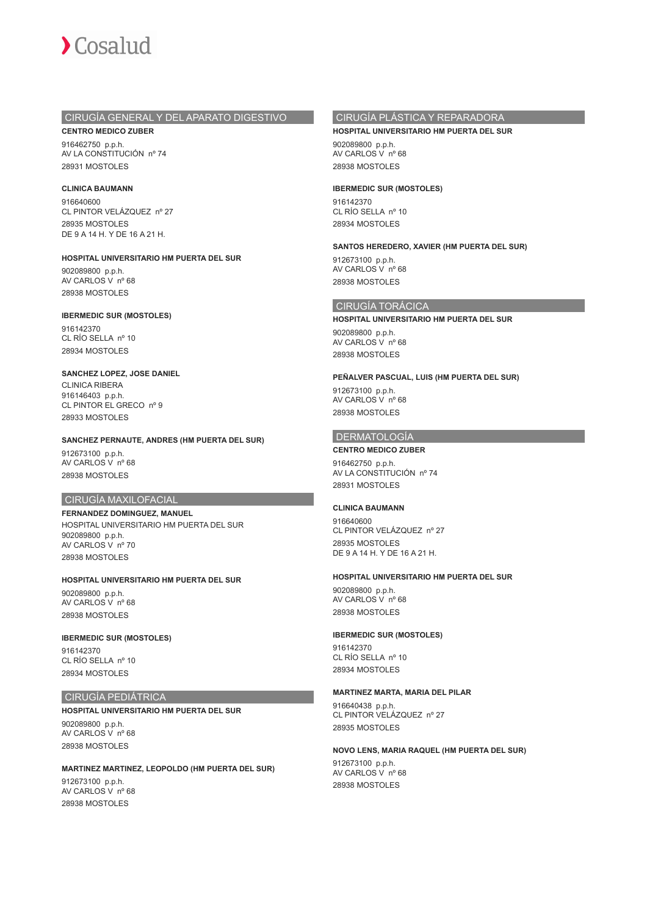## CIRUGÍA GENERAL Y DEL APARATO DIGESTIVO

**CENTRO MEDICO ZUBER**

916462750 p.p.h.
AV LA CONSTITUCIÓN nº 74
28931 MOSTOLES

**CLINICA BAUMANN**

916640600
CL PINTOR VELÁZQUEZ nº 27
28935 MOSTOLES
DE 9 A 14 H. Y DE 16 A 21 H.

**HOSPITAL UNIVERSITARIO HM PUERTA DEL SUR**

902089800 p.p.h.
AV CARLOS V nº 68
28938 MOSTOLES

**IBERMEDIC SUR (MOSTOLES)**

916142370
CL RÍO SELLA nº 10
28934 MOSTOLES

**SANCHEZ LOPEZ, JOSE DANIEL**

CLINICA RIBERA
916146403 p.p.h.
CL PINTOR EL GRECO nº 9
28933 MOSTOLES

**SANCHEZ PERNAUTE, ANDRES (HM PUERTA DEL SUR)**

912673100 p.p.h.
AV CARLOS V nº 68
28938 MOSTOLES

## CIRUGÍA MAXILOFACIAL

**FERNANDEZ DOMINGUEZ, MANUEL**

HOSPITAL UNIVERSITARIO HM PUERTA DEL SUR
902089800 p.p.h.
AV CARLOS V nº 70
28938 MOSTOLES

**HOSPITAL UNIVERSITARIO HM PUERTA DEL SUR**

902089800 p.p.h.
AV CARLOS V nº 68
28938 MOSTOLES

**IBERMEDIC SUR (MOSTOLES)**

916142370
CL RÍO SELLA nº 10
28934 MOSTOLES

## CIRUGÍA PEDIÁTRICA

**HOSPITAL UNIVERSITARIO HM PUERTA DEL SUR**

902089800 p.p.h.
AV CARLOS V nº 68
28938 MOSTOLES

**MARTINEZ MARTINEZ, LEOPOLDO (HM PUERTA DEL SUR)**

912673100 p.p.h.
AV CARLOS V nº 68
28938 MOSTOLES

## CIRUGÍA PLÁSTICA Y REPARADORA

**HOSPITAL UNIVERSITARIO HM PUERTA DEL SUR**

902089800 p.p.h.
AV CARLOS V nº 68
28938 MOSTOLES

**IBERMEDIC SUR (MOSTOLES)**

916142370
CL RÍO SELLA nº 10
28934 MOSTOLES

**SANTOS HEREDERO, XAVIER (HM PUERTA DEL SUR)**

912673100 p.p.h.
AV CARLOS V nº 68
28938 MOSTOLES

## CIRUGÍA TORÁCICA

**HOSPITAL UNIVERSITARIO HM PUERTA DEL SUR**

902089800 p.p.h.
AV CARLOS V nº 68
28938 MOSTOLES

**PEÑALVER PASCUAL, LUIS (HM PUERTA DEL SUR)**

912673100 p.p.h.
AV CARLOS V nº 68
28938 MOSTOLES

## DERMATOLOGÍA

**CENTRO MEDICO ZUBER**

916462750 p.p.h.
AV LA CONSTITUCIÓN nº 74
28931 MOSTOLES

**CLINICA BAUMANN**

916640600
CL PINTOR VELÁZQUEZ nº 27
28935 MOSTOLES
DE 9 A 14 H. Y DE 16 A 21 H.

**HOSPITAL UNIVERSITARIO HM PUERTA DEL SUR**

902089800 p.p.h.
AV CARLOS V nº 68
28938 MOSTOLES

**IBERMEDIC SUR (MOSTOLES)**

916142370
CL RÍO SELLA nº 10
28934 MOSTOLES

**MARTINEZ MARTA, MARIA DEL PILAR**

916640438 p.p.h.
CL PINTOR VELÁZQUEZ nº 27
28935 MOSTOLES

**NOVO LENS, MARIA RAQUEL (HM PUERTA DEL SUR)**

912673100 p.p.h.
AV CARLOS V nº 68
28938 MOSTOLES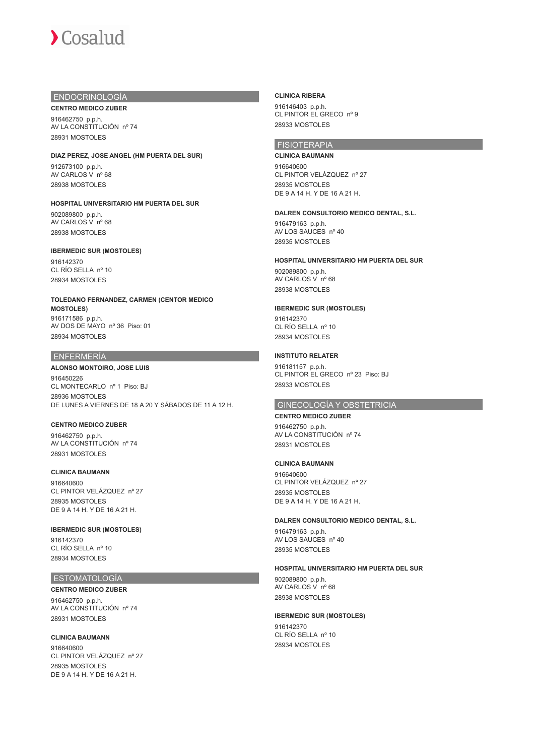## ENDOCRINOLOGÍA

**CENTRO MEDICO ZUBER**

916462750 p.p.h.
AV LA CONSTITUCIÓN nº 74
28931 MOSTOLES

**DIAZ PEREZ, JOSE ANGEL (HM PUERTA DEL SUR)**

912673100 p.p.h.
AV CARLOS V nº 68
28938 MOSTOLES

**HOSPITAL UNIVERSITARIO HM PUERTA DEL SUR**

902089800 p.p.h.
AV CARLOS V nº 68
28938 MOSTOLES

**IBERMEDIC SUR (MOSTOLES)**

916142370
CL RÍO SELLA nº 10
28934 MOSTOLES

**TOLEDANO FERNANDEZ, CARMEN (CENTOR MEDICO MOSTOLES)**

916171586 p.p.h.
AV DOS DE MAYO nº 36 Piso: 01
28934 MOSTOLES

## ENFERMERÍA

**ALONSO MONTOIRO, JOSE LUIS**

916450226
CL MONTECARLO nº 1 Piso: BJ
28936 MOSTOLES
DE LUNES A VIERNES DE 18 A 20 Y SÁBADOS DE 11 A 12 H.

**CENTRO MEDICO ZUBER**

916462750 p.p.h.
AV LA CONSTITUCIÓN nº 74
28931 MOSTOLES

**CLINICA BAUMANN**

916640600
CL PINTOR VELÁZQUEZ nº 27
28935 MOSTOLES
DE 9 A 14 H. Y DE 16 A 21 H.

**IBERMEDIC SUR (MOSTOLES)**

916142370
CL RÍO SELLA nº 10
28934 MOSTOLES

## ESTOMATOLOGÍA

**CENTRO MEDICO ZUBER**

916462750 p.p.h.
AV LA CONSTITUCIÓN nº 74
28931 MOSTOLES

**CLINICA BAUMANN**

916640600
CL PINTOR VELÁZQUEZ nº 27
28935 MOSTOLES
DE 9 A 14 H. Y DE 16 A 21 H.

**CLINICA RIBERA**

916146403 p.p.h.
CL PINTOR EL GRECO nº 9
28933 MOSTOLES

## FISIOTERAPIA

**CLINICA BAUMANN**

916640600
CL PINTOR VELÁZQUEZ nº 27
28935 MOSTOLES
DE 9 A 14 H. Y DE 16 A 21 H.

**DALREN CONSULTORIO MEDICO DENTAL, S.L.**

916479163 p.p.h.
AV LOS SAUCES nº 40
28935 MOSTOLES

**HOSPITAL UNIVERSITARIO HM PUERTA DEL SUR**

902089800 p.p.h.
AV CARLOS V nº 68
28938 MOSTOLES

**IBERMEDIC SUR (MOSTOLES)**

916142370
CL RÍO SELLA nº 10
28934 MOSTOLES

**INSTITUTO RELATER**

916181157 p.p.h.
CL PINTOR EL GRECO nº 23 Piso: BJ
28933 MOSTOLES

## GINECOLOGÍA Y OBSTETRICIA

**CENTRO MEDICO ZUBER**

916462750 p.p.h.
AV LA CONSTITUCIÓN nº 74
28931 MOSTOLES

**CLINICA BAUMANN**

916640600
CL PINTOR VELÁZQUEZ nº 27
28935 MOSTOLES
DE 9 A 14 H. Y DE 16 A 21 H.

**DALREN CONSULTORIO MEDICO DENTAL, S.L.**

916479163 p.p.h.
AV LOS SAUCES nº 40
28935 MOSTOLES

**HOSPITAL UNIVERSITARIO HM PUERTA DEL SUR**

902089800 p.p.h.
AV CARLOS V nº 68
28938 MOSTOLES

**IBERMEDIC SUR (MOSTOLES)**

916142370
CL RÍO SELLA nº 10
28934 MOSTOLES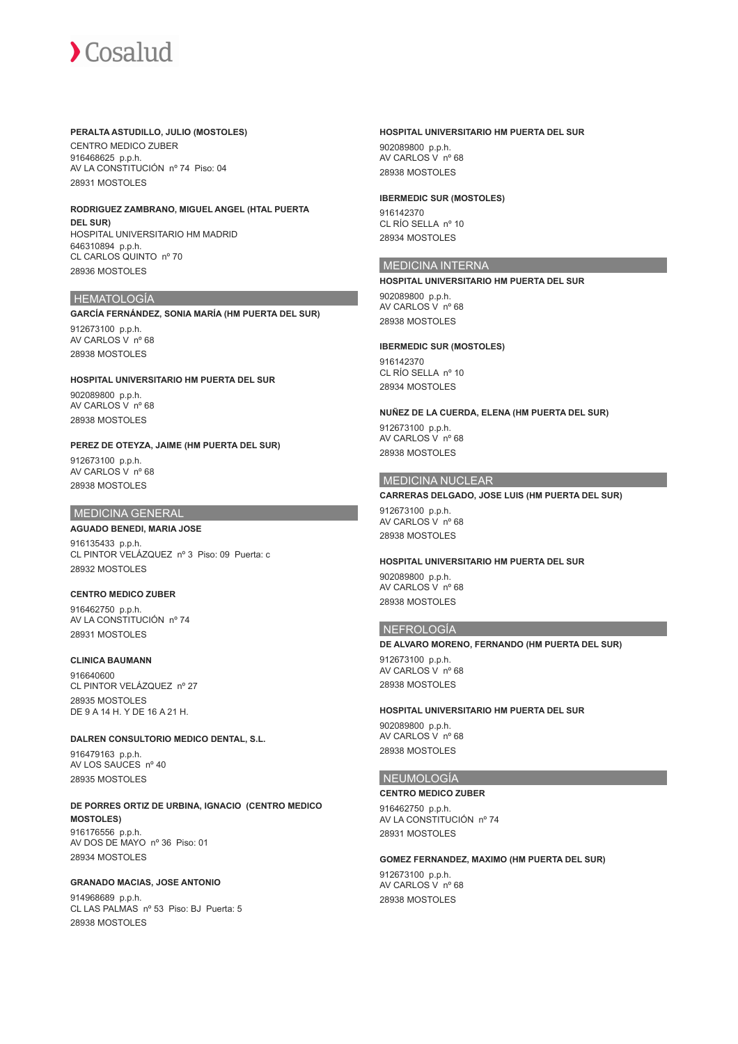**PERALTA ASTUDILLO, JULIO (MOSTOLES)**

CENTRO MEDICO ZUBER
916468625 p.p.h.
AV LA CONSTITUCIÓN nº 74 Piso: 04
28931 MOSTOLES

**RODRIGUEZ ZAMBRANO, MIGUEL ANGEL (HTAL PUERTA DEL SUR)**

HOSPITAL UNIVERSITARIO HM MADRID
646310894 p.p.h.
CL CARLOS QUINTO nº 70
28936 MOSTOLES

## HEMATOLOGÍA

**GARCÍA FERNÁNDEZ, SONIA MARÍA (HM PUERTA DEL SUR)**

912673100 p.p.h.
AV CARLOS V nº 68
28938 MOSTOLES

**HOSPITAL UNIVERSITARIO HM PUERTA DEL SUR**

902089800 p.p.h.
AV CARLOS V nº 68
28938 MOSTOLES

**PEREZ DE OTEYZA, JAIME (HM PUERTA DEL SUR)**

912673100 p.p.h.
AV CARLOS V nº 68
28938 MOSTOLES

## MEDICINA GENERAL

**AGUADO BENEDI, MARIA JOSE**

916135433 p.p.h.
CL PINTOR VELÁZQUEZ nº 3 Piso: 09 Puerta: c
28932 MOSTOLES

**CENTRO MEDICO ZUBER**

916462750 p.p.h.
AV LA CONSTITUCIÓN nº 74
28931 MOSTOLES

**CLINICA BAUMANN**

916640600
CL PINTOR VELÁZQUEZ nº 27
28935 MOSTOLES
DE 9 A 14 H. Y DE 16 A 21 H.

**DALREN CONSULTORIO MEDICO DENTAL, S.L.**

916479163 p.p.h.
AV LOS SAUCES nº 40
28935 MOSTOLES

**DE PORRES ORTIZ DE URBINA, IGNACIO (CENTRO MEDICO MOSTOLES)**

916176556 p.p.h.
AV DOS DE MAYO nº 36 Piso: 01
28934 MOSTOLES

**GRANADO MACIAS, JOSE ANTONIO**

914968689 p.p.h.
CL LAS PALMAS nº 53 Piso: BJ Puerta: 5
28938 MOSTOLES

**HOSPITAL UNIVERSITARIO HM PUERTA DEL SUR**

902089800 p.p.h.
AV CARLOS V nº 68
28938 MOSTOLES

**IBERMEDIC SUR (MOSTOLES)**

916142370
CL RÍO SELLA nº 10
28934 MOSTOLES

## MEDICINA INTERNA

**HOSPITAL UNIVERSITARIO HM PUERTA DEL SUR**

902089800 p.p.h.
AV CARLOS V nº 68
28938 MOSTOLES

**IBERMEDIC SUR (MOSTOLES)**

916142370
CL RÍO SELLA nº 10
28934 MOSTOLES

**NUÑEZ DE LA CUERDA, ELENA (HM PUERTA DEL SUR)**

912673100 p.p.h.
AV CARLOS V nº 68
28938 MOSTOLES

## MEDICINA NUCLEAR

**CARRERAS DELGADO, JOSE LUIS (HM PUERTA DEL SUR)**

912673100 p.p.h.
AV CARLOS V nº 68
28938 MOSTOLES

**HOSPITAL UNIVERSITARIO HM PUERTA DEL SUR**

902089800 p.p.h.
AV CARLOS V nº 68
28938 MOSTOLES

## NEFROLOGÍA

**DE ALVARO MORENO, FERNANDO (HM PUERTA DEL SUR)**

912673100 p.p.h.
AV CARLOS V nº 68
28938 MOSTOLES

**HOSPITAL UNIVERSITARIO HM PUERTA DEL SUR**

902089800 p.p.h.
AV CARLOS V nº 68
28938 MOSTOLES

## NEUMOLOGÍA

**CENTRO MEDICO ZUBER**

916462750 p.p.h.
AV LA CONSTITUCIÓN nº 74
28931 MOSTOLES

**GOMEZ FERNANDEZ, MAXIMO (HM PUERTA DEL SUR)**

912673100 p.p.h.
AV CARLOS V nº 68
28938 MOSTOLES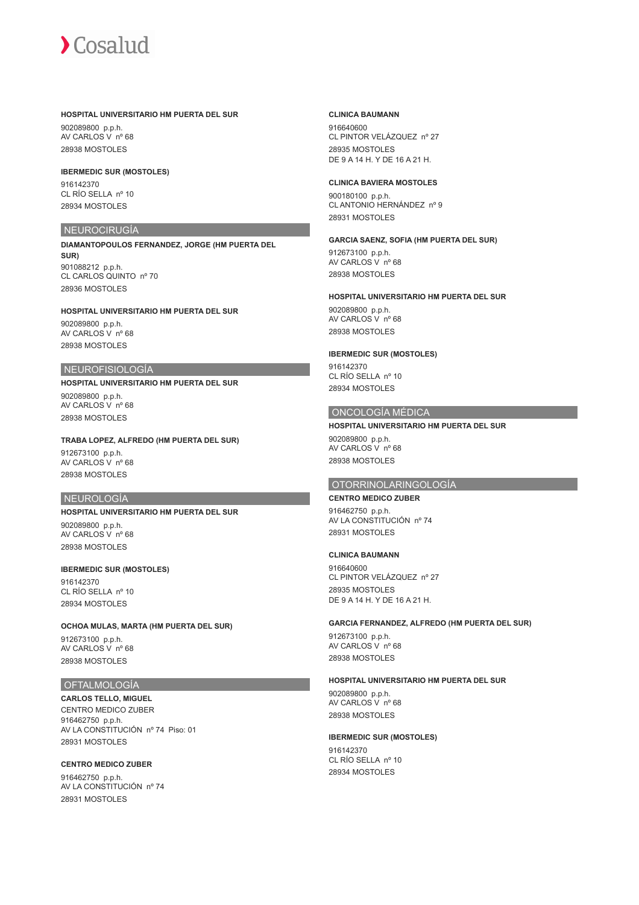**HOSPITAL UNIVERSITARIO HM PUERTA DEL SUR**

902089800 p.p.h.
AV CARLOS V nº 68
28938 MOSTOLES

**IBERMEDIC SUR (MOSTOLES)**

916142370
CL RÍO SELLA nº 10
28934 MOSTOLES

## NEUROCIRUGÍA

**DIAMANTOPOULOS FERNANDEZ, JORGE (HM PUERTA DEL SUR)**

901088212 p.p.h.
CL CARLOS QUINTO nº 70
28936 MOSTOLES

**HOSPITAL UNIVERSITARIO HM PUERTA DEL SUR**

902089800 p.p.h.
AV CARLOS V nº 68
28938 MOSTOLES

## NEUROFISIOLOGÍA

**HOSPITAL UNIVERSITARIO HM PUERTA DEL SUR**

902089800 p.p.h.
AV CARLOS V nº 68
28938 MOSTOLES

**TRABA LOPEZ, ALFREDO (HM PUERTA DEL SUR)**

912673100 p.p.h.
AV CARLOS V nº 68
28938 MOSTOLES

## NEUROLOGÍA

**HOSPITAL UNIVERSITARIO HM PUERTA DEL SUR**

902089800 p.p.h.
AV CARLOS V nº 68
28938 MOSTOLES

**IBERMEDIC SUR (MOSTOLES)**

916142370
CL RÍO SELLA nº 10
28934 MOSTOLES

**OCHOA MULAS, MARTA (HM PUERTA DEL SUR)**

912673100 p.p.h.
AV CARLOS V nº 68
28938 MOSTOLES

## OFTALMOLOGÍA

**CARLOS TELLO, MIGUEL**

CENTRO MEDICO ZUBER
916462750 p.p.h.
AV LA CONSTITUCIÓN nº 74 Piso: 01
28931 MOSTOLES

**CENTRO MEDICO ZUBER**

916462750 p.p.h.
AV LA CONSTITUCIÓN nº 74
28931 MOSTOLES

**CLINICA BAUMANN**

916640600
CL PINTOR VELÁZQUEZ nº 27
28935 MOSTOLES
DE 9 A 14 H. Y DE 16 A 21 H.

**CLINICA BAVIERA MOSTOLES**

900180100 p.p.h.
CL ANTONIO HERNÁNDEZ nº 9
28931 MOSTOLES

**GARCIA SAENZ, SOFIA (HM PUERTA DEL SUR)**

912673100 p.p.h.
AV CARLOS V nº 68
28938 MOSTOLES

**HOSPITAL UNIVERSITARIO HM PUERTA DEL SUR**

902089800 p.p.h.
AV CARLOS V nº 68
28938 MOSTOLES

**IBERMEDIC SUR (MOSTOLES)**

916142370
CL RÍO SELLA nº 10
28934 MOSTOLES

## ONCOLOGÍA MÉDICA

**HOSPITAL UNIVERSITARIO HM PUERTA DEL SUR**

902089800 p.p.h.
AV CARLOS V nº 68
28938 MOSTOLES

## OTORRINOLARINGOLOGÍA

**CENTRO MEDICO ZUBER**

916462750 p.p.h.
AV LA CONSTITUCIÓN nº 74
28931 MOSTOLES

**CLINICA BAUMANN**

916640600
CL PINTOR VELÁZQUEZ nº 27
28935 MOSTOLES
DE 9 A 14 H. Y DE 16 A 21 H.

**GARCIA FERNANDEZ, ALFREDO (HM PUERTA DEL SUR)**

912673100 p.p.h.
AV CARLOS V nº 68
28938 MOSTOLES

**HOSPITAL UNIVERSITARIO HM PUERTA DEL SUR**

902089800 p.p.h.
AV CARLOS V nº 68
28938 MOSTOLES

**IBERMEDIC SUR (MOSTOLES)**

916142370
CL RÍO SELLA nº 10
28934 MOSTOLES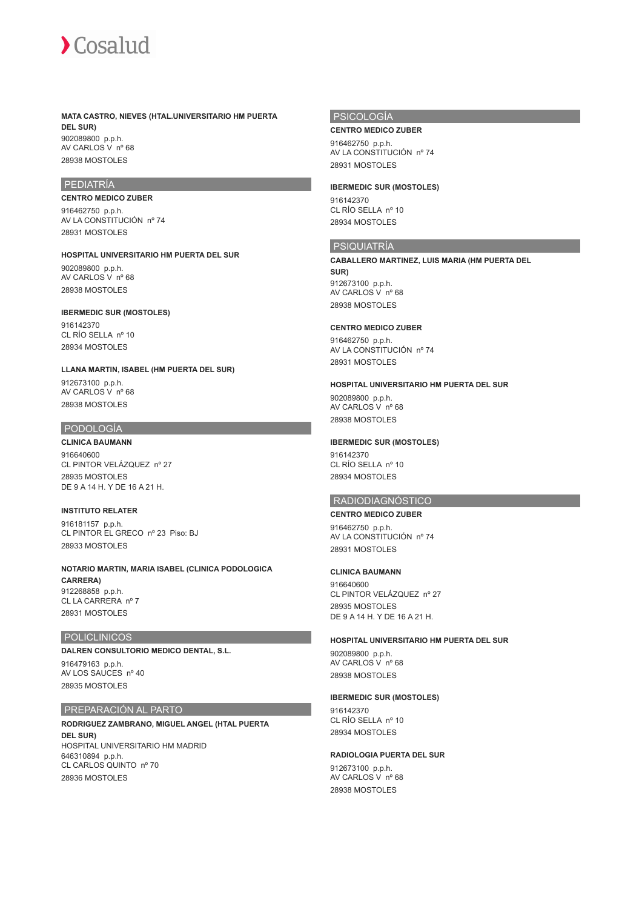**MATA CASTRO, NIEVES (HTAL.UNIVERSITARIO HM PUERTA DEL SUR)**
902089800 p.p.h.
AV CARLOS V nº 68
28938 MOSTOLES

## PEDIATRÍA

**CENTRO MEDICO ZUBER**
916462750 p.p.h.
AV LA CONSTITUCIÓN nº 74
28931 MOSTOLES

**HOSPITAL UNIVERSITARIO HM PUERTA DEL SUR**
902089800 p.p.h.
AV CARLOS V nº 68
28938 MOSTOLES

**IBERMEDIC SUR (MOSTOLES)**
916142370
CL RÍO SELLA nº 10
28934 MOSTOLES

**LLANA MARTIN, ISABEL (HM PUERTA DEL SUR)**
912673100 p.p.h.
AV CARLOS V nº 68
28938 MOSTOLES

## PODOLOGÍA

**CLINICA BAUMANN**
916640600
CL PINTOR VELÁZQUEZ nº 27
28935 MOSTOLES
DE 9 A 14 H. Y DE 16 A 21 H.

**INSTITUTO RELATER**
916181157 p.p.h.
CL PINTOR EL GRECO nº 23 Piso: BJ
28933 MOSTOLES

**NOTARIO MARTIN, MARIA ISABEL (CLINICA PODOLOGICA CARRERA)**
912268858 p.p.h.
CL LA CARRERA nº 7
28931 MOSTOLES

## POLICLINICOS

**DALREN CONSULTORIO MEDICO DENTAL, S.L.**
916479163 p.p.h.
AV LOS SAUCES nº 40
28935 MOSTOLES

## PREPARACIÓN AL PARTO

**RODRIGUEZ ZAMBRANO, MIGUEL ANGEL (HTAL PUERTA DEL SUR)**
HOSPITAL UNIVERSITARIO HM MADRID
646310894 p.p.h.
CL CARLOS QUINTO nº 70
28936 MOSTOLES

## PSICOLOGÍA

**CENTRO MEDICO ZUBER**
916462750 p.p.h.
AV LA CONSTITUCIÓN nº 74
28931 MOSTOLES

**IBERMEDIC SUR (MOSTOLES)**
916142370
CL RÍO SELLA nº 10
28934 MOSTOLES

## PSIQUIATRÍA

**CABALLERO MARTINEZ, LUIS MARIA (HM PUERTA DEL SUR)**
912673100 p.p.h.
AV CARLOS V nº 68
28938 MOSTOLES

**CENTRO MEDICO ZUBER**
916462750 p.p.h.
AV LA CONSTITUCIÓN nº 74
28931 MOSTOLES

**HOSPITAL UNIVERSITARIO HM PUERTA DEL SUR**
902089800 p.p.h.
AV CARLOS V nº 68
28938 MOSTOLES

**IBERMEDIC SUR (MOSTOLES)**
916142370
CL RÍO SELLA nº 10
28934 MOSTOLES

## RADIODIAGNÓSTICO

**CENTRO MEDICO ZUBER**
916462750 p.p.h.
AV LA CONSTITUCIÓN nº 74
28931 MOSTOLES

**CLINICA BAUMANN**
916640600
CL PINTOR VELÁZQUEZ nº 27
28935 MOSTOLES
DE 9 A 14 H. Y DE 16 A 21 H.

**HOSPITAL UNIVERSITARIO HM PUERTA DEL SUR**
902089800 p.p.h.
AV CARLOS V nº 68
28938 MOSTOLES

**IBERMEDIC SUR (MOSTOLES)**
916142370
CL RÍO SELLA nº 10
28934 MOSTOLES

**RADIOLOGIA PUERTA DEL SUR**
912673100 p.p.h.
AV CARLOS V nº 68
28938 MOSTOLES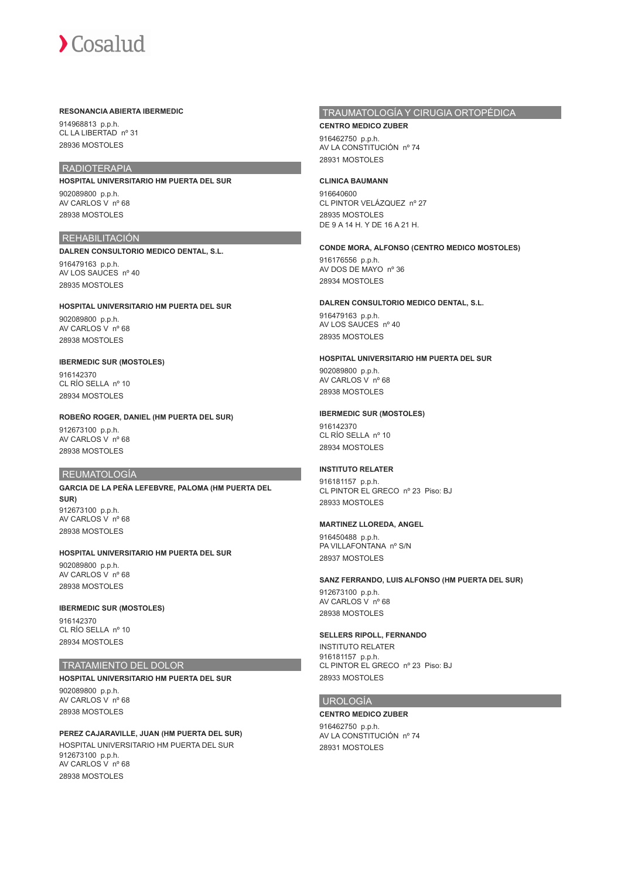**RESONANCIA ABIERTA IBERMEDIC**

914968813 p.p.h.
CL LA LIBERTAD nº 31
28936 MOSTOLES

## RADIOTERAPIA

**HOSPITAL UNIVERSITARIO HM PUERTA DEL SUR**

902089800 p.p.h.
AV CARLOS V nº 68
28938 MOSTOLES

## REHABILITACIÓN

**DALREN CONSULTORIO MEDICO DENTAL, S.L.**

916479163 p.p.h.
AV LOS SAUCES nº 40
28935 MOSTOLES

**HOSPITAL UNIVERSITARIO HM PUERTA DEL SUR**

902089800 p.p.h.
AV CARLOS V nº 68
28938 MOSTOLES

**IBERMEDIC SUR (MOSTOLES)**

916142370
CL RÍO SELLA nº 10
28934 MOSTOLES

**ROBEÑO ROGER, DANIEL (HM PUERTA DEL SUR)**

912673100 p.p.h.
AV CARLOS V nº 68
28938 MOSTOLES

## REUMATOLOGÍA

**GARCIA DE LA PEÑA LEFEBVRE, PALOMA (HM PUERTA DEL SUR)**

912673100 p.p.h.
AV CARLOS V nº 68
28938 MOSTOLES

**HOSPITAL UNIVERSITARIO HM PUERTA DEL SUR**

902089800 p.p.h.
AV CARLOS V nº 68
28938 MOSTOLES

**IBERMEDIC SUR (MOSTOLES)**

916142370
CL RÍO SELLA nº 10
28934 MOSTOLES

## TRATAMIENTO DEL DOLOR

**HOSPITAL UNIVERSITARIO HM PUERTA DEL SUR**

902089800 p.p.h.
AV CARLOS V nº 68
28938 MOSTOLES

**PEREZ CAJARAVILLE, JUAN (HM PUERTA DEL SUR)**

HOSPITAL UNIVERSITARIO HM PUERTA DEL SUR
912673100 p.p.h.
AV CARLOS V nº 68
28938 MOSTOLES

## TRAUMATOLOGÍA Y CIRUGIA ORTOPÉDICA

**CENTRO MEDICO ZUBER**

916462750 p.p.h.
AV LA CONSTITUCIÓN nº 74
28931 MOSTOLES

**CLINICA BAUMANN**

916640600
CL PINTOR VELÁZQUEZ nº 27
28935 MOSTOLES
DE 9 A 14 H. Y DE 16 A 21 H.

**CONDE MORA, ALFONSO (CENTRO MEDICO MOSTOLES)**

916176556 p.p.h.
AV DOS DE MAYO nº 36
28934 MOSTOLES

**DALREN CONSULTORIO MEDICO DENTAL, S.L.**

916479163 p.p.h.
AV LOS SAUCES nº 40
28935 MOSTOLES

**HOSPITAL UNIVERSITARIO HM PUERTA DEL SUR**

902089800 p.p.h.
AV CARLOS V nº 68
28938 MOSTOLES

**IBERMEDIC SUR (MOSTOLES)**

916142370
CL RÍO SELLA nº 10
28934 MOSTOLES

**INSTITUTO RELATER**

916181157 p.p.h.
CL PINTOR EL GRECO nº 23 Piso: BJ
28933 MOSTOLES

**MARTINEZ LLOREDA, ANGEL**

916450488 p.p.h.
PA VILLAFONTANA nº S/N
28937 MOSTOLES

**SANZ FERRANDO, LUIS ALFONSO (HM PUERTA DEL SUR)**

912673100 p.p.h.
AV CARLOS V nº 68
28938 MOSTOLES

**SELLERS RIPOLL, FERNANDO**

INSTITUTO RELATER
916181157 p.p.h.
CL PINTOR EL GRECO nº 23 Piso: BJ
28933 MOSTOLES

## UROLOGÍA

**CENTRO MEDICO ZUBER**

916462750 p.p.h.
AV LA CONSTITUCIÓN nº 74
28931 MOSTOLES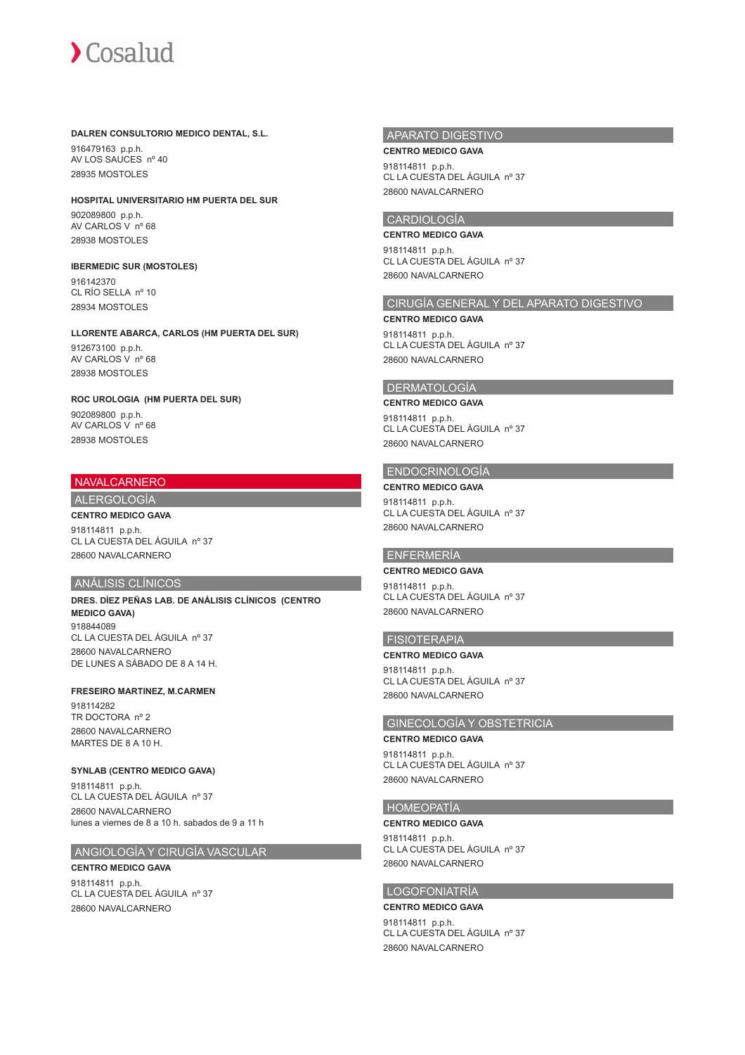**DALREN CONSULTORIO MEDICO DENTAL, S.L.**

916479163 p.p.h.
AV LOS SAUCES nº 40
28935 MOSTOLES

**HOSPITAL UNIVERSITARIO HM PUERTA DEL SUR**

902089800 p.p.h.
AV CARLOS V nº 68
28938 MOSTOLES

**IBERMEDIC SUR (MOSTOLES)**

916142370
CL RÍO SELLA nº 10
28934 MOSTOLES

**LLORENTE ABARCA, CARLOS (HM PUERTA DEL SUR)**

912673100 p.p.h.
AV CARLOS V nº 68
28938 MOSTOLES

**ROC UROLOGIA (HM PUERTA DEL SUR)**

902089800 p.p.h.
AV CARLOS V nº 68
28938 MOSTOLES

# NAVALCARNERO

## ALERGOLOGÍA

**CENTRO MEDICO GAVA**

918114811 p.p.h.
CL LA CUESTA DEL ÁGUILA nº 37
28600 NAVALCARNERO

## ANÁLISIS CLÍNICOS

**DRES. DÍEZ PEÑAS LAB. DE ANÁLISIS CLÍNICOS (CENTRO MEDICO GAVA)**

918844089
CL LA CUESTA DEL ÁGUILA nº 37
28600 NAVALCARNERO
DE LUNES A SÁBADO DE 8 A 14 H.

**FRESEIRO MARTINEZ, M.CARMEN**

918114282
TR DOCTORA nº 2
28600 NAVALCARNERO
MARTES DE 8 A 10 H.

**SYNLAB (CENTRO MEDICO GAVA)**

918114811 p.p.h.
CL LA CUESTA DEL ÁGUILA nº 37
28600 NAVALCARNERO
lunes a viernes de 8 a 10 h. sabados de 9 a 11 h

## ANGIOLOGÍA Y CIRUGÍA VASCULAR

**CENTRO MEDICO GAVA**

918114811 p.p.h.
CL LA CUESTA DEL ÁGUILA nº 37
28600 NAVALCARNERO

## APARATO DIGESTIVO

**CENTRO MEDICO GAVA**

918114811 p.p.h.
CL LA CUESTA DEL ÁGUILA nº 37
28600 NAVALCARNERO

## CARDIOLOGÍA

**CENTRO MEDICO GAVA**

918114811 p.p.h.
CL LA CUESTA DEL ÁGUILA nº 37
28600 NAVALCARNERO

## CIRUGÍA GENERAL Y DEL APARATO DIGESTIVO

**CENTRO MEDICO GAVA**

918114811 p.p.h.
CL LA CUESTA DEL ÁGUILA nº 37
28600 NAVALCARNERO

## DERMATOLOGÍA

**CENTRO MEDICO GAVA**

918114811 p.p.h.
CL LA CUESTA DEL ÁGUILA nº 37
28600 NAVALCARNERO

## ENDOCRINOLOGÍA

**CENTRO MEDICO GAVA**

918114811 p.p.h.
CL LA CUESTA DEL ÁGUILA nº 37
28600 NAVALCARNERO

## ENFERMERÍA

**CENTRO MEDICO GAVA**

918114811 p.p.h.
CL LA CUESTA DEL ÁGUILA nº 37
28600 NAVALCARNERO

## FISIOTERAPIA

**CENTRO MEDICO GAVA**

918114811 p.p.h.
CL LA CUESTA DEL ÁGUILA nº 37
28600 NAVALCARNERO

## GINECOLOGÍA Y OBSTETRICIA

**CENTRO MEDICO GAVA**

918114811 p.p.h.
CL LA CUESTA DEL ÁGUILA nº 37
28600 NAVALCARNERO

## HOMEOPATÍA

**CENTRO MEDICO GAVA**

918114811 p.p.h.
CL LA CUESTA DEL ÁGUILA nº 37
28600 NAVALCARNERO

## LOGOFONIATRÍA

**CENTRO MEDICO GAVA**

918114811 p.p.h.
CL LA CUESTA DEL ÁGUILA nº 37
28600 NAVALCARNERO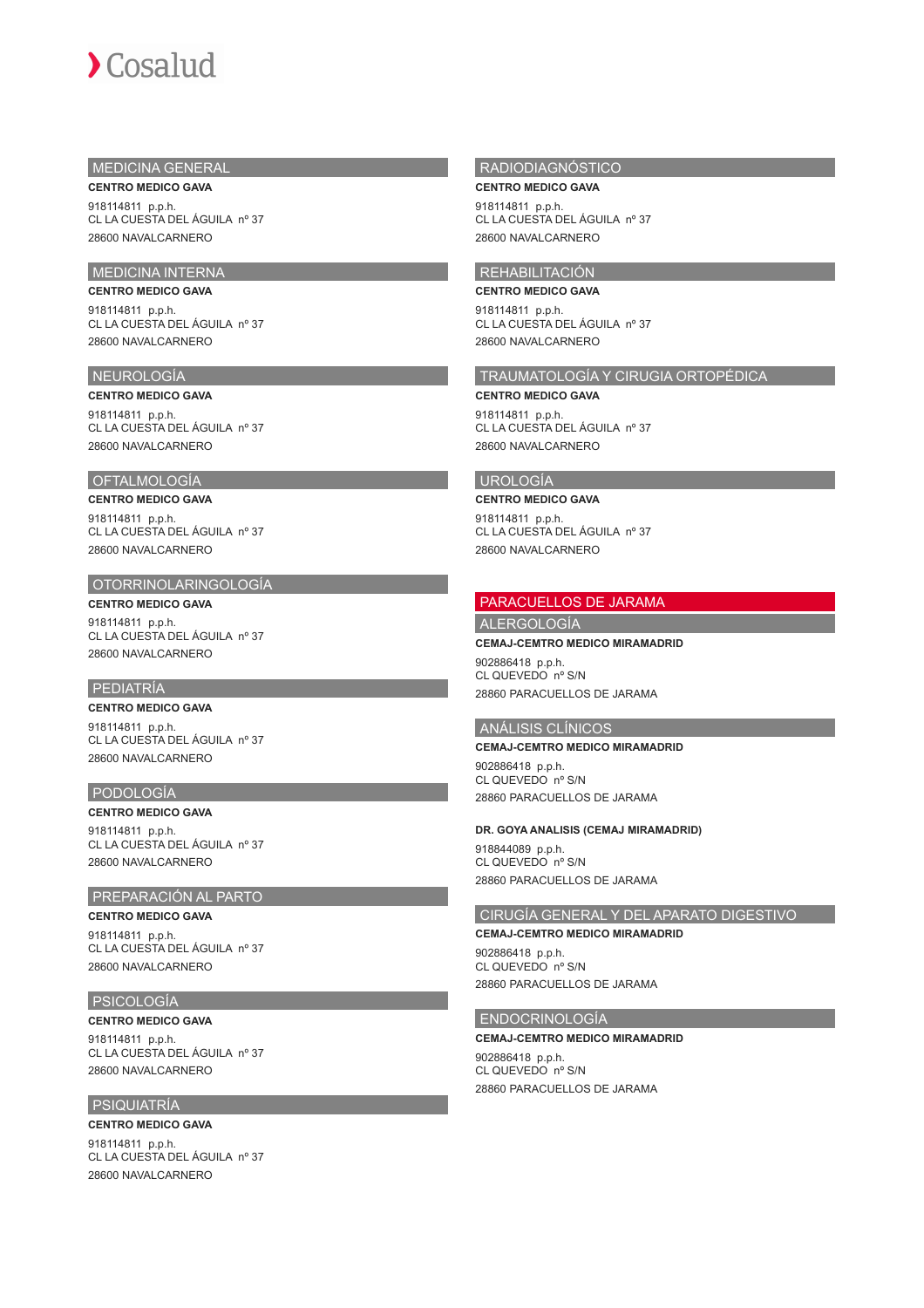## MEDICINA GENERAL

**CENTRO MEDICO GAVA**

918114811 p.p.h.
CL LA CUESTA DEL ÁGUILA nº 37
28600 NAVALCARNERO

## MEDICINA INTERNA

**CENTRO MEDICO GAVA**

918114811 p.p.h.
CL LA CUESTA DEL ÁGUILA nº 37
28600 NAVALCARNERO

## NEUROLOGÍA

**CENTRO MEDICO GAVA**

918114811 p.p.h.
CL LA CUESTA DEL ÁGUILA nº 37
28600 NAVALCARNERO

## OFTALMOLOGÍA

**CENTRO MEDICO GAVA**

918114811 p.p.h.
CL LA CUESTA DEL ÁGUILA nº 37
28600 NAVALCARNERO

## OTORRINOLARINGOLOGÍA

**CENTRO MEDICO GAVA**

918114811 p.p.h.
CL LA CUESTA DEL ÁGUILA nº 37
28600 NAVALCARNERO

## PEDIATRÍA

**CENTRO MEDICO GAVA**

918114811 p.p.h.
CL LA CUESTA DEL ÁGUILA nº 37
28600 NAVALCARNERO

## PODOLOGÍA

**CENTRO MEDICO GAVA**

918114811 p.p.h.
CL LA CUESTA DEL ÁGUILA nº 37
28600 NAVALCARNERO

## PREPARACIÓN AL PARTO

**CENTRO MEDICO GAVA**

918114811 p.p.h.
CL LA CUESTA DEL ÁGUILA nº 37
28600 NAVALCARNERO

## PSICOLOGÍA

**CENTRO MEDICO GAVA**

918114811 p.p.h.
CL LA CUESTA DEL ÁGUILA nº 37
28600 NAVALCARNERO

## PSIQUIATRÍA

**CENTRO MEDICO GAVA**

918114811 p.p.h.
CL LA CUESTA DEL ÁGUILA nº 37
28600 NAVALCARNERO

## RADIODIAGNÓSTICO

**CENTRO MEDICO GAVA**

918114811 p.p.h.
CL LA CUESTA DEL ÁGUILA nº 37
28600 NAVALCARNERO

## REHABILITACIÓN

**CENTRO MEDICO GAVA**

918114811 p.p.h.
CL LA CUESTA DEL ÁGUILA nº 37
28600 NAVALCARNERO

## TRAUMATOLOGÍA Y CIRUGIA ORTOPÉDICA

**CENTRO MEDICO GAVA**

918114811 p.p.h.
CL LA CUESTA DEL ÁGUILA nº 37
28600 NAVALCARNERO

## UROLOGÍA

**CENTRO MEDICO GAVA**

918114811 p.p.h.
CL LA CUESTA DEL ÁGUILA nº 37
28600 NAVALCARNERO

# PARACUELLOS DE JARAMA

## ALERGOLOGÍA

**CEMAJ-CEMTRO MEDICO MIRAMADRID**

902886418 p.p.h.
CL QUEVEDO nº S/N
28860 PARACUELLOS DE JARAMA

## ANÁLISIS CLÍNICOS

**CEMAJ-CEMTRO MEDICO MIRAMADRID**

902886418 p.p.h.
CL QUEVEDO nº S/N
28860 PARACUELLOS DE JARAMA

**DR. GOYA ANALISIS (CEMAJ MIRAMADRID)**

918844089 p.p.h.
CL QUEVEDO nº S/N
28860 PARACUELLOS DE JARAMA

## CIRUGÍA GENERAL Y DEL APARATO DIGESTIVO

**CEMAJ-CEMTRO MEDICO MIRAMADRID**

902886418 p.p.h.
CL QUEVEDO nº S/N
28860 PARACUELLOS DE JARAMA

## ENDOCRINOLOGÍA

**CEMAJ-CEMTRO MEDICO MIRAMADRID**

902886418 p.p.h.
CL QUEVEDO nº S/N
28860 PARACUELLOS DE JARAMA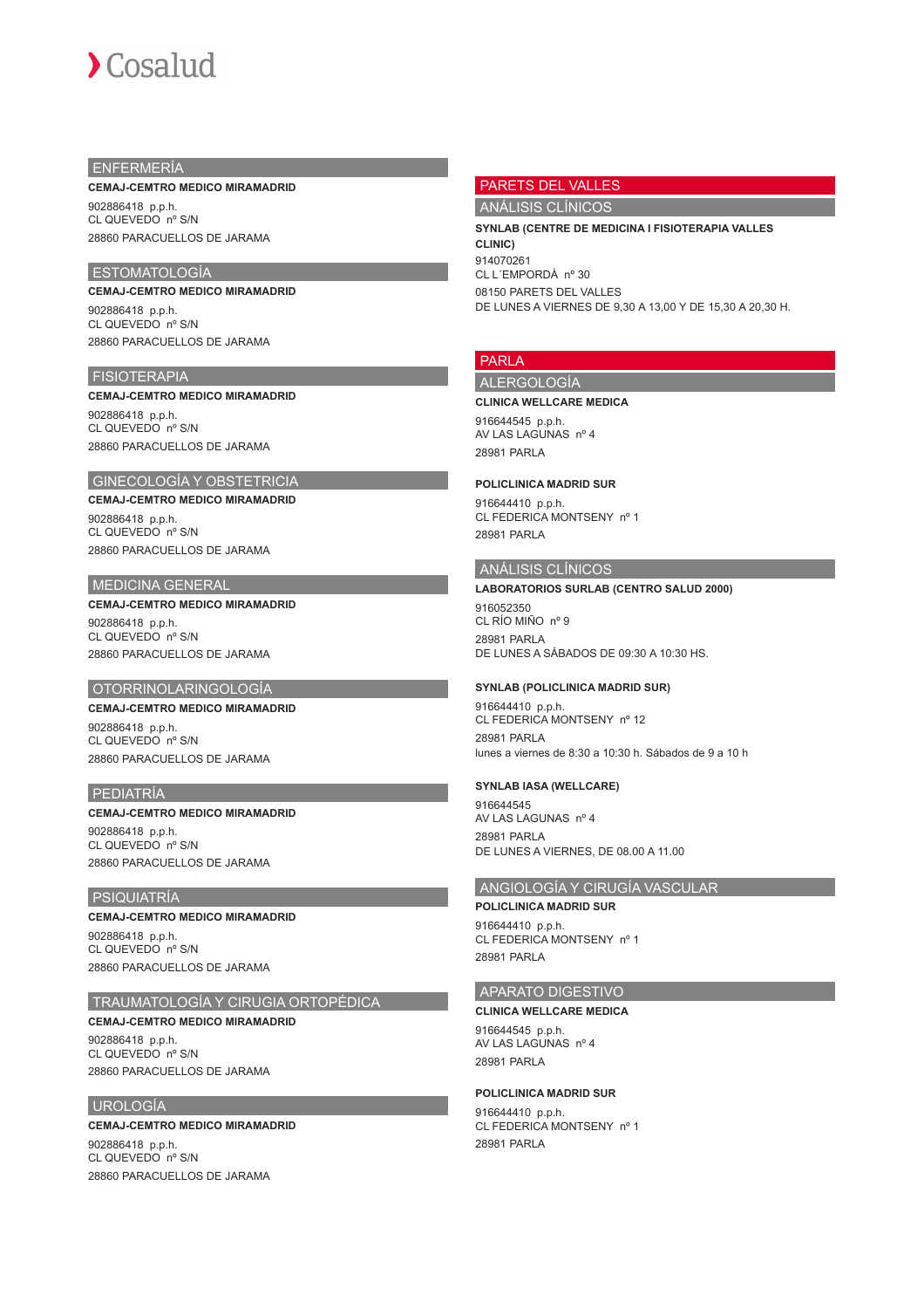## ENFERMERÍA

**CEMAJ-CEMTRO MEDICO MIRAMADRID**

902886418 p.p.h.
CL QUEVEDO nº S/N
28860 PARACUELLOS DE JARAMA

## ESTOMATOLOGÍA

**CEMAJ-CEMTRO MEDICO MIRAMADRID**

902886418 p.p.h.
CL QUEVEDO nº S/N
28860 PARACUELLOS DE JARAMA

## FISIOTERAPIA

**CEMAJ-CEMTRO MEDICO MIRAMADRID**

902886418 p.p.h.
CL QUEVEDO nº S/N
28860 PARACUELLOS DE JARAMA

## GINECOLOGÍA Y OBSTETRICIA

**CEMAJ-CEMTRO MEDICO MIRAMADRID**

902886418 p.p.h.
CL QUEVEDO nº S/N
28860 PARACUELLOS DE JARAMA

## MEDICINA GENERAL

**CEMAJ-CEMTRO MEDICO MIRAMADRID**

902886418 p.p.h.
CL QUEVEDO nº S/N
28860 PARACUELLOS DE JARAMA

## OTORRINOLARINGOLOGÍA

**CEMAJ-CEMTRO MEDICO MIRAMADRID**

902886418 p.p.h.
CL QUEVEDO nº S/N
28860 PARACUELLOS DE JARAMA

## PEDIATRÍA

**CEMAJ-CEMTRO MEDICO MIRAMADRID**

902886418 p.p.h.
CL QUEVEDO nº S/N
28860 PARACUELLOS DE JARAMA

## PSIQUIATRÍA

**CEMAJ-CEMTRO MEDICO MIRAMADRID**

902886418 p.p.h.
CL QUEVEDO nº S/N
28860 PARACUELLOS DE JARAMA

## TRAUMATOLOGÍA Y CIRUGIA ORTOPÉDICA

**CEMAJ-CEMTRO MEDICO MIRAMADRID**

902886418 p.p.h.
CL QUEVEDO nº S/N
28860 PARACUELLOS DE JARAMA

## UROLOGÍA

**CEMAJ-CEMTRO MEDICO MIRAMADRID**

902886418 p.p.h.
CL QUEVEDO nº S/N
28860 PARACUELLOS DE JARAMA

# PARETS DEL VALLES

## ANÁLISIS CLÍNICOS

**SYNLAB (CENTRE DE MEDICINA I FISIOTERAPIA VALLES CLINIC)**

914070261
CL L´EMPORDÀ nº 30
08150 PARETS DEL VALLES
DE LUNES A VIERNES DE 9,30 A 13,00 Y DE 15,30 A 20,30 H.

# PARLA

## ALERGOLOGÍA

**CLINICA WELLCARE MEDICA**

916644545 p.p.h.
AV LAS LAGUNAS nº 4
28981 PARLA

**POLICLINICA MADRID SUR**

916644410 p.p.h.
CL FEDERICA MONTSENY nº 1
28981 PARLA

## ANÁLISIS CLÍNICOS

**LABORATORIOS SURLAB (CENTRO SALUD 2000)**

916052350
CL RÍO MIÑO nº 9
28981 PARLA
DE LUNES A SÁBADOS DE 09:30 A 10:30 HS.

**SYNLAB (POLICLINICA MADRID SUR)**

916644410 p.p.h.
CL FEDERICA MONTSENY nº 12
28981 PARLA
lunes a viernes de 8:30 a 10:30 h. Sábados de 9 a 10 h

**SYNLAB IASA (WELLCARE)**

916644545
AV LAS LAGUNAS nº 4
28981 PARLA
DE LUNES A VIERNES, DE 08.00 A 11.00

## ANGIOLOGÍA Y CIRUGÍA VASCULAR

**POLICLINICA MADRID SUR**

916644410 p.p.h.
CL FEDERICA MONTSENY nº 1
28981 PARLA

## APARATO DIGESTIVO

**CLINICA WELLCARE MEDICA**

916644545 p.p.h.
AV LAS LAGUNAS nº 4
28981 PARLA

**POLICLINICA MADRID SUR**

916644410 p.p.h.
CL FEDERICA MONTSENY nº 1
28981 PARLA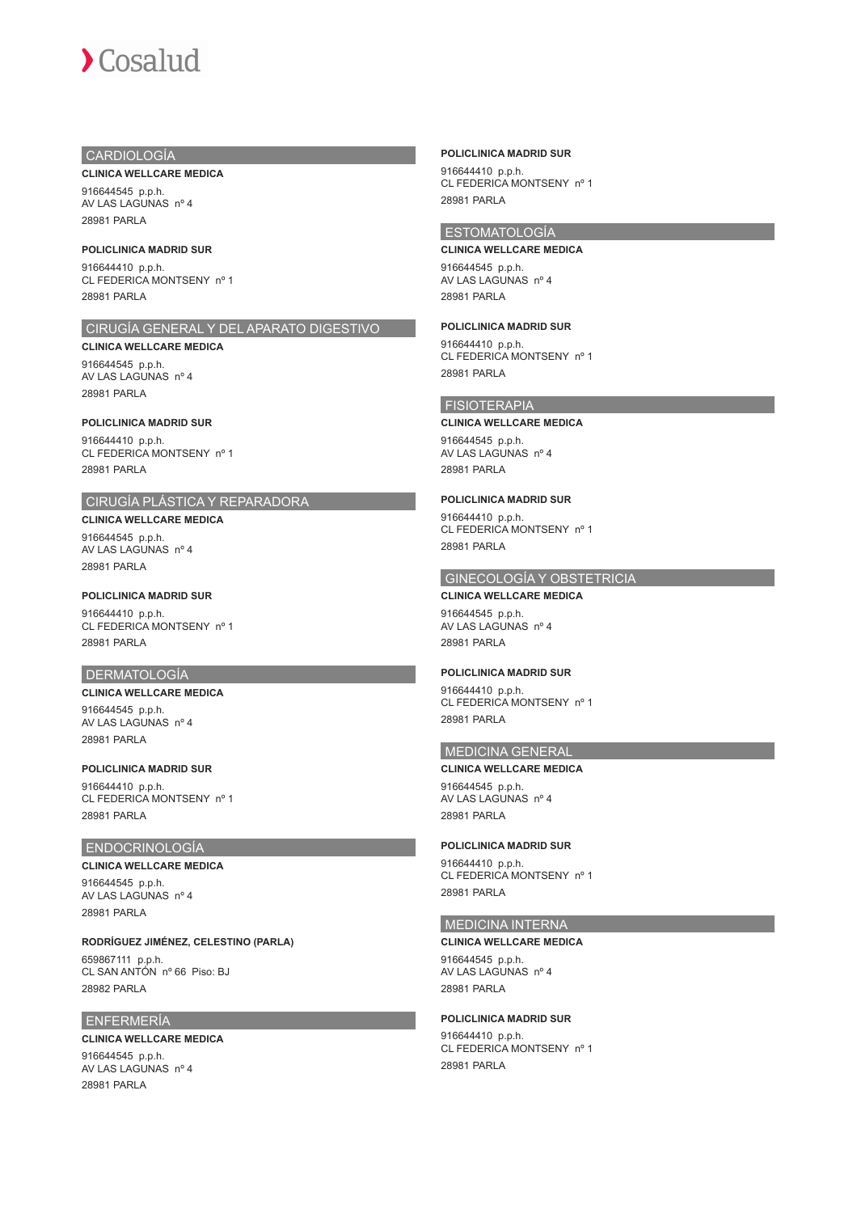## CARDIOLOGÍA

**CLINICA WELLCARE MEDICA**

916644545 p.p.h.
AV LAS LAGUNAS nº 4
28981 PARLA

**POLICLINICA MADRID SUR**

916644410 p.p.h.
CL FEDERICA MONTSENY nº 1
28981 PARLA

## CIRUGÍA GENERAL Y DEL APARATO DIGESTIVO

**CLINICA WELLCARE MEDICA**

916644545 p.p.h.
AV LAS LAGUNAS nº 4
28981 PARLA

**POLICLINICA MADRID SUR**

916644410 p.p.h.
CL FEDERICA MONTSENY nº 1
28981 PARLA

## CIRUGÍA PLÁSTICA Y REPARADORA

**CLINICA WELLCARE MEDICA**

916644545 p.p.h.
AV LAS LAGUNAS nº 4
28981 PARLA

**POLICLINICA MADRID SUR**

916644410 p.p.h.
CL FEDERICA MONTSENY nº 1
28981 PARLA

## DERMATOLOGÍA

**CLINICA WELLCARE MEDICA**

916644545 p.p.h.
AV LAS LAGUNAS nº 4
28981 PARLA

**POLICLINICA MADRID SUR**

916644410 p.p.h.
CL FEDERICA MONTSENY nº 1
28981 PARLA

## ENDOCRINOLOGÍA

**CLINICA WELLCARE MEDICA**

916644545 p.p.h.
AV LAS LAGUNAS nº 4
28981 PARLA

**RODRÍGUEZ JIMÉNEZ, CELESTINO (PARLA)**

659867111 p.p.h.
CL SAN ANTÓN nº 66 Piso: BJ
28982 PARLA

## ENFERMERÍA

**CLINICA WELLCARE MEDICA**

916644545 p.p.h.
AV LAS LAGUNAS nº 4
28981 PARLA

**POLICLINICA MADRID SUR**

916644410 p.p.h.
CL FEDERICA MONTSENY nº 1
28981 PARLA

## ESTOMATOLOGÍA

**CLINICA WELLCARE MEDICA**

916644545 p.p.h.
AV LAS LAGUNAS nº 4
28981 PARLA

**POLICLINICA MADRID SUR**

916644410 p.p.h.
CL FEDERICA MONTSENY nº 1
28981 PARLA

## FISIOTERAPIA

**CLINICA WELLCARE MEDICA**

916644545 p.p.h.
AV LAS LAGUNAS nº 4
28981 PARLA

**POLICLINICA MADRID SUR**

916644410 p.p.h.
CL FEDERICA MONTSENY nº 1
28981 PARLA

## GINECOLOGÍA Y OBSTETRICIA

**CLINICA WELLCARE MEDICA**

916644545 p.p.h.
AV LAS LAGUNAS nº 4
28981 PARLA

**POLICLINICA MADRID SUR**

916644410 p.p.h.
CL FEDERICA MONTSENY nº 1
28981 PARLA

## MEDICINA GENERAL

**CLINICA WELLCARE MEDICA**

916644545 p.p.h.
AV LAS LAGUNAS nº 4
28981 PARLA

**POLICLINICA MADRID SUR**

916644410 p.p.h.
CL FEDERICA MONTSENY nº 1
28981 PARLA

## MEDICINA INTERNA

**CLINICA WELLCARE MEDICA**

916644545 p.p.h.
AV LAS LAGUNAS nº 4
28981 PARLA

**POLICLINICA MADRID SUR**

916644410 p.p.h.
CL FEDERICA MONTSENY nº 1
28981 PARLA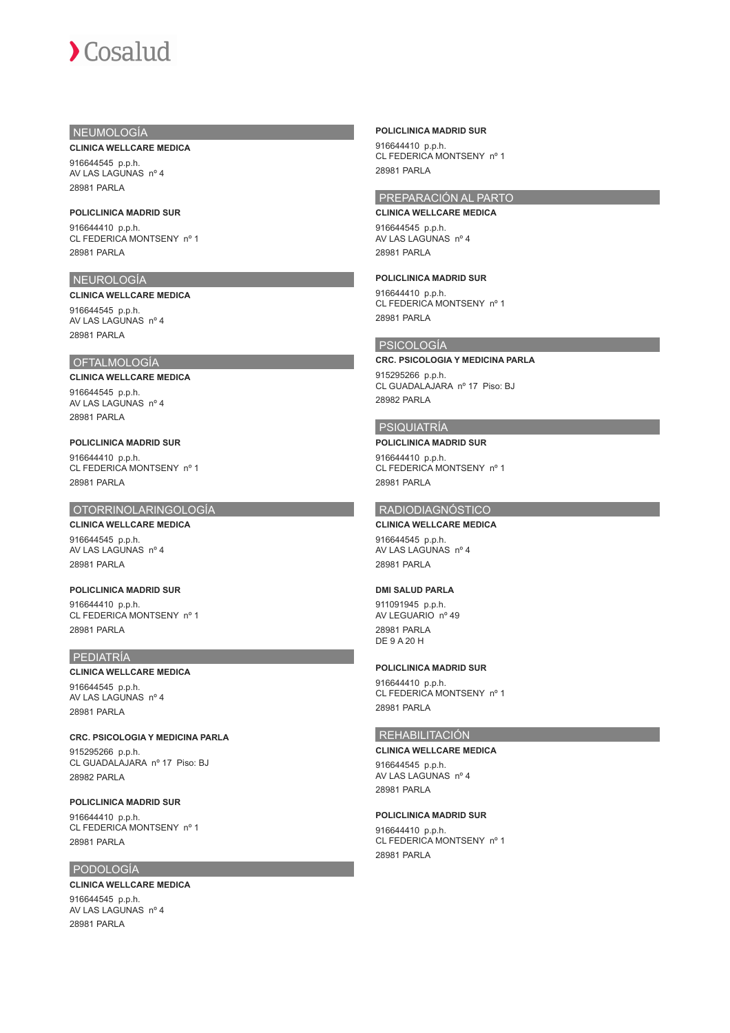## NEUMOLOGÍA

**CLINICA WELLCARE MEDICA**

916644545 p.p.h.
AV LAS LAGUNAS nº 4
28981 PARLA

**POLICLINICA MADRID SUR**

916644410 p.p.h.
CL FEDERICA MONTSENY nº 1
28981 PARLA

## NEUROLOGÍA

**CLINICA WELLCARE MEDICA**

916644545 p.p.h.
AV LAS LAGUNAS nº 4
28981 PARLA

## OFTALMOLOGÍA

**CLINICA WELLCARE MEDICA**

916644545 p.p.h.
AV LAS LAGUNAS nº 4
28981 PARLA

**POLICLINICA MADRID SUR**

916644410 p.p.h.
CL FEDERICA MONTSENY nº 1
28981 PARLA

## OTORRINOLARINGOLOGÍA

**CLINICA WELLCARE MEDICA**

916644545 p.p.h.
AV LAS LAGUNAS nº 4
28981 PARLA

**POLICLINICA MADRID SUR**

916644410 p.p.h.
CL FEDERICA MONTSENY nº 1
28981 PARLA

## PEDIATRÍA

**CLINICA WELLCARE MEDICA**

916644545 p.p.h.
AV LAS LAGUNAS nº 4
28981 PARLA

**CRC. PSICOLOGIA Y MEDICINA PARLA**

915295266 p.p.h.
CL GUADALAJARA nº 17 Piso: BJ
28982 PARLA

**POLICLINICA MADRID SUR**

916644410 p.p.h.
CL FEDERICA MONTSENY nº 1
28981 PARLA

## PODOLOGÍA

**CLINICA WELLCARE MEDICA**

916644545 p.p.h.
AV LAS LAGUNAS nº 4
28981 PARLA

**POLICLINICA MADRID SUR**

916644410 p.p.h.
CL FEDERICA MONTSENY nº 1
28981 PARLA

## PREPARACIÓN AL PARTO

**CLINICA WELLCARE MEDICA**

916644545 p.p.h.
AV LAS LAGUNAS nº 4
28981 PARLA

**POLICLINICA MADRID SUR**

916644410 p.p.h.
CL FEDERICA MONTSENY nº 1
28981 PARLA

## PSICOLOGÍA

**CRC. PSICOLOGIA Y MEDICINA PARLA**

915295266 p.p.h.
CL GUADALAJARA nº 17 Piso: BJ
28982 PARLA

## PSIQUIATRÍA

**POLICLINICA MADRID SUR**

916644410 p.p.h.
CL FEDERICA MONTSENY nº 1
28981 PARLA

## RADIODIAGNÓSTICO

**CLINICA WELLCARE MEDICA**

916644545 p.p.h.
AV LAS LAGUNAS nº 4
28981 PARLA

**DMI SALUD PARLA**

911091945 p.p.h.
AV LEGUARIO nº 49
28981 PARLA
DE 9 A 20 H

**POLICLINICA MADRID SUR**

916644410 p.p.h.
CL FEDERICA MONTSENY nº 1
28981 PARLA

## REHABILITACIÓN

**CLINICA WELLCARE MEDICA**

916644545 p.p.h.
AV LAS LAGUNAS nº 4
28981 PARLA

**POLICLINICA MADRID SUR**

916644410 p.p.h.
CL FEDERICA MONTSENY nº 1
28981 PARLA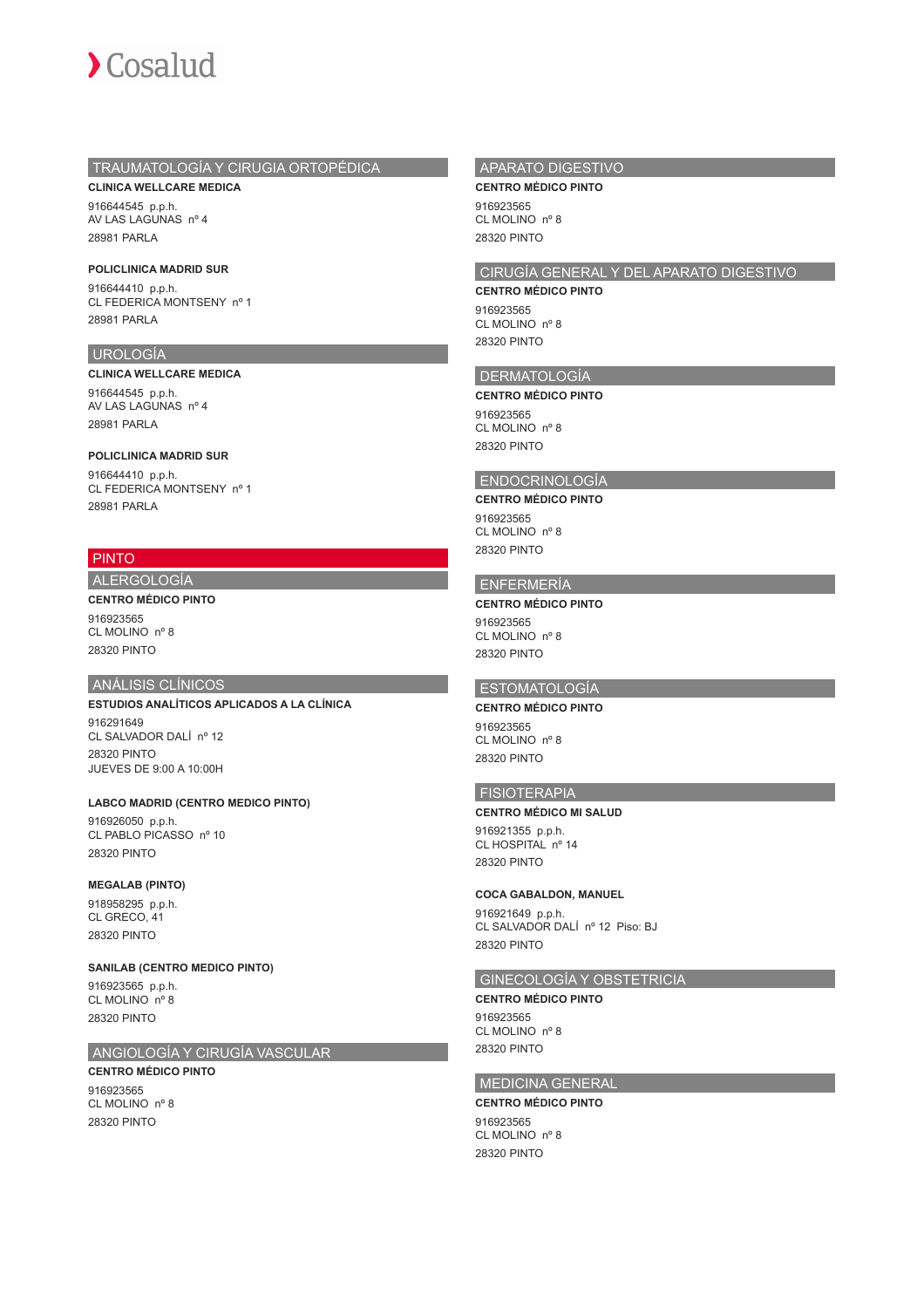## TRAUMATOLOGÍA Y CIRUGIA ORTOPÉDICA

**CLINICA WELLCARE MEDICA**

916644545 p.p.h.
AV LAS LAGUNAS nº 4
28981 PARLA

**POLICLINICA MADRID SUR**

916644410 p.p.h.
CL FEDERICA MONTSENY nº 1
28981 PARLA

## UROLOGÍA

**CLINICA WELLCARE MEDICA**

916644545 p.p.h.
AV LAS LAGUNAS nº 4
28981 PARLA

**POLICLINICA MADRID SUR**

916644410 p.p.h.
CL FEDERICA MONTSENY nº 1
28981 PARLA

# PINTO

## ALERGOLOGÍA

**CENTRO MÉDICO PINTO**

916923565
CL MOLINO nº 8
28320 PINTO

## ANÁLISIS CLÍNICOS

**ESTUDIOS ANALÍTICOS APLICADOS A LA CLÍNICA**

916291649
CL SALVADOR DALÍ nº 12
28320 PINTO
JUEVES DE 9:00 A 10:00H

**LABCO MADRID (CENTRO MEDICO PINTO)**

916926050 p.p.h.
CL PABLO PICASSO nº 10
28320 PINTO

**MEGALAB (PINTO)**

918958295 p.p.h.
CL GRECO, 41
28320 PINTO

**SANILAB (CENTRO MEDICO PINTO)**

916923565 p.p.h.
CL MOLINO nº 8
28320 PINTO

## ANGIOLOGÍA Y CIRUGÍA VASCULAR

**CENTRO MÉDICO PINTO**

916923565
CL MOLINO nº 8
28320 PINTO

## APARATO DIGESTIVO

**CENTRO MÉDICO PINTO**

916923565
CL MOLINO nº 8
28320 PINTO

## CIRUGÍA GENERAL Y DEL APARATO DIGESTIVO

**CENTRO MÉDICO PINTO**

916923565
CL MOLINO nº 8
28320 PINTO

## DERMATOLOGÍA

**CENTRO MÉDICO PINTO**

916923565
CL MOLINO nº 8
28320 PINTO

## ENDOCRINOLOGÍA

**CENTRO MÉDICO PINTO**

916923565
CL MOLINO nº 8
28320 PINTO

## ENFERMERÍA

**CENTRO MÉDICO PINTO**

916923565
CL MOLINO nº 8
28320 PINTO

## ESTOMATOLOGÍA

**CENTRO MÉDICO PINTO**

916923565
CL MOLINO nº 8
28320 PINTO

## FISIOTERAPIA

**CENTRO MÉDICO MI SALUD**

916921355 p.p.h.
CL HOSPITAL nº 14
28320 PINTO

**COCA GABALDON, MANUEL**

916921649 p.p.h.
CL SALVADOR DALÍ nº 12 Piso: BJ
28320 PINTO

## GINECOLOGÍA Y OBSTETRICIA

**CENTRO MÉDICO PINTO**

916923565
CL MOLINO nº 8
28320 PINTO

## MEDICINA GENERAL

**CENTRO MÉDICO PINTO**

916923565
CL MOLINO nº 8
28320 PINTO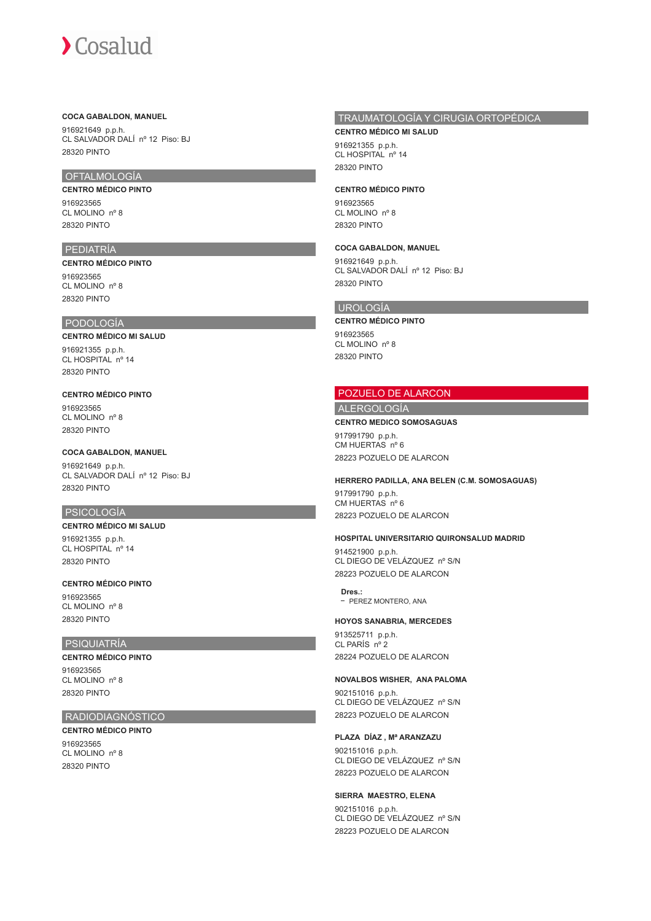**COCA GABALDON, MANUEL**

916921649 p.p.h.
CL SALVADOR DALÍ nº 12 Piso: BJ

28320 PINTO

## OFTALMOLOGÍA

**CENTRO MÉDICO PINTO**

916923565
CL MOLINO nº 8

28320 PINTO

## PEDIATRÍA

**CENTRO MÉDICO PINTO**

916923565
CL MOLINO nº 8

28320 PINTO

## PODOLOGÍA

**CENTRO MÉDICO MI SALUD**

916921355 p.p.h.
CL HOSPITAL nº 14

28320 PINTO

**CENTRO MÉDICO PINTO**

916923565
CL MOLINO nº 8

28320 PINTO

**COCA GABALDON, MANUEL**

916921649 p.p.h.
CL SALVADOR DALÍ nº 12 Piso: BJ

28320 PINTO

## PSICOLOGÍA

**CENTRO MÉDICO MI SALUD**

916921355 p.p.h.
CL HOSPITAL nº 14

28320 PINTO

**CENTRO MÉDICO PINTO**

916923565
CL MOLINO nº 8

28320 PINTO

## PSIQUIATRÍA

**CENTRO MÉDICO PINTO**

916923565
CL MOLINO nº 8

28320 PINTO

## RADIODIAGNÓSTICO

**CENTRO MÉDICO PINTO**

916923565
CL MOLINO nº 8

28320 PINTO

## TRAUMATOLOGÍA Y CIRUGIA ORTOPÉDICA

**CENTRO MÉDICO MI SALUD**

916921355 p.p.h.
CL HOSPITAL nº 14

28320 PINTO

**CENTRO MÉDICO PINTO**

916923565
CL MOLINO nº 8

28320 PINTO

**COCA GABALDON, MANUEL**

916921649 p.p.h.
CL SALVADOR DALÍ nº 12 Piso: BJ

28320 PINTO

## UROLOGÍA

**CENTRO MÉDICO PINTO**

916923565
CL MOLINO nº 8

28320 PINTO

# POZUELO DE ALARCON

## ALERGOLOGÍA

**CENTRO MEDICO SOMOSAGUAS**

917991790 p.p.h.
CM HUERTAS nº 6

28223 POZUELO DE ALARCON

**HERRERO PADILLA, ANA BELEN (C.M. SOMOSAGUAS)**

917991790 p.p.h.
CM HUERTAS nº 6

28223 POZUELO DE ALARCON

**HOSPITAL UNIVERSITARIO QUIRONSALUD MADRID**

914521900 p.p.h.
CL DIEGO DE VELÁZQUEZ nº S/N

28223 POZUELO DE ALARCON

**Dres.:**
- PEREZ MONTERO, ANA

**HOYOS SANABRIA, MERCEDES**

913525711 p.p.h.
CL PARÍS nº 2

28224 POZUELO DE ALARCON

**NOVALBOS WISHER, ANA PALOMA**

902151016 p.p.h.
CL DIEGO DE VELÁZQUEZ nº S/N

28223 POZUELO DE ALARCON

**PLAZA DÍAZ , Mª ARANZAZU**

902151016 p.p.h.
CL DIEGO DE VELÁZQUEZ nº S/N

28223 POZUELO DE ALARCON

**SIERRA MAESTRO, ELENA**

902151016 p.p.h.
CL DIEGO DE VELÁZQUEZ nº S/N

28223 POZUELO DE ALARCON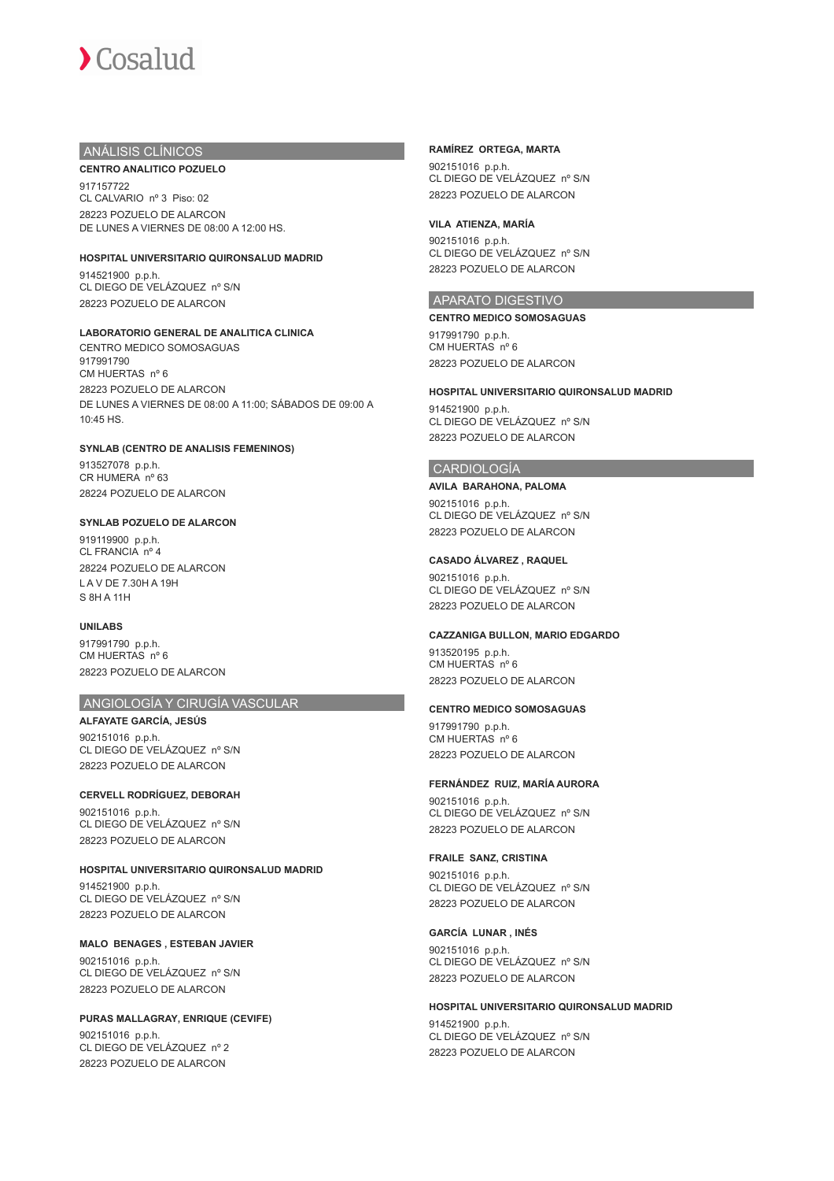## ANÁLISIS CLÍNICOS

**CENTRO ANALITICO POZUELO**

917157722
CL CALVARIO nº 3 Piso: 02
28223 POZUELO DE ALARCON
DE LUNES A VIERNES DE 08:00 A 12:00 HS.

**HOSPITAL UNIVERSITARIO QUIRONSALUD MADRID**

914521900 p.p.h.
CL DIEGO DE VELÁZQUEZ nº S/N
28223 POZUELO DE ALARCON

**LABORATORIO GENERAL DE ANALITICA CLINICA**

CENTRO MEDICO SOMOSAGUAS
917991790
CM HUERTAS nº 6
28223 POZUELO DE ALARCON
DE LUNES A VIERNES DE 08:00 A 11:00; SÁBADOS DE 09:00 A 10:45 HS.

**SYNLAB (CENTRO DE ANALISIS FEMENINOS)**

913527078 p.p.h.
CR HUMERA nº 63
28224 POZUELO DE ALARCON

**SYNLAB POZUELO DE ALARCON**

919119900 p.p.h.
CL FRANCIA nº 4
28224 POZUELO DE ALARCON
L A V DE 7.30H A 19H
S 8H A 11H

**UNILABS**

917991790 p.p.h.
CM HUERTAS nº 6
28223 POZUELO DE ALARCON

## ANGIOLOGÍA Y CIRUGÍA VASCULAR

**ALFAYATE GARCÍA, JESÚS**

902151016 p.p.h.
CL DIEGO DE VELÁZQUEZ nº S/N
28223 POZUELO DE ALARCON

**CERVELL RODRÍGUEZ, DEBORAH**

902151016 p.p.h.
CL DIEGO DE VELÁZQUEZ nº S/N
28223 POZUELO DE ALARCON

**HOSPITAL UNIVERSITARIO QUIRONSALUD MADRID**

914521900 p.p.h.
CL DIEGO DE VELÁZQUEZ nº S/N
28223 POZUELO DE ALARCON

**MALO BENAGES , ESTEBAN JAVIER**

902151016 p.p.h.
CL DIEGO DE VELÁZQUEZ nº S/N
28223 POZUELO DE ALARCON

**PURAS MALLAGRAY, ENRIQUE (CEVIFE)**

902151016 p.p.h.
CL DIEGO DE VELÁZQUEZ nº 2
28223 POZUELO DE ALARCON

**RAMÍREZ ORTEGA, MARTA**

902151016 p.p.h.
CL DIEGO DE VELÁZQUEZ nº S/N
28223 POZUELO DE ALARCON

**VILA ATIENZA, MARÍA**

902151016 p.p.h.
CL DIEGO DE VELÁZQUEZ nº S/N
28223 POZUELO DE ALARCON

## APARATO DIGESTIVO

**CENTRO MEDICO SOMOSAGUAS**

917991790 p.p.h.
CM HUERTAS nº 6
28223 POZUELO DE ALARCON

**HOSPITAL UNIVERSITARIO QUIRONSALUD MADRID**

914521900 p.p.h.
CL DIEGO DE VELÁZQUEZ nº S/N
28223 POZUELO DE ALARCON

## CARDIOLOGÍA

**AVILA BARAHONA, PALOMA**

902151016 p.p.h.
CL DIEGO DE VELÁZQUEZ nº S/N
28223 POZUELO DE ALARCON

**CASADO ÁLVAREZ , RAQUEL**

902151016 p.p.h.
CL DIEGO DE VELÁZQUEZ nº S/N
28223 POZUELO DE ALARCON

**CAZZANIGA BULLON, MARIO EDGARDO**

913520195 p.p.h.
CM HUERTAS nº 6
28223 POZUELO DE ALARCON

**CENTRO MEDICO SOMOSAGUAS**

917991790 p.p.h.
CM HUERTAS nº 6
28223 POZUELO DE ALARCON

**FERNÁNDEZ RUIZ, MARÍA AURORA**

902151016 p.p.h.
CL DIEGO DE VELÁZQUEZ nº S/N
28223 POZUELO DE ALARCON

**FRAILE SANZ, CRISTINA**

902151016 p.p.h.
CL DIEGO DE VELÁZQUEZ nº S/N
28223 POZUELO DE ALARCON

**GARCÍA LUNAR , INÉS**

902151016 p.p.h.
CL DIEGO DE VELÁZQUEZ nº S/N
28223 POZUELO DE ALARCON

**HOSPITAL UNIVERSITARIO QUIRONSALUD MADRID**

914521900 p.p.h.
CL DIEGO DE VELÁZQUEZ nº S/N
28223 POZUELO DE ALARCON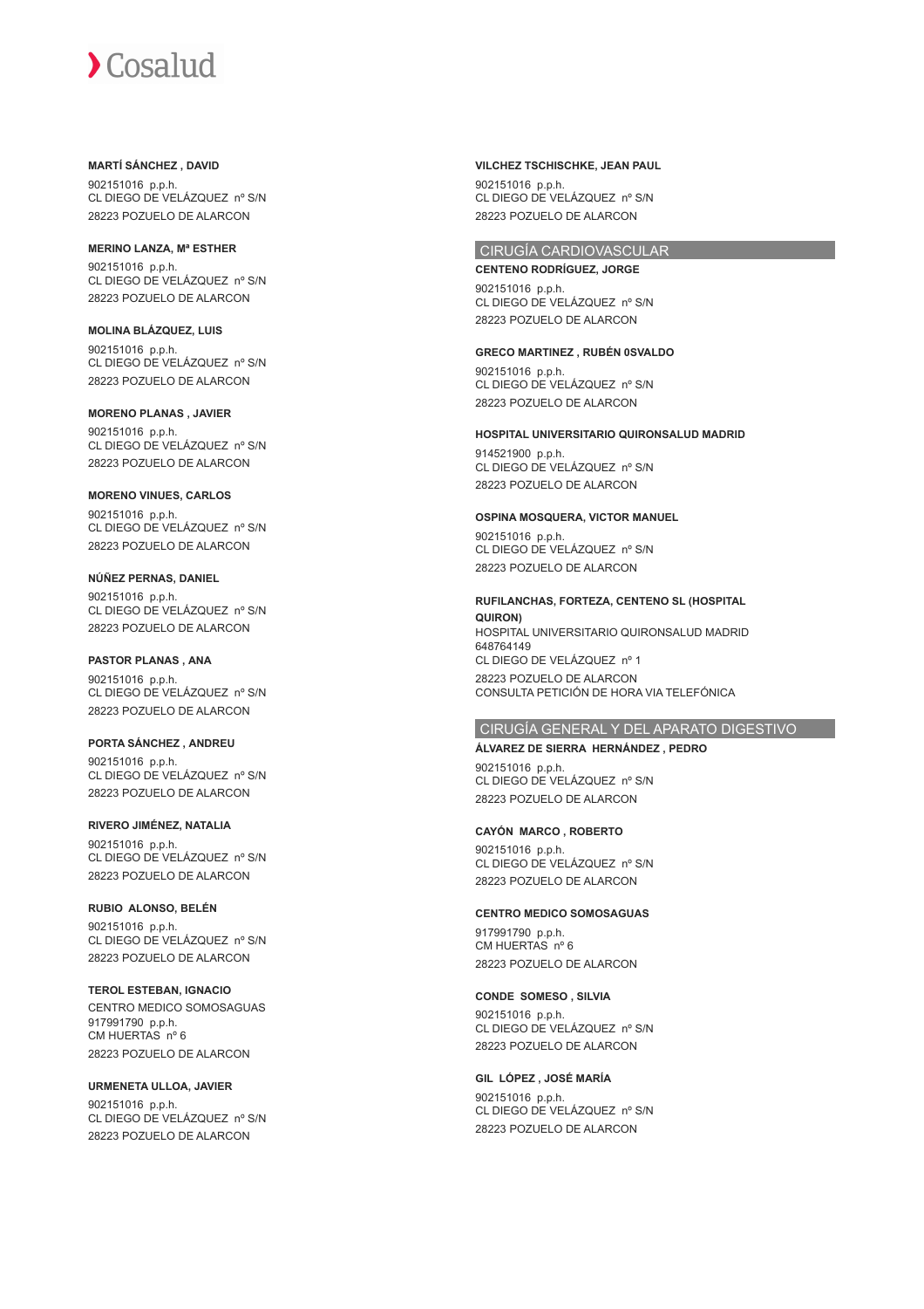**MARTÍ SÁNCHEZ , DAVID**

902151016 p.p.h.
CL DIEGO DE VELÁZQUEZ nº S/N
28223 POZUELO DE ALARCON

**MERINO LANZA, Mª ESTHER**

902151016 p.p.h.
CL DIEGO DE VELÁZQUEZ nº S/N
28223 POZUELO DE ALARCON

**MOLINA BLÁZQUEZ, LUIS**

902151016 p.p.h.
CL DIEGO DE VELÁZQUEZ nº S/N
28223 POZUELO DE ALARCON

**MORENO PLANAS , JAVIER**

902151016 p.p.h.
CL DIEGO DE VELÁZQUEZ nº S/N
28223 POZUELO DE ALARCON

**MORENO VINUES, CARLOS**

902151016 p.p.h.
CL DIEGO DE VELÁZQUEZ nº S/N
28223 POZUELO DE ALARCON

**NÚÑEZ PERNAS, DANIEL**

902151016 p.p.h.
CL DIEGO DE VELÁZQUEZ nº S/N
28223 POZUELO DE ALARCON

**PASTOR PLANAS , ANA**

902151016 p.p.h.
CL DIEGO DE VELÁZQUEZ nº S/N
28223 POZUELO DE ALARCON

**PORTA SÁNCHEZ , ANDREU**

902151016 p.p.h.
CL DIEGO DE VELÁZQUEZ nº S/N
28223 POZUELO DE ALARCON

**RIVERO JIMÉNEZ, NATALIA**

902151016 p.p.h.
CL DIEGO DE VELÁZQUEZ nº S/N
28223 POZUELO DE ALARCON

**RUBIO ALONSO, BELÉN**

902151016 p.p.h.
CL DIEGO DE VELÁZQUEZ nº S/N
28223 POZUELO DE ALARCON

**TEROL ESTEBAN, IGNACIO**

CENTRO MEDICO SOMOSAGUAS
917991790 p.p.h.
CM HUERTAS nº 6
28223 POZUELO DE ALARCON

**URMENETA ULLOA, JAVIER**

902151016 p.p.h.
CL DIEGO DE VELÁZQUEZ nº S/N
28223 POZUELO DE ALARCON

**VILCHEZ TSCHISCHKE, JEAN PAUL**

902151016 p.p.h.
CL DIEGO DE VELÁZQUEZ nº S/N
28223 POZUELO DE ALARCON

## CIRUGÍA CARDIOVASCULAR

**CENTENO RODRÍGUEZ, JORGE**

902151016 p.p.h.
CL DIEGO DE VELÁZQUEZ nº S/N
28223 POZUELO DE ALARCON

**GRECO MARTINEZ , RUBÉN 0SVALDO**

902151016 p.p.h.
CL DIEGO DE VELÁZQUEZ nº S/N
28223 POZUELO DE ALARCON

**HOSPITAL UNIVERSITARIO QUIRONSALUD MADRID**

914521900 p.p.h.
CL DIEGO DE VELÁZQUEZ nº S/N
28223 POZUELO DE ALARCON

**OSPINA MOSQUERA, VICTOR MANUEL**

902151016 p.p.h.
CL DIEGO DE VELÁZQUEZ nº S/N
28223 POZUELO DE ALARCON

**RUFILANCHAS, FORTEZA, CENTENO SL (HOSPITAL QUIRON)**

HOSPITAL UNIVERSITARIO QUIRONSALUD MADRID
648764149
CL DIEGO DE VELÁZQUEZ nº 1
28223 POZUELO DE ALARCON
CONSULTA PETICIÓN DE HORA VIA TELEFÓNICA

## CIRUGÍA GENERAL Y DEL APARATO DIGESTIVO

**ÁLVAREZ DE SIERRA HERNÁNDEZ , PEDRO**

902151016 p.p.h.
CL DIEGO DE VELÁZQUEZ nº S/N
28223 POZUELO DE ALARCON

**CAYÓN MARCO , ROBERTO**

902151016 p.p.h.
CL DIEGO DE VELÁZQUEZ nº S/N
28223 POZUELO DE ALARCON

**CENTRO MEDICO SOMOSAGUAS**

917991790 p.p.h.
CM HUERTAS nº 6
28223 POZUELO DE ALARCON

**CONDE SOMESO , SILVIA**

902151016 p.p.h.
CL DIEGO DE VELÁZQUEZ nº S/N
28223 POZUELO DE ALARCON

**GIL LÓPEZ , JOSÉ MARÍA**

902151016 p.p.h.
CL DIEGO DE VELÁZQUEZ nº S/N
28223 POZUELO DE ALARCON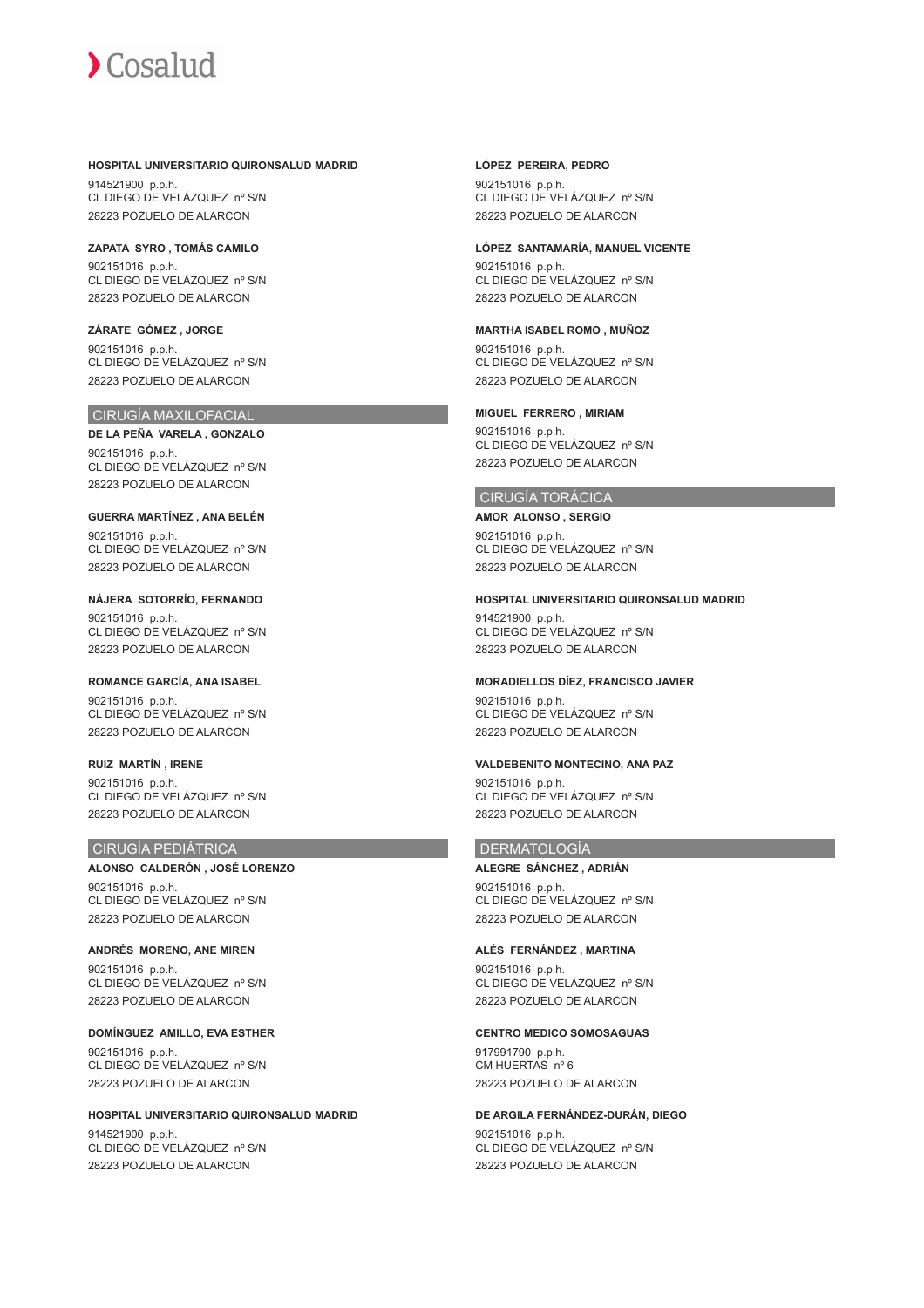**HOSPITAL UNIVERSITARIO QUIRONSALUD MADRID**

914521900 p.p.h.
CL DIEGO DE VELÁZQUEZ nº S/N
28223 POZUELO DE ALARCON

**ZAPATA SYRO , TOMÁS CAMILO**

902151016 p.p.h.
CL DIEGO DE VELÁZQUEZ nº S/N
28223 POZUELO DE ALARCON

**ZÁRATE GÓMEZ , JORGE**

902151016 p.p.h.
CL DIEGO DE VELÁZQUEZ nº S/N
28223 POZUELO DE ALARCON

## CIRUGÍA MAXILOFACIAL

**DE LA PEÑA VARELA , GONZALO**

902151016 p.p.h.
CL DIEGO DE VELÁZQUEZ nº S/N
28223 POZUELO DE ALARCON

**GUERRA MARTÍNEZ , ANA BELÉN**

902151016 p.p.h.
CL DIEGO DE VELÁZQUEZ nº S/N
28223 POZUELO DE ALARCON

**NÁJERA SOTORRÍO, FERNANDO**

902151016 p.p.h.
CL DIEGO DE VELÁZQUEZ nº S/N
28223 POZUELO DE ALARCON

**ROMANCE GARCÍA, ANA ISABEL**

902151016 p.p.h.
CL DIEGO DE VELÁZQUEZ nº S/N
28223 POZUELO DE ALARCON

**RUIZ MARTÍN , IRENE**

902151016 p.p.h.
CL DIEGO DE VELÁZQUEZ nº S/N
28223 POZUELO DE ALARCON

## CIRUGÍA PEDIÁTRICA

**ALONSO CALDERÓN , JOSÉ LORENZO**

902151016 p.p.h.
CL DIEGO DE VELÁZQUEZ nº S/N
28223 POZUELO DE ALARCON

**ANDRÉS MORENO, ANE MIREN**

902151016 p.p.h.
CL DIEGO DE VELÁZQUEZ nº S/N
28223 POZUELO DE ALARCON

**DOMÍNGUEZ AMILLO, EVA ESTHER**

902151016 p.p.h.
CL DIEGO DE VELÁZQUEZ nº S/N
28223 POZUELO DE ALARCON

**HOSPITAL UNIVERSITARIO QUIRONSALUD MADRID**

914521900 p.p.h.
CL DIEGO DE VELÁZQUEZ nº S/N
28223 POZUELO DE ALARCON

**LÓPEZ PEREIRA, PEDRO**

902151016 p.p.h.
CL DIEGO DE VELÁZQUEZ nº S/N
28223 POZUELO DE ALARCON

**LÓPEZ SANTAMARÍA, MANUEL VICENTE**

902151016 p.p.h.
CL DIEGO DE VELÁZQUEZ nº S/N
28223 POZUELO DE ALARCON

**MARTHA ISABEL ROMO , MUÑOZ**

902151016 p.p.h.
CL DIEGO DE VELÁZQUEZ nº S/N
28223 POZUELO DE ALARCON

**MIGUEL FERRERO , MIRIAM**

902151016 p.p.h.
CL DIEGO DE VELÁZQUEZ nº S/N
28223 POZUELO DE ALARCON

## CIRUGÍA TORÁCICA

**AMOR ALONSO , SERGIO**

902151016 p.p.h.
CL DIEGO DE VELÁZQUEZ nº S/N
28223 POZUELO DE ALARCON

**HOSPITAL UNIVERSITARIO QUIRONSALUD MADRID**

914521900 p.p.h.
CL DIEGO DE VELÁZQUEZ nº S/N
28223 POZUELO DE ALARCON

**MORADIELLOS DÍEZ, FRANCISCO JAVIER**

902151016 p.p.h.
CL DIEGO DE VELÁZQUEZ nº S/N
28223 POZUELO DE ALARCON

**VALDEBENITO MONTECINO, ANA PAZ**

902151016 p.p.h.
CL DIEGO DE VELÁZQUEZ nº S/N
28223 POZUELO DE ALARCON

## DERMATOLOGÍA

**ALEGRE SÁNCHEZ , ADRIÁN**

902151016 p.p.h.
CL DIEGO DE VELÁZQUEZ nº S/N
28223 POZUELO DE ALARCON

**ALÉS FERNÁNDEZ , MARTINA**

902151016 p.p.h.
CL DIEGO DE VELÁZQUEZ nº S/N
28223 POZUELO DE ALARCON

**CENTRO MEDICO SOMOSAGUAS**

917991790 p.p.h.
CM HUERTAS nº 6
28223 POZUELO DE ALARCON

**DE ARGILA FERNÁNDEZ-DURÁN, DIEGO**

902151016 p.p.h.
CL DIEGO DE VELÁZQUEZ nº S/N
28223 POZUELO DE ALARCON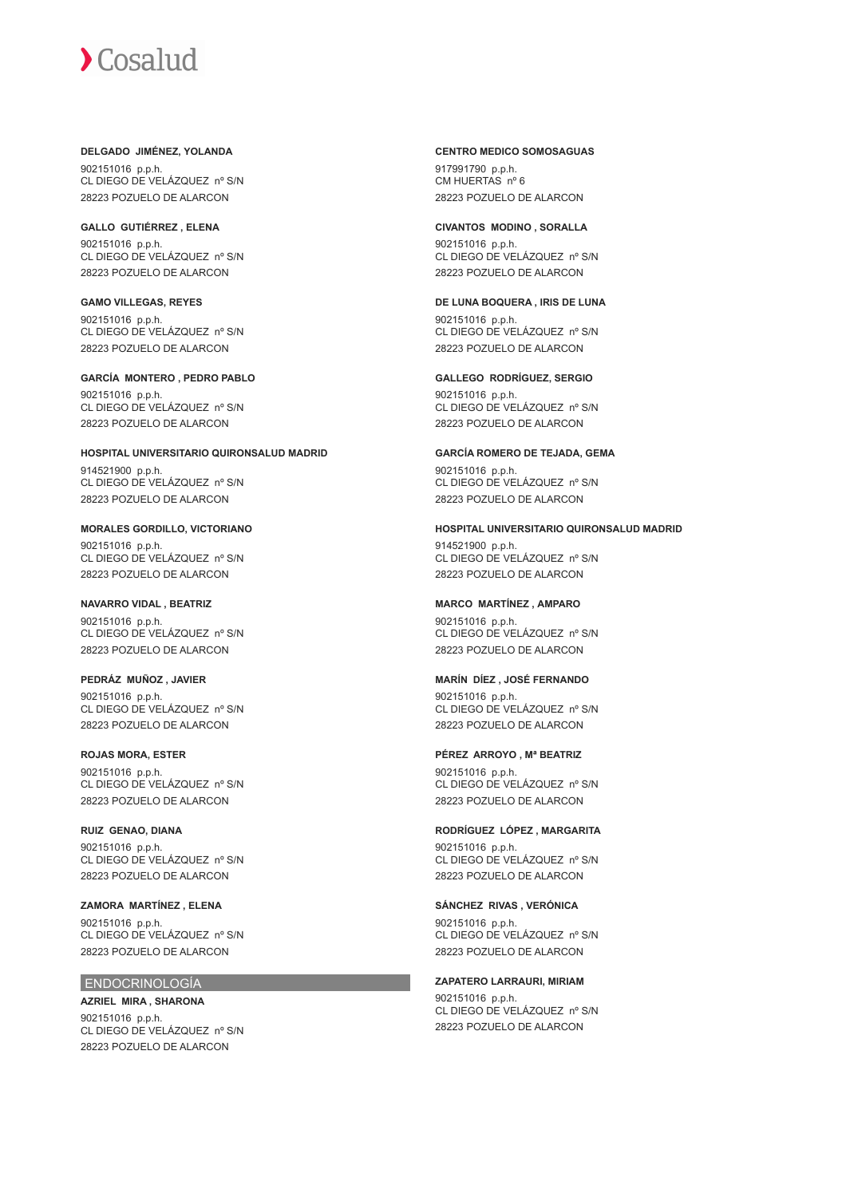**DELGADO JIMÉNEZ, YOLANDA**
902151016 p.p.h.
CL DIEGO DE VELÁZQUEZ nº S/N
28223 POZUELO DE ALARCON

**GALLO GUTIÉRREZ , ELENA**
902151016 p.p.h.
CL DIEGO DE VELÁZQUEZ nº S/N
28223 POZUELO DE ALARCON

**GAMO VILLEGAS, REYES**
902151016 p.p.h.
CL DIEGO DE VELÁZQUEZ nº S/N
28223 POZUELO DE ALARCON

**GARCÍA MONTERO , PEDRO PABLO**
902151016 p.p.h.
CL DIEGO DE VELÁZQUEZ nº S/N
28223 POZUELO DE ALARCON

**HOSPITAL UNIVERSITARIO QUIRONSALUD MADRID**
914521900 p.p.h.
CL DIEGO DE VELÁZQUEZ nº S/N
28223 POZUELO DE ALARCON

**MORALES GORDILLO, VICTORIANO**
902151016 p.p.h.
CL DIEGO DE VELÁZQUEZ nº S/N
28223 POZUELO DE ALARCON

**NAVARRO VIDAL , BEATRIZ**
902151016 p.p.h.
CL DIEGO DE VELÁZQUEZ nº S/N
28223 POZUELO DE ALARCON

**PEDRÁZ MUÑOZ , JAVIER**
902151016 p.p.h.
CL DIEGO DE VELÁZQUEZ nº S/N
28223 POZUELO DE ALARCON

**ROJAS MORA, ESTER**
902151016 p.p.h.
CL DIEGO DE VELÁZQUEZ nº S/N
28223 POZUELO DE ALARCON

**RUIZ GENAO, DIANA**
902151016 p.p.h.
CL DIEGO DE VELÁZQUEZ nº S/N
28223 POZUELO DE ALARCON

**ZAMORA MARTÍNEZ , ELENA**
902151016 p.p.h.
CL DIEGO DE VELÁZQUEZ nº S/N
28223 POZUELO DE ALARCON

## ENDOCRINOLOGÍA

**AZRIEL MIRA , SHARONA**
902151016 p.p.h.
CL DIEGO DE VELÁZQUEZ nº S/N
28223 POZUELO DE ALARCON

**CENTRO MEDICO SOMOSAGUAS**
917991790 p.p.h.
CM HUERTAS nº 6
28223 POZUELO DE ALARCON

**CIVANTOS MODINO , SORALLA**
902151016 p.p.h.
CL DIEGO DE VELÁZQUEZ nº S/N
28223 POZUELO DE ALARCON

**DE LUNA BOQUERA , IRIS DE LUNA**
902151016 p.p.h.
CL DIEGO DE VELÁZQUEZ nº S/N
28223 POZUELO DE ALARCON

**GALLEGO RODRÍGUEZ, SERGIO**
902151016 p.p.h.
CL DIEGO DE VELÁZQUEZ nº S/N
28223 POZUELO DE ALARCON

**GARCÍA ROMERO DE TEJADA, GEMA**
902151016 p.p.h.
CL DIEGO DE VELÁZQUEZ nº S/N
28223 POZUELO DE ALARCON

**HOSPITAL UNIVERSITARIO QUIRONSALUD MADRID**
914521900 p.p.h.
CL DIEGO DE VELÁZQUEZ nº S/N
28223 POZUELO DE ALARCON

**MARCO MARTÍNEZ , AMPARO**
902151016 p.p.h.
CL DIEGO DE VELÁZQUEZ nº S/N
28223 POZUELO DE ALARCON

**MARÍN DÍEZ , JOSÉ FERNANDO**
902151016 p.p.h.
CL DIEGO DE VELÁZQUEZ nº S/N
28223 POZUELO DE ALARCON

**PÉREZ ARROYO , Mª BEATRIZ**
902151016 p.p.h.
CL DIEGO DE VELÁZQUEZ nº S/N
28223 POZUELO DE ALARCON

**RODRÍGUEZ LÓPEZ , MARGARITA**
902151016 p.p.h.
CL DIEGO DE VELÁZQUEZ nº S/N
28223 POZUELO DE ALARCON

**SÁNCHEZ RIVAS , VERÓNICA**
902151016 p.p.h.
CL DIEGO DE VELÁZQUEZ nº S/N
28223 POZUELO DE ALARCON

**ZAPATERO LARRAURI, MIRIAM**
902151016 p.p.h.
CL DIEGO DE VELÁZQUEZ nº S/N
28223 POZUELO DE ALARCON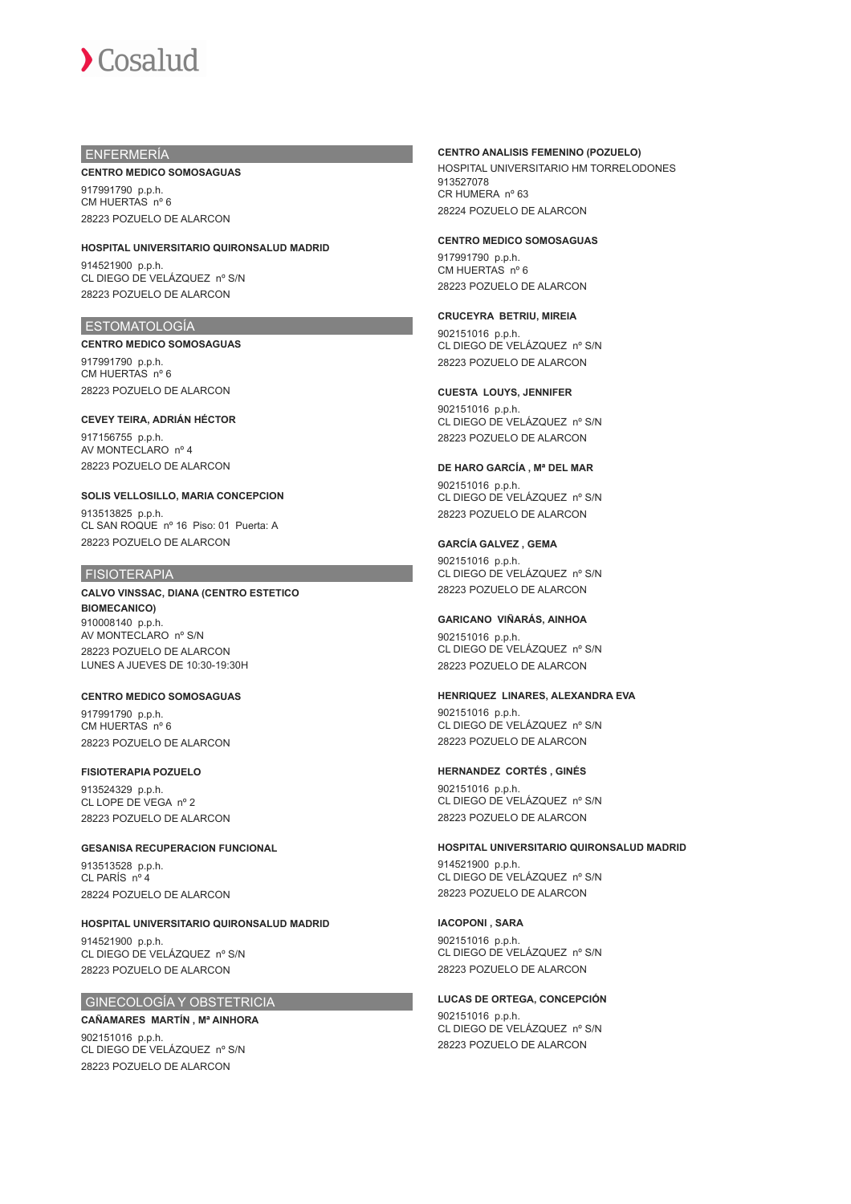## ENFERMERÍA

**CENTRO MEDICO SOMOSAGUAS**

917991790 p.p.h.
CM HUERTAS nº 6
28223 POZUELO DE ALARCON

**HOSPITAL UNIVERSITARIO QUIRONSALUD MADRID**

914521900 p.p.h.
CL DIEGO DE VELÁZQUEZ nº S/N
28223 POZUELO DE ALARCON

## ESTOMATOLOGÍA

**CENTRO MEDICO SOMOSAGUAS**

917991790 p.p.h.
CM HUERTAS nº 6
28223 POZUELO DE ALARCON

**CEVEY TEIRA, ADRIÁN HÉCTOR**

917156755 p.p.h.
AV MONTECLARO nº 4
28223 POZUELO DE ALARCON

**SOLIS VELLOSILLO, MARIA CONCEPCION**

913513825 p.p.h.
CL SAN ROQUE nº 16 Piso: 01 Puerta: A
28223 POZUELO DE ALARCON

## FISIOTERAPIA

**CALVO VINSSAC, DIANA (CENTRO ESTETICO BIOMECANICO)**

910008140 p.p.h.
AV MONTECLARO nº S/N
28223 POZUELO DE ALARCON
LUNES A JUEVES DE 10:30-19:30H

**CENTRO MEDICO SOMOSAGUAS**

917991790 p.p.h.
CM HUERTAS nº 6
28223 POZUELO DE ALARCON

**FISIOTERAPIA POZUELO**

913524329 p.p.h.
CL LOPE DE VEGA nº 2
28223 POZUELO DE ALARCON

**GESANISA RECUPERACION FUNCIONAL**

913513528 p.p.h.
CL PARÍS nº 4
28224 POZUELO DE ALARCON

**HOSPITAL UNIVERSITARIO QUIRONSALUD MADRID**

914521900 p.p.h.
CL DIEGO DE VELÁZQUEZ nº S/N
28223 POZUELO DE ALARCON

## GINECOLOGÍA Y OBSTETRICIA

**CAÑAMARES MARTÍN , Mª AINHORA**

902151016 p.p.h.
CL DIEGO DE VELÁZQUEZ nº S/N
28223 POZUELO DE ALARCON

**CENTRO ANALISIS FEMENINO (POZUELO)**

HOSPITAL UNIVERSITARIO HM TORRELODONES
913527078
CR HUMERA nº 63
28224 POZUELO DE ALARCON

**CENTRO MEDICO SOMOSAGUAS**

917991790 p.p.h.
CM HUERTAS nº 6
28223 POZUELO DE ALARCON

**CRUCEYRA BETRIU, MIREIA**

902151016 p.p.h.
CL DIEGO DE VELÁZQUEZ nº S/N
28223 POZUELO DE ALARCON

**CUESTA LOUYS, JENNIFER**

902151016 p.p.h.
CL DIEGO DE VELÁZQUEZ nº S/N
28223 POZUELO DE ALARCON

**DE HARO GARCÍA , Mª DEL MAR**

902151016 p.p.h.
CL DIEGO DE VELÁZQUEZ nº S/N
28223 POZUELO DE ALARCON

**GARCÍA GALVEZ , GEMA**

902151016 p.p.h.
CL DIEGO DE VELÁZQUEZ nº S/N
28223 POZUELO DE ALARCON

**GARICANO VIÑARÁS, AINHOA**

902151016 p.p.h.
CL DIEGO DE VELÁZQUEZ nº S/N
28223 POZUELO DE ALARCON

**HENRIQUEZ LINARES, ALEXANDRA EVA**

902151016 p.p.h.
CL DIEGO DE VELÁZQUEZ nº S/N
28223 POZUELO DE ALARCON

**HERNANDEZ CORTÉS , GINÉS**

902151016 p.p.h.
CL DIEGO DE VELÁZQUEZ nº S/N
28223 POZUELO DE ALARCON

**HOSPITAL UNIVERSITARIO QUIRONSALUD MADRID**

914521900 p.p.h.
CL DIEGO DE VELÁZQUEZ nº S/N
28223 POZUELO DE ALARCON

**IACOPONI , SARA**

902151016 p.p.h.
CL DIEGO DE VELÁZQUEZ nº S/N
28223 POZUELO DE ALARCON

**LUCAS DE ORTEGA, CONCEPCIÓN**

902151016 p.p.h.
CL DIEGO DE VELÁZQUEZ nº S/N
28223 POZUELO DE ALARCON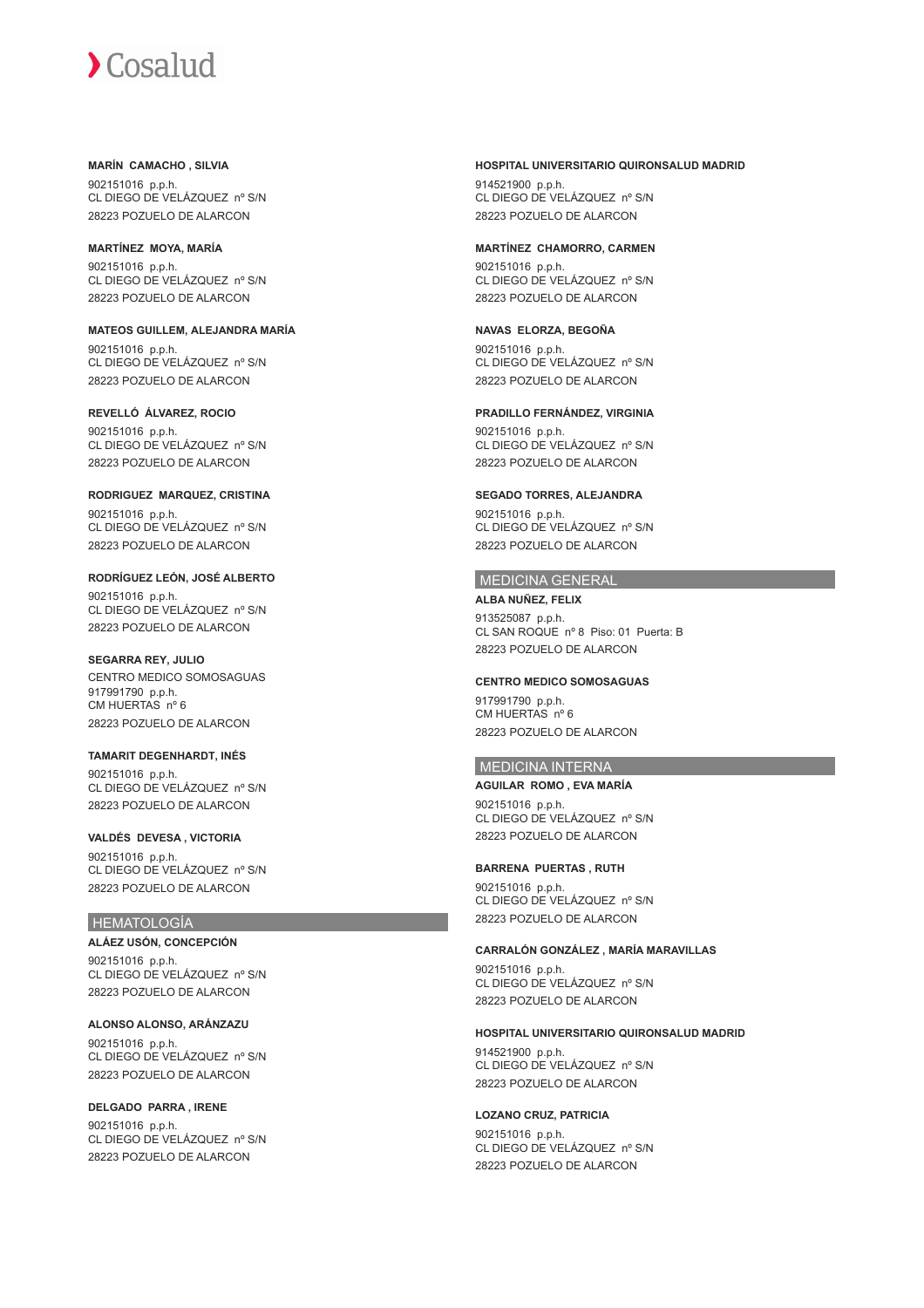**MARÍN CAMACHO , SILVIA**

902151016 p.p.h.
CL DIEGO DE VELÁZQUEZ nº S/N
28223 POZUELO DE ALARCON

**MARTÍNEZ MOYA, MARÍA**

902151016 p.p.h.
CL DIEGO DE VELÁZQUEZ nº S/N
28223 POZUELO DE ALARCON

**MATEOS GUILLEM, ALEJANDRA MARÍA**

902151016 p.p.h.
CL DIEGO DE VELÁZQUEZ nº S/N
28223 POZUELO DE ALARCON

**REVELLÓ ÁLVAREZ, ROCIO**

902151016 p.p.h.
CL DIEGO DE VELÁZQUEZ nº S/N
28223 POZUELO DE ALARCON

**RODRIGUEZ MARQUEZ, CRISTINA**

902151016 p.p.h.
CL DIEGO DE VELÁZQUEZ nº S/N
28223 POZUELO DE ALARCON

**RODRÍGUEZ LEÓN, JOSÉ ALBERTO**

902151016 p.p.h.
CL DIEGO DE VELÁZQUEZ nº S/N
28223 POZUELO DE ALARCON

**SEGARRA REY, JULIO**

CENTRO MEDICO SOMOSAGUAS
917991790 p.p.h.
CM HUERTAS nº 6
28223 POZUELO DE ALARCON

**TAMARIT DEGENHARDT, INÉS**

902151016 p.p.h.
CL DIEGO DE VELÁZQUEZ nº S/N
28223 POZUELO DE ALARCON

**VALDÉS DEVESA , VICTORIA**

902151016 p.p.h.
CL DIEGO DE VELÁZQUEZ nº S/N
28223 POZUELO DE ALARCON

## HEMATOLOGÍA

**ALÁEZ USÓN, CONCEPCIÓN**

902151016 p.p.h.
CL DIEGO DE VELÁZQUEZ nº S/N
28223 POZUELO DE ALARCON

**ALONSO ALONSO, ARÁNZAZU**

902151016 p.p.h.
CL DIEGO DE VELÁZQUEZ nº S/N
28223 POZUELO DE ALARCON

**DELGADO PARRA , IRENE**

902151016 p.p.h.
CL DIEGO DE VELÁZQUEZ nº S/N
28223 POZUELO DE ALARCON

**HOSPITAL UNIVERSITARIO QUIRONSALUD MADRID**

914521900 p.p.h.
CL DIEGO DE VELÁZQUEZ nº S/N
28223 POZUELO DE ALARCON

**MARTÍNEZ CHAMORRO, CARMEN**

902151016 p.p.h.
CL DIEGO DE VELÁZQUEZ nº S/N
28223 POZUELO DE ALARCON

**NAVAS ELORZA, BEGOÑA**

902151016 p.p.h.
CL DIEGO DE VELÁZQUEZ nº S/N
28223 POZUELO DE ALARCON

**PRADILLO FERNÁNDEZ, VIRGINIA**

902151016 p.p.h.
CL DIEGO DE VELÁZQUEZ nº S/N
28223 POZUELO DE ALARCON

**SEGADO TORRES, ALEJANDRA**

902151016 p.p.h.
CL DIEGO DE VELÁZQUEZ nº S/N
28223 POZUELO DE ALARCON

## MEDICINA GENERAL

**ALBA NUÑEZ, FELIX**

913525087 p.p.h.
CL SAN ROQUE nº 8 Piso: 01 Puerta: B
28223 POZUELO DE ALARCON

**CENTRO MEDICO SOMOSAGUAS**

917991790 p.p.h.
CM HUERTAS nº 6
28223 POZUELO DE ALARCON

## MEDICINA INTERNA

**AGUILAR ROMO , EVA MARÍA**

902151016 p.p.h.
CL DIEGO DE VELÁZQUEZ nº S/N
28223 POZUELO DE ALARCON

**BARRENA PUERTAS , RUTH**

902151016 p.p.h.
CL DIEGO DE VELÁZQUEZ nº S/N
28223 POZUELO DE ALARCON

**CARRALÓN GONZÁLEZ , MARÍA MARAVILLAS**

902151016 p.p.h.
CL DIEGO DE VELÁZQUEZ nº S/N
28223 POZUELO DE ALARCON

**HOSPITAL UNIVERSITARIO QUIRONSALUD MADRID**

914521900 p.p.h.
CL DIEGO DE VELÁZQUEZ nº S/N
28223 POZUELO DE ALARCON

**LOZANO CRUZ, PATRICIA**

902151016 p.p.h.
CL DIEGO DE VELÁZQUEZ nº S/N
28223 POZUELO DE ALARCON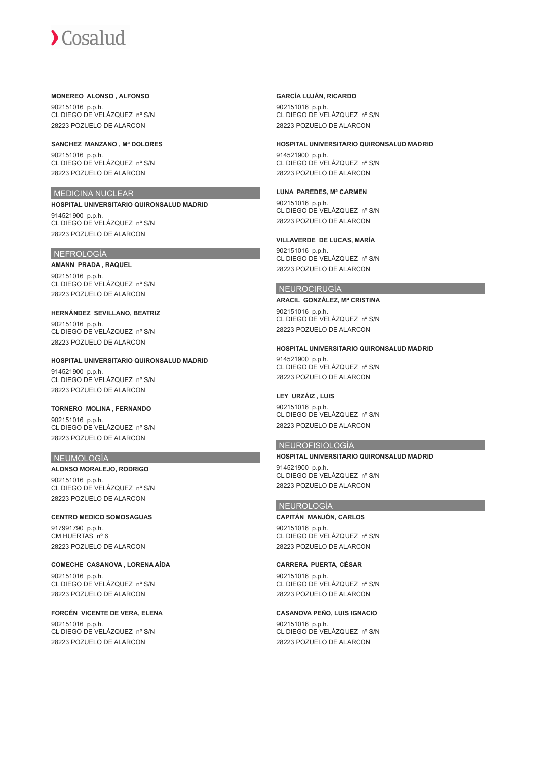**MONEREO ALONSO , ALFONSO**

902151016 p.p.h.
CL DIEGO DE VELÁZQUEZ nº S/N
28223 POZUELO DE ALARCON

**SANCHEZ MANZANO , Mª DOLORES**

902151016 p.p.h.
CL DIEGO DE VELÁZQUEZ nº S/N
28223 POZUELO DE ALARCON

## MEDICINA NUCLEAR

**HOSPITAL UNIVERSITARIO QUIRONSALUD MADRID**

914521900 p.p.h.
CL DIEGO DE VELÁZQUEZ nº S/N
28223 POZUELO DE ALARCON

## NEFROLOGÍA

**AMANN PRADA , RAQUEL**

902151016 p.p.h.
CL DIEGO DE VELÁZQUEZ nº S/N
28223 POZUELO DE ALARCON

**HERNÁNDEZ SEVILLANO, BEATRIZ**

902151016 p.p.h.
CL DIEGO DE VELÁZQUEZ nº S/N
28223 POZUELO DE ALARCON

**HOSPITAL UNIVERSITARIO QUIRONSALUD MADRID**

914521900 p.p.h.
CL DIEGO DE VELÁZQUEZ nº S/N
28223 POZUELO DE ALARCON

**TORNERO MOLINA , FERNANDO**

902151016 p.p.h.
CL DIEGO DE VELÁZQUEZ nº S/N
28223 POZUELO DE ALARCON

## NEUMOLOGÍA

**ALONSO MORALEJO, RODRIGO**

902151016 p.p.h.
CL DIEGO DE VELÁZQUEZ nº S/N
28223 POZUELO DE ALARCON

**CENTRO MEDICO SOMOSAGUAS**

917991790 p.p.h.
CM HUERTAS nº 6
28223 POZUELO DE ALARCON

**COMECHE CASANOVA , LORENA AÍDA**

902151016 p.p.h.
CL DIEGO DE VELÁZQUEZ nº S/N
28223 POZUELO DE ALARCON

**FORCÉN VICENTE DE VERA, ELENA**

902151016 p.p.h.
CL DIEGO DE VELÁZQUEZ nº S/N
28223 POZUELO DE ALARCON

**GARCÍA LUJÁN, RICARDO**

902151016 p.p.h.
CL DIEGO DE VELÁZQUEZ nº S/N
28223 POZUELO DE ALARCON

**HOSPITAL UNIVERSITARIO QUIRONSALUD MADRID**

914521900 p.p.h.
CL DIEGO DE VELÁZQUEZ nº S/N
28223 POZUELO DE ALARCON

**LUNA PAREDES, Mª CARMEN**

902151016 p.p.h.
CL DIEGO DE VELÁZQUEZ nº S/N
28223 POZUELO DE ALARCON

**VILLAVERDE DE LUCAS, MARÍA**

902151016 p.p.h.
CL DIEGO DE VELÁZQUEZ nº S/N
28223 POZUELO DE ALARCON

## NEUROCIRUGÍA

**ARACIL GONZÁLEZ, Mª CRISTINA**

902151016 p.p.h.
CL DIEGO DE VELÁZQUEZ nº S/N
28223 POZUELO DE ALARCON

**HOSPITAL UNIVERSITARIO QUIRONSALUD MADRID**

914521900 p.p.h.
CL DIEGO DE VELÁZQUEZ nº S/N
28223 POZUELO DE ALARCON

**LEY URZÁIZ , LUIS**

902151016 p.p.h.
CL DIEGO DE VELÁZQUEZ nº S/N
28223 POZUELO DE ALARCON

## NEUROFISIOLOGÍA

**HOSPITAL UNIVERSITARIO QUIRONSALUD MADRID**

914521900 p.p.h.
CL DIEGO DE VELÁZQUEZ nº S/N
28223 POZUELO DE ALARCON

## NEUROLOGÍA

**CAPITÁN MANJÓN, CARLOS**

902151016 p.p.h.
CL DIEGO DE VELÁZQUEZ nº S/N
28223 POZUELO DE ALARCON

**CARRERA PUERTA, CÉSAR**

902151016 p.p.h.
CL DIEGO DE VELÁZQUEZ nº S/N
28223 POZUELO DE ALARCON

**CASANOVA PEÑO, LUIS IGNACIO**

902151016 p.p.h.
CL DIEGO DE VELÁZQUEZ nº S/N
28223 POZUELO DE ALARCON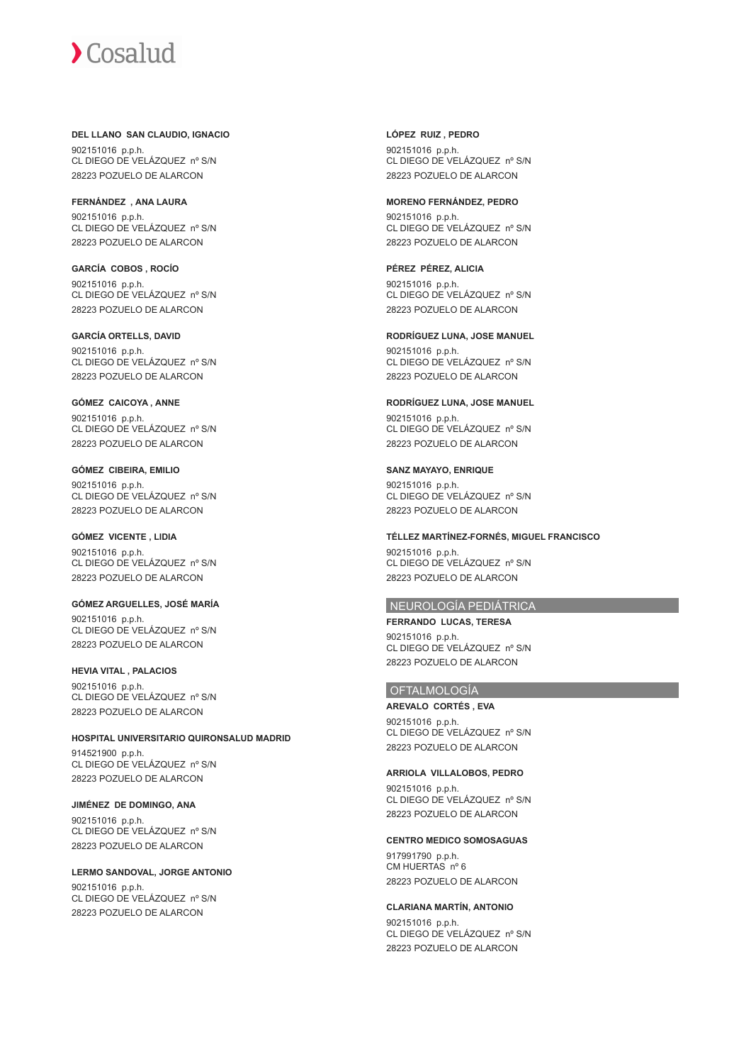**DEL LLANO SAN CLAUDIO, IGNACIO**

902151016 p.p.h.
CL DIEGO DE VELÁZQUEZ nº S/N
28223 POZUELO DE ALARCON

**FERNÁNDEZ , ANA LAURA**

902151016 p.p.h.
CL DIEGO DE VELÁZQUEZ nº S/N
28223 POZUELO DE ALARCON

**GARCÍA COBOS , ROCÍO**

902151016 p.p.h.
CL DIEGO DE VELÁZQUEZ nº S/N
28223 POZUELO DE ALARCON

**GARCÍA ORTELLS, DAVID**

902151016 p.p.h.
CL DIEGO DE VELÁZQUEZ nº S/N
28223 POZUELO DE ALARCON

**GÓMEZ CAICOYA , ANNE**

902151016 p.p.h.
CL DIEGO DE VELÁZQUEZ nº S/N
28223 POZUELO DE ALARCON

**GÓMEZ CIBEIRA, EMILIO**

902151016 p.p.h.
CL DIEGO DE VELÁZQUEZ nº S/N
28223 POZUELO DE ALARCON

**GÓMEZ VICENTE , LIDIA**

902151016 p.p.h.
CL DIEGO DE VELÁZQUEZ nº S/N
28223 POZUELO DE ALARCON

**GÓMEZ ARGUELLES, JOSÉ MARÍA**

902151016 p.p.h.
CL DIEGO DE VELÁZQUEZ nº S/N
28223 POZUELO DE ALARCON

**HEVIA VITAL , PALACIOS**

902151016 p.p.h.
CL DIEGO DE VELÁZQUEZ nº S/N
28223 POZUELO DE ALARCON

**HOSPITAL UNIVERSITARIO QUIRONSALUD MADRID**

914521900 p.p.h.
CL DIEGO DE VELÁZQUEZ nº S/N
28223 POZUELO DE ALARCON

**JIMÉNEZ DE DOMINGO, ANA**

902151016 p.p.h.
CL DIEGO DE VELÁZQUEZ nº S/N
28223 POZUELO DE ALARCON

**LERMO SANDOVAL, JORGE ANTONIO**

902151016 p.p.h.
CL DIEGO DE VELÁZQUEZ nº S/N
28223 POZUELO DE ALARCON

**LÓPEZ RUIZ , PEDRO**

902151016 p.p.h.
CL DIEGO DE VELÁZQUEZ nº S/N
28223 POZUELO DE ALARCON

**MORENO FERNÁNDEZ, PEDRO**

902151016 p.p.h.
CL DIEGO DE VELÁZQUEZ nº S/N
28223 POZUELO DE ALARCON

**PÉREZ PÉREZ, ALICIA**

902151016 p.p.h.
CL DIEGO DE VELÁZQUEZ nº S/N
28223 POZUELO DE ALARCON

**RODRÍGUEZ LUNA, JOSE MANUEL**

902151016 p.p.h.
CL DIEGO DE VELÁZQUEZ nº S/N
28223 POZUELO DE ALARCON

**RODRÍGUEZ LUNA, JOSE MANUEL**

902151016 p.p.h.
CL DIEGO DE VELÁZQUEZ nº S/N
28223 POZUELO DE ALARCON

**SANZ MAYAYO, ENRIQUE**

902151016 p.p.h.
CL DIEGO DE VELÁZQUEZ nº S/N
28223 POZUELO DE ALARCON

**TÉLLEZ MARTÍNEZ-FORNÉS, MIGUEL FRANCISCO**

902151016 p.p.h.
CL DIEGO DE VELÁZQUEZ nº S/N
28223 POZUELO DE ALARCON

## NEUROLOGÍA PEDIÁTRICA

**FERRANDO LUCAS, TERESA**

902151016 p.p.h.
CL DIEGO DE VELÁZQUEZ nº S/N
28223 POZUELO DE ALARCON

## OFTALMOLOGÍA

**AREVALO CORTÉS , EVA**

902151016 p.p.h.
CL DIEGO DE VELÁZQUEZ nº S/N
28223 POZUELO DE ALARCON

**ARRIOLA VILLALOBOS, PEDRO**

902151016 p.p.h.
CL DIEGO DE VELÁZQUEZ nº S/N
28223 POZUELO DE ALARCON

**CENTRO MEDICO SOMOSAGUAS**

917991790 p.p.h.
CM HUERTAS nº 6
28223 POZUELO DE ALARCON

**CLARIANA MARTÍN, ANTONIO**

902151016 p.p.h.
CL DIEGO DE VELÁZQUEZ nº S/N
28223 POZUELO DE ALARCON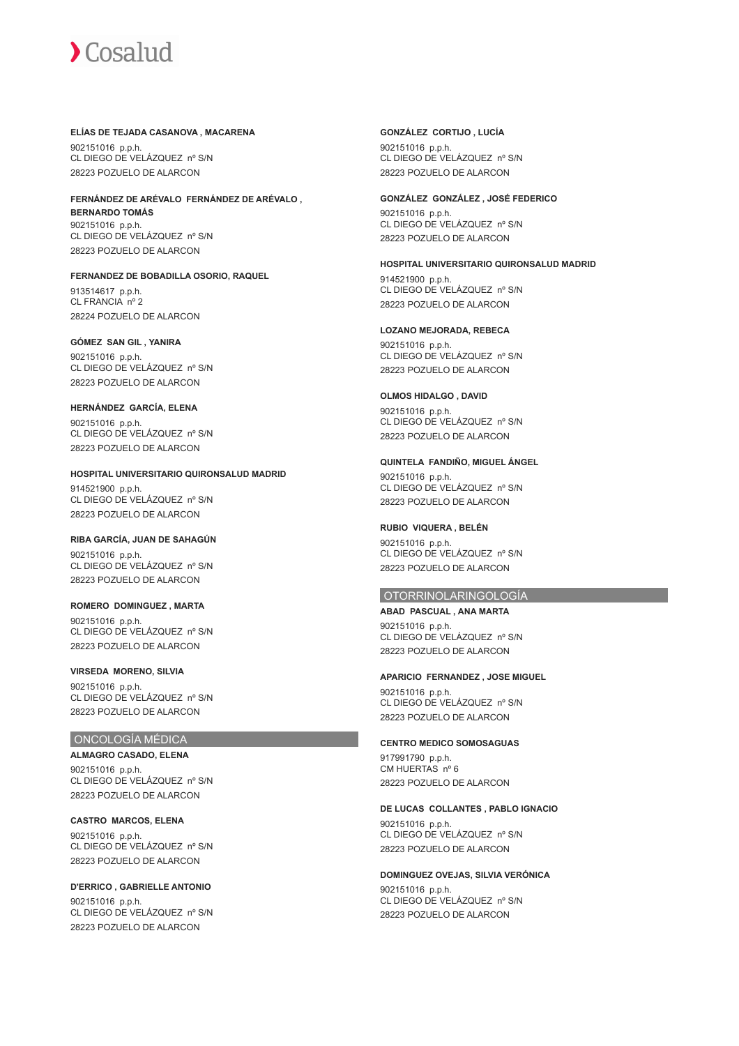**ELÍAS DE TEJADA CASANOVA , MACARENA**

902151016 p.p.h.
CL DIEGO DE VELÁZQUEZ nº S/N
28223 POZUELO DE ALARCON

**FERNÁNDEZ DE ARÉVALO FERNÁNDEZ DE ARÉVALO , BERNARDO TOMÁS**

902151016 p.p.h.
CL DIEGO DE VELÁZQUEZ nº S/N
28223 POZUELO DE ALARCON

**FERNANDEZ DE BOBADILLA OSORIO, RAQUEL**

913514617 p.p.h.
CL FRANCIA nº 2
28224 POZUELO DE ALARCON

**GÓMEZ SAN GIL , YANIRA**

902151016 p.p.h.
CL DIEGO DE VELÁZQUEZ nº S/N
28223 POZUELO DE ALARCON

**HERNÁNDEZ GARCÍA, ELENA**

902151016 p.p.h.
CL DIEGO DE VELÁZQUEZ nº S/N
28223 POZUELO DE ALARCON

**HOSPITAL UNIVERSITARIO QUIRONSALUD MADRID**

914521900 p.p.h.
CL DIEGO DE VELÁZQUEZ nº S/N
28223 POZUELO DE ALARCON

**RIBA GARCÍA, JUAN DE SAHAGÚN**

902151016 p.p.h.
CL DIEGO DE VELÁZQUEZ nº S/N
28223 POZUELO DE ALARCON

**ROMERO DOMINGUEZ , MARTA**

902151016 p.p.h.
CL DIEGO DE VELÁZQUEZ nº S/N
28223 POZUELO DE ALARCON

**VIRSEDA MORENO, SILVIA**

902151016 p.p.h.
CL DIEGO DE VELÁZQUEZ nº S/N
28223 POZUELO DE ALARCON

## ONCOLOGÍA MÉDICA

**ALMAGRO CASADO, ELENA**

902151016 p.p.h.
CL DIEGO DE VELÁZQUEZ nº S/N
28223 POZUELO DE ALARCON

**CASTRO MARCOS, ELENA**

902151016 p.p.h.
CL DIEGO DE VELÁZQUEZ nº S/N
28223 POZUELO DE ALARCON

**D'ERRICO , GABRIELLE ANTONIO**

902151016 p.p.h.
CL DIEGO DE VELÁZQUEZ nº S/N
28223 POZUELO DE ALARCON

**GONZÁLEZ CORTIJO , LUCÍA**

902151016 p.p.h.
CL DIEGO DE VELÁZQUEZ nº S/N
28223 POZUELO DE ALARCON

**GONZÁLEZ GONZÁLEZ , JOSÉ FEDERICO**

902151016 p.p.h.
CL DIEGO DE VELÁZQUEZ nº S/N
28223 POZUELO DE ALARCON

**HOSPITAL UNIVERSITARIO QUIRONSALUD MADRID**

914521900 p.p.h.
CL DIEGO DE VELÁZQUEZ nº S/N
28223 POZUELO DE ALARCON

**LOZANO MEJORADA, REBECA**

902151016 p.p.h.
CL DIEGO DE VELÁZQUEZ nº S/N
28223 POZUELO DE ALARCON

**OLMOS HIDALGO , DAVID**

902151016 p.p.h.
CL DIEGO DE VELÁZQUEZ nº S/N
28223 POZUELO DE ALARCON

**QUINTELA FANDIÑO, MIGUEL ÁNGEL**

902151016 p.p.h.
CL DIEGO DE VELÁZQUEZ nº S/N
28223 POZUELO DE ALARCON

**RUBIO VIQUERA , BELÉN**

902151016 p.p.h.
CL DIEGO DE VELÁZQUEZ nº S/N
28223 POZUELO DE ALARCON

## OTORRINOLARINGOLOGÍA

**ABAD PASCUAL , ANA MARTA**

902151016 p.p.h.
CL DIEGO DE VELÁZQUEZ nº S/N
28223 POZUELO DE ALARCON

**APARICIO FERNANDEZ , JOSE MIGUEL**

902151016 p.p.h.
CL DIEGO DE VELÁZQUEZ nº S/N
28223 POZUELO DE ALARCON

**CENTRO MEDICO SOMOSAGUAS**

917991790 p.p.h.
CM HUERTAS nº 6
28223 POZUELO DE ALARCON

**DE LUCAS COLLANTES , PABLO IGNACIO**

902151016 p.p.h.
CL DIEGO DE VELÁZQUEZ nº S/N
28223 POZUELO DE ALARCON

**DOMINGUEZ OVEJAS, SILVIA VERÓNICA**

902151016 p.p.h.
CL DIEGO DE VELÁZQUEZ nº S/N
28223 POZUELO DE ALARCON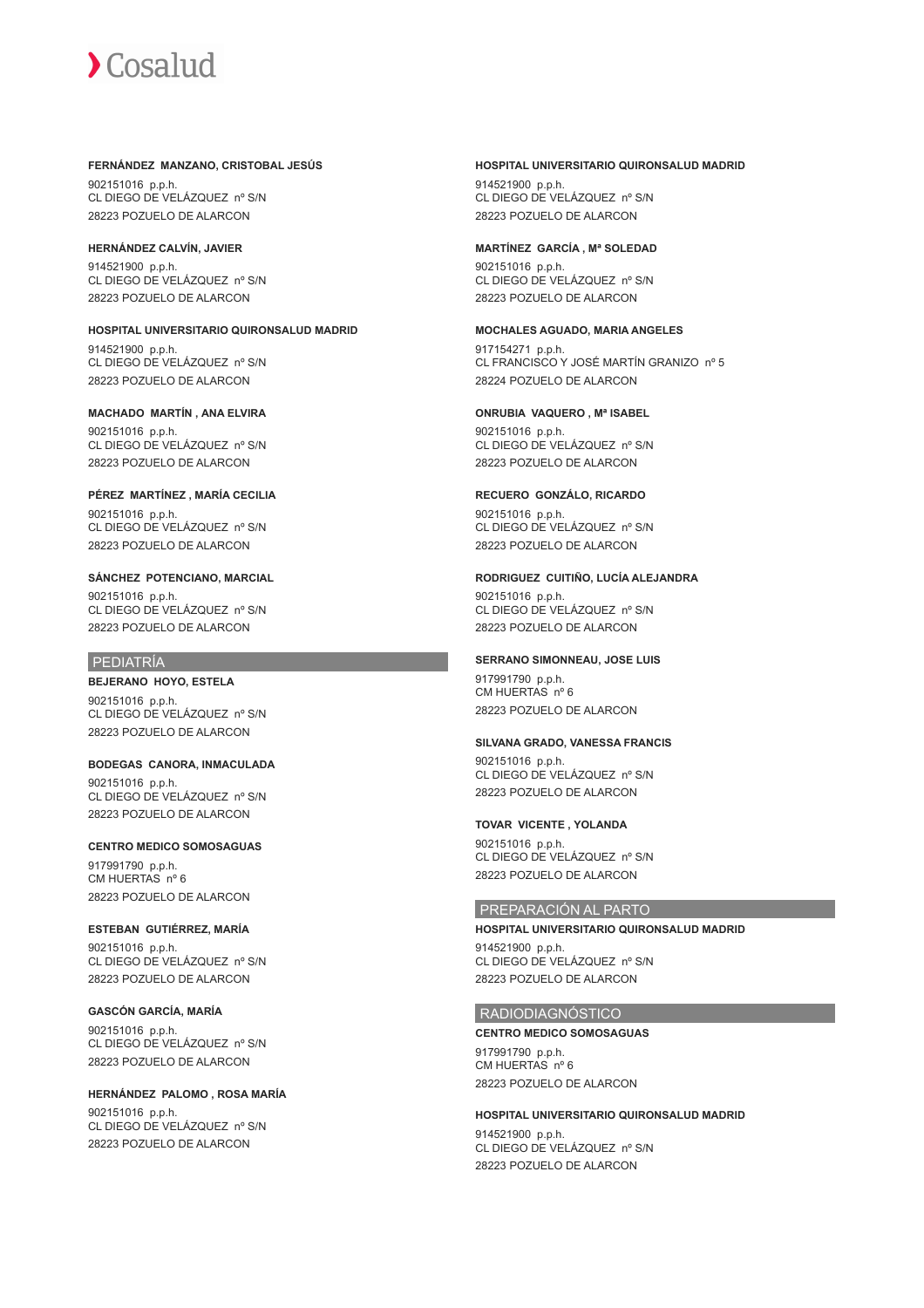**FERNÁNDEZ MANZANO, CRISTOBAL JESÚS**

902151016 p.p.h.
CL DIEGO DE VELÁZQUEZ nº S/N
28223 POZUELO DE ALARCON

**HERNÁNDEZ CALVÍN, JAVIER**

914521900 p.p.h.
CL DIEGO DE VELÁZQUEZ nº S/N
28223 POZUELO DE ALARCON

**HOSPITAL UNIVERSITARIO QUIRONSALUD MADRID**

914521900 p.p.h.
CL DIEGO DE VELÁZQUEZ nº S/N
28223 POZUELO DE ALARCON

**MACHADO MARTÍN , ANA ELVIRA**

902151016 p.p.h.
CL DIEGO DE VELÁZQUEZ nº S/N
28223 POZUELO DE ALARCON

**PÉREZ MARTÍNEZ , MARÍA CECILIA**

902151016 p.p.h.
CL DIEGO DE VELÁZQUEZ nº S/N
28223 POZUELO DE ALARCON

**SÁNCHEZ POTENCIANO, MARCIAL**

902151016 p.p.h.
CL DIEGO DE VELÁZQUEZ nº S/N
28223 POZUELO DE ALARCON

## PEDIATRÍA

**BEJERANO HOYO, ESTELA**

902151016 p.p.h.
CL DIEGO DE VELÁZQUEZ nº S/N
28223 POZUELO DE ALARCON

**BODEGAS CANORA, INMACULADA**

902151016 p.p.h.
CL DIEGO DE VELÁZQUEZ nº S/N
28223 POZUELO DE ALARCON

**CENTRO MEDICO SOMOSAGUAS**

917991790 p.p.h.
CM HUERTAS nº 6
28223 POZUELO DE ALARCON

**ESTEBAN GUTIÉRREZ, MARÍA**

902151016 p.p.h.
CL DIEGO DE VELÁZQUEZ nº S/N
28223 POZUELO DE ALARCON

**GASCÓN GARCÍA, MARÍA**

902151016 p.p.h.
CL DIEGO DE VELÁZQUEZ nº S/N
28223 POZUELO DE ALARCON

**HERNÁNDEZ PALOMO , ROSA MARÍA**

902151016 p.p.h.
CL DIEGO DE VELÁZQUEZ nº S/N
28223 POZUELO DE ALARCON

**HOSPITAL UNIVERSITARIO QUIRONSALUD MADRID**

914521900 p.p.h.
CL DIEGO DE VELÁZQUEZ nº S/N
28223 POZUELO DE ALARCON

**MARTÍNEZ GARCÍA , Mª SOLEDAD**

902151016 p.p.h.
CL DIEGO DE VELÁZQUEZ nº S/N
28223 POZUELO DE ALARCON

**MOCHALES AGUADO, MARIA ANGELES**

917154271 p.p.h.
CL FRANCISCO Y JOSÉ MARTÍN GRANIZO nº 5
28224 POZUELO DE ALARCON

**ONRUBIA VAQUERO , Mª ISABEL**

902151016 p.p.h.
CL DIEGO DE VELÁZQUEZ nº S/N
28223 POZUELO DE ALARCON

**RECUERO GONZÁLO, RICARDO**

902151016 p.p.h.
CL DIEGO DE VELÁZQUEZ nº S/N
28223 POZUELO DE ALARCON

**RODRIGUEZ CUITIÑO, LUCÍA ALEJANDRA**

902151016 p.p.h.
CL DIEGO DE VELÁZQUEZ nº S/N
28223 POZUELO DE ALARCON

**SERRANO SIMONNEAU, JOSE LUIS**

917991790 p.p.h.
CM HUERTAS nº 6
28223 POZUELO DE ALARCON

**SILVANA GRADO, VANESSA FRANCIS**

902151016 p.p.h.
CL DIEGO DE VELÁZQUEZ nº S/N
28223 POZUELO DE ALARCON

**TOVAR VICENTE , YOLANDA**

902151016 p.p.h.
CL DIEGO DE VELÁZQUEZ nº S/N
28223 POZUELO DE ALARCON

## PREPARACIÓN AL PARTO

**HOSPITAL UNIVERSITARIO QUIRONSALUD MADRID**

914521900 p.p.h.
CL DIEGO DE VELÁZQUEZ nº S/N
28223 POZUELO DE ALARCON

## RADIODIAGNÓSTICO

**CENTRO MEDICO SOMOSAGUAS**

917991790 p.p.h.
CM HUERTAS nº 6
28223 POZUELO DE ALARCON

**HOSPITAL UNIVERSITARIO QUIRONSALUD MADRID**

914521900 p.p.h.
CL DIEGO DE VELÁZQUEZ nº S/N
28223 POZUELO DE ALARCON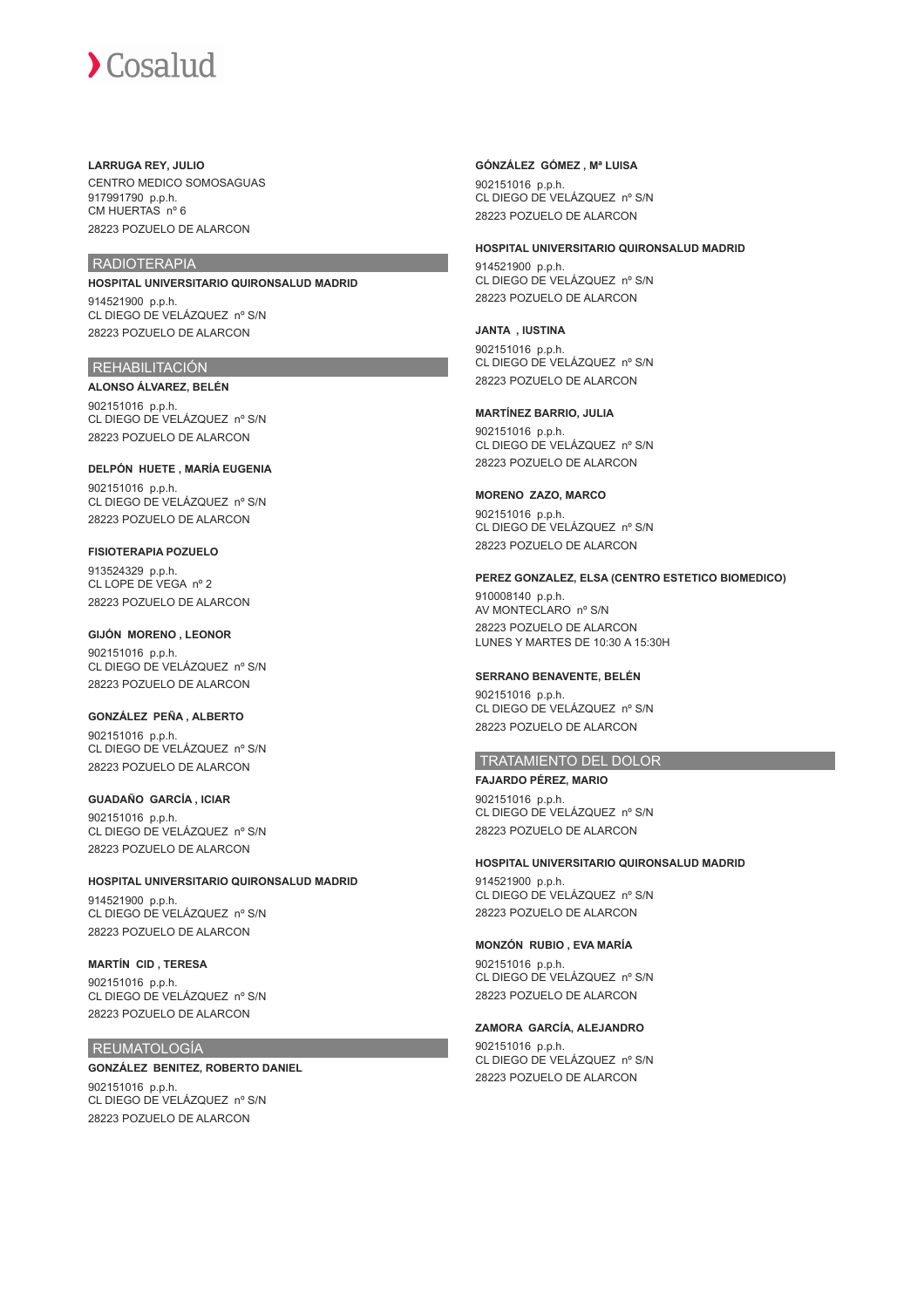**LARRUGA REY, JULIO**
CENTRO MEDICO SOMOSAGUAS
917991790 p.p.h.
CM HUERTAS nº 6
28223 POZUELO DE ALARCON

## RADIOTERAPIA

**HOSPITAL UNIVERSITARIO QUIRONSALUD MADRID**
914521900 p.p.h.
CL DIEGO DE VELÁZQUEZ nº S/N
28223 POZUELO DE ALARCON

## REHABILITACIÓN

**ALONSO ÁLVAREZ, BELÉN**
902151016 p.p.h.
CL DIEGO DE VELÁZQUEZ nº S/N
28223 POZUELO DE ALARCON

**DELPÓN HUETE , MARÍA EUGENIA**
902151016 p.p.h.
CL DIEGO DE VELÁZQUEZ nº S/N
28223 POZUELO DE ALARCON

**FISIOTERAPIA POZUELO**
913524329 p.p.h.
CL LOPE DE VEGA nº 2
28223 POZUELO DE ALARCON

**GIJÓN MORENO , LEONOR**
902151016 p.p.h.
CL DIEGO DE VELÁZQUEZ nº S/N
28223 POZUELO DE ALARCON

**GONZÁLEZ PEÑA , ALBERTO**
902151016 p.p.h.
CL DIEGO DE VELÁZQUEZ nº S/N
28223 POZUELO DE ALARCON

**GUADAÑO GARCÍA , ICIAR**
902151016 p.p.h.
CL DIEGO DE VELÁZQUEZ nº S/N
28223 POZUELO DE ALARCON

**HOSPITAL UNIVERSITARIO QUIRONSALUD MADRID**
914521900 p.p.h.
CL DIEGO DE VELÁZQUEZ nº S/N
28223 POZUELO DE ALARCON

**MARTÍN CID , TERESA**
902151016 p.p.h.
CL DIEGO DE VELÁZQUEZ nº S/N
28223 POZUELO DE ALARCON

## REUMATOLOGÍA

**GONZÁLEZ BENITEZ, ROBERTO DANIEL**
902151016 p.p.h.
CL DIEGO DE VELÁZQUEZ nº S/N
28223 POZUELO DE ALARCON

**GÓNZÁLEZ GÓMEZ , Mª LUISA**
902151016 p.p.h.
CL DIEGO DE VELÁZQUEZ nº S/N
28223 POZUELO DE ALARCON

**HOSPITAL UNIVERSITARIO QUIRONSALUD MADRID**
914521900 p.p.h.
CL DIEGO DE VELÁZQUEZ nº S/N
28223 POZUELO DE ALARCON

**JANTA , IUSTINA**
902151016 p.p.h.
CL DIEGO DE VELÁZQUEZ nº S/N
28223 POZUELO DE ALARCON

**MARTÍNEZ BARRIO, JULIA**
902151016 p.p.h.
CL DIEGO DE VELÁZQUEZ nº S/N
28223 POZUELO DE ALARCON

**MORENO ZAZO, MARCO**
902151016 p.p.h.
CL DIEGO DE VELÁZQUEZ nº S/N
28223 POZUELO DE ALARCON

**PEREZ GONZALEZ, ELSA (CENTRO ESTETICO BIOMEDICO)**
910008140 p.p.h.
AV MONTECLARO nº S/N
28223 POZUELO DE ALARCON
LUNES Y MARTES DE 10:30 A 15:30H

**SERRANO BENAVENTE, BELÉN**
902151016 p.p.h.
CL DIEGO DE VELÁZQUEZ nº S/N
28223 POZUELO DE ALARCON

## TRATAMIENTO DEL DOLOR

**FAJARDO PÉREZ, MARIO**
902151016 p.p.h.
CL DIEGO DE VELÁZQUEZ nº S/N
28223 POZUELO DE ALARCON

**HOSPITAL UNIVERSITARIO QUIRONSALUD MADRID**
914521900 p.p.h.
CL DIEGO DE VELÁZQUEZ nº S/N
28223 POZUELO DE ALARCON

**MONZÓN RUBIO , EVA MARÍA**
902151016 p.p.h.
CL DIEGO DE VELÁZQUEZ nº S/N
28223 POZUELO DE ALARCON

**ZAMORA GARCÍA, ALEJANDRO**
902151016 p.p.h.
CL DIEGO DE VELÁZQUEZ nº S/N
28223 POZUELO DE ALARCON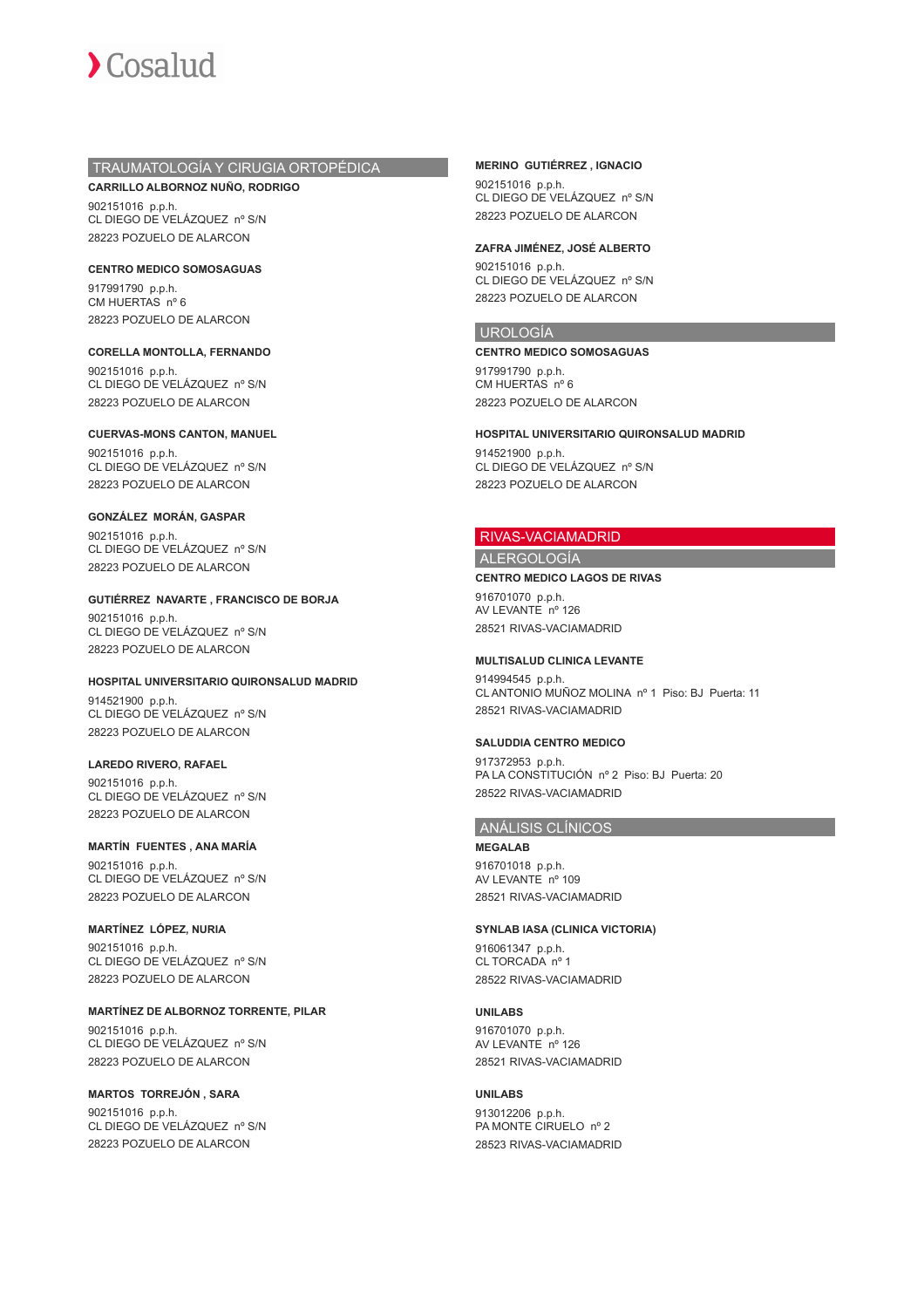## TRAUMATOLOGÍA Y CIRUGIA ORTOPÉDICA

**CARRILLO ALBORNOZ NUÑO, RODRIGO**

902151016 p.p.h.
CL DIEGO DE VELÁZQUEZ nº S/N
28223 POZUELO DE ALARCON

**CENTRO MEDICO SOMOSAGUAS**

917991790 p.p.h.
CM HUERTAS nº 6
28223 POZUELO DE ALARCON

**CORELLA MONTOLLA, FERNANDO**

902151016 p.p.h.
CL DIEGO DE VELÁZQUEZ nº S/N
28223 POZUELO DE ALARCON

**CUERVAS-MONS CANTON, MANUEL**

902151016 p.p.h.
CL DIEGO DE VELÁZQUEZ nº S/N
28223 POZUELO DE ALARCON

**GONZÁLEZ MORÁN, GASPAR**

902151016 p.p.h.
CL DIEGO DE VELÁZQUEZ nº S/N
28223 POZUELO DE ALARCON

**GUTIÉRREZ NAVARTE , FRANCISCO DE BORJA**

902151016 p.p.h.
CL DIEGO DE VELÁZQUEZ nº S/N
28223 POZUELO DE ALARCON

**HOSPITAL UNIVERSITARIO QUIRONSALUD MADRID**

914521900 p.p.h.
CL DIEGO DE VELÁZQUEZ nº S/N
28223 POZUELO DE ALARCON

**LAREDO RIVERO, RAFAEL**

902151016 p.p.h.
CL DIEGO DE VELÁZQUEZ nº S/N
28223 POZUELO DE ALARCON

**MARTÍN FUENTES , ANA MARÍA**

902151016 p.p.h.
CL DIEGO DE VELÁZQUEZ nº S/N
28223 POZUELO DE ALARCON

**MARTÍNEZ LÓPEZ, NURIA**

902151016 p.p.h.
CL DIEGO DE VELÁZQUEZ nº S/N
28223 POZUELO DE ALARCON

**MARTÍNEZ DE ALBORNOZ TORRENTE, PILAR**

902151016 p.p.h.
CL DIEGO DE VELÁZQUEZ nº S/N
28223 POZUELO DE ALARCON

**MARTOS TORREJÓN , SARA**

902151016 p.p.h.
CL DIEGO DE VELÁZQUEZ nº S/N
28223 POZUELO DE ALARCON

**MERINO GUTIÉRREZ , IGNACIO**

902151016 p.p.h.
CL DIEGO DE VELÁZQUEZ nº S/N
28223 POZUELO DE ALARCON

**ZAFRA JIMÉNEZ, JOSÉ ALBERTO**

902151016 p.p.h.
CL DIEGO DE VELÁZQUEZ nº S/N
28223 POZUELO DE ALARCON

## UROLOGÍA

**CENTRO MEDICO SOMOSAGUAS**

917991790 p.p.h.
CM HUERTAS nº 6
28223 POZUELO DE ALARCON

**HOSPITAL UNIVERSITARIO QUIRONSALUD MADRID**

914521900 p.p.h.
CL DIEGO DE VELÁZQUEZ nº S/N
28223 POZUELO DE ALARCON

# RIVAS-VACIAMADRID

## ALERGOLOGÍA

**CENTRO MEDICO LAGOS DE RIVAS**

916701070 p.p.h.
AV LEVANTE nº 126
28521 RIVAS-VACIAMADRID

**MULTISALUD CLINICA LEVANTE**

914994545 p.p.h.
CL ANTONIO MUÑOZ MOLINA nº 1 Piso: BJ Puerta: 11
28521 RIVAS-VACIAMADRID

**SALUDDIA CENTRO MEDICO**

917372953 p.p.h.
PA LA CONSTITUCIÓN nº 2 Piso: BJ Puerta: 20
28522 RIVAS-VACIAMADRID

## ANÁLISIS CLÍNICOS

**MEGALAB**

916701018 p.p.h.
AV LEVANTE nº 109
28521 RIVAS-VACIAMADRID

**SYNLAB IASA (CLINICA VICTORIA)**

916061347 p.p.h.
CL TORCADA nº 1
28522 RIVAS-VACIAMADRID

**UNILABS**

916701070 p.p.h.
AV LEVANTE nº 126
28521 RIVAS-VACIAMADRID

**UNILABS**

913012206 p.p.h.
PA MONTE CIRUELO nº 2
28523 RIVAS-VACIAMADRID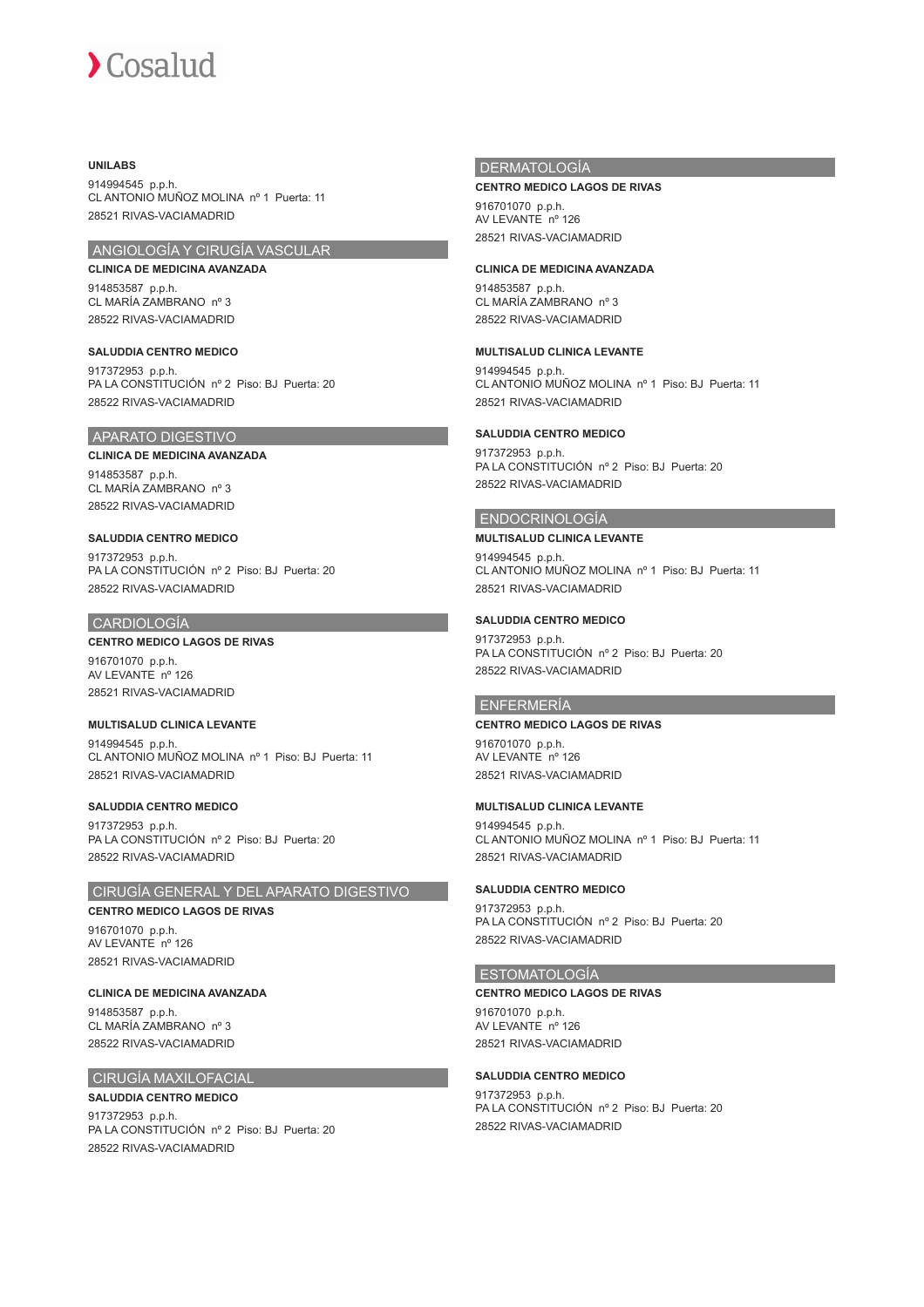**UNILABS**

914994545 p.p.h.
CL ANTONIO MUÑOZ MOLINA nº 1 Puerta: 11
28521 RIVAS-VACIAMADRID

## ANGIOLOGÍA Y CIRUGÍA VASCULAR

**CLINICA DE MEDICINA AVANZADA**

914853587 p.p.h.
CL MARÍA ZAMBRANO nº 3
28522 RIVAS-VACIAMADRID

**SALUDDIA CENTRO MEDICO**

917372953 p.p.h.
PA LA CONSTITUCIÓN nº 2 Piso: BJ Puerta: 20
28522 RIVAS-VACIAMADRID

## APARATO DIGESTIVO

**CLINICA DE MEDICINA AVANZADA**

914853587 p.p.h.
CL MARÍA ZAMBRANO nº 3
28522 RIVAS-VACIAMADRID

**SALUDDIA CENTRO MEDICO**

917372953 p.p.h.
PA LA CONSTITUCIÓN nº 2 Piso: BJ Puerta: 20
28522 RIVAS-VACIAMADRID

## CARDIOLOGÍA

**CENTRO MEDICO LAGOS DE RIVAS**

916701070 p.p.h.
AV LEVANTE nº 126
28521 RIVAS-VACIAMADRID

**MULTISALUD CLINICA LEVANTE**

914994545 p.p.h.
CL ANTONIO MUÑOZ MOLINA nº 1 Piso: BJ Puerta: 11
28521 RIVAS-VACIAMADRID

**SALUDDIA CENTRO MEDICO**

917372953 p.p.h.
PA LA CONSTITUCIÓN nº 2 Piso: BJ Puerta: 20
28522 RIVAS-VACIAMADRID

## CIRUGÍA GENERAL Y DEL APARATO DIGESTIVO

**CENTRO MEDICO LAGOS DE RIVAS**

916701070 p.p.h.
AV LEVANTE nº 126
28521 RIVAS-VACIAMADRID

**CLINICA DE MEDICINA AVANZADA**

914853587 p.p.h.
CL MARÍA ZAMBRANO nº 3
28522 RIVAS-VACIAMADRID

## CIRUGÍA MAXILOFACIAL

**SALUDDIA CENTRO MEDICO**

917372953 p.p.h.
PA LA CONSTITUCIÓN nº 2 Piso: BJ Puerta: 20
28522 RIVAS-VACIAMADRID

## DERMATOLOGÍA

**CENTRO MEDICO LAGOS DE RIVAS**

916701070 p.p.h.
AV LEVANTE nº 126
28521 RIVAS-VACIAMADRID

**CLINICA DE MEDICINA AVANZADA**

914853587 p.p.h.
CL MARÍA ZAMBRANO nº 3
28522 RIVAS-VACIAMADRID

**MULTISALUD CLINICA LEVANTE**

914994545 p.p.h.
CL ANTONIO MUÑOZ MOLINA nº 1 Piso: BJ Puerta: 11
28521 RIVAS-VACIAMADRID

**SALUDDIA CENTRO MEDICO**

917372953 p.p.h.
PA LA CONSTITUCIÓN nº 2 Piso: BJ Puerta: 20
28522 RIVAS-VACIAMADRID

## ENDOCRINOLOGÍA

**MULTISALUD CLINICA LEVANTE**

914994545 p.p.h.
CL ANTONIO MUÑOZ MOLINA nº 1 Piso: BJ Puerta: 11
28521 RIVAS-VACIAMADRID

**SALUDDIA CENTRO MEDICO**

917372953 p.p.h.
PA LA CONSTITUCIÓN nº 2 Piso: BJ Puerta: 20
28522 RIVAS-VACIAMADRID

## ENFERMERÍA

**CENTRO MEDICO LAGOS DE RIVAS**

916701070 p.p.h.
AV LEVANTE nº 126
28521 RIVAS-VACIAMADRID

**MULTISALUD CLINICA LEVANTE**

914994545 p.p.h.
CL ANTONIO MUÑOZ MOLINA nº 1 Piso: BJ Puerta: 11
28521 RIVAS-VACIAMADRID

**SALUDDIA CENTRO MEDICO**

917372953 p.p.h.
PA LA CONSTITUCIÓN nº 2 Piso: BJ Puerta: 20
28522 RIVAS-VACIAMADRID

## ESTOMATOLOGÍA

**CENTRO MEDICO LAGOS DE RIVAS**

916701070 p.p.h.
AV LEVANTE nº 126
28521 RIVAS-VACIAMADRID

**SALUDDIA CENTRO MEDICO**

917372953 p.p.h.
PA LA CONSTITUCIÓN nº 2 Piso: BJ Puerta: 20
28522 RIVAS-VACIAMADRID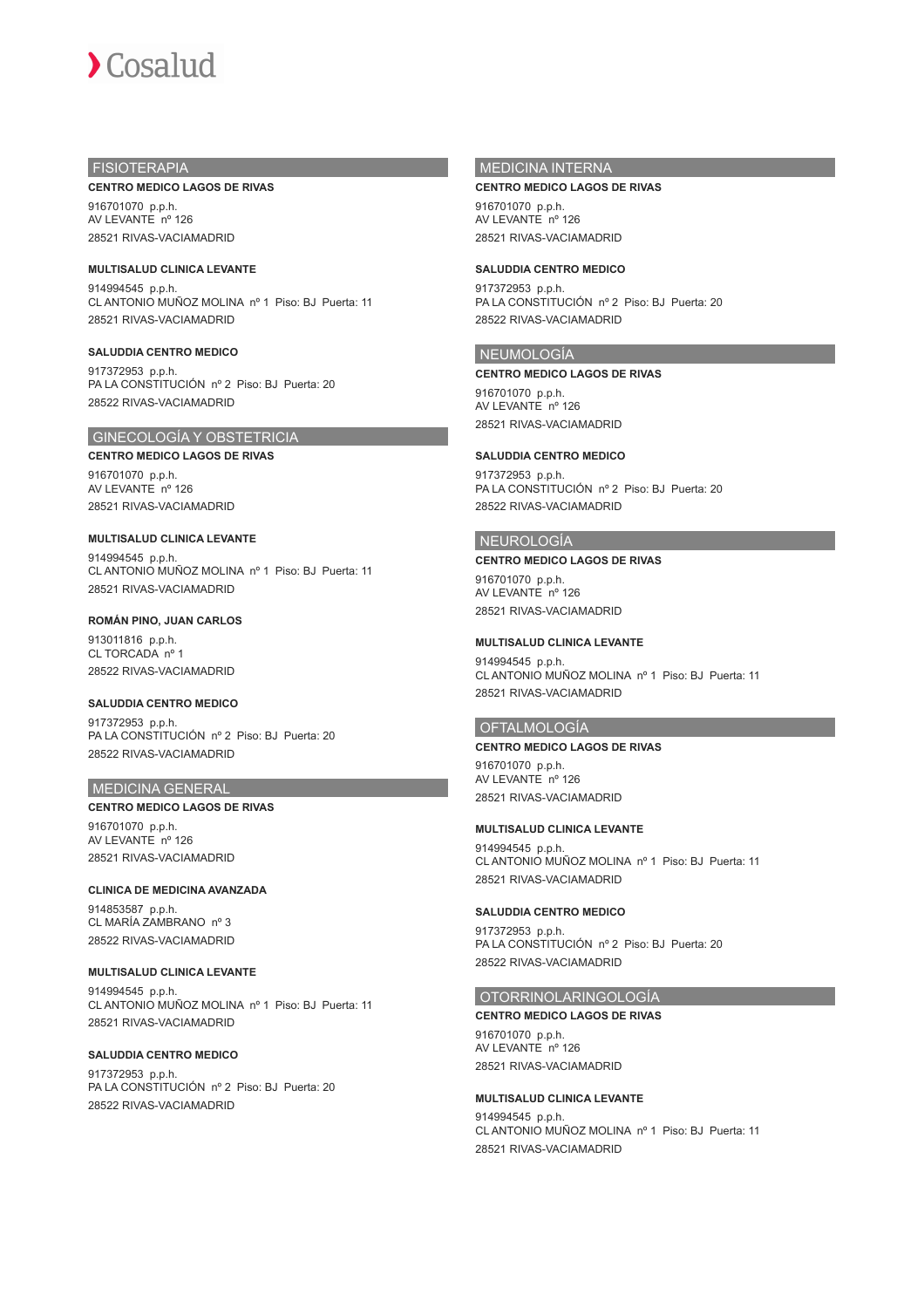## FISIOTERAPIA

**CENTRO MEDICO LAGOS DE RIVAS**

916701070 p.p.h.
AV LEVANTE nº 126
28521 RIVAS-VACIAMADRID

**MULTISALUD CLINICA LEVANTE**

914994545 p.p.h.
CL ANTONIO MUÑOZ MOLINA nº 1 Piso: BJ Puerta: 11
28521 RIVAS-VACIAMADRID

**SALUDDIA CENTRO MEDICO**

917372953 p.p.h.
PA LA CONSTITUCIÓN nº 2 Piso: BJ Puerta: 20
28522 RIVAS-VACIAMADRID

## GINECOLOGÍA Y OBSTETRICIA

**CENTRO MEDICO LAGOS DE RIVAS**

916701070 p.p.h.
AV LEVANTE nº 126
28521 RIVAS-VACIAMADRID

**MULTISALUD CLINICA LEVANTE**

914994545 p.p.h.
CL ANTONIO MUÑOZ MOLINA nº 1 Piso: BJ Puerta: 11
28521 RIVAS-VACIAMADRID

**ROMÁN PINO, JUAN CARLOS**

913011816 p.p.h.
CL TORCADA nº 1
28522 RIVAS-VACIAMADRID

**SALUDDIA CENTRO MEDICO**

917372953 p.p.h.
PA LA CONSTITUCIÓN nº 2 Piso: BJ Puerta: 20
28522 RIVAS-VACIAMADRID

## MEDICINA GENERAL

**CENTRO MEDICO LAGOS DE RIVAS**

916701070 p.p.h.
AV LEVANTE nº 126
28521 RIVAS-VACIAMADRID

**CLINICA DE MEDICINA AVANZADA**

914853587 p.p.h.
CL MARÍA ZAMBRANO nº 3
28522 RIVAS-VACIAMADRID

**MULTISALUD CLINICA LEVANTE**

914994545 p.p.h.
CL ANTONIO MUÑOZ MOLINA nº 1 Piso: BJ Puerta: 11
28521 RIVAS-VACIAMADRID

**SALUDDIA CENTRO MEDICO**

917372953 p.p.h.
PA LA CONSTITUCIÓN nº 2 Piso: BJ Puerta: 20
28522 RIVAS-VACIAMADRID

## MEDICINA INTERNA

**CENTRO MEDICO LAGOS DE RIVAS**

916701070 p.p.h.
AV LEVANTE nº 126
28521 RIVAS-VACIAMADRID

**SALUDDIA CENTRO MEDICO**

917372953 p.p.h.
PA LA CONSTITUCIÓN nº 2 Piso: BJ Puerta: 20
28522 RIVAS-VACIAMADRID

## NEUMOLOGÍA

**CENTRO MEDICO LAGOS DE RIVAS**

916701070 p.p.h.
AV LEVANTE nº 126
28521 RIVAS-VACIAMADRID

**SALUDDIA CENTRO MEDICO**

917372953 p.p.h.
PA LA CONSTITUCIÓN nº 2 Piso: BJ Puerta: 20
28522 RIVAS-VACIAMADRID

## NEUROLOGÍA

**CENTRO MEDICO LAGOS DE RIVAS**

916701070 p.p.h.
AV LEVANTE nº 126
28521 RIVAS-VACIAMADRID

**MULTISALUD CLINICA LEVANTE**

914994545 p.p.h.
CL ANTONIO MUÑOZ MOLINA nº 1 Piso: BJ Puerta: 11
28521 RIVAS-VACIAMADRID

## OFTALMOLOGÍA

**CENTRO MEDICO LAGOS DE RIVAS**

916701070 p.p.h.
AV LEVANTE nº 126
28521 RIVAS-VACIAMADRID

**MULTISALUD CLINICA LEVANTE**

914994545 p.p.h.
CL ANTONIO MUÑOZ MOLINA nº 1 Piso: BJ Puerta: 11
28521 RIVAS-VACIAMADRID

**SALUDDIA CENTRO MEDICO**

917372953 p.p.h.
PA LA CONSTITUCIÓN nº 2 Piso: BJ Puerta: 20
28522 RIVAS-VACIAMADRID

## OTORRINOLARINGOLOGÍA

**CENTRO MEDICO LAGOS DE RIVAS**

916701070 p.p.h.
AV LEVANTE nº 126
28521 RIVAS-VACIAMADRID

**MULTISALUD CLINICA LEVANTE**

914994545 p.p.h.
CL ANTONIO MUÑOZ MOLINA nº 1 Piso: BJ Puerta: 11
28521 RIVAS-VACIAMADRID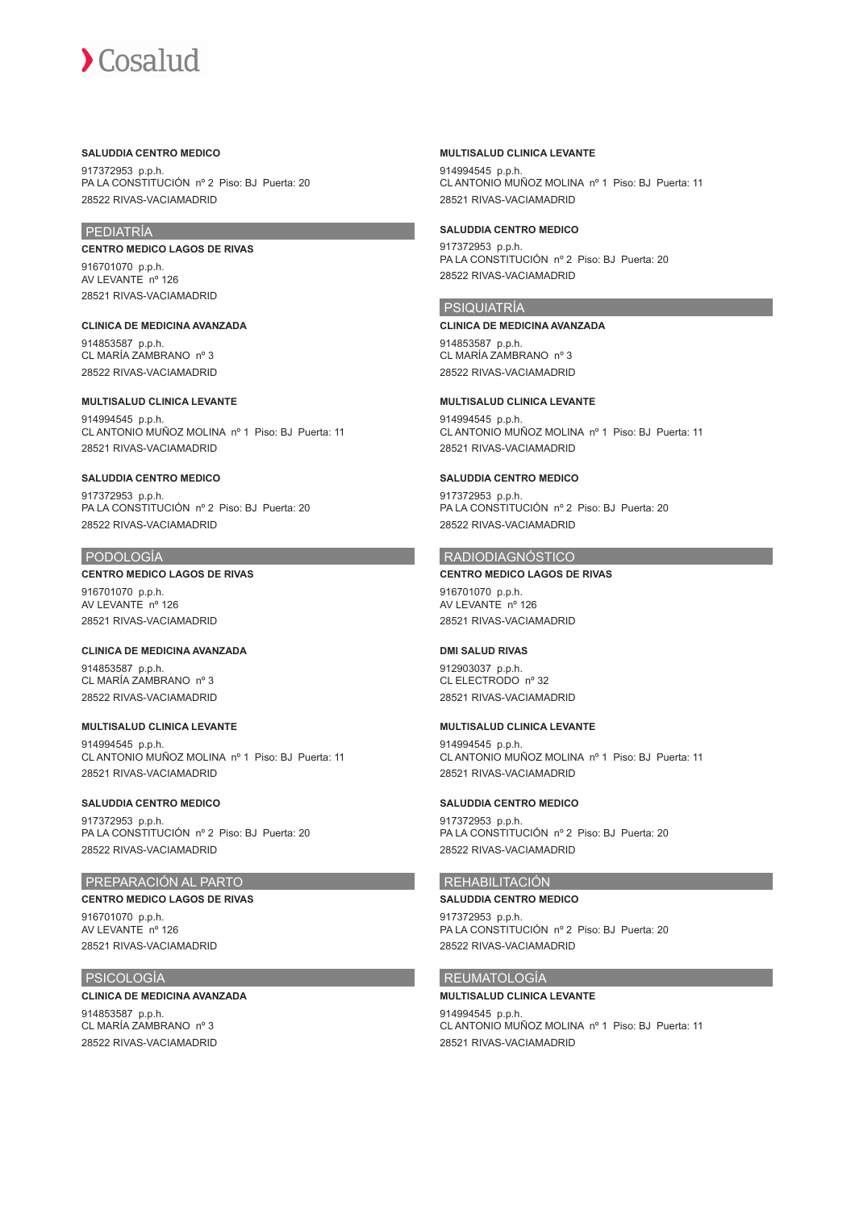**SALUDDIA CENTRO MEDICO**

917372953 p.p.h.
PA LA CONSTITUCIÓN nº 2 Piso: BJ Puerta: 20
28522 RIVAS-VACIAMADRID

## PEDIATRÍA

**CENTRO MEDICO LAGOS DE RIVAS**

916701070 p.p.h.
AV LEVANTE nº 126
28521 RIVAS-VACIAMADRID

**CLINICA DE MEDICINA AVANZADA**

914853587 p.p.h.
CL MARÍA ZAMBRANO nº 3
28522 RIVAS-VACIAMADRID

**MULTISALUD CLINICA LEVANTE**

914994545 p.p.h.
CL ANTONIO MUÑOZ MOLINA nº 1 Piso: BJ Puerta: 11
28521 RIVAS-VACIAMADRID

**SALUDDIA CENTRO MEDICO**

917372953 p.p.h.
PA LA CONSTITUCIÓN nº 2 Piso: BJ Puerta: 20
28522 RIVAS-VACIAMADRID

## PODOLOGÍA

**CENTRO MEDICO LAGOS DE RIVAS**

916701070 p.p.h.
AV LEVANTE nº 126
28521 RIVAS-VACIAMADRID

**CLINICA DE MEDICINA AVANZADA**

914853587 p.p.h.
CL MARÍA ZAMBRANO nº 3
28522 RIVAS-VACIAMADRID

**MULTISALUD CLINICA LEVANTE**

914994545 p.p.h.
CL ANTONIO MUÑOZ MOLINA nº 1 Piso: BJ Puerta: 11
28521 RIVAS-VACIAMADRID

**SALUDDIA CENTRO MEDICO**

917372953 p.p.h.
PA LA CONSTITUCIÓN nº 2 Piso: BJ Puerta: 20
28522 RIVAS-VACIAMADRID

## PREPARACIÓN AL PARTO

**CENTRO MEDICO LAGOS DE RIVAS**

916701070 p.p.h.
AV LEVANTE nº 126
28521 RIVAS-VACIAMADRID

## PSICOLOGÍA

**CLINICA DE MEDICINA AVANZADA**

914853587 p.p.h.
CL MARÍA ZAMBRANO nº 3
28522 RIVAS-VACIAMADRID

**MULTISALUD CLINICA LEVANTE**

914994545 p.p.h.
CL ANTONIO MUÑOZ MOLINA nº 1 Piso: BJ Puerta: 11
28521 RIVAS-VACIAMADRID

**SALUDDIA CENTRO MEDICO**

917372953 p.p.h.
PA LA CONSTITUCIÓN nº 2 Piso: BJ Puerta: 20
28522 RIVAS-VACIAMADRID

## PSIQUIATRÍA

**CLINICA DE MEDICINA AVANZADA**

914853587 p.p.h.
CL MARÍA ZAMBRANO nº 3
28522 RIVAS-VACIAMADRID

**MULTISALUD CLINICA LEVANTE**

914994545 p.p.h.
CL ANTONIO MUÑOZ MOLINA nº 1 Piso: BJ Puerta: 11
28521 RIVAS-VACIAMADRID

**SALUDDIA CENTRO MEDICO**

917372953 p.p.h.
PA LA CONSTITUCIÓN nº 2 Piso: BJ Puerta: 20
28522 RIVAS-VACIAMADRID

## RADIODIAGNÓSTICO

**CENTRO MEDICO LAGOS DE RIVAS**

916701070 p.p.h.
AV LEVANTE nº 126
28521 RIVAS-VACIAMADRID

**DMI SALUD RIVAS**

912903037 p.p.h.
CL ELECTRODO nº 32
28521 RIVAS-VACIAMADRID

**MULTISALUD CLINICA LEVANTE**

914994545 p.p.h.
CL ANTONIO MUÑOZ MOLINA nº 1 Piso: BJ Puerta: 11
28521 RIVAS-VACIAMADRID

**SALUDDIA CENTRO MEDICO**

917372953 p.p.h.
PA LA CONSTITUCIÓN nº 2 Piso: BJ Puerta: 20
28522 RIVAS-VACIAMADRID

## REHABILITACIÓN

**SALUDDIA CENTRO MEDICO**

917372953 p.p.h.
PA LA CONSTITUCIÓN nº 2 Piso: BJ Puerta: 20
28522 RIVAS-VACIAMADRID

## REUMATOLOGÍA

**MULTISALUD CLINICA LEVANTE**

914994545 p.p.h.
CL ANTONIO MUÑOZ MOLINA nº 1 Piso: BJ Puerta: 11
28521 RIVAS-VACIAMADRID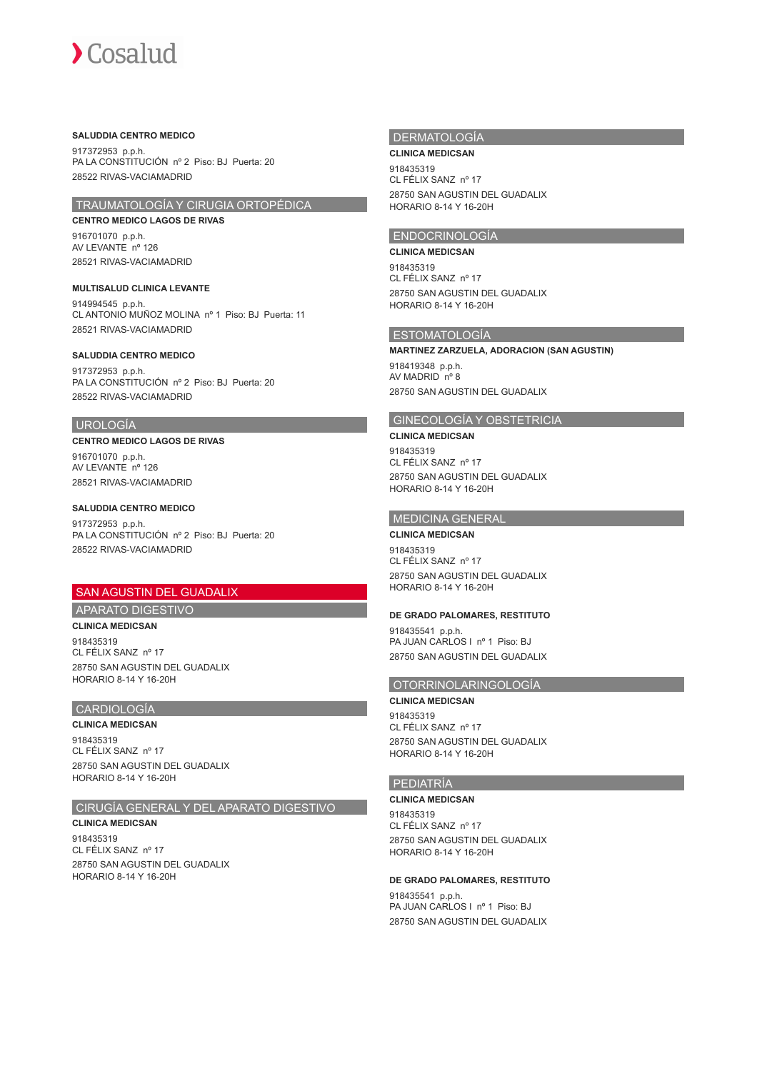**SALUDDIA CENTRO MEDICO**

917372953 p.p.h.
PA LA CONSTITUCIÓN nº 2 Piso: BJ Puerta: 20

28522 RIVAS-VACIAMADRID

## TRAUMATOLOGÍA Y CIRUGIA ORTOPÉDICA

**CENTRO MEDICO LAGOS DE RIVAS**

916701070 p.p.h.
AV LEVANTE nº 126

28521 RIVAS-VACIAMADRID

**MULTISALUD CLINICA LEVANTE**

914994545 p.p.h.
CL ANTONIO MUÑOZ MOLINA nº 1 Piso: BJ Puerta: 11

28521 RIVAS-VACIAMADRID

**SALUDDIA CENTRO MEDICO**

917372953 p.p.h.
PA LA CONSTITUCIÓN nº 2 Piso: BJ Puerta: 20

28522 RIVAS-VACIAMADRID

## UROLOGÍA

**CENTRO MEDICO LAGOS DE RIVAS**

916701070 p.p.h.
AV LEVANTE nº 126

28521 RIVAS-VACIAMADRID

**SALUDDIA CENTRO MEDICO**

917372953 p.p.h.
PA LA CONSTITUCIÓN nº 2 Piso: BJ Puerta: 20

28522 RIVAS-VACIAMADRID

# SAN AGUSTIN DEL GUADALIX

## APARATO DIGESTIVO

**CLINICA MEDICSAN**

918435319
CL FÉLIX SANZ nº 17

28750 SAN AGUSTIN DEL GUADALIX
HORARIO 8-14 Y 16-20H

## CARDIOLOGÍA

**CLINICA MEDICSAN**

918435319
CL FÉLIX SANZ nº 17

28750 SAN AGUSTIN DEL GUADALIX
HORARIO 8-14 Y 16-20H

## CIRUGÍA GENERAL Y DEL APARATO DIGESTIVO

**CLINICA MEDICSAN**

918435319
CL FÉLIX SANZ nº 17

28750 SAN AGUSTIN DEL GUADALIX
HORARIO 8-14 Y 16-20H

## DERMATOLOGÍA

**CLINICA MEDICSAN**

918435319
CL FÉLIX SANZ nº 17

28750 SAN AGUSTIN DEL GUADALIX
HORARIO 8-14 Y 16-20H

## ENDOCRINOLOGÍA

**CLINICA MEDICSAN**

918435319
CL FÉLIX SANZ nº 17

28750 SAN AGUSTIN DEL GUADALIX
HORARIO 8-14 Y 16-20H

## ESTOMATOLOGÍA

**MARTINEZ ZARZUELA, ADORACION (SAN AGUSTIN)**

918419348 p.p.h.
AV MADRID nº 8

28750 SAN AGUSTIN DEL GUADALIX

## GINECOLOGÍA Y OBSTETRICIA

**CLINICA MEDICSAN**

918435319
CL FÉLIX SANZ nº 17

28750 SAN AGUSTIN DEL GUADALIX
HORARIO 8-14 Y 16-20H

## MEDICINA GENERAL

**CLINICA MEDICSAN**

918435319
CL FÉLIX SANZ nº 17

28750 SAN AGUSTIN DEL GUADALIX
HORARIO 8-14 Y 16-20H

**DE GRADO PALOMARES, RESTITUTO**

918435541 p.p.h.
PA JUAN CARLOS I nº 1 Piso: BJ

28750 SAN AGUSTIN DEL GUADALIX

## OTORRINOLARINGOLOGÍA

**CLINICA MEDICSAN**

918435319
CL FÉLIX SANZ nº 17

28750 SAN AGUSTIN DEL GUADALIX
HORARIO 8-14 Y 16-20H

## PEDIATRÍA

**CLINICA MEDICSAN**

918435319
CL FÉLIX SANZ nº 17

28750 SAN AGUSTIN DEL GUADALIX
HORARIO 8-14 Y 16-20H

**DE GRADO PALOMARES, RESTITUTO**

918435541 p.p.h.
PA JUAN CARLOS I nº 1 Piso: BJ

28750 SAN AGUSTIN DEL GUADALIX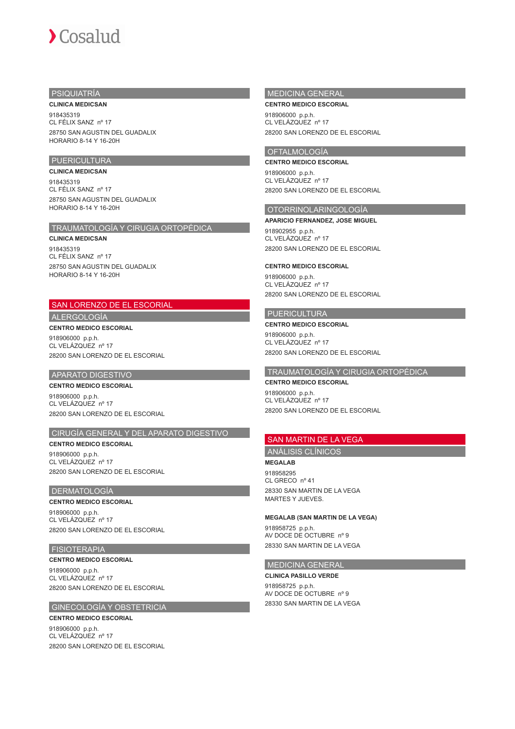### PSIQUIATRÍA

**CLINICA MEDICSAN**

918435319
CL FÉLIX SANZ nº 17

28750 SAN AGUSTIN DEL GUADALIX
HORARIO 8-14 Y 16-20H

### PUERICULTURA

**CLINICA MEDICSAN**

918435319
CL FÉLIX SANZ nº 17

28750 SAN AGUSTIN DEL GUADALIX
HORARIO 8-14 Y 16-20H

### TRAUMATOLOGÍA Y CIRUGIA ORTOPÉDICA

**CLINICA MEDICSAN**

918435319
CL FÉLIX SANZ nº 17

28750 SAN AGUSTIN DEL GUADALIX
HORARIO 8-14 Y 16-20H

## SAN LORENZO DE EL ESCORIAL

### ALERGOLOGÍA

**CENTRO MEDICO ESCORIAL**

918906000 p.p.h.
CL VELÁZQUEZ nº 17

28200 SAN LORENZO DE EL ESCORIAL

### APARATO DIGESTIVO

**CENTRO MEDICO ESCORIAL**

918906000 p.p.h.
CL VELÁZQUEZ nº 17

28200 SAN LORENZO DE EL ESCORIAL

### CIRUGÍA GENERAL Y DEL APARATO DIGESTIVO

**CENTRO MEDICO ESCORIAL**

918906000 p.p.h.
CL VELÁZQUEZ nº 17

28200 SAN LORENZO DE EL ESCORIAL

### DERMATOLOGÍA

**CENTRO MEDICO ESCORIAL**

918906000 p.p.h.
CL VELÁZQUEZ nº 17

28200 SAN LORENZO DE EL ESCORIAL

### FISIOTERAPIA

**CENTRO MEDICO ESCORIAL**

918906000 p.p.h.
CL VELÁZQUEZ nº 17

28200 SAN LORENZO DE EL ESCORIAL

### GINECOLOGÍA Y OBSTETRICIA

**CENTRO MEDICO ESCORIAL**

918906000 p.p.h.
CL VELÁZQUEZ nº 17

28200 SAN LORENZO DE EL ESCORIAL

### MEDICINA GENERAL

**CENTRO MEDICO ESCORIAL**

918906000 p.p.h.
CL VELÁZQUEZ nº 17

28200 SAN LORENZO DE EL ESCORIAL

### OFTALMOLOGÍA

**CENTRO MEDICO ESCORIAL**

918906000 p.p.h.
CL VELÁZQUEZ nº 17

28200 SAN LORENZO DE EL ESCORIAL

### OTORRINOLARINGOLOGÍA

**APARICIO FERNANDEZ, JOSE MIGUEL**

918902955 p.p.h.
CL VELÁZQUEZ nº 17

28200 SAN LORENZO DE EL ESCORIAL

**CENTRO MEDICO ESCORIAL**

918906000 p.p.h.
CL VELÁZQUEZ nº 17

28200 SAN LORENZO DE EL ESCORIAL

### PUERICULTURA

**CENTRO MEDICO ESCORIAL**

918906000 p.p.h.
CL VELÁZQUEZ nº 17

28200 SAN LORENZO DE EL ESCORIAL

### TRAUMATOLOGÍA Y CIRUGIA ORTOPÉDICA

**CENTRO MEDICO ESCORIAL**

918906000 p.p.h.
CL VELÁZQUEZ nº 17

28200 SAN LORENZO DE EL ESCORIAL

## SAN MARTIN DE LA VEGA

### ANÁLISIS CLÍNICOS

**MEGALAB**

918958295
CL GRECO nº 41

28330 SAN MARTIN DE LA VEGA
MARTES Y JUEVES.

**MEGALAB (SAN MARTIN DE LA VEGA)**

918958725 p.p.h.
AV DOCE DE OCTUBRE nº 9

28330 SAN MARTIN DE LA VEGA

### MEDICINA GENERAL

**CLINICA PASILLO VERDE**

918958725 p.p.h.
AV DOCE DE OCTUBRE nº 9

28330 SAN MARTIN DE LA VEGA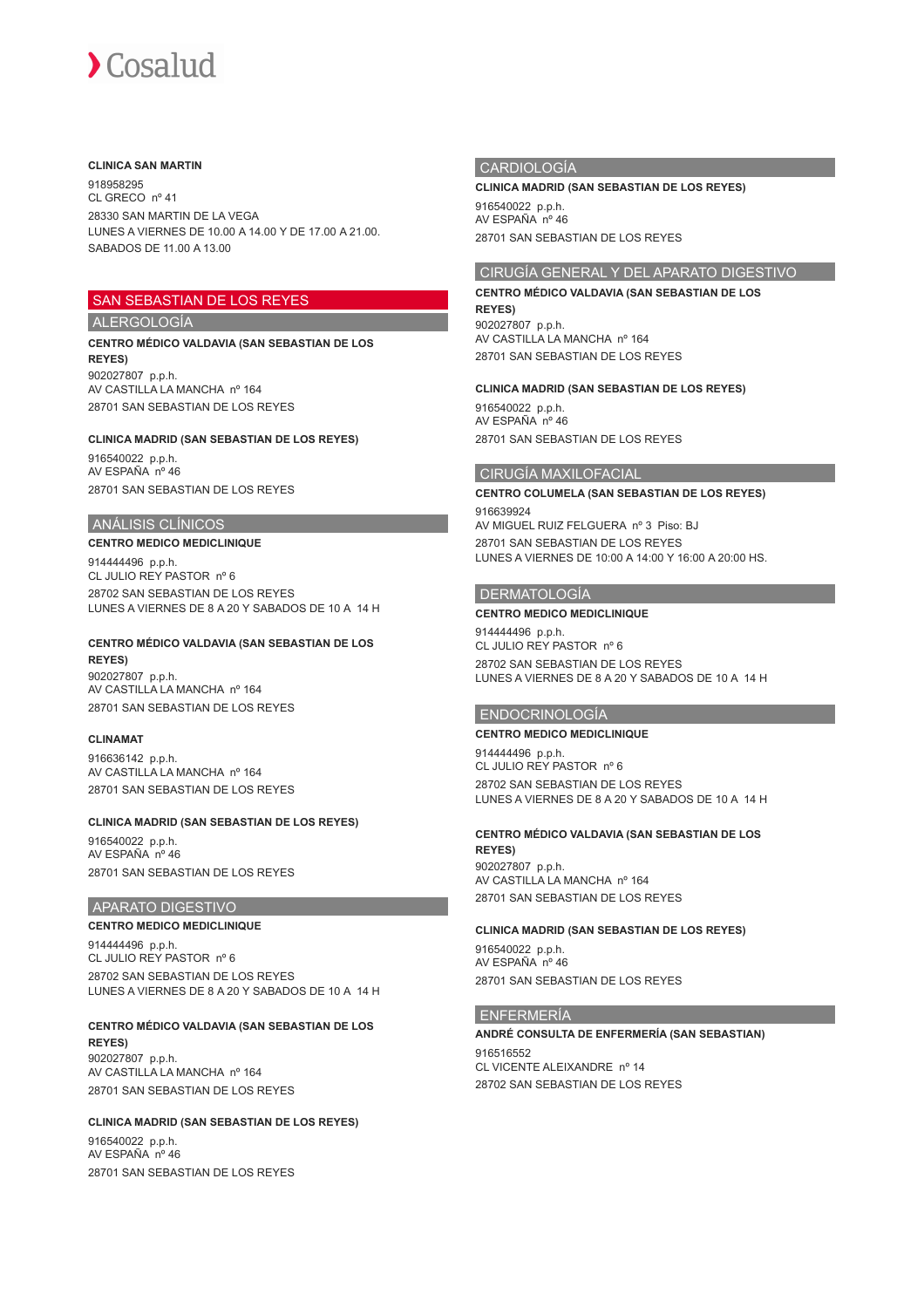**CLINICA SAN MARTIN**

918958295
CL GRECO nº 41
28330 SAN MARTIN DE LA VEGA
LUNES A VIERNES DE 10.00 A 14.00 Y DE 17.00 A 21.00.
SABADOS DE 11.00 A 13.00

# SAN SEBASTIAN DE LOS REYES

## ALERGOLOGÍA

**CENTRO MÉDICO VALDAVIA (SAN SEBASTIAN DE LOS REYES)**

902027807 p.p.h.
AV CASTILLA LA MANCHA nº 164
28701 SAN SEBASTIAN DE LOS REYES

**CLINICA MADRID (SAN SEBASTIAN DE LOS REYES)**

916540022 p.p.h.
AV ESPAÑA nº 46
28701 SAN SEBASTIAN DE LOS REYES

## ANÁLISIS CLÍNICOS

**CENTRO MEDICO MEDICLINIQUE**

914444496 p.p.h.
CL JULIO REY PASTOR nº 6
28702 SAN SEBASTIAN DE LOS REYES
LUNES A VIERNES DE 8 A 20 Y SABADOS DE 10 A 14 H

**CENTRO MÉDICO VALDAVIA (SAN SEBASTIAN DE LOS REYES)**

902027807 p.p.h.
AV CASTILLA LA MANCHA nº 164
28701 SAN SEBASTIAN DE LOS REYES

**CLINAMAT**

916636142 p.p.h.
AV CASTILLA LA MANCHA nº 164
28701 SAN SEBASTIAN DE LOS REYES

**CLINICA MADRID (SAN SEBASTIAN DE LOS REYES)**

916540022 p.p.h.
AV ESPAÑA nº 46
28701 SAN SEBASTIAN DE LOS REYES

## APARATO DIGESTIVO

**CENTRO MEDICO MEDICLINIQUE**

914444496 p.p.h.
CL JULIO REY PASTOR nº 6
28702 SAN SEBASTIAN DE LOS REYES
LUNES A VIERNES DE 8 A 20 Y SABADOS DE 10 A 14 H

**CENTRO MÉDICO VALDAVIA (SAN SEBASTIAN DE LOS REYES)**

902027807 p.p.h.
AV CASTILLA LA MANCHA nº 164
28701 SAN SEBASTIAN DE LOS REYES

**CLINICA MADRID (SAN SEBASTIAN DE LOS REYES)**

916540022 p.p.h.
AV ESPAÑA nº 46
28701 SAN SEBASTIAN DE LOS REYES

## CARDIOLOGÍA

**CLINICA MADRID (SAN SEBASTIAN DE LOS REYES)**

916540022 p.p.h.
AV ESPAÑA nº 46
28701 SAN SEBASTIAN DE LOS REYES

## CIRUGÍA GENERAL Y DEL APARATO DIGESTIVO

**CENTRO MÉDICO VALDAVIA (SAN SEBASTIAN DE LOS REYES)**

902027807 p.p.h.
AV CASTILLA LA MANCHA nº 164
28701 SAN SEBASTIAN DE LOS REYES

**CLINICA MADRID (SAN SEBASTIAN DE LOS REYES)**

916540022 p.p.h.
AV ESPAÑA nº 46
28701 SAN SEBASTIAN DE LOS REYES

## CIRUGÍA MAXILOFACIAL

**CENTRO COLUMELA (SAN SEBASTIAN DE LOS REYES)**

916639924
AV MIGUEL RUIZ FELGUERA nº 3 Piso: BJ
28701 SAN SEBASTIAN DE LOS REYES
LUNES A VIERNES DE 10:00 A 14:00 Y 16:00 A 20:00 HS.

## DERMATOLOGÍA

**CENTRO MEDICO MEDICLINIQUE**

914444496 p.p.h.
CL JULIO REY PASTOR nº 6
28702 SAN SEBASTIAN DE LOS REYES
LUNES A VIERNES DE 8 A 20 Y SABADOS DE 10 A 14 H

## ENDOCRINOLOGÍA

**CENTRO MEDICO MEDICLINIQUE**

914444496 p.p.h.
CL JULIO REY PASTOR nº 6
28702 SAN SEBASTIAN DE LOS REYES
LUNES A VIERNES DE 8 A 20 Y SABADOS DE 10 A 14 H

**CENTRO MÉDICO VALDAVIA (SAN SEBASTIAN DE LOS REYES)**

902027807 p.p.h.
AV CASTILLA LA MANCHA nº 164
28701 SAN SEBASTIAN DE LOS REYES

**CLINICA MADRID (SAN SEBASTIAN DE LOS REYES)**

916540022 p.p.h.
AV ESPAÑA nº 46
28701 SAN SEBASTIAN DE LOS REYES

## ENFERMERÍA

**ANDRÉ CONSULTA DE ENFERMERÍA (SAN SEBASTIAN)**

916516552
CL VICENTE ALEIXANDRE nº 14
28702 SAN SEBASTIAN DE LOS REYES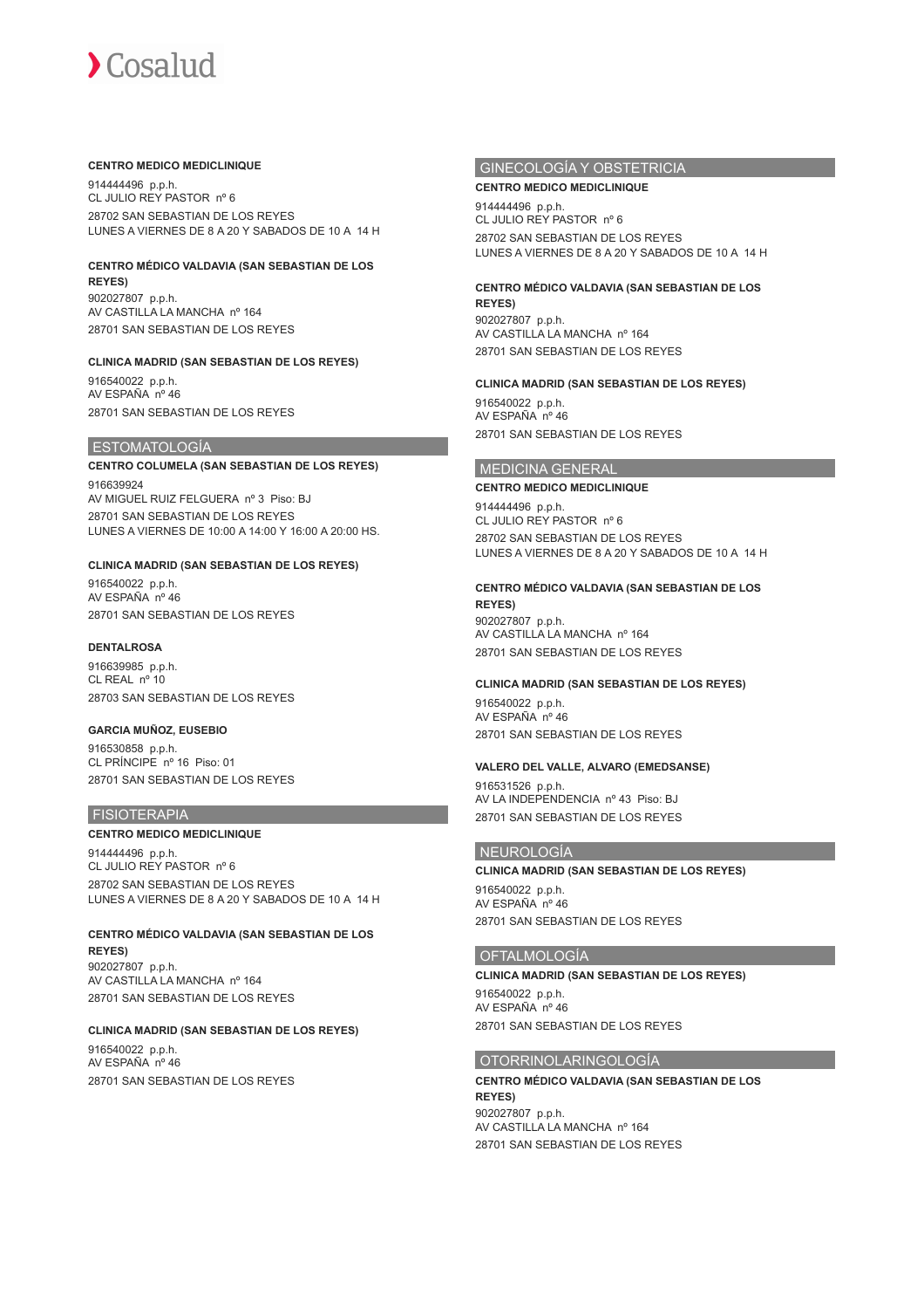**CENTRO MEDICO MEDICLINIQUE**

914444496 p.p.h.
CL JULIO REY PASTOR nº 6
28702 SAN SEBASTIAN DE LOS REYES
LUNES A VIERNES DE 8 A 20 Y SABADOS DE 10 A 14 H

**CENTRO MÉDICO VALDAVIA (SAN SEBASTIAN DE LOS REYES)**

902027807 p.p.h.
AV CASTILLA LA MANCHA nº 164
28701 SAN SEBASTIAN DE LOS REYES

**CLINICA MADRID (SAN SEBASTIAN DE LOS REYES)**

916540022 p.p.h.
AV ESPAÑA nº 46
28701 SAN SEBASTIAN DE LOS REYES

## ESTOMATOLOGÍA

**CENTRO COLUMELA (SAN SEBASTIAN DE LOS REYES)**

916639924
AV MIGUEL RUIZ FELGUERA nº 3 Piso: BJ
28701 SAN SEBASTIAN DE LOS REYES
LUNES A VIERNES DE 10:00 A 14:00 Y 16:00 A 20:00 HS.

**CLINICA MADRID (SAN SEBASTIAN DE LOS REYES)**

916540022 p.p.h.
AV ESPAÑA nº 46
28701 SAN SEBASTIAN DE LOS REYES

**DENTALROSA**

916639985 p.p.h.
CL REAL nº 10
28703 SAN SEBASTIAN DE LOS REYES

**GARCIA MUÑOZ, EUSEBIO**

916530858 p.p.h.
CL PRÍNCIPE nº 16 Piso: 01
28701 SAN SEBASTIAN DE LOS REYES

## FISIOTERAPIA

**CENTRO MEDICO MEDICLINIQUE**

914444496 p.p.h.
CL JULIO REY PASTOR nº 6
28702 SAN SEBASTIAN DE LOS REYES
LUNES A VIERNES DE 8 A 20 Y SABADOS DE 10 A 14 H

**CENTRO MÉDICO VALDAVIA (SAN SEBASTIAN DE LOS REYES)**

902027807 p.p.h.
AV CASTILLA LA MANCHA nº 164
28701 SAN SEBASTIAN DE LOS REYES

**CLINICA MADRID (SAN SEBASTIAN DE LOS REYES)**

916540022 p.p.h.
AV ESPAÑA nº 46
28701 SAN SEBASTIAN DE LOS REYES

## GINECOLOGÍA Y OBSTETRICIA

**CENTRO MEDICO MEDICLINIQUE**

914444496 p.p.h.
CL JULIO REY PASTOR nº 6
28702 SAN SEBASTIAN DE LOS REYES
LUNES A VIERNES DE 8 A 20 Y SABADOS DE 10 A 14 H

**CENTRO MÉDICO VALDAVIA (SAN SEBASTIAN DE LOS REYES)**

902027807 p.p.h.
AV CASTILLA LA MANCHA nº 164
28701 SAN SEBASTIAN DE LOS REYES

**CLINICA MADRID (SAN SEBASTIAN DE LOS REYES)**

916540022 p.p.h.
AV ESPAÑA nº 46
28701 SAN SEBASTIAN DE LOS REYES

## MEDICINA GENERAL

**CENTRO MEDICO MEDICLINIQUE**

914444496 p.p.h.
CL JULIO REY PASTOR nº 6
28702 SAN SEBASTIAN DE LOS REYES
LUNES A VIERNES DE 8 A 20 Y SABADOS DE 10 A 14 H

**CENTRO MÉDICO VALDAVIA (SAN SEBASTIAN DE LOS REYES)**

902027807 p.p.h.
AV CASTILLA LA MANCHA nº 164
28701 SAN SEBASTIAN DE LOS REYES

**CLINICA MADRID (SAN SEBASTIAN DE LOS REYES)**

916540022 p.p.h.
AV ESPAÑA nº 46
28701 SAN SEBASTIAN DE LOS REYES

**VALERO DEL VALLE, ALVARO (EMEDSANSE)**

916531526 p.p.h.
AV LA INDEPENDENCIA nº 43 Piso: BJ
28701 SAN SEBASTIAN DE LOS REYES

## NEUROLOGÍA

**CLINICA MADRID (SAN SEBASTIAN DE LOS REYES)**

916540022 p.p.h.
AV ESPAÑA nº 46
28701 SAN SEBASTIAN DE LOS REYES

## OFTALMOLOGÍA

**CLINICA MADRID (SAN SEBASTIAN DE LOS REYES)**

916540022 p.p.h.
AV ESPAÑA nº 46
28701 SAN SEBASTIAN DE LOS REYES

## OTORRINOLARINGOLOGÍA

**CENTRO MÉDICO VALDAVIA (SAN SEBASTIAN DE LOS REYES)**

902027807 p.p.h.
AV CASTILLA LA MANCHA nº 164
28701 SAN SEBASTIAN DE LOS REYES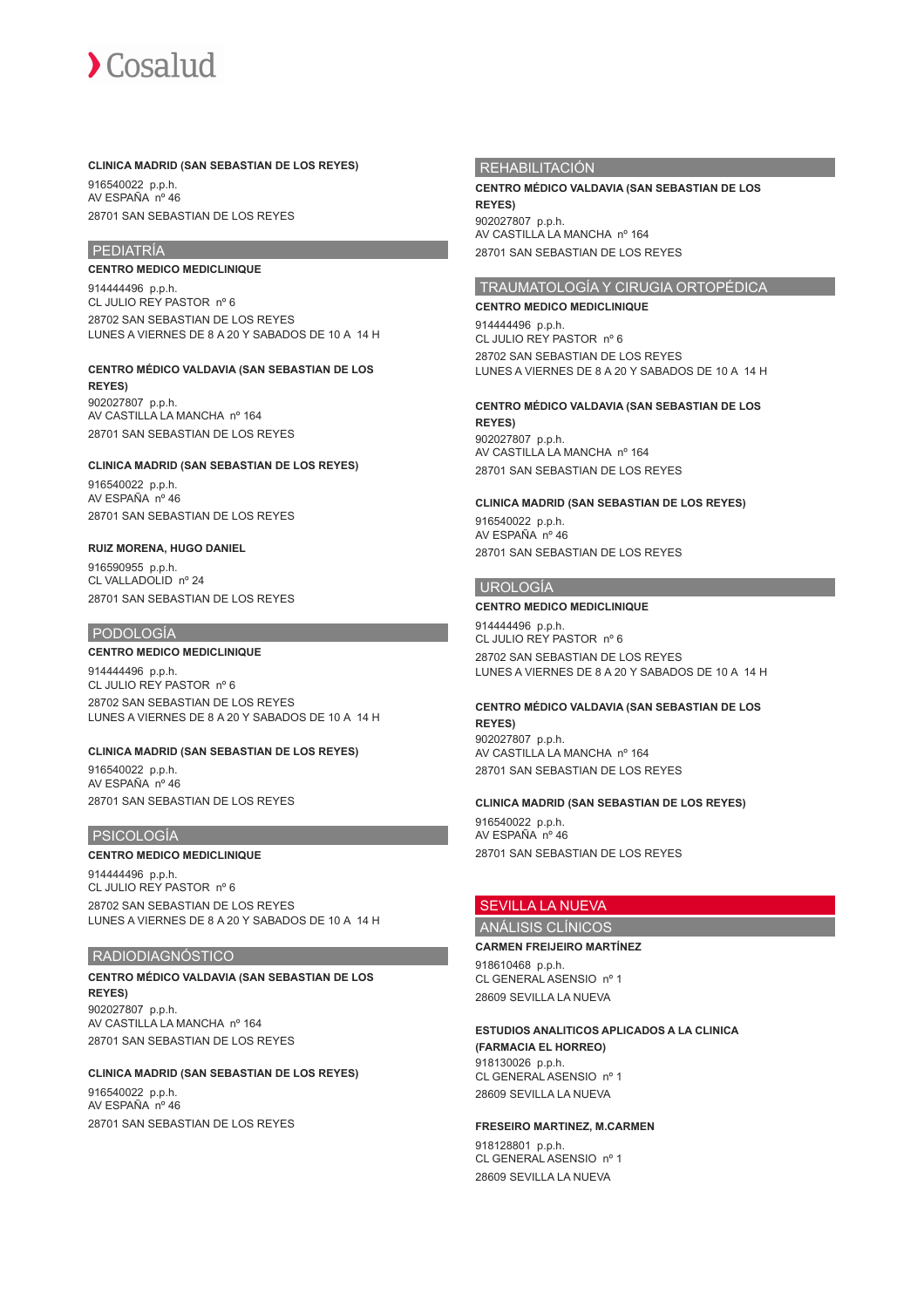**CLINICA MADRID (SAN SEBASTIAN DE LOS REYES)**

916540022 p.p.h.
AV ESPAÑA nº 46
28701 SAN SEBASTIAN DE LOS REYES

## PEDIATRÍA

**CENTRO MEDICO MEDICLINIQUE**

914444496 p.p.h.
CL JULIO REY PASTOR nº 6
28702 SAN SEBASTIAN DE LOS REYES
LUNES A VIERNES DE 8 A 20 Y SABADOS DE 10 A 14 H

**CENTRO MÉDICO VALDAVIA (SAN SEBASTIAN DE LOS REYES)**

902027807 p.p.h.
AV CASTILLA LA MANCHA nº 164
28701 SAN SEBASTIAN DE LOS REYES

**CLINICA MADRID (SAN SEBASTIAN DE LOS REYES)**

916540022 p.p.h.
AV ESPAÑA nº 46
28701 SAN SEBASTIAN DE LOS REYES

**RUIZ MORENA, HUGO DANIEL**

916590955 p.p.h.
CL VALLADOLID nº 24
28701 SAN SEBASTIAN DE LOS REYES

## PODOLOGÍA

**CENTRO MEDICO MEDICLINIQUE**

914444496 p.p.h.
CL JULIO REY PASTOR nº 6
28702 SAN SEBASTIAN DE LOS REYES
LUNES A VIERNES DE 8 A 20 Y SABADOS DE 10 A 14 H

**CLINICA MADRID (SAN SEBASTIAN DE LOS REYES)**

916540022 p.p.h.
AV ESPAÑA nº 46
28701 SAN SEBASTIAN DE LOS REYES

## PSICOLOGÍA

**CENTRO MEDICO MEDICLINIQUE**

914444496 p.p.h.
CL JULIO REY PASTOR nº 6
28702 SAN SEBASTIAN DE LOS REYES
LUNES A VIERNES DE 8 A 20 Y SABADOS DE 10 A 14 H

## RADIODIAGNÓSTICO

**CENTRO MÉDICO VALDAVIA (SAN SEBASTIAN DE LOS REYES)**

902027807 p.p.h.
AV CASTILLA LA MANCHA nº 164
28701 SAN SEBASTIAN DE LOS REYES

**CLINICA MADRID (SAN SEBASTIAN DE LOS REYES)**

916540022 p.p.h.
AV ESPAÑA nº 46
28701 SAN SEBASTIAN DE LOS REYES

## REHABILITACIÓN

**CENTRO MÉDICO VALDAVIA (SAN SEBASTIAN DE LOS REYES)**

902027807 p.p.h.
AV CASTILLA LA MANCHA nº 164
28701 SAN SEBASTIAN DE LOS REYES

## TRAUMATOLOGÍA Y CIRUGIA ORTOPÉDICA

**CENTRO MEDICO MEDICLINIQUE**

914444496 p.p.h.
CL JULIO REY PASTOR nº 6
28702 SAN SEBASTIAN DE LOS REYES
LUNES A VIERNES DE 8 A 20 Y SABADOS DE 10 A 14 H

**CENTRO MÉDICO VALDAVIA (SAN SEBASTIAN DE LOS REYES)**

902027807 p.p.h.
AV CASTILLA LA MANCHA nº 164
28701 SAN SEBASTIAN DE LOS REYES

**CLINICA MADRID (SAN SEBASTIAN DE LOS REYES)**

916540022 p.p.h.
AV ESPAÑA nº 46
28701 SAN SEBASTIAN DE LOS REYES

## UROLOGÍA

**CENTRO MEDICO MEDICLINIQUE**

914444496 p.p.h.
CL JULIO REY PASTOR nº 6
28702 SAN SEBASTIAN DE LOS REYES
LUNES A VIERNES DE 8 A 20 Y SABADOS DE 10 A 14 H

**CENTRO MÉDICO VALDAVIA (SAN SEBASTIAN DE LOS REYES)**

902027807 p.p.h.
AV CASTILLA LA MANCHA nº 164
28701 SAN SEBASTIAN DE LOS REYES

**CLINICA MADRID (SAN SEBASTIAN DE LOS REYES)**

916540022 p.p.h.
AV ESPAÑA nº 46
28701 SAN SEBASTIAN DE LOS REYES

# SEVILLA LA NUEVA

## ANÁLISIS CLÍNICOS

**CARMEN FREIJEIRO MARTÍNEZ**

918610468 p.p.h.
CL GENERAL ASENSIO nº 1
28609 SEVILLA LA NUEVA

**ESTUDIOS ANALITICOS APLICADOS A LA CLINICA (FARMACIA EL HORREO)**

918130026 p.p.h.
CL GENERAL ASENSIO nº 1
28609 SEVILLA LA NUEVA

**FRESEIRO MARTINEZ, M.CARMEN**

918128801 p.p.h.
CL GENERAL ASENSIO nº 1
28609 SEVILLA LA NUEVA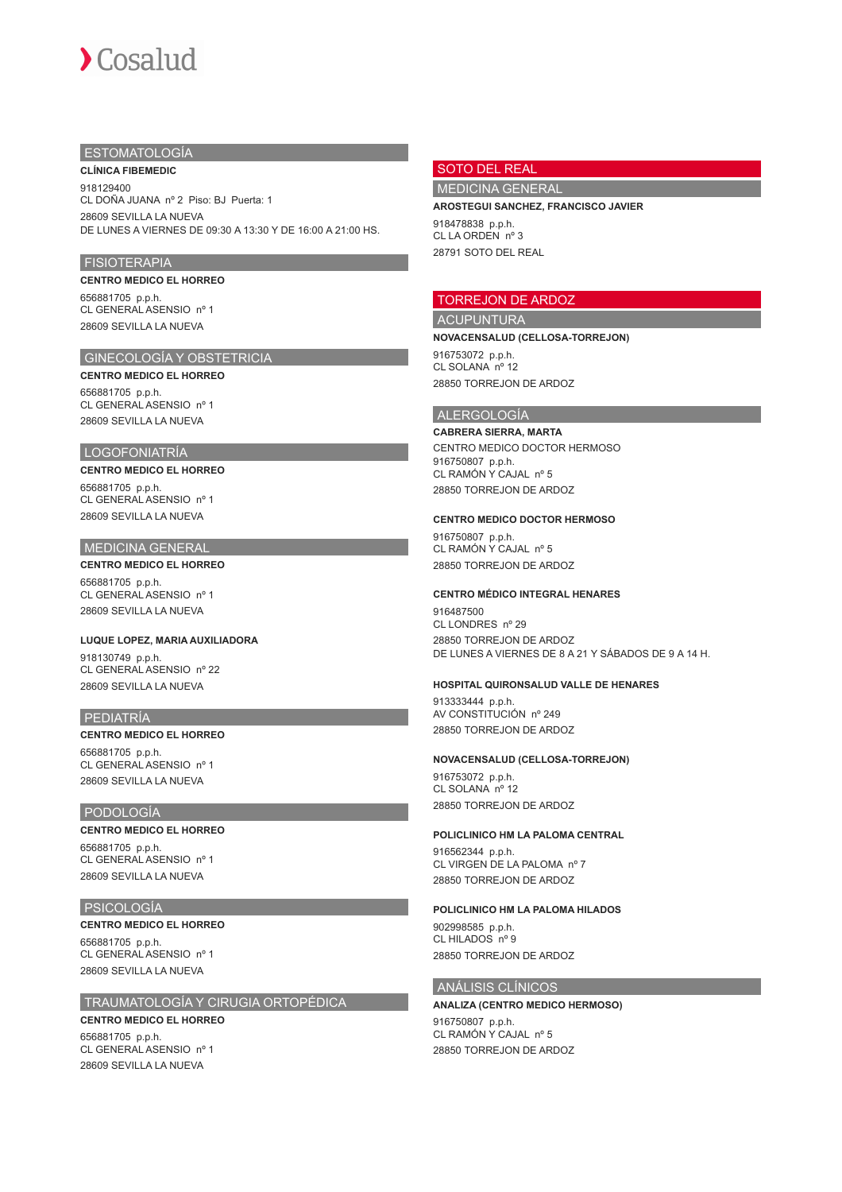## ESTOMATOLOGÍA

**CLÍNICA FIBEMEDIC**

918129400
CL DOÑA JUANA nº 2 Piso: BJ Puerta: 1
28609 SEVILLA LA NUEVA
DE LUNES A VIERNES DE 09:30 A 13:30 Y DE 16:00 A 21:00 HS.

## FISIOTERAPIA

**CENTRO MEDICO EL HORREO**

656881705 p.p.h.
CL GENERAL ASENSIO nº 1
28609 SEVILLA LA NUEVA

## GINECOLOGÍA Y OBSTETRICIA

**CENTRO MEDICO EL HORREO**

656881705 p.p.h.
CL GENERAL ASENSIO nº 1
28609 SEVILLA LA NUEVA

## LOGOFONIATRÍA

**CENTRO MEDICO EL HORREO**

656881705 p.p.h.
CL GENERAL ASENSIO nº 1
28609 SEVILLA LA NUEVA

## MEDICINA GENERAL

**CENTRO MEDICO EL HORREO**

656881705 p.p.h.
CL GENERAL ASENSIO nº 1
28609 SEVILLA LA NUEVA

**LUQUE LOPEZ, MARIA AUXILIADORA**

918130749 p.p.h.
CL GENERAL ASENSIO nº 22
28609 SEVILLA LA NUEVA

## PEDIATRÍA

**CENTRO MEDICO EL HORREO**

656881705 p.p.h.
CL GENERAL ASENSIO nº 1
28609 SEVILLA LA NUEVA

## PODOLOGÍA

**CENTRO MEDICO EL HORREO**

656881705 p.p.h.
CL GENERAL ASENSIO nº 1
28609 SEVILLA LA NUEVA

## PSICOLOGÍA

**CENTRO MEDICO EL HORREO**

656881705 p.p.h.
CL GENERAL ASENSIO nº 1
28609 SEVILLA LA NUEVA

## TRAUMATOLOGÍA Y CIRUGIA ORTOPÉDICA

**CENTRO MEDICO EL HORREO**

656881705 p.p.h.
CL GENERAL ASENSIO nº 1
28609 SEVILLA LA NUEVA

# SOTO DEL REAL

## MEDICINA GENERAL

**AROSTEGUI SANCHEZ, FRANCISCO JAVIER**

918478838 p.p.h.
CL LA ORDEN nº 3
28791 SOTO DEL REAL

# TORREJON DE ARDOZ

## ACUPUNTURA

**NOVACENSALUD (CELLOSA-TORREJON)**

916753072 p.p.h.
CL SOLANA nº 12
28850 TORREJON DE ARDOZ

## ALERGOLOGÍA

**CABRERA SIERRA, MARTA**

CENTRO MEDICO DOCTOR HERMOSO
916750807 p.p.h.
CL RAMÓN Y CAJAL nº 5
28850 TORREJON DE ARDOZ

**CENTRO MEDICO DOCTOR HERMOSO**

916750807 p.p.h.
CL RAMÓN Y CAJAL nº 5
28850 TORREJON DE ARDOZ

**CENTRO MÉDICO INTEGRAL HENARES**

916487500
CL LONDRES nº 29
28850 TORREJON DE ARDOZ
DE LUNES A VIERNES DE 8 A 21 Y SÁBADOS DE 9 A 14 H.

**HOSPITAL QUIRONSALUD VALLE DE HENARES**

913333444 p.p.h.
AV CONSTITUCIÓN nº 249
28850 TORREJON DE ARDOZ

**NOVACENSALUD (CELLOSA-TORREJON)**

916753072 p.p.h.
CL SOLANA nº 12
28850 TORREJON DE ARDOZ

**POLICLINICO HM LA PALOMA CENTRAL**

916562344 p.p.h.
CL VIRGEN DE LA PALOMA nº 7
28850 TORREJON DE ARDOZ

**POLICLINICO HM LA PALOMA HILADOS**

902998585 p.p.h.
CL HILADOS nº 9
28850 TORREJON DE ARDOZ

## ANÁLISIS CLÍNICOS

**ANALIZA (CENTRO MEDICO HERMOSO)**

916750807 p.p.h.
CL RAMÓN Y CAJAL nº 5
28850 TORREJON DE ARDOZ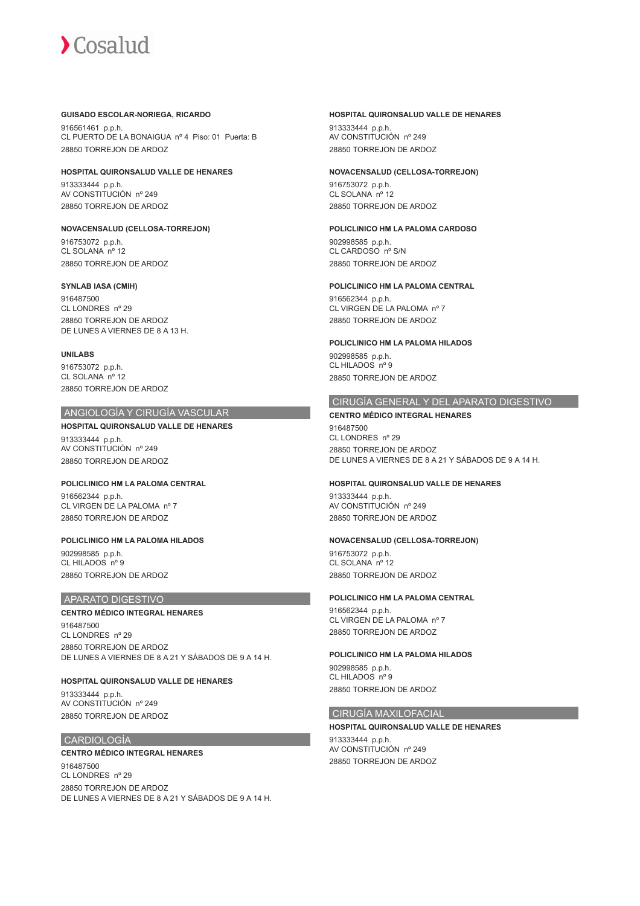**GUISADO ESCOLAR-NORIEGA, RICARDO**

916561461 p.p.h.
CL PUERTO DE LA BONAIGUA nº 4 Piso: 01 Puerta: B
28850 TORREJON DE ARDOZ

**HOSPITAL QUIRONSALUD VALLE DE HENARES**

913333444 p.p.h.
AV CONSTITUCIÓN nº 249
28850 TORREJON DE ARDOZ

**NOVACENSALUD (CELLOSA-TORREJON)**

916753072 p.p.h.
CL SOLANA nº 12
28850 TORREJON DE ARDOZ

**SYNLAB IASA (CMIH)**

916487500
CL LONDRES nº 29
28850 TORREJON DE ARDOZ
DE LUNES A VIERNES DE 8 A 13 H.

**UNILABS**

916753072 p.p.h.
CL SOLANA nº 12
28850 TORREJON DE ARDOZ

## ANGIOLOGÍA Y CIRUGÍA VASCULAR

**HOSPITAL QUIRONSALUD VALLE DE HENARES**

913333444 p.p.h.
AV CONSTITUCIÓN nº 249
28850 TORREJON DE ARDOZ

**POLICLINICO HM LA PALOMA CENTRAL**

916562344 p.p.h.
CL VIRGEN DE LA PALOMA nº 7
28850 TORREJON DE ARDOZ

**POLICLINICO HM LA PALOMA HILADOS**

902998585 p.p.h.
CL HILADOS nº 9
28850 TORREJON DE ARDOZ

## APARATO DIGESTIVO

**CENTRO MÉDICO INTEGRAL HENARES**

916487500
CL LONDRES nº 29
28850 TORREJON DE ARDOZ
DE LUNES A VIERNES DE 8 A 21 Y SÁBADOS DE 9 A 14 H.

**HOSPITAL QUIRONSALUD VALLE DE HENARES**

913333444 p.p.h.
AV CONSTITUCIÓN nº 249
28850 TORREJON DE ARDOZ

## CARDIOLOGÍA

**CENTRO MÉDICO INTEGRAL HENARES**

916487500
CL LONDRES nº 29
28850 TORREJON DE ARDOZ
DE LUNES A VIERNES DE 8 A 21 Y SÁBADOS DE 9 A 14 H.

**HOSPITAL QUIRONSALUD VALLE DE HENARES**

913333444 p.p.h.
AV CONSTITUCIÓN nº 249
28850 TORREJON DE ARDOZ

**NOVACENSALUD (CELLOSA-TORREJON)**

916753072 p.p.h.
CL SOLANA nº 12
28850 TORREJON DE ARDOZ

**POLICLINICO HM LA PALOMA CARDOSO**

902998585 p.p.h.
CL CARDOSO nº S/N
28850 TORREJON DE ARDOZ

**POLICLINICO HM LA PALOMA CENTRAL**

916562344 p.p.h.
CL VIRGEN DE LA PALOMA nº 7
28850 TORREJON DE ARDOZ

**POLICLINICO HM LA PALOMA HILADOS**

902998585 p.p.h.
CL HILADOS nº 9
28850 TORREJON DE ARDOZ

## CIRUGÍA GENERAL Y DEL APARATO DIGESTIVO

**CENTRO MÉDICO INTEGRAL HENARES**

916487500
CL LONDRES nº 29
28850 TORREJON DE ARDOZ
DE LUNES A VIERNES DE 8 A 21 Y SÁBADOS DE 9 A 14 H.

**HOSPITAL QUIRONSALUD VALLE DE HENARES**

913333444 p.p.h.
AV CONSTITUCIÓN nº 249
28850 TORREJON DE ARDOZ

**NOVACENSALUD (CELLOSA-TORREJON)**

916753072 p.p.h.
CL SOLANA nº 12
28850 TORREJON DE ARDOZ

**POLICLINICO HM LA PALOMA CENTRAL**

916562344 p.p.h.
CL VIRGEN DE LA PALOMA nº 7
28850 TORREJON DE ARDOZ

**POLICLINICO HM LA PALOMA HILADOS**

902998585 p.p.h.
CL HILADOS nº 9
28850 TORREJON DE ARDOZ

## CIRUGÍA MAXILOFACIAL

**HOSPITAL QUIRONSALUD VALLE DE HENARES**

913333444 p.p.h.
AV CONSTITUCIÓN nº 249
28850 TORREJON DE ARDOZ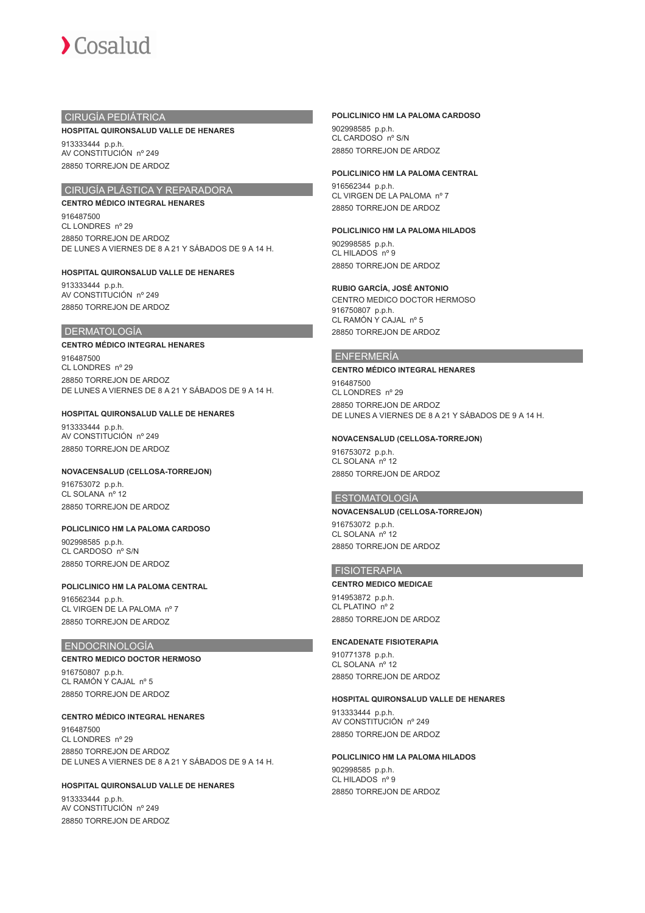## CIRUGÍA PEDIÁTRICA

**HOSPITAL QUIRONSALUD VALLE DE HENARES**

913333444 p.p.h.
AV CONSTITUCIÓN nº 249
28850 TORREJON DE ARDOZ

## CIRUGÍA PLÁSTICA Y REPARADORA

**CENTRO MÉDICO INTEGRAL HENARES**

916487500
CL LONDRES nº 29
28850 TORREJON DE ARDOZ
DE LUNES A VIERNES DE 8 A 21 Y SÁBADOS DE 9 A 14 H.

**HOSPITAL QUIRONSALUD VALLE DE HENARES**

913333444 p.p.h.
AV CONSTITUCIÓN nº 249
28850 TORREJON DE ARDOZ

## DERMATOLOGÍA

**CENTRO MÉDICO INTEGRAL HENARES**

916487500
CL LONDRES nº 29
28850 TORREJON DE ARDOZ
DE LUNES A VIERNES DE 8 A 21 Y SÁBADOS DE 9 A 14 H.

**HOSPITAL QUIRONSALUD VALLE DE HENARES**

913333444 p.p.h.
AV CONSTITUCIÓN nº 249
28850 TORREJON DE ARDOZ

**NOVACENSALUD (CELLOSA-TORREJON)**

916753072 p.p.h.
CL SOLANA nº 12
28850 TORREJON DE ARDOZ

**POLICLINICO HM LA PALOMA CARDOSO**

902998585 p.p.h.
CL CARDOSO nº S/N
28850 TORREJON DE ARDOZ

**POLICLINICO HM LA PALOMA CENTRAL**

916562344 p.p.h.
CL VIRGEN DE LA PALOMA nº 7
28850 TORREJON DE ARDOZ

## ENDOCRINOLOGÍA

**CENTRO MEDICO DOCTOR HERMOSO**

916750807 p.p.h.
CL RAMÓN Y CAJAL nº 5
28850 TORREJON DE ARDOZ

**CENTRO MÉDICO INTEGRAL HENARES**

916487500
CL LONDRES nº 29
28850 TORREJON DE ARDOZ
DE LUNES A VIERNES DE 8 A 21 Y SÁBADOS DE 9 A 14 H.

**HOSPITAL QUIRONSALUD VALLE DE HENARES**

913333444 p.p.h.
AV CONSTITUCIÓN nº 249
28850 TORREJON DE ARDOZ

**POLICLINICO HM LA PALOMA CARDOSO**

902998585 p.p.h.
CL CARDOSO nº S/N
28850 TORREJON DE ARDOZ

**POLICLINICO HM LA PALOMA CENTRAL**

916562344 p.p.h.
CL VIRGEN DE LA PALOMA nº 7
28850 TORREJON DE ARDOZ

**POLICLINICO HM LA PALOMA HILADOS**

902998585 p.p.h.
CL HILADOS nº 9
28850 TORREJON DE ARDOZ

**RUBIO GARCÍA, JOSÉ ANTONIO**

CENTRO MEDICO DOCTOR HERMOSO
916750807 p.p.h.
CL RAMÓN Y CAJAL nº 5
28850 TORREJON DE ARDOZ

## ENFERMERÍA

**CENTRO MÉDICO INTEGRAL HENARES**

916487500
CL LONDRES nº 29
28850 TORREJON DE ARDOZ
DE LUNES A VIERNES DE 8 A 21 Y SÁBADOS DE 9 A 14 H.

**NOVACENSALUD (CELLOSA-TORREJON)**

916753072 p.p.h.
CL SOLANA nº 12
28850 TORREJON DE ARDOZ

## ESTOMATOLOGÍA

**NOVACENSALUD (CELLOSA-TORREJON)**

916753072 p.p.h.
CL SOLANA nº 12
28850 TORREJON DE ARDOZ

## FISIOTERAPIA

**CENTRO MEDICO MEDICAE**

914953872 p.p.h.
CL PLATINO nº 2
28850 TORREJON DE ARDOZ

**ENCADENATE FISIOTERAPIA**

910771378 p.p.h.
CL SOLANA nº 12
28850 TORREJON DE ARDOZ

**HOSPITAL QUIRONSALUD VALLE DE HENARES**

913333444 p.p.h.
AV CONSTITUCIÓN nº 249
28850 TORREJON DE ARDOZ

**POLICLINICO HM LA PALOMA HILADOS**

902998585 p.p.h.
CL HILADOS nº 9
28850 TORREJON DE ARDOZ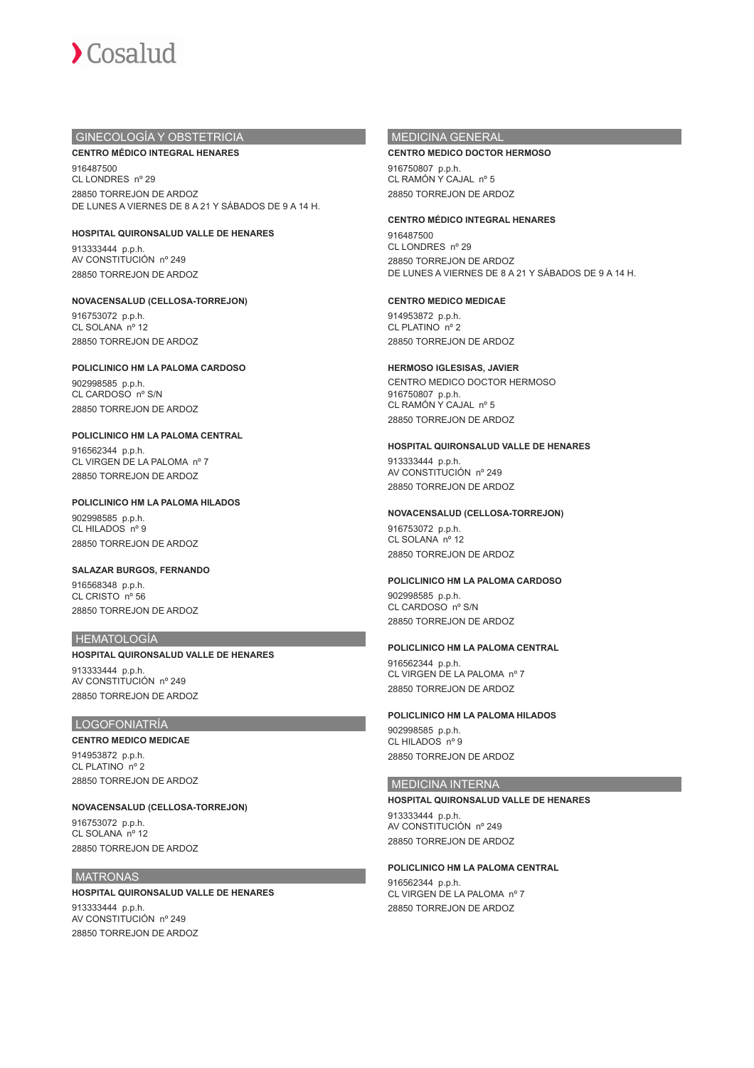## GINECOLOGÍA Y OBSTETRICIA

**CENTRO MÉDICO INTEGRAL HENARES**

916487500
CL LONDRES nº 29
28850 TORREJON DE ARDOZ
DE LUNES A VIERNES DE 8 A 21 Y SÁBADOS DE 9 A 14 H.

**HOSPITAL QUIRONSALUD VALLE DE HENARES**

913333444 p.p.h.
AV CONSTITUCIÓN nº 249
28850 TORREJON DE ARDOZ

**NOVACENSALUD (CELLOSA-TORREJON)**

916753072 p.p.h.
CL SOLANA nº 12
28850 TORREJON DE ARDOZ

**POLICLINICO HM LA PALOMA CARDOSO**

902998585 p.p.h.
CL CARDOSO nº S/N
28850 TORREJON DE ARDOZ

**POLICLINICO HM LA PALOMA CENTRAL**

916562344 p.p.h.
CL VIRGEN DE LA PALOMA nº 7
28850 TORREJON DE ARDOZ

**POLICLINICO HM LA PALOMA HILADOS**

902998585 p.p.h.
CL HILADOS nº 9
28850 TORREJON DE ARDOZ

**SALAZAR BURGOS, FERNANDO**

916568348 p.p.h.
CL CRISTO nº 56
28850 TORREJON DE ARDOZ

## HEMATOLOGÍA

**HOSPITAL QUIRONSALUD VALLE DE HENARES**

913333444 p.p.h.
AV CONSTITUCIÓN nº 249
28850 TORREJON DE ARDOZ

## LOGOFONIATRÍA

**CENTRO MEDICO MEDICAE**

914953872 p.p.h.
CL PLATINO nº 2
28850 TORREJON DE ARDOZ

**NOVACENSALUD (CELLOSA-TORREJON)**

916753072 p.p.h.
CL SOLANA nº 12
28850 TORREJON DE ARDOZ

## MATRONAS

**HOSPITAL QUIRONSALUD VALLE DE HENARES**

913333444 p.p.h.
AV CONSTITUCIÓN nº 249
28850 TORREJON DE ARDOZ

## MEDICINA GENERAL

**CENTRO MEDICO DOCTOR HERMOSO**

916750807 p.p.h.
CL RAMÓN Y CAJAL nº 5
28850 TORREJON DE ARDOZ

**CENTRO MÉDICO INTEGRAL HENARES**

916487500
CL LONDRES nº 29
28850 TORREJON DE ARDOZ
DE LUNES A VIERNES DE 8 A 21 Y SÁBADOS DE 9 A 14 H.

**CENTRO MEDICO MEDICAE**

914953872 p.p.h.
CL PLATINO nº 2
28850 TORREJON DE ARDOZ

**HERMOSO IGLESISAS, JAVIER**

CENTRO MEDICO DOCTOR HERMOSO
916750807 p.p.h.
CL RAMÓN Y CAJAL nº 5
28850 TORREJON DE ARDOZ

**HOSPITAL QUIRONSALUD VALLE DE HENARES**

913333444 p.p.h.
AV CONSTITUCIÓN nº 249
28850 TORREJON DE ARDOZ

**NOVACENSALUD (CELLOSA-TORREJON)**

916753072 p.p.h.
CL SOLANA nº 12
28850 TORREJON DE ARDOZ

**POLICLINICO HM LA PALOMA CARDOSO**

902998585 p.p.h.
CL CARDOSO nº S/N
28850 TORREJON DE ARDOZ

**POLICLINICO HM LA PALOMA CENTRAL**

916562344 p.p.h.
CL VIRGEN DE LA PALOMA nº 7
28850 TORREJON DE ARDOZ

**POLICLINICO HM LA PALOMA HILADOS**

902998585 p.p.h.
CL HILADOS nº 9
28850 TORREJON DE ARDOZ

## MEDICINA INTERNA

**HOSPITAL QUIRONSALUD VALLE DE HENARES**

913333444 p.p.h.
AV CONSTITUCIÓN nº 249
28850 TORREJON DE ARDOZ

**POLICLINICO HM LA PALOMA CENTRAL**

916562344 p.p.h.
CL VIRGEN DE LA PALOMA nº 7
28850 TORREJON DE ARDOZ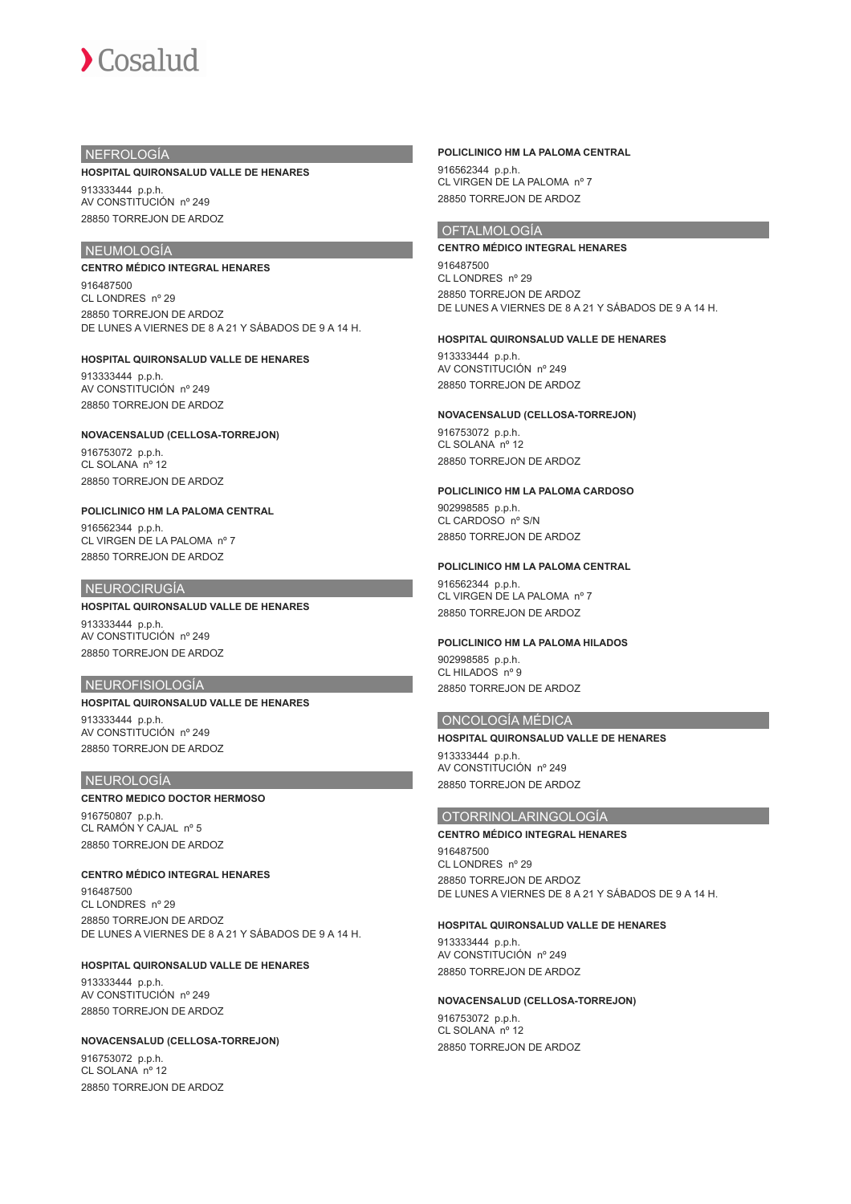## NEFROLOGÍA

**HOSPITAL QUIRONSALUD VALLE DE HENARES**

913333444 p.p.h.
AV CONSTITUCIÓN nº 249
28850 TORREJON DE ARDOZ

## NEUMOLOGÍA

**CENTRO MÉDICO INTEGRAL HENARES**

916487500
CL LONDRES nº 29
28850 TORREJON DE ARDOZ
DE LUNES A VIERNES DE 8 A 21 Y SÁBADOS DE 9 A 14 H.

**HOSPITAL QUIRONSALUD VALLE DE HENARES**

913333444 p.p.h.
AV CONSTITUCIÓN nº 249
28850 TORREJON DE ARDOZ

**NOVACENSALUD (CELLOSA-TORREJON)**

916753072 p.p.h.
CL SOLANA nº 12
28850 TORREJON DE ARDOZ

**POLICLINICO HM LA PALOMA CENTRAL**

916562344 p.p.h.
CL VIRGEN DE LA PALOMA nº 7
28850 TORREJON DE ARDOZ

## NEUROCIRUGÍA

**HOSPITAL QUIRONSALUD VALLE DE HENARES**

913333444 p.p.h.
AV CONSTITUCIÓN nº 249
28850 TORREJON DE ARDOZ

## NEUROFISIOLOGÍA

**HOSPITAL QUIRONSALUD VALLE DE HENARES**

913333444 p.p.h.
AV CONSTITUCIÓN nº 249
28850 TORREJON DE ARDOZ

## NEUROLOGÍA

**CENTRO MEDICO DOCTOR HERMOSO**

916750807 p.p.h.
CL RAMÓN Y CAJAL nº 5
28850 TORREJON DE ARDOZ

**CENTRO MÉDICO INTEGRAL HENARES**

916487500
CL LONDRES nº 29
28850 TORREJON DE ARDOZ
DE LUNES A VIERNES DE 8 A 21 Y SÁBADOS DE 9 A 14 H.

**HOSPITAL QUIRONSALUD VALLE DE HENARES**

913333444 p.p.h.
AV CONSTITUCIÓN nº 249
28850 TORREJON DE ARDOZ

**NOVACENSALUD (CELLOSA-TORREJON)**

916753072 p.p.h.
CL SOLANA nº 12
28850 TORREJON DE ARDOZ

**POLICLINICO HM LA PALOMA CENTRAL**

916562344 p.p.h.
CL VIRGEN DE LA PALOMA nº 7
28850 TORREJON DE ARDOZ

## OFTALMOLOGÍA

**CENTRO MÉDICO INTEGRAL HENARES**

916487500
CL LONDRES nº 29
28850 TORREJON DE ARDOZ
DE LUNES A VIERNES DE 8 A 21 Y SÁBADOS DE 9 A 14 H.

**HOSPITAL QUIRONSALUD VALLE DE HENARES**

913333444 p.p.h.
AV CONSTITUCIÓN nº 249
28850 TORREJON DE ARDOZ

**NOVACENSALUD (CELLOSA-TORREJON)**

916753072 p.p.h.
CL SOLANA nº 12
28850 TORREJON DE ARDOZ

**POLICLINICO HM LA PALOMA CARDOSO**

902998585 p.p.h.
CL CARDOSO nº S/N
28850 TORREJON DE ARDOZ

**POLICLINICO HM LA PALOMA CENTRAL**

916562344 p.p.h.
CL VIRGEN DE LA PALOMA nº 7
28850 TORREJON DE ARDOZ

**POLICLINICO HM LA PALOMA HILADOS**

902998585 p.p.h.
CL HILADOS nº 9
28850 TORREJON DE ARDOZ

## ONCOLOGÍA MÉDICA

**HOSPITAL QUIRONSALUD VALLE DE HENARES**

913333444 p.p.h.
AV CONSTITUCIÓN nº 249
28850 TORREJON DE ARDOZ

## OTORRINOLARINGOLOGÍA

**CENTRO MÉDICO INTEGRAL HENARES**

916487500
CL LONDRES nº 29
28850 TORREJON DE ARDOZ
DE LUNES A VIERNES DE 8 A 21 Y SÁBADOS DE 9 A 14 H.

**HOSPITAL QUIRONSALUD VALLE DE HENARES**

913333444 p.p.h.
AV CONSTITUCIÓN nº 249
28850 TORREJON DE ARDOZ

**NOVACENSALUD (CELLOSA-TORREJON)**

916753072 p.p.h.
CL SOLANA nº 12
28850 TORREJON DE ARDOZ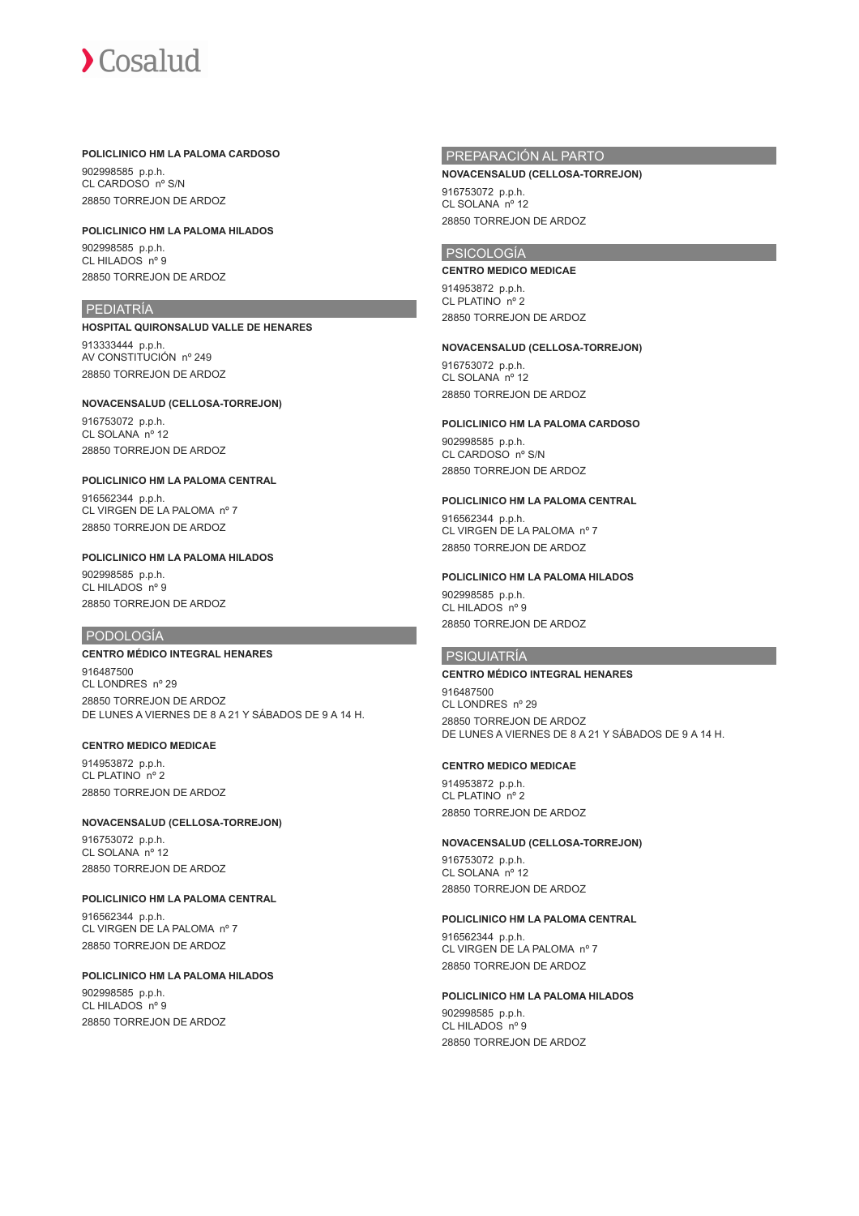**POLICLINICO HM LA PALOMA CARDOSO**

902998585 p.p.h.
CL CARDOSO nº S/N
28850 TORREJON DE ARDOZ

**POLICLINICO HM LA PALOMA HILADOS**

902998585 p.p.h.
CL HILADOS nº 9
28850 TORREJON DE ARDOZ

## PEDIATRÍA

**HOSPITAL QUIRONSALUD VALLE DE HENARES**

913333444 p.p.h.
AV CONSTITUCIÓN nº 249
28850 TORREJON DE ARDOZ

**NOVACENSALUD (CELLOSA-TORREJON)**

916753072 p.p.h.
CL SOLANA nº 12
28850 TORREJON DE ARDOZ

**POLICLINICO HM LA PALOMA CENTRAL**

916562344 p.p.h.
CL VIRGEN DE LA PALOMA nº 7
28850 TORREJON DE ARDOZ

**POLICLINICO HM LA PALOMA HILADOS**

902998585 p.p.h.
CL HILADOS nº 9
28850 TORREJON DE ARDOZ

## PODOLOGÍA

**CENTRO MÉDICO INTEGRAL HENARES**

916487500
CL LONDRES nº 29
28850 TORREJON DE ARDOZ
DE LUNES A VIERNES DE 8 A 21 Y SÁBADOS DE 9 A 14 H.

**CENTRO MEDICO MEDICAE**

914953872 p.p.h.
CL PLATINO nº 2
28850 TORREJON DE ARDOZ

**NOVACENSALUD (CELLOSA-TORREJON)**

916753072 p.p.h.
CL SOLANA nº 12
28850 TORREJON DE ARDOZ

**POLICLINICO HM LA PALOMA CENTRAL**

916562344 p.p.h.
CL VIRGEN DE LA PALOMA nº 7
28850 TORREJON DE ARDOZ

**POLICLINICO HM LA PALOMA HILADOS**

902998585 p.p.h.
CL HILADOS nº 9
28850 TORREJON DE ARDOZ

## PREPARACIÓN AL PARTO

**NOVACENSALUD (CELLOSA-TORREJON)**

916753072 p.p.h.
CL SOLANA nº 12
28850 TORREJON DE ARDOZ

## PSICOLOGÍA

**CENTRO MEDICO MEDICAE**

914953872 p.p.h.
CL PLATINO nº 2
28850 TORREJON DE ARDOZ

**NOVACENSALUD (CELLOSA-TORREJON)**

916753072 p.p.h.
CL SOLANA nº 12
28850 TORREJON DE ARDOZ

**POLICLINICO HM LA PALOMA CARDOSO**

902998585 p.p.h.
CL CARDOSO nº S/N
28850 TORREJON DE ARDOZ

**POLICLINICO HM LA PALOMA CENTRAL**

916562344 p.p.h.
CL VIRGEN DE LA PALOMA nº 7
28850 TORREJON DE ARDOZ

**POLICLINICO HM LA PALOMA HILADOS**

902998585 p.p.h.
CL HILADOS nº 9
28850 TORREJON DE ARDOZ

## PSIQUIATRÍA

**CENTRO MÉDICO INTEGRAL HENARES**

916487500
CL LONDRES nº 29
28850 TORREJON DE ARDOZ
DE LUNES A VIERNES DE 8 A 21 Y SÁBADOS DE 9 A 14 H.

**CENTRO MEDICO MEDICAE**

914953872 p.p.h.
CL PLATINO nº 2
28850 TORREJON DE ARDOZ

**NOVACENSALUD (CELLOSA-TORREJON)**

916753072 p.p.h.
CL SOLANA nº 12
28850 TORREJON DE ARDOZ

**POLICLINICO HM LA PALOMA CENTRAL**

916562344 p.p.h.
CL VIRGEN DE LA PALOMA nº 7
28850 TORREJON DE ARDOZ

**POLICLINICO HM LA PALOMA HILADOS**

902998585 p.p.h.
CL HILADOS nº 9
28850 TORREJON DE ARDOZ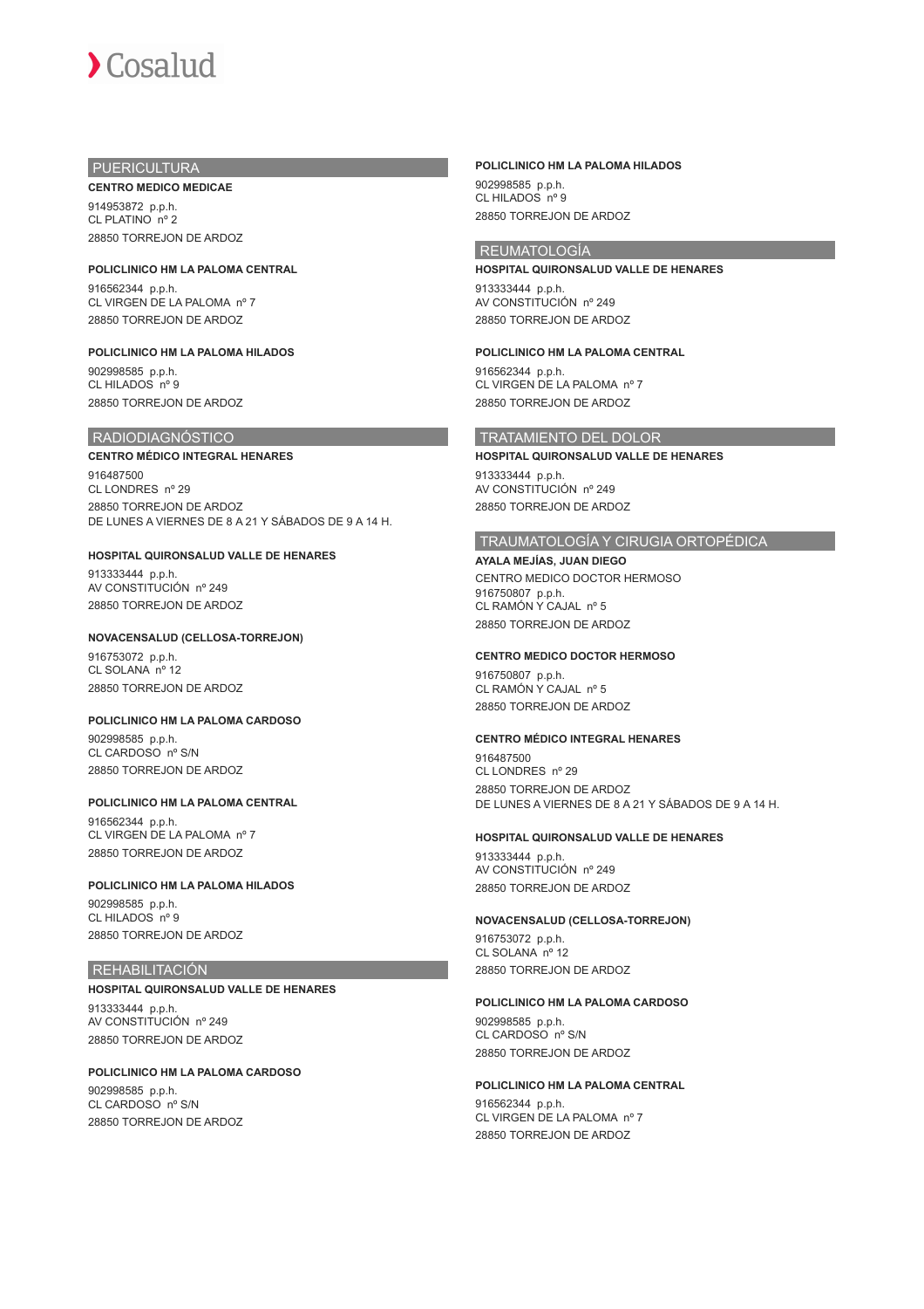## PUERICULTURA

**CENTRO MEDICO MEDICAE**

914953872 p.p.h.
CL PLATINO nº 2
28850 TORREJON DE ARDOZ

**POLICLINICO HM LA PALOMA CENTRAL**

916562344 p.p.h.
CL VIRGEN DE LA PALOMA nº 7
28850 TORREJON DE ARDOZ

**POLICLINICO HM LA PALOMA HILADOS**

902998585 p.p.h.
CL HILADOS nº 9
28850 TORREJON DE ARDOZ

## RADIODIAGNÓSTICO

**CENTRO MÉDICO INTEGRAL HENARES**

916487500
CL LONDRES nº 29
28850 TORREJON DE ARDOZ
DE LUNES A VIERNES DE 8 A 21 Y SÁBADOS DE 9 A 14 H.

**HOSPITAL QUIRONSALUD VALLE DE HENARES**

913333444 p.p.h.
AV CONSTITUCIÓN nº 249
28850 TORREJON DE ARDOZ

**NOVACENSALUD (CELLOSA-TORREJON)**

916753072 p.p.h.
CL SOLANA nº 12
28850 TORREJON DE ARDOZ

**POLICLINICO HM LA PALOMA CARDOSO**

902998585 p.p.h.
CL CARDOSO nº S/N
28850 TORREJON DE ARDOZ

**POLICLINICO HM LA PALOMA CENTRAL**

916562344 p.p.h.
CL VIRGEN DE LA PALOMA nº 7
28850 TORREJON DE ARDOZ

**POLICLINICO HM LA PALOMA HILADOS**

902998585 p.p.h.
CL HILADOS nº 9
28850 TORREJON DE ARDOZ

## REHABILITACIÓN

**HOSPITAL QUIRONSALUD VALLE DE HENARES**

913333444 p.p.h.
AV CONSTITUCIÓN nº 249
28850 TORREJON DE ARDOZ

**POLICLINICO HM LA PALOMA CARDOSO**

902998585 p.p.h.
CL CARDOSO nº S/N
28850 TORREJON DE ARDOZ

**POLICLINICO HM LA PALOMA HILADOS**

902998585 p.p.h.
CL HILADOS nº 9
28850 TORREJON DE ARDOZ

## REUMATOLOGÍA

**HOSPITAL QUIRONSALUD VALLE DE HENARES**

913333444 p.p.h.
AV CONSTITUCIÓN nº 249
28850 TORREJON DE ARDOZ

**POLICLINICO HM LA PALOMA CENTRAL**

916562344 p.p.h.
CL VIRGEN DE LA PALOMA nº 7
28850 TORREJON DE ARDOZ

## TRATAMIENTO DEL DOLOR

**HOSPITAL QUIRONSALUD VALLE DE HENARES**

913333444 p.p.h.
AV CONSTITUCIÓN nº 249
28850 TORREJON DE ARDOZ

## TRAUMATOLOGÍA Y CIRUGIA ORTOPÉDICA

**AYALA MEJÍAS, JUAN DIEGO**

CENTRO MEDICO DOCTOR HERMOSO
916750807 p.p.h.
CL RAMÓN Y CAJAL nº 5
28850 TORREJON DE ARDOZ

**CENTRO MEDICO DOCTOR HERMOSO**

916750807 p.p.h.
CL RAMÓN Y CAJAL nº 5
28850 TORREJON DE ARDOZ

**CENTRO MÉDICO INTEGRAL HENARES**

916487500
CL LONDRES nº 29
28850 TORREJON DE ARDOZ
DE LUNES A VIERNES DE 8 A 21 Y SÁBADOS DE 9 A 14 H.

**HOSPITAL QUIRONSALUD VALLE DE HENARES**

913333444 p.p.h.
AV CONSTITUCIÓN nº 249
28850 TORREJON DE ARDOZ

**NOVACENSALUD (CELLOSA-TORREJON)**

916753072 p.p.h.
CL SOLANA nº 12
28850 TORREJON DE ARDOZ

**POLICLINICO HM LA PALOMA CARDOSO**

902998585 p.p.h.
CL CARDOSO nº S/N
28850 TORREJON DE ARDOZ

**POLICLINICO HM LA PALOMA CENTRAL**

916562344 p.p.h.
CL VIRGEN DE LA PALOMA nº 7
28850 TORREJON DE ARDOZ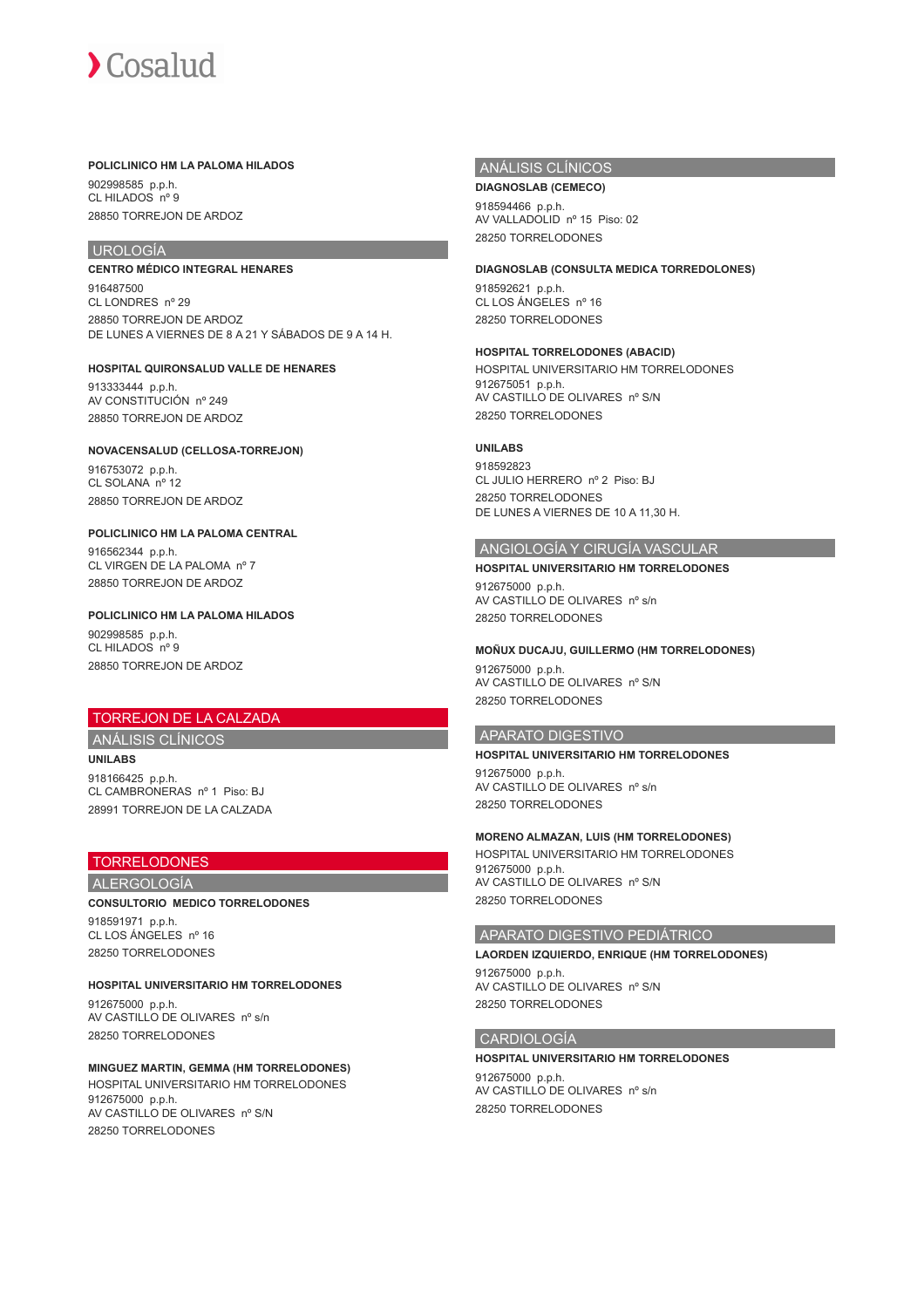**POLICLINICO HM LA PALOMA HILADOS**

902998585 p.p.h.
CL HILADOS nº 9
28850 TORREJON DE ARDOZ

## UROLOGÍA

**CENTRO MÉDICO INTEGRAL HENARES**

916487500
CL LONDRES nº 29
28850 TORREJON DE ARDOZ
DE LUNES A VIERNES DE 8 A 21 Y SÁBADOS DE 9 A 14 H.

**HOSPITAL QUIRONSALUD VALLE DE HENARES**

913333444 p.p.h.
AV CONSTITUCIÓN nº 249
28850 TORREJON DE ARDOZ

**NOVACENSALUD (CELLOSA-TORREJON)**

916753072 p.p.h.
CL SOLANA nº 12
28850 TORREJON DE ARDOZ

**POLICLINICO HM LA PALOMA CENTRAL**

916562344 p.p.h.
CL VIRGEN DE LA PALOMA nº 7
28850 TORREJON DE ARDOZ

**POLICLINICO HM LA PALOMA HILADOS**

902998585 p.p.h.
CL HILADOS nº 9
28850 TORREJON DE ARDOZ

# TORREJON DE LA CALZADA

## ANÁLISIS CLÍNICOS

**UNILABS**

918166425 p.p.h.
CL CAMBRONERAS nº 1 Piso: BJ
28991 TORREJON DE LA CALZADA

# TORRELODONES

## ALERGOLOGÍA

**CONSULTORIO MEDICO TORRELODONES**

918591971 p.p.h.
CL LOS ÁNGELES nº 16
28250 TORRELODONES

**HOSPITAL UNIVERSITARIO HM TORRELODONES**

912675000 p.p.h.
AV CASTILLO DE OLIVARES nº s/n
28250 TORRELODONES

**MINGUEZ MARTIN, GEMMA (HM TORRELODONES)**

HOSPITAL UNIVERSITARIO HM TORRELODONES
912675000 p.p.h.
AV CASTILLO DE OLIVARES nº S/N
28250 TORRELODONES

## ANÁLISIS CLÍNICOS

**DIAGNOSLAB (CEMECO)**

918594466 p.p.h.
AV VALLADOLID nº 15 Piso: 02
28250 TORRELODONES

**DIAGNOSLAB (CONSULTA MEDICA TORREDOLONES)**

918592621 p.p.h.
CL LOS ÁNGELES nº 16
28250 TORRELODONES

**HOSPITAL TORRELODONES (ABACID)**

HOSPITAL UNIVERSITARIO HM TORRELODONES
912675051 p.p.h.
AV CASTILLO DE OLIVARES nº S/N
28250 TORRELODONES

**UNILABS**

918592823
CL JULIO HERRERO nº 2 Piso: BJ
28250 TORRELODONES
DE LUNES A VIERNES DE 10 A 11,30 H.

## ANGIOLOGÍA Y CIRUGÍA VASCULAR

**HOSPITAL UNIVERSITARIO HM TORRELODONES**

912675000 p.p.h.
AV CASTILLO DE OLIVARES nº s/n
28250 TORRELODONES

**MOÑUX DUCAJU, GUILLERMO (HM TORRELODONES)**

912675000 p.p.h.
AV CASTILLO DE OLIVARES nº S/N
28250 TORRELODONES

## APARATO DIGESTIVO

**HOSPITAL UNIVERSITARIO HM TORRELODONES**

912675000 p.p.h.
AV CASTILLO DE OLIVARES nº s/n
28250 TORRELODONES

**MORENO ALMAZAN, LUIS (HM TORRELODONES)**

HOSPITAL UNIVERSITARIO HM TORRELODONES
912675000 p.p.h.
AV CASTILLO DE OLIVARES nº S/N
28250 TORRELODONES

## APARATO DIGESTIVO PEDIÁTRICO

**LAORDEN IZQUIERDO, ENRIQUE (HM TORRELODONES)**

912675000 p.p.h.
AV CASTILLO DE OLIVARES nº S/N
28250 TORRELODONES

## CARDIOLOGÍA

**HOSPITAL UNIVERSITARIO HM TORRELODONES**

912675000 p.p.h.
AV CASTILLO DE OLIVARES nº s/n
28250 TORRELODONES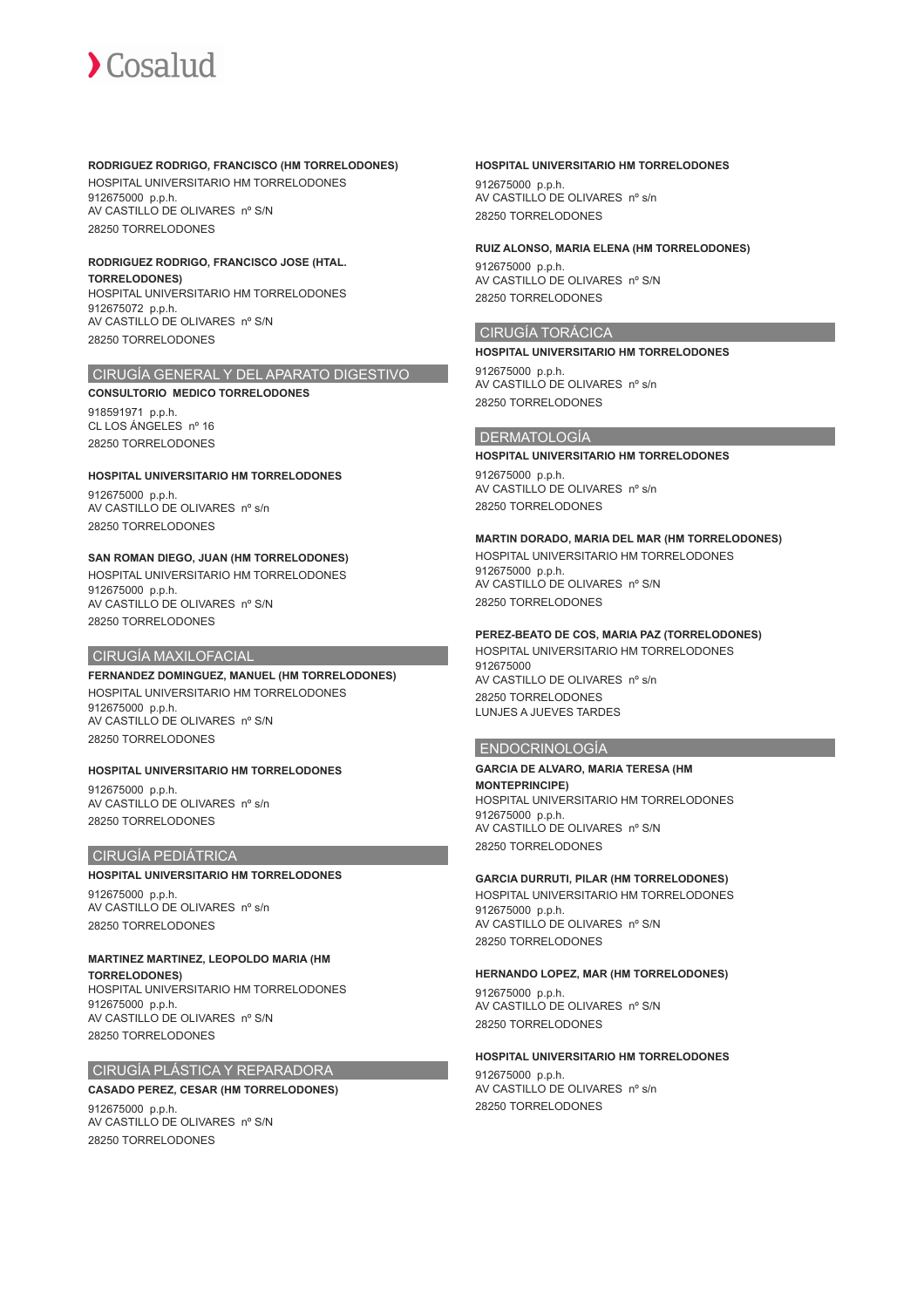**RODRIGUEZ RODRIGO, FRANCISCO (HM TORRELODONES)**
HOSPITAL UNIVERSITARIO HM TORRELODONES
912675000 p.p.h.
AV CASTILLO DE OLIVARES nº S/N
28250 TORRELODONES

**RODRIGUEZ RODRIGO, FRANCISCO JOSE (HTAL. TORRELODONES)**
HOSPITAL UNIVERSITARIO HM TORRELODONES
912675072 p.p.h.
AV CASTILLO DE OLIVARES nº S/N
28250 TORRELODONES

## CIRUGÍA GENERAL Y DEL APARATO DIGESTIVO

**CONSULTORIO MEDICO TORRELODONES**
918591971 p.p.h.
CL LOS ÁNGELES nº 16
28250 TORRELODONES

**HOSPITAL UNIVERSITARIO HM TORRELODONES**
912675000 p.p.h.
AV CASTILLO DE OLIVARES nº s/n
28250 TORRELODONES

**SAN ROMAN DIEGO, JUAN (HM TORRELODONES)**
HOSPITAL UNIVERSITARIO HM TORRELODONES
912675000 p.p.h.
AV CASTILLO DE OLIVARES nº S/N
28250 TORRELODONES

## CIRUGÍA MAXILOFACIAL

**FERNANDEZ DOMINGUEZ, MANUEL (HM TORRELODONES)**
HOSPITAL UNIVERSITARIO HM TORRELODONES
912675000 p.p.h.
AV CASTILLO DE OLIVARES nº S/N
28250 TORRELODONES

**HOSPITAL UNIVERSITARIO HM TORRELODONES**
912675000 p.p.h.
AV CASTILLO DE OLIVARES nº s/n
28250 TORRELODONES

## CIRUGÍA PEDIÁTRICA

**HOSPITAL UNIVERSITARIO HM TORRELODONES**
912675000 p.p.h.
AV CASTILLO DE OLIVARES nº s/n
28250 TORRELODONES

**MARTINEZ MARTINEZ, LEOPOLDO MARIA (HM TORRELODONES)**
HOSPITAL UNIVERSITARIO HM TORRELODONES
912675000 p.p.h.
AV CASTILLO DE OLIVARES nº S/N
28250 TORRELODONES

## CIRUGÍA PLÁSTICA Y REPARADORA

**CASADO PEREZ, CESAR (HM TORRELODONES)**
912675000 p.p.h.
AV CASTILLO DE OLIVARES nº S/N
28250 TORRELODONES

**HOSPITAL UNIVERSITARIO HM TORRELODONES**
912675000 p.p.h.
AV CASTILLO DE OLIVARES nº s/n
28250 TORRELODONES

**RUIZ ALONSO, MARIA ELENA (HM TORRELODONES)**
912675000 p.p.h.
AV CASTILLO DE OLIVARES nº S/N
28250 TORRELODONES

## CIRUGÍA TORÁCICA

**HOSPITAL UNIVERSITARIO HM TORRELODONES**
912675000 p.p.h.
AV CASTILLO DE OLIVARES nº s/n
28250 TORRELODONES

## DERMATOLOGÍA

**HOSPITAL UNIVERSITARIO HM TORRELODONES**
912675000 p.p.h.
AV CASTILLO DE OLIVARES nº s/n
28250 TORRELODONES

**MARTIN DORADO, MARIA DEL MAR (HM TORRELODONES)**
HOSPITAL UNIVERSITARIO HM TORRELODONES
912675000 p.p.h.
AV CASTILLO DE OLIVARES nº S/N
28250 TORRELODONES

**PEREZ-BEATO DE COS, MARIA PAZ (TORRELODONES)**
HOSPITAL UNIVERSITARIO HM TORRELODONES
912675000
AV CASTILLO DE OLIVARES nº s/n
28250 TORRELODONES
LUNJES A JUEVES TARDES

## ENDOCRINOLOGÍA

**GARCIA DE ALVARO, MARIA TERESA (HM MONTEPRINCIPE)**
HOSPITAL UNIVERSITARIO HM TORRELODONES
912675000 p.p.h.
AV CASTILLO DE OLIVARES nº S/N
28250 TORRELODONES

**GARCIA DURRUTI, PILAR (HM TORRELODONES)**
HOSPITAL UNIVERSITARIO HM TORRELODONES
912675000 p.p.h.
AV CASTILLO DE OLIVARES nº S/N
28250 TORRELODONES

**HERNANDO LOPEZ, MAR (HM TORRELODONES)**
912675000 p.p.h.
AV CASTILLO DE OLIVARES nº S/N
28250 TORRELODONES

**HOSPITAL UNIVERSITARIO HM TORRELODONES**
912675000 p.p.h.
AV CASTILLO DE OLIVARES nº s/n
28250 TORRELODONES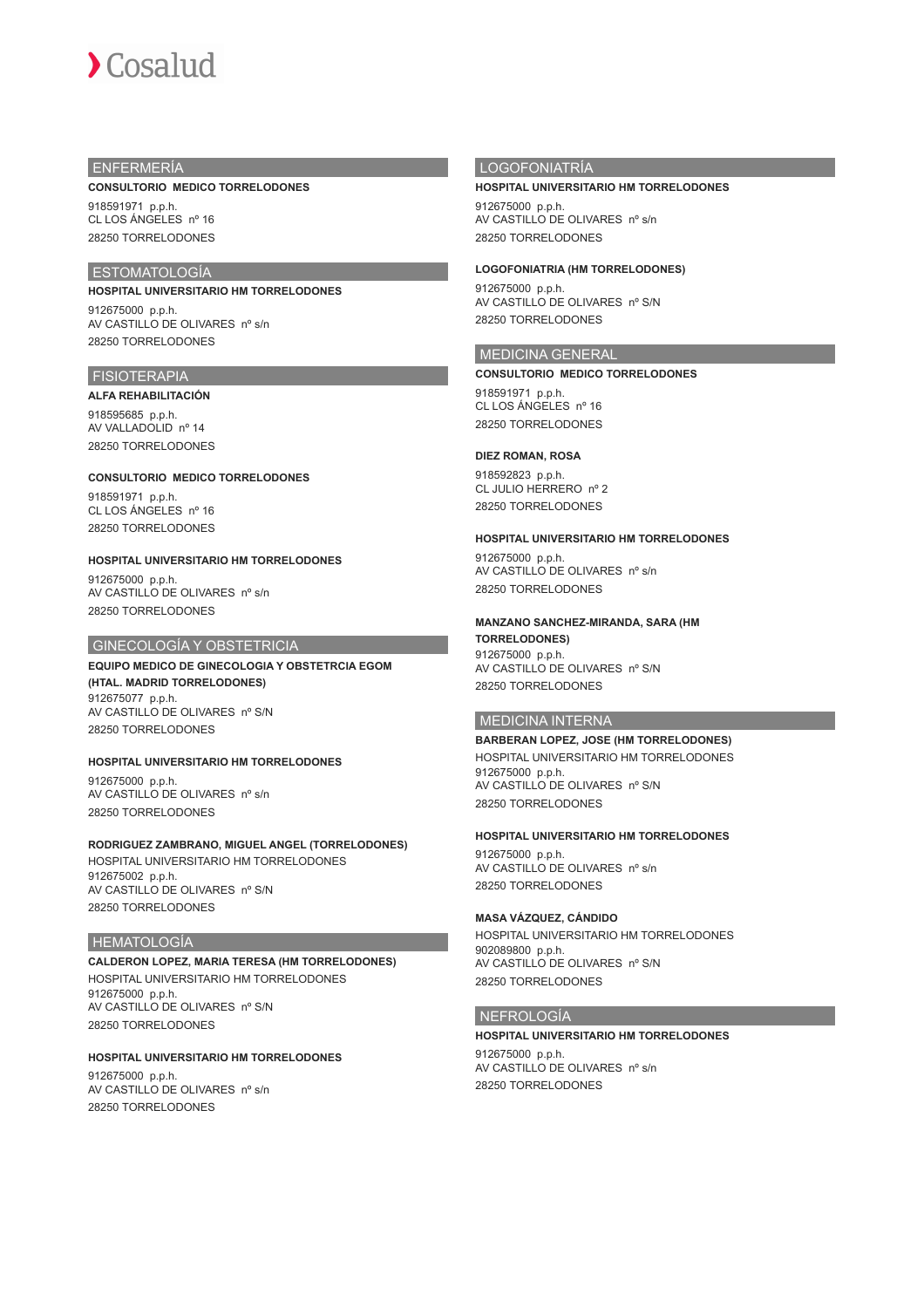## ENFERMERÍA

**CONSULTORIO MEDICO TORRELODONES**

918591971 p.p.h.
CL LOS ÁNGELES nº 16
28250 TORRELODONES

## ESTOMATOLOGÍA

**HOSPITAL UNIVERSITARIO HM TORRELODONES**

912675000 p.p.h.
AV CASTILLO DE OLIVARES nº s/n
28250 TORRELODONES

## FISIOTERAPIA

**ALFA REHABILITACIÓN**

918595685 p.p.h.
AV VALLADOLID nº 14
28250 TORRELODONES

**CONSULTORIO MEDICO TORRELODONES**

918591971 p.p.h.
CL LOS ÁNGELES nº 16
28250 TORRELODONES

**HOSPITAL UNIVERSITARIO HM TORRELODONES**

912675000 p.p.h.
AV CASTILLO DE OLIVARES nº s/n
28250 TORRELODONES

## GINECOLOGÍA Y OBSTETRICIA

**EQUIPO MEDICO DE GINECOLOGIA Y OBSTETRCIA EGOM (HTAL. MADRID TORRELODONES)**

912675077 p.p.h.
AV CASTILLO DE OLIVARES nº S/N
28250 TORRELODONES

**HOSPITAL UNIVERSITARIO HM TORRELODONES**

912675000 p.p.h.
AV CASTILLO DE OLIVARES nº s/n
28250 TORRELODONES

**RODRIGUEZ ZAMBRANO, MIGUEL ANGEL (TORRELODONES)**

HOSPITAL UNIVERSITARIO HM TORRELODONES
912675002 p.p.h.
AV CASTILLO DE OLIVARES nº S/N
28250 TORRELODONES

## HEMATOLOGÍA

**CALDERON LOPEZ, MARIA TERESA (HM TORRELODONES)**

HOSPITAL UNIVERSITARIO HM TORRELODONES
912675000 p.p.h.
AV CASTILLO DE OLIVARES nº S/N
28250 TORRELODONES

**HOSPITAL UNIVERSITARIO HM TORRELODONES**

912675000 p.p.h.
AV CASTILLO DE OLIVARES nº s/n
28250 TORRELODONES

## LOGOFONIATRÍA

**HOSPITAL UNIVERSITARIO HM TORRELODONES**

912675000 p.p.h.
AV CASTILLO DE OLIVARES nº s/n
28250 TORRELODONES

**LOGOFONIATRIA (HM TORRELODONES)**

912675000 p.p.h.
AV CASTILLO DE OLIVARES nº S/N
28250 TORRELODONES

## MEDICINA GENERAL

**CONSULTORIO MEDICO TORRELODONES**

918591971 p.p.h.
CL LOS ÁNGELES nº 16
28250 TORRELODONES

**DIEZ ROMAN, ROSA**

918592823 p.p.h.
CL JULIO HERRERO nº 2
28250 TORRELODONES

**HOSPITAL UNIVERSITARIO HM TORRELODONES**

912675000 p.p.h.
AV CASTILLO DE OLIVARES nº s/n
28250 TORRELODONES

**MANZANO SANCHEZ-MIRANDA, SARA (HM TORRELODONES)**

912675000 p.p.h.
AV CASTILLO DE OLIVARES nº S/N
28250 TORRELODONES

## MEDICINA INTERNA

**BARBERAN LOPEZ, JOSE (HM TORRELODONES)**

HOSPITAL UNIVERSITARIO HM TORRELODONES
912675000 p.p.h.
AV CASTILLO DE OLIVARES nº S/N
28250 TORRELODONES

**HOSPITAL UNIVERSITARIO HM TORRELODONES**

912675000 p.p.h.
AV CASTILLO DE OLIVARES nº s/n
28250 TORRELODONES

**MASA VÁZQUEZ, CÁNDIDO**

HOSPITAL UNIVERSITARIO HM TORRELODONES
902089800 p.p.h.
AV CASTILLO DE OLIVARES nº S/N
28250 TORRELODONES

## NEFROLOGÍA

**HOSPITAL UNIVERSITARIO HM TORRELODONES**

912675000 p.p.h.
AV CASTILLO DE OLIVARES nº s/n
28250 TORRELODONES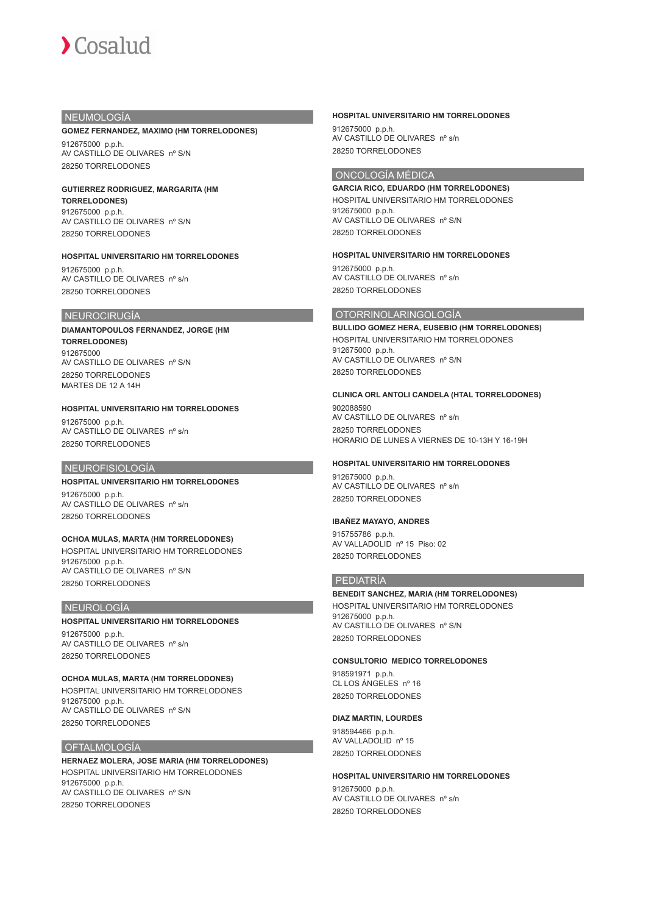## NEUMOLOGÍA

**GOMEZ FERNANDEZ, MAXIMO (HM TORRELODONES)**
912675000 p.p.h.
AV CASTILLO DE OLIVARES nº S/N
28250 TORRELODONES

**GUTIERREZ RODRIGUEZ, MARGARITA (HM TORRELODONES)**
912675000 p.p.h.
AV CASTILLO DE OLIVARES nº S/N
28250 TORRELODONES

**HOSPITAL UNIVERSITARIO HM TORRELODONES**
912675000 p.p.h.
AV CASTILLO DE OLIVARES nº s/n
28250 TORRELODONES

## NEUROCIRUGÍA

**DIAMANTOPOULOS FERNANDEZ, JORGE (HM TORRELODONES)**
912675000
AV CASTILLO DE OLIVARES nº S/N
28250 TORRELODONES
MARTES DE 12 A 14H

**HOSPITAL UNIVERSITARIO HM TORRELODONES**
912675000 p.p.h.
AV CASTILLO DE OLIVARES nº s/n
28250 TORRELODONES

## NEUROFISIOLOGÍA

**HOSPITAL UNIVERSITARIO HM TORRELODONES**
912675000 p.p.h.
AV CASTILLO DE OLIVARES nº s/n
28250 TORRELODONES

**OCHOA MULAS, MARTA (HM TORRELODONES)**
HOSPITAL UNIVERSITARIO HM TORRELODONES
912675000 p.p.h.
AV CASTILLO DE OLIVARES nº S/N
28250 TORRELODONES

## NEUROLOGÍA

**HOSPITAL UNIVERSITARIO HM TORRELODONES**
912675000 p.p.h.
AV CASTILLO DE OLIVARES nº s/n
28250 TORRELODONES

**OCHOA MULAS, MARTA (HM TORRELODONES)**
HOSPITAL UNIVERSITARIO HM TORRELODONES
912675000 p.p.h.
AV CASTILLO DE OLIVARES nº S/N
28250 TORRELODONES

## OFTALMOLOGÍA

**HERNAEZ MOLERA, JOSE MARIA (HM TORRELODONES)**
HOSPITAL UNIVERSITARIO HM TORRELODONES
912675000 p.p.h.
AV CASTILLO DE OLIVARES nº S/N
28250 TORRELODONES

**HOSPITAL UNIVERSITARIO HM TORRELODONES**
912675000 p.p.h.
AV CASTILLO DE OLIVARES nº s/n
28250 TORRELODONES

## ONCOLOGÍA MÉDICA

**GARCIA RICO, EDUARDO (HM TORRELODONES)**
HOSPITAL UNIVERSITARIO HM TORRELODONES
912675000 p.p.h.
AV CASTILLO DE OLIVARES nº S/N
28250 TORRELODONES

**HOSPITAL UNIVERSITARIO HM TORRELODONES**
912675000 p.p.h.
AV CASTILLO DE OLIVARES nº s/n
28250 TORRELODONES

## OTORRINOLARINGOLOGÍA

**BULLIDO GOMEZ HERA, EUSEBIO (HM TORRELODONES)**
HOSPITAL UNIVERSITARIO HM TORRELODONES
912675000 p.p.h.
AV CASTILLO DE OLIVARES nº S/N
28250 TORRELODONES

**CLINICA ORL ANTOLI CANDELA (HTAL TORRELODONES)**
902088590
AV CASTILLO DE OLIVARES nº s/n
28250 TORRELODONES
HORARIO DE LUNES A VIERNES DE 10-13H Y 16-19H

**HOSPITAL UNIVERSITARIO HM TORRELODONES**
912675000 p.p.h.
AV CASTILLO DE OLIVARES nº s/n
28250 TORRELODONES

**IBAÑEZ MAYAYO, ANDRES**
915755786 p.p.h.
AV VALLADOLID nº 15 Piso: 02
28250 TORRELODONES

## PEDIATRÍA

**BENEDIT SANCHEZ, MARIA (HM TORRELODONES)**
HOSPITAL UNIVERSITARIO HM TORRELODONES
912675000 p.p.h.
AV CASTILLO DE OLIVARES nº S/N
28250 TORRELODONES

**CONSULTORIO MEDICO TORRELODONES**
918591971 p.p.h.
CL LOS ÁNGELES nº 16
28250 TORRELODONES

**DIAZ MARTIN, LOURDES**
918594466 p.p.h.
AV VALLADOLID nº 15
28250 TORRELODONES

**HOSPITAL UNIVERSITARIO HM TORRELODONES**
912675000 p.p.h.
AV CASTILLO DE OLIVARES nº s/n
28250 TORRELODONES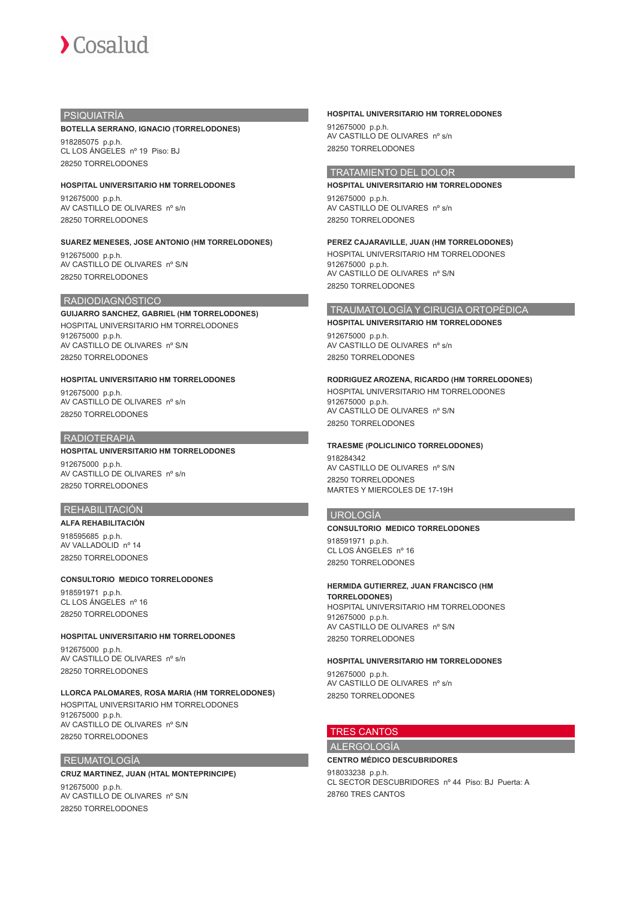## PSIQUIATRÍA

**BOTELLA SERRANO, IGNACIO (TORRELODONES)**
918285075 p.p.h.
CL LOS ÁNGELES nº 19 Piso: BJ
28250 TORRELODONES

**HOSPITAL UNIVERSITARIO HM TORRELODONES**
912675000 p.p.h.
AV CASTILLO DE OLIVARES nº s/n
28250 TORRELODONES

**SUAREZ MENESES, JOSE ANTONIO (HM TORRELODONES)**
912675000 p.p.h.
AV CASTILLO DE OLIVARES nº S/N
28250 TORRELODONES

## RADIODIAGNÓSTICO

**GUIJARRO SANCHEZ, GABRIEL (HM TORRELODONES)**
HOSPITAL UNIVERSITARIO HM TORRELODONES
912675000 p.p.h.
AV CASTILLO DE OLIVARES nº S/N
28250 TORRELODONES

**HOSPITAL UNIVERSITARIO HM TORRELODONES**
912675000 p.p.h.
AV CASTILLO DE OLIVARES nº s/n
28250 TORRELODONES

## RADIOTERAPIA

**HOSPITAL UNIVERSITARIO HM TORRELODONES**
912675000 p.p.h.
AV CASTILLO DE OLIVARES nº s/n
28250 TORRELODONES

## REHABILITACIÓN

**ALFA REHABILITACIÓN**
918595685 p.p.h.
AV VALLADOLID nº 14
28250 TORRELODONES

**CONSULTORIO MEDICO TORRELODONES**
918591971 p.p.h.
CL LOS ÁNGELES nº 16
28250 TORRELODONES

**HOSPITAL UNIVERSITARIO HM TORRELODONES**
912675000 p.p.h.
AV CASTILLO DE OLIVARES nº s/n
28250 TORRELODONES

**LLORCA PALOMARES, ROSA MARIA (HM TORRELODONES)**
HOSPITAL UNIVERSITARIO HM TORRELODONES
912675000 p.p.h.
AV CASTILLO DE OLIVARES nº S/N
28250 TORRELODONES

## REUMATOLOGÍA

**CRUZ MARTINEZ, JUAN (HTAL MONTEPRINCIPE)**
912675000 p.p.h.
AV CASTILLO DE OLIVARES nº S/N
28250 TORRELODONES

**HOSPITAL UNIVERSITARIO HM TORRELODONES**
912675000 p.p.h.
AV CASTILLO DE OLIVARES nº s/n
28250 TORRELODONES

## TRATAMIENTO DEL DOLOR

**HOSPITAL UNIVERSITARIO HM TORRELODONES**
912675000 p.p.h.
AV CASTILLO DE OLIVARES nº s/n
28250 TORRELODONES

**PEREZ CAJARAVILLE, JUAN (HM TORRELODONES)**
HOSPITAL UNIVERSITARIO HM TORRELODONES
912675000 p.p.h.
AV CASTILLO DE OLIVARES nº S/N
28250 TORRELODONES

## TRAUMATOLOGÍA Y CIRUGIA ORTOPÉDICA

**HOSPITAL UNIVERSITARIO HM TORRELODONES**
912675000 p.p.h.
AV CASTILLO DE OLIVARES nº s/n
28250 TORRELODONES

**RODRIGUEZ AROZENA, RICARDO (HM TORRELODONES)**
HOSPITAL UNIVERSITARIO HM TORRELODONES
912675000 p.p.h.
AV CASTILLO DE OLIVARES nº S/N
28250 TORRELODONES

**TRAESME (POLICLINICO TORRELODONES)**
918284342
AV CASTILLO DE OLIVARES nº S/N
28250 TORRELODONES
MARTES Y MIERCOLES DE 17-19H

## UROLOGÍA

**CONSULTORIO MEDICO TORRELODONES**
918591971 p.p.h.
CL LOS ÁNGELES nº 16
28250 TORRELODONES

**HERMIDA GUTIERREZ, JUAN FRANCISCO (HM TORRELODONES)**
HOSPITAL UNIVERSITARIO HM TORRELODONES
912675000 p.p.h.
AV CASTILLO DE OLIVARES nº S/N
28250 TORRELODONES

**HOSPITAL UNIVERSITARIO HM TORRELODONES**
912675000 p.p.h.
AV CASTILLO DE OLIVARES nº s/n
28250 TORRELODONES

# TRES CANTOS

## ALERGOLOGÍA

**CENTRO MÉDICO DESCUBRIDORES**
918033238 p.p.h.
CL SECTOR DESCUBRIDORES nº 44 Piso: BJ Puerta: A
28760 TRES CANTOS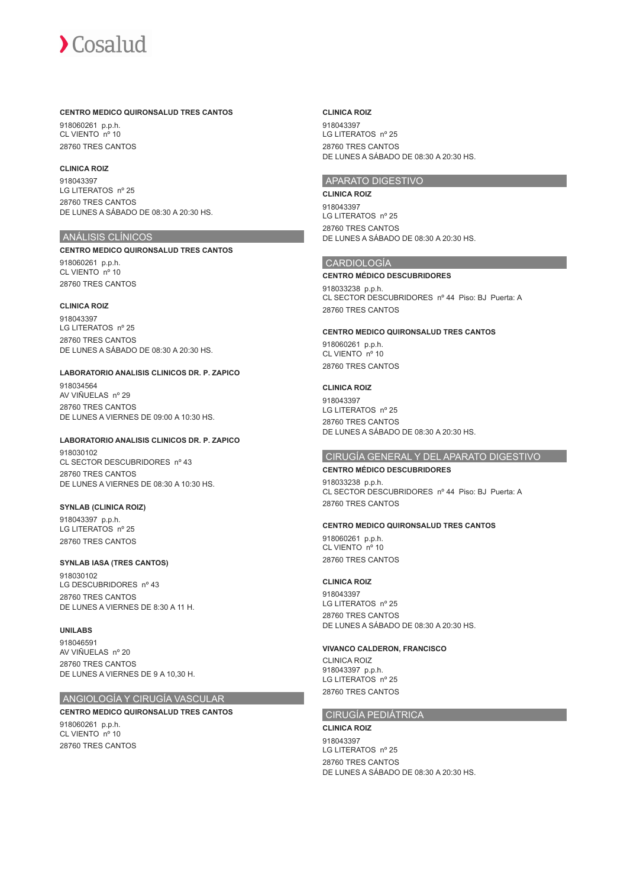**CENTRO MEDICO QUIRONSALUD TRES CANTOS**

918060261 p.p.h.
CL VIENTO nº 10
28760 TRES CANTOS

**CLINICA ROIZ**

918043397
LG LITERATOS nº 25
28760 TRES CANTOS
DE LUNES A SÁBADO DE 08:30 A 20:30 HS.

## ANÁLISIS CLÍNICOS

**CENTRO MEDICO QUIRONSALUD TRES CANTOS**

918060261 p.p.h.
CL VIENTO nº 10
28760 TRES CANTOS

**CLINICA ROIZ**

918043397
LG LITERATOS nº 25
28760 TRES CANTOS
DE LUNES A SÁBADO DE 08:30 A 20:30 HS.

**LABORATORIO ANALISIS CLINICOS DR. P. ZAPICO**

918034564
AV VIÑUELAS nº 29
28760 TRES CANTOS
DE LUNES A VIERNES DE 09:00 A 10:30 HS.

**LABORATORIO ANALISIS CLINICOS DR. P. ZAPICO**

918030102
CL SECTOR DESCUBRIDORES nº 43
28760 TRES CANTOS
DE LUNES A VIERNES DE 08:30 A 10:30 HS.

**SYNLAB (CLINICA ROIZ)**

918043397 p.p.h.
LG LITERATOS nº 25
28760 TRES CANTOS

**SYNLAB IASA (TRES CANTOS)**

918030102
LG DESCUBRIDORES nº 43
28760 TRES CANTOS
DE LUNES A VIERNES DE 8:30 A 11 H.

**UNILABS**

918046591
AV VIÑUELAS nº 20
28760 TRES CANTOS
DE LUNES A VIERNES DE 9 A 10,30 H.

## ANGIOLOGÍA Y CIRUGÍA VASCULAR

**CENTRO MEDICO QUIRONSALUD TRES CANTOS**

918060261 p.p.h.
CL VIENTO nº 10
28760 TRES CANTOS

**CLINICA ROIZ**

918043397
LG LITERATOS nº 25
28760 TRES CANTOS
DE LUNES A SÁBADO DE 08:30 A 20:30 HS.

## APARATO DIGESTIVO

**CLINICA ROIZ**

918043397
LG LITERATOS nº 25
28760 TRES CANTOS
DE LUNES A SÁBADO DE 08:30 A 20:30 HS.

## CARDIOLOGÍA

**CENTRO MÉDICO DESCUBRIDORES**

918033238 p.p.h.
CL SECTOR DESCUBRIDORES nº 44 Piso: BJ Puerta: A
28760 TRES CANTOS

**CENTRO MEDICO QUIRONSALUD TRES CANTOS**

918060261 p.p.h.
CL VIENTO nº 10
28760 TRES CANTOS

**CLINICA ROIZ**

918043397
LG LITERATOS nº 25
28760 TRES CANTOS
DE LUNES A SÁBADO DE 08:30 A 20:30 HS.

## CIRUGÍA GENERAL Y DEL APARATO DIGESTIVO

**CENTRO MÉDICO DESCUBRIDORES**

918033238 p.p.h.
CL SECTOR DESCUBRIDORES nº 44 Piso: BJ Puerta: A
28760 TRES CANTOS

**CENTRO MEDICO QUIRONSALUD TRES CANTOS**

918060261 p.p.h.
CL VIENTO nº 10
28760 TRES CANTOS

**CLINICA ROIZ**

918043397
LG LITERATOS nº 25
28760 TRES CANTOS
DE LUNES A SÁBADO DE 08:30 A 20:30 HS.

**VIVANCO CALDERON, FRANCISCO**

CLINICA ROIZ
918043397 p.p.h.
LG LITERATOS nº 25
28760 TRES CANTOS

## CIRUGÍA PEDIÁTRICA

**CLINICA ROIZ**

918043397
LG LITERATOS nº 25
28760 TRES CANTOS
DE LUNES A SÁBADO DE 08:30 A 20:30 HS.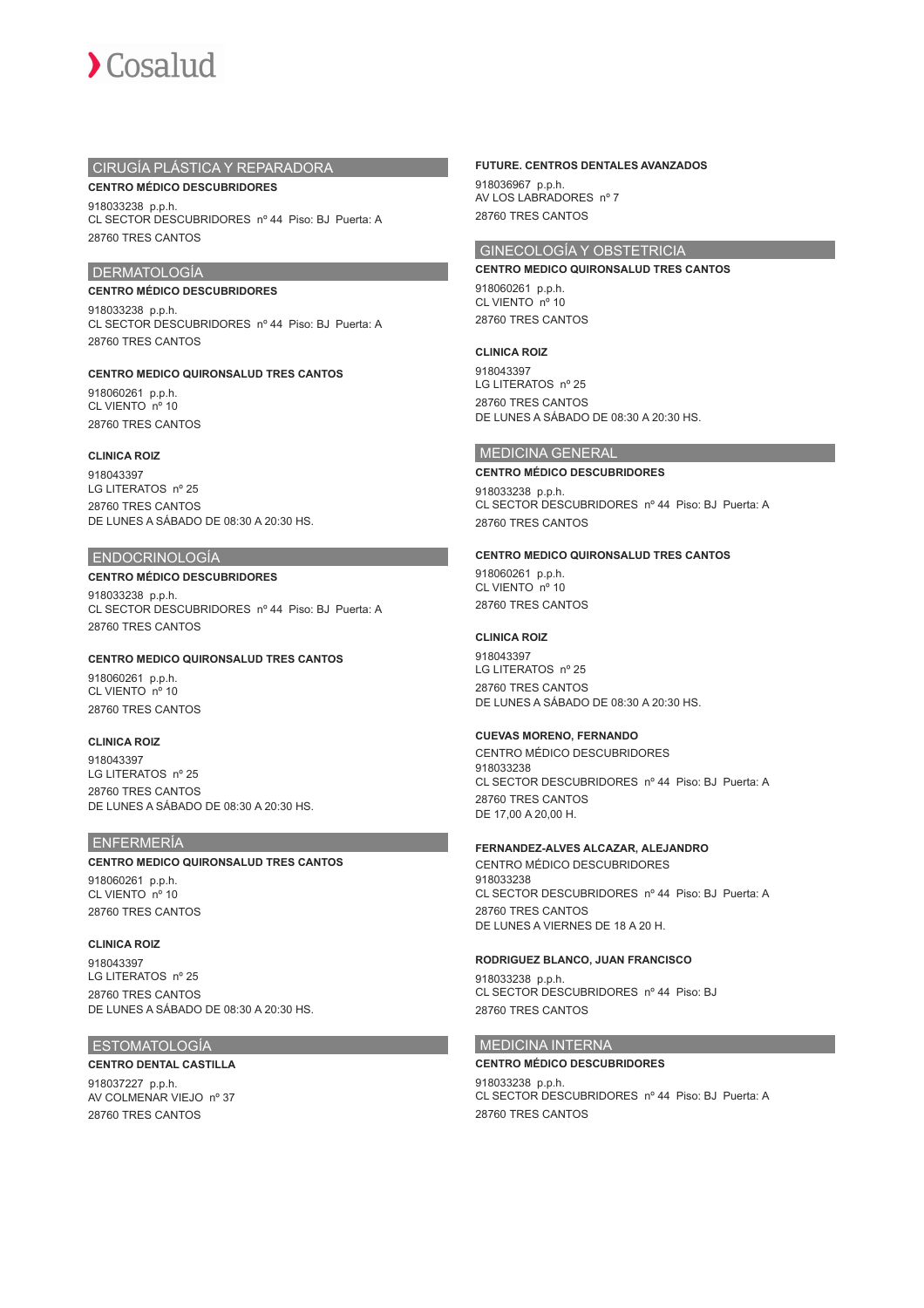## CIRUGÍA PLÁSTICA Y REPARADORA

**CENTRO MÉDICO DESCUBRIDORES**

918033238 p.p.h.
CL SECTOR DESCUBRIDORES nº 44 Piso: BJ Puerta: A
28760 TRES CANTOS

## DERMATOLOGÍA

**CENTRO MÉDICO DESCUBRIDORES**

918033238 p.p.h.
CL SECTOR DESCUBRIDORES nº 44 Piso: BJ Puerta: A
28760 TRES CANTOS

**CENTRO MEDICO QUIRONSALUD TRES CANTOS**

918060261 p.p.h.
CL VIENTO nº 10
28760 TRES CANTOS

**CLINICA ROIZ**

918043397
LG LITERATOS nº 25
28760 TRES CANTOS
DE LUNES A SÁBADO DE 08:30 A 20:30 HS.

## ENDOCRINOLOGÍA

**CENTRO MÉDICO DESCUBRIDORES**

918033238 p.p.h.
CL SECTOR DESCUBRIDORES nº 44 Piso: BJ Puerta: A
28760 TRES CANTOS

**CENTRO MEDICO QUIRONSALUD TRES CANTOS**

918060261 p.p.h.
CL VIENTO nº 10
28760 TRES CANTOS

**CLINICA ROIZ**

918043397
LG LITERATOS nº 25
28760 TRES CANTOS
DE LUNES A SÁBADO DE 08:30 A 20:30 HS.

## ENFERMERÍA

**CENTRO MEDICO QUIRONSALUD TRES CANTOS**

918060261 p.p.h.
CL VIENTO nº 10
28760 TRES CANTOS

**CLINICA ROIZ**

918043397
LG LITERATOS nº 25
28760 TRES CANTOS
DE LUNES A SÁBADO DE 08:30 A 20:30 HS.

## ESTOMATOLOGÍA

**CENTRO DENTAL CASTILLA**

918037227 p.p.h.
AV COLMENAR VIEJO nº 37
28760 TRES CANTOS

**FUTURE. CENTROS DENTALES AVANZADOS**

918036967 p.p.h.
AV LOS LABRADORES nº 7
28760 TRES CANTOS

## GINECOLOGÍA Y OBSTETRICIA

**CENTRO MEDICO QUIRONSALUD TRES CANTOS**

918060261 p.p.h.
CL VIENTO nº 10
28760 TRES CANTOS

**CLINICA ROIZ**

918043397
LG LITERATOS nº 25
28760 TRES CANTOS
DE LUNES A SÁBADO DE 08:30 A 20:30 HS.

## MEDICINA GENERAL

**CENTRO MÉDICO DESCUBRIDORES**

918033238 p.p.h.
CL SECTOR DESCUBRIDORES nº 44 Piso: BJ Puerta: A
28760 TRES CANTOS

**CENTRO MEDICO QUIRONSALUD TRES CANTOS**

918060261 p.p.h.
CL VIENTO nº 10
28760 TRES CANTOS

**CLINICA ROIZ**

918043397
LG LITERATOS nº 25
28760 TRES CANTOS
DE LUNES A SÁBADO DE 08:30 A 20:30 HS.

**CUEVAS MORENO, FERNANDO**

CENTRO MÉDICO DESCUBRIDORES
918033238
CL SECTOR DESCUBRIDORES nº 44 Piso: BJ Puerta: A
28760 TRES CANTOS
DE 17,00 A 20,00 H.

**FERNANDEZ-ALVES ALCAZAR, ALEJANDRO**

CENTRO MÉDICO DESCUBRIDORES
918033238
CL SECTOR DESCUBRIDORES nº 44 Piso: BJ Puerta: A
28760 TRES CANTOS
DE LUNES A VIERNES DE 18 A 20 H.

**RODRIGUEZ BLANCO, JUAN FRANCISCO**

918033238 p.p.h.
CL SECTOR DESCUBRIDORES nº 44 Piso: BJ
28760 TRES CANTOS

## MEDICINA INTERNA

**CENTRO MÉDICO DESCUBRIDORES**

918033238 p.p.h.
CL SECTOR DESCUBRIDORES nº 44 Piso: BJ Puerta: A
28760 TRES CANTOS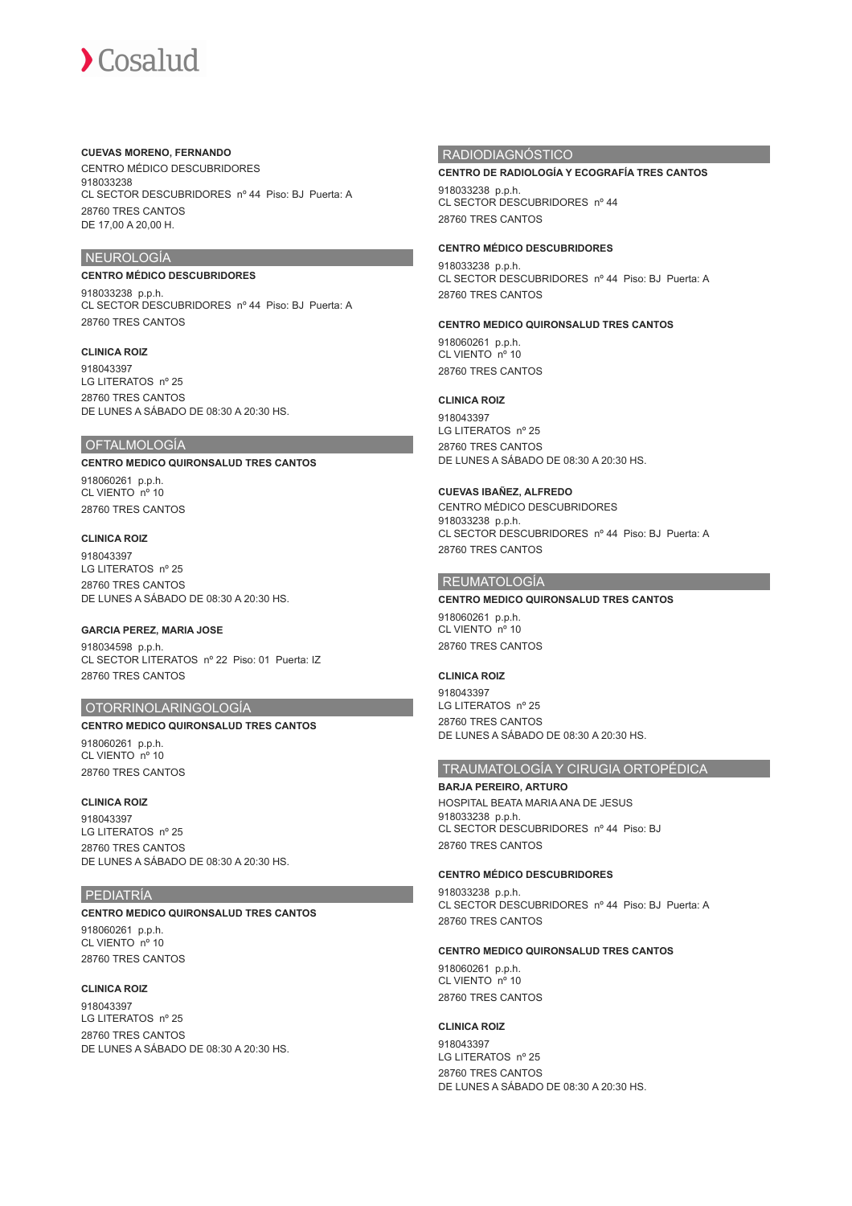**CUEVAS MORENO, FERNANDO**
CENTRO MÉDICO DESCUBRIDORES
918033238
CL SECTOR DESCUBRIDORES nº 44 Piso: BJ Puerta: A
28760 TRES CANTOS
DE 17,00 A 20,00 H.

## NEUROLOGÍA

**CENTRO MÉDICO DESCUBRIDORES**
918033238 p.p.h.
CL SECTOR DESCUBRIDORES nº 44 Piso: BJ Puerta: A
28760 TRES CANTOS

**CLINICA ROIZ**
918043397
LG LITERATOS nº 25
28760 TRES CANTOS
DE LUNES A SÁBADO DE 08:30 A 20:30 HS.

## OFTALMOLOGÍA

**CENTRO MEDICO QUIRONSALUD TRES CANTOS**
918060261 p.p.h.
CL VIENTO nº 10
28760 TRES CANTOS

**CLINICA ROIZ**
918043397
LG LITERATOS nº 25
28760 TRES CANTOS
DE LUNES A SÁBADO DE 08:30 A 20:30 HS.

**GARCIA PEREZ, MARIA JOSE**
918034598 p.p.h.
CL SECTOR LITERATOS nº 22 Piso: 01 Puerta: IZ
28760 TRES CANTOS

## OTORRINOLARINGOLOGÍA

**CENTRO MEDICO QUIRONSALUD TRES CANTOS**
918060261 p.p.h.
CL VIENTO nº 10
28760 TRES CANTOS

**CLINICA ROIZ**
918043397
LG LITERATOS nº 25
28760 TRES CANTOS
DE LUNES A SÁBADO DE 08:30 A 20:30 HS.

## PEDIATRÍA

**CENTRO MEDICO QUIRONSALUD TRES CANTOS**
918060261 p.p.h.
CL VIENTO nº 10
28760 TRES CANTOS

**CLINICA ROIZ**
918043397
LG LITERATOS nº 25
28760 TRES CANTOS
DE LUNES A SÁBADO DE 08:30 A 20:30 HS.

## RADIODIAGNÓSTICO

**CENTRO DE RADIOLOGÍA Y ECOGRAFÍA TRES CANTOS**
918033238 p.p.h.
CL SECTOR DESCUBRIDORES nº 44
28760 TRES CANTOS

**CENTRO MÉDICO DESCUBRIDORES**
918033238 p.p.h.
CL SECTOR DESCUBRIDORES nº 44 Piso: BJ Puerta: A
28760 TRES CANTOS

**CENTRO MEDICO QUIRONSALUD TRES CANTOS**
918060261 p.p.h.
CL VIENTO nº 10
28760 TRES CANTOS

**CLINICA ROIZ**
918043397
LG LITERATOS nº 25
28760 TRES CANTOS
DE LUNES A SÁBADO DE 08:30 A 20:30 HS.

**CUEVAS IBAÑEZ, ALFREDO**
CENTRO MÉDICO DESCUBRIDORES
918033238 p.p.h.
CL SECTOR DESCUBRIDORES nº 44 Piso: BJ Puerta: A
28760 TRES CANTOS

## REUMATOLOGÍA

**CENTRO MEDICO QUIRONSALUD TRES CANTOS**
918060261 p.p.h.
CL VIENTO nº 10
28760 TRES CANTOS

**CLINICA ROIZ**
918043397
LG LITERATOS nº 25
28760 TRES CANTOS
DE LUNES A SÁBADO DE 08:30 A 20:30 HS.

## TRAUMATOLOGÍA Y CIRUGIA ORTOPÉDICA

**BARJA PEREIRO, ARTURO**
HOSPITAL BEATA MARIA ANA DE JESUS
918033238 p.p.h.
CL SECTOR DESCUBRIDORES nº 44 Piso: BJ
28760 TRES CANTOS

**CENTRO MÉDICO DESCUBRIDORES**
918033238 p.p.h.
CL SECTOR DESCUBRIDORES nº 44 Piso: BJ Puerta: A
28760 TRES CANTOS

**CENTRO MEDICO QUIRONSALUD TRES CANTOS**
918060261 p.p.h.
CL VIENTO nº 10
28760 TRES CANTOS

**CLINICA ROIZ**
918043397
LG LITERATOS nº 25
28760 TRES CANTOS
DE LUNES A SÁBADO DE 08:30 A 20:30 HS.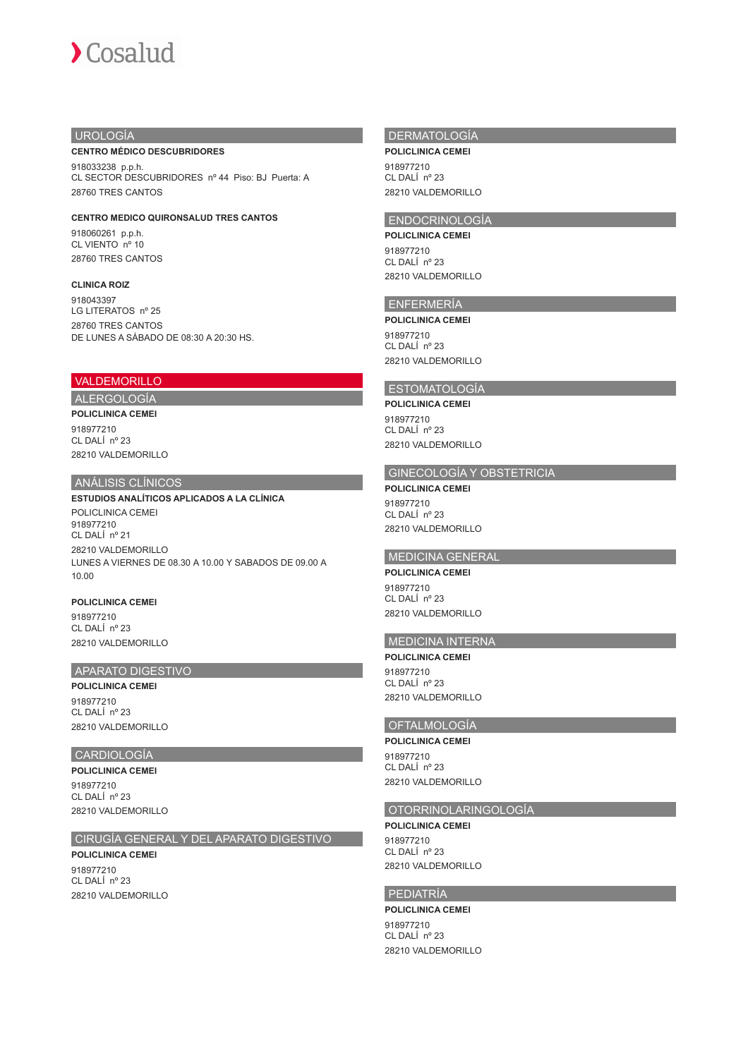## UROLOGÍA

**CENTRO MÉDICO DESCUBRIDORES**

918033238 p.p.h.
CL SECTOR DESCUBRIDORES nº 44 Piso: BJ Puerta: A

28760 TRES CANTOS

**CENTRO MEDICO QUIRONSALUD TRES CANTOS**

918060261 p.p.h.
CL VIENTO nº 10

28760 TRES CANTOS

**CLINICA ROIZ**

918043397
LG LITERATOS nº 25

28760 TRES CANTOS
DE LUNES A SÁBADO DE 08:30 A 20:30 HS.

# VALDEMORILLO

## ALERGOLOGÍA

**POLICLINICA CEMEI**

918977210
CL DALÍ nº 23

28210 VALDEMORILLO

## ANÁLISIS CLÍNICOS

**ESTUDIOS ANALÍTICOS APLICADOS A LA CLÍNICA**

POLICLINICA CEMEI
918977210
CL DALÍ nº 21

28210 VALDEMORILLO
LUNES A VIERNES DE 08.30 A 10.00 Y SABADOS DE 09.00 A 10.00

**POLICLINICA CEMEI**

918977210
CL DALÍ nº 23

28210 VALDEMORILLO

## APARATO DIGESTIVO

**POLICLINICA CEMEI**

918977210
CL DALÍ nº 23

28210 VALDEMORILLO

## CARDIOLOGÍA

**POLICLINICA CEMEI**

918977210
CL DALÍ nº 23

28210 VALDEMORILLO

## CIRUGÍA GENERAL Y DEL APARATO DIGESTIVO

**POLICLINICA CEMEI**

918977210
CL DALÍ nº 23

28210 VALDEMORILLO

## DERMATOLOGÍA

**POLICLINICA CEMEI**

918977210
CL DALÍ nº 23

28210 VALDEMORILLO

## ENDOCRINOLOGÍA

**POLICLINICA CEMEI**

918977210
CL DALÍ nº 23

28210 VALDEMORILLO

## ENFERMERÍA

**POLICLINICA CEMEI**

918977210
CL DALÍ nº 23

28210 VALDEMORILLO

## ESTOMATOLOGÍA

**POLICLINICA CEMEI**

918977210
CL DALÍ nº 23

28210 VALDEMORILLO

## GINECOLOGÍA Y OBSTETRICIA

**POLICLINICA CEMEI**

918977210
CL DALÍ nº 23

28210 VALDEMORILLO

## MEDICINA GENERAL

**POLICLINICA CEMEI**

918977210
CL DALÍ nº 23

28210 VALDEMORILLO

## MEDICINA INTERNA

**POLICLINICA CEMEI**

918977210
CL DALÍ nº 23

28210 VALDEMORILLO

## OFTALMOLOGÍA

**POLICLINICA CEMEI**

918977210
CL DALÍ nº 23

28210 VALDEMORILLO

## OTORRINOLARINGOLOGÍA

**POLICLINICA CEMEI**

918977210
CL DALÍ nº 23

28210 VALDEMORILLO

## PEDIATRÍA

**POLICLINICA CEMEI**

918977210
CL DALÍ nº 23

28210 VALDEMORILLO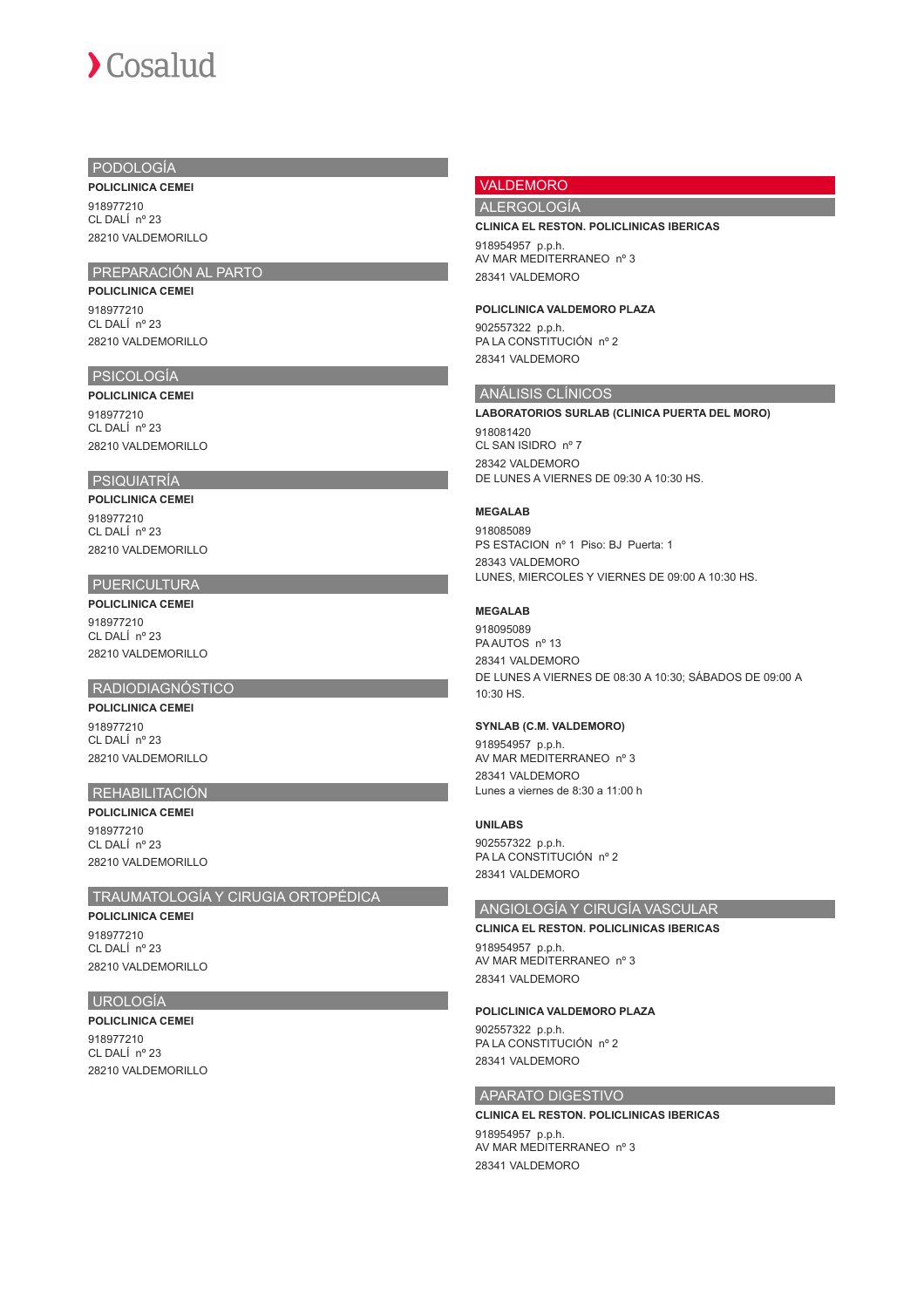## PODOLOGÍA

**POLICLINICA CEMEI**

918977210
CL DALÍ nº 23

28210 VALDEMORILLO

## PREPARACIÓN AL PARTO

**POLICLINICA CEMEI**

918977210
CL DALÍ nº 23

28210 VALDEMORILLO

## PSICOLOGÍA

**POLICLINICA CEMEI**

918977210
CL DALÍ nº 23

28210 VALDEMORILLO

## PSIQUIATRÍA

**POLICLINICA CEMEI**

918977210
CL DALÍ nº 23

28210 VALDEMORILLO

## PUERICULTURA

**POLICLINICA CEMEI**

918977210
CL DALÍ nº 23

28210 VALDEMORILLO

## RADIODIAGNÓSTICO

**POLICLINICA CEMEI**

918977210
CL DALÍ nº 23

28210 VALDEMORILLO

## REHABILITACIÓN

**POLICLINICA CEMEI**

918977210
CL DALÍ nº 23

28210 VALDEMORILLO

## TRAUMATOLOGÍA Y CIRUGIA ORTOPÉDICA

**POLICLINICA CEMEI**

918977210
CL DALÍ nº 23

28210 VALDEMORILLO

## UROLOGÍA

**POLICLINICA CEMEI**

918977210
CL DALÍ nº 23

28210 VALDEMORILLO

# VALDEMORO

## ALERGOLOGÍA

**CLINICA EL RESTON. POLICLINICAS IBERICAS**

918954957 p.p.h.
AV MAR MEDITERRANEO nº 3

28341 VALDEMORO

**POLICLINICA VALDEMORO PLAZA**

902557322 p.p.h.
PA LA CONSTITUCIÓN nº 2

28341 VALDEMORO

## ANÁLISIS CLÍNICOS

**LABORATORIOS SURLAB (CLINICA PUERTA DEL MORO)**

918081420
CL SAN ISIDRO nº 7

28342 VALDEMORO
DE LUNES A VIERNES DE 09:30 A 10:30 HS.

**MEGALAB**

918085089
PS ESTACION nº 1 Piso: BJ Puerta: 1

28343 VALDEMORO
LUNES, MIERCOLES Y VIERNES DE 09:00 A 10:30 HS.

**MEGALAB**

918095089
PA AUTOS nº 13

28341 VALDEMORO
DE LUNES A VIERNES DE 08:30 A 10:30; SÁBADOS DE 09:00 A 10:30 HS.

**SYNLAB (C.M. VALDEMORO)**

918954957 p.p.h.
AV MAR MEDITERRANEO nº 3

28341 VALDEMORO
Lunes a viernes de 8:30 a 11:00 h

**UNILABS**

902557322 p.p.h.
PA LA CONSTITUCIÓN nº 2

28341 VALDEMORO

## ANGIOLOGÍA Y CIRUGÍA VASCULAR

**CLINICA EL RESTON. POLICLINICAS IBERICAS**

918954957 p.p.h.
AV MAR MEDITERRANEO nº 3

28341 VALDEMORO

**POLICLINICA VALDEMORO PLAZA**

902557322 p.p.h.
PA LA CONSTITUCIÓN nº 2

28341 VALDEMORO

## APARATO DIGESTIVO

**CLINICA EL RESTON. POLICLINICAS IBERICAS**

918954957 p.p.h.
AV MAR MEDITERRANEO nº 3

28341 VALDEMORO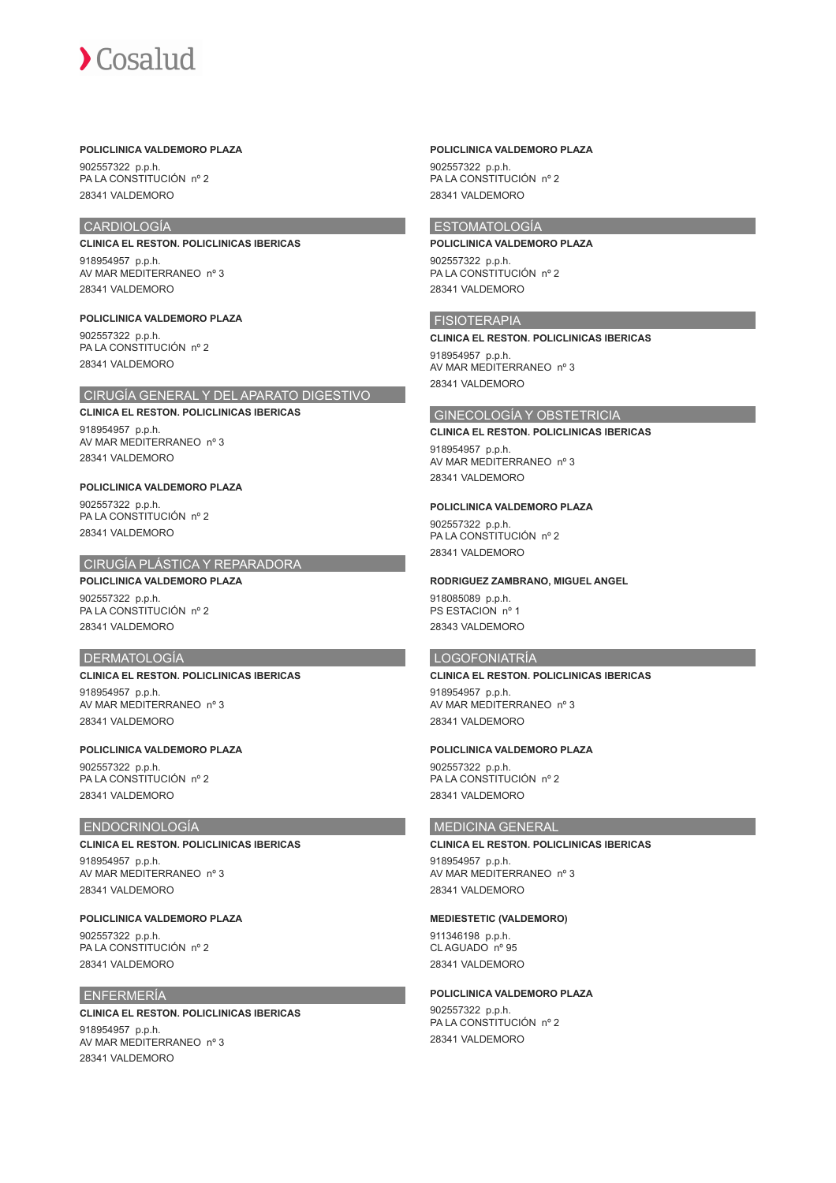**POLICLINICA VALDEMORO PLAZA**

902557322 p.p.h.
PA LA CONSTITUCIÓN nº 2
28341 VALDEMORO

## CARDIOLOGÍA

**CLINICA EL RESTON. POLICLINICAS IBERICAS**

918954957 p.p.h.
AV MAR MEDITERRANEO nº 3
28341 VALDEMORO

**POLICLINICA VALDEMORO PLAZA**

902557322 p.p.h.
PA LA CONSTITUCIÓN nº 2
28341 VALDEMORO

## CIRUGÍA GENERAL Y DEL APARATO DIGESTIVO

**CLINICA EL RESTON. POLICLINICAS IBERICAS**

918954957 p.p.h.
AV MAR MEDITERRANEO nº 3
28341 VALDEMORO

**POLICLINICA VALDEMORO PLAZA**

902557322 p.p.h.
PA LA CONSTITUCIÓN nº 2
28341 VALDEMORO

## CIRUGÍA PLÁSTICA Y REPARADORA

**POLICLINICA VALDEMORO PLAZA**

902557322 p.p.h.
PA LA CONSTITUCIÓN nº 2
28341 VALDEMORO

## DERMATOLOGÍA

**CLINICA EL RESTON. POLICLINICAS IBERICAS**

918954957 p.p.h.
AV MAR MEDITERRANEO nº 3
28341 VALDEMORO

**POLICLINICA VALDEMORO PLAZA**

902557322 p.p.h.
PA LA CONSTITUCIÓN nº 2
28341 VALDEMORO

## ENDOCRINOLOGÍA

**CLINICA EL RESTON. POLICLINICAS IBERICAS**

918954957 p.p.h.
AV MAR MEDITERRANEO nº 3
28341 VALDEMORO

**POLICLINICA VALDEMORO PLAZA**

902557322 p.p.h.
PA LA CONSTITUCIÓN nº 2
28341 VALDEMORO

## ENFERMERÍA

**CLINICA EL RESTON. POLICLINICAS IBERICAS**

918954957 p.p.h.
AV MAR MEDITERRANEO nº 3
28341 VALDEMORO

**POLICLINICA VALDEMORO PLAZA**

902557322 p.p.h.
PA LA CONSTITUCIÓN nº 2
28341 VALDEMORO

## ESTOMATOLOGÍA

**POLICLINICA VALDEMORO PLAZA**

902557322 p.p.h.
PA LA CONSTITUCIÓN nº 2
28341 VALDEMORO

## FISIOTERAPIA

**CLINICA EL RESTON. POLICLINICAS IBERICAS**

918954957 p.p.h.
AV MAR MEDITERRANEO nº 3
28341 VALDEMORO

## GINECOLOGÍA Y OBSTETRICIA

**CLINICA EL RESTON. POLICLINICAS IBERICAS**

918954957 p.p.h.
AV MAR MEDITERRANEO nº 3
28341 VALDEMORO

**POLICLINICA VALDEMORO PLAZA**

902557322 p.p.h.
PA LA CONSTITUCIÓN nº 2
28341 VALDEMORO

**RODRIGUEZ ZAMBRANO, MIGUEL ANGEL**

918085089 p.p.h.
PS ESTACION nº 1
28343 VALDEMORO

## LOGOFONIATRÍA

**CLINICA EL RESTON. POLICLINICAS IBERICAS**

918954957 p.p.h.
AV MAR MEDITERRANEO nº 3
28341 VALDEMORO

**POLICLINICA VALDEMORO PLAZA**

902557322 p.p.h.
PA LA CONSTITUCIÓN nº 2
28341 VALDEMORO

## MEDICINA GENERAL

**CLINICA EL RESTON. POLICLINICAS IBERICAS**

918954957 p.p.h.
AV MAR MEDITERRANEO nº 3
28341 VALDEMORO

**MEDIESTETIC (VALDEMORO)**

911346198 p.p.h.
CL AGUADO nº 95
28341 VALDEMORO

**POLICLINICA VALDEMORO PLAZA**

902557322 p.p.h.
PA LA CONSTITUCIÓN nº 2
28341 VALDEMORO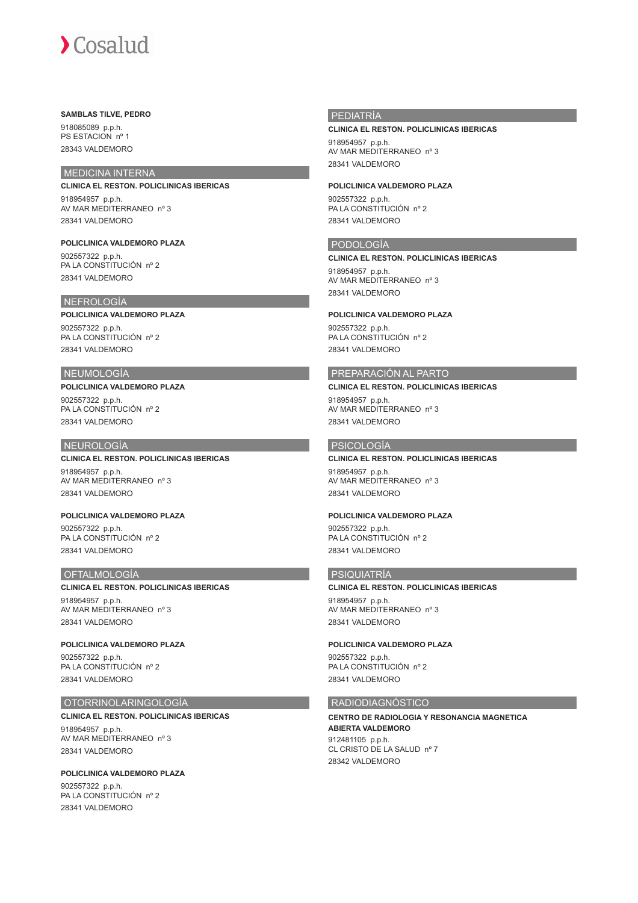**SAMBLAS TILVE, PEDRO**

918085089 p.p.h.
PS ESTACION nº 1
28343 VALDEMORO

## MEDICINA INTERNA

**CLINICA EL RESTON. POLICLINICAS IBERICAS**

918954957 p.p.h.
AV MAR MEDITERRANEO nº 3
28341 VALDEMORO

**POLICLINICA VALDEMORO PLAZA**

902557322 p.p.h.
PA LA CONSTITUCIÓN nº 2
28341 VALDEMORO

## NEFROLOGÍA

**POLICLINICA VALDEMORO PLAZA**

902557322 p.p.h.
PA LA CONSTITUCIÓN nº 2
28341 VALDEMORO

## NEUMOLOGÍA

**POLICLINICA VALDEMORO PLAZA**

902557322 p.p.h.
PA LA CONSTITUCIÓN nº 2
28341 VALDEMORO

## NEUROLOGÍA

**CLINICA EL RESTON. POLICLINICAS IBERICAS**

918954957 p.p.h.
AV MAR MEDITERRANEO nº 3
28341 VALDEMORO

**POLICLINICA VALDEMORO PLAZA**

902557322 p.p.h.
PA LA CONSTITUCIÓN nº 2
28341 VALDEMORO

## OFTALMOLOGÍA

**CLINICA EL RESTON. POLICLINICAS IBERICAS**

918954957 p.p.h.
AV MAR MEDITERRANEO nº 3
28341 VALDEMORO

**POLICLINICA VALDEMORO PLAZA**

902557322 p.p.h.
PA LA CONSTITUCIÓN nº 2
28341 VALDEMORO

## OTORRINOLARINGOLOGÍA

**CLINICA EL RESTON. POLICLINICAS IBERICAS**

918954957 p.p.h.
AV MAR MEDITERRANEO nº 3
28341 VALDEMORO

**POLICLINICA VALDEMORO PLAZA**

902557322 p.p.h.
PA LA CONSTITUCIÓN nº 2
28341 VALDEMORO

## PEDIATRÍA

**CLINICA EL RESTON. POLICLINICAS IBERICAS**

918954957 p.p.h.
AV MAR MEDITERRANEO nº 3
28341 VALDEMORO

**POLICLINICA VALDEMORO PLAZA**

902557322 p.p.h.
PA LA CONSTITUCIÓN nº 2
28341 VALDEMORO

## PODOLOGÍA

**CLINICA EL RESTON. POLICLINICAS IBERICAS**

918954957 p.p.h.
AV MAR MEDITERRANEO nº 3
28341 VALDEMORO

**POLICLINICA VALDEMORO PLAZA**

902557322 p.p.h.
PA LA CONSTITUCIÓN nº 2
28341 VALDEMORO

## PREPARACIÓN AL PARTO

**CLINICA EL RESTON. POLICLINICAS IBERICAS**

918954957 p.p.h.
AV MAR MEDITERRANEO nº 3
28341 VALDEMORO

## PSICOLOGÍA

**CLINICA EL RESTON. POLICLINICAS IBERICAS**

918954957 p.p.h.
AV MAR MEDITERRANEO nº 3
28341 VALDEMORO

**POLICLINICA VALDEMORO PLAZA**

902557322 p.p.h.
PA LA CONSTITUCIÓN nº 2
28341 VALDEMORO

## PSIQUIATRÍA

**CLINICA EL RESTON. POLICLINICAS IBERICAS**

918954957 p.p.h.
AV MAR MEDITERRANEO nº 3
28341 VALDEMORO

**POLICLINICA VALDEMORO PLAZA**

902557322 p.p.h.
PA LA CONSTITUCIÓN nº 2
28341 VALDEMORO

## RADIODIAGNÓSTICO

**CENTRO DE RADIOLOGIA Y RESONANCIA MAGNETICA ABIERTA VALDEMORO**

912481105 p.p.h.
CL CRISTO DE LA SALUD nº 7
28342 VALDEMORO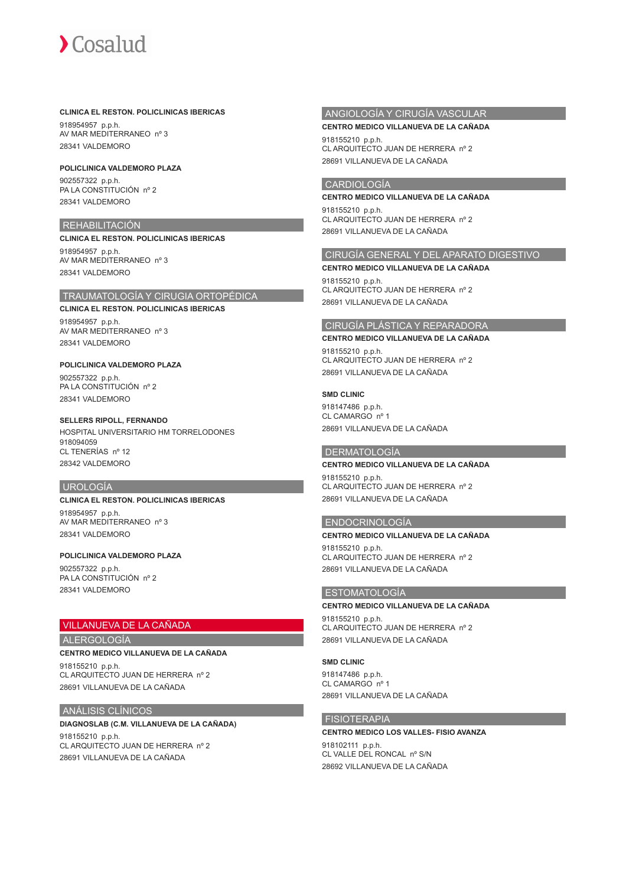**CLINICA EL RESTON. POLICLINICAS IBERICAS**

918954957 p.p.h.
AV MAR MEDITERRANEO nº 3
28341 VALDEMORO

**POLICLINICA VALDEMORO PLAZA**

902557322 p.p.h.
PA LA CONSTITUCIÓN nº 2
28341 VALDEMORO

## REHABILITACIÓN

**CLINICA EL RESTON. POLICLINICAS IBERICAS**

918954957 p.p.h.
AV MAR MEDITERRANEO nº 3
28341 VALDEMORO

## TRAUMATOLOGÍA Y CIRUGIA ORTOPÉDICA

**CLINICA EL RESTON. POLICLINICAS IBERICAS**

918954957 p.p.h.
AV MAR MEDITERRANEO nº 3
28341 VALDEMORO

**POLICLINICA VALDEMORO PLAZA**

902557322 p.p.h.
PA LA CONSTITUCIÓN nº 2
28341 VALDEMORO

**SELLERS RIPOLL, FERNANDO**

HOSPITAL UNIVERSITARIO HM TORRELODONES
918094059
CL TENERÍAS nº 12
28342 VALDEMORO

## UROLOGÍA

**CLINICA EL RESTON. POLICLINICAS IBERICAS**

918954957 p.p.h.
AV MAR MEDITERRANEO nº 3
28341 VALDEMORO

**POLICLINICA VALDEMORO PLAZA**

902557322 p.p.h.
PA LA CONSTITUCIÓN nº 2
28341 VALDEMORO

# VILLANUEVA DE LA CAÑADA

## ALERGOLOGÍA

**CENTRO MEDICO VILLANUEVA DE LA CAÑADA**

918155210 p.p.h.
CL ARQUITECTO JUAN DE HERRERA nº 2
28691 VILLANUEVA DE LA CAÑADA

## ANÁLISIS CLÍNICOS

**DIAGNOSLAB (C.M. VILLANUEVA DE LA CAÑADA)**

918155210 p.p.h.
CL ARQUITECTO JUAN DE HERRERA nº 2
28691 VILLANUEVA DE LA CAÑADA

## ANGIOLOGÍA Y CIRUGÍA VASCULAR

**CENTRO MEDICO VILLANUEVA DE LA CAÑADA**

918155210 p.p.h.
CL ARQUITECTO JUAN DE HERRERA nº 2
28691 VILLANUEVA DE LA CAÑADA

## CARDIOLOGÍA

**CENTRO MEDICO VILLANUEVA DE LA CAÑADA**

918155210 p.p.h.
CL ARQUITECTO JUAN DE HERRERA nº 2
28691 VILLANUEVA DE LA CAÑADA

## CIRUGÍA GENERAL Y DEL APARATO DIGESTIVO

**CENTRO MEDICO VILLANUEVA DE LA CAÑADA**

918155210 p.p.h.
CL ARQUITECTO JUAN DE HERRERA nº 2
28691 VILLANUEVA DE LA CAÑADA

## CIRUGÍA PLÁSTICA Y REPARADORA

**CENTRO MEDICO VILLANUEVA DE LA CAÑADA**

918155210 p.p.h.
CL ARQUITECTO JUAN DE HERRERA nº 2
28691 VILLANUEVA DE LA CAÑADA

**SMD CLINIC**

918147486 p.p.h.
CL CAMARGO nº 1
28691 VILLANUEVA DE LA CAÑADA

## DERMATOLOGÍA

**CENTRO MEDICO VILLANUEVA DE LA CAÑADA**

918155210 p.p.h.
CL ARQUITECTO JUAN DE HERRERA nº 2
28691 VILLANUEVA DE LA CAÑADA

## ENDOCRINOLOGÍA

**CENTRO MEDICO VILLANUEVA DE LA CAÑADA**

918155210 p.p.h.
CL ARQUITECTO JUAN DE HERRERA nº 2
28691 VILLANUEVA DE LA CAÑADA

## ESTOMATOLOGÍA

**CENTRO MEDICO VILLANUEVA DE LA CAÑADA**

918155210 p.p.h.
CL ARQUITECTO JUAN DE HERRERA nº 2
28691 VILLANUEVA DE LA CAÑADA

**SMD CLINIC**

918147486 p.p.h.
CL CAMARGO nº 1
28691 VILLANUEVA DE LA CAÑADA

## FISIOTERAPIA

**CENTRO MEDICO LOS VALLES- FISIO AVANZA**

918102111 p.p.h.
CL VALLE DEL RONCAL nº S/N
28692 VILLANUEVA DE LA CAÑADA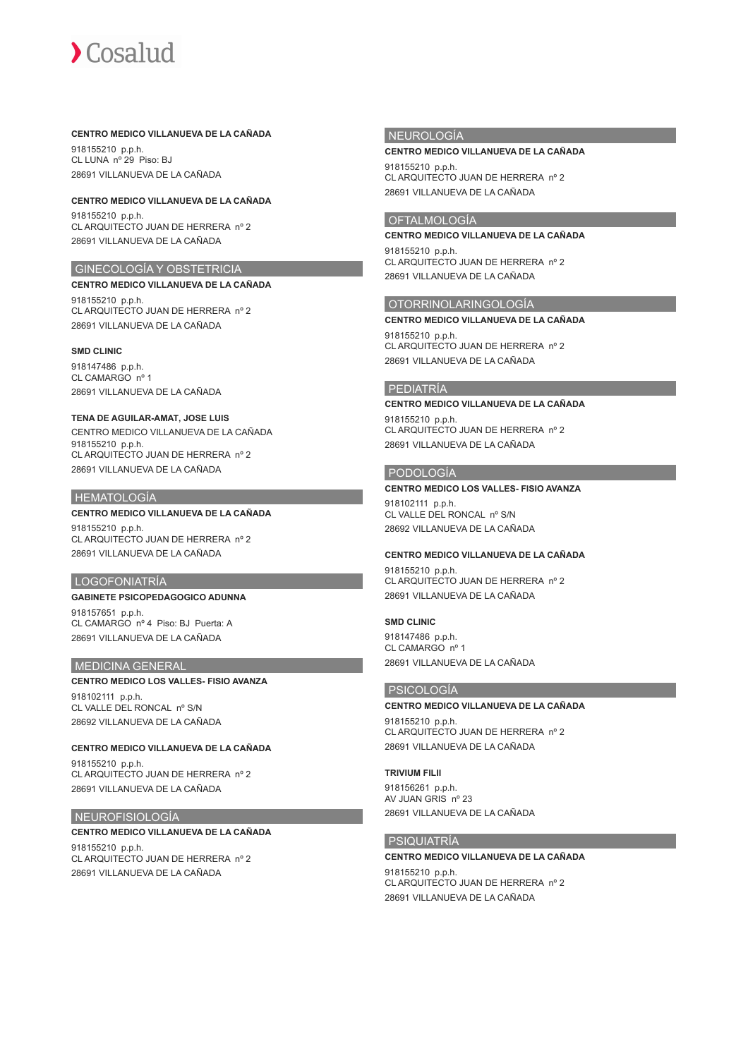**CENTRO MEDICO VILLANUEVA DE LA CAÑADA**

918155210 p.p.h.
CL LUNA nº 29 Piso: BJ
28691 VILLANUEVA DE LA CAÑADA

**CENTRO MEDICO VILLANUEVA DE LA CAÑADA**

918155210 p.p.h.
CL ARQUITECTO JUAN DE HERRERA nº 2
28691 VILLANUEVA DE LA CAÑADA

## GINECOLOGÍA Y OBSTETRICIA

**CENTRO MEDICO VILLANUEVA DE LA CAÑADA**

918155210 p.p.h.
CL ARQUITECTO JUAN DE HERRERA nº 2
28691 VILLANUEVA DE LA CAÑADA

**SMD CLINIC**

918147486 p.p.h.
CL CAMARGO nº 1
28691 VILLANUEVA DE LA CAÑADA

**TENA DE AGUILAR-AMAT, JOSE LUIS**

CENTRO MEDICO VILLANUEVA DE LA CAÑADA
918155210 p.p.h.
CL ARQUITECTO JUAN DE HERRERA nº 2
28691 VILLANUEVA DE LA CAÑADA

## HEMATOLOGÍA

**CENTRO MEDICO VILLANUEVA DE LA CAÑADA**

918155210 p.p.h.
CL ARQUITECTO JUAN DE HERRERA nº 2
28691 VILLANUEVA DE LA CAÑADA

## LOGOFONIATRÍA

**GABINETE PSICOPEDAGOGICO ADUNNA**

918157651 p.p.h.
CL CAMARGO nº 4 Piso: BJ Puerta: A
28691 VILLANUEVA DE LA CAÑADA

## MEDICINA GENERAL

**CENTRO MEDICO LOS VALLES- FISIO AVANZA**

918102111 p.p.h.
CL VALLE DEL RONCAL nº S/N
28692 VILLANUEVA DE LA CAÑADA

**CENTRO MEDICO VILLANUEVA DE LA CAÑADA**

918155210 p.p.h.
CL ARQUITECTO JUAN DE HERRERA nº 2
28691 VILLANUEVA DE LA CAÑADA

## NEUROFISIOLOGÍA

**CENTRO MEDICO VILLANUEVA DE LA CAÑADA**

918155210 p.p.h.
CL ARQUITECTO JUAN DE HERRERA nº 2
28691 VILLANUEVA DE LA CAÑADA

## NEUROLOGÍA

**CENTRO MEDICO VILLANUEVA DE LA CAÑADA**

918155210 p.p.h.
CL ARQUITECTO JUAN DE HERRERA nº 2
28691 VILLANUEVA DE LA CAÑADA

## OFTALMOLOGÍA

**CENTRO MEDICO VILLANUEVA DE LA CAÑADA**

918155210 p.p.h.
CL ARQUITECTO JUAN DE HERRERA nº 2
28691 VILLANUEVA DE LA CAÑADA

## OTORRINOLARINGOLOGÍA

**CENTRO MEDICO VILLANUEVA DE LA CAÑADA**

918155210 p.p.h.
CL ARQUITECTO JUAN DE HERRERA nº 2
28691 VILLANUEVA DE LA CAÑADA

## PEDIATRÍA

**CENTRO MEDICO VILLANUEVA DE LA CAÑADA**

918155210 p.p.h.
CL ARQUITECTO JUAN DE HERRERA nº 2
28691 VILLANUEVA DE LA CAÑADA

## PODOLOGÍA

**CENTRO MEDICO LOS VALLES- FISIO AVANZA**

918102111 p.p.h.
CL VALLE DEL RONCAL nº S/N
28692 VILLANUEVA DE LA CAÑADA

**CENTRO MEDICO VILLANUEVA DE LA CAÑADA**

918155210 p.p.h.
CL ARQUITECTO JUAN DE HERRERA nº 2
28691 VILLANUEVA DE LA CAÑADA

**SMD CLINIC**

918147486 p.p.h.
CL CAMARGO nº 1
28691 VILLANUEVA DE LA CAÑADA

## PSICOLOGÍA

**CENTRO MEDICO VILLANUEVA DE LA CAÑADA**

918155210 p.p.h.
CL ARQUITECTO JUAN DE HERRERA nº 2
28691 VILLANUEVA DE LA CAÑADA

**TRIVIUM FILII**

918156261 p.p.h.
AV JUAN GRIS nº 23
28691 VILLANUEVA DE LA CAÑADA

## PSIQUIATRÍA

**CENTRO MEDICO VILLANUEVA DE LA CAÑADA**

918155210 p.p.h.
CL ARQUITECTO JUAN DE HERRERA nº 2
28691 VILLANUEVA DE LA CAÑADA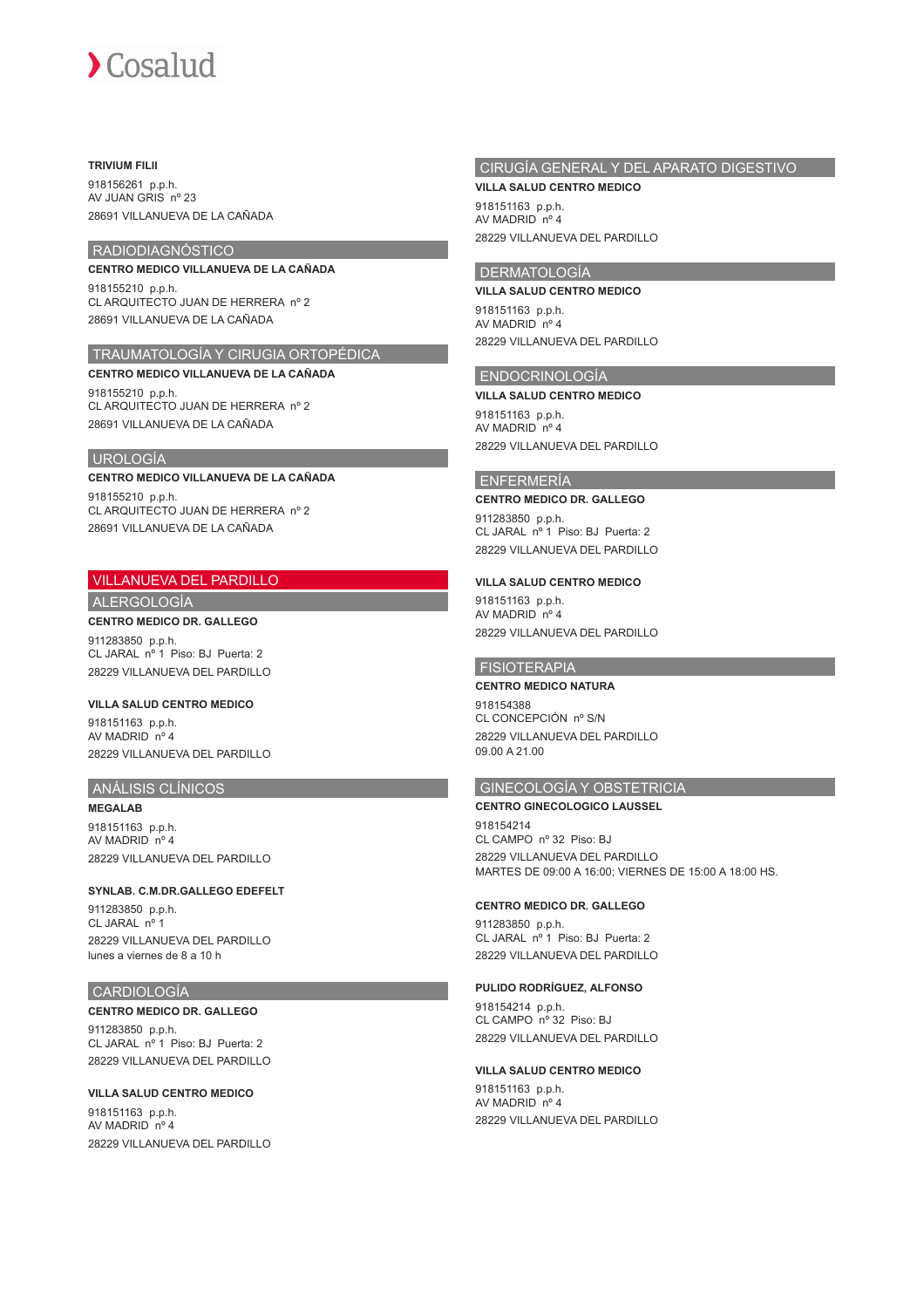**TRIVIUM FILII**

918156261 p.p.h.
AV JUAN GRIS nº 23
28691 VILLANUEVA DE LA CAÑADA

### RADIODIAGNÓSTICO

**CENTRO MEDICO VILLANUEVA DE LA CAÑADA**

918155210 p.p.h.
CL ARQUITECTO JUAN DE HERRERA nº 2
28691 VILLANUEVA DE LA CAÑADA

### TRAUMATOLOGÍA Y CIRUGIA ORTOPÉDICA

**CENTRO MEDICO VILLANUEVA DE LA CAÑADA**

918155210 p.p.h.
CL ARQUITECTO JUAN DE HERRERA nº 2
28691 VILLANUEVA DE LA CAÑADA

### UROLOGÍA

**CENTRO MEDICO VILLANUEVA DE LA CAÑADA**

918155210 p.p.h.
CL ARQUITECTO JUAN DE HERRERA nº 2
28691 VILLANUEVA DE LA CAÑADA

## VILLANUEVA DEL PARDILLO

### ALERGOLOGÍA

**CENTRO MEDICO DR. GALLEGO**

911283850 p.p.h.
CL JARAL nº 1 Piso: BJ Puerta: 2
28229 VILLANUEVA DEL PARDILLO

**VILLA SALUD CENTRO MEDICO**

918151163 p.p.h.
AV MADRID nº 4
28229 VILLANUEVA DEL PARDILLO

### ANÁLISIS CLÍNICOS

**MEGALAB**

918151163 p.p.h.
AV MADRID nº 4
28229 VILLANUEVA DEL PARDILLO

**SYNLAB. C.M.DR.GALLEGO EDEFELT**

911283850 p.p.h.
CL JARAL nº 1
28229 VILLANUEVA DEL PARDILLO
lunes a viernes de 8 a 10 h

### CARDIOLOGÍA

**CENTRO MEDICO DR. GALLEGO**

911283850 p.p.h.
CL JARAL nº 1 Piso: BJ Puerta: 2
28229 VILLANUEVA DEL PARDILLO

**VILLA SALUD CENTRO MEDICO**

918151163 p.p.h.
AV MADRID nº 4
28229 VILLANUEVA DEL PARDILLO

### CIRUGÍA GENERAL Y DEL APARATO DIGESTIVO

**VILLA SALUD CENTRO MEDICO**

918151163 p.p.h.
AV MADRID nº 4
28229 VILLANUEVA DEL PARDILLO

### DERMATOLOGÍA

**VILLA SALUD CENTRO MEDICO**

918151163 p.p.h.
AV MADRID nº 4
28229 VILLANUEVA DEL PARDILLO

### ENDOCRINOLOGÍA

**VILLA SALUD CENTRO MEDICO**

918151163 p.p.h.
AV MADRID nº 4
28229 VILLANUEVA DEL PARDILLO

### ENFERMERÍA

**CENTRO MEDICO DR. GALLEGO**

911283850 p.p.h.
CL JARAL nº 1 Piso: BJ Puerta: 2
28229 VILLANUEVA DEL PARDILLO

**VILLA SALUD CENTRO MEDICO**

918151163 p.p.h.
AV MADRID nº 4
28229 VILLANUEVA DEL PARDILLO

### FISIOTERAPIA

**CENTRO MEDICO NATURA**

918154388
CL CONCEPCIÓN nº S/N
28229 VILLANUEVA DEL PARDILLO
09.00 A 21.00

### GINECOLOGÍA Y OBSTETRICIA

**CENTRO GINECOLOGICO LAUSSEL**

918154214
CL CAMPO nº 32 Piso: BJ
28229 VILLANUEVA DEL PARDILLO
MARTES DE 09:00 A 16:00; VIERNES DE 15:00 A 18:00 HS.

**CENTRO MEDICO DR. GALLEGO**

911283850 p.p.h.
CL JARAL nº 1 Piso: BJ Puerta: 2
28229 VILLANUEVA DEL PARDILLO

**PULIDO RODRÍGUEZ, ALFONSO**

918154214 p.p.h.
CL CAMPO nº 32 Piso: BJ
28229 VILLANUEVA DEL PARDILLO

**VILLA SALUD CENTRO MEDICO**

918151163 p.p.h.
AV MADRID nº 4
28229 VILLANUEVA DEL PARDILLO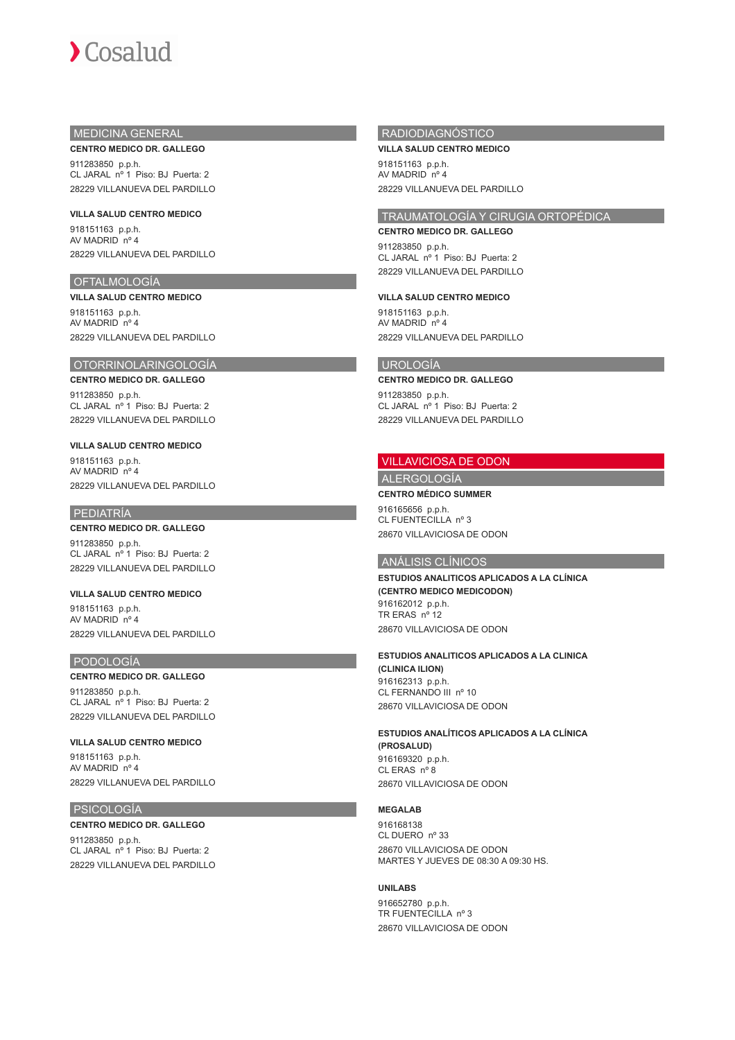## MEDICINA GENERAL

**CENTRO MEDICO DR. GALLEGO**

911283850 p.p.h.
CL JARAL nº 1 Piso: BJ Puerta: 2
28229 VILLANUEVA DEL PARDILLO

**VILLA SALUD CENTRO MEDICO**

918151163 p.p.h.
AV MADRID nº 4
28229 VILLANUEVA DEL PARDILLO

## OFTALMOLOGÍA

**VILLA SALUD CENTRO MEDICO**

918151163 p.p.h.
AV MADRID nº 4
28229 VILLANUEVA DEL PARDILLO

## OTORRINOLARINGOLOGÍA

**CENTRO MEDICO DR. GALLEGO**

911283850 p.p.h.
CL JARAL nº 1 Piso: BJ Puerta: 2
28229 VILLANUEVA DEL PARDILLO

**VILLA SALUD CENTRO MEDICO**

918151163 p.p.h.
AV MADRID nº 4
28229 VILLANUEVA DEL PARDILLO

## PEDIATRÍA

**CENTRO MEDICO DR. GALLEGO**

911283850 p.p.h.
CL JARAL nº 1 Piso: BJ Puerta: 2
28229 VILLANUEVA DEL PARDILLO

**VILLA SALUD CENTRO MEDICO**

918151163 p.p.h.
AV MADRID nº 4
28229 VILLANUEVA DEL PARDILLO

## PODOLOGÍA

**CENTRO MEDICO DR. GALLEGO**

911283850 p.p.h.
CL JARAL nº 1 Piso: BJ Puerta: 2
28229 VILLANUEVA DEL PARDILLO

**VILLA SALUD CENTRO MEDICO**

918151163 p.p.h.
AV MADRID nº 4
28229 VILLANUEVA DEL PARDILLO

## PSICOLOGÍA

**CENTRO MEDICO DR. GALLEGO**

911283850 p.p.h.
CL JARAL nº 1 Piso: BJ Puerta: 2
28229 VILLANUEVA DEL PARDILLO

## RADIODIAGNÓSTICO

**VILLA SALUD CENTRO MEDICO**

918151163 p.p.h.
AV MADRID nº 4
28229 VILLANUEVA DEL PARDILLO

## TRAUMATOLOGÍA Y CIRUGIA ORTOPÉDICA

**CENTRO MEDICO DR. GALLEGO**

911283850 p.p.h.
CL JARAL nº 1 Piso: BJ Puerta: 2
28229 VILLANUEVA DEL PARDILLO

**VILLA SALUD CENTRO MEDICO**

918151163 p.p.h.
AV MADRID nº 4
28229 VILLANUEVA DEL PARDILLO

## UROLOGÍA

**CENTRO MEDICO DR. GALLEGO**

911283850 p.p.h.
CL JARAL nº 1 Piso: BJ Puerta: 2
28229 VILLANUEVA DEL PARDILLO

# VILLAVICIOSA DE ODON

## ALERGOLOGÍA

**CENTRO MÉDICO SUMMER**

916165656 p.p.h.
CL FUENTECILLA nº 3
28670 VILLAVICIOSA DE ODON

## ANÁLISIS CLÍNICOS

**ESTUDIOS ANALITICOS APLICADOS A LA CLÍNICA (CENTRO MEDICO MEDICODON)**

916162012 p.p.h.
TR ERAS nº 12
28670 VILLAVICIOSA DE ODON

**ESTUDIOS ANALITICOS APLICADOS A LA CLINICA (CLINICA ILION)**

916162313 p.p.h.
CL FERNANDO III nº 10
28670 VILLAVICIOSA DE ODON

**ESTUDIOS ANALÍTICOS APLICADOS A LA CLÍNICA (PROSALUD)**

916169320 p.p.h.
CL ERAS nº 8
28670 VILLAVICIOSA DE ODON

**MEGALAB**

916168138
CL DUERO nº 33
28670 VILLAVICIOSA DE ODON
MARTES Y JUEVES DE 08:30 A 09:30 HS.

**UNILABS**

916652780 p.p.h.
TR FUENTECILLA nº 3
28670 VILLAVICIOSA DE ODON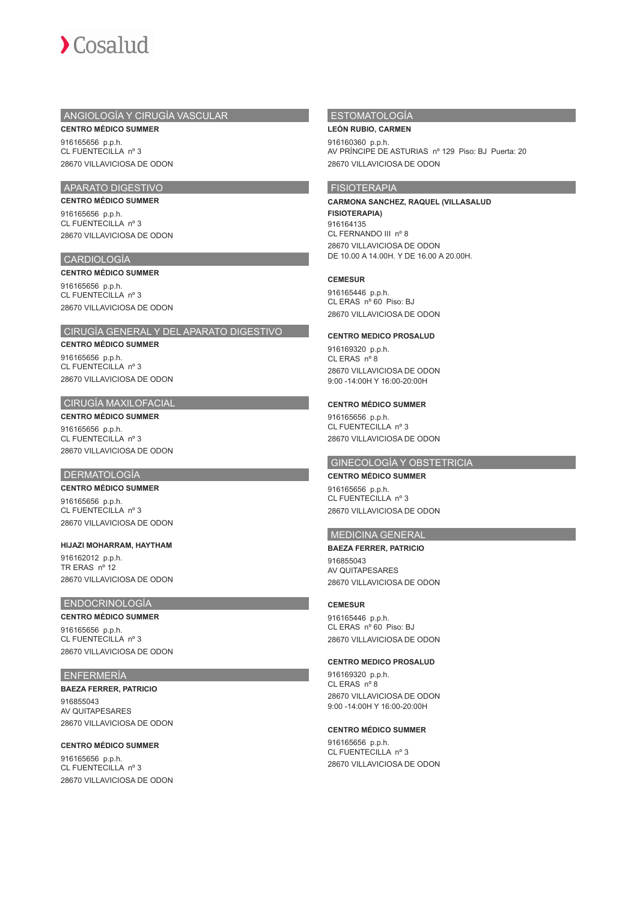## ANGIOLOGÍA Y CIRUGÍA VASCULAR

**CENTRO MÉDICO SUMMER**

916165656 p.p.h.
CL FUENTECILLA nº 3
28670 VILLAVICIOSA DE ODON

## APARATO DIGESTIVO

**CENTRO MÉDICO SUMMER**

916165656 p.p.h.
CL FUENTECILLA nº 3
28670 VILLAVICIOSA DE ODON

## CARDIOLOGÍA

**CENTRO MÉDICO SUMMER**

916165656 p.p.h.
CL FUENTECILLA nº 3
28670 VILLAVICIOSA DE ODON

## CIRUGÍA GENERAL Y DEL APARATO DIGESTIVO

**CENTRO MÉDICO SUMMER**

916165656 p.p.h.
CL FUENTECILLA nº 3
28670 VILLAVICIOSA DE ODON

## CIRUGÍA MAXILOFACIAL

**CENTRO MÉDICO SUMMER**

916165656 p.p.h.
CL FUENTECILLA nº 3
28670 VILLAVICIOSA DE ODON

## DERMATOLOGÍA

**CENTRO MÉDICO SUMMER**

916165656 p.p.h.
CL FUENTECILLA nº 3
28670 VILLAVICIOSA DE ODON

**HIJAZI MOHARRAM, HAYTHAM**

916162012 p.p.h.
TR ERAS nº 12
28670 VILLAVICIOSA DE ODON

## ENDOCRINOLOGÍA

**CENTRO MÉDICO SUMMER**

916165656 p.p.h.
CL FUENTECILLA nº 3
28670 VILLAVICIOSA DE ODON

## ENFERMERÍA

**BAEZA FERRER, PATRICIO**

916855043
AV QUITAPESARES
28670 VILLAVICIOSA DE ODON

**CENTRO MÉDICO SUMMER**

916165656 p.p.h.
CL FUENTECILLA nº 3
28670 VILLAVICIOSA DE ODON

## ESTOMATOLOGÍA

**LEÓN RUBIO, CARMEN**

916160360 p.p.h.
AV PRÍNCIPE DE ASTURIAS nº 129 Piso: BJ Puerta: 20
28670 VILLAVICIOSA DE ODON

## FISIOTERAPIA

**CARMONA SANCHEZ, RAQUEL (VILLASALUD FISIOTERAPIA)**

916164135
CL FERNANDO III nº 8
28670 VILLAVICIOSA DE ODON
DE 10.00 A 14.00H. Y DE 16.00 A 20.00H.

**CEMESUR**

916165446 p.p.h.
CL ERAS nº 60 Piso: BJ
28670 VILLAVICIOSA DE ODON

**CENTRO MEDICO PROSALUD**

916169320 p.p.h.
CL ERAS nº 8
28670 VILLAVICIOSA DE ODON
9:00 -14:00H Y 16:00-20:00H

**CENTRO MÉDICO SUMMER**

916165656 p.p.h.
CL FUENTECILLA nº 3
28670 VILLAVICIOSA DE ODON

## GINECOLOGÍA Y OBSTETRICIA

**CENTRO MÉDICO SUMMER**

916165656 p.p.h.
CL FUENTECILLA nº 3
28670 VILLAVICIOSA DE ODON

## MEDICINA GENERAL

**BAEZA FERRER, PATRICIO**

916855043
AV QUITAPESARES
28670 VILLAVICIOSA DE ODON

**CEMESUR**

916165446 p.p.h.
CL ERAS nº 60 Piso: BJ
28670 VILLAVICIOSA DE ODON

**CENTRO MEDICO PROSALUD**

916169320 p.p.h.
CL ERAS nº 8
28670 VILLAVICIOSA DE ODON
9:00 -14:00H Y 16:00-20:00H

**CENTRO MÉDICO SUMMER**

916165656 p.p.h.
CL FUENTECILLA nº 3
28670 VILLAVICIOSA DE ODON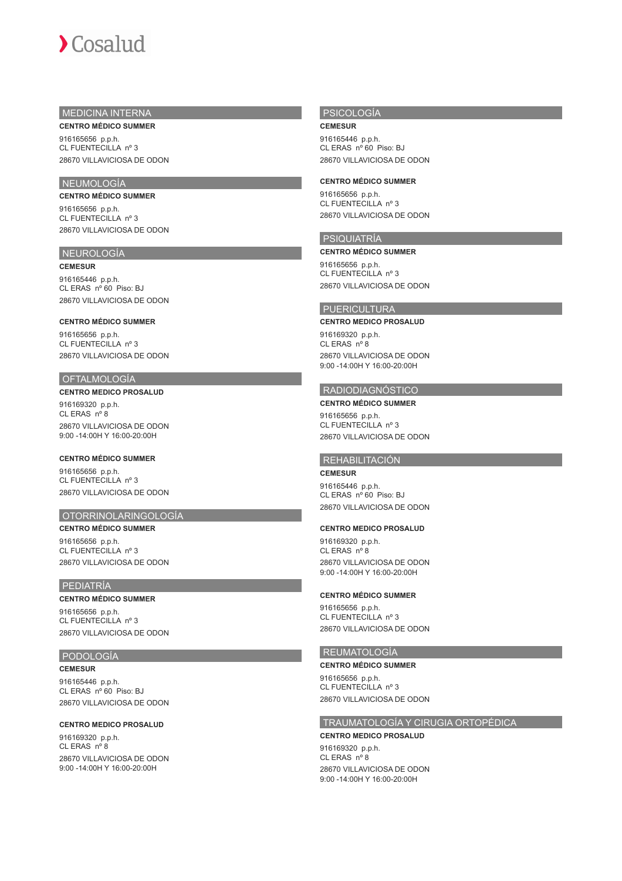## MEDICINA INTERNA

**CENTRO MÉDICO SUMMER**

916165656 p.p.h.
CL FUENTECILLA nº 3
28670 VILLAVICIOSA DE ODON

## NEUMOLOGÍA

**CENTRO MÉDICO SUMMER**

916165656 p.p.h.
CL FUENTECILLA nº 3
28670 VILLAVICIOSA DE ODON

## NEUROLOGÍA

**CEMESUR**

916165446 p.p.h.
CL ERAS nº 60 Piso: BJ
28670 VILLAVICIOSA DE ODON

**CENTRO MÉDICO SUMMER**

916165656 p.p.h.
CL FUENTECILLA nº 3
28670 VILLAVICIOSA DE ODON

## OFTALMOLOGÍA

**CENTRO MEDICO PROSALUD**

916169320 p.p.h.
CL ERAS nº 8
28670 VILLAVICIOSA DE ODON
9:00 -14:00H Y 16:00-20:00H

**CENTRO MÉDICO SUMMER**

916165656 p.p.h.
CL FUENTECILLA nº 3
28670 VILLAVICIOSA DE ODON

## OTORRINOLARINGOLOGÍA

**CENTRO MÉDICO SUMMER**

916165656 p.p.h.
CL FUENTECILLA nº 3
28670 VILLAVICIOSA DE ODON

## PEDIATRÍA

**CENTRO MÉDICO SUMMER**

916165656 p.p.h.
CL FUENTECILLA nº 3
28670 VILLAVICIOSA DE ODON

## PODOLOGÍA

**CEMESUR**

916165446 p.p.h.
CL ERAS nº 60 Piso: BJ
28670 VILLAVICIOSA DE ODON

**CENTRO MEDICO PROSALUD**

916169320 p.p.h.
CL ERAS nº 8
28670 VILLAVICIOSA DE ODON
9:00 -14:00H Y 16:00-20:00H

## PSICOLOGÍA

**CEMESUR**

916165446 p.p.h.
CL ERAS nº 60 Piso: BJ
28670 VILLAVICIOSA DE ODON

**CENTRO MÉDICO SUMMER**

916165656 p.p.h.
CL FUENTECILLA nº 3
28670 VILLAVICIOSA DE ODON

## PSIQUIATRÍA

**CENTRO MÉDICO SUMMER**

916165656 p.p.h.
CL FUENTECILLA nº 3
28670 VILLAVICIOSA DE ODON

## PUERICULTURA

**CENTRO MEDICO PROSALUD**

916169320 p.p.h.
CL ERAS nº 8
28670 VILLAVICIOSA DE ODON
9:00 -14:00H Y 16:00-20:00H

## RADIODIAGNÓSTICO

**CENTRO MÉDICO SUMMER**

916165656 p.p.h.
CL FUENTECILLA nº 3
28670 VILLAVICIOSA DE ODON

## REHABILITACIÓN

**CEMESUR**

916165446 p.p.h.
CL ERAS nº 60 Piso: BJ
28670 VILLAVICIOSA DE ODON

**CENTRO MEDICO PROSALUD**

916169320 p.p.h.
CL ERAS nº 8
28670 VILLAVICIOSA DE ODON
9:00 -14:00H Y 16:00-20:00H

**CENTRO MÉDICO SUMMER**

916165656 p.p.h.
CL FUENTECILLA nº 3
28670 VILLAVICIOSA DE ODON

## REUMATOLOGÍA

**CENTRO MÉDICO SUMMER**

916165656 p.p.h.
CL FUENTECILLA nº 3
28670 VILLAVICIOSA DE ODON

## TRAUMATOLOGÍA Y CIRUGIA ORTOPÉDICA

**CENTRO MEDICO PROSALUD**

916169320 p.p.h.
CL ERAS nº 8
28670 VILLAVICIOSA DE ODON
9:00 -14:00H Y 16:00-20:00H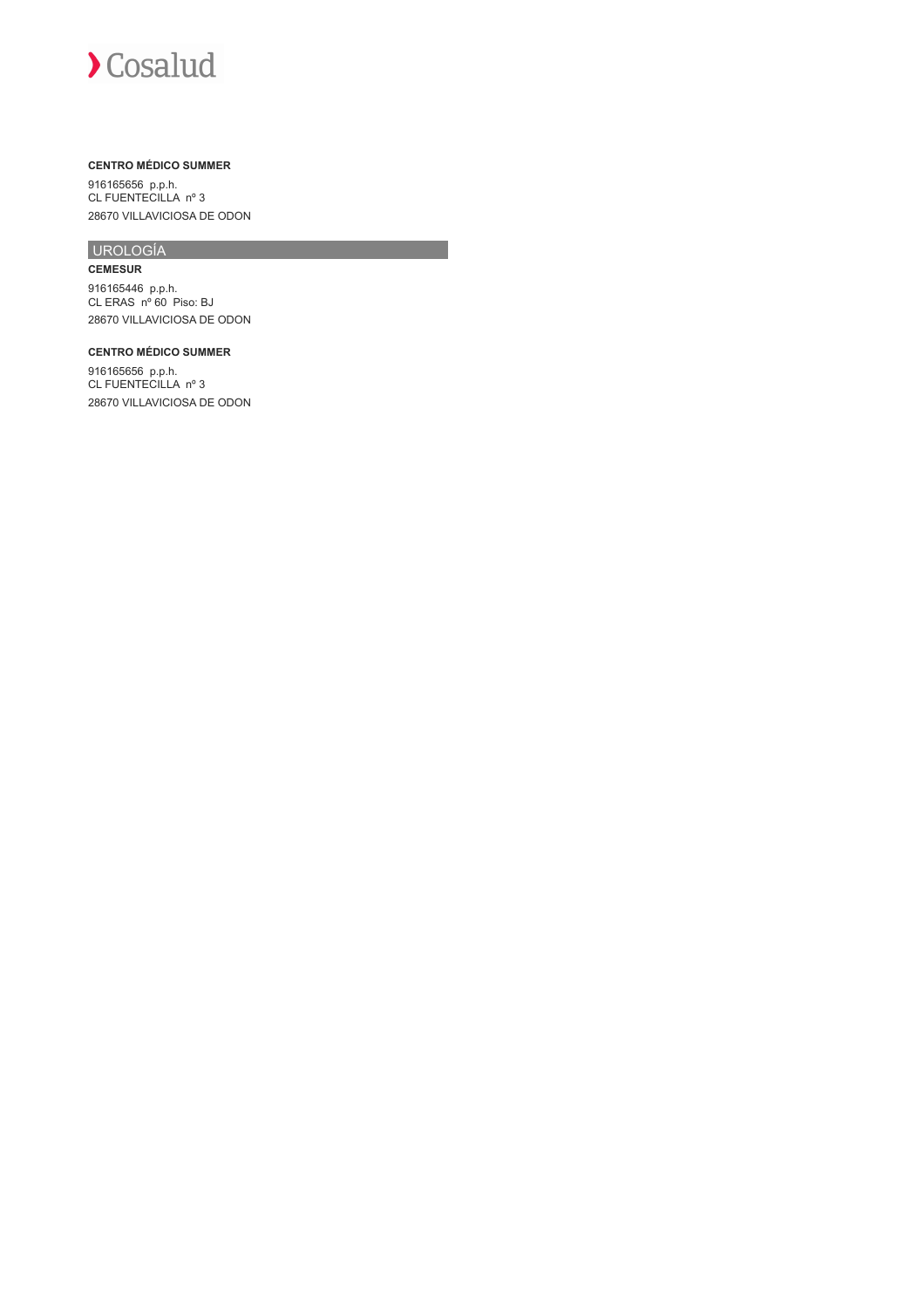**CENTRO MÉDICO SUMMER**

916165656 p.p.h.
CL FUENTECILLA nº 3

28670 VILLAVICIOSA DE ODON

## UROLOGÍA

**CEMESUR**

916165446 p.p.h.
CL ERAS nº 60 Piso: BJ

28670 VILLAVICIOSA DE ODON

**CENTRO MÉDICO SUMMER**

916165656 p.p.h.
CL FUENTECILLA nº 3

28670 VILLAVICIOSA DE ODON